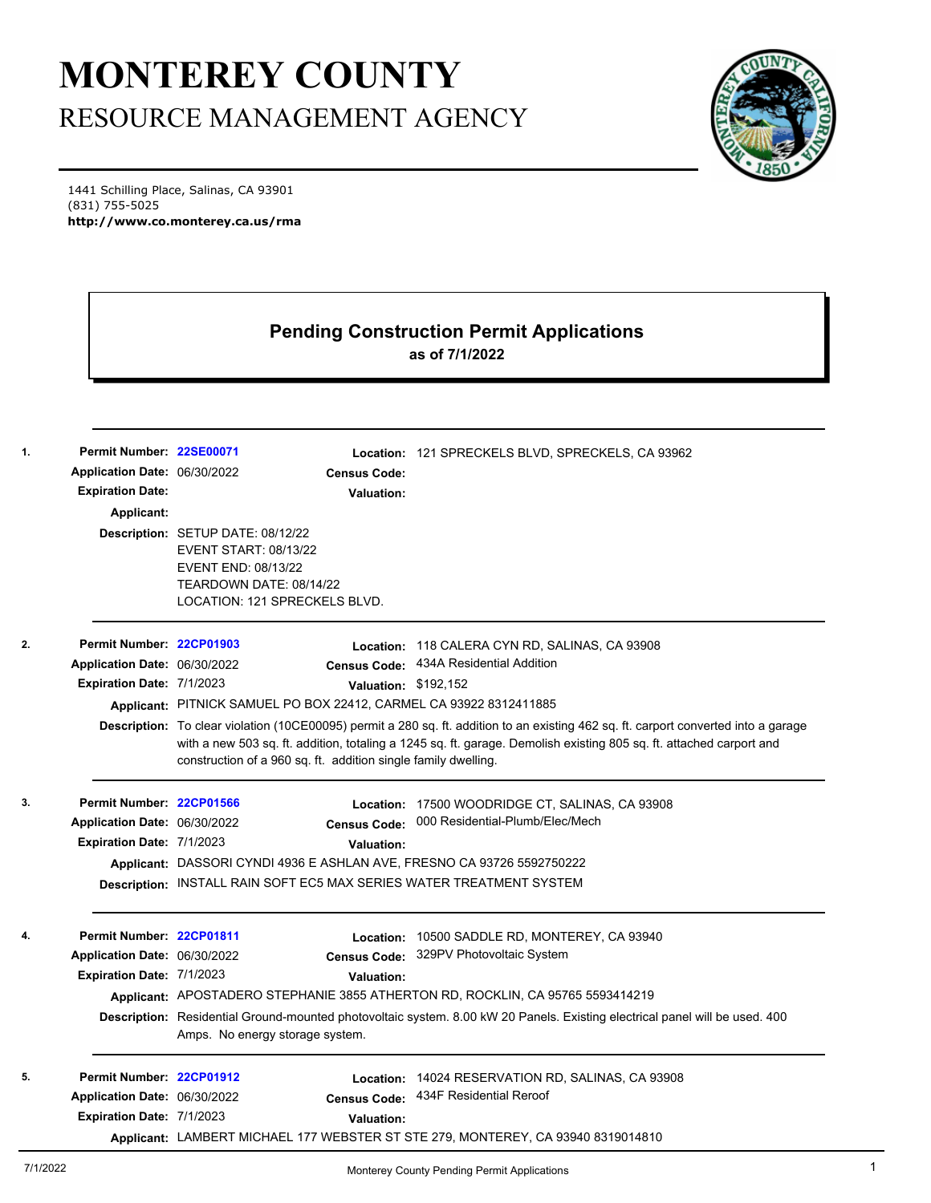# MONTEREY COUNTY

## RESOURCE MANAGEMENT AGENCY

1441 Schilling Place, Salinas, CA 93901
(831) 755-5025
**http://www.co.monterey.ca.us/rma**

## Pending Construction Permit Applications

**as of 7/1/2022**

---

**1.**

**Permit Number:** 22SE00071
**Application Date:** 06/30/2022
**Expiration Date:**
**Applicant:**
**Location:** 121 SPRECKELS BLVD, SPRECKELS, CA 93962
**Census Code:**
**Valuation:**
**Description:** SETUP DATE: 08/12/22
EVENT START: 08/13/22
EVENT END: 08/13/22
TEARDOWN DATE: 08/14/22
LOCATION: 121 SPRECKELS BLVD.

---

**2.**

**Permit Number:** 22CP01903
**Application Date:** 06/30/2022
**Expiration Date:** 7/1/2023
**Location:** 118 CALERA CYN RD, SALINAS, CA 93908
**Census Code:** 434A Residential Addition
**Valuation:** $192,152
**Applicant:** PITNICK SAMUEL PO BOX 22412, CARMEL CA 93922 8312411885
**Description:** To clear violation (10CE00095) permit a 280 sq. ft. addition to an existing 462 sq. ft. carport converted into a garage with a new 503 sq. ft. addition, totaling a 1245 sq. ft. garage. Demolish existing 805 sq. ft. attached carport and construction of a 960 sq. ft. addition single family dwelling.

---

**3.**

**Permit Number:** 22CP01566
**Application Date:** 06/30/2022
**Expiration Date:** 7/1/2023
**Location:** 17500 WOODRIDGE CT, SALINAS, CA 93908
**Census Code:** 000 Residential-Plumb/Elec/Mech
**Valuation:**
**Applicant:** DASSORI CYNDI 4936 E ASHLAN AVE, FRESNO CA 93726 5592750222
**Description:** INSTALL RAIN SOFT EC5 MAX SERIES WATER TREATMENT SYSTEM

---

**4.**

**Permit Number:** 22CP01811
**Application Date:** 06/30/2022
**Expiration Date:** 7/1/2023
**Location:** 10500 SADDLE RD, MONTEREY, CA 93940
**Census Code:** 329PV Photovoltaic System
**Valuation:**
**Applicant:** APOSTADERO STEPHANIE 3855 ATHERTON RD, ROCKLIN, CA 95765 5593414219
**Description:** Residential Ground-mounted photovoltaic system. 8.00 kW 20 Panels. Existing electrical panel will be used. 400 Amps. No energy storage system.

---

**5.**

**Permit Number:** 22CP01912
**Application Date:** 06/30/2022
**Expiration Date:** 7/1/2023
**Location:** 14024 RESERVATION RD, SALINAS, CA 93908
**Census Code:** 434F Residential Reroof
**Valuation:**
**Applicant:** LAMBERT MICHAEL 177 WEBSTER ST STE 279, MONTEREY, CA 93940 8319014810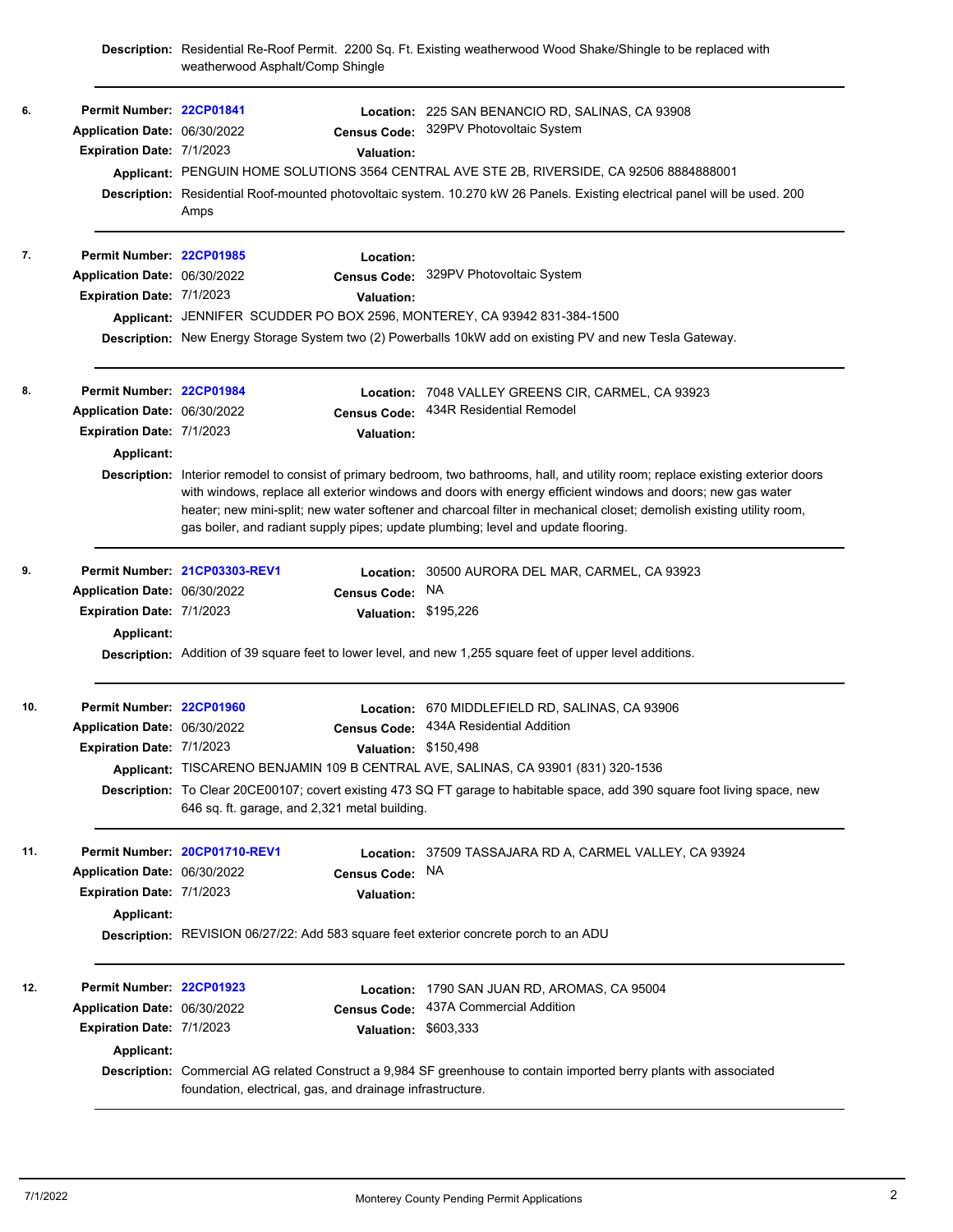**Description:** Residential Re-Roof Permit. 2200 Sq. Ft. Existing weatherwood Wood Shake/Shingle to be replaced with weatherwood Asphalt/Comp Shingle

---

**6.**

**Permit Number:** 22CP01841
**Location:** 225 SAN BENANCIO RD, SALINAS, CA 93908
**Application Date:** 06/30/2022
**Census Code:** 329PV Photovoltaic System
**Expiration Date:** 7/1/2023
**Valuation:**
**Applicant:** PENGUIN HOME SOLUTIONS 3564 CENTRAL AVE STE 2B, RIVERSIDE, CA 92506 8884888001
**Description:** Residential Roof-mounted photovoltaic system. 10.270 kW 26 Panels. Existing electrical panel will be used. 200 Amps

---

**7.**

**Permit Number:** 22CP01985
**Location:**
**Application Date:** 06/30/2022
**Census Code:** 329PV Photovoltaic System
**Expiration Date:** 7/1/2023
**Valuation:**
**Applicant:** JENNIFER SCUDDER PO BOX 2596, MONTEREY, CA 93942 831-384-1500
**Description:** New Energy Storage System two (2) Powerballs 10kW add on existing PV and new Tesla Gateway.

---

**8.**

**Permit Number:** 22CP01984
**Location:** 7048 VALLEY GREENS CIR, CARMEL, CA 93923
**Application Date:** 06/30/2022
**Census Code:** 434R Residential Remodel
**Expiration Date:** 7/1/2023
**Valuation:**
**Applicant:**
**Description:** Interior remodel to consist of primary bedroom, two bathrooms, hall, and utility room; replace existing exterior doors with windows, replace all exterior windows and doors with energy efficient windows and doors; new gas water heater; new mini-split; new water softener and charcoal filter in mechanical closet; demolish existing utility room, gas boiler, and radiant supply pipes; update plumbing; level and update flooring.

---

**9.**

**Permit Number:** 21CP03303-REV1
**Location:** 30500 AURORA DEL MAR, CARMEL, CA 93923
**Application Date:** 06/30/2022
**Census Code:** NA
**Expiration Date:** 7/1/2023
**Valuation:** $195,226
**Applicant:**
**Description:** Addition of 39 square feet to lower level, and new 1,255 square feet of upper level additions.

---

**10.**

**Permit Number:** 22CP01960
**Location:** 670 MIDDLEFIELD RD, SALINAS, CA 93906
**Application Date:** 06/30/2022
**Census Code:** 434A Residential Addition
**Expiration Date:** 7/1/2023
**Valuation:** $150,498
**Applicant:** TISCARENO BENJAMIN 109 B CENTRAL AVE, SALINAS, CA 93901 (831) 320-1536
**Description:** To Clear 20CE00107; covert existing 473 SQ FT garage to habitable space, add 390 square foot living space, new 646 sq. ft. garage, and 2,321 metal building.

---

**11.**

**Permit Number:** 20CP01710-REV1
**Location:** 37509 TASSAJARA RD A, CARMEL VALLEY, CA 93924
**Application Date:** 06/30/2022
**Census Code:** NA
**Expiration Date:** 7/1/2023
**Valuation:**
**Applicant:**
**Description:** REVISION 06/27/22: Add 583 square feet exterior concrete porch to an ADU

---

**12.**

**Permit Number:** 22CP01923
**Location:** 1790 SAN JUAN RD, AROMAS, CA 95004
**Application Date:** 06/30/2022
**Census Code:** 437A Commercial Addition
**Expiration Date:** 7/1/2023
**Valuation:** $603,333
**Applicant:**
**Description:** Commercial AG related Construct a 9,984 SF greenhouse to contain imported berry plants with associated foundation, electrical, gas, and drainage infrastructure.

---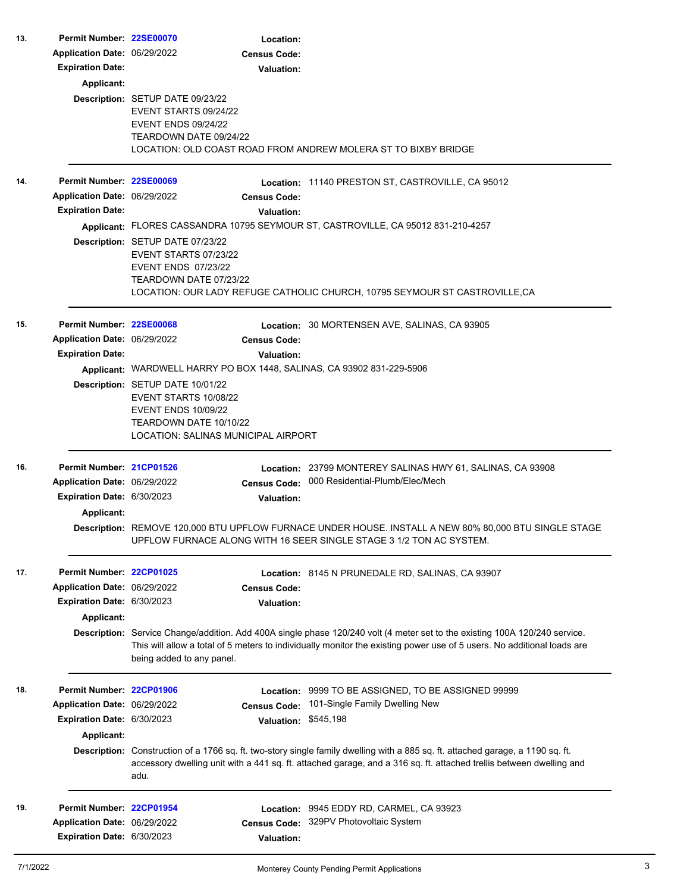**13.**

**Permit Number:** 22SE00070
**Application Date:** 06/29/2022
**Expiration Date:**
**Applicant:**
**Location:**
**Census Code:**
**Valuation:**
**Description:** SETUP DATE 09/23/22
EVENT STARTS 09/24/22
EVENT ENDS 09/24/22
TEARDOWN DATE 09/24/22
LOCATION: OLD COAST ROAD FROM ANDREW MOLERA ST TO BIXBY BRIDGE

---

**14.**

**Permit Number:** 22SE00069
**Application Date:** 06/29/2022
**Expiration Date:**
**Location:** 11140 PRESTON ST, CASTROVILLE, CA 95012
**Census Code:**
**Valuation:**
**Applicant:** FLORES CASSANDRA 10795 SEYMOUR ST, CASTROVILLE, CA 95012 831-210-4257
**Description:** SETUP DATE 07/23/22
EVENT STARTS 07/23/22
EVENT ENDS 07/23/22
TEARDOWN DATE 07/23/22
LOCATION: OUR LADY REFUGE CATHOLIC CHURCH, 10795 SEYMOUR ST CASTROVILLE,CA

---

**15.**

**Permit Number:** 22SE00068
**Application Date:** 06/29/2022
**Expiration Date:**
**Location:** 30 MORTENSEN AVE, SALINAS, CA 93905
**Census Code:**
**Valuation:**
**Applicant:** WARDWELL HARRY PO BOX 1448, SALINAS, CA 93902 831-229-5906
**Description:** SETUP DATE 10/01/22
EVENT STARTS 10/08/22
EVENT ENDS 10/09/22
TEARDOWN DATE 10/10/22
LOCATION: SALINAS MUNICIPAL AIRPORT

---

**16.**

**Permit Number:** 21CP01526
**Application Date:** 06/29/2022
**Expiration Date:** 6/30/2023
**Location:** 23799 MONTEREY SALINAS HWY 61, SALINAS, CA 93908
**Census Code:** 000 Residential-Plumb/Elec/Mech
**Valuation:**
**Applicant:**
**Description:** REMOVE 120,000 BTU UPFLOW FURNACE UNDER HOUSE. INSTALL A NEW 80% 80,000 BTU SINGLE STAGE UPFLOW FURNACE ALONG WITH 16 SEER SINGLE STAGE 3 1/2 TON AC SYSTEM.

---

**17.**

**Permit Number:** 22CP01025
**Application Date:** 06/29/2022
**Expiration Date:** 6/30/2023
**Location:** 8145 N PRUNEDALE RD, SALINAS, CA 93907
**Census Code:**
**Valuation:**
**Applicant:**
**Description:** Service Change/addition. Add 400A single phase 120/240 volt (4 meter set to the existing 100A 120/240 service. This will allow a total of 5 meters to individually monitor the existing power use of 5 users. No additional loads are being added to any panel.

---

**18.**

**Permit Number:** 22CP01906
**Application Date:** 06/29/2022
**Expiration Date:** 6/30/2023
**Location:** 9999 TO BE ASSIGNED, TO BE ASSIGNED 99999
**Census Code:** 101-Single Family Dwelling New
**Valuation:** $545,198
**Applicant:**
**Description:** Construction of a 1766 sq. ft. two-story single family dwelling with a 885 sq. ft. attached garage, a 1190 sq. ft. accessory dwelling unit with a 441 sq. ft. attached garage, and a 316 sq. ft. attached trellis between dwelling and adu.

---

**19.**

**Permit Number:** 22CP01954
**Application Date:** 06/29/2022
**Expiration Date:** 6/30/2023
**Location:** 9945 EDDY RD, CARMEL, CA 93923
**Census Code:** 329PV Photovoltaic System
**Valuation:**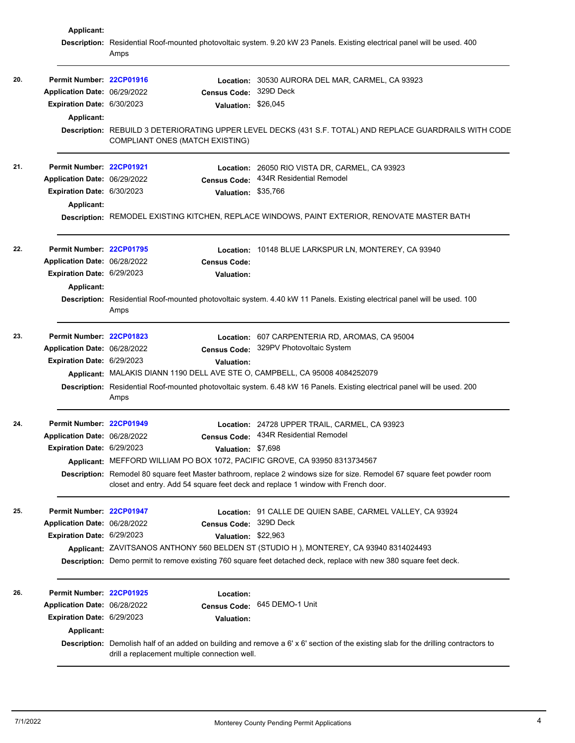**Applicant:**

**Description:** Residential Roof-mounted photovoltaic system. 9.20 kW 23 Panels. Existing electrical panel will be used. 400 Amps

---

**20.**

**Permit Number:** 22CP01916
**Location:** 30530 AURORA DEL MAR, CARMEL, CA 93923
**Application Date:** 06/29/2022
**Census Code:** 329D Deck
**Expiration Date:** 6/30/2023
**Valuation:** $26,045
**Applicant:**
**Description:** REBUILD 3 DETERIORATING UPPER LEVEL DECKS (431 S.F. TOTAL) AND REPLACE GUARDRAILS WITH CODE COMPLIANT ONES (MATCH EXISTING)

---

**21.**

**Permit Number:** 22CP01921
**Location:** 26050 RIO VISTA DR, CARMEL, CA 93923
**Application Date:** 06/29/2022
**Census Code:** 434R Residential Remodel
**Expiration Date:** 6/30/2023
**Valuation:** $35,766
**Applicant:**
**Description:** REMODEL EXISTING KITCHEN, REPLACE WINDOWS, PAINT EXTERIOR, RENOVATE MASTER BATH

---

**22.**

**Permit Number:** 22CP01795
**Location:** 10148 BLUE LARKSPUR LN, MONTEREY, CA 93940
**Application Date:** 06/28/2022
**Census Code:**
**Expiration Date:** 6/29/2023
**Valuation:**
**Applicant:**
**Description:** Residential Roof-mounted photovoltaic system. 4.40 kW 11 Panels. Existing electrical panel will be used. 100 Amps

---

**23.**

**Permit Number:** 22CP01823
**Location:** 607 CARPENTERIA RD, AROMAS, CA 95004
**Application Date:** 06/28/2022
**Census Code:** 329PV Photovoltaic System
**Expiration Date:** 6/29/2023
**Valuation:**
**Applicant:** MALAKIS DIANN 1190 DELL AVE STE O, CAMPBELL, CA 95008 4084252079
**Description:** Residential Roof-mounted photovoltaic system. 6.48 kW 16 Panels. Existing electrical panel will be used. 200 Amps

---

**24.**

**Permit Number:** 22CP01949
**Location:** 24728 UPPER TRAIL, CARMEL, CA 93923
**Application Date:** 06/28/2022
**Census Code:** 434R Residential Remodel
**Expiration Date:** 6/29/2023
**Valuation:** $7,698
**Applicant:** MEFFORD WILLIAM PO BOX 1072, PACIFIC GROVE, CA 93950 8313734567
**Description:** Remodel 80 square feet Master bathroom, replace 2 windows size for size. Remodel 67 square feet powder room closet and entry. Add 54 square feet deck and replace 1 window with French door.

---

**25.**

**Permit Number:** 22CP01947
**Location:** 91 CALLE DE QUIEN SABE, CARMEL VALLEY, CA 93924
**Application Date:** 06/28/2022
**Census Code:** 329D Deck
**Expiration Date:** 6/29/2023
**Valuation:** $22,963
**Applicant:** ZAVITSANOS ANTHONY 560 BELDEN ST (STUDIO H ), MONTEREY, CA 93940 8314024493
**Description:** Demo permit to remove existing 760 square feet detached deck, replace with new 380 square feet deck.

---

**26.**

**Permit Number:** 22CP01925
**Location:**
**Application Date:** 06/28/2022
**Census Code:** 645 DEMO-1 Unit
**Expiration Date:** 6/29/2023
**Valuation:**
**Applicant:**
**Description:** Demolish half of an added on building and remove a 6' x 6' section of the existing slab for the drilling contractors to drill a replacement multiple connection well.

---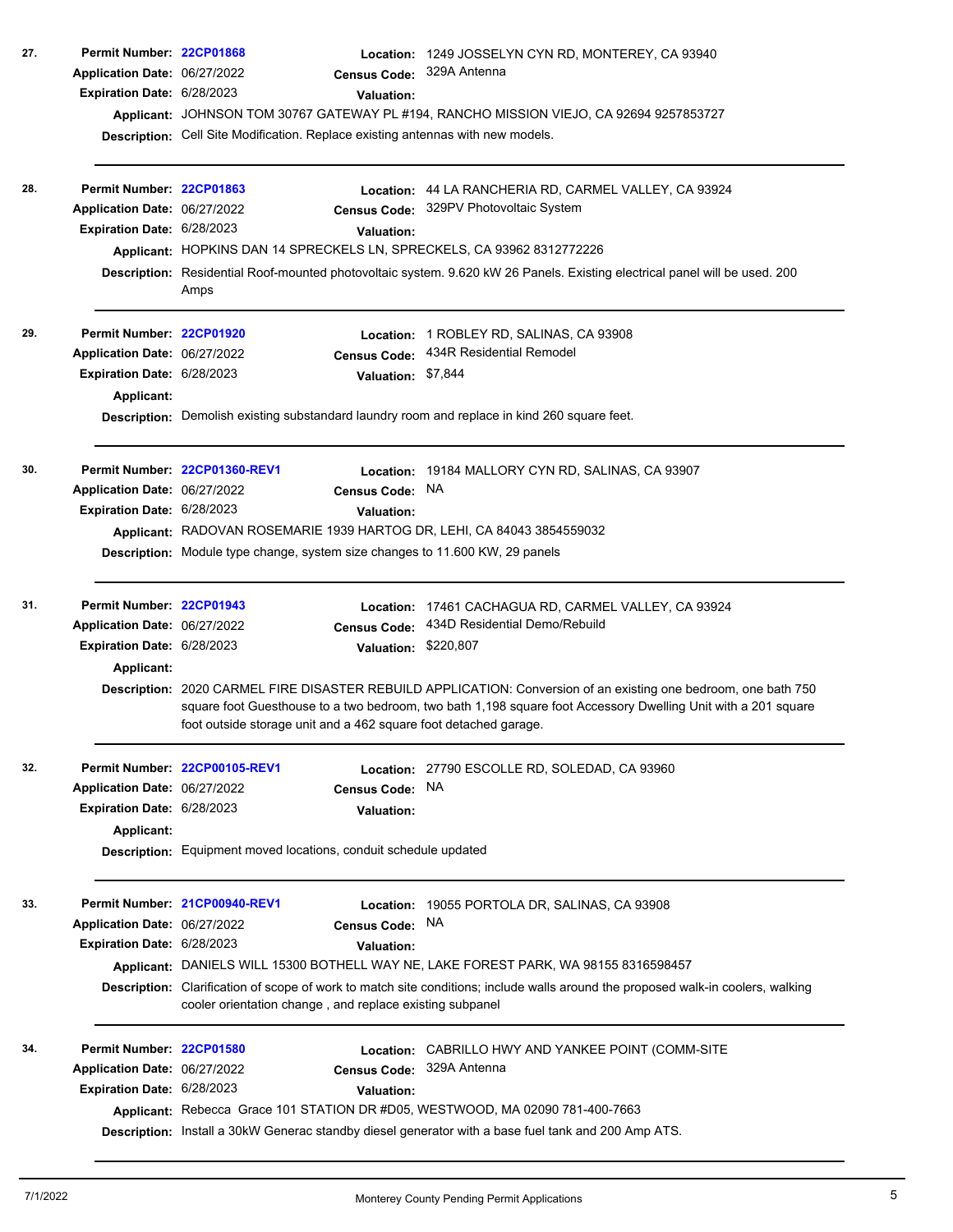27.

**Permit Number:** 22CP01868
**Location:** 1249 JOSSELYN CYN RD, MONTEREY, CA 93940
**Application Date:** 06/27/2022
**Census Code:** 329A Antenna
**Expiration Date:** 6/28/2023
**Valuation:**
**Applicant:** JOHNSON TOM 30767 GATEWAY PL #194, RANCHO MISSION VIEJO, CA 92694 9257853727
**Description:** Cell Site Modification. Replace existing antennas with new models.

---

28.

**Permit Number:** 22CP01863
**Location:** 44 LA RANCHERIA RD, CARMEL VALLEY, CA 93924
**Application Date:** 06/27/2022
**Census Code:** 329PV Photovoltaic System
**Expiration Date:** 6/28/2023
**Valuation:**
**Applicant:** HOPKINS DAN 14 SPRECKELS LN, SPRECKELS, CA 93962 8312772226
**Description:** Residential Roof-mounted photovoltaic system. 9.620 kW 26 Panels. Existing electrical panel will be used. 200 Amps

---

29.

**Permit Number:** 22CP01920
**Location:** 1 ROBLEY RD, SALINAS, CA 93908
**Application Date:** 06/27/2022
**Census Code:** 434R Residential Remodel
**Expiration Date:** 6/28/2023
**Valuation:** $7,844
**Applicant:**
**Description:** Demolish existing substandard laundry room and replace in kind 260 square feet.

---

30.

**Permit Number:** 22CP01360-REV1
**Location:** 19184 MALLORY CYN RD, SALINAS, CA 93907
**Application Date:** 06/27/2022
**Census Code:** NA
**Expiration Date:** 6/28/2023
**Valuation:**
**Applicant:** RADOVAN ROSEMARIE 1939 HARTOG DR, LEHI, CA 84043 3854559032
**Description:** Module type change, system size changes to 11.600 KW, 29 panels

---

31.

**Permit Number:** 22CP01943
**Location:** 17461 CACHAGUA RD, CARMEL VALLEY, CA 93924
**Application Date:** 06/27/2022
**Census Code:** 434D Residential Demo/Rebuild
**Expiration Date:** 6/28/2023
**Valuation:** $220,807
**Applicant:**
**Description:** 2020 CARMEL FIRE DISASTER REBUILD APPLICATION: Conversion of an existing one bedroom, one bath 750 square foot Guesthouse to a two bedroom, two bath 1,198 square foot Accessory Dwelling Unit with a 201 square foot outside storage unit and a 462 square foot detached garage.

---

32.

**Permit Number:** 22CP00105-REV1
**Location:** 27790 ESCOLLE RD, SOLEDAD, CA 93960
**Application Date:** 06/27/2022
**Census Code:** NA
**Expiration Date:** 6/28/2023
**Valuation:**
**Applicant:**
**Description:** Equipment moved locations, conduit schedule updated

---

33.

**Permit Number:** 21CP00940-REV1
**Location:** 19055 PORTOLA DR, SALINAS, CA 93908
**Application Date:** 06/27/2022
**Census Code:** NA
**Expiration Date:** 6/28/2023
**Valuation:**
**Applicant:** DANIELS WILL 15300 BOTHELL WAY NE, LAKE FOREST PARK, WA 98155 8316598457
**Description:** Clarification of scope of work to match site conditions; include walls around the proposed walk-in coolers, walking cooler orientation change , and replace existing subpanel

---

34.

**Permit Number:** 22CP01580
**Location:** CABRILLO HWY AND YANKEE POINT (COMM-SITE
**Application Date:** 06/27/2022
**Census Code:** 329A Antenna
**Expiration Date:** 6/28/2023
**Valuation:**
**Applicant:** Rebecca Grace 101 STATION DR #D05, WESTWOOD, MA 02090 781-400-7663
**Description:** Install a 30kW Generac standby diesel generator with a base fuel tank and 200 Amp ATS.

---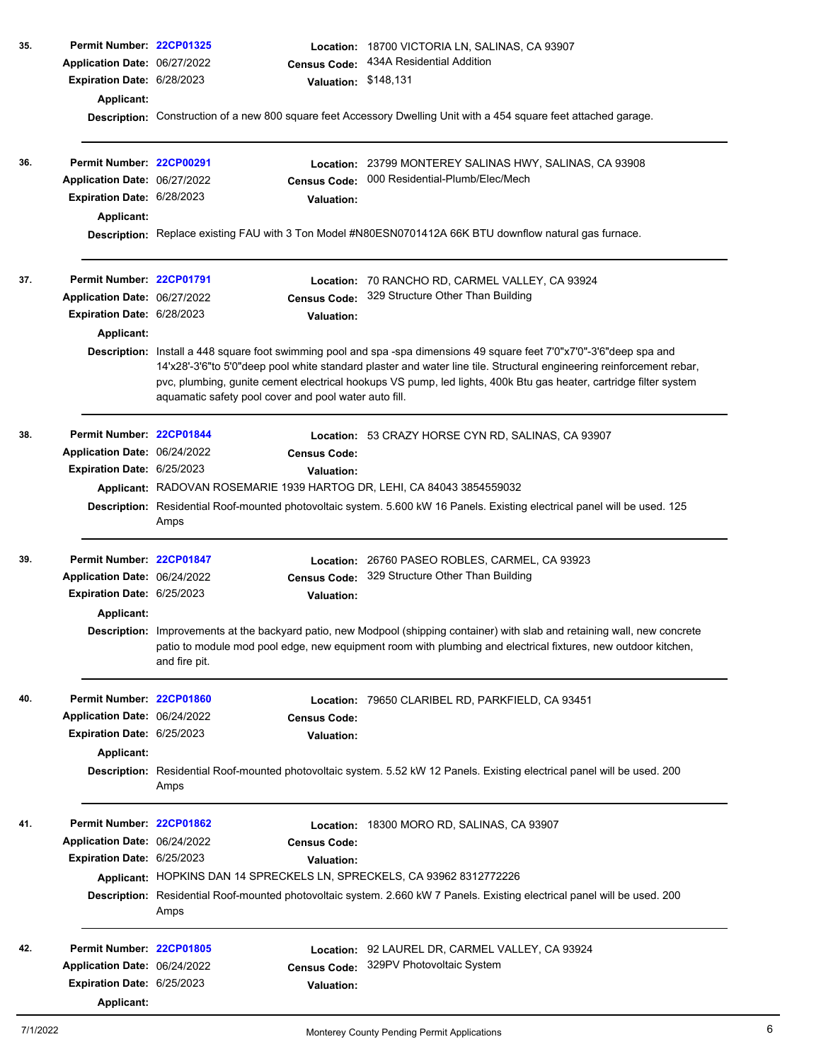**35.**

**Permit Number:** 22CP01325
**Location:** 18700 VICTORIA LN, SALINAS, CA 93907
**Application Date:** 06/27/2022
**Census Code:** 434A Residential Addition
**Expiration Date:** 6/28/2023
**Valuation:** $148,131
**Applicant:**
**Description:** Construction of a new 800 square feet Accessory Dwelling Unit with a 454 square feet attached garage.

---

**36.**

**Permit Number:** 22CP00291
**Location:** 23799 MONTEREY SALINAS HWY, SALINAS, CA 93908
**Application Date:** 06/27/2022
**Census Code:** 000 Residential-Plumb/Elec/Mech
**Expiration Date:** 6/28/2023
**Valuation:**
**Applicant:**
**Description:** Replace existing FAU with 3 Ton Model #N80ESN0701412A 66K BTU downflow natural gas furnace.

---

**37.**

**Permit Number:** 22CP01791
**Location:** 70 RANCHO RD, CARMEL VALLEY, CA 93924
**Application Date:** 06/27/2022
**Census Code:** 329 Structure Other Than Building
**Expiration Date:** 6/28/2023
**Valuation:**
**Applicant:**
**Description:** Install a 448 square foot swimming pool and spa -spa dimensions 49 square feet 7'0"x7'0"-3'6"deep spa and 14'x28'-3'6"to 5'0"deep pool white standard plaster and water line tile. Structural engineering reinforcement rebar, pvc, plumbing, gunite cement electrical hookups VS pump, led lights, 400k Btu gas heater, cartridge filter system aquamatic safety pool cover and pool water auto fill.

---

**38.**

**Permit Number:** 22CP01844
**Location:** 53 CRAZY HORSE CYN RD, SALINAS, CA 93907
**Application Date:** 06/24/2022
**Census Code:**
**Expiration Date:** 6/25/2023
**Valuation:**
**Applicant:** RADOVAN ROSEMARIE 1939 HARTOG DR, LEHI, CA 84043 3854559032
**Description:** Residential Roof-mounted photovoltaic system. 5.600 kW 16 Panels. Existing electrical panel will be used. 125 Amps

---

**39.**

**Permit Number:** 22CP01847
**Location:** 26760 PASEO ROBLES, CARMEL, CA 93923
**Application Date:** 06/24/2022
**Census Code:** 329 Structure Other Than Building
**Expiration Date:** 6/25/2023
**Valuation:**
**Applicant:**
**Description:** Improvements at the backyard patio, new Modpool (shipping container) with slab and retaining wall, new concrete patio to module mod pool edge, new equipment room with plumbing and electrical fixtures, new outdoor kitchen, and fire pit.

---

**40.**

**Permit Number:** 22CP01860
**Location:** 79650 CLARIBEL RD, PARKFIELD, CA 93451
**Application Date:** 06/24/2022
**Census Code:**
**Expiration Date:** 6/25/2023
**Valuation:**
**Applicant:**
**Description:** Residential Roof-mounted photovoltaic system. 5.52 kW 12 Panels. Existing electrical panel will be used. 200 Amps

---

**41.**

**Permit Number:** 22CP01862
**Location:** 18300 MORO RD, SALINAS, CA 93907
**Application Date:** 06/24/2022
**Census Code:**
**Expiration Date:** 6/25/2023
**Valuation:**
**Applicant:** HOPKINS DAN 14 SPRECKELS LN, SPRECKELS, CA 93962 8312772226
**Description:** Residential Roof-mounted photovoltaic system. 2.660 kW 7 Panels. Existing electrical panel will be used. 200 Amps

---

**42.**

**Permit Number:** 22CP01805
**Location:** 92 LAUREL DR, CARMEL VALLEY, CA 93924
**Application Date:** 06/24/2022
**Census Code:** 329PV Photovoltaic System
**Expiration Date:** 6/25/2023
**Valuation:**
**Applicant:**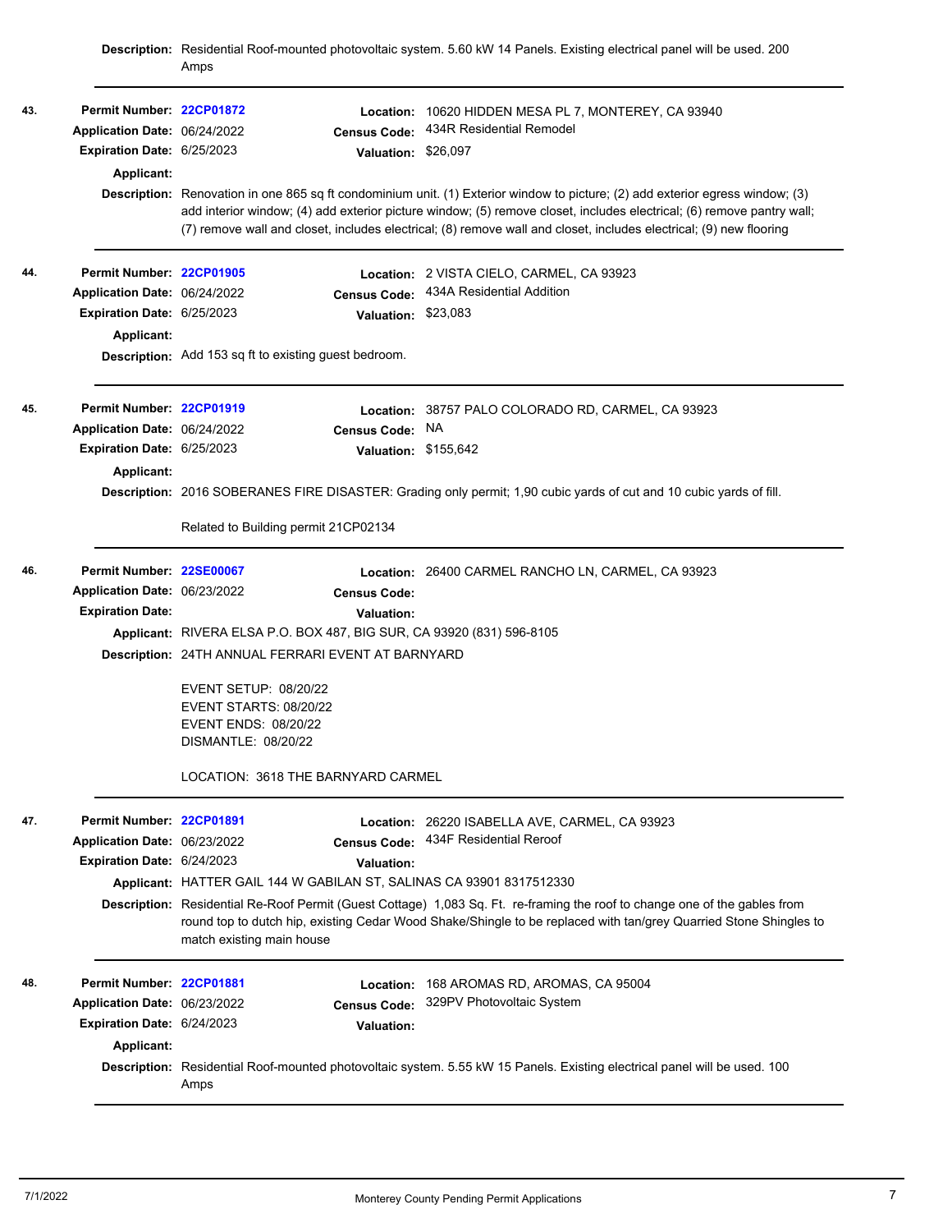**Description:** Residential Roof-mounted photovoltaic system. 5.60 kW 14 Panels. Existing electrical panel will be used. 200 Amps

---

**43.**

**Permit Number:** 22CP01872
**Location:** 10620 HIDDEN MESA PL 7, MONTEREY, CA 93940
**Application Date:** 06/24/2022
**Census Code:** 434R Residential Remodel
**Expiration Date:** 6/25/2023
**Valuation:** $26,097
**Applicant:**
**Description:** Renovation in one 865 sq ft condominium unit. (1) Exterior window to picture; (2) add exterior egress window; (3) add interior window; (4) add exterior picture window; (5) remove closet, includes electrical; (6) remove pantry wall; (7) remove wall and closet, includes electrical; (8) remove wall and closet, includes electrical; (9) new flooring

---

**44.**

**Permit Number:** 22CP01905
**Location:** 2 VISTA CIELO, CARMEL, CA 93923
**Application Date:** 06/24/2022
**Census Code:** 434A Residential Addition
**Expiration Date:** 6/25/2023
**Valuation:** $23,083
**Applicant:**
**Description:** Add 153 sq ft to existing guest bedroom.

---

**45.**

**Permit Number:** 22CP01919
**Location:** 38757 PALO COLORADO RD, CARMEL, CA 93923
**Application Date:** 06/24/2022
**Census Code:** NA
**Expiration Date:** 6/25/2023
**Valuation:** $155,642
**Applicant:**
**Description:** 2016 SOBERANES FIRE DISASTER: Grading only permit; 1,90 cubic yards of cut and 10 cubic yards of fill.

Related to Building permit 21CP02134

---

**46.**

**Permit Number:** 22SE00067
**Location:** 26400 CARMEL RANCHO LN, CARMEL, CA 93923
**Application Date:** 06/23/2022
**Census Code:**
**Expiration Date:**
**Valuation:**
**Applicant:** RIVERA ELSA P.O. BOX 487, BIG SUR, CA 93920 (831) 596-8105
**Description:** 24TH ANNUAL FERRARI EVENT AT BARNYARD

EVENT SETUP: 08/20/22
EVENT STARTS: 08/20/22
EVENT ENDS: 08/20/22
DISMANTLE: 08/20/22

LOCATION: 3618 THE BARNYARD CARMEL

---

**47.**

**Permit Number:** 22CP01891
**Location:** 26220 ISABELLA AVE, CARMEL, CA 93923
**Application Date:** 06/23/2022
**Census Code:** 434F Residential Reroof
**Expiration Date:** 6/24/2023
**Valuation:**
**Applicant:** HATTER GAIL 144 W GABILAN ST, SALINAS CA 93901 8317512330
**Description:** Residential Re-Roof Permit (Guest Cottage) 1,083 Sq. Ft. re-framing the roof to change one of the gables from round top to dutch hip, existing Cedar Wood Shake/Shingle to be replaced with tan/grey Quarried Stone Shingles to match existing main house

---

**48.**

**Permit Number:** 22CP01881
**Location:** 168 AROMAS RD, AROMAS, CA 95004
**Application Date:** 06/23/2022
**Census Code:** 329PV Photovoltaic System
**Expiration Date:** 6/24/2023
**Valuation:**
**Applicant:**
**Description:** Residential Roof-mounted photovoltaic system. 5.55 kW 15 Panels. Existing electrical panel will be used. 100 Amps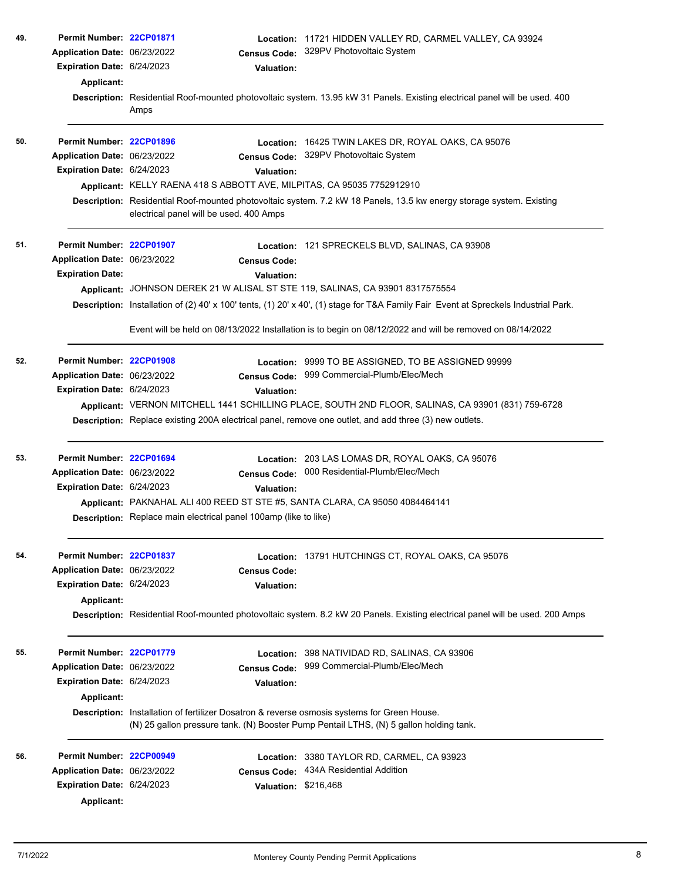**49.**

**Permit Number:** 22CP01871
**Location:** 11721 HIDDEN VALLEY RD, CARMEL VALLEY, CA 93924
**Application Date:** 06/23/2022
**Census Code:** 329PV Photovoltaic System
**Expiration Date:** 6/24/2023
**Valuation:**
**Applicant:**
**Description:** Residential Roof-mounted photovoltaic system. 13.95 kW 31 Panels. Existing electrical panel will be used. 400 Amps

---

**50.**

**Permit Number:** 22CP01896
**Location:** 16425 TWIN LAKES DR, ROYAL OAKS, CA 95076
**Application Date:** 06/23/2022
**Census Code:** 329PV Photovoltaic System
**Expiration Date:** 6/24/2023
**Valuation:**
**Applicant:** KELLY RAENA 418 S ABBOTT AVE, MILPITAS, CA 95035 7752912910
**Description:** Residential Roof-mounted photovoltaic system. 7.2 kW 18 Panels, 13.5 kw energy storage system. Existing electrical panel will be used. 400 Amps

---

**51.**

**Permit Number:** 22CP01907
**Location:** 121 SPRECKELS BLVD, SALINAS, CA 93908
**Application Date:** 06/23/2022
**Census Code:**
**Expiration Date:**
**Valuation:**
**Applicant:** JOHNSON DEREK 21 W ALISAL ST STE 119, SALINAS, CA 93901 8317575554
**Description:** Installation of (2) 40' x 100' tents, (1) 20' x 40', (1) stage for T&A Family Fair Event at Spreckels Industrial Park.

Event will be held on 08/13/2022 Installation is to begin on 08/12/2022 and will be removed on 08/14/2022

---

**52.**

**Permit Number:** 22CP01908
**Location:** 9999 TO BE ASSIGNED, TO BE ASSIGNED 99999
**Application Date:** 06/23/2022
**Census Code:** 999 Commercial-Plumb/Elec/Mech
**Expiration Date:** 6/24/2023
**Valuation:**
**Applicant:** VERNON MITCHELL 1441 SCHILLING PLACE, SOUTH 2ND FLOOR, SALINAS, CA 93901 (831) 759-6728
**Description:** Replace existing 200A electrical panel, remove one outlet, and add three (3) new outlets.

---

**53.**

**Permit Number:** 22CP01694
**Location:** 203 LAS LOMAS DR, ROYAL OAKS, CA 95076
**Application Date:** 06/23/2022
**Census Code:** 000 Residential-Plumb/Elec/Mech
**Expiration Date:** 6/24/2023
**Valuation:**
**Applicant:** PAKNAHAL ALI 400 REED ST STE #5, SANTA CLARA, CA 95050 4084464141
**Description:** Replace main electrical panel 100amp (like to like)

---

**54.**

**Permit Number:** 22CP01837
**Location:** 13791 HUTCHINGS CT, ROYAL OAKS, CA 95076
**Application Date:** 06/23/2022
**Census Code:**
**Expiration Date:** 6/24/2023
**Valuation:**
**Applicant:**
**Description:** Residential Roof-mounted photovoltaic system. 8.2 kW 20 Panels. Existing electrical panel will be used. 200 Amps

---

**55.**

**Permit Number:** 22CP01779
**Location:** 398 NATIVIDAD RD, SALINAS, CA 93906
**Application Date:** 06/23/2022
**Census Code:** 999 Commercial-Plumb/Elec/Mech
**Expiration Date:** 6/24/2023
**Valuation:**
**Applicant:**
**Description:** Installation of fertilizer Dosatron & reverse osmosis systems for Green House.
(N) 25 gallon pressure tank. (N) Booster Pump Pentail LTHS, (N) 5 gallon holding tank.

---

**56.**

**Permit Number:** 22CP00949
**Location:** 3380 TAYLOR RD, CARMEL, CA 93923
**Application Date:** 06/23/2022
**Census Code:** 434A Residential Addition
**Expiration Date:** 6/24/2023
**Valuation:** $216,468
**Applicant:**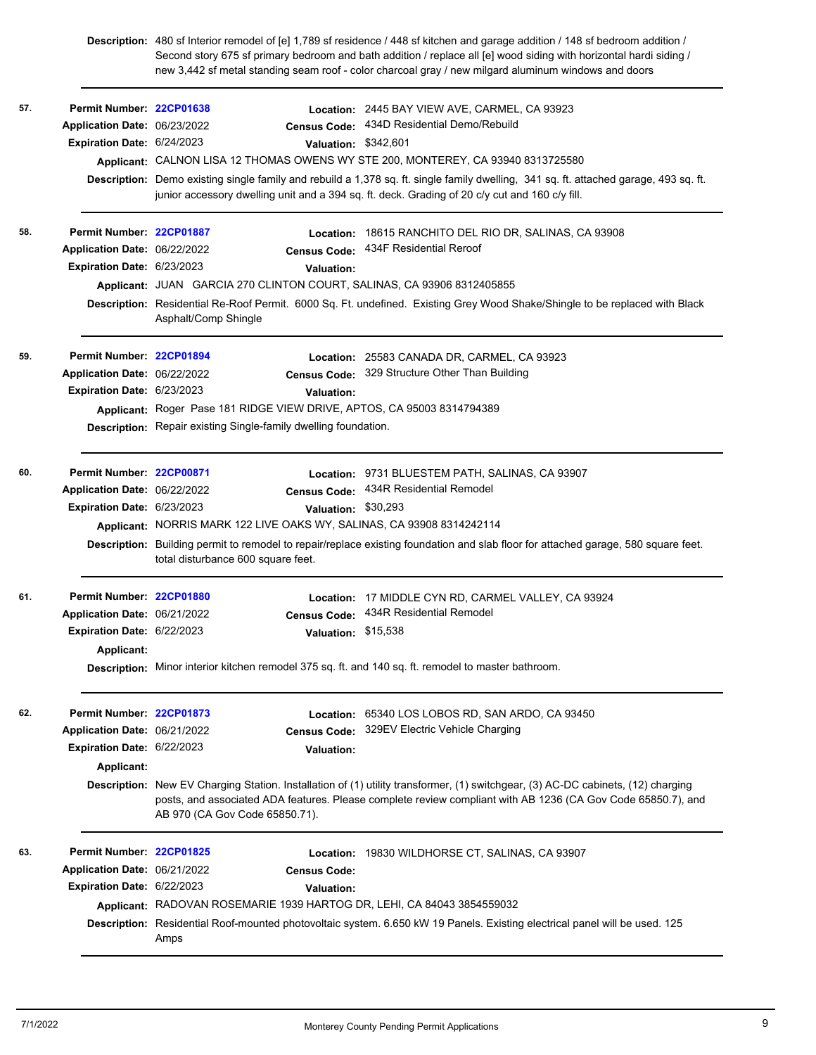**Description:** 480 sf Interior remodel of [e] 1,789 sf residence / 448 sf kitchen and garage addition / 148 sf bedroom addition / Second story 675 sf primary bedroom and bath addition / replace all [e] wood siding with horizontal hardi siding / new 3,442 sf metal standing seam roof - color charcoal gray / new milgard aluminum windows and doors

---

**57.**

**Permit Number:** 22CP01638
**Location:** 2445 BAY VIEW AVE, CARMEL, CA 93923
**Application Date:** 06/23/2022
**Census Code:** 434D Residential Demo/Rebuild
**Expiration Date:** 6/24/2023
**Valuation:** $342,601
**Applicant:** CALNON LISA 12 THOMAS OWENS WY STE 200, MONTEREY, CA 93940 8313725580
**Description:** Demo existing single family and rebuild a 1,378 sq. ft. single family dwelling, 341 sq. ft. attached garage, 493 sq. ft. junior accessory dwelling unit and a 394 sq. ft. deck. Grading of 20 c/y cut and 160 c/y fill.

---

**58.**

**Permit Number:** 22CP01887
**Location:** 18615 RANCHITO DEL RIO DR, SALINAS, CA 93908
**Application Date:** 06/22/2022
**Census Code:** 434F Residential Reroof
**Expiration Date:** 6/23/2023
**Valuation:**
**Applicant:** JUAN GARCIA 270 CLINTON COURT, SALINAS, CA 93906 8312405855
**Description:** Residential Re-Roof Permit. 6000 Sq. Ft. undefined. Existing Grey Wood Shake/Shingle to be replaced with Black Asphalt/Comp Shingle

---

**59.**

**Permit Number:** 22CP01894
**Location:** 25583 CANADA DR, CARMEL, CA 93923
**Application Date:** 06/22/2022
**Census Code:** 329 Structure Other Than Building
**Expiration Date:** 6/23/2023
**Valuation:**
**Applicant:** Roger Pase 181 RIDGE VIEW DRIVE, APTOS, CA 95003 8314794389
**Description:** Repair existing Single-family dwelling foundation.

---

**60.**

**Permit Number:** 22CP00871
**Location:** 9731 BLUESTEM PATH, SALINAS, CA 93907
**Application Date:** 06/22/2022
**Census Code:** 434R Residential Remodel
**Expiration Date:** 6/23/2023
**Valuation:** $30,293
**Applicant:** NORRIS MARK 122 LIVE OAKS WY, SALINAS, CA 93908 8314242114
**Description:** Building permit to remodel to repair/replace existing foundation and slab floor for attached garage, 580 square feet. total disturbance 600 square feet.

---

**61.**

**Permit Number:** 22CP01880
**Location:** 17 MIDDLE CYN RD, CARMEL VALLEY, CA 93924
**Application Date:** 06/21/2022
**Census Code:** 434R Residential Remodel
**Expiration Date:** 6/22/2023
**Valuation:** $15,538
**Applicant:**
**Description:** Minor interior kitchen remodel 375 sq. ft. and 140 sq. ft. remodel to master bathroom.

---

**62.**

**Permit Number:** 22CP01873
**Location:** 65340 LOS LOBOS RD, SAN ARDO, CA 93450
**Application Date:** 06/21/2022
**Census Code:** 329EV Electric Vehicle Charging
**Expiration Date:** 6/22/2023
**Valuation:**
**Applicant:**
**Description:** New EV Charging Station. Installation of (1) utility transformer, (1) switchgear, (3) AC-DC cabinets, (12) charging posts, and associated ADA features. Please complete review compliant with AB 1236 (CA Gov Code 65850.7), and AB 970 (CA Gov Code 65850.71).

---

**63.**

**Permit Number:** 22CP01825
**Location:** 19830 WILDHORSE CT, SALINAS, CA 93907
**Application Date:** 06/21/2022
**Census Code:**
**Expiration Date:** 6/22/2023
**Valuation:**
**Applicant:** RADOVAN ROSEMARIE 1939 HARTOG DR, LEHI, CA 84043 3854559032
**Description:** Residential Roof-mounted photovoltaic system. 6.650 kW 19 Panels. Existing electrical panel will be used. 125 Amps

---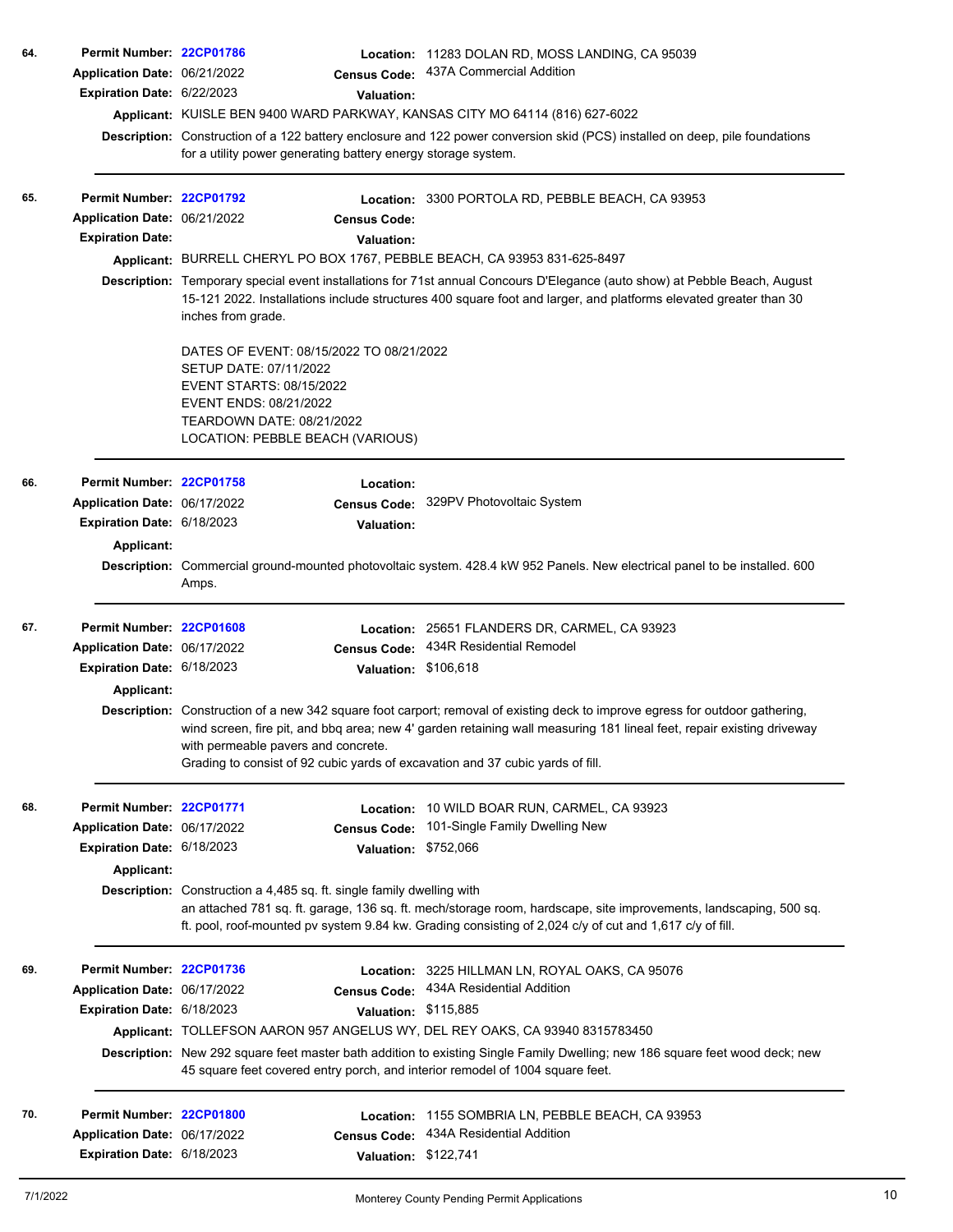**64.**

**Permit Number:** 22CP01786
**Location:** 11283 DOLAN RD, MOSS LANDING, CA 95039
**Application Date:** 06/21/2022
**Census Code:** 437A Commercial Addition
**Expiration Date:** 6/22/2023
**Valuation:**
**Applicant:** KUISLE BEN 9400 WARD PARKWAY, KANSAS CITY MO 64114 (816) 627-6022
**Description:** Construction of a 122 battery enclosure and 122 power conversion skid (PCS) installed on deep, pile foundations for a utility power generating battery energy storage system.

---

**65.**

**Permit Number:** 22CP01792
**Location:** 3300 PORTOLA RD, PEBBLE BEACH, CA 93953
**Application Date:** 06/21/2022
**Census Code:**
**Expiration Date:**
**Valuation:**
**Applicant:** BURRELL CHERYL PO BOX 1767, PEBBLE BEACH, CA 93953 831-625-8497
**Description:** Temporary special event installations for 71st annual Concours D'Elegance (auto show) at Pebble Beach, August 15-121 2022. Installations include structures 400 square foot and larger, and platforms elevated greater than 30 inches from grade.

DATES OF EVENT: 08/15/2022 TO 08/21/2022
SETUP DATE: 07/11/2022
EVENT STARTS: 08/15/2022
EVENT ENDS: 08/21/2022
TEARDOWN DATE: 08/21/2022
LOCATION: PEBBLE BEACH (VARIOUS)

---

**66.**

**Permit Number:** 22CP01758
**Location:**
**Application Date:** 06/17/2022
**Census Code:** 329PV Photovoltaic System
**Expiration Date:** 6/18/2023
**Valuation:**
**Applicant:**
**Description:** Commercial ground-mounted photovoltaic system. 428.4 kW 952 Panels. New electrical panel to be installed. 600 Amps.

---

**67.**

**Permit Number:** 22CP01608
**Location:** 25651 FLANDERS DR, CARMEL, CA 93923
**Application Date:** 06/17/2022
**Census Code:** 434R Residential Remodel
**Expiration Date:** 6/18/2023
**Valuation:** $106,618
**Applicant:**
**Description:** Construction of a new 342 square foot carport; removal of existing deck to improve egress for outdoor gathering, wind screen, fire pit, and bbq area; new 4' garden retaining wall measuring 181 lineal feet, repair existing driveway with permeable pavers and concrete.
Grading to consist of 92 cubic yards of excavation and 37 cubic yards of fill.

---

**68.**

**Permit Number:** 22CP01771
**Location:** 10 WILD BOAR RUN, CARMEL, CA 93923
**Application Date:** 06/17/2022
**Census Code:** 101-Single Family Dwelling New
**Expiration Date:** 6/18/2023
**Valuation:** $752,066
**Applicant:**
**Description:** Construction a 4,485 sq. ft. single family dwelling with
an attached 781 sq. ft. garage, 136 sq. ft. mech/storage room, hardscape, site improvements, landscaping, 500 sq. ft. pool, roof-mounted pv system 9.84 kw. Grading consisting of 2,024 c/y of cut and 1,617 c/y of fill.

---

**69.**

**Permit Number:** 22CP01736
**Location:** 3225 HILLMAN LN, ROYAL OAKS, CA 95076
**Application Date:** 06/17/2022
**Census Code:** 434A Residential Addition
**Expiration Date:** 6/18/2023
**Valuation:** $115,885
**Applicant:** TOLLEFSON AARON 957 ANGELUS WY, DEL REY OAKS, CA 93940 8315783450
**Description:** New 292 square feet master bath addition to existing Single Family Dwelling; new 186 square feet wood deck; new 45 square feet covered entry porch, and interior remodel of 1004 square feet.

---

**70.**

**Permit Number:** 22CP01800
**Location:** 1155 SOMBRIA LN, PEBBLE BEACH, CA 93953
**Application Date:** 06/17/2022
**Census Code:** 434A Residential Addition
**Expiration Date:** 6/18/2023
**Valuation:** $122,741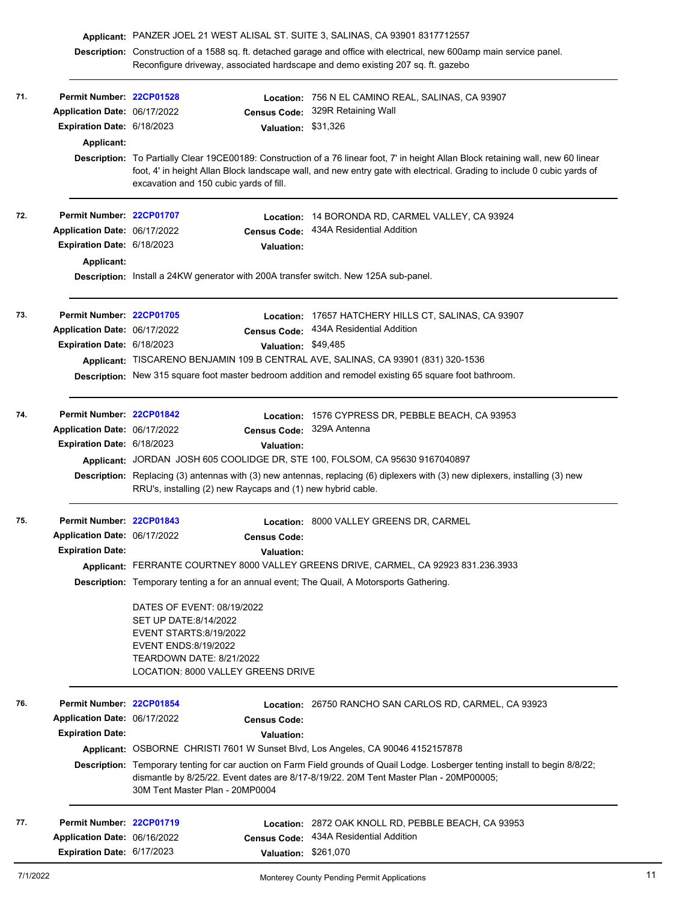**Applicant:** PANZER JOEL 21 WEST ALISAL ST. SUITE 3, SALINAS, CA 93901 8317712557

**Description:** Construction of a 1588 sq. ft. detached garage and office with electrical, new 600amp main service panel. Reconfigure driveway, associated hardscape and demo existing 207 sq. ft. gazebo

---

**71.**

**Permit Number:** 22CP01528
**Location:** 756 N EL CAMINO REAL, SALINAS, CA 93907
**Application Date:** 06/17/2022
**Census Code:** 329R Retaining Wall
**Expiration Date:** 6/18/2023
**Valuation:** $31,326
**Applicant:**

**Description:** To Partially Clear 19CE00189: Construction of a 76 linear foot, 7' in height Allan Block retaining wall, new 60 linear foot, 4' in height Allan Block landscape wall, and new entry gate with electrical. Grading to include 0 cubic yards of excavation and 150 cubic yards of fill.

---

**72.**

**Permit Number:** 22CP01707
**Location:** 14 BORONDA RD, CARMEL VALLEY, CA 93924
**Application Date:** 06/17/2022
**Census Code:** 434A Residential Addition
**Expiration Date:** 6/18/2023
**Valuation:**
**Applicant:**

**Description:** Install a 24KW generator with 200A transfer switch. New 125A sub-panel.

---

**73.**

**Permit Number:** 22CP01705
**Location:** 17657 HATCHERY HILLS CT, SALINAS, CA 93907
**Application Date:** 06/17/2022
**Census Code:** 434A Residential Addition
**Expiration Date:** 6/18/2023
**Valuation:** $49,485
**Applicant:** TISCARENO BENJAMIN 109 B CENTRAL AVE, SALINAS, CA 93901 (831) 320-1536

**Description:** New 315 square foot master bedroom addition and remodel existing 65 square foot bathroom.

---

**74.**

**Permit Number:** 22CP01842
**Location:** 1576 CYPRESS DR, PEBBLE BEACH, CA 93953
**Application Date:** 06/17/2022
**Census Code:** 329A Antenna
**Expiration Date:** 6/18/2023
**Valuation:**
**Applicant:** JORDAN JOSH 605 COOLIDGE DR, STE 100, FOLSOM, CA 95630 9167040897

**Description:** Replacing (3) antennas with (3) new antennas, replacing (6) diplexers with (3) new diplexers, installing (3) new RRU's, installing (2) new Raycaps and (1) new hybrid cable.

---

**75.**

**Permit Number:** 22CP01843
**Location:** 8000 VALLEY GREENS DR, CARMEL
**Application Date:** 06/17/2022
**Census Code:**
**Expiration Date:**
**Valuation:**
**Applicant:** FERRANTE COURTNEY 8000 VALLEY GREENS DRIVE, CARMEL, CA 92923 831.236.3933

**Description:** Temporary tenting a for an annual event; The Quail, A Motorsports Gathering.

DATES OF EVENT: 08/19/2022
SET UP DATE:8/14/2022
EVENT STARTS:8/19/2022
EVENT ENDS:8/19/2022
TEARDOWN DATE: 8/21/2022
LOCATION: 8000 VALLEY GREENS DRIVE

---

**76.**

**Permit Number:** 22CP01854
**Location:** 26750 RANCHO SAN CARLOS RD, CARMEL, CA 93923
**Application Date:** 06/17/2022
**Census Code:**
**Expiration Date:**
**Valuation:**
**Applicant:** OSBORNE CHRISTI 7601 W Sunset Blvd, Los Angeles, CA 90046 4152157878

**Description:** Temporary tenting for car auction on Farm Field grounds of Quail Lodge. Losberger tenting install to begin 8/8/22; dismantle by 8/25/22. Event dates are 8/17-8/19/22. 20M Tent Master Plan - 20MP00005; 30M Tent Master Plan - 20MP0004

---

**77.**

**Permit Number:** 22CP01719
**Location:** 2872 OAK KNOLL RD, PEBBLE BEACH, CA 93953
**Application Date:** 06/16/2022
**Census Code:** 434A Residential Addition
**Expiration Date:** 6/17/2023
**Valuation:** $261,070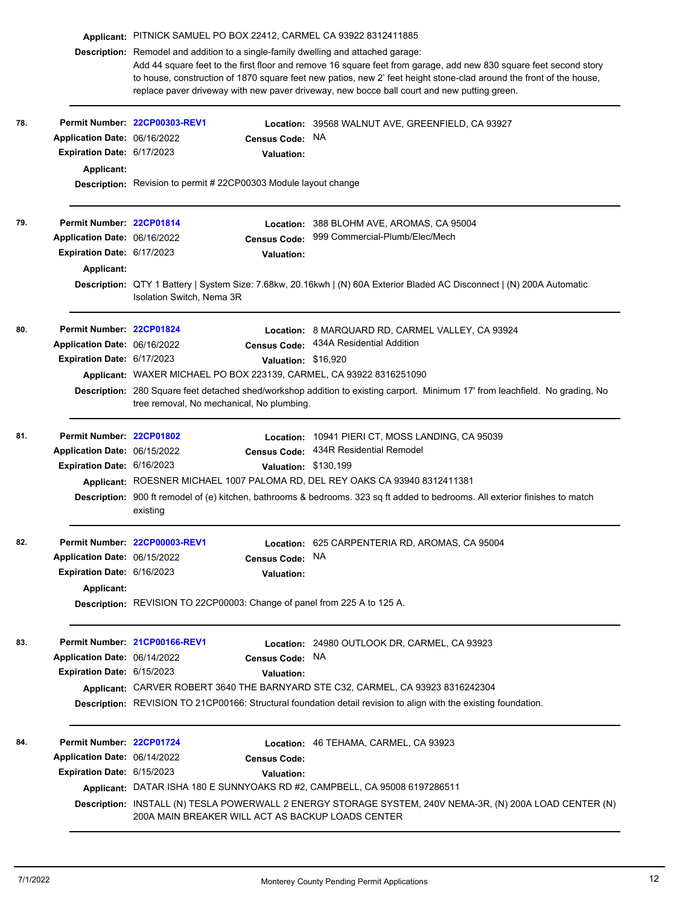**Applicant:** PITNICK SAMUEL PO BOX 22412, CARMEL CA 93922 8312411885

**Description:** Remodel and addition to a single-family dwelling and attached garage:
Add 44 square feet to the first floor and remove 16 square feet from garage, add new 830 square feet second story to house, construction of 1870 square feet new patios, new 2' feet height stone-clad around the front of the house, replace paver driveway with new paver driveway, new bocce ball court and new putting green.

---

**78.**

**Permit Number:** 22CP00303-REV1
**Location:** 39568 WALNUT AVE, GREENFIELD, CA 93927
**Application Date:** 06/16/2022
**Census Code:** NA
**Expiration Date:** 6/17/2023
**Valuation:**
**Applicant:**
**Description:** Revision to permit # 22CP00303 Module layout change

---

**79.**

**Permit Number:** 22CP01814
**Location:** 388 BLOHM AVE, AROMAS, CA 95004
**Application Date:** 06/16/2022
**Census Code:** 999 Commercial-Plumb/Elec/Mech
**Expiration Date:** 6/17/2023
**Valuation:**
**Applicant:**
**Description:** QTY 1 Battery | System Size: 7.68kw, 20.16kwh | (N) 60A Exterior Bladed AC Disconnect | (N) 200A Automatic Isolation Switch, Nema 3R

---

**80.**

**Permit Number:** 22CP01824
**Location:** 8 MARQUARD RD, CARMEL VALLEY, CA 93924
**Application Date:** 06/16/2022
**Census Code:** 434A Residential Addition
**Expiration Date:** 6/17/2023
**Valuation:** $16,920
**Applicant:** WAXER MICHAEL PO BOX 223139, CARMEL, CA 93922 8316251090
**Description:** 280 Square feet detached shed/workshop addition to existing carport. Minimum 17' from leachfield. No grading, No tree removal, No mechanical, No plumbing.

---

**81.**

**Permit Number:** 22CP01802
**Location:** 10941 PIERI CT, MOSS LANDING, CA 95039
**Application Date:** 06/15/2022
**Census Code:** 434R Residential Remodel
**Expiration Date:** 6/16/2023
**Valuation:** $130,199
**Applicant:** ROESNER MICHAEL 1007 PALOMA RD, DEL REY OAKS CA 93940 8312411381
**Description:** 900 ft remodel of (e) kitchen, bathrooms & bedrooms. 323 sq ft added to bedrooms. All exterior finishes to match existing

---

**82.**

**Permit Number:** 22CP00003-REV1
**Location:** 625 CARPENTERIA RD, AROMAS, CA 95004
**Application Date:** 06/15/2022
**Census Code:** NA
**Expiration Date:** 6/16/2023
**Valuation:**
**Applicant:**
**Description:** REVISION TO 22CP00003: Change of panel from 225 A to 125 A.

---

**83.**

**Permit Number:** 21CP00166-REV1
**Location:** 24980 OUTLOOK DR, CARMEL, CA 93923
**Application Date:** 06/14/2022
**Census Code:** NA
**Expiration Date:** 6/15/2023
**Valuation:**
**Applicant:** CARVER ROBERT 3640 THE BARNYARD STE C32, CARMEL, CA 93923 8316242304
**Description:** REVISION TO 21CP00166: Structural foundation detail revision to align with the existing foundation.

---

**84.**

**Permit Number:** 22CP01724
**Location:** 46 TEHAMA, CARMEL, CA 93923
**Application Date:** 06/14/2022
**Census Code:**
**Expiration Date:** 6/15/2023
**Valuation:**
**Applicant:** DATAR ISHA 180 E SUNNYOAKS RD #2, CAMPBELL, CA 95008 6197286511
**Description:** INSTALL (N) TESLA POWERWALL 2 ENERGY STORAGE SYSTEM, 240V NEMA-3R, (N) 200A LOAD CENTER (N) 200A MAIN BREAKER WILL ACT AS BACKUP LOADS CENTER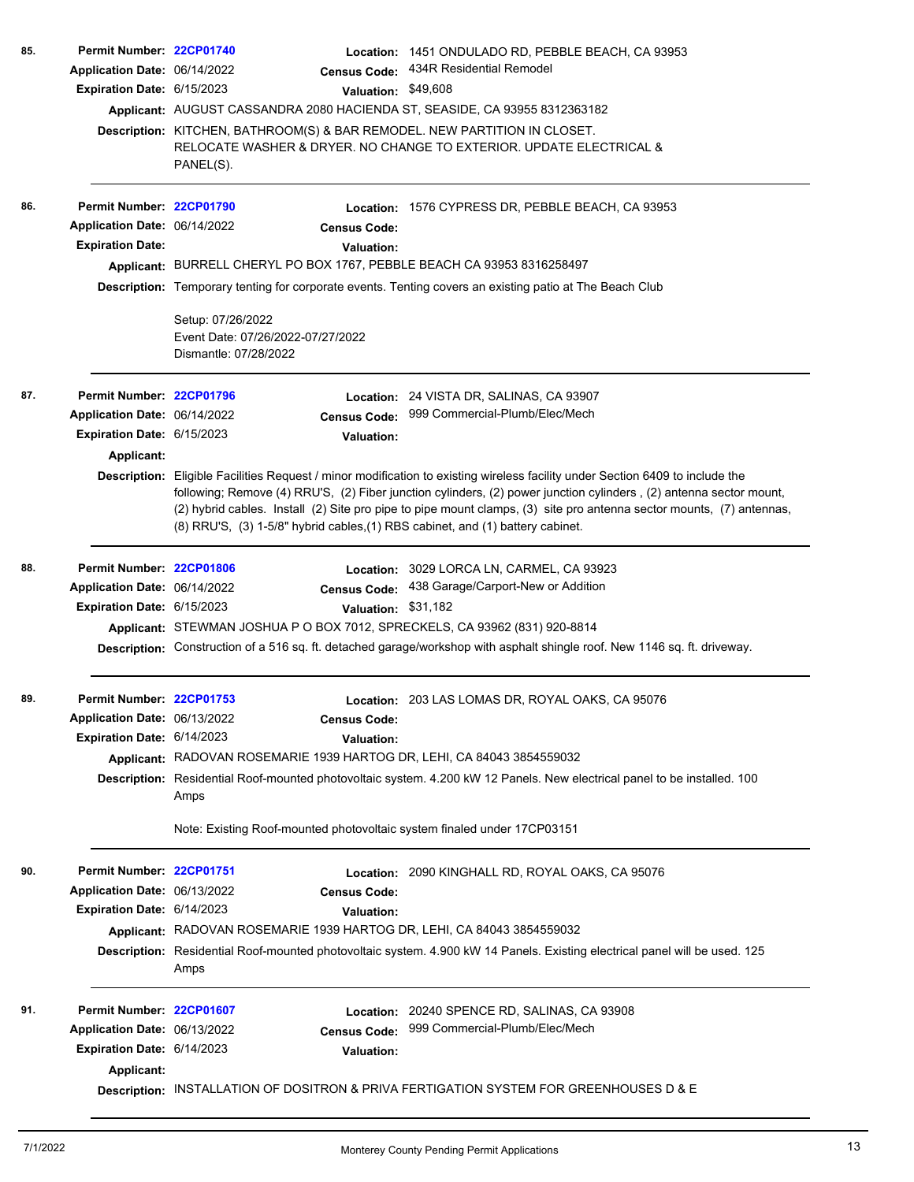**85.**

**Permit Number:** 22CP01740
**Location:** 1451 ONDULADO RD, PEBBLE BEACH, CA 93953
**Application Date:** 06/14/2022
**Census Code:** 434R Residential Remodel
**Expiration Date:** 6/15/2023
**Valuation:** $49,608
**Applicant:** AUGUST CASSANDRA 2080 HACIENDA ST, SEASIDE, CA 93955 8312363182
**Description:** KITCHEN, BATHROOM(S) & BAR REMODEL. NEW PARTITION IN CLOSET. RELOCATE WASHER & DRYER. NO CHANGE TO EXTERIOR. UPDATE ELECTRICAL & PANEL(S).

---

**86.**

**Permit Number:** 22CP01790
**Location:** 1576 CYPRESS DR, PEBBLE BEACH, CA 93953
**Application Date:** 06/14/2022
**Census Code:**
**Expiration Date:**
**Valuation:**
**Applicant:** BURRELL CHERYL PO BOX 1767, PEBBLE BEACH CA 93953 8316258497
**Description:** Temporary tenting for corporate events. Tenting covers an existing patio at The Beach Club

Setup: 07/26/2022
Event Date: 07/26/2022-07/27/2022
Dismantle: 07/28/2022

---

**87.**

**Permit Number:** 22CP01796
**Location:** 24 VISTA DR, SALINAS, CA 93907
**Application Date:** 06/14/2022
**Census Code:** 999 Commercial-Plumb/Elec/Mech
**Expiration Date:** 6/15/2023
**Valuation:**
**Applicant:**
**Description:** Eligible Facilities Request / minor modification to existing wireless facility under Section 6409 to include the following; Remove (4) RRU'S, (2) Fiber junction cylinders, (2) power junction cylinders , (2) antenna sector mount, (2) hybrid cables. Install (2) Site pro pipe to pipe mount clamps, (3) site pro antenna sector mounts, (7) antennas, (8) RRU'S, (3) 1-5/8" hybrid cables,(1) RBS cabinet, and (1) battery cabinet.

---

**88.**

**Permit Number:** 22CP01806
**Location:** 3029 LORCA LN, CARMEL, CA 93923
**Application Date:** 06/14/2022
**Census Code:** 438 Garage/Carport-New or Addition
**Expiration Date:** 6/15/2023
**Valuation:** $31,182
**Applicant:** STEWMAN JOSHUA P O BOX 7012, SPRECKELS, CA 93962 (831) 920-8814
**Description:** Construction of a 516 sq. ft. detached garage/workshop with asphalt shingle roof. New 1146 sq. ft. driveway.

---

**89.**

**Permit Number:** 22CP01753
**Location:** 203 LAS LOMAS DR, ROYAL OAKS, CA 95076
**Application Date:** 06/13/2022
**Census Code:**
**Expiration Date:** 6/14/2023
**Valuation:**
**Applicant:** RADOVAN ROSEMARIE 1939 HARTOG DR, LEHI, CA 84043 3854559032
**Description:** Residential Roof-mounted photovoltaic system. 4.200 kW 12 Panels. New electrical panel to be installed. 100 Amps

Note: Existing Roof-mounted photovoltaic system finaled under 17CP03151

---

**90.**

**Permit Number:** 22CP01751
**Location:** 2090 KINGHALL RD, ROYAL OAKS, CA 95076
**Application Date:** 06/13/2022
**Census Code:**
**Expiration Date:** 6/14/2023
**Valuation:**
**Applicant:** RADOVAN ROSEMARIE 1939 HARTOG DR, LEHI, CA 84043 3854559032
**Description:** Residential Roof-mounted photovoltaic system. 4.900 kW 14 Panels. Existing electrical panel will be used. 125 Amps

---

**91.**

**Permit Number:** 22CP01607
**Location:** 20240 SPENCE RD, SALINAS, CA 93908
**Application Date:** 06/13/2022
**Census Code:** 999 Commercial-Plumb/Elec/Mech
**Expiration Date:** 6/14/2023
**Valuation:**
**Applicant:**
**Description:** INSTALLATION OF DOSITRON & PRIVA FERTIGATION SYSTEM FOR GREENHOUSES D & E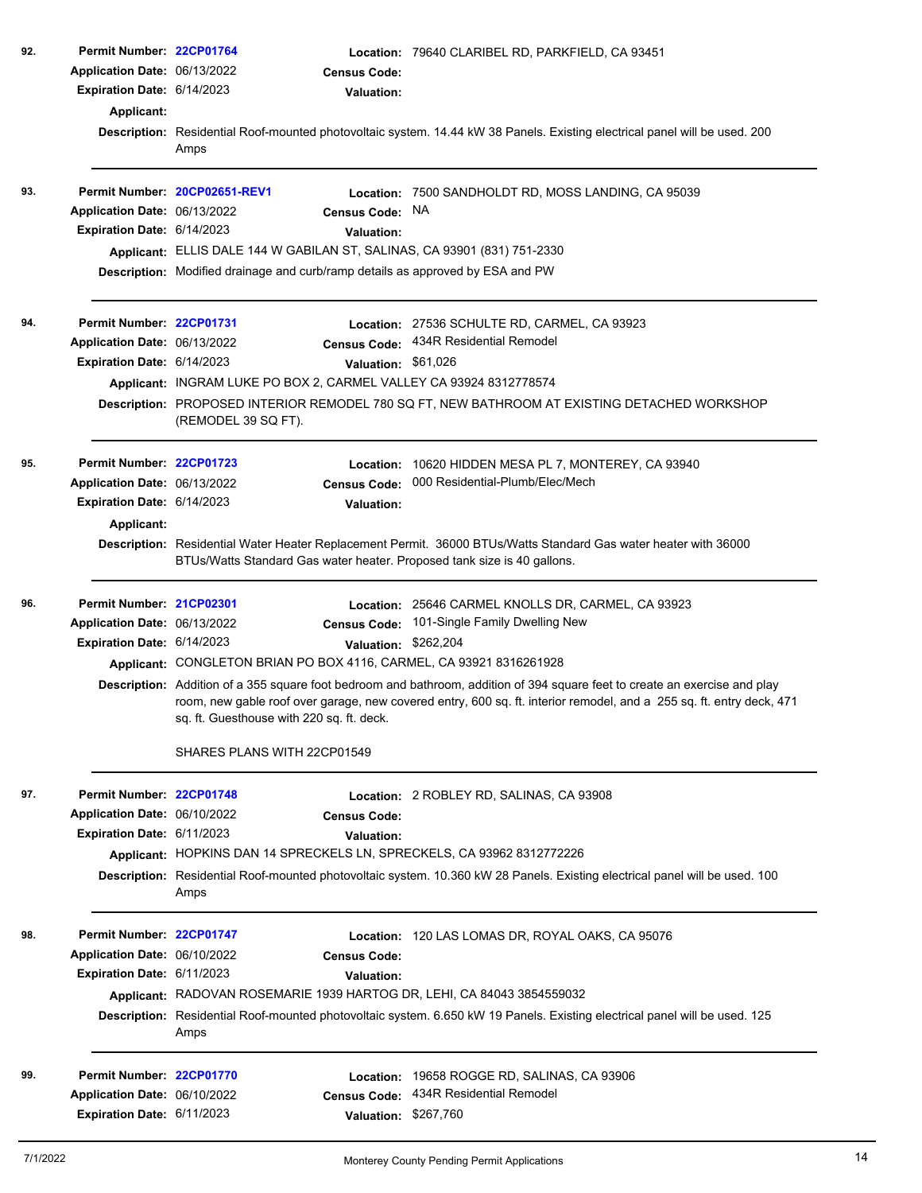92. **Permit Number:** 22CP01764 **Location:** 79640 CLARIBEL RD, PARKFIELD, CA 93451
**Application Date:** 06/13/2022 **Census Code:**
**Expiration Date:** 6/14/2023 **Valuation:**
**Applicant:**
**Description:** Residential Roof-mounted photovoltaic system. 14.44 kW 38 Panels. Existing electrical panel will be used. 200 Amps

---

93. **Permit Number:** 20CP02651-REV1 **Location:** 7500 SANDHOLDT RD, MOSS LANDING, CA 95039
**Application Date:** 06/13/2022 **Census Code:** NA
**Expiration Date:** 6/14/2023 **Valuation:**
**Applicant:** ELLIS DALE 144 W GABILAN ST, SALINAS, CA 93901 (831) 751-2330
**Description:** Modified drainage and curb/ramp details as approved by ESA and PW

---

94. **Permit Number:** 22CP01731 **Location:** 27536 SCHULTE RD, CARMEL, CA 93923
**Application Date:** 06/13/2022 **Census Code:** 434R Residential Remodel
**Expiration Date:** 6/14/2023 **Valuation:** $61,026
**Applicant:** INGRAM LUKE PO BOX 2, CARMEL VALLEY CA 93924 8312778574
**Description:** PROPOSED INTERIOR REMODEL 780 SQ FT, NEW BATHROOM AT EXISTING DETACHED WORKSHOP (REMODEL 39 SQ FT).

---

95. **Permit Number:** 22CP01723 **Location:** 10620 HIDDEN MESA PL 7, MONTEREY, CA 93940
**Application Date:** 06/13/2022 **Census Code:** 000 Residential-Plumb/Elec/Mech
**Expiration Date:** 6/14/2023 **Valuation:**
**Applicant:**
**Description:** Residential Water Heater Replacement Permit. 36000 BTUs/Watts Standard Gas water heater with 36000 BTUs/Watts Standard Gas water heater. Proposed tank size is 40 gallons.

---

96. **Permit Number:** 21CP02301 **Location:** 25646 CARMEL KNOLLS DR, CARMEL, CA 93923
**Application Date:** 06/13/2022 **Census Code:** 101-Single Family Dwelling New
**Expiration Date:** 6/14/2023 **Valuation:** $262,204
**Applicant:** CONGLETON BRIAN PO BOX 4116, CARMEL, CA 93921 8316261928
**Description:** Addition of a 355 square foot bedroom and bathroom, addition of 394 square feet to create an exercise and play room, new gable roof over garage, new covered entry, 600 sq. ft. interior remodel, and a 255 sq. ft. entry deck, 471 sq. ft. Guesthouse with 220 sq. ft. deck.

SHARES PLANS WITH 22CP01549

---

97. **Permit Number:** 22CP01748 **Location:** 2 ROBLEY RD, SALINAS, CA 93908
**Application Date:** 06/10/2022 **Census Code:**
**Expiration Date:** 6/11/2023 **Valuation:**
**Applicant:** HOPKINS DAN 14 SPRECKELS LN, SPRECKELS, CA 93962 8312772226
**Description:** Residential Roof-mounted photovoltaic system. 10.360 kW 28 Panels. Existing electrical panel will be used. 100 Amps

---

98. **Permit Number:** 22CP01747 **Location:** 120 LAS LOMAS DR, ROYAL OAKS, CA 95076
**Application Date:** 06/10/2022 **Census Code:**
**Expiration Date:** 6/11/2023 **Valuation:**
**Applicant:** RADOVAN ROSEMARIE 1939 HARTOG DR, LEHI, CA 84043 3854559032
**Description:** Residential Roof-mounted photovoltaic system. 6.650 kW 19 Panels. Existing electrical panel will be used. 125 Amps

---

99. **Permit Number:** 22CP01770 **Location:** 19658 ROGGE RD, SALINAS, CA 93906
**Application Date:** 06/10/2022 **Census Code:** 434R Residential Remodel
**Expiration Date:** 6/11/2023 **Valuation:** $267,760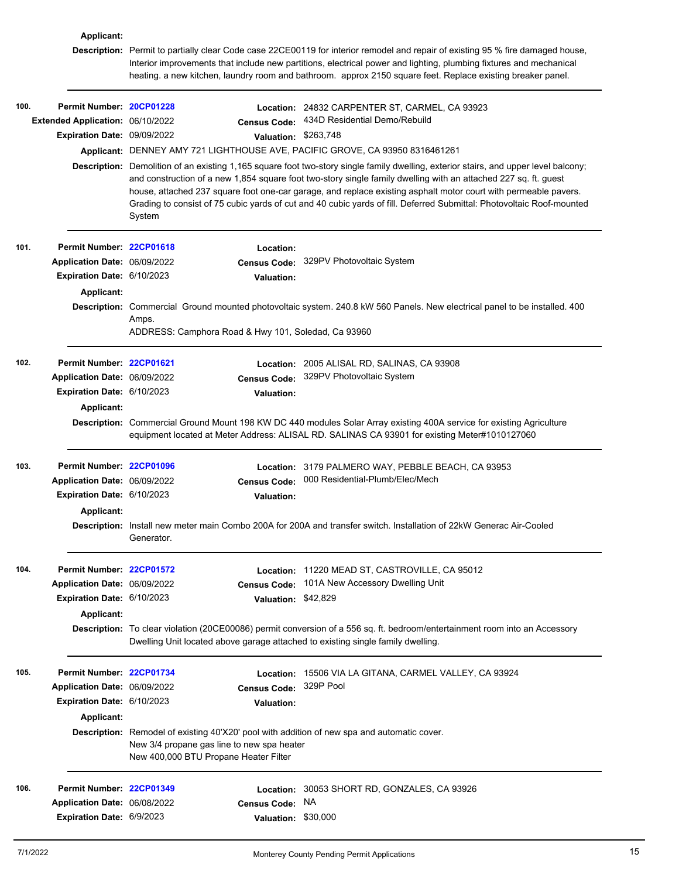**Applicant:**

**Description:** Permit to partially clear Code case 22CE00119 for interior remodel and repair of existing 95 % fire damaged house, Interior improvements that include new partitions, electrical power and lighting, plumbing fixtures and mechanical heating. a new kitchen, laundry room and bathroom. approx 2150 square feet. Replace existing breaker panel.

---

**100.** **Permit Number:** 20CP01228
**Extended Application:** 06/10/2022
**Expiration Date:** 09/09/2022
**Location:** 24832 CARPENTER ST, CARMEL, CA 93923
**Census Code:** 434D Residential Demo/Rebuild
**Valuation:** $263,748
**Applicant:** DENNEY AMY 721 LIGHTHOUSE AVE, PACIFIC GROVE, CA 93950 8316461261
**Description:** Demolition of an existing 1,165 square foot two-story single family dwelling, exterior stairs, and upper level balcony; and construction of a new 1,854 square foot two-story single family dwelling with an attached 227 sq. ft. guest house, attached 237 square foot one-car garage, and replace existing asphalt motor court with permeable pavers. Grading to consist of 75 cubic yards of cut and 40 cubic yards of fill. Deferred Submittal: Photovoltaic Roof-mounted System

---

**101.** **Permit Number:** 22CP01618
**Application Date:** 06/09/2022
**Expiration Date:** 6/10/2023
**Location:**
**Census Code:** 329PV Photovoltaic System
**Valuation:**
**Applicant:**
**Description:** Commercial Ground mounted photovoltaic system. 240.8 kW 560 Panels. New electrical panel to be installed. 400 Amps.
ADDRESS: Camphora Road & Hwy 101, Soledad, Ca 93960

---

**102.** **Permit Number:** 22CP01621
**Application Date:** 06/09/2022
**Expiration Date:** 6/10/2023
**Location:** 2005 ALISAL RD, SALINAS, CA 93908
**Census Code:** 329PV Photovoltaic System
**Valuation:**
**Applicant:**
**Description:** Commercial Ground Mount 198 KW DC 440 modules Solar Array existing 400A service for existing Agriculture equipment located at Meter Address: ALISAL RD. SALINAS CA 93901 for existing Meter#1010127060

---

**103.** **Permit Number:** 22CP01096
**Application Date:** 06/09/2022
**Expiration Date:** 6/10/2023
**Location:** 3179 PALMERO WAY, PEBBLE BEACH, CA 93953
**Census Code:** 000 Residential-Plumb/Elec/Mech
**Valuation:**
**Applicant:**
**Description:** Install new meter main Combo 200A for 200A and transfer switch. Installation of 22kW Generac Air-Cooled Generator.

---

**104.** **Permit Number:** 22CP01572
**Application Date:** 06/09/2022
**Expiration Date:** 6/10/2023
**Location:** 11220 MEAD ST, CASTROVILLE, CA 95012
**Census Code:** 101A New Accessory Dwelling Unit
**Valuation:** $42,829
**Applicant:**
**Description:** To clear violation (20CE00086) permit conversion of a 556 sq. ft. bedroom/entertainment room into an Accessory Dwelling Unit located above garage attached to existing single family dwelling.

---

**105.** **Permit Number:** 22CP01734
**Application Date:** 06/09/2022
**Expiration Date:** 6/10/2023
**Location:** 15506 VIA LA GITANA, CARMEL VALLEY, CA 93924
**Census Code:** 329P Pool
**Valuation:**
**Applicant:**
**Description:** Remodel of existing 40'X20' pool with addition of new spa and automatic cover.
New 3/4 propane gas line to new spa heater
New 400,000 BTU Propane Heater Filter

---

**106.** **Permit Number:** 22CP01349
**Application Date:** 06/08/2022
**Expiration Date:** 6/9/2023
**Location:** 30053 SHORT RD, GONZALES, CA 93926
**Census Code:** NA
**Valuation:** $30,000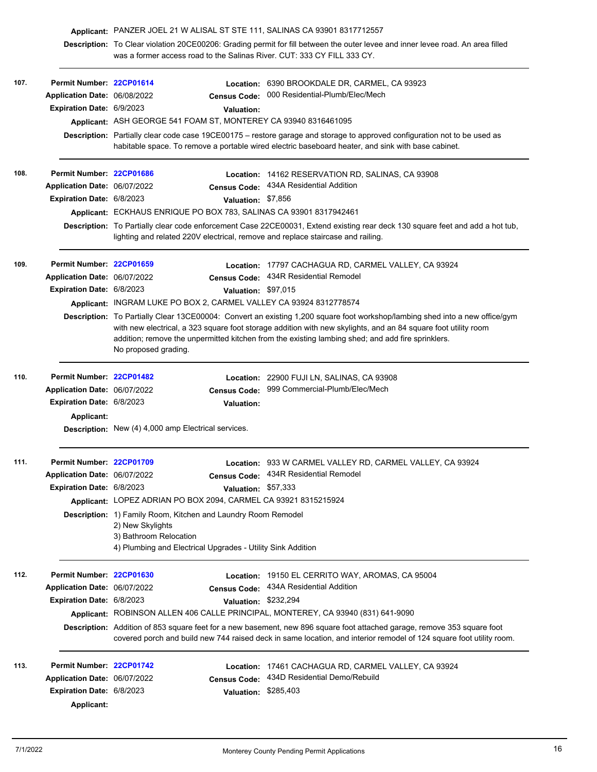**Applicant:** PANZER JOEL 21 W ALISAL ST STE 111, SALINAS CA 93901 8317712557

**Description:** To Clear violation 20CE00206: Grading permit for fill between the outer levee and inner levee road. An area filled was a former access road to the Salinas River. CUT: 333 CY FILL 333 CY.

---

**107.**

**Permit Number:** 22CP01614
**Location:** 6390 BROOKDALE DR, CARMEL, CA 93923
**Application Date:** 06/08/2022
**Census Code:** 000 Residential-Plumb/Elec/Mech
**Expiration Date:** 6/9/2023
**Valuation:**
**Applicant:** ASH GEORGE 541 FOAM ST, MONTEREY CA 93940 8316461095
**Description:** Partially clear code case 19CE00175 – restore garage and storage to approved configuration not to be used as habitable space. To remove a portable wired electric baseboard heater, and sink with base cabinet.

---

**108.**

**Permit Number:** 22CP01686
**Location:** 14162 RESERVATION RD, SALINAS, CA 93908
**Application Date:** 06/07/2022
**Census Code:** 434A Residential Addition
**Expiration Date:** 6/8/2023
**Valuation:** $7,856
**Applicant:** ECKHAUS ENRIQUE PO BOX 783, SALINAS CA 93901 8317942461
**Description:** To Partially clear code enforcement Case 22CE00031, Extend existing rear deck 130 square feet and add a hot tub, lighting and related 220V electrical, remove and replace staircase and railing.

---

**109.**

**Permit Number:** 22CP01659
**Location:** 17797 CACHAGUA RD, CARMEL VALLEY, CA 93924
**Application Date:** 06/07/2022
**Census Code:** 434R Residential Remodel
**Expiration Date:** 6/8/2023
**Valuation:** $97,015
**Applicant:** INGRAM LUKE PO BOX 2, CARMEL VALLEY CA 93924 8312778574
**Description:** To Partially Clear 13CE00004: Convert an existing 1,200 square foot workshop/lambing shed into a new office/gym with new electrical, a 323 square foot storage addition with new skylights, and an 84 square foot utility room addition; remove the unpermitted kitchen from the existing lambing shed; and add fire sprinklers.
No proposed grading.

---

**110.**

**Permit Number:** 22CP01482
**Location:** 22900 FUJI LN, SALINAS, CA 93908
**Application Date:** 06/07/2022
**Census Code:** 999 Commercial-Plumb/Elec/Mech
**Expiration Date:** 6/8/2023
**Valuation:**
**Applicant:**
**Description:** New (4) 4,000 amp Electrical services.

---

**111.**

**Permit Number:** 22CP01709
**Location:** 933 W CARMEL VALLEY RD, CARMEL VALLEY, CA 93924
**Application Date:** 06/07/2022
**Census Code:** 434R Residential Remodel
**Expiration Date:** 6/8/2023
**Valuation:** $57,333
**Applicant:** LOPEZ ADRIAN PO BOX 2094, CARMEL CA 93921 8315215924
**Description:** 1) Family Room, Kitchen and Laundry Room Remodel
2) New Skylights
3) Bathroom Relocation
4) Plumbing and Electrical Upgrades - Utility Sink Addition

---

**112.**

**Permit Number:** 22CP01630
**Location:** 19150 EL CERRITO WAY, AROMAS, CA 95004
**Application Date:** 06/07/2022
**Census Code:** 434A Residential Addition
**Expiration Date:** 6/8/2023
**Valuation:** $232,294
**Applicant:** ROBINSON ALLEN 406 CALLE PRINCIPAL, MONTEREY, CA 93940 (831) 641-9090
**Description:** Addition of 853 square feet for a new basement, new 896 square foot attached garage, remove 353 square foot covered porch and build new 744 raised deck in same location, and interior remodel of 124 square foot utility room.

---

**113.**

**Permit Number:** 22CP01742
**Location:** 17461 CACHAGUA RD, CARMEL VALLEY, CA 93924
**Application Date:** 06/07/2022
**Census Code:** 434D Residential Demo/Rebuild
**Expiration Date:** 6/8/2023
**Valuation:** $285,403
**Applicant:**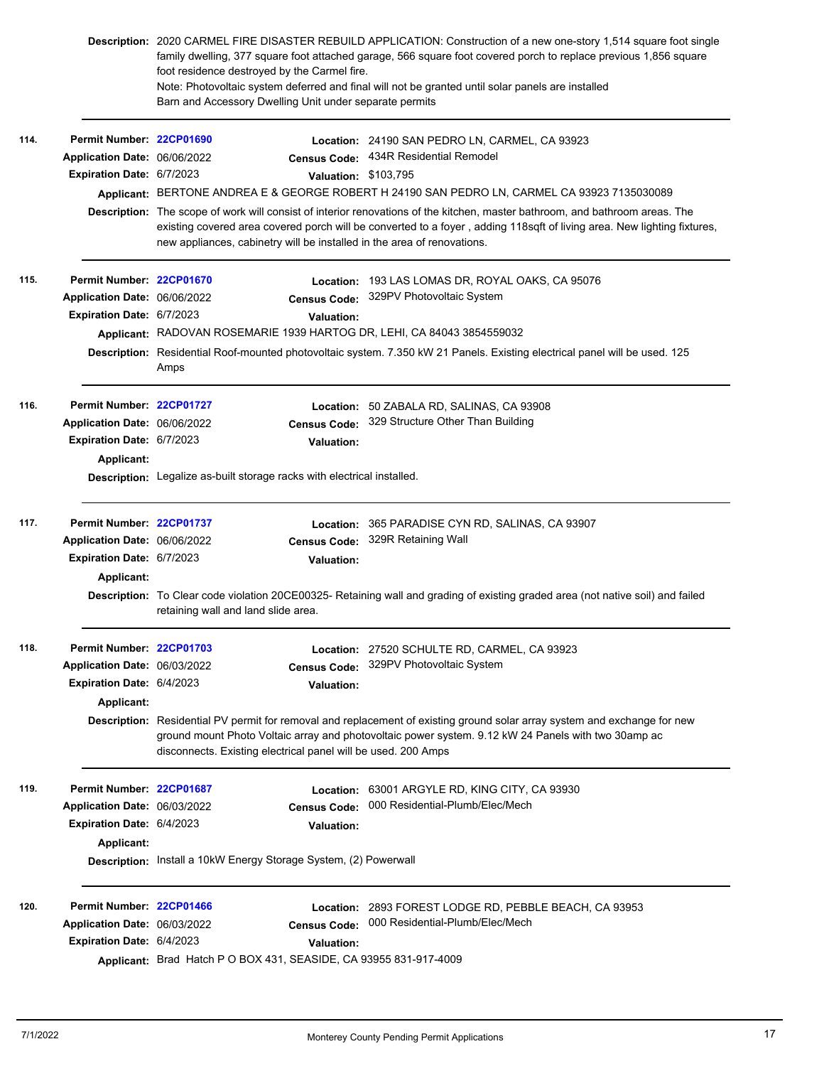**Description:** 2020 CARMEL FIRE DISASTER REBUILD APPLICATION: Construction of a new one-story 1,514 square foot single family dwelling, 377 square foot attached garage, 566 square foot covered porch to replace previous 1,856 square foot residence destroyed by the Carmel fire.
Note: Photovoltaic system deferred and final will not be granted until solar panels are installed
Barn and Accessory Dwelling Unit under separate permits

---

**114.**

**Permit Number:** 22CP01690
**Location:** 24190 SAN PEDRO LN, CARMEL, CA 93923
**Application Date:** 06/06/2022
**Census Code:** 434R Residential Remodel
**Expiration Date:** 6/7/2023
**Valuation:** $103,795
**Applicant:** BERTONE ANDREA E & GEORGE ROBERT H 24190 SAN PEDRO LN, CARMEL CA 93923 7135030089
**Description:** The scope of work will consist of interior renovations of the kitchen, master bathroom, and bathroom areas. The existing covered area covered porch will be converted to a foyer , adding 118sqft of living area. New lighting fixtures, new appliances, cabinetry will be installed in the area of renovations.

---

**115.**

**Permit Number:** 22CP01670
**Location:** 193 LAS LOMAS DR, ROYAL OAKS, CA 95076
**Application Date:** 06/06/2022
**Census Code:** 329PV Photovoltaic System
**Expiration Date:** 6/7/2023
**Valuation:**
**Applicant:** RADOVAN ROSEMARIE 1939 HARTOG DR, LEHI, CA 84043 3854559032
**Description:** Residential Roof-mounted photovoltaic system. 7.350 kW 21 Panels. Existing electrical panel will be used. 125 Amps

---

**116.**

**Permit Number:** 22CP01727
**Location:** 50 ZABALA RD, SALINAS, CA 93908
**Application Date:** 06/06/2022
**Census Code:** 329 Structure Other Than Building
**Expiration Date:** 6/7/2023
**Valuation:**
**Applicant:**
**Description:** Legalize as-built storage racks with electrical installed.

---

**117.**

**Permit Number:** 22CP01737
**Location:** 365 PARADISE CYN RD, SALINAS, CA 93907
**Application Date:** 06/06/2022
**Census Code:** 329R Retaining Wall
**Expiration Date:** 6/7/2023
**Valuation:**
**Applicant:**
**Description:** To Clear code violation 20CE00325- Retaining wall and grading of existing graded area (not native soil) and failed retaining wall and land slide area.

---

**118.**

**Permit Number:** 22CP01703
**Location:** 27520 SCHULTE RD, CARMEL, CA 93923
**Application Date:** 06/03/2022
**Census Code:** 329PV Photovoltaic System
**Expiration Date:** 6/4/2023
**Valuation:**
**Applicant:**
**Description:** Residential PV permit for removal and replacement of existing ground solar array system and exchange for new ground mount Photo Voltaic array and photovoltaic power system. 9.12 kW 24 Panels with two 30amp ac disconnects. Existing electrical panel will be used. 200 Amps

---

**119.**

**Permit Number:** 22CP01687
**Location:** 63001 ARGYLE RD, KING CITY, CA 93930
**Application Date:** 06/03/2022
**Census Code:** 000 Residential-Plumb/Elec/Mech
**Expiration Date:** 6/4/2023
**Valuation:**
**Applicant:**
**Description:** Install a 10kW Energy Storage System, (2) Powerwall

---

**120.**

**Permit Number:** 22CP01466
**Location:** 2893 FOREST LODGE RD, PEBBLE BEACH, CA 93953
**Application Date:** 06/03/2022
**Census Code:** 000 Residential-Plumb/Elec/Mech
**Expiration Date:** 6/4/2023
**Valuation:**
**Applicant:** Brad Hatch P O BOX 431, SEASIDE, CA 93955 831-917-4009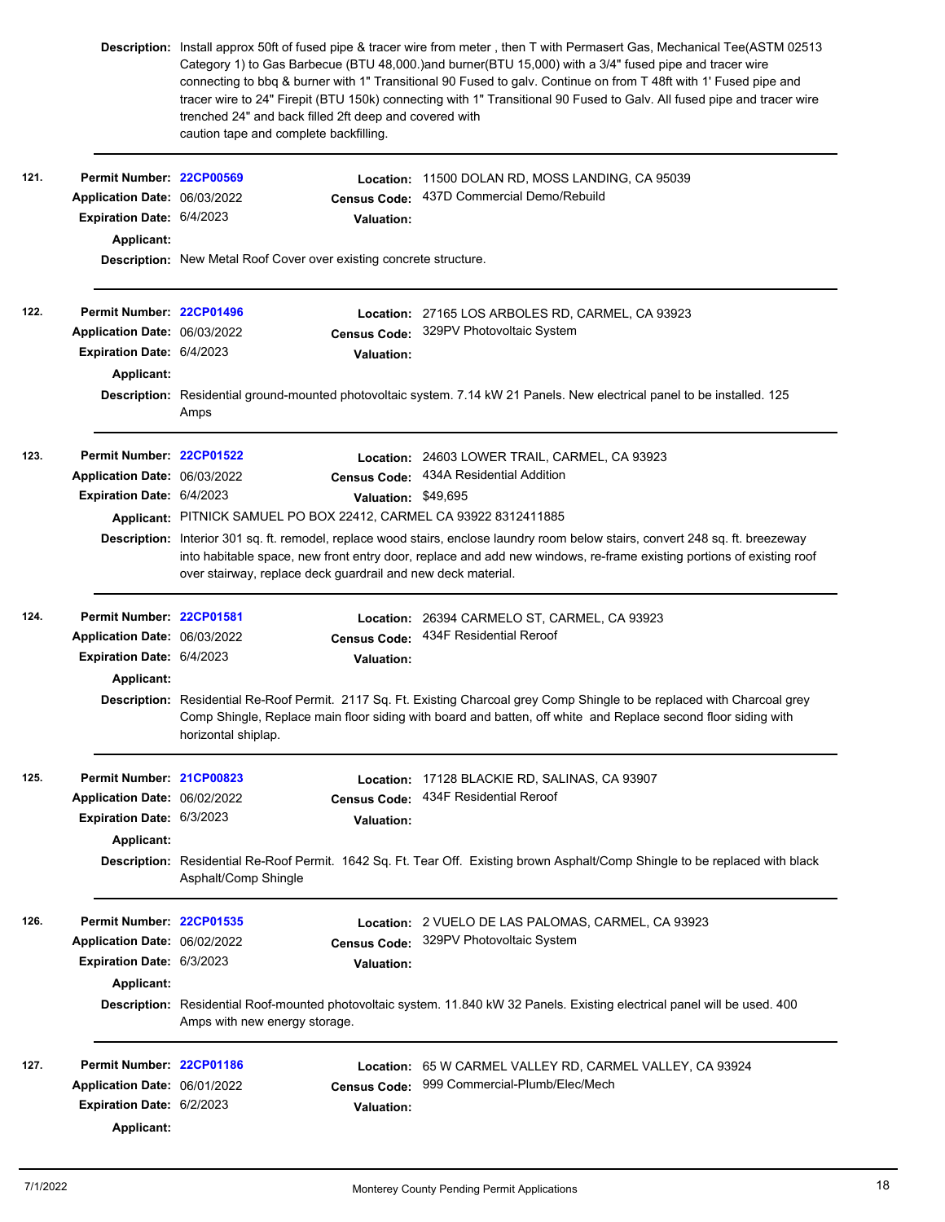**Description:** Install approx 50ft of fused pipe & tracer wire from meter , then T with Permasert Gas, Mechanical Tee(ASTM 02513 Category 1) to Gas Barbecue (BTU 48,000.)and burner(BTU 15,000) with a 3/4" fused pipe and tracer wire connecting to bbq & burner with 1" Transitional 90 Fused to galv. Continue on from T 48ft with 1' Fused pipe and tracer wire to 24" Firepit (BTU 150k) connecting with 1" Transitional 90 Fused to Galv. All fused pipe and tracer wire trenched 24" and back filled 2ft deep and covered with caution tape and complete backfilling.

---

**121.**

**Permit Number:** 22CP00569
**Location:** 11500 DOLAN RD, MOSS LANDING, CA 95039
**Application Date:** 06/03/2022
**Census Code:** 437D Commercial Demo/Rebuild
**Expiration Date:** 6/4/2023
**Valuation:**
**Applicant:**
**Description:** New Metal Roof Cover over existing concrete structure.

---

**122.**

**Permit Number:** 22CP01496
**Location:** 27165 LOS ARBOLES RD, CARMEL, CA 93923
**Application Date:** 06/03/2022
**Census Code:** 329PV Photovoltaic System
**Expiration Date:** 6/4/2023
**Valuation:**
**Applicant:**
**Description:** Residential ground-mounted photovoltaic system. 7.14 kW 21 Panels. New electrical panel to be installed. 125 Amps

---

**123.**

**Permit Number:** 22CP01522
**Location:** 24603 LOWER TRAIL, CARMEL, CA 93923
**Application Date:** 06/03/2022
**Census Code:** 434A Residential Addition
**Expiration Date:** 6/4/2023
**Valuation:** $49,695
**Applicant:** PITNICK SAMUEL PO BOX 22412, CARMEL CA 93922 8312411885
**Description:** Interior 301 sq. ft. remodel, replace wood stairs, enclose laundry room below stairs, convert 248 sq. ft. breezeway into habitable space, new front entry door, replace and add new windows, re-frame existing portions of existing roof over stairway, replace deck guardrail and new deck material.

---

**124.**

**Permit Number:** 22CP01581
**Location:** 26394 CARMELO ST, CARMEL, CA 93923
**Application Date:** 06/03/2022
**Census Code:** 434F Residential Reroof
**Expiration Date:** 6/4/2023
**Valuation:**
**Applicant:**
**Description:** Residential Re-Roof Permit. 2117 Sq. Ft. Existing Charcoal grey Comp Shingle to be replaced with Charcoal grey Comp Shingle, Replace main floor siding with board and batten, off white and Replace second floor siding with horizontal shiplap.

---

**125.**

**Permit Number:** 21CP00823
**Location:** 17128 BLACKIE RD, SALINAS, CA 93907
**Application Date:** 06/02/2022
**Census Code:** 434F Residential Reroof
**Expiration Date:** 6/3/2023
**Valuation:**
**Applicant:**
**Description:** Residential Re-Roof Permit. 1642 Sq. Ft. Tear Off. Existing brown Asphalt/Comp Shingle to be replaced with black Asphalt/Comp Shingle

---

**126.**

**Permit Number:** 22CP01535
**Location:** 2 VUELO DE LAS PALOMAS, CARMEL, CA 93923
**Application Date:** 06/02/2022
**Census Code:** 329PV Photovoltaic System
**Expiration Date:** 6/3/2023
**Valuation:**
**Applicant:**
**Description:** Residential Roof-mounted photovoltaic system. 11.840 kW 32 Panels. Existing electrical panel will be used. 400 Amps with new energy storage.

---

**127.**

**Permit Number:** 22CP01186
**Location:** 65 W CARMEL VALLEY RD, CARMEL VALLEY, CA 93924
**Application Date:** 06/01/2022
**Census Code:** 999 Commercial-Plumb/Elec/Mech
**Expiration Date:** 6/2/2023
**Valuation:**
**Applicant:**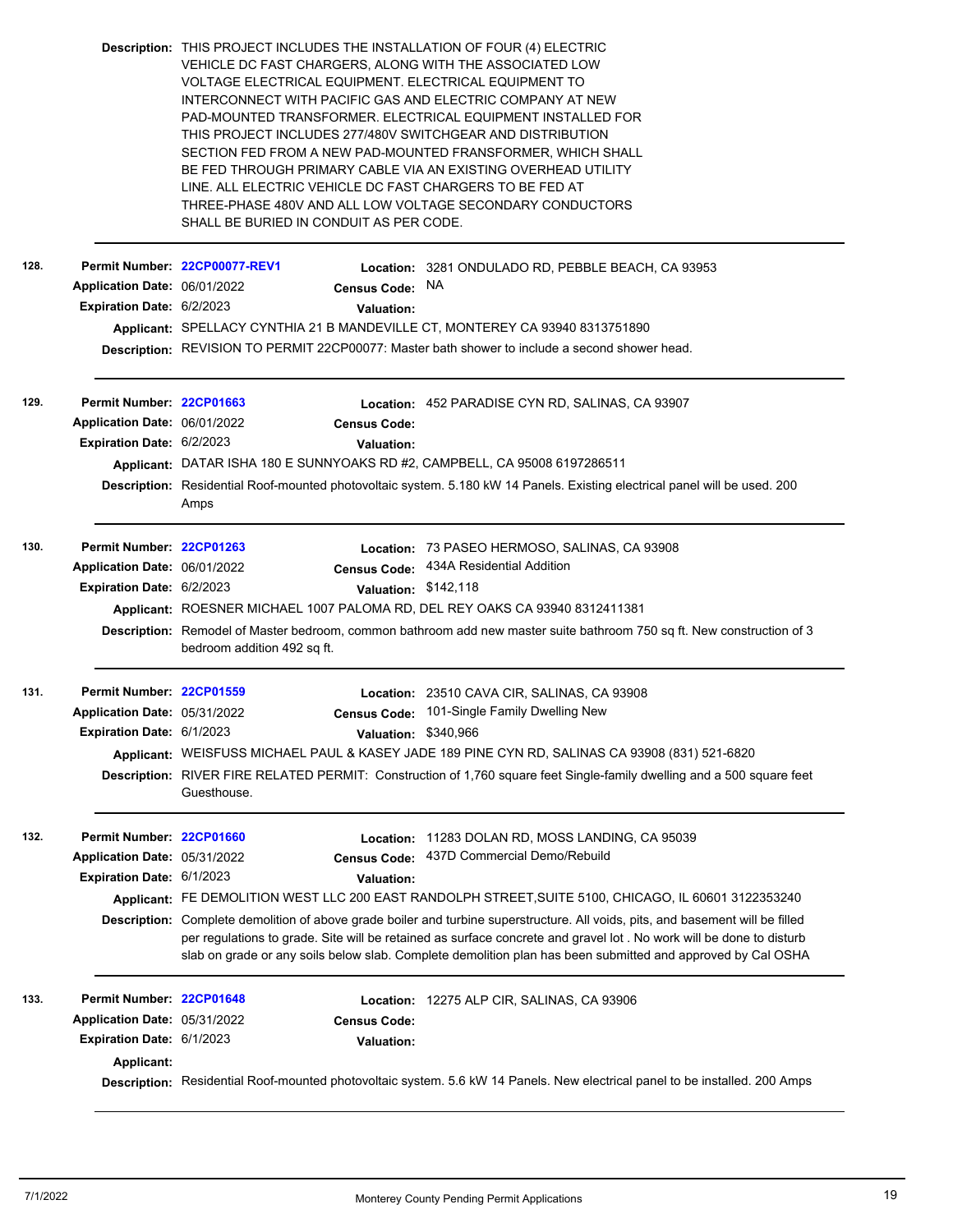**Description:** THIS PROJECT INCLUDES THE INSTALLATION OF FOUR (4) ELECTRIC VEHICLE DC FAST CHARGERS, ALONG WITH THE ASSOCIATED LOW VOLTAGE ELECTRICAL EQUIPMENT. ELECTRICAL EQUIPMENT TO INTERCONNECT WITH PACIFIC GAS AND ELECTRIC COMPANY AT NEW PAD-MOUNTED TRANSFORMER. ELECTRICAL EQUIPMENT INSTALLED FOR THIS PROJECT INCLUDES 277/480V SWITCHGEAR AND DISTRIBUTION SECTION FED FROM A NEW PAD-MOUNTED FRANSFORMER, WHICH SHALL BE FED THROUGH PRIMARY CABLE VIA AN EXISTING OVERHEAD UTILITY LINE. ALL ELECTRIC VEHICLE DC FAST CHARGERS TO BE FED AT THREE-PHASE 480V AND ALL LOW VOLTAGE SECONDARY CONDUCTORS SHALL BE BURIED IN CONDUIT AS PER CODE.

---

**128.**

**Permit Number:** 22CP00077-REV1
**Location:** 3281 ONDULADO RD, PEBBLE BEACH, CA 93953
**Application Date:** 06/01/2022
**Census Code:** NA
**Expiration Date:** 6/2/2023
**Valuation:**
**Applicant:** SPELLACY CYNTHIA 21 B MANDEVILLE CT, MONTEREY CA 93940 8313751890
**Description:** REVISION TO PERMIT 22CP00077: Master bath shower to include a second shower head.

---

**129.**

**Permit Number:** 22CP01663
**Location:** 452 PARADISE CYN RD, SALINAS, CA 93907
**Application Date:** 06/01/2022
**Census Code:**
**Expiration Date:** 6/2/2023
**Valuation:**
**Applicant:** DATAR ISHA 180 E SUNNYOAKS RD #2, CAMPBELL, CA 95008 6197286511
**Description:** Residential Roof-mounted photovoltaic system. 5.180 kW 14 Panels. Existing electrical panel will be used. 200 Amps

---

**130.**

**Permit Number:** 22CP01263
**Location:** 73 PASEO HERMOSO, SALINAS, CA 93908
**Application Date:** 06/01/2022
**Census Code:** 434A Residential Addition
**Expiration Date:** 6/2/2023
**Valuation:** $142,118
**Applicant:** ROESNER MICHAEL 1007 PALOMA RD, DEL REY OAKS CA 93940 8312411381
**Description:** Remodel of Master bedroom, common bathroom add new master suite bathroom 750 sq ft. New construction of 3 bedroom addition 492 sq ft.

---

**131.**

**Permit Number:** 22CP01559
**Location:** 23510 CAVA CIR, SALINAS, CA 93908
**Application Date:** 05/31/2022
**Census Code:** 101-Single Family Dwelling New
**Expiration Date:** 6/1/2023
**Valuation:** $340,966
**Applicant:** WEISFUSS MICHAEL PAUL & KASEY JADE 189 PINE CYN RD, SALINAS CA 93908 (831) 521-6820
**Description:** RIVER FIRE RELATED PERMIT: Construction of 1,760 square feet Single-family dwelling and a 500 square feet Guesthouse.

---

**132.**

**Permit Number:** 22CP01660
**Location:** 11283 DOLAN RD, MOSS LANDING, CA 95039
**Application Date:** 05/31/2022
**Census Code:** 437D Commercial Demo/Rebuild
**Expiration Date:** 6/1/2023
**Valuation:**
**Applicant:** FE DEMOLITION WEST LLC 200 EAST RANDOLPH STREET,SUITE 5100, CHICAGO, IL 60601 3122353240
**Description:** Complete demolition of above grade boiler and turbine superstructure. All voids, pits, and basement will be filled per regulations to grade. Site will be retained as surface concrete and gravel lot . No work will be done to disturb slab on grade or any soils below slab. Complete demolition plan has been submitted and approved by Cal OSHA

---

**133.**

**Permit Number:** 22CP01648
**Location:** 12275 ALP CIR, SALINAS, CA 93906
**Application Date:** 05/31/2022
**Census Code:**
**Expiration Date:** 6/1/2023
**Valuation:**
**Applicant:**
**Description:** Residential Roof-mounted photovoltaic system. 5.6 kW 14 Panels. New electrical panel to be installed. 200 Amps

---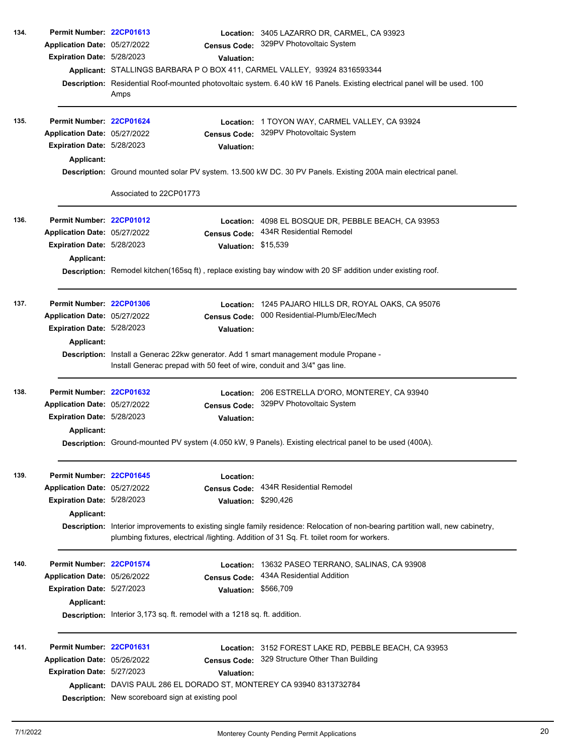**134.**

**Permit Number:** 22CP01613
**Location:** 3405 LAZARRO DR, CARMEL, CA 93923
**Application Date:** 05/27/2022
**Census Code:** 329PV Photovoltaic System
**Expiration Date:** 5/28/2023
**Valuation:**
**Applicant:** STALLINGS BARBARA P O BOX 411, CARMEL VALLEY, 93924 8316593344
**Description:** Residential Roof-mounted photovoltaic system. 6.40 kW 16 Panels. Existing electrical panel will be used. 100 Amps

---

**135.**

**Permit Number:** 22CP01624
**Location:** 1 TOYON WAY, CARMEL VALLEY, CA 93924
**Application Date:** 05/27/2022
**Census Code:** 329PV Photovoltaic System
**Expiration Date:** 5/28/2023
**Valuation:**
**Applicant:**
**Description:** Ground mounted solar PV system. 13.500 kW DC. 30 PV Panels. Existing 200A main electrical panel.

Associated to 22CP01773

---

**136.**

**Permit Number:** 22CP01012
**Location:** 4098 EL BOSQUE DR, PEBBLE BEACH, CA 93953
**Application Date:** 05/27/2022
**Census Code:** 434R Residential Remodel
**Expiration Date:** 5/28/2023
**Valuation:** $15,539
**Applicant:**
**Description:** Remodel kitchen(165sq ft) , replace existing bay window with 20 SF addition under existing roof.

---

**137.**

**Permit Number:** 22CP01306
**Location:** 1245 PAJARO HILLS DR, ROYAL OAKS, CA 95076
**Application Date:** 05/27/2022
**Census Code:** 000 Residential-Plumb/Elec/Mech
**Expiration Date:** 5/28/2023
**Valuation:**
**Applicant:**
**Description:** Install a Generac 22kw generator. Add 1 smart management module Propane - Install Generac prepad with 50 feet of wire, conduit and 3/4" gas line.

---

**138.**

**Permit Number:** 22CP01632
**Location:** 206 ESTRELLA D'ORO, MONTEREY, CA 93940
**Application Date:** 05/27/2022
**Census Code:** 329PV Photovoltaic System
**Expiration Date:** 5/28/2023
**Valuation:**
**Applicant:**
**Description:** Ground-mounted PV system (4.050 kW, 9 Panels). Existing electrical panel to be used (400A).

---

**139.**

**Permit Number:** 22CP01645
**Location:**
**Application Date:** 05/27/2022
**Census Code:** 434R Residential Remodel
**Expiration Date:** 5/28/2023
**Valuation:** $290,426
**Applicant:**
**Description:** Interior improvements to existing single family residence: Relocation of non-bearing partition wall, new cabinetry, plumbing fixtures, electrical /lighting. Addition of 31 Sq. Ft. toilet room for workers.

---

**140.**

**Permit Number:** 22CP01574
**Location:** 13632 PASEO TERRANO, SALINAS, CA 93908
**Application Date:** 05/26/2022
**Census Code:** 434A Residential Addition
**Expiration Date:** 5/27/2023
**Valuation:** $566,709
**Applicant:**
**Description:** Interior 3,173 sq. ft. remodel with a 1218 sq. ft. addition.

---

**141.**

**Permit Number:** 22CP01631
**Location:** 3152 FOREST LAKE RD, PEBBLE BEACH, CA 93953
**Application Date:** 05/26/2022
**Census Code:** 329 Structure Other Than Building
**Expiration Date:** 5/27/2023
**Valuation:**
**Applicant:** DAVIS PAUL 286 EL DORADO ST, MONTEREY CA 93940 8313732784
**Description:** New scoreboard sign at existing pool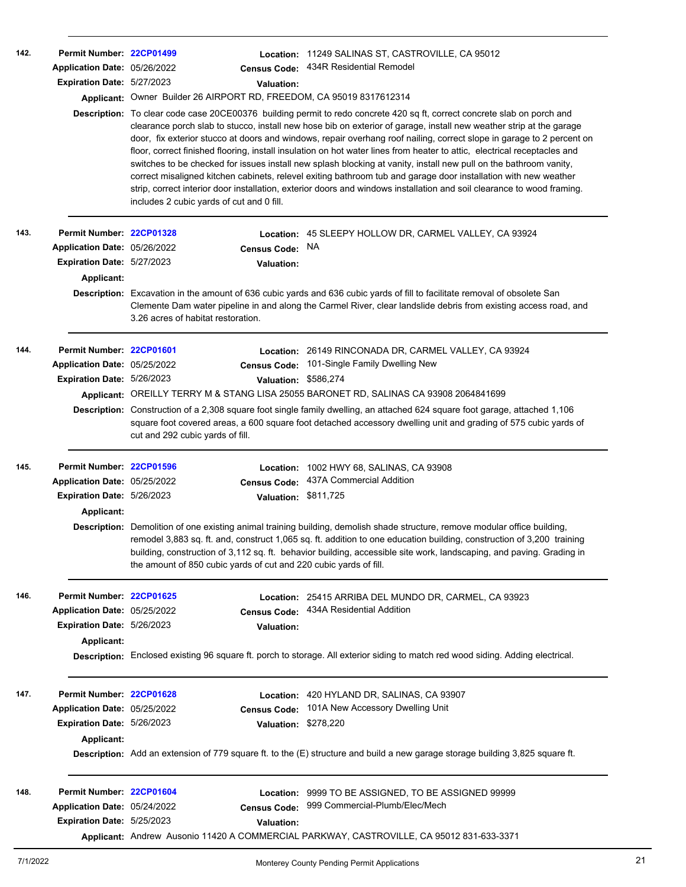**142.**

**Permit Number:** 22CP01499
**Location:** 11249 SALINAS ST, CASTROVILLE, CA 95012
**Application Date:** 05/26/2022
**Census Code:** 434R Residential Remodel
**Expiration Date:** 5/27/2023
**Valuation:**
**Applicant:** Owner Builder 26 AIRPORT RD, FREEDOM, CA 95019 8317612314
**Description:** To clear code case 20CE00376 building permit to redo concrete 420 sq ft, correct concrete slab on porch and clearance porch slab to stucco, install new hose bib on exterior of garage, install new weather strip at the garage door, fix exterior stucco at doors and windows, repair overhang roof nailing, correct slope in garage to 2 percent on floor, correct finished flooring, install insulation on hot water lines from heater to attic, electrical receptacles and switches to be checked for issues install new splash blocking at vanity, install new pull on the bathroom vanity, correct misaligned kitchen cabinets, relevel exiting bathroom tub and garage door installation with new weather strip, correct interior door installation, exterior doors and windows installation and soil clearance to wood framing. includes 2 cubic yards of cut and 0 fill.

---

**143.**

**Permit Number:** 22CP01328
**Location:** 45 SLEEPY HOLLOW DR, CARMEL VALLEY, CA 93924
**Application Date:** 05/26/2022
**Census Code:** NA
**Expiration Date:** 5/27/2023
**Valuation:**
**Applicant:**
**Description:** Excavation in the amount of 636 cubic yards and 636 cubic yards of fill to facilitate removal of obsolete San Clemente Dam water pipeline in and along the Carmel River, clear landslide debris from existing access road, and 3.26 acres of habitat restoration.

---

**144.**

**Permit Number:** 22CP01601
**Location:** 26149 RINCONADA DR, CARMEL VALLEY, CA 93924
**Application Date:** 05/25/2022
**Census Code:** 101-Single Family Dwelling New
**Expiration Date:** 5/26/2023
**Valuation:** $586,274
**Applicant:** OREILLY TERRY M & STANG LISA 25055 BARONET RD, SALINAS CA 93908 2064841699
**Description:** Construction of a 2,308 square foot single family dwelling, an attached 624 square foot garage, attached 1,106 square foot covered areas, a 600 square foot detached accessory dwelling unit and grading of 575 cubic yards of cut and 292 cubic yards of fill.

---

**145.**

**Permit Number:** 22CP01596
**Location:** 1002 HWY 68, SALINAS, CA 93908
**Application Date:** 05/25/2022
**Census Code:** 437A Commercial Addition
**Expiration Date:** 5/26/2023
**Valuation:** $811,725
**Applicant:**
**Description:** Demolition of one existing animal training building, demolish shade structure, remove modular office building, remodel 3,883 sq. ft. and, construct 1,065 sq. ft. addition to one education building, construction of 3,200 training building, construction of 3,112 sq. ft. behavior building, accessible site work, landscaping, and paving. Grading in the amount of 850 cubic yards of cut and 220 cubic yards of fill.

---

**146.**

**Permit Number:** 22CP01625
**Location:** 25415 ARRIBA DEL MUNDO DR, CARMEL, CA 93923
**Application Date:** 05/25/2022
**Census Code:** 434A Residential Addition
**Expiration Date:** 5/26/2023
**Valuation:**
**Applicant:**
**Description:** Enclosed existing 96 square ft. porch to storage. All exterior siding to match red wood siding. Adding electrical.

---

**147.**

**Permit Number:** 22CP01628
**Location:** 420 HYLAND DR, SALINAS, CA 93907
**Application Date:** 05/25/2022
**Census Code:** 101A New Accessory Dwelling Unit
**Expiration Date:** 5/26/2023
**Valuation:** $278,220
**Applicant:**
**Description:** Add an extension of 779 square ft. to the (E) structure and build a new garage storage building 3,825 square ft.

---

**148.**

**Permit Number:** 22CP01604
**Location:** 9999 TO BE ASSIGNED, TO BE ASSIGNED 99999
**Application Date:** 05/24/2022
**Census Code:** 999 Commercial-Plumb/Elec/Mech
**Expiration Date:** 5/25/2023
**Valuation:**
**Applicant:** Andrew Ausonio 11420 A COMMERCIAL PARKWAY, CASTROVILLE, CA 95012 831-633-3371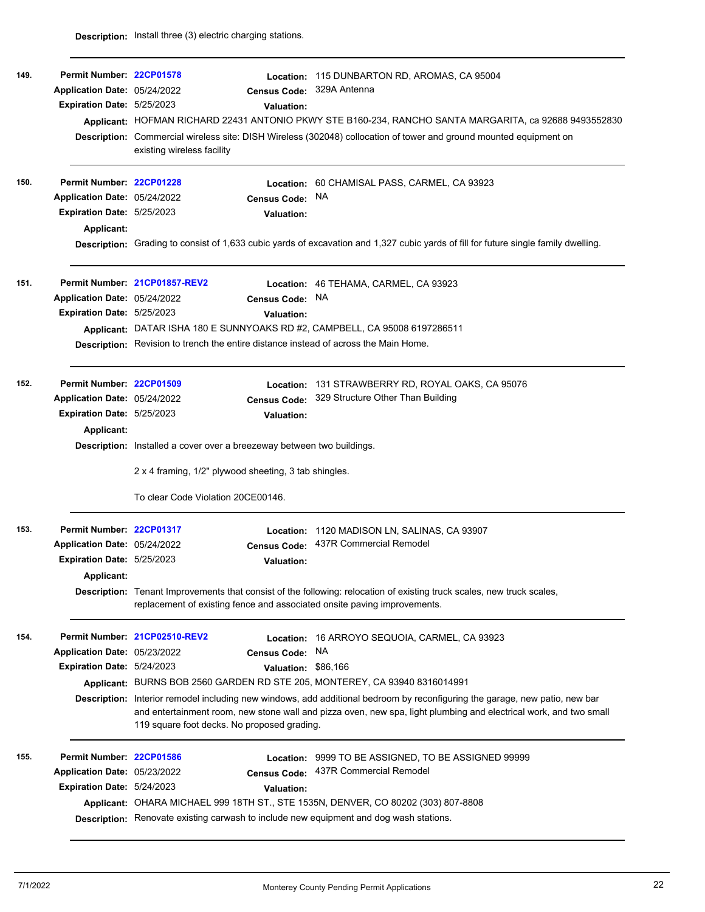**Description:** Install three (3) electric charging stations.

---

**149.**

**Permit Number:** 22CP01578
**Location:** 115 DUNBARTON RD, AROMAS, CA 95004
**Application Date:** 05/24/2022
**Census Code:** 329A Antenna
**Expiration Date:** 5/25/2023
**Valuation:**
**Applicant:** HOFMAN RICHARD 22431 ANTONIO PKWY STE B160-234, RANCHO SANTA MARGARITA, ca 92688 9493552830
**Description:** Commercial wireless site: DISH Wireless (302048) collocation of tower and ground mounted equipment on existing wireless facility

---

**150.**

**Permit Number:** 22CP01228
**Location:** 60 CHAMISAL PASS, CARMEL, CA 93923
**Application Date:** 05/24/2022
**Census Code:** NA
**Expiration Date:** 5/25/2023
**Valuation:**
**Applicant:**
**Description:** Grading to consist of 1,633 cubic yards of excavation and 1,327 cubic yards of fill for future single family dwelling.

---

**151.**

**Permit Number:** 21CP01857-REV2
**Location:** 46 TEHAMA, CARMEL, CA 93923
**Application Date:** 05/24/2022
**Census Code:** NA
**Expiration Date:** 5/25/2023
**Valuation:**
**Applicant:** DATAR ISHA 180 E SUNNYOAKS RD #2, CAMPBELL, CA 95008 6197286511
**Description:** Revision to trench the entire distance instead of across the Main Home.

---

**152.**

**Permit Number:** 22CP01509
**Location:** 131 STRAWBERRY RD, ROYAL OAKS, CA 95076
**Application Date:** 05/24/2022
**Census Code:** 329 Structure Other Than Building
**Expiration Date:** 5/25/2023
**Valuation:**
**Applicant:**
**Description:** Installed a cover over a breezeway between two buildings.

2 x 4 framing, 1/2" plywood sheeting, 3 tab shingles.

To clear Code Violation 20CE00146.

---

**153.**

**Permit Number:** 22CP01317
**Location:** 1120 MADISON LN, SALINAS, CA 93907
**Application Date:** 05/24/2022
**Census Code:** 437R Commercial Remodel
**Expiration Date:** 5/25/2023
**Valuation:**
**Applicant:**
**Description:** Tenant Improvements that consist of the following: relocation of existing truck scales, new truck scales, replacement of existing fence and associated onsite paving improvements.

---

**154.**

**Permit Number:** 21CP02510-REV2
**Location:** 16 ARROYO SEQUOIA, CARMEL, CA 93923
**Application Date:** 05/23/2022
**Census Code:** NA
**Expiration Date:** 5/24/2023
**Valuation:** $86,166
**Applicant:** BURNS BOB 2560 GARDEN RD STE 205, MONTEREY, CA 93940 8316014991
**Description:** Interior remodel including new windows, add additional bedroom by reconfiguring the garage, new patio, new bar and entertainment room, new stone wall and pizza oven, new spa, light plumbing and electrical work, and two small 119 square foot decks. No proposed grading.

---

**155.**

**Permit Number:** 22CP01586
**Location:** 9999 TO BE ASSIGNED, TO BE ASSIGNED 99999
**Application Date:** 05/23/2022
**Census Code:** 437R Commercial Remodel
**Expiration Date:** 5/24/2023
**Valuation:**
**Applicant:** OHARA MICHAEL 999 18TH ST., STE 1535N, DENVER, CO 80202 (303) 807-8808
**Description:** Renovate existing carwash to include new equipment and dog wash stations.

---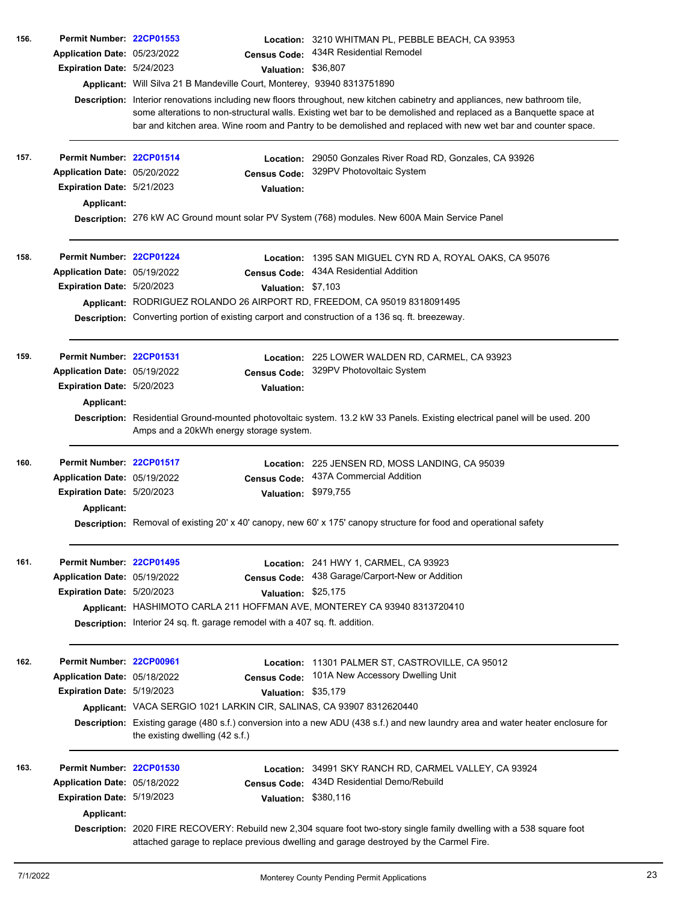**156.**

**Permit Number:** 22CP01553
**Location:** 3210 WHITMAN PL, PEBBLE BEACH, CA 93953
**Application Date:** 05/23/2022
**Census Code:** 434R Residential Remodel
**Expiration Date:** 5/24/2023
**Valuation:** $36,807
**Applicant:** Will Silva 21 B Mandeville Court, Monterey, 93940 8313751890
**Description:** Interior renovations including new floors throughout, new kitchen cabinetry and appliances, new bathroom tile, some alterations to non-structural walls. Existing wet bar to be demolished and replaced as a Banquette space at bar and kitchen area. Wine room and Pantry to be demolished and replaced with new wet bar and counter space.

---

**157.**

**Permit Number:** 22CP01514
**Location:** 29050 Gonzales River Road RD, Gonzales, CA 93926
**Application Date:** 05/20/2022
**Census Code:** 329PV Photovoltaic System
**Expiration Date:** 5/21/2023
**Valuation:**
**Applicant:**
**Description:** 276 kW AC Ground mount solar PV System (768) modules. New 600A Main Service Panel

---

**158.**

**Permit Number:** 22CP01224
**Location:** 1395 SAN MIGUEL CYN RD A, ROYAL OAKS, CA 95076
**Application Date:** 05/19/2022
**Census Code:** 434A Residential Addition
**Expiration Date:** 5/20/2023
**Valuation:** $7,103
**Applicant:** RODRIGUEZ ROLANDO 26 AIRPORT RD, FREEDOM, CA 95019 8318091495
**Description:** Converting portion of existing carport and construction of a 136 sq. ft. breezeway.

---

**159.**

**Permit Number:** 22CP01531
**Location:** 225 LOWER WALDEN RD, CARMEL, CA 93923
**Application Date:** 05/19/2022
**Census Code:** 329PV Photovoltaic System
**Expiration Date:** 5/20/2023
**Valuation:**
**Applicant:**
**Description:** Residential Ground-mounted photovoltaic system. 13.2 kW 33 Panels. Existing electrical panel will be used. 200 Amps and a 20kWh energy storage system.

---

**160.**

**Permit Number:** 22CP01517
**Location:** 225 JENSEN RD, MOSS LANDING, CA 95039
**Application Date:** 05/19/2022
**Census Code:** 437A Commercial Addition
**Expiration Date:** 5/20/2023
**Valuation:** $979,755
**Applicant:**
**Description:** Removal of existing 20' x 40' canopy, new 60' x 175' canopy structure for food and operational safety

---

**161.**

**Permit Number:** 22CP01495
**Location:** 241 HWY 1, CARMEL, CA 93923
**Application Date:** 05/19/2022
**Census Code:** 438 Garage/Carport-New or Addition
**Expiration Date:** 5/20/2023
**Valuation:** $25,175
**Applicant:** HASHIMOTO CARLA 211 HOFFMAN AVE, MONTEREY CA 93940 8313720410
**Description:** Interior 24 sq. ft. garage remodel with a 407 sq. ft. addition.

---

**162.**

**Permit Number:** 22CP00961
**Location:** 11301 PALMER ST, CASTROVILLE, CA 95012
**Application Date:** 05/18/2022
**Census Code:** 101A New Accessory Dwelling Unit
**Expiration Date:** 5/19/2023
**Valuation:** $35,179
**Applicant:** VACA SERGIO 1021 LARKIN CIR, SALINAS, CA 93907 8312620440
**Description:** Existing garage (480 s.f.) conversion into a new ADU (438 s.f.) and new laundry area and water heater enclosure for the existing dwelling (42 s.f.)

---

**163.**

**Permit Number:** 22CP01530
**Location:** 34991 SKY RANCH RD, CARMEL VALLEY, CA 93924
**Application Date:** 05/18/2022
**Census Code:** 434D Residential Demo/Rebuild
**Expiration Date:** 5/19/2023
**Valuation:** $380,116
**Applicant:**
**Description:** 2020 FIRE RECOVERY: Rebuild new 2,304 square foot two-story single family dwelling with a 538 square foot attached garage to replace previous dwelling and garage destroyed by the Carmel Fire.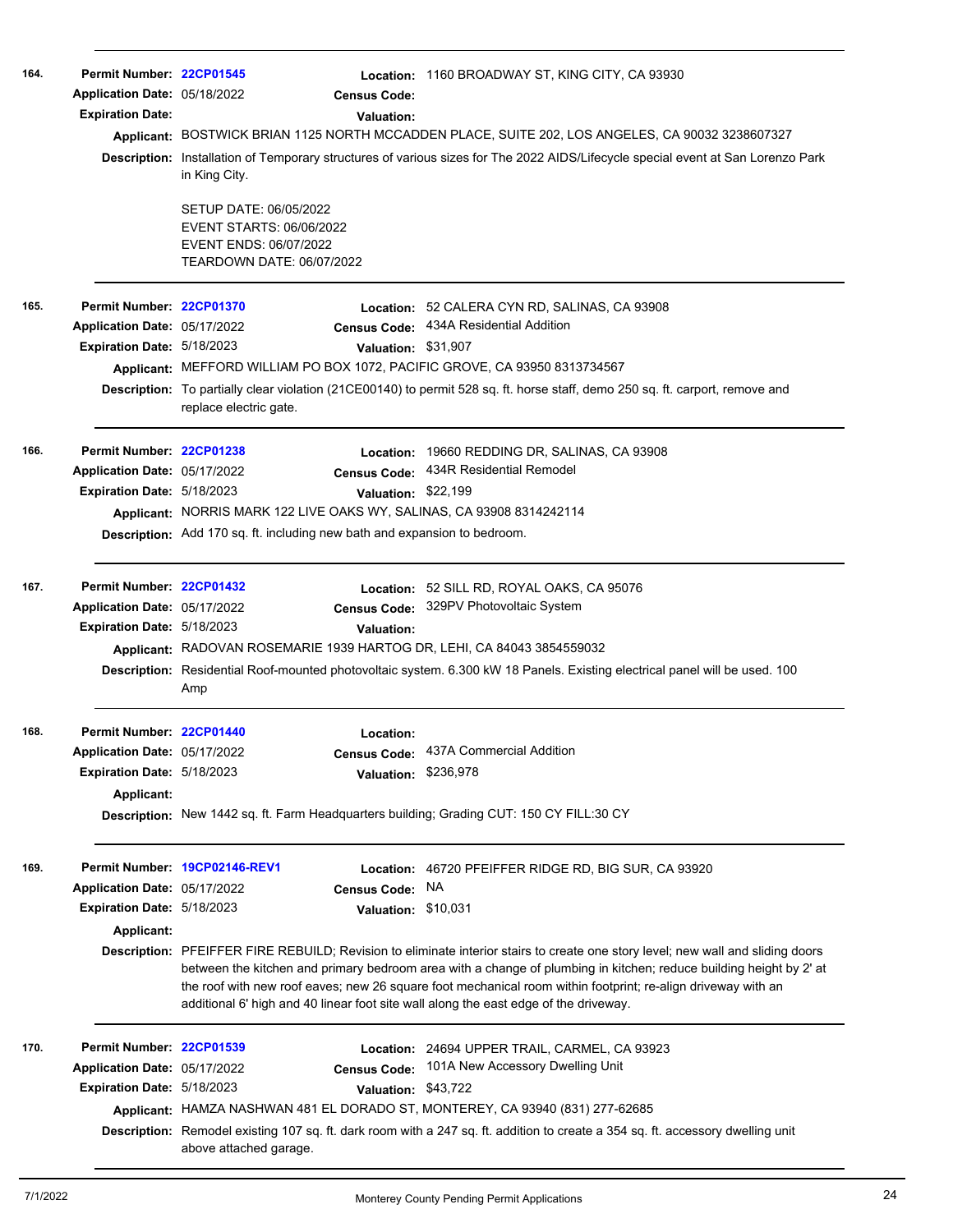**164.** **Permit Number:** 22CP01545 **Location:** 1160 BROADWAY ST, KING CITY, CA 93930
**Application Date:** 05/18/2022 **Census Code:**
**Expiration Date:** **Valuation:**
**Applicant:** BOSTWICK BRIAN 1125 NORTH MCCADDEN PLACE, SUITE 202, LOS ANGELES, CA 90032 3238607327
**Description:** Installation of Temporary structures of various sizes for The 2022 AIDS/Lifecycle special event at San Lorenzo Park in King City.

SETUP DATE: 06/05/2022
EVENT STARTS: 06/06/2022
EVENT ENDS: 06/07/2022
TEARDOWN DATE: 06/07/2022

---

**165.** **Permit Number:** 22CP01370 **Location:** 52 CALERA CYN RD, SALINAS, CA 93908
**Application Date:** 05/17/2022 **Census Code:** 434A Residential Addition
**Expiration Date:** 5/18/2023 **Valuation:** $31,907
**Applicant:** MEFFORD WILLIAM PO BOX 1072, PACIFIC GROVE, CA 93950 8313734567
**Description:** To partially clear violation (21CE00140) to permit 528 sq. ft. horse staff, demo 250 sq. ft. carport, remove and replace electric gate.

---

**166.** **Permit Number:** 22CP01238 **Location:** 19660 REDDING DR, SALINAS, CA 93908
**Application Date:** 05/17/2022 **Census Code:** 434R Residential Remodel
**Expiration Date:** 5/18/2023 **Valuation:** $22,199
**Applicant:** NORRIS MARK 122 LIVE OAKS WY, SALINAS, CA 93908 8314242114
**Description:** Add 170 sq. ft. including new bath and expansion to bedroom.

---

**167.** **Permit Number:** 22CP01432 **Location:** 52 SILL RD, ROYAL OAKS, CA 95076
**Application Date:** 05/17/2022 **Census Code:** 329PV Photovoltaic System
**Expiration Date:** 5/18/2023 **Valuation:**
**Applicant:** RADOVAN ROSEMARIE 1939 HARTOG DR, LEHI, CA 84043 3854559032
**Description:** Residential Roof-mounted photovoltaic system. 6.300 kW 18 Panels. Existing electrical panel will be used. 100 Amp

---

**168.** **Permit Number:** 22CP01440 **Location:**
**Application Date:** 05/17/2022 **Census Code:** 437A Commercial Addition
**Expiration Date:** 5/18/2023 **Valuation:** $236,978
**Applicant:**
**Description:** New 1442 sq. ft. Farm Headquarters building; Grading CUT: 150 CY FILL:30 CY

---

**169.** **Permit Number:** 19CP02146-REV1 **Location:** 46720 PFEIFFER RIDGE RD, BIG SUR, CA 93920
**Application Date:** 05/17/2022 **Census Code:** NA
**Expiration Date:** 5/18/2023 **Valuation:** $10,031
**Applicant:**
**Description:** PFEIFFER FIRE REBUILD; Revision to eliminate interior stairs to create one story level; new wall and sliding doors between the kitchen and primary bedroom area with a change of plumbing in kitchen; reduce building height by 2' at the roof with new roof eaves; new 26 square foot mechanical room within footprint; re-align driveway with an additional 6' high and 40 linear foot site wall along the east edge of the driveway.

---

**170.** **Permit Number:** 22CP01539 **Location:** 24694 UPPER TRAIL, CARMEL, CA 93923
**Application Date:** 05/17/2022 **Census Code:** 101A New Accessory Dwelling Unit
**Expiration Date:** 5/18/2023 **Valuation:** $43,722
**Applicant:** HAMZA NASHWAN 481 EL DORADO ST, MONTEREY, CA 93940 (831) 277-62685
**Description:** Remodel existing 107 sq. ft. dark room with a 247 sq. ft. addition to create a 354 sq. ft. accessory dwelling unit above attached garage.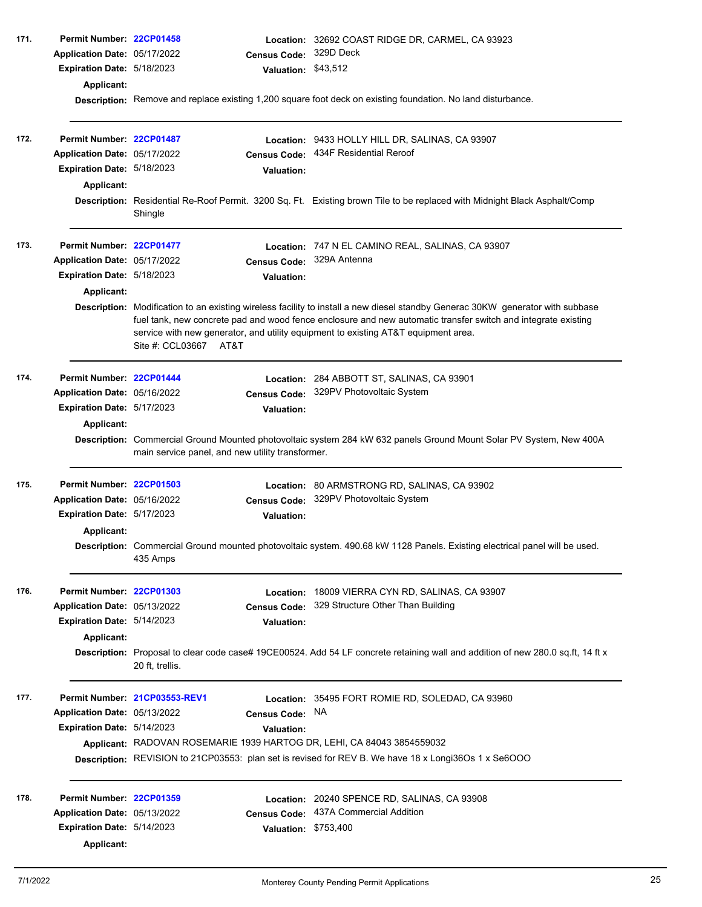**171.**

**Permit Number:** 22CP01458
**Location:** 32692 COAST RIDGE DR, CARMEL, CA 93923
**Application Date:** 05/17/2022
**Census Code:** 329D Deck
**Expiration Date:** 5/18/2023
**Valuation:** $43,512
**Applicant:**
**Description:** Remove and replace existing 1,200 square foot deck on existing foundation. No land disturbance.

---

**172.**

**Permit Number:** 22CP01487
**Location:** 9433 HOLLY HILL DR, SALINAS, CA 93907
**Application Date:** 05/17/2022
**Census Code:** 434F Residential Reroof
**Expiration Date:** 5/18/2023
**Valuation:**
**Applicant:**
**Description:** Residential Re-Roof Permit. 3200 Sq. Ft. Existing brown Tile to be replaced with Midnight Black Asphalt/Comp Shingle

---

**173.**

**Permit Number:** 22CP01477
**Location:** 747 N EL CAMINO REAL, SALINAS, CA 93907
**Application Date:** 05/17/2022
**Census Code:** 329A Antenna
**Expiration Date:** 5/18/2023
**Valuation:**
**Applicant:**
**Description:** Modification to an existing wireless facility to install a new diesel standby Generac 30KW generator with subbase fuel tank, new concrete pad and wood fence enclosure and new automatic transfer switch and integrate existing service with new generator, and utility equipment to existing AT&T equipment area.
Site #: CCL03667 AT&T

---

**174.**

**Permit Number:** 22CP01444
**Location:** 284 ABBOTT ST, SALINAS, CA 93901
**Application Date:** 05/16/2022
**Census Code:** 329PV Photovoltaic System
**Expiration Date:** 5/17/2023
**Valuation:**
**Applicant:**
**Description:** Commercial Ground Mounted photovoltaic system 284 kW 632 panels Ground Mount Solar PV System, New 400A main service panel, and new utility transformer.

---

**175.**

**Permit Number:** 22CP01503
**Location:** 80 ARMSTRONG RD, SALINAS, CA 93902
**Application Date:** 05/16/2022
**Census Code:** 329PV Photovoltaic System
**Expiration Date:** 5/17/2023
**Valuation:**
**Applicant:**
**Description:** Commercial Ground mounted photovoltaic system. 490.68 kW 1128 Panels. Existing electrical panel will be used. 435 Amps

---

**176.**

**Permit Number:** 22CP01303
**Location:** 18009 VIERRA CYN RD, SALINAS, CA 93907
**Application Date:** 05/13/2022
**Census Code:** 329 Structure Other Than Building
**Expiration Date:** 5/14/2023
**Valuation:**
**Applicant:**
**Description:** Proposal to clear code case# 19CE00524. Add 54 LF concrete retaining wall and addition of new 280.0 sq.ft, 14 ft x 20 ft, trellis.

---

**177.**

**Permit Number:** 21CP03553-REV1
**Location:** 35495 FORT ROMIE RD, SOLEDAD, CA 93960
**Application Date:** 05/13/2022
**Census Code:** NA
**Expiration Date:** 5/14/2023
**Valuation:**
**Applicant:** RADOVAN ROSEMARIE 1939 HARTOG DR, LEHI, CA 84043 3854559032
**Description:** REVISION to 21CP03553: plan set is revised for REV B. We have 18 x Longi36Os 1 x Se6OOO

---

**178.**

**Permit Number:** 22CP01359
**Location:** 20240 SPENCE RD, SALINAS, CA 93908
**Application Date:** 05/13/2022
**Census Code:** 437A Commercial Addition
**Expiration Date:** 5/14/2023
**Valuation:** $753,400
**Applicant:**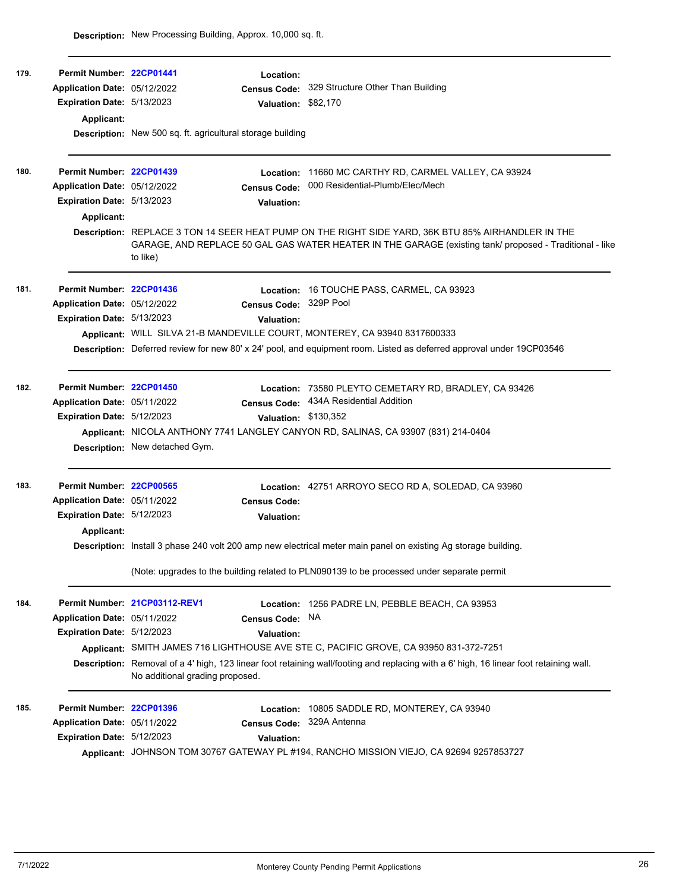**Description:** New Processing Building, Approx. 10,000 sq. ft.

---

**179.**

**Permit Number:** 22CP01441
**Application Date:** 05/12/2022
**Expiration Date:** 5/13/2023
**Applicant:**
**Location:**
**Census Code:** 329 Structure Other Than Building
**Valuation:** $82,170
**Description:** New 500 sq. ft. agricultural storage building

---

**180.**

**Permit Number:** 22CP01439
**Application Date:** 05/12/2022
**Expiration Date:** 5/13/2023
**Applicant:**
**Location:** 11660 MC CARTHY RD, CARMEL VALLEY, CA 93924
**Census Code:** 000 Residential-Plumb/Elec/Mech
**Valuation:**
**Description:** REPLACE 3 TON 14 SEER HEAT PUMP ON THE RIGHT SIDE YARD, 36K BTU 85% AIRHANDLER IN THE GARAGE, AND REPLACE 50 GAL GAS WATER HEATER IN THE GARAGE (existing tank/ proposed - Traditional - like to like)

---

**181.**

**Permit Number:** 22CP01436
**Application Date:** 05/12/2022
**Expiration Date:** 5/13/2023
**Location:** 16 TOUCHE PASS, CARMEL, CA 93923
**Census Code:** 329P Pool
**Valuation:**
**Applicant:** WILL SILVA 21-B MANDEVILLE COURT, MONTEREY, CA 93940 8317600333
**Description:** Deferred review for new 80' x 24' pool, and equipment room. Listed as deferred approval under 19CP03546

---

**182.**

**Permit Number:** 22CP01450
**Application Date:** 05/11/2022
**Expiration Date:** 5/12/2023
**Location:** 73580 PLEYTO CEMETARY RD, BRADLEY, CA 93426
**Census Code:** 434A Residential Addition
**Valuation:** $130,352
**Applicant:** NICOLA ANTHONY 7741 LANGLEY CANYON RD, SALINAS, CA 93907 (831) 214-0404
**Description:** New detached Gym.

---

**183.**

**Permit Number:** 22CP00565
**Application Date:** 05/11/2022
**Expiration Date:** 5/12/2023
**Applicant:**
**Location:** 42751 ARROYO SECO RD A, SOLEDAD, CA 93960
**Census Code:**
**Valuation:**
**Description:** Install 3 phase 240 volt 200 amp new electrical meter main panel on existing Ag storage building.

(Note: upgrades to the building related to PLN090139 to be processed under separate permit

---

**184.**

**Permit Number:** 21CP03112-REV1
**Application Date:** 05/11/2022
**Expiration Date:** 5/12/2023
**Location:** 1256 PADRE LN, PEBBLE BEACH, CA 93953
**Census Code:** NA
**Valuation:**
**Applicant:** SMITH JAMES 716 LIGHTHOUSE AVE STE C, PACIFIC GROVE, CA 93950 831-372-7251
**Description:** Removal of a 4' high, 123 linear foot retaining wall/footing and replacing with a 6' high, 16 linear foot retaining wall. No additional grading proposed.

---

**185.**

**Permit Number:** 22CP01396
**Application Date:** 05/11/2022
**Expiration Date:** 5/12/2023
**Location:** 10805 SADDLE RD, MONTEREY, CA 93940
**Census Code:** 329A Antenna
**Valuation:**
**Applicant:** JOHNSON TOM 30767 GATEWAY PL #194, RANCHO MISSION VIEJO, CA 92694 9257853727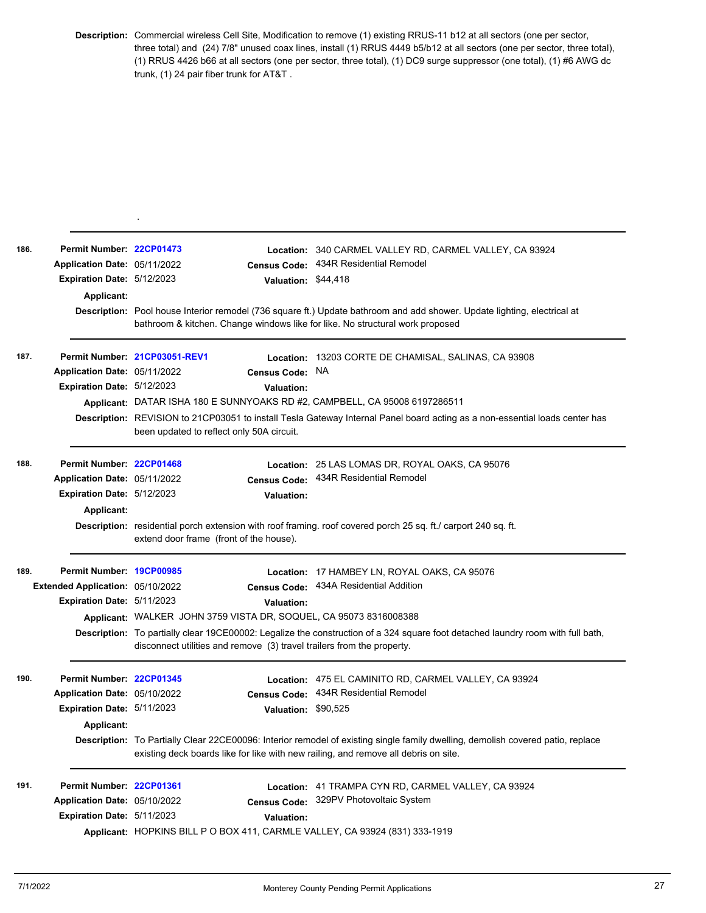**Description:** Commercial wireless Cell Site, Modification to remove (1) existing RRUS-11 b12 at all sectors (one per sector, three total) and (24) 7/8" unused coax lines, install (1) RRUS 4449 b5/b12 at all sectors (one per sector, three total), (1) RRUS 4426 b66 at all sectors (one per sector, three total), (1) DC9 surge suppressor (one total), (1) #6 AWG dc trunk, (1) 24 pair fiber trunk for AT&T .

.

---

**186.**
**Permit Number:** 22CP01473
**Location:** 340 CARMEL VALLEY RD, CARMEL VALLEY, CA 93924
**Application Date:** 05/11/2022
**Census Code:** 434R Residential Remodel
**Expiration Date:** 5/12/2023
**Valuation:** $44,418
**Applicant:**
**Description:** Pool house Interior remodel (736 square ft.) Update bathroom and add shower. Update lighting, electrical at bathroom & kitchen. Change windows like for like. No structural work proposed

---

**187.**
**Permit Number:** 21CP03051-REV1
**Location:** 13203 CORTE DE CHAMISAL, SALINAS, CA 93908
**Application Date:** 05/11/2022
**Census Code:** NA
**Expiration Date:** 5/12/2023
**Valuation:**
**Applicant:** DATAR ISHA 180 E SUNNYOAKS RD #2, CAMPBELL, CA 95008 6197286511
**Description:** REVISION to 21CP03051 to install Tesla Gateway Internal Panel board acting as a non-essential loads center has been updated to reflect only 50A circuit.

---

**188.**
**Permit Number:** 22CP01468
**Location:** 25 LAS LOMAS DR, ROYAL OAKS, CA 95076
**Application Date:** 05/11/2022
**Census Code:** 434R Residential Remodel
**Expiration Date:** 5/12/2023
**Valuation:**
**Applicant:**
**Description:** residential porch extension with roof framing. roof covered porch 25 sq. ft./ carport 240 sq. ft. extend door frame (front of the house).

---

**189.**
**Permit Number:** 19CP00985
**Location:** 17 HAMBEY LN, ROYAL OAKS, CA 95076
**Extended Application:** 05/10/2022
**Census Code:** 434A Residential Addition
**Expiration Date:** 5/11/2023
**Valuation:**
**Applicant:** WALKER JOHN 3759 VISTA DR, SOQUEL, CA 95073 8316008388
**Description:** To partially clear 19CE00002: Legalize the construction of a 324 square foot detached laundry room with full bath, disconnect utilities and remove (3) travel trailers from the property.

---

**190.**
**Permit Number:** 22CP01345
**Location:** 475 EL CAMINITO RD, CARMEL VALLEY, CA 93924
**Application Date:** 05/10/2022
**Census Code:** 434R Residential Remodel
**Expiration Date:** 5/11/2023
**Valuation:** $90,525
**Applicant:**
**Description:** To Partially Clear 22CE00096: Interior remodel of existing single family dwelling, demolish covered patio, replace existing deck boards like for like with new railing, and remove all debris on site.

---

**191.**
**Permit Number:** 22CP01361
**Location:** 41 TRAMPA CYN RD, CARMEL VALLEY, CA 93924
**Application Date:** 05/10/2022
**Census Code:** 329PV Photovoltaic System
**Expiration Date:** 5/11/2023
**Valuation:**
**Applicant:** HOPKINS BILL P O BOX 411, CARMLE VALLEY, CA 93924 (831) 333-1919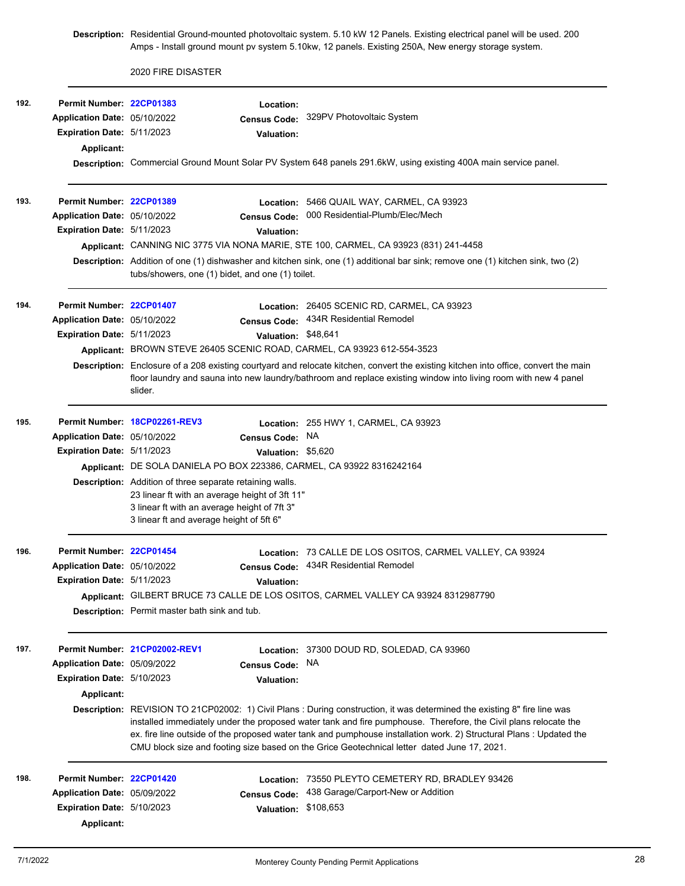**Description:** Residential Ground-mounted photovoltaic system. 5.10 kW 12 Panels. Existing electrical panel will be used. 200 Amps - Install ground mount pv system 5.10kw, 12 panels. Existing 250A, New energy storage system.

2020 FIRE DISASTER

---

**192.**

**Permit Number:** 22CP01383
**Application Date:** 05/10/2022
**Expiration Date:** 5/11/2023
**Applicant:**
**Location:**
**Census Code:** 329PV Photovoltaic System
**Valuation:**
**Description:** Commercial Ground Mount Solar PV System 648 panels 291.6kW, using existing 400A main service panel.

---

**193.**

**Permit Number:** 22CP01389
**Application Date:** 05/10/2022
**Expiration Date:** 5/11/2023
**Location:** 5466 QUAIL WAY, CARMEL, CA 93923
**Census Code:** 000 Residential-Plumb/Elec/Mech
**Valuation:**
**Applicant:** CANNING NIC 3775 VIA NONA MARIE, STE 100, CARMEL, CA 93923 (831) 241-4458
**Description:** Addition of one (1) dishwasher and kitchen sink, one (1) additional bar sink; remove one (1) kitchen sink, two (2) tubs/showers, one (1) bidet, and one (1) toilet.

---

**194.**

**Permit Number:** 22CP01407
**Application Date:** 05/10/2022
**Expiration Date:** 5/11/2023
**Location:** 26405 SCENIC RD, CARMEL, CA 93923
**Census Code:** 434R Residential Remodel
**Valuation:** $48,641
**Applicant:** BROWN STEVE 26405 SCENIC ROAD, CARMEL, CA 93923 612-554-3523
**Description:** Enclosure of a 208 existing courtyard and relocate kitchen, convert the existing kitchen into office, convert the main floor laundry and sauna into new laundry/bathroom and replace existing window into living room with new 4 panel slider.

---

**195.**

**Permit Number:** 18CP02261-REV3
**Application Date:** 05/10/2022
**Expiration Date:** 5/11/2023
**Location:** 255 HWY 1, CARMEL, CA 93923
**Census Code:** NA
**Valuation:** $5,620
**Applicant:** DE SOLA DANIELA PO BOX 223386, CARMEL, CA 93922 8316242164
**Description:** Addition of three separate retaining walls.
23 linear ft with an average height of 3ft 11"
3 linear ft with an average height of 7ft 3"
3 linear ft and average height of 5ft 6"

---

**196.**

**Permit Number:** 22CP01454
**Application Date:** 05/10/2022
**Expiration Date:** 5/11/2023
**Location:** 73 CALLE DE LOS OSITOS, CARMEL VALLEY, CA 93924
**Census Code:** 434R Residential Remodel
**Valuation:**
**Applicant:** GILBERT BRUCE 73 CALLE DE LOS OSITOS, CARMEL VALLEY CA 93924 8312987790
**Description:** Permit master bath sink and tub.

---

**197.**

**Permit Number:** 21CP02002-REV1
**Application Date:** 05/09/2022
**Expiration Date:** 5/10/2023
**Applicant:**
**Location:** 37300 DOUD RD, SOLEDAD, CA 93960
**Census Code:** NA
**Valuation:**
**Description:** REVISION TO 21CP02002: 1) Civil Plans : During construction, it was determined the existing 8" fire line was installed immediately under the proposed water tank and fire pumphouse. Therefore, the Civil plans relocate the ex. fire line outside of the proposed water tank and pumphouse installation work. 2) Structural Plans : Updated the CMU block size and footing size based on the Grice Geotechnical letter dated June 17, 2021.

---

**198.**

**Permit Number:** 22CP01420
**Application Date:** 05/09/2022
**Expiration Date:** 5/10/2023
**Applicant:**
**Location:** 73550 PLEYTO CEMETERY RD, BRADLEY 93426
**Census Code:** 438 Garage/Carport-New or Addition
**Valuation:** $108,653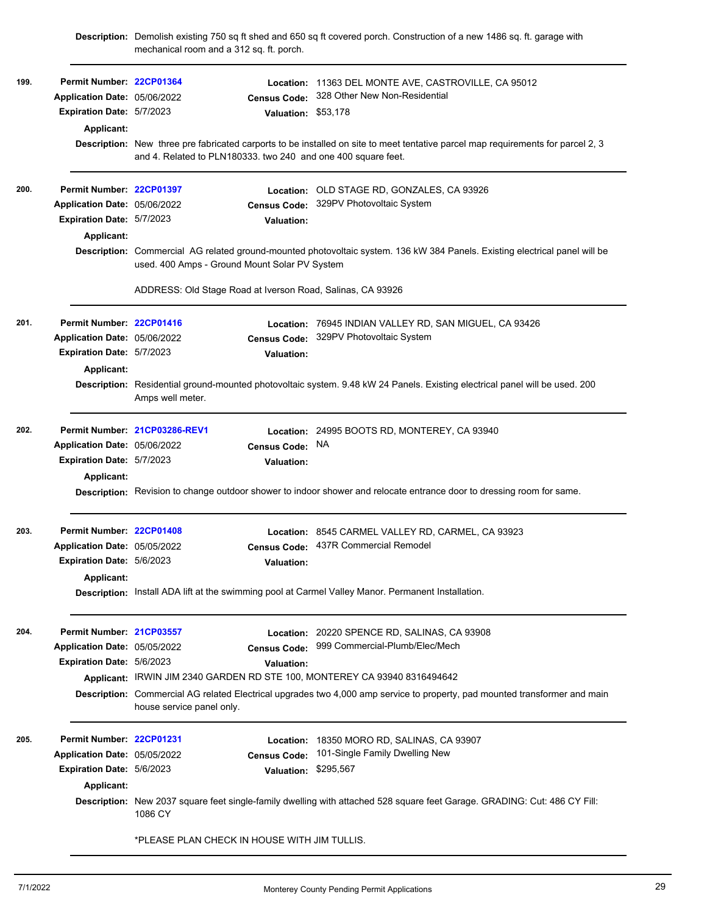**Description:** Demolish existing 750 sq ft shed and 650 sq ft covered porch. Construction of a new 1486 sq. ft. garage with mechanical room and a 312 sq. ft. porch.

---

**199.**

**Permit Number:** 22CP01364
**Location:** 11363 DEL MONTE AVE, CASTROVILLE, CA 95012
**Application Date:** 05/06/2022
**Census Code:** 328 Other New Non-Residential
**Expiration Date:** 5/7/2023
**Valuation:** $53,178
**Applicant:**
**Description:** New three pre fabricated carports to be installed on site to meet tentative parcel map requirements for parcel 2, 3 and 4. Related to PLN180333. two 240 and one 400 square feet.

---

**200.**

**Permit Number:** 22CP01397
**Location:** OLD STAGE RD, GONZALES, CA 93926
**Application Date:** 05/06/2022
**Census Code:** 329PV Photovoltaic System
**Expiration Date:** 5/7/2023
**Valuation:**
**Applicant:**
**Description:** Commercial AG related ground-mounted photovoltaic system. 136 kW 384 Panels. Existing electrical panel will be used. 400 Amps - Ground Mount Solar PV System

ADDRESS: Old Stage Road at Iverson Road, Salinas, CA 93926

---

**201.**

**Permit Number:** 22CP01416
**Location:** 76945 INDIAN VALLEY RD, SAN MIGUEL, CA 93426
**Application Date:** 05/06/2022
**Census Code:** 329PV Photovoltaic System
**Expiration Date:** 5/7/2023
**Valuation:**
**Applicant:**
**Description:** Residential ground-mounted photovoltaic system. 9.48 kW 24 Panels. Existing electrical panel will be used. 200 Amps well meter.

---

**202.**

**Permit Number:** 21CP03286-REV1
**Location:** 24995 BOOTS RD, MONTEREY, CA 93940
**Application Date:** 05/06/2022
**Census Code:** NA
**Expiration Date:** 5/7/2023
**Valuation:**
**Applicant:**
**Description:** Revision to change outdoor shower to indoor shower and relocate entrance door to dressing room for same.

---

**203.**

**Permit Number:** 22CP01408
**Location:** 8545 CARMEL VALLEY RD, CARMEL, CA 93923
**Application Date:** 05/05/2022
**Census Code:** 437R Commercial Remodel
**Expiration Date:** 5/6/2023
**Valuation:**
**Applicant:**
**Description:** Install ADA lift at the swimming pool at Carmel Valley Manor. Permanent Installation.

---

**204.**

**Permit Number:** 21CP03557
**Location:** 20220 SPENCE RD, SALINAS, CA 93908
**Application Date:** 05/05/2022
**Census Code:** 999 Commercial-Plumb/Elec/Mech
**Expiration Date:** 5/6/2023
**Valuation:**
**Applicant:** IRWIN JIM 2340 GARDEN RD STE 100, MONTEREY CA 93940 8316494642
**Description:** Commercial AG related Electrical upgrades two 4,000 amp service to property, pad mounted transformer and main house service panel only.

---

**205.**

**Permit Number:** 22CP01231
**Location:** 18350 MORO RD, SALINAS, CA 93907
**Application Date:** 05/05/2022
**Census Code:** 101-Single Family Dwelling New
**Expiration Date:** 5/6/2023
**Valuation:** $295,567
**Applicant:**
**Description:** New 2037 square feet single-family dwelling with attached 528 square feet Garage. GRADING: Cut: 486 CY Fill: 1086 CY

*PLEASE PLAN CHECK IN HOUSE WITH JIM TULLIS.

---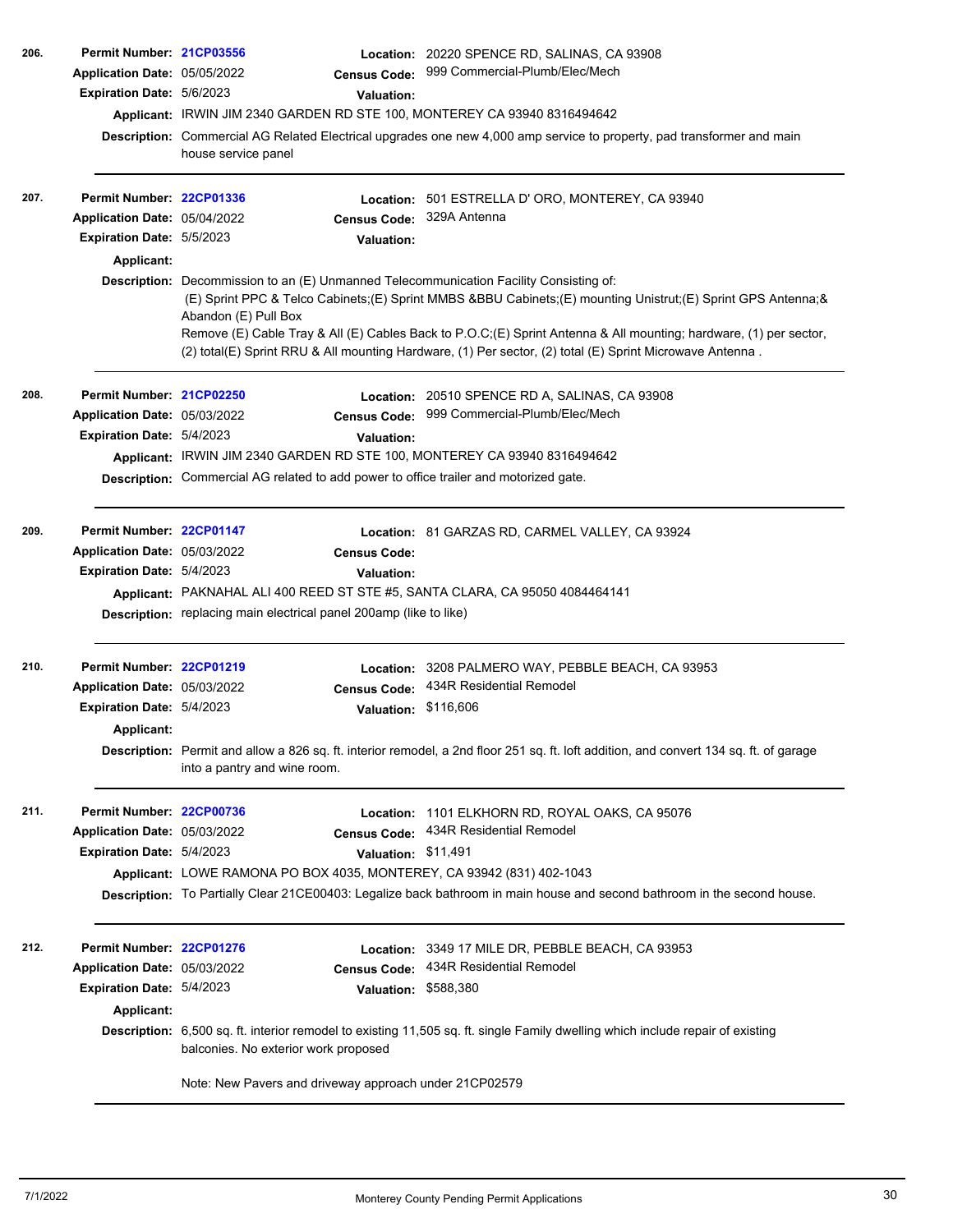**206.** **Permit Number:** 21CP03556 **Location:** 20220 SPENCE RD, SALINAS, CA 93908
**Application Date:** 05/05/2022 **Census Code:** 999 Commercial-Plumb/Elec/Mech
**Expiration Date:** 5/6/2023 **Valuation:**
**Applicant:** IRWIN JIM 2340 GARDEN RD STE 100, MONTEREY CA 93940 8316494642
**Description:** Commercial AG Related Electrical upgrades one new 4,000 amp service to property, pad transformer and main house service panel

---

**207.** **Permit Number:** 22CP01336 **Location:** 501 ESTRELLA D' ORO, MONTEREY, CA 93940
**Application Date:** 05/04/2022 **Census Code:** 329A Antenna
**Expiration Date:** 5/5/2023 **Valuation:**
**Applicant:**
**Description:** Decommission to an (E) Unmanned Telecommunication Facility Consisting of:
(E) Sprint PPC & Telco Cabinets;(E) Sprint MMBS &BBU Cabinets;(E) mounting Unistrut;(E) Sprint GPS Antenna;& Abandon (E) Pull Box
Remove (E) Cable Tray & All (E) Cables Back to P.O.C;(E) Sprint Antenna & All mounting; hardware, (1) per sector, (2) total(E) Sprint RRU & All mounting Hardware, (1) Per sector, (2) total (E) Sprint Microwave Antenna .

---

**208.** **Permit Number:** 21CP02250 **Location:** 20510 SPENCE RD A, SALINAS, CA 93908
**Application Date:** 05/03/2022 **Census Code:** 999 Commercial-Plumb/Elec/Mech
**Expiration Date:** 5/4/2023 **Valuation:**
**Applicant:** IRWIN JIM 2340 GARDEN RD STE 100, MONTEREY CA 93940 8316494642
**Description:** Commercial AG related to add power to office trailer and motorized gate.

---

**209.** **Permit Number:** 22CP01147 **Location:** 81 GARZAS RD, CARMEL VALLEY, CA 93924
**Application Date:** 05/03/2022 **Census Code:**
**Expiration Date:** 5/4/2023 **Valuation:**
**Applicant:** PAKNAHAL ALI 400 REED ST STE #5, SANTA CLARA, CA 95050 4084464141
**Description:** replacing main electrical panel 200amp (like to like)

---

**210.** **Permit Number:** 22CP01219 **Location:** 3208 PALMERO WAY, PEBBLE BEACH, CA 93953
**Application Date:** 05/03/2022 **Census Code:** 434R Residential Remodel
**Expiration Date:** 5/4/2023 **Valuation:** $116,606
**Applicant:**
**Description:** Permit and allow a 826 sq. ft. interior remodel, a 2nd floor 251 sq. ft. loft addition, and convert 134 sq. ft. of garage into a pantry and wine room.

---

**211.** **Permit Number:** 22CP00736 **Location:** 1101 ELKHORN RD, ROYAL OAKS, CA 95076
**Application Date:** 05/03/2022 **Census Code:** 434R Residential Remodel
**Expiration Date:** 5/4/2023 **Valuation:** $11,491
**Applicant:** LOWE RAMONA PO BOX 4035, MONTEREY, CA 93942 (831) 402-1043
**Description:** To Partially Clear 21CE00403: Legalize back bathroom in main house and second bathroom in the second house.

---

**212.** **Permit Number:** 22CP01276 **Location:** 3349 17 MILE DR, PEBBLE BEACH, CA 93953
**Application Date:** 05/03/2022 **Census Code:** 434R Residential Remodel
**Expiration Date:** 5/4/2023 **Valuation:** $588,380
**Applicant:**
**Description:** 6,500 sq. ft. interior remodel to existing 11,505 sq. ft. single Family dwelling which include repair of existing balconies. No exterior work proposed

Note: New Pavers and driveway approach under 21CP02579

---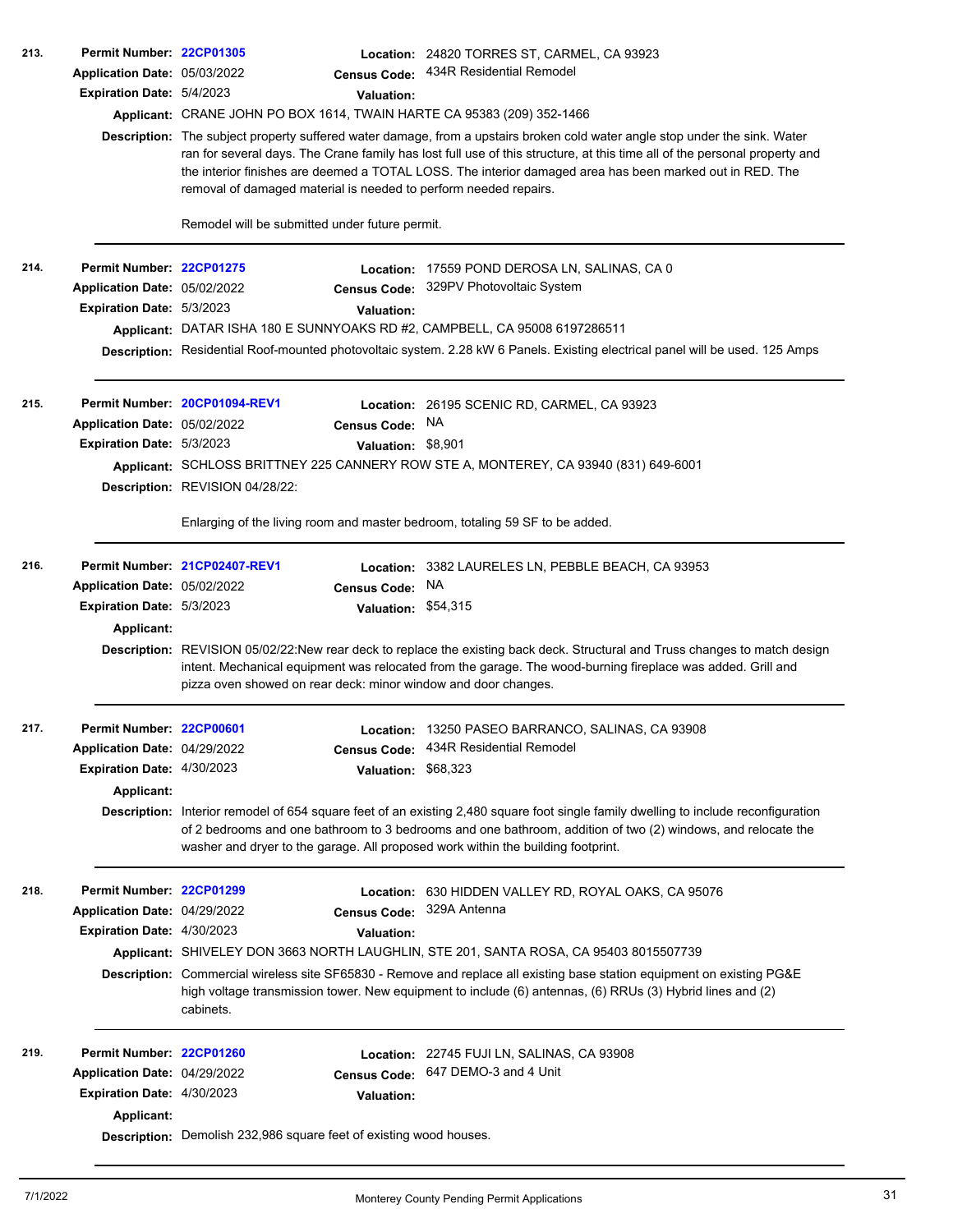**213.**

**Permit Number:** 22CP01305
**Location:** 24820 TORRES ST, CARMEL, CA 93923
**Application Date:** 05/03/2022
**Census Code:** 434R Residential Remodel
**Expiration Date:** 5/4/2023
**Valuation:**
**Applicant:** CRANE JOHN PO BOX 1614, TWAIN HARTE CA 95383 (209) 352-1466
**Description:** The subject property suffered water damage, from a upstairs broken cold water angle stop under the sink. Water ran for several days. The Crane family has lost full use of this structure, at this time all of the personal property and the interior finishes are deemed a TOTAL LOSS. The interior damaged area has been marked out in RED. The removal of damaged material is needed to perform needed repairs.

Remodel will be submitted under future permit.

---

**214.**

**Permit Number:** 22CP01275
**Location:** 17559 POND DEROSA LN, SALINAS, CA 0
**Application Date:** 05/02/2022
**Census Code:** 329PV Photovoltaic System
**Expiration Date:** 5/3/2023
**Valuation:**
**Applicant:** DATAR ISHA 180 E SUNNYOAKS RD #2, CAMPBELL, CA 95008 6197286511
**Description:** Residential Roof-mounted photovoltaic system. 2.28 kW 6 Panels. Existing electrical panel will be used. 125 Amps

---

**215.**

**Permit Number:** 20CP01094-REV1
**Location:** 26195 SCENIC RD, CARMEL, CA 93923
**Application Date:** 05/02/2022
**Census Code:** NA
**Expiration Date:** 5/3/2023
**Valuation:** $8,901
**Applicant:** SCHLOSS BRITTNEY 225 CANNERY ROW STE A, MONTEREY, CA 93940 (831) 649-6001
**Description:** REVISION 04/28/22:

Enlarging of the living room and master bedroom, totaling 59 SF to be added.

---

**216.**

**Permit Number:** 21CP02407-REV1
**Location:** 3382 LAURELES LN, PEBBLE BEACH, CA 93953
**Application Date:** 05/02/2022
**Census Code:** NA
**Expiration Date:** 5/3/2023
**Valuation:** $54,315
**Applicant:**
**Description:** REVISION 05/02/22:New rear deck to replace the existing back deck. Structural and Truss changes to match design intent. Mechanical equipment was relocated from the garage. The wood-burning fireplace was added. Grill and pizza oven showed on rear deck: minor window and door changes.

---

**217.**

**Permit Number:** 22CP00601
**Location:** 13250 PASEO BARRANCO, SALINAS, CA 93908
**Application Date:** 04/29/2022
**Census Code:** 434R Residential Remodel
**Expiration Date:** 4/30/2023
**Valuation:** $68,323
**Applicant:**
**Description:** Interior remodel of 654 square feet of an existing 2,480 square foot single family dwelling to include reconfiguration of 2 bedrooms and one bathroom to 3 bedrooms and one bathroom, addition of two (2) windows, and relocate the washer and dryer to the garage. All proposed work within the building footprint.

---

**218.**

**Permit Number:** 22CP01299
**Location:** 630 HIDDEN VALLEY RD, ROYAL OAKS, CA 95076
**Application Date:** 04/29/2022
**Census Code:** 329A Antenna
**Expiration Date:** 4/30/2023
**Valuation:**
**Applicant:** SHIVELEY DON 3663 NORTH LAUGHLIN, STE 201, SANTA ROSA, CA 95403 8015507739
**Description:** Commercial wireless site SF65830 - Remove and replace all existing base station equipment on existing PG&E high voltage transmission tower. New equipment to include (6) antennas, (6) RRUs (3) Hybrid lines and (2) cabinets.

---

**219.**

**Permit Number:** 22CP01260
**Location:** 22745 FUJI LN, SALINAS, CA 93908
**Application Date:** 04/29/2022
**Census Code:** 647 DEMO-3 and 4 Unit
**Expiration Date:** 4/30/2023
**Valuation:**
**Applicant:**
**Description:** Demolish 232,986 square feet of existing wood houses.

---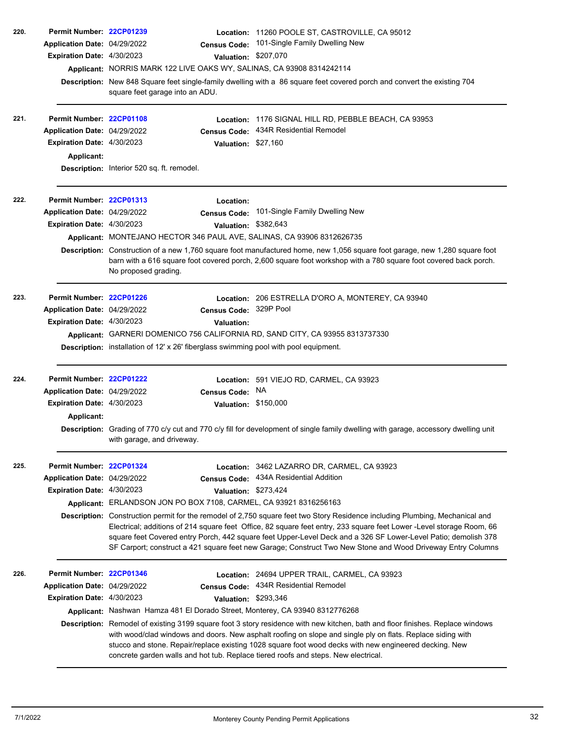**220.** **Permit Number:** 22CP01239 **Location:** 11260 POOLE ST, CASTROVILLE, CA 95012
**Application Date:** 04/29/2022 **Census Code:** 101-Single Family Dwelling New
**Expiration Date:** 4/30/2023 **Valuation:** $207,070
**Applicant:** NORRIS MARK 122 LIVE OAKS WY, SALINAS, CA 93908 8314242114
**Description:** New 848 Square feet single-family dwelling with a 86 square feet covered porch and convert the existing 704 square feet garage into an ADU.

---

**221.** **Permit Number:** 22CP01108 **Location:** 1176 SIGNAL HILL RD, PEBBLE BEACH, CA 93953
**Application Date:** 04/29/2022 **Census Code:** 434R Residential Remodel
**Expiration Date:** 4/30/2023 **Valuation:** $27,160
**Applicant:**
**Description:** Interior 520 sq. ft. remodel.

---

**222.** **Permit Number:** 22CP01313 **Location:**
**Application Date:** 04/29/2022 **Census Code:** 101-Single Family Dwelling New
**Expiration Date:** 4/30/2023 **Valuation:** $382,643
**Applicant:** MONTEJANO HECTOR 346 PAUL AVE, SALINAS, CA 93906 8312626735
**Description:** Construction of a new 1,760 square foot manufactured home, new 1,056 square foot garage, new 1,280 square foot barn with a 616 square foot covered porch, 2,600 square foot workshop with a 780 square foot covered back porch. No proposed grading.

---

**223.** **Permit Number:** 22CP01226 **Location:** 206 ESTRELLA D'ORO A, MONTEREY, CA 93940
**Application Date:** 04/29/2022 **Census Code:** 329P Pool
**Expiration Date:** 4/30/2023 **Valuation:**
**Applicant:** GARNERI DOMENICO 756 CALIFORNIA RD, SAND CITY, CA 93955 8313737330
**Description:** installation of 12' x 26' fiberglass swimming pool with pool equipment.

---

**224.** **Permit Number:** 22CP01222 **Location:** 591 VIEJO RD, CARMEL, CA 93923
**Application Date:** 04/29/2022 **Census Code:** NA
**Expiration Date:** 4/30/2023 **Valuation:** $150,000
**Applicant:**
**Description:** Grading of 770 c/y cut and 770 c/y fill for development of single family dwelling with garage, accessory dwelling unit with garage, and driveway.

---

**225.** **Permit Number:** 22CP01324 **Location:** 3462 LAZARRO DR, CARMEL, CA 93923
**Application Date:** 04/29/2022 **Census Code:** 434A Residential Addition
**Expiration Date:** 4/30/2023 **Valuation:** $273,424
**Applicant:** ERLANDSON JON PO BOX 7108, CARMEL, CA 93921 8316256163
**Description:** Construction permit for the remodel of 2,750 square feet two Story Residence including Plumbing, Mechanical and Electrical; additions of 214 square feet Office, 82 square feet entry, 233 square feet Lower -Level storage Room, 66 square feet Covered entry Porch, 442 square feet Upper-Level Deck and a 326 SF Lower-Level Patio; demolish 378 SF Carport; construct a 421 square feet new Garage; Construct Two New Stone and Wood Driveway Entry Columns

---

**226.** **Permit Number:** 22CP01346 **Location:** 24694 UPPER TRAIL, CARMEL, CA 93923
**Application Date:** 04/29/2022 **Census Code:** 434R Residential Remodel
**Expiration Date:** 4/30/2023 **Valuation:** $293,346
**Applicant:** Nashwan Hamza 481 El Dorado Street, Monterey, CA 93940 8312776268
**Description:** Remodel of existing 3199 square foot 3 story residence with new kitchen, bath and floor finishes. Replace windows with wood/clad windows and doors. New asphalt roofing on slope and single ply on flats. Replace siding with stucco and stone. Repair/replace existing 1028 square foot wood decks with new engineered decking. New concrete garden walls and hot tub. Replace tiered roofs and steps. New electrical.

---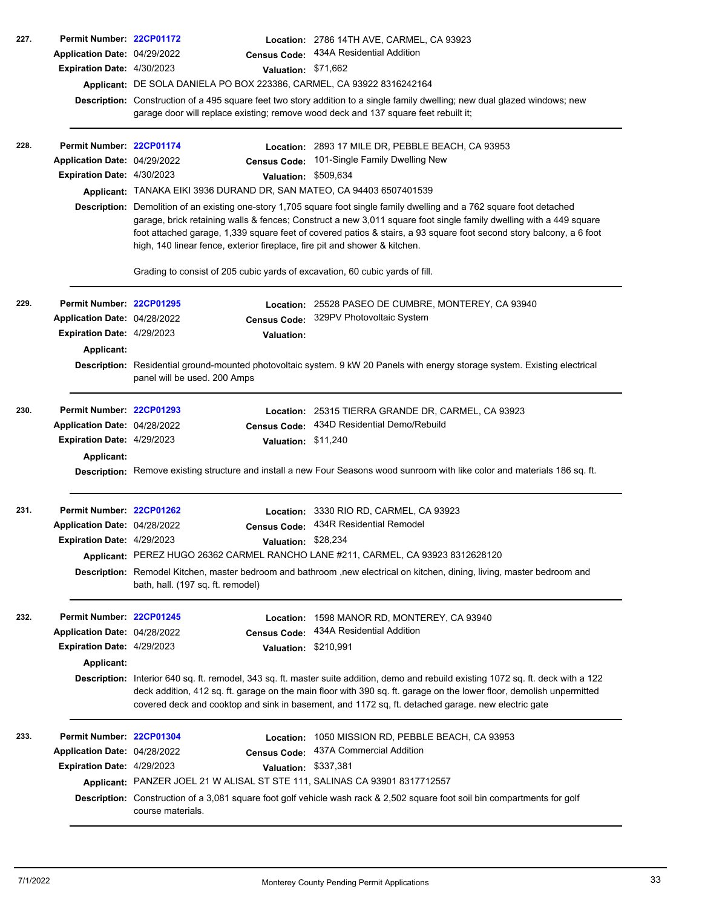**227.**

**Permit Number:** 22CP01172
**Location:** 2786 14TH AVE, CARMEL, CA 93923
**Application Date:** 04/29/2022
**Census Code:** 434A Residential Addition
**Expiration Date:** 4/30/2023
**Valuation:** $71,662
**Applicant:** DE SOLA DANIELA PO BOX 223386, CARMEL, CA 93922 8316242164
**Description:** Construction of a 495 square feet two story addition to a single family dwelling; new dual glazed windows; new garage door will replace existing; remove wood deck and 137 square feet rebuilt it;

---

**228.**

**Permit Number:** 22CP01174
**Location:** 2893 17 MILE DR, PEBBLE BEACH, CA 93953
**Application Date:** 04/29/2022
**Census Code:** 101-Single Family Dwelling New
**Expiration Date:** 4/30/2023
**Valuation:** $509,634
**Applicant:** TANAKA EIKI 3936 DURAND DR, SAN MATEO, CA 94403 6507401539
**Description:** Demolition of an existing one-story 1,705 square foot single family dwelling and a 762 square foot detached garage, brick retaining walls & fences; Construct a new 3,011 square foot single family dwelling with a 449 square foot attached garage, 1,339 square feet of covered patios & stairs, a 93 square foot second story balcony, a 6 foot high, 140 linear fence, exterior fireplace, fire pit and shower & kitchen.

Grading to consist of 205 cubic yards of excavation, 60 cubic yards of fill.

---

**229.**

**Permit Number:** 22CP01295
**Location:** 25528 PASEO DE CUMBRE, MONTEREY, CA 93940
**Application Date:** 04/28/2022
**Census Code:** 329PV Photovoltaic System
**Expiration Date:** 4/29/2023
**Valuation:**
**Applicant:**
**Description:** Residential ground-mounted photovoltaic system. 9 kW 20 Panels with energy storage system. Existing electrical panel will be used. 200 Amps

---

**230.**

**Permit Number:** 22CP01293
**Location:** 25315 TIERRA GRANDE DR, CARMEL, CA 93923
**Application Date:** 04/28/2022
**Census Code:** 434D Residential Demo/Rebuild
**Expiration Date:** 4/29/2023
**Valuation:** $11,240
**Applicant:**
**Description:** Remove existing structure and install a new Four Seasons wood sunroom with like color and materials 186 sq. ft.

---

**231.**

**Permit Number:** 22CP01262
**Location:** 3330 RIO RD, CARMEL, CA 93923
**Application Date:** 04/28/2022
**Census Code:** 434R Residential Remodel
**Expiration Date:** 4/29/2023
**Valuation:** $28,234
**Applicant:** PEREZ HUGO 26362 CARMEL RANCHO LANE #211, CARMEL, CA 93923 8312628120
**Description:** Remodel Kitchen, master bedroom and bathroom ,new electrical on kitchen, dining, living, master bedroom and bath, hall. (197 sq. ft. remodel)

---

**232.**

**Permit Number:** 22CP01245
**Location:** 1598 MANOR RD, MONTEREY, CA 93940
**Application Date:** 04/28/2022
**Census Code:** 434A Residential Addition
**Expiration Date:** 4/29/2023
**Valuation:** $210,991
**Applicant:**
**Description:** Interior 640 sq. ft. remodel, 343 sq. ft. master suite addition, demo and rebuild existing 1072 sq. ft. deck with a 122 deck addition, 412 sq. ft. garage on the main floor with 390 sq. ft. garage on the lower floor, demolish unpermitted covered deck and cooktop and sink in basement, and 1172 sq, ft. detached garage. new electric gate

---

**233.**

**Permit Number:** 22CP01304
**Location:** 1050 MISSION RD, PEBBLE BEACH, CA 93953
**Application Date:** 04/28/2022
**Census Code:** 437A Commercial Addition
**Expiration Date:** 4/29/2023
**Valuation:** $337,381
**Applicant:** PANZER JOEL 21 W ALISAL ST STE 111, SALINAS CA 93901 8317712557
**Description:** Construction of a 3,081 square foot golf vehicle wash rack & 2,502 square foot soil bin compartments for golf course materials.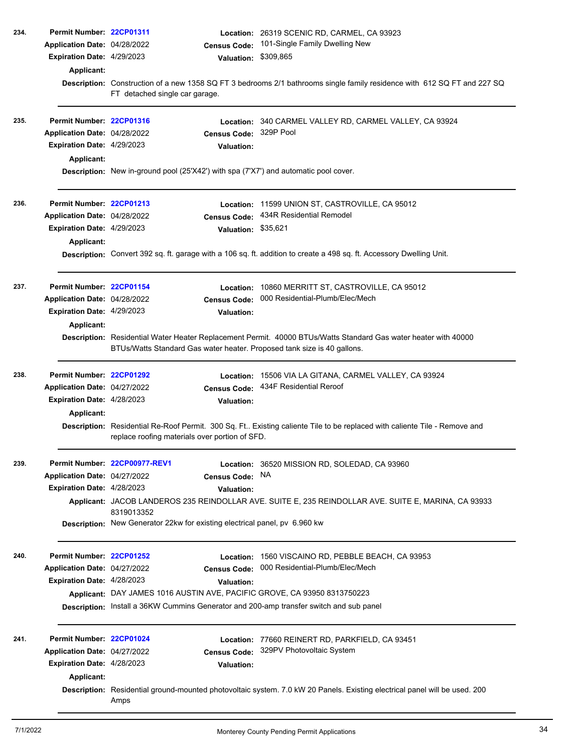**234.**
**Permit Number:** 22CP01311
**Location:** 26319 SCENIC RD, CARMEL, CA 93923
**Application Date:** 04/28/2022
**Census Code:** 101-Single Family Dwelling New
**Expiration Date:** 4/29/2023
**Valuation:** $309,865
**Applicant:**
**Description:** Construction of a new 1358 SQ FT 3 bedrooms 2/1 bathrooms single family residence with 612 SQ FT and 227 SQ FT detached single car garage.

---

**235.**
**Permit Number:** 22CP01316
**Location:** 340 CARMEL VALLEY RD, CARMEL VALLEY, CA 93924
**Application Date:** 04/28/2022
**Census Code:** 329P Pool
**Expiration Date:** 4/29/2023
**Valuation:**
**Applicant:**
**Description:** New in-ground pool (25'X42') with spa (7'X7') and automatic pool cover.

---

**236.**
**Permit Number:** 22CP01213
**Location:** 11599 UNION ST, CASTROVILLE, CA 95012
**Application Date:** 04/28/2022
**Census Code:** 434R Residential Remodel
**Expiration Date:** 4/29/2023
**Valuation:** $35,621
**Applicant:**
**Description:** Convert 392 sq. ft. garage with a 106 sq. ft. addition to create a 498 sq. ft. Accessory Dwelling Unit.

---

**237.**
**Permit Number:** 22CP01154
**Location:** 10860 MERRITT ST, CASTROVILLE, CA 95012
**Application Date:** 04/28/2022
**Census Code:** 000 Residential-Plumb/Elec/Mech
**Expiration Date:** 4/29/2023
**Valuation:**
**Applicant:**
**Description:** Residential Water Heater Replacement Permit. 40000 BTUs/Watts Standard Gas water heater with 40000 BTUs/Watts Standard Gas water heater. Proposed tank size is 40 gallons.

---

**238.**
**Permit Number:** 22CP01292
**Location:** 15506 VIA LA GITANA, CARMEL VALLEY, CA 93924
**Application Date:** 04/27/2022
**Census Code:** 434F Residential Reroof
**Expiration Date:** 4/28/2023
**Valuation:**
**Applicant:**
**Description:** Residential Re-Roof Permit. 300 Sq. Ft.. Existing caliente Tile to be replaced with caliente Tile - Remove and replace roofing materials over portion of SFD.

---

**239.**
**Permit Number:** 22CP00977-REV1
**Location:** 36520 MISSION RD, SOLEDAD, CA 93960
**Application Date:** 04/27/2022
**Census Code:** NA
**Expiration Date:** 4/28/2023
**Valuation:**
**Applicant:** JACOB LANDEROS 235 REINDOLLAR AVE. SUITE E, 235 REINDOLLAR AVE. SUITE E, MARINA, CA 93933 8319013352
**Description:** New Generator 22kw for existing electrical panel, pv 6.960 kw

---

**240.**
**Permit Number:** 22CP01252
**Location:** 1560 VISCAINO RD, PEBBLE BEACH, CA 93953
**Application Date:** 04/27/2022
**Census Code:** 000 Residential-Plumb/Elec/Mech
**Expiration Date:** 4/28/2023
**Valuation:**
**Applicant:** DAY JAMES 1016 AUSTIN AVE, PACIFIC GROVE, CA 93950 8313750223
**Description:** Install a 36KW Cummins Generator and 200-amp transfer switch and sub panel

---

**241.**
**Permit Number:** 22CP01024
**Location:** 77660 REINERT RD, PARKFIELD, CA 93451
**Application Date:** 04/27/2022
**Census Code:** 329PV Photovoltaic System
**Expiration Date:** 4/28/2023
**Valuation:**
**Applicant:**
**Description:** Residential ground-mounted photovoltaic system. 7.0 kW 20 Panels. Existing electrical panel will be used. 200 Amps

---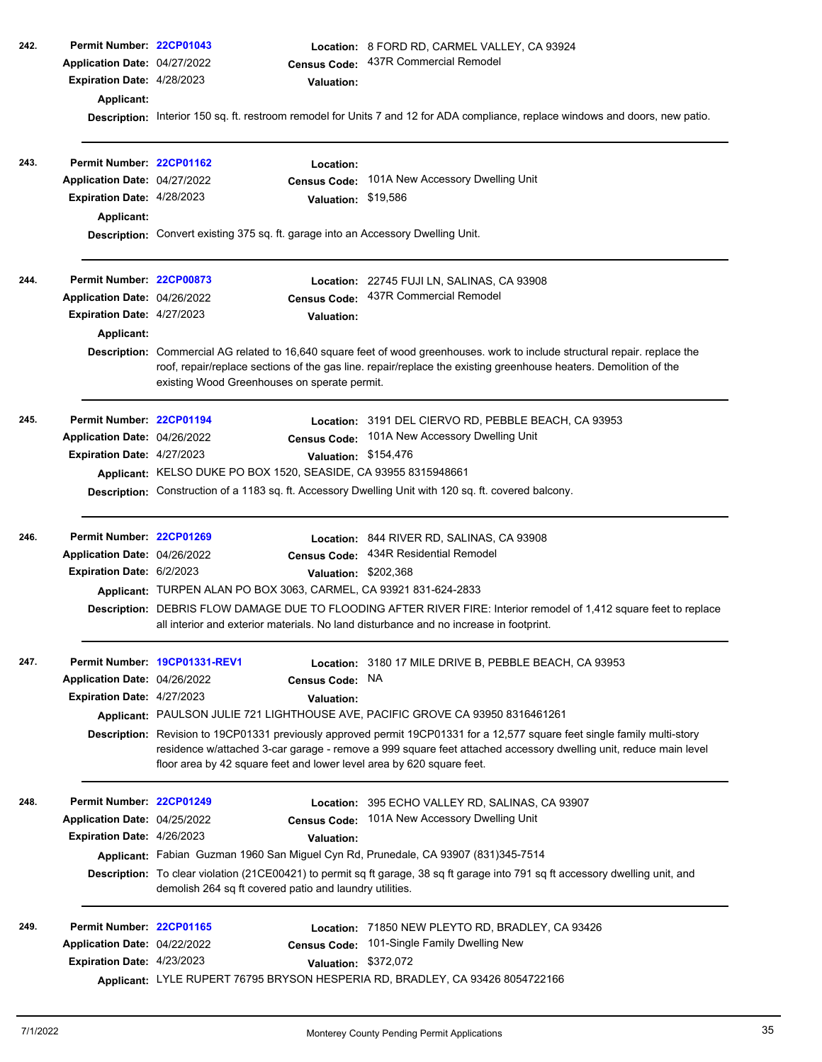**242.**

**Permit Number:** 22CP01043
**Location:** 8 FORD RD, CARMEL VALLEY, CA 93924
**Application Date:** 04/27/2022
**Census Code:** 437R Commercial Remodel
**Expiration Date:** 4/28/2023
**Valuation:**
**Applicant:**
**Description:** Interior 150 sq. ft. restroom remodel for Units 7 and 12 for ADA compliance, replace windows and doors, new patio.

---

**243.**

**Permit Number:** 22CP01162
**Location:**
**Application Date:** 04/27/2022
**Census Code:** 101A New Accessory Dwelling Unit
**Expiration Date:** 4/28/2023
**Valuation:** $19,586
**Applicant:**
**Description:** Convert existing 375 sq. ft. garage into an Accessory Dwelling Unit.

---

**244.**

**Permit Number:** 22CP00873
**Location:** 22745 FUJI LN, SALINAS, CA 93908
**Application Date:** 04/26/2022
**Census Code:** 437R Commercial Remodel
**Expiration Date:** 4/27/2023
**Valuation:**
**Applicant:**
**Description:** Commercial AG related to 16,640 square feet of wood greenhouses. work to include structural repair. replace the roof, repair/replace sections of the gas line. repair/replace the existing greenhouse heaters. Demolition of the existing Wood Greenhouses on sperate permit.

---

**245.**

**Permit Number:** 22CP01194
**Location:** 3191 DEL CIERVO RD, PEBBLE BEACH, CA 93953
**Application Date:** 04/26/2022
**Census Code:** 101A New Accessory Dwelling Unit
**Expiration Date:** 4/27/2023
**Valuation:** $154,476
**Applicant:** KELSO DUKE PO BOX 1520, SEASIDE, CA 93955 8315948661
**Description:** Construction of a 1183 sq. ft. Accessory Dwelling Unit with 120 sq. ft. covered balcony.

---

**246.**

**Permit Number:** 22CP01269
**Location:** 844 RIVER RD, SALINAS, CA 93908
**Application Date:** 04/26/2022
**Census Code:** 434R Residential Remodel
**Expiration Date:** 6/2/2023
**Valuation:** $202,368
**Applicant:** TURPEN ALAN PO BOX 3063, CARMEL, CA 93921 831-624-2833
**Description:** DEBRIS FLOW DAMAGE DUE TO FLOODING AFTER RIVER FIRE: Interior remodel of 1,412 square feet to replace all interior and exterior materials. No land disturbance and no increase in footprint.

---

**247.**

**Permit Number:** 19CP01331-REV1
**Location:** 3180 17 MILE DRIVE B, PEBBLE BEACH, CA 93953
**Application Date:** 04/26/2022
**Census Code:** NA
**Expiration Date:** 4/27/2023
**Valuation:**
**Applicant:** PAULSON JULIE 721 LIGHTHOUSE AVE, PACIFIC GROVE CA 93950 8316461261
**Description:** Revision to 19CP01331 previously approved permit 19CP01331 for a 12,577 square feet single family multi-story residence w/attached 3-car garage - remove a 999 square feet attached accessory dwelling unit, reduce main level floor area by 42 square feet and lower level area by 620 square feet.

---

**248.**

**Permit Number:** 22CP01249
**Location:** 395 ECHO VALLEY RD, SALINAS, CA 93907
**Application Date:** 04/25/2022
**Census Code:** 101A New Accessory Dwelling Unit
**Expiration Date:** 4/26/2023
**Valuation:**
**Applicant:** Fabian Guzman 1960 San Miguel Cyn Rd, Prunedale, CA 93907 (831)345-7514
**Description:** To clear violation (21CE00421) to permit sq ft garage, 38 sq ft garage into 791 sq ft accessory dwelling unit, and demolish 264 sq ft covered patio and laundry utilities.

---

**249.**

**Permit Number:** 22CP01165
**Location:** 71850 NEW PLEYTO RD, BRADLEY, CA 93426
**Application Date:** 04/22/2022
**Census Code:** 101-Single Family Dwelling New
**Expiration Date:** 4/23/2023
**Valuation:** $372,072
**Applicant:** LYLE RUPERT 76795 BRYSON HESPERIA RD, BRADLEY, CA 93426 8054722166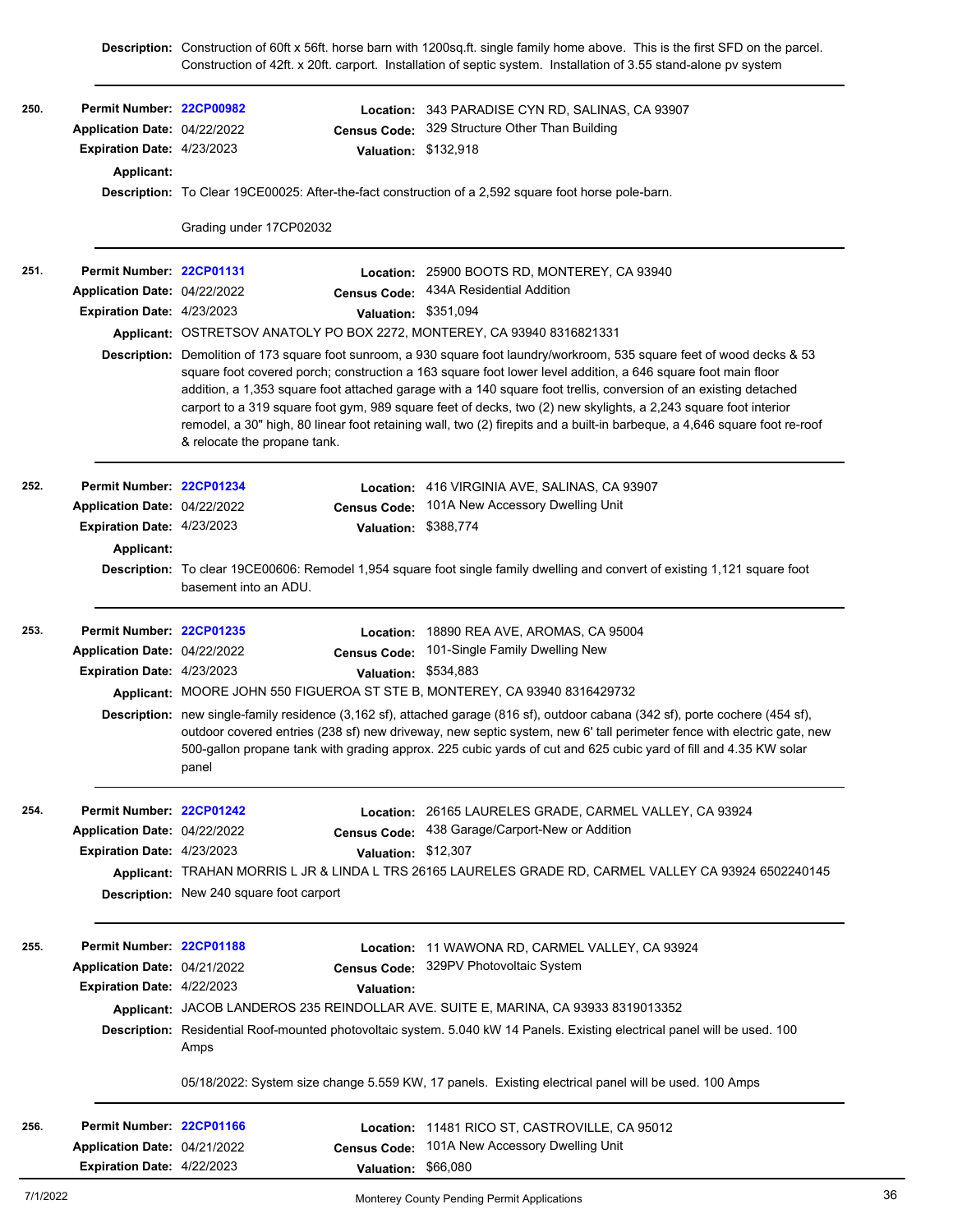**Description:** Construction of 60ft x 56ft. horse barn with 1200sq.ft. single family home above. This is the first SFD on the parcel. Construction of 42ft. x 20ft. carport. Installation of septic system. Installation of 3.55 stand-alone pv system

---

**250.**

**Permit Number:** 22CP00982
**Location:** 343 PARADISE CYN RD, SALINAS, CA 93907
**Application Date:** 04/22/2022
**Census Code:** 329 Structure Other Than Building
**Expiration Date:** 4/23/2023
**Valuation:** $132,918
**Applicant:**
**Description:** To Clear 19CE00025: After-the-fact construction of a 2,592 square foot horse pole-barn.

Grading under 17CP02032

---

**251.**

**Permit Number:** 22CP01131
**Location:** 25900 BOOTS RD, MONTEREY, CA 93940
**Application Date:** 04/22/2022
**Census Code:** 434A Residential Addition
**Expiration Date:** 4/23/2023
**Valuation:** $351,094
**Applicant:** OSTRETSOV ANATOLY PO BOX 2272, MONTEREY, CA 93940 8316821331
**Description:** Demolition of 173 square foot sunroom, a 930 square foot laundry/workroom, 535 square feet of wood decks & 53 square foot covered porch; construction a 163 square foot lower level addition, a 646 square foot main floor addition, a 1,353 square foot attached garage with a 140 square foot trellis, conversion of an existing detached carport to a 319 square foot gym, 989 square feet of decks, two (2) new skylights, a 2,243 square foot interior remodel, a 30" high, 80 linear foot retaining wall, two (2) firepits and a built-in barbeque, a 4,646 square foot re-roof & relocate the propane tank.

---

**252.**

**Permit Number:** 22CP01234
**Location:** 416 VIRGINIA AVE, SALINAS, CA 93907
**Application Date:** 04/22/2022
**Census Code:** 101A New Accessory Dwelling Unit
**Expiration Date:** 4/23/2023
**Valuation:** $388,774
**Applicant:**
**Description:** To clear 19CE00606: Remodel 1,954 square foot single family dwelling and convert of existing 1,121 square foot basement into an ADU.

---

**253.**

**Permit Number:** 22CP01235
**Location:** 18890 REA AVE, AROMAS, CA 95004
**Application Date:** 04/22/2022
**Census Code:** 101-Single Family Dwelling New
**Expiration Date:** 4/23/2023
**Valuation:** $534,883
**Applicant:** MOORE JOHN 550 FIGUEROA ST STE B, MONTEREY, CA 93940 8316429732
**Description:** new single-family residence (3,162 sf), attached garage (816 sf), outdoor cabana (342 sf), porte cochere (454 sf), outdoor covered entries (238 sf) new driveway, new septic system, new 6' tall perimeter fence with electric gate, new 500-gallon propane tank with grading approx. 225 cubic yards of cut and 625 cubic yard of fill and 4.35 KW solar panel

---

**254.**

**Permit Number:** 22CP01242
**Location:** 26165 LAURELES GRADE, CARMEL VALLEY, CA 93924
**Application Date:** 04/22/2022
**Census Code:** 438 Garage/Carport-New or Addition
**Expiration Date:** 4/23/2023
**Valuation:** $12,307
**Applicant:** TRAHAN MORRIS L JR & LINDA L TRS 26165 LAURELES GRADE RD, CARMEL VALLEY CA 93924 6502240145
**Description:** New 240 square foot carport

---

**255.**

**Permit Number:** 22CP01188
**Location:** 11 WAWONA RD, CARMEL VALLEY, CA 93924
**Application Date:** 04/21/2022
**Census Code:** 329PV Photovoltaic System
**Expiration Date:** 4/22/2023
**Valuation:**
**Applicant:** JACOB LANDEROS 235 REINDOLLAR AVE. SUITE E, MARINA, CA 93933 8319013352
**Description:** Residential Roof-mounted photovoltaic system. 5.040 kW 14 Panels. Existing electrical panel will be used. 100 Amps

05/18/2022: System size change 5.559 KW, 17 panels. Existing electrical panel will be used. 100 Amps

---

**256.**

**Permit Number:** 22CP01166
**Location:** 11481 RICO ST, CASTROVILLE, CA 95012
**Application Date:** 04/21/2022
**Census Code:** 101A New Accessory Dwelling Unit
**Expiration Date:** 4/22/2023
**Valuation:** $66,080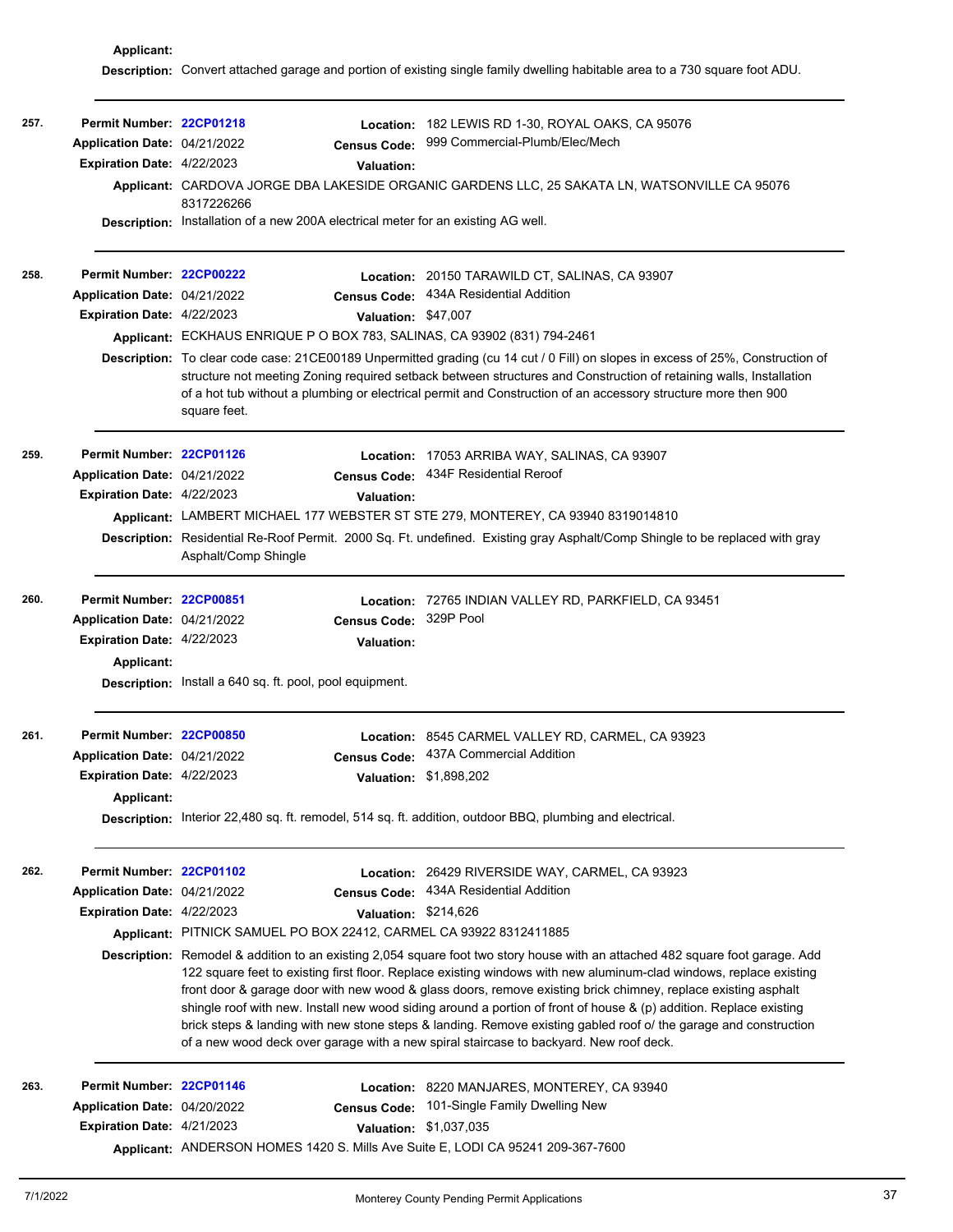**Applicant:**

**Description:** Convert attached garage and portion of existing single family dwelling habitable area to a 730 square foot ADU.

---

**257.**

**Permit Number:** 22CP01218
**Location:** 182 LEWIS RD 1-30, ROYAL OAKS, CA 95076
**Application Date:** 04/21/2022
**Census Code:** 999 Commercial-Plumb/Elec/Mech
**Expiration Date:** 4/22/2023
**Valuation:**
**Applicant:** CARDOVA JORGE DBA LAKESIDE ORGANIC GARDENS LLC, 25 SAKATA LN, WATSONVILLE CA 95076 8317226266
**Description:** Installation of a new 200A electrical meter for an existing AG well.

---

**258.**

**Permit Number:** 22CP00222
**Location:** 20150 TARAWILD CT, SALINAS, CA 93907
**Application Date:** 04/21/2022
**Census Code:** 434A Residential Addition
**Expiration Date:** 4/22/2023
**Valuation:** $47,007
**Applicant:** ECKHAUS ENRIQUE P O BOX 783, SALINAS, CA 93902 (831) 794-2461
**Description:** To clear code case: 21CE00189 Unpermitted grading (cu 14 cut / 0 Fill) on slopes in excess of 25%, Construction of structure not meeting Zoning required setback between structures and Construction of retaining walls, Installation of a hot tub without a plumbing or electrical permit and Construction of an accessory structure more then 900 square feet.

---

**259.**

**Permit Number:** 22CP01126
**Location:** 17053 ARRIBA WAY, SALINAS, CA 93907
**Application Date:** 04/21/2022
**Census Code:** 434F Residential Reroof
**Expiration Date:** 4/22/2023
**Valuation:**
**Applicant:** LAMBERT MICHAEL 177 WEBSTER ST STE 279, MONTEREY, CA 93940 8319014810
**Description:** Residential Re-Roof Permit. 2000 Sq. Ft. undefined. Existing gray Asphalt/Comp Shingle to be replaced with gray Asphalt/Comp Shingle

---

**260.**

**Permit Number:** 22CP00851
**Location:** 72765 INDIAN VALLEY RD, PARKFIELD, CA 93451
**Application Date:** 04/21/2022
**Census Code:** 329P Pool
**Expiration Date:** 4/22/2023
**Valuation:**
**Applicant:**
**Description:** Install a 640 sq. ft. pool, pool equipment.

---

**261.**

**Permit Number:** 22CP00850
**Location:** 8545 CARMEL VALLEY RD, CARMEL, CA 93923
**Application Date:** 04/21/2022
**Census Code:** 437A Commercial Addition
**Expiration Date:** 4/22/2023
**Valuation:** $1,898,202
**Applicant:**
**Description:** Interior 22,480 sq. ft. remodel, 514 sq. ft. addition, outdoor BBQ, plumbing and electrical.

---

**262.**

**Permit Number:** 22CP01102
**Location:** 26429 RIVERSIDE WAY, CARMEL, CA 93923
**Application Date:** 04/21/2022
**Census Code:** 434A Residential Addition
**Expiration Date:** 4/22/2023
**Valuation:** $214,626
**Applicant:** PITNICK SAMUEL PO BOX 22412, CARMEL CA 93922 8312411885
**Description:** Remodel & addition to an existing 2,054 square foot two story house with an attached 482 square foot garage. Add 122 square feet to existing first floor. Replace existing windows with new aluminum-clad windows, replace existing front door & garage door with new wood & glass doors, remove existing brick chimney, replace existing asphalt shingle roof with new. Install new wood siding around a portion of front of house & (p) addition. Replace existing brick steps & landing with new stone steps & landing. Remove existing gabled roof o/ the garage and construction of a new wood deck over garage with a new spiral staircase to backyard. New roof deck.

---

**263.**

**Permit Number:** 22CP01146
**Location:** 8220 MANJARES, MONTEREY, CA 93940
**Application Date:** 04/20/2022
**Census Code:** 101-Single Family Dwelling New
**Expiration Date:** 4/21/2023
**Valuation:** $1,037,035
**Applicant:** ANDERSON HOMES 1420 S. Mills Ave Suite E, LODI CA 95241 209-367-7600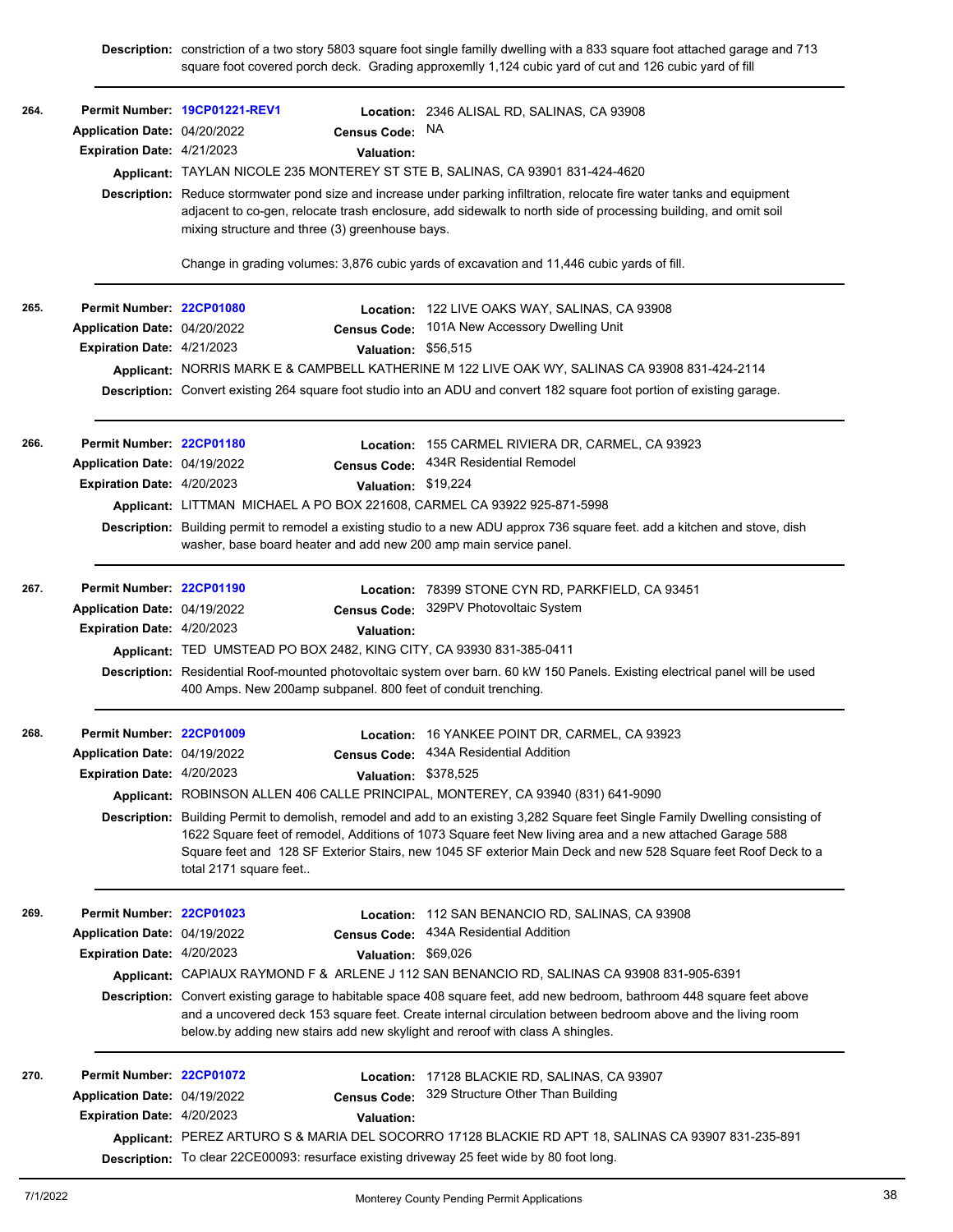**Description:** constriction of a two story 5803 square foot single familly dwelling with a 833 square foot attached garage and 713 square foot covered porch deck. Grading approxemlly 1,124 cubic yard of cut and 126 cubic yard of fill

---

**264.**

**Permit Number:** 19CP01221-REV1
**Location:** 2346 ALISAL RD, SALINAS, CA 93908
**Application Date:** 04/20/2022
**Census Code:** NA
**Expiration Date:** 4/21/2023
**Valuation:**
**Applicant:** TAYLAN NICOLE 235 MONTEREY ST STE B, SALINAS, CA 93901 831-424-4620
**Description:** Reduce stormwater pond size and increase under parking infiltration, relocate fire water tanks and equipment adjacent to co-gen, relocate trash enclosure, add sidewalk to north side of processing building, and omit soil mixing structure and three (3) greenhouse bays.

Change in grading volumes: 3,876 cubic yards of excavation and 11,446 cubic yards of fill.

---

**265.**

**Permit Number:** 22CP01080
**Location:** 122 LIVE OAKS WAY, SALINAS, CA 93908
**Application Date:** 04/20/2022
**Census Code:** 101A New Accessory Dwelling Unit
**Expiration Date:** 4/21/2023
**Valuation:** $56,515
**Applicant:** NORRIS MARK E & CAMPBELL KATHERINE M 122 LIVE OAK WY, SALINAS CA 93908 831-424-2114
**Description:** Convert existing 264 square foot studio into an ADU and convert 182 square foot portion of existing garage.

---

**266.**

**Permit Number:** 22CP01180
**Location:** 155 CARMEL RIVIERA DR, CARMEL, CA 93923
**Application Date:** 04/19/2022
**Census Code:** 434R Residential Remodel
**Expiration Date:** 4/20/2023
**Valuation:** $19,224
**Applicant:** LITTMAN MICHAEL A PO BOX 221608, CARMEL CA 93922 925-871-5998
**Description:** Building permit to remodel a existing studio to a new ADU approx 736 square feet. add a kitchen and stove, dish washer, base board heater and add new 200 amp main service panel.

---

**267.**

**Permit Number:** 22CP01190
**Location:** 78399 STONE CYN RD, PARKFIELD, CA 93451
**Application Date:** 04/19/2022
**Census Code:** 329PV Photovoltaic System
**Expiration Date:** 4/20/2023
**Valuation:**
**Applicant:** TED UMSTEAD PO BOX 2482, KING CITY, CA 93930 831-385-0411
**Description:** Residential Roof-mounted photovoltaic system over barn. 60 kW 150 Panels. Existing electrical panel will be used 400 Amps. New 200amp subpanel. 800 feet of conduit trenching.

---

**268.**

**Permit Number:** 22CP01009
**Location:** 16 YANKEE POINT DR, CARMEL, CA 93923
**Application Date:** 04/19/2022
**Census Code:** 434A Residential Addition
**Expiration Date:** 4/20/2023
**Valuation:** $378,525
**Applicant:** ROBINSON ALLEN 406 CALLE PRINCIPAL, MONTEREY, CA 93940 (831) 641-9090
**Description:** Building Permit to demolish, remodel and add to an existing 3,282 Square feet Single Family Dwelling consisting of 1622 Square feet of remodel, Additions of 1073 Square feet New living area and a new attached Garage 588 Square feet and 128 SF Exterior Stairs, new 1045 SF exterior Main Deck and new 528 Square feet Roof Deck to a total 2171 square feet..

---

**269.**

**Permit Number:** 22CP01023
**Location:** 112 SAN BENANCIO RD, SALINAS, CA 93908
**Application Date:** 04/19/2022
**Census Code:** 434A Residential Addition
**Expiration Date:** 4/20/2023
**Valuation:** $69,026
**Applicant:** CAPIAUX RAYMOND F & ARLENE J 112 SAN BENANCIO RD, SALINAS CA 93908 831-905-6391
**Description:** Convert existing garage to habitable space 408 square feet, add new bedroom, bathroom 448 square feet above and a uncovered deck 153 square feet. Create internal circulation between bedroom above and the living room below.by adding new stairs add new skylight and reroof with class A shingles.

---

**270.**

**Permit Number:** 22CP01072
**Location:** 17128 BLACKIE RD, SALINAS, CA 93907
**Application Date:** 04/19/2022
**Census Code:** 329 Structure Other Than Building
**Expiration Date:** 4/20/2023
**Valuation:**
**Applicant:** PEREZ ARTURO S & MARIA DEL SOCORRO 17128 BLACKIE RD APT 18, SALINAS CA 93907 831-235-891
**Description:** To clear 22CE00093: resurface existing driveway 25 feet wide by 80 foot long.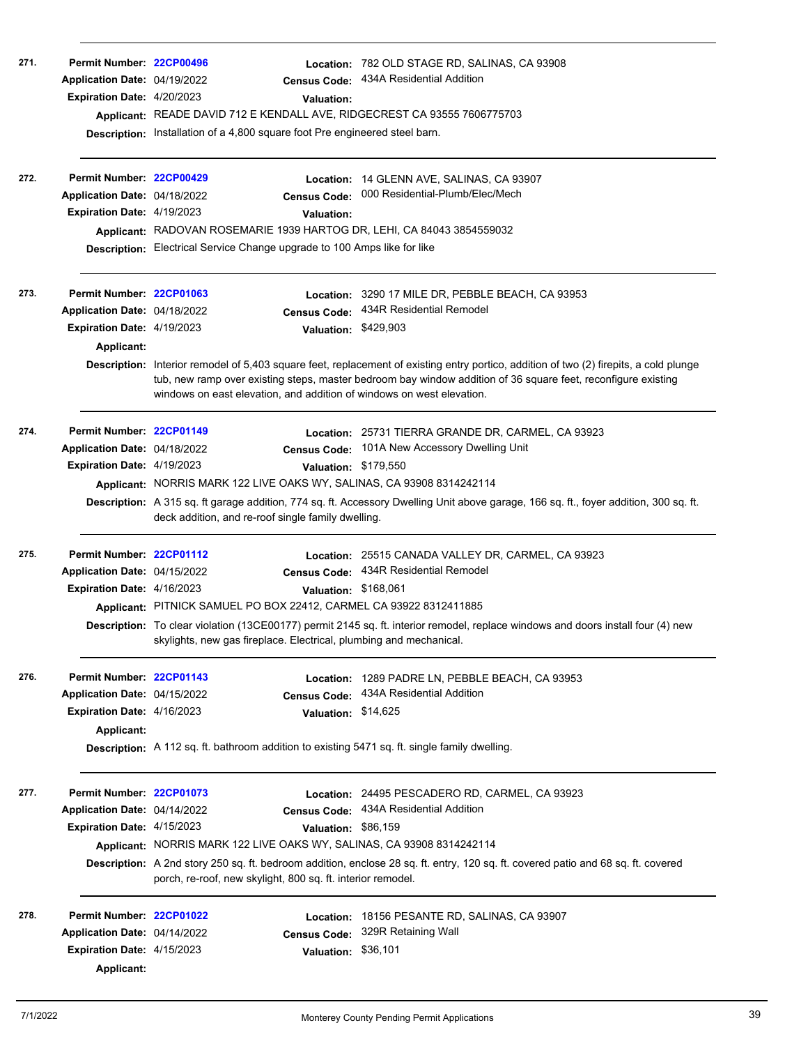**271.**

**Permit Number:** 22CP00496
**Location:** 782 OLD STAGE RD, SALINAS, CA 93908
**Application Date:** 04/19/2022
**Census Code:** 434A Residential Addition
**Expiration Date:** 4/20/2023
**Valuation:**
**Applicant:** READE DAVID 712 E KENDALL AVE, RIDGECREST CA 93555 7606775703
**Description:** Installation of a 4,800 square foot Pre engineered steel barn.

---

**272.**

**Permit Number:** 22CP00429
**Location:** 14 GLENN AVE, SALINAS, CA 93907
**Application Date:** 04/18/2022
**Census Code:** 000 Residential-Plumb/Elec/Mech
**Expiration Date:** 4/19/2023
**Valuation:**
**Applicant:** RADOVAN ROSEMARIE 1939 HARTOG DR, LEHI, CA 84043 3854559032
**Description:** Electrical Service Change upgrade to 100 Amps like for like

---

**273.**

**Permit Number:** 22CP01063
**Location:** 3290 17 MILE DR, PEBBLE BEACH, CA 93953
**Application Date:** 04/18/2022
**Census Code:** 434R Residential Remodel
**Expiration Date:** 4/19/2023
**Valuation:** $429,903
**Applicant:**
**Description:** Interior remodel of 5,403 square feet, replacement of existing entry portico, addition of two (2) firepits, a cold plunge tub, new ramp over existing steps, master bedroom bay window addition of 36 square feet, reconfigure existing windows on east elevation, and addition of windows on west elevation.

---

**274.**

**Permit Number:** 22CP01149
**Location:** 25731 TIERRA GRANDE DR, CARMEL, CA 93923
**Application Date:** 04/18/2022
**Census Code:** 101A New Accessory Dwelling Unit
**Expiration Date:** 4/19/2023
**Valuation:** $179,550
**Applicant:** NORRIS MARK 122 LIVE OAKS WY, SALINAS, CA 93908 8314242114
**Description:** A 315 sq. ft garage addition, 774 sq. ft. Accessory Dwelling Unit above garage, 166 sq. ft., foyer addition, 300 sq. ft. deck addition, and re-roof single family dwelling.

---

**275.**

**Permit Number:** 22CP01112
**Location:** 25515 CANADA VALLEY DR, CARMEL, CA 93923
**Application Date:** 04/15/2022
**Census Code:** 434R Residential Remodel
**Expiration Date:** 4/16/2023
**Valuation:** $168,061
**Applicant:** PITNICK SAMUEL PO BOX 22412, CARMEL CA 93922 8312411885
**Description:** To clear violation (13CE00177) permit 2145 sq. ft. interior remodel, replace windows and doors install four (4) new skylights, new gas fireplace. Electrical, plumbing and mechanical.

---

**276.**

**Permit Number:** 22CP01143
**Location:** 1289 PADRE LN, PEBBLE BEACH, CA 93953
**Application Date:** 04/15/2022
**Census Code:** 434A Residential Addition
**Expiration Date:** 4/16/2023
**Valuation:** $14,625
**Applicant:**
**Description:** A 112 sq. ft. bathroom addition to existing 5471 sq. ft. single family dwelling.

---

**277.**

**Permit Number:** 22CP01073
**Location:** 24495 PESCADERO RD, CARMEL, CA 93923
**Application Date:** 04/14/2022
**Census Code:** 434A Residential Addition
**Expiration Date:** 4/15/2023
**Valuation:** $86,159
**Applicant:** NORRIS MARK 122 LIVE OAKS WY, SALINAS, CA 93908 8314242114
**Description:** A 2nd story 250 sq. ft. bedroom addition, enclose 28 sq. ft. entry, 120 sq. ft. covered patio and 68 sq. ft. covered porch, re-roof, new skylight, 800 sq. ft. interior remodel.

---

**278.**

**Permit Number:** 22CP01022
**Location:** 18156 PESANTE RD, SALINAS, CA 93907
**Application Date:** 04/14/2022
**Census Code:** 329R Retaining Wall
**Expiration Date:** 4/15/2023
**Valuation:** $36,101
**Applicant:**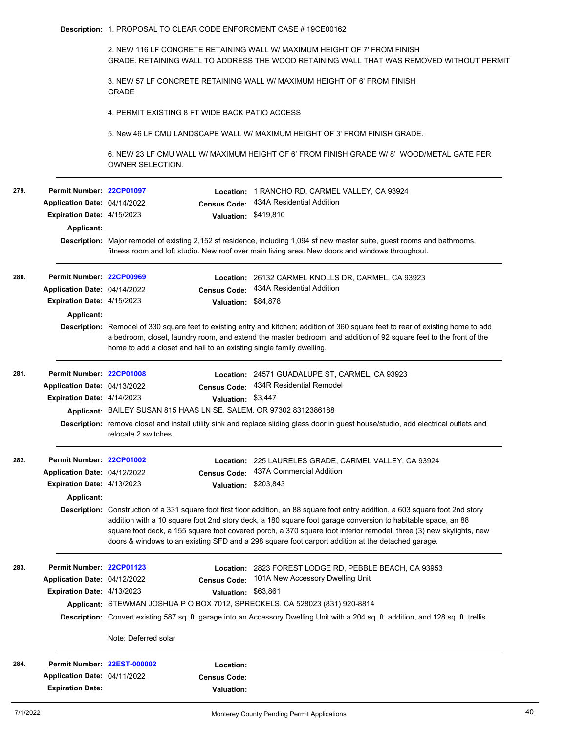**Description:** 1. PROPOSAL TO CLEAR CODE ENFORCMENT CASE # 19CE00162

2. NEW 116 LF CONCRETE RETAINING WALL W/ MAXIMUM HEIGHT OF 7' FROM FINISH GRADE. RETAINING WALL TO ADDRESS THE WOOD RETAINING WALL THAT WAS REMOVED WITHOUT PERMIT

3. NEW 57 LF CONCRETE RETAINING WALL W/ MAXIMUM HEIGHT OF 6' FROM FINISH GRADE

4. PERMIT EXISTING 8 FT WIDE BACK PATIO ACCESS

5. New 46 LF CMU LANDSCAPE WALL W/ MAXIMUM HEIGHT OF 3' FROM FINISH GRADE.

6. NEW 23 LF CMU WALL W/ MAXIMUM HEIGHT OF 6' FROM FINISH GRADE W/ 8' WOOD/METAL GATE PER OWNER SELECTION.

---

**279.**

**Permit Number:** 22CP01097
**Location:** 1 RANCHO RD, CARMEL VALLEY, CA 93924
**Application Date:** 04/14/2022
**Census Code:** 434A Residential Addition
**Expiration Date:** 4/15/2023
**Valuation:** $419,810
**Applicant:**
**Description:** Major remodel of existing 2,152 sf residence, including 1,094 sf new master suite, guest rooms and bathrooms, fitness room and loft studio. New roof over main living area. New doors and windows throughout.

---

**280.**

**Permit Number:** 22CP00969
**Location:** 26132 CARMEL KNOLLS DR, CARMEL, CA 93923
**Application Date:** 04/14/2022
**Census Code:** 434A Residential Addition
**Expiration Date:** 4/15/2023
**Valuation:** $84,878
**Applicant:**
**Description:** Remodel of 330 square feet to existing entry and kitchen; addition of 360 square feet to rear of existing home to add a bedroom, closet, laundry room, and extend the master bedroom; and addition of 92 square feet to the front of the home to add a closet and hall to an existing single family dwelling.

---

**281.**

**Permit Number:** 22CP01008
**Location:** 24571 GUADALUPE ST, CARMEL, CA 93923
**Application Date:** 04/13/2022
**Census Code:** 434R Residential Remodel
**Expiration Date:** 4/14/2023
**Valuation:** $3,447
**Applicant:** BAILEY SUSAN 815 HAAS LN SE, SALEM, OR 97302 8312386188
**Description:** remove closet and install utility sink and replace sliding glass door in guest house/studio, add electrical outlets and relocate 2 switches.

---

**282.**

**Permit Number:** 22CP01002
**Location:** 225 LAURELES GRADE, CARMEL VALLEY, CA 93924
**Application Date:** 04/12/2022
**Census Code:** 437A Commercial Addition
**Expiration Date:** 4/13/2023
**Valuation:** $203,843
**Applicant:**
**Description:** Construction of a 331 square foot first floor addition, an 88 square foot entry addition, a 603 square foot 2nd story addition with a 10 square foot 2nd story deck, a 180 square foot garage conversion to habitable space, an 88 square foot deck, a 155 square foot covered porch, a 370 square foot interior remodel, three (3) new skylights, new doors & windows to an existing SFD and a 298 square foot carport addition at the detached garage.

---

**283.**

**Permit Number:** 22CP01123
**Location:** 2823 FOREST LODGE RD, PEBBLE BEACH, CA 93953
**Application Date:** 04/12/2022
**Census Code:** 101A New Accessory Dwelling Unit
**Expiration Date:** 4/13/2023
**Valuation:** $63,861
**Applicant:** STEWMAN JOSHUA P O BOX 7012, SPRECKELS, CA 528023 (831) 920-8814
**Description:** Convert existing 587 sq. ft. garage into an Accessory Dwelling Unit with a 204 sq. ft. addition, and 128 sq. ft. trellis

Note: Deferred solar

---

**284.**

**Permit Number:** 22EST-000002
**Location:**
**Application Date:** 04/11/2022
**Census Code:**
**Expiration Date:**
**Valuation:**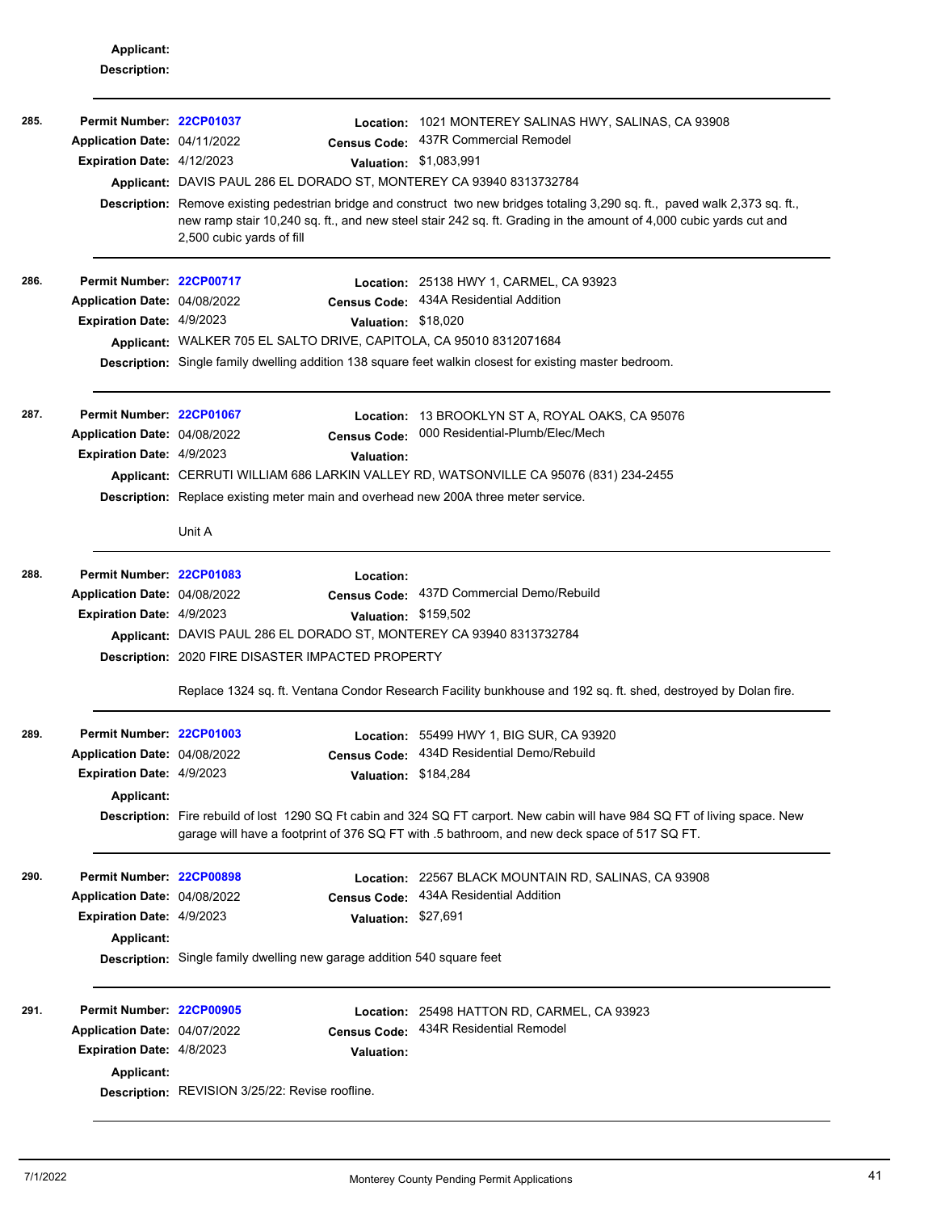**Applicant:**
**Description:**

---

**285.**

**Permit Number:** 22CP01037
**Location:** 1021 MONTEREY SALINAS HWY, SALINAS, CA 93908
**Application Date:** 04/11/2022
**Census Code:** 437R Commercial Remodel
**Expiration Date:** 4/12/2023
**Valuation:** $1,083,991
**Applicant:** DAVIS PAUL 286 EL DORADO ST, MONTEREY CA 93940 8313732784
**Description:** Remove existing pedestrian bridge and construct two new bridges totaling 3,290 sq. ft., paved walk 2,373 sq. ft., new ramp stair 10,240 sq. ft., and new steel stair 242 sq. ft. Grading in the amount of 4,000 cubic yards cut and 2,500 cubic yards of fill

---

**286.**

**Permit Number:** 22CP00717
**Location:** 25138 HWY 1, CARMEL, CA 93923
**Application Date:** 04/08/2022
**Census Code:** 434A Residential Addition
**Expiration Date:** 4/9/2023
**Valuation:** $18,020
**Applicant:** WALKER 705 EL SALTO DRIVE, CAPITOLA, CA 95010 8312071684
**Description:** Single family dwelling addition 138 square feet walkin closest for existing master bedroom.

---

**287.**

**Permit Number:** 22CP01067
**Location:** 13 BROOKLYN ST A, ROYAL OAKS, CA 95076
**Application Date:** 04/08/2022
**Census Code:** 000 Residential-Plumb/Elec/Mech
**Expiration Date:** 4/9/2023
**Valuation:**
**Applicant:** CERRUTI WILLIAM 686 LARKIN VALLEY RD, WATSONVILLE CA 95076 (831) 234-2455
**Description:** Replace existing meter main and overhead new 200A three meter service.

Unit A

---

**288.**

**Permit Number:** 22CP01083
**Location:**
**Application Date:** 04/08/2022
**Census Code:** 437D Commercial Demo/Rebuild
**Expiration Date:** 4/9/2023
**Valuation:** $159,502
**Applicant:** DAVIS PAUL 286 EL DORADO ST, MONTEREY CA 93940 8313732784
**Description:** 2020 FIRE DISASTER IMPACTED PROPERTY

Replace 1324 sq. ft. Ventana Condor Research Facility bunkhouse and 192 sq. ft. shed, destroyed by Dolan fire.

---

**289.**

**Permit Number:** 22CP01003
**Location:** 55499 HWY 1, BIG SUR, CA 93920
**Application Date:** 04/08/2022
**Census Code:** 434D Residential Demo/Rebuild
**Expiration Date:** 4/9/2023
**Valuation:** $184,284
**Applicant:**
**Description:** Fire rebuild of lost 1290 SQ Ft cabin and 324 SQ FT carport. New cabin will have 984 SQ FT of living space. New garage will have a footprint of 376 SQ FT with .5 bathroom, and new deck space of 517 SQ FT.

---

**290.**

**Permit Number:** 22CP00898
**Location:** 22567 BLACK MOUNTAIN RD, SALINAS, CA 93908
**Application Date:** 04/08/2022
**Census Code:** 434A Residential Addition
**Expiration Date:** 4/9/2023
**Valuation:** $27,691
**Applicant:**
**Description:** Single family dwelling new garage addition 540 square feet

---

**291.**

**Permit Number:** 22CP00905
**Location:** 25498 HATTON RD, CARMEL, CA 93923
**Application Date:** 04/07/2022
**Census Code:** 434R Residential Remodel
**Expiration Date:** 4/8/2023
**Valuation:**
**Applicant:**
**Description:** REVISION 3/25/22: Revise roofline.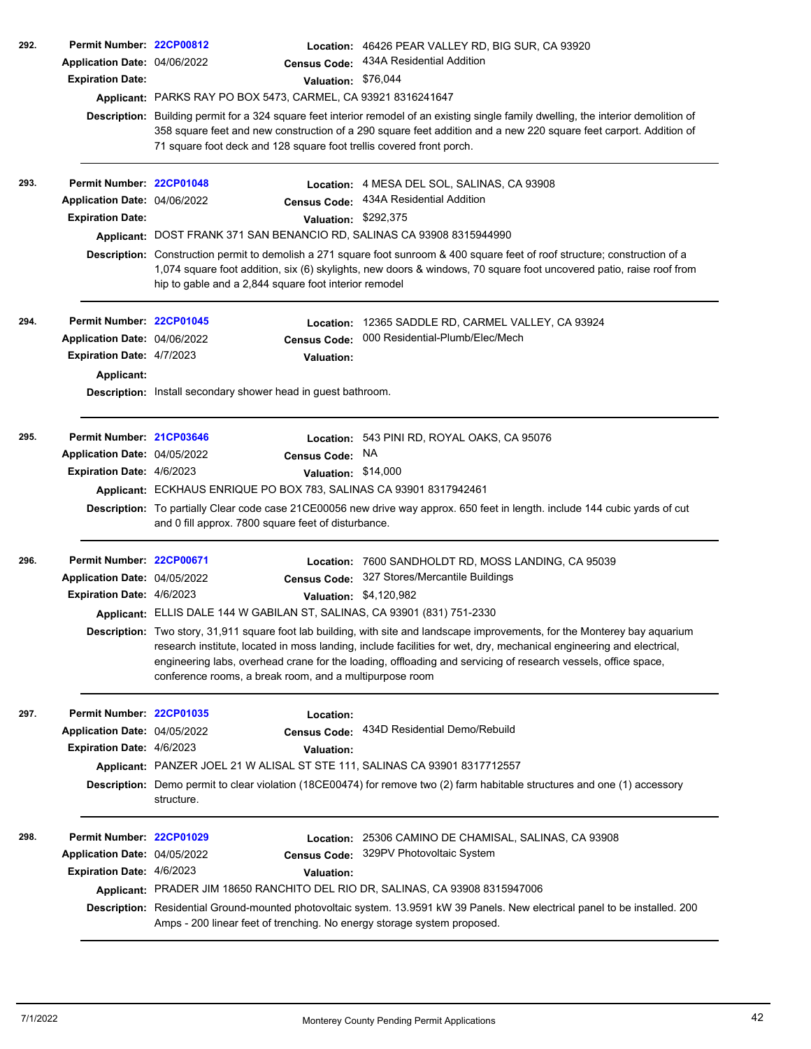**292.**

**Permit Number:** 22CP00812
**Location:** 46426 PEAR VALLEY RD, BIG SUR, CA 93920
**Application Date:** 04/06/2022
**Census Code:** 434A Residential Addition
**Expiration Date:**
**Valuation:** $76,044
**Applicant:** PARKS RAY PO BOX 5473, CARMEL, CA 93921 8316241647
**Description:** Building permit for a 324 square feet interior remodel of an existing single family dwelling, the interior demolition of 358 square feet and new construction of a 290 square feet addition and a new 220 square feet carport. Addition of 71 square foot deck and 128 square foot trellis covered front porch.

---

**293.**

**Permit Number:** 22CP01048
**Location:** 4 MESA DEL SOL, SALINAS, CA 93908
**Application Date:** 04/06/2022
**Census Code:** 434A Residential Addition
**Expiration Date:**
**Valuation:** $292,375
**Applicant:** DOST FRANK 371 SAN BENANCIO RD, SALINAS CA 93908 8315944990
**Description:** Construction permit to demolish a 271 square foot sunroom & 400 square feet of roof structure; construction of a 1,074 square foot addition, six (6) skylights, new doors & windows, 70 square foot uncovered patio, raise roof from hip to gable and a 2,844 square foot interior remodel

---

**294.**

**Permit Number:** 22CP01045
**Location:** 12365 SADDLE RD, CARMEL VALLEY, CA 93924
**Application Date:** 04/06/2022
**Census Code:** 000 Residential-Plumb/Elec/Mech
**Expiration Date:** 4/7/2023
**Valuation:**
**Applicant:**
**Description:** Install secondary shower head in guest bathroom.

---

**295.**

**Permit Number:** 21CP03646
**Location:** 543 PINI RD, ROYAL OAKS, CA 95076
**Application Date:** 04/05/2022
**Census Code:** NA
**Expiration Date:** 4/6/2023
**Valuation:** $14,000
**Applicant:** ECKHAUS ENRIQUE PO BOX 783, SALINAS CA 93901 8317942461
**Description:** To partially Clear code case 21CE00056 new drive way approx. 650 feet in length. include 144 cubic yards of cut and 0 fill approx. 7800 square feet of disturbance.

---

**296.**

**Permit Number:** 22CP00671
**Location:** 7600 SANDHOLDT RD, MOSS LANDING, CA 95039
**Application Date:** 04/05/2022
**Census Code:** 327 Stores/Mercantile Buildings
**Expiration Date:** 4/6/2023
**Valuation:** $4,120,982
**Applicant:** ELLIS DALE 144 W GABILAN ST, SALINAS, CA 93901 (831) 751-2330
**Description:** Two story, 31,911 square foot lab building, with site and landscape improvements, for the Monterey bay aquarium research institute, located in moss landing, include facilities for wet, dry, mechanical engineering and electrical, engineering labs, overhead crane for the loading, offloading and servicing of research vessels, office space, conference rooms, a break room, and a multipurpose room

---

**297.**

**Permit Number:** 22CP01035
**Location:**
**Application Date:** 04/05/2022
**Census Code:** 434D Residential Demo/Rebuild
**Expiration Date:** 4/6/2023
**Valuation:**
**Applicant:** PANZER JOEL 21 W ALISAL ST STE 111, SALINAS CA 93901 8317712557
**Description:** Demo permit to clear violation (18CE00474) for remove two (2) farm habitable structures and one (1) accessory structure.

---

**298.**

**Permit Number:** 22CP01029
**Location:** 25306 CAMINO DE CHAMISAL, SALINAS, CA 93908
**Application Date:** 04/05/2022
**Census Code:** 329PV Photovoltaic System
**Expiration Date:** 4/6/2023
**Valuation:**
**Applicant:** PRADER JIM 18650 RANCHITO DEL RIO DR, SALINAS, CA 93908 8315947006
**Description:** Residential Ground-mounted photovoltaic system. 13.9591 kW 39 Panels. New electrical panel to be installed. 200 Amps - 200 linear feet of trenching. No energy storage system proposed.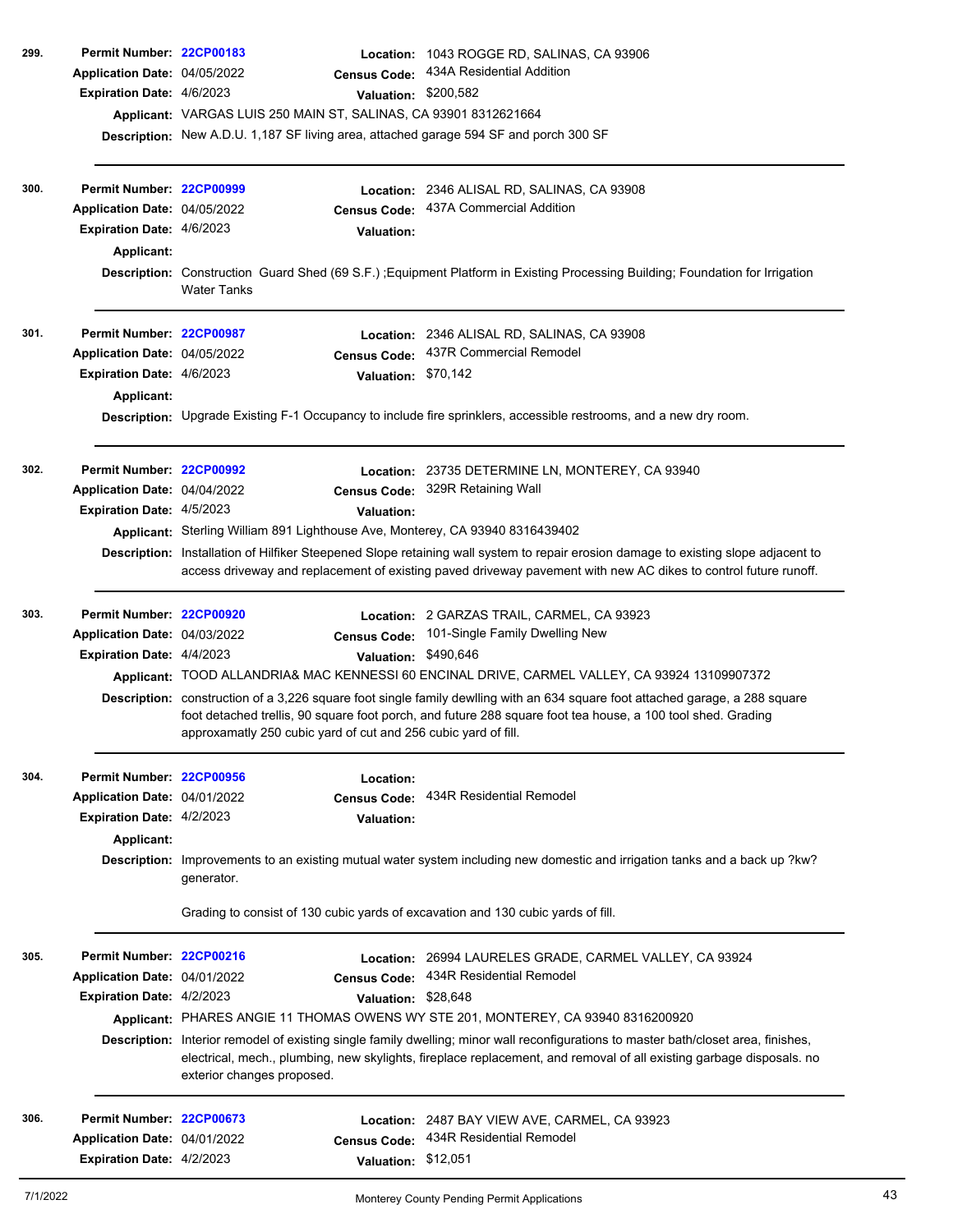**299.**

**Permit Number:** 22CP00183
**Location:** 1043 ROGGE RD, SALINAS, CA 93906
**Application Date:** 04/05/2022
**Census Code:** 434A Residential Addition
**Expiration Date:** 4/6/2023
**Valuation:** $200,582
**Applicant:** VARGAS LUIS 250 MAIN ST, SALINAS, CA 93901 8312621664
**Description:** New A.D.U. 1,187 SF living area, attached garage 594 SF and porch 300 SF

---

**300.**

**Permit Number:** 22CP00999
**Location:** 2346 ALISAL RD, SALINAS, CA 93908
**Application Date:** 04/05/2022
**Census Code:** 437A Commercial Addition
**Expiration Date:** 4/6/2023
**Valuation:**
**Applicant:**
**Description:** Construction Guard Shed (69 S.F.) ;Equipment Platform in Existing Processing Building; Foundation for Irrigation Water Tanks

---

**301.**

**Permit Number:** 22CP00987
**Location:** 2346 ALISAL RD, SALINAS, CA 93908
**Application Date:** 04/05/2022
**Census Code:** 437R Commercial Remodel
**Expiration Date:** 4/6/2023
**Valuation:** $70,142
**Applicant:**
**Description:** Upgrade Existing F-1 Occupancy to include fire sprinklers, accessible restrooms, and a new dry room.

---

**302.**

**Permit Number:** 22CP00992
**Location:** 23735 DETERMINE LN, MONTEREY, CA 93940
**Application Date:** 04/04/2022
**Census Code:** 329R Retaining Wall
**Expiration Date:** 4/5/2023
**Valuation:**
**Applicant:** Sterling William 891 Lighthouse Ave, Monterey, CA 93940 8316439402
**Description:** Installation of Hilfiker Steepened Slope retaining wall system to repair erosion damage to existing slope adjacent to access driveway and replacement of existing paved driveway pavement with new AC dikes to control future runoff.

---

**303.**

**Permit Number:** 22CP00920
**Location:** 2 GARZAS TRAIL, CARMEL, CA 93923
**Application Date:** 04/03/2022
**Census Code:** 101-Single Family Dwelling New
**Expiration Date:** 4/4/2023
**Valuation:** $490,646
**Applicant:** TOOD ALLANDRIA& MAC KENNESSI 60 ENCINAL DRIVE, CARMEL VALLEY, CA 93924 13109907372
**Description:** construction of a 3,226 square foot single family dewlling with an 634 square foot attached garage, a 288 square foot detached trellis, 90 square foot porch, and future 288 square foot tea house, a 100 tool shed. Grading approxamatly 250 cubic yard of cut and 256 cubic yard of fill.

---

**304.**

**Permit Number:** 22CP00956
**Location:**
**Application Date:** 04/01/2022
**Census Code:** 434R Residential Remodel
**Expiration Date:** 4/2/2023
**Valuation:**
**Applicant:**
**Description:** Improvements to an existing mutual water system including new domestic and irrigation tanks and a back up ?kw? generator.

Grading to consist of 130 cubic yards of excavation and 130 cubic yards of fill.

---

**305.**

**Permit Number:** 22CP00216
**Location:** 26994 LAURELES GRADE, CARMEL VALLEY, CA 93924
**Application Date:** 04/01/2022
**Census Code:** 434R Residential Remodel
**Expiration Date:** 4/2/2023
**Valuation:** $28,648
**Applicant:** PHARES ANGIE 11 THOMAS OWENS WY STE 201, MONTEREY, CA 93940 8316200920
**Description:** Interior remodel of existing single family dwelling; minor wall reconfigurations to master bath/closet area, finishes, electrical, mech., plumbing, new skylights, fireplace replacement, and removal of all existing garbage disposals. no exterior changes proposed.

---

**306.**

**Permit Number:** 22CP00673
**Location:** 2487 BAY VIEW AVE, CARMEL, CA 93923
**Application Date:** 04/01/2022
**Census Code:** 434R Residential Remodel
**Expiration Date:** 4/2/2023
**Valuation:** $12,051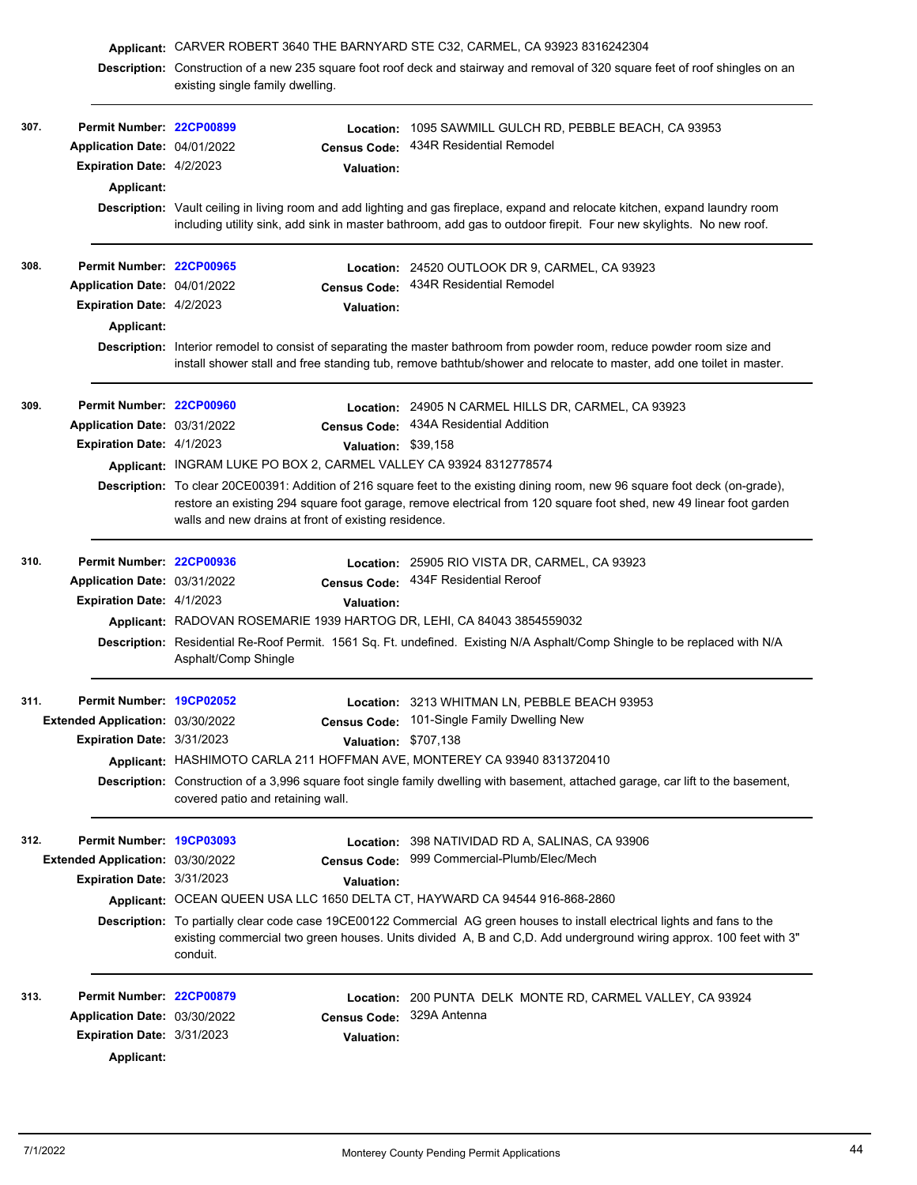**Applicant:** CARVER ROBERT 3640 THE BARNYARD STE C32, CARMEL, CA 93923 8316242304

**Description:** Construction of a new 235 square foot roof deck and stairway and removal of 320 square feet of roof shingles on an existing single family dwelling.

---

**307.**

**Permit Number:** 22CP00899
**Location:** 1095 SAWMILL GULCH RD, PEBBLE BEACH, CA 93953
**Application Date:** 04/01/2022
**Census Code:** 434R Residential Remodel
**Expiration Date:** 4/2/2023
**Valuation:**
**Applicant:**
**Description:** Vault ceiling in living room and add lighting and gas fireplace, expand and relocate kitchen, expand laundry room including utility sink, add sink in master bathroom, add gas to outdoor firepit. Four new skylights. No new roof.

---

**308.**

**Permit Number:** 22CP00965
**Location:** 24520 OUTLOOK DR 9, CARMEL, CA 93923
**Application Date:** 04/01/2022
**Census Code:** 434R Residential Remodel
**Expiration Date:** 4/2/2023
**Valuation:**
**Applicant:**
**Description:** Interior remodel to consist of separating the master bathroom from powder room, reduce powder room size and install shower stall and free standing tub, remove bathtub/shower and relocate to master, add one toilet in master.

---

**309.**

**Permit Number:** 22CP00960
**Location:** 24905 N CARMEL HILLS DR, CARMEL, CA 93923
**Application Date:** 03/31/2022
**Census Code:** 434A Residential Addition
**Expiration Date:** 4/1/2023
**Valuation:** $39,158
**Applicant:** INGRAM LUKE PO BOX 2, CARMEL VALLEY CA 93924 8312778574
**Description:** To clear 20CE00391: Addition of 216 square feet to the existing dining room, new 96 square foot deck (on-grade), restore an existing 294 square foot garage, remove electrical from 120 square foot shed, new 49 linear foot garden walls and new drains at front of existing residence.

---

**310.**

**Permit Number:** 22CP00936
**Location:** 25905 RIO VISTA DR, CARMEL, CA 93923
**Application Date:** 03/31/2022
**Census Code:** 434F Residential Reroof
**Expiration Date:** 4/1/2023
**Valuation:**
**Applicant:** RADOVAN ROSEMARIE 1939 HARTOG DR, LEHI, CA 84043 3854559032
**Description:** Residential Re-Roof Permit. 1561 Sq. Ft. undefined. Existing N/A Asphalt/Comp Shingle to be replaced with N/A Asphalt/Comp Shingle

---

**311.**

**Permit Number:** 19CP02052
**Location:** 3213 WHITMAN LN, PEBBLE BEACH 93953
**Extended Application:** 03/30/2022
**Census Code:** 101-Single Family Dwelling New
**Expiration Date:** 3/31/2023
**Valuation:** $707,138
**Applicant:** HASHIMOTO CARLA 211 HOFFMAN AVE, MONTEREY CA 93940 8313720410
**Description:** Construction of a 3,996 square foot single family dwelling with basement, attached garage, car lift to the basement, covered patio and retaining wall.

---

**312.**

**Permit Number:** 19CP03093
**Location:** 398 NATIVIDAD RD A, SALINAS, CA 93906
**Extended Application:** 03/30/2022
**Census Code:** 999 Commercial-Plumb/Elec/Mech
**Expiration Date:** 3/31/2023
**Valuation:**
**Applicant:** OCEAN QUEEN USA LLC 1650 DELTA CT, HAYWARD CA 94544 916-868-2860
**Description:** To partially clear code case 19CE00122 Commercial AG green houses to install electrical lights and fans to the existing commercial two green houses. Units divided A, B and C,D. Add underground wiring approx. 100 feet with 3" conduit.

---

**313.**

**Permit Number:** 22CP00879
**Location:** 200 PUNTA DELK MONTE RD, CARMEL VALLEY, CA 93924
**Application Date:** 03/30/2022
**Census Code:** 329A Antenna
**Expiration Date:** 3/31/2023
**Valuation:**
**Applicant:**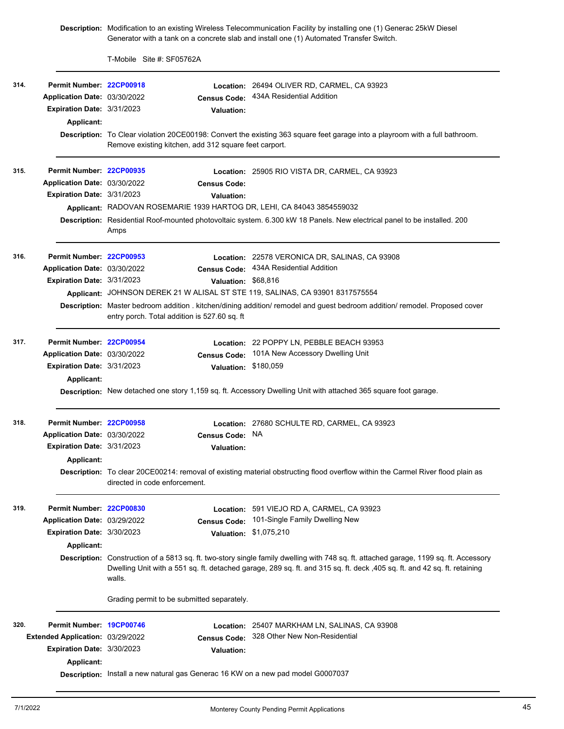**Description:** Modification to an existing Wireless Telecommunication Facility by installing one (1) Generac 25kW Diesel Generator with a tank on a concrete slab and install one (1) Automated Transfer Switch.

T-Mobile Site #: SF05762A

---

**314.**

**Permit Number:** 22CP00918
**Location:** 26494 OLIVER RD, CARMEL, CA 93923
**Application Date:** 03/30/2022
**Census Code:** 434A Residential Addition
**Expiration Date:** 3/31/2023
**Valuation:**
**Applicant:**
**Description:** To Clear violation 20CE00198: Convert the existing 363 square feet garage into a playroom with a full bathroom. Remove existing kitchen, add 312 square feet carport.

---

**315.**

**Permit Number:** 22CP00935
**Location:** 25905 RIO VISTA DR, CARMEL, CA 93923
**Application Date:** 03/30/2022
**Census Code:**
**Expiration Date:** 3/31/2023
**Valuation:**
**Applicant:** RADOVAN ROSEMARIE 1939 HARTOG DR, LEHI, CA 84043 3854559032
**Description:** Residential Roof-mounted photovoltaic system. 6.300 kW 18 Panels. New electrical panel to be installed. 200 Amps

---

**316.**

**Permit Number:** 22CP00953
**Location:** 22578 VERONICA DR, SALINAS, CA 93908
**Application Date:** 03/30/2022
**Census Code:** 434A Residential Addition
**Expiration Date:** 3/31/2023
**Valuation:** $68,816
**Applicant:** JOHNSON DEREK 21 W ALISAL ST STE 119, SALINAS, CA 93901 8317575554
**Description:** Master bedroom addition . kitchen/dining addition/ remodel and guest bedroom addition/ remodel. Proposed cover entry porch. Total addition is 527.60 sq. ft

---

**317.**

**Permit Number:** 22CP00954
**Location:** 22 POPPY LN, PEBBLE BEACH 93953
**Application Date:** 03/30/2022
**Census Code:** 101A New Accessory Dwelling Unit
**Expiration Date:** 3/31/2023
**Valuation:** $180,059
**Applicant:**
**Description:** New detached one story 1,159 sq. ft. Accessory Dwelling Unit with attached 365 square foot garage.

---

**318.**

**Permit Number:** 22CP00958
**Location:** 27680 SCHULTE RD, CARMEL, CA 93923
**Application Date:** 03/30/2022
**Census Code:** NA
**Expiration Date:** 3/31/2023
**Valuation:**
**Applicant:**
**Description:** To clear 20CE00214: removal of existing material obstructing flood overflow within the Carmel River flood plain as directed in code enforcement.

---

**319.**

**Permit Number:** 22CP00830
**Location:** 591 VIEJO RD A, CARMEL, CA 93923
**Application Date:** 03/29/2022
**Census Code:** 101-Single Family Dwelling New
**Expiration Date:** 3/30/2023
**Valuation:** $1,075,210
**Applicant:**
**Description:** Construction of a 5813 sq. ft. two-story single family dwelling with 748 sq. ft. attached garage, 1199 sq. ft. Accessory Dwelling Unit with a 551 sq. ft. detached garage, 289 sq. ft. and 315 sq. ft. deck ,405 sq. ft. and 42 sq. ft. retaining walls.

Grading permit to be submitted separately.

---

**320.**

**Permit Number:** 19CP00746
**Location:** 25407 MARKHAM LN, SALINAS, CA 93908
**Extended Application:** 03/29/2022
**Census Code:** 328 Other New Non-Residential
**Expiration Date:** 3/30/2023
**Valuation:**
**Applicant:**
**Description:** Install a new natural gas Generac 16 KW on a new pad model G0007037

---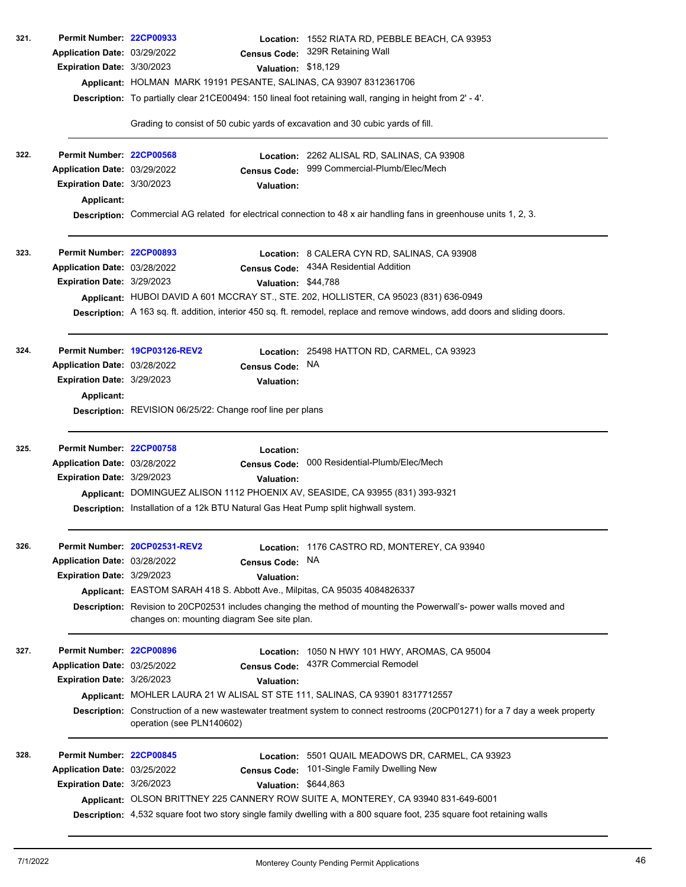**321.**

**Permit Number:** 22CP00933
**Location:** 1552 RIATA RD, PEBBLE BEACH, CA 93953
**Application Date:** 03/29/2022
**Census Code:** 329R Retaining Wall
**Expiration Date:** 3/30/2023
**Valuation:** $18,129
**Applicant:** HOLMAN MARK 19191 PESANTE, SALINAS, CA 93907 8312361706
**Description:** To partially clear 21CE00494: 150 lineal foot retaining wall, ranging in height from 2' - 4'.

Grading to consist of 50 cubic yards of excavation and 30 cubic yards of fill.

---

**322.**

**Permit Number:** 22CP00568
**Location:** 2262 ALISAL RD, SALINAS, CA 93908
**Application Date:** 03/29/2022
**Census Code:** 999 Commercial-Plumb/Elec/Mech
**Expiration Date:** 3/30/2023
**Valuation:**
**Applicant:**
**Description:** Commercial AG related for electrical connection to 48 x air handling fans in greenhouse units 1, 2, 3.

---

**323.**

**Permit Number:** 22CP00893
**Location:** 8 CALERA CYN RD, SALINAS, CA 93908
**Application Date:** 03/28/2022
**Census Code:** 434A Residential Addition
**Expiration Date:** 3/29/2023
**Valuation:** $44,788
**Applicant:** HUBOI DAVID A 601 MCCRAY ST., STE. 202, HOLLISTER, CA 95023 (831) 636-0949
**Description:** A 163 sq. ft. addition, interior 450 sq. ft. remodel, replace and remove windows, add doors and sliding doors.

---

**324.**

**Permit Number:** 19CP03126-REV2
**Location:** 25498 HATTON RD, CARMEL, CA 93923
**Application Date:** 03/28/2022
**Census Code:** NA
**Expiration Date:** 3/29/2023
**Valuation:**
**Applicant:**
**Description:** REVISION 06/25/22: Change roof line per plans

---

**325.**

**Permit Number:** 22CP00758
**Location:**
**Application Date:** 03/28/2022
**Census Code:** 000 Residential-Plumb/Elec/Mech
**Expiration Date:** 3/29/2023
**Valuation:**
**Applicant:** DOMINGUEZ ALISON 1112 PHOENIX AV, SEASIDE, CA 93955 (831) 393-9321
**Description:** Installation of a 12k BTU Natural Gas Heat Pump split highwall system.

---

**326.**

**Permit Number:** 20CP02531-REV2
**Location:** 1176 CASTRO RD, MONTEREY, CA 93940
**Application Date:** 03/28/2022
**Census Code:** NA
**Expiration Date:** 3/29/2023
**Valuation:**
**Applicant:** EASTOM SARAH 418 S. Abbott Ave., Milpitas, CA 95035 4084826337
**Description:** Revision to 20CP02531 includes changing the method of mounting the Powerwall's- power walls moved and changes on: mounting diagram See site plan.

---

**327.**

**Permit Number:** 22CP00896
**Location:** 1050 N HWY 101 HWY, AROMAS, CA 95004
**Application Date:** 03/25/2022
**Census Code:** 437R Commercial Remodel
**Expiration Date:** 3/26/2023
**Valuation:**
**Applicant:** MOHLER LAURA 21 W ALISAL ST STE 111, SALINAS, CA 93901 8317712557
**Description:** Construction of a new wastewater treatment system to connect restrooms (20CP01271) for a 7 day a week property operation (see PLN140602)

---

**328.**

**Permit Number:** 22CP00845
**Location:** 5501 QUAIL MEADOWS DR, CARMEL, CA 93923
**Application Date:** 03/25/2022
**Census Code:** 101-Single Family Dwelling New
**Expiration Date:** 3/26/2023
**Valuation:** $644,863
**Applicant:** OLSON BRITTNEY 225 CANNERY ROW SUITE A, MONTEREY, CA 93940 831-649-6001
**Description:** 4,532 square foot two story single family dwelling with a 800 square foot, 235 square foot retaining walls

---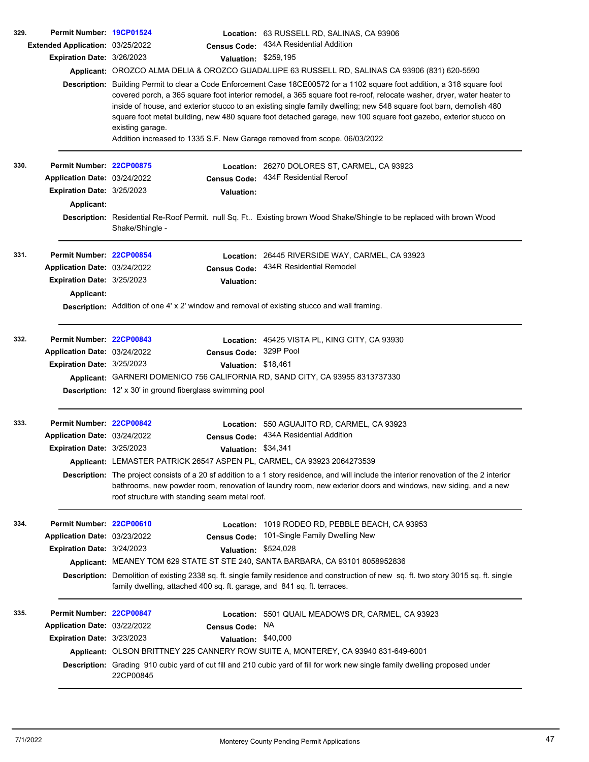**329.**

**Permit Number:** 19CP01524
**Location:** 63 RUSSELL RD, SALINAS, CA 93906
**Extended Application:** 03/25/2022
**Census Code:** 434A Residential Addition
**Expiration Date:** 3/26/2023
**Valuation:** $259,195
**Applicant:** OROZCO ALMA DELIA & OROZCO GUADALUPE 63 RUSSELL RD, SALINAS CA 93906 (831) 620-5590
**Description:** Building Permit to clear a Code Enforcement Case 18CE00572 for a 1102 square foot addition, a 318 square foot covered porch, a 365 square foot interior remodel, a 365 square foot re-roof, relocate washer, dryer, water heater to inside of house, and exterior stucco to an existing single family dwelling; new 548 square foot barn, demolish 480 square foot metal building, new 480 square foot detached garage, new 100 square foot gazebo, exterior stucco on existing garage.
Addition increased to 1335 S.F. New Garage removed from scope. 06/03/2022

---

**330.**

**Permit Number:** 22CP00875
**Location:** 26270 DOLORES ST, CARMEL, CA 93923
**Application Date:** 03/24/2022
**Census Code:** 434F Residential Reroof
**Expiration Date:** 3/25/2023
**Valuation:**
**Applicant:**
**Description:** Residential Re-Roof Permit. null Sq. Ft.. Existing brown Wood Shake/Shingle to be replaced with brown Wood Shake/Shingle -

---

**331.**

**Permit Number:** 22CP00854
**Location:** 26445 RIVERSIDE WAY, CARMEL, CA 93923
**Application Date:** 03/24/2022
**Census Code:** 434R Residential Remodel
**Expiration Date:** 3/25/2023
**Valuation:**
**Applicant:**
**Description:** Addition of one 4' x 2' window and removal of existing stucco and wall framing.

---

**332.**

**Permit Number:** 22CP00843
**Location:** 45425 VISTA PL, KING CITY, CA 93930
**Application Date:** 03/24/2022
**Census Code:** 329P Pool
**Expiration Date:** 3/25/2023
**Valuation:** $18,461
**Applicant:** GARNERI DOMENICO 756 CALIFORNIA RD, SAND CITY, CA 93955 8313737330
**Description:** 12' x 30' in ground fiberglass swimming pool

---

**333.**

**Permit Number:** 22CP00842
**Location:** 550 AGUAJITO RD, CARMEL, CA 93923
**Application Date:** 03/24/2022
**Census Code:** 434A Residential Addition
**Expiration Date:** 3/25/2023
**Valuation:** $34,341
**Applicant:** LEMASTER PATRICK 26547 ASPEN PL, CARMEL, CA 93923 2064273539
**Description:** The project consists of a 20 sf addition to a 1 story residence, and will include the interior renovation of the 2 interior bathrooms, new powder room, renovation of laundry room, new exterior doors and windows, new siding, and a new roof structure with standing seam metal roof.

---

**334.**

**Permit Number:** 22CP00610
**Location:** 1019 RODEO RD, PEBBLE BEACH, CA 93953
**Application Date:** 03/23/2022
**Census Code:** 101-Single Family Dwelling New
**Expiration Date:** 3/24/2023
**Valuation:** $524,028
**Applicant:** MEANEY TOM 629 STATE ST STE 240, SANTA BARBARA, CA 93101 8058952836
**Description:** Demolition of existing 2338 sq. ft. single family residence and construction of new sq. ft. two story 3015 sq. ft. single family dwelling, attached 400 sq. ft. garage, and 841 sq. ft. terraces.

---

**335.**

**Permit Number:** 22CP00847
**Location:** 5501 QUAIL MEADOWS DR, CARMEL, CA 93923
**Application Date:** 03/22/2022
**Census Code:** NA
**Expiration Date:** 3/23/2023
**Valuation:** $40,000
**Applicant:** OLSON BRITTNEY 225 CANNERY ROW SUITE A, MONTEREY, CA 93940 831-649-6001
**Description:** Grading 910 cubic yard of cut fill and 210 cubic yard of fill for work new single family dwelling proposed under 22CP00845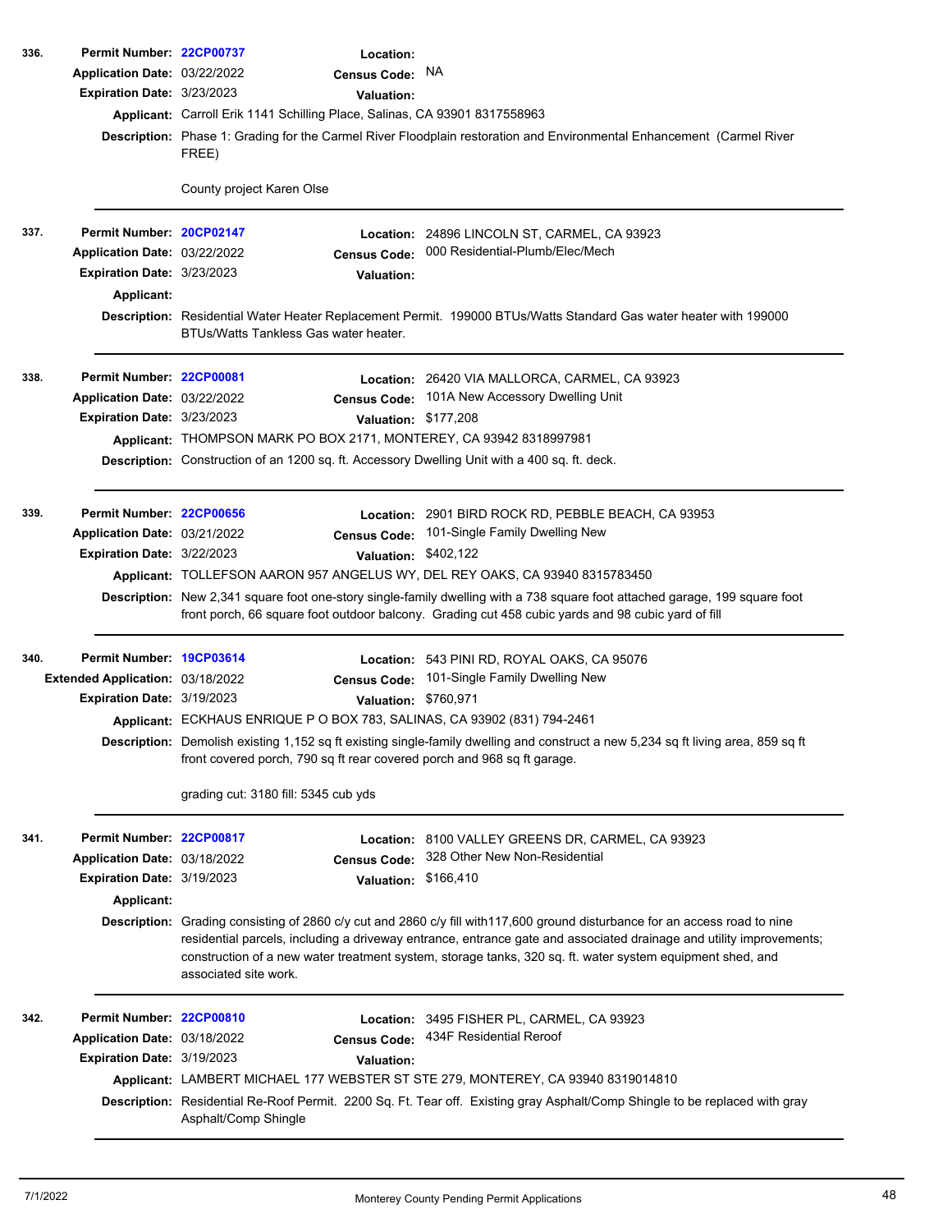**336.**

**Permit Number:** 22CP00737
**Location:**
**Application Date:** 03/22/2022
**Census Code:** NA
**Expiration Date:** 3/23/2023
**Valuation:**
**Applicant:** Carroll Erik 1141 Schilling Place, Salinas, CA 93901 8317558963
**Description:** Phase 1: Grading for the Carmel River Floodplain restoration and Environmental Enhancement (Carmel River FREE)

County project Karen Olse

---

**337.**

**Permit Number:** 20CP02147
**Location:** 24896 LINCOLN ST, CARMEL, CA 93923
**Application Date:** 03/22/2022
**Census Code:** 000 Residential-Plumb/Elec/Mech
**Expiration Date:** 3/23/2023
**Valuation:**
**Applicant:**
**Description:** Residential Water Heater Replacement Permit. 199000 BTUs/Watts Standard Gas water heater with 199000 BTUs/Watts Tankless Gas water heater.

---

**338.**

**Permit Number:** 22CP00081
**Location:** 26420 VIA MALLORCA, CARMEL, CA 93923
**Application Date:** 03/22/2022
**Census Code:** 101A New Accessory Dwelling Unit
**Expiration Date:** 3/23/2023
**Valuation:** $177,208
**Applicant:** THOMPSON MARK PO BOX 2171, MONTEREY, CA 93942 8318997981
**Description:** Construction of an 1200 sq. ft. Accessory Dwelling Unit with a 400 sq. ft. deck.

---

**339.**

**Permit Number:** 22CP00656
**Location:** 2901 BIRD ROCK RD, PEBBLE BEACH, CA 93953
**Application Date:** 03/21/2022
**Census Code:** 101-Single Family Dwelling New
**Expiration Date:** 3/22/2023
**Valuation:** $402,122
**Applicant:** TOLLEFSON AARON 957 ANGELUS WY, DEL REY OAKS, CA 93940 8315783450
**Description:** New 2,341 square foot one-story single-family dwelling with a 738 square foot attached garage, 199 square foot front porch, 66 square foot outdoor balcony. Grading cut 458 cubic yards and 98 cubic yard of fill

---

**340.**

**Permit Number:** 19CP03614
**Location:** 543 PINI RD, ROYAL OAKS, CA 95076
**Extended Application:** 03/18/2022
**Census Code:** 101-Single Family Dwelling New
**Expiration Date:** 3/19/2023
**Valuation:** $760,971
**Applicant:** ECKHAUS ENRIQUE P O BOX 783, SALINAS, CA 93902 (831) 794-2461
**Description:** Demolish existing 1,152 sq ft existing single-family dwelling and construct a new 5,234 sq ft living area, 859 sq ft front covered porch, 790 sq ft rear covered porch and 968 sq ft garage.

grading cut: 3180 fill: 5345 cub yds

---

**341.**

**Permit Number:** 22CP00817
**Location:** 8100 VALLEY GREENS DR, CARMEL, CA 93923
**Application Date:** 03/18/2022
**Census Code:** 328 Other New Non-Residential
**Expiration Date:** 3/19/2023
**Valuation:** $166,410
**Applicant:**
**Description:** Grading consisting of 2860 c/y cut and 2860 c/y fill with117,600 ground disturbance for an access road to nine residential parcels, including a driveway entrance, entrance gate and associated drainage and utility improvements; construction of a new water treatment system, storage tanks, 320 sq. ft. water system equipment shed, and associated site work.

---

**342.**

**Permit Number:** 22CP00810
**Location:** 3495 FISHER PL, CARMEL, CA 93923
**Application Date:** 03/18/2022
**Census Code:** 434F Residential Reroof
**Expiration Date:** 3/19/2023
**Valuation:**
**Applicant:** LAMBERT MICHAEL 177 WEBSTER ST STE 279, MONTEREY, CA 93940 8319014810
**Description:** Residential Re-Roof Permit. 2200 Sq. Ft. Tear off. Existing gray Asphalt/Comp Shingle to be replaced with gray Asphalt/Comp Shingle

---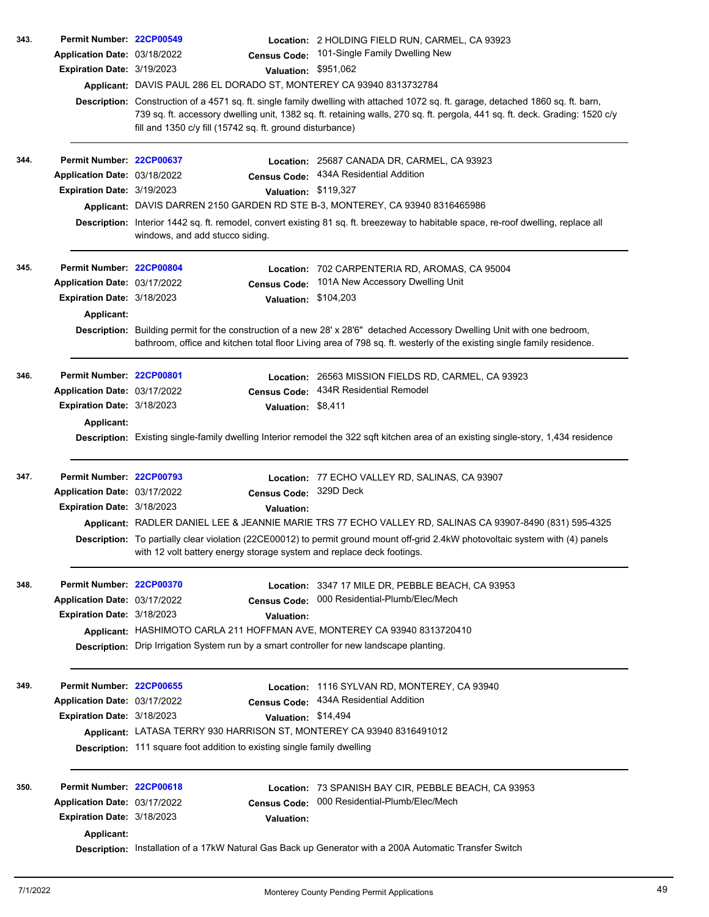**343.**

**Permit Number:** 22CP00549
**Location:** 2 HOLDING FIELD RUN, CARMEL, CA 93923
**Application Date:** 03/18/2022
**Census Code:** 101-Single Family Dwelling New
**Expiration Date:** 3/19/2023
**Valuation:** $951,062
**Applicant:** DAVIS PAUL 286 EL DORADO ST, MONTEREY CA 93940 8313732784
**Description:** Construction of a 4571 sq. ft. single family dwelling with attached 1072 sq. ft. garage, detached 1860 sq. ft. barn, 739 sq. ft. accessory dwelling unit, 1382 sq. ft. retaining walls, 270 sq. ft. pergola, 441 sq. ft. deck. Grading: 1520 c/y fill and 1350 c/y fill (15742 sq. ft. ground disturbance)

---

**344.**

**Permit Number:** 22CP00637
**Location:** 25687 CANADA DR, CARMEL, CA 93923
**Application Date:** 03/18/2022
**Census Code:** 434A Residential Addition
**Expiration Date:** 3/19/2023
**Valuation:** $119,327
**Applicant:** DAVIS DARREN 2150 GARDEN RD STE B-3, MONTEREY, CA 93940 8316465986
**Description:** Interior 1442 sq. ft. remodel, convert existing 81 sq. ft. breezeway to habitable space, re-roof dwelling, replace all windows, and add stucco siding.

---

**345.**

**Permit Number:** 22CP00804
**Location:** 702 CARPENTERIA RD, AROMAS, CA 95004
**Application Date:** 03/17/2022
**Census Code:** 101A New Accessory Dwelling Unit
**Expiration Date:** 3/18/2023
**Valuation:** $104,203
**Applicant:**
**Description:** Building permit for the construction of a new 28' x 28'6" detached Accessory Dwelling Unit with one bedroom, bathroom, office and kitchen total floor Living area of 798 sq. ft. westerly of the existing single family residence.

---

**346.**

**Permit Number:** 22CP00801
**Location:** 26563 MISSION FIELDS RD, CARMEL, CA 93923
**Application Date:** 03/17/2022
**Census Code:** 434R Residential Remodel
**Expiration Date:** 3/18/2023
**Valuation:** $8,411
**Applicant:**
**Description:** Existing single-family dwelling Interior remodel the 322 sqft kitchen area of an existing single-story, 1,434 residence

---

**347.**

**Permit Number:** 22CP00793
**Location:** 77 ECHO VALLEY RD, SALINAS, CA 93907
**Application Date:** 03/17/2022
**Census Code:** 329D Deck
**Expiration Date:** 3/18/2023
**Valuation:**
**Applicant:** RADLER DANIEL LEE & JEANNIE MARIE TRS 77 ECHO VALLEY RD, SALINAS CA 93907-8490 (831) 595-4325
**Description:** To partially clear violation (22CE00012) to permit ground mount off-grid 2.4kW photovoltaic system with (4) panels with 12 volt battery energy storage system and replace deck footings.

---

**348.**

**Permit Number:** 22CP00370
**Location:** 3347 17 MILE DR, PEBBLE BEACH, CA 93953
**Application Date:** 03/17/2022
**Census Code:** 000 Residential-Plumb/Elec/Mech
**Expiration Date:** 3/18/2023
**Valuation:**
**Applicant:** HASHIMOTO CARLA 211 HOFFMAN AVE, MONTEREY CA 93940 8313720410
**Description:** Drip Irrigation System run by a smart controller for new landscape planting.

---

**349.**

**Permit Number:** 22CP00655
**Location:** 1116 SYLVAN RD, MONTEREY, CA 93940
**Application Date:** 03/17/2022
**Census Code:** 434A Residential Addition
**Expiration Date:** 3/18/2023
**Valuation:** $14,494
**Applicant:** LATASA TERRY 930 HARRISON ST, MONTEREY CA 93940 8316491012
**Description:** 111 square foot addition to existing single family dwelling

---

**350.**

**Permit Number:** 22CP00618
**Location:** 73 SPANISH BAY CIR, PEBBLE BEACH, CA 93953
**Application Date:** 03/17/2022
**Census Code:** 000 Residential-Plumb/Elec/Mech
**Expiration Date:** 3/18/2023
**Valuation:**
**Applicant:**
**Description:** Installation of a 17kW Natural Gas Back up Generator with a 200A Automatic Transfer Switch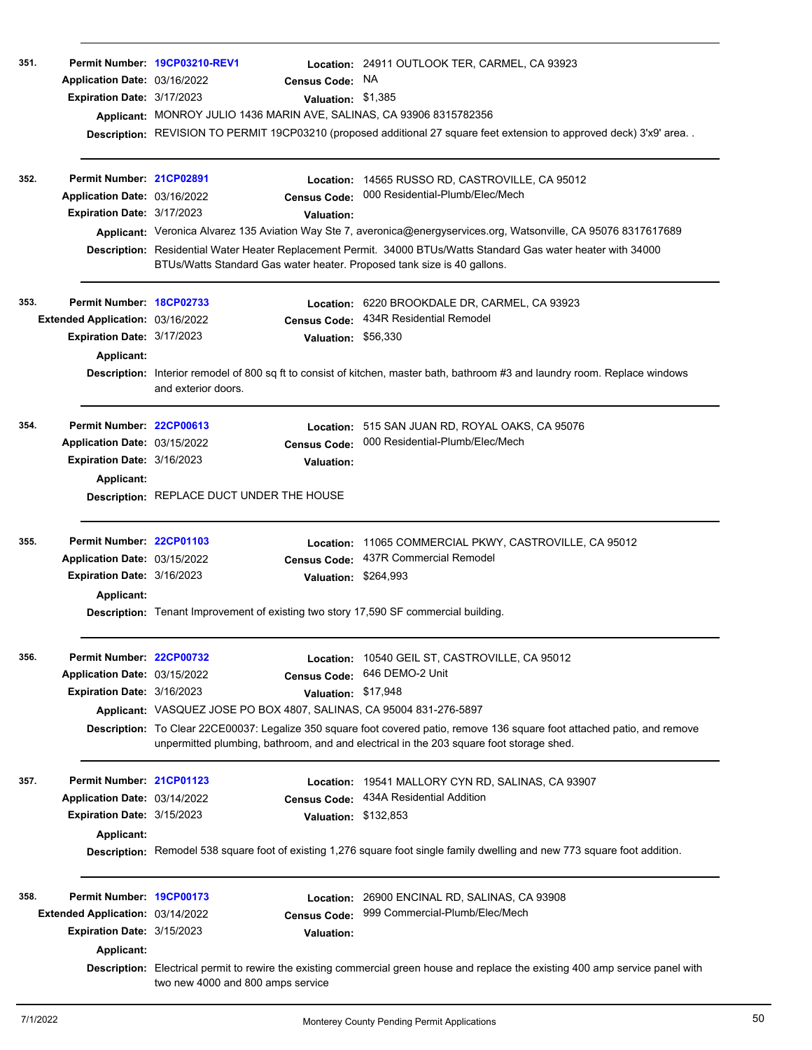**351.**

**Permit Number:** 19CP03210-REV1
**Location:** 24911 OUTLOOK TER, CARMEL, CA 93923
**Application Date:** 03/16/2022
**Census Code:** NA
**Expiration Date:** 3/17/2023
**Valuation:** $1,385
**Applicant:** MONROY JULIO 1436 MARIN AVE, SALINAS, CA 93906 8315782356
**Description:** REVISION TO PERMIT 19CP03210 (proposed additional 27 square feet extension to approved deck) 3'x9' area. .

---

**352.**

**Permit Number:** 21CP02891
**Location:** 14565 RUSSO RD, CASTROVILLE, CA 95012
**Application Date:** 03/16/2022
**Census Code:** 000 Residential-Plumb/Elec/Mech
**Expiration Date:** 3/17/2023
**Valuation:**
**Applicant:** Veronica Alvarez 135 Aviation Way Ste 7, averonica@energyservices.org, Watsonville, CA 95076 8317617689
**Description:** Residential Water Heater Replacement Permit. 34000 BTUs/Watts Standard Gas water heater with 34000 BTUs/Watts Standard Gas water heater. Proposed tank size is 40 gallons.

---

**353.**

**Permit Number:** 18CP02733
**Location:** 6220 BROOKDALE DR, CARMEL, CA 93923
**Extended Application:** 03/16/2022
**Census Code:** 434R Residential Remodel
**Expiration Date:** 3/17/2023
**Valuation:** $56,330
**Applicant:**
**Description:** Interior remodel of 800 sq ft to consist of kitchen, master bath, bathroom #3 and laundry room. Replace windows and exterior doors.

---

**354.**

**Permit Number:** 22CP00613
**Location:** 515 SAN JUAN RD, ROYAL OAKS, CA 95076
**Application Date:** 03/15/2022
**Census Code:** 000 Residential-Plumb/Elec/Mech
**Expiration Date:** 3/16/2023
**Valuation:**
**Applicant:**
**Description:** REPLACE DUCT UNDER THE HOUSE

---

**355.**

**Permit Number:** 22CP01103
**Location:** 11065 COMMERCIAL PKWY, CASTROVILLE, CA 95012
**Application Date:** 03/15/2022
**Census Code:** 437R Commercial Remodel
**Expiration Date:** 3/16/2023
**Valuation:** $264,993
**Applicant:**
**Description:** Tenant Improvement of existing two story 17,590 SF commercial building.

---

**356.**

**Permit Number:** 22CP00732
**Location:** 10540 GEIL ST, CASTROVILLE, CA 95012
**Application Date:** 03/15/2022
**Census Code:** 646 DEMO-2 Unit
**Expiration Date:** 3/16/2023
**Valuation:** $17,948
**Applicant:** VASQUEZ JOSE PO BOX 4807, SALINAS, CA 95004 831-276-5897
**Description:** To Clear 22CE00037: Legalize 350 square foot covered patio, remove 136 square foot attached patio, and remove unpermitted plumbing, bathroom, and and electrical in the 203 square foot storage shed.

---

**357.**

**Permit Number:** 21CP01123
**Location:** 19541 MALLORY CYN RD, SALINAS, CA 93907
**Application Date:** 03/14/2022
**Census Code:** 434A Residential Addition
**Expiration Date:** 3/15/2023
**Valuation:** $132,853
**Applicant:**
**Description:** Remodel 538 square foot of existing 1,276 square foot single family dwelling and new 773 square foot addition.

---

**358.**

**Permit Number:** 19CP00173
**Location:** 26900 ENCINAL RD, SALINAS, CA 93908
**Extended Application:** 03/14/2022
**Census Code:** 999 Commercial-Plumb/Elec/Mech
**Expiration Date:** 3/15/2023
**Valuation:**
**Applicant:**
**Description:** Electrical permit to rewire the existing commercial green house and replace the existing 400 amp service panel with two new 4000 and 800 amps service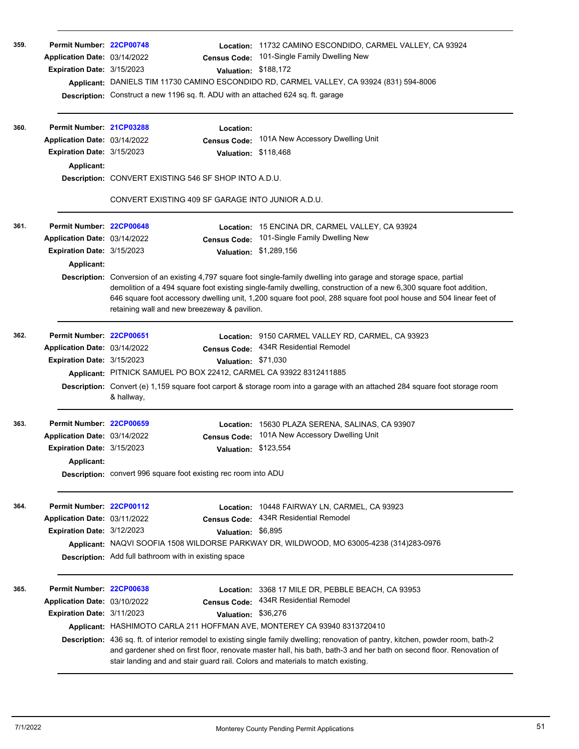**359.** **Permit Number:** 22CP00748 **Location:** 11732 CAMINO ESCONDIDO, CARMEL VALLEY, CA 93924
**Application Date:** 03/14/2022 **Census Code:** 101-Single Family Dwelling New
**Expiration Date:** 3/15/2023 **Valuation:** $188,172
**Applicant:** DANIELS TIM 11730 CAMINO ESCONDIDO RD, CARMEL VALLEY, CA 93924 (831) 594-8006
**Description:** Construct a new 1196 sq. ft. ADU with an attached 624 sq. ft. garage

---

**360.** **Permit Number:** 21CP03288 **Location:**
**Application Date:** 03/14/2022 **Census Code:** 101A New Accessory Dwelling Unit
**Expiration Date:** 3/15/2023 **Valuation:** $118,468
**Applicant:**
**Description:** CONVERT EXISTING 546 SF SHOP INTO A.D.U.

CONVERT EXISTING 409 SF GARAGE INTO JUNIOR A.D.U.

---

**361.** **Permit Number:** 22CP00648 **Location:** 15 ENCINA DR, CARMEL VALLEY, CA 93924
**Application Date:** 03/14/2022 **Census Code:** 101-Single Family Dwelling New
**Expiration Date:** 3/15/2023 **Valuation:** $1,289,156
**Applicant:**
**Description:** Conversion of an existing 4,797 square foot single-family dwelling into garage and storage space, partial demolition of a 494 square foot existing single-family dwelling, construction of a new 6,300 square foot addition, 646 square foot accessory dwelling unit, 1,200 square foot pool, 288 square foot pool house and 504 linear feet of retaining wall and new breezeway & pavilion.

---

**362.** **Permit Number:** 22CP00651 **Location:** 9150 CARMEL VALLEY RD, CARMEL, CA 93923
**Application Date:** 03/14/2022 **Census Code:** 434R Residential Remodel
**Expiration Date:** 3/15/2023 **Valuation:** $71,030
**Applicant:** PITNICK SAMUEL PO BOX 22412, CARMEL CA 93922 8312411885
**Description:** Convert (e) 1,159 square foot carport & storage room into a garage with an attached 284 square foot storage room & hallway,

---

**363.** **Permit Number:** 22CP00659 **Location:** 15630 PLAZA SERENA, SALINAS, CA 93907
**Application Date:** 03/14/2022 **Census Code:** 101A New Accessory Dwelling Unit
**Expiration Date:** 3/15/2023 **Valuation:** $123,554
**Applicant:**
**Description:** convert 996 square foot existing rec room into ADU

---

**364.** **Permit Number:** 22CP00112 **Location:** 10448 FAIRWAY LN, CARMEL, CA 93923
**Application Date:** 03/11/2022 **Census Code:** 434R Residential Remodel
**Expiration Date:** 3/12/2023 **Valuation:** $6,895
**Applicant:** NAQVI SOOFIA 1508 WILDORSE PARKWAY DR, WILDWOOD, MO 63005-4238 (314)283-0976
**Description:** Add full bathroom with in existing space

---

**365.** **Permit Number:** 22CP00638 **Location:** 3368 17 MILE DR, PEBBLE BEACH, CA 93953
**Application Date:** 03/10/2022 **Census Code:** 434R Residential Remodel
**Expiration Date:** 3/11/2023 **Valuation:** $36,276
**Applicant:** HASHIMOTO CARLA 211 HOFFMAN AVE, MONTEREY CA 93940 8313720410
**Description:** 436 sq. ft. of interior remodel to existing single family dwelling; renovation of pantry, kitchen, powder room, bath-2 and gardener shed on first floor, renovate master hall, his bath, bath-3 and her bath on second floor. Renovation of stair landing and and stair guard rail. Colors and materials to match existing.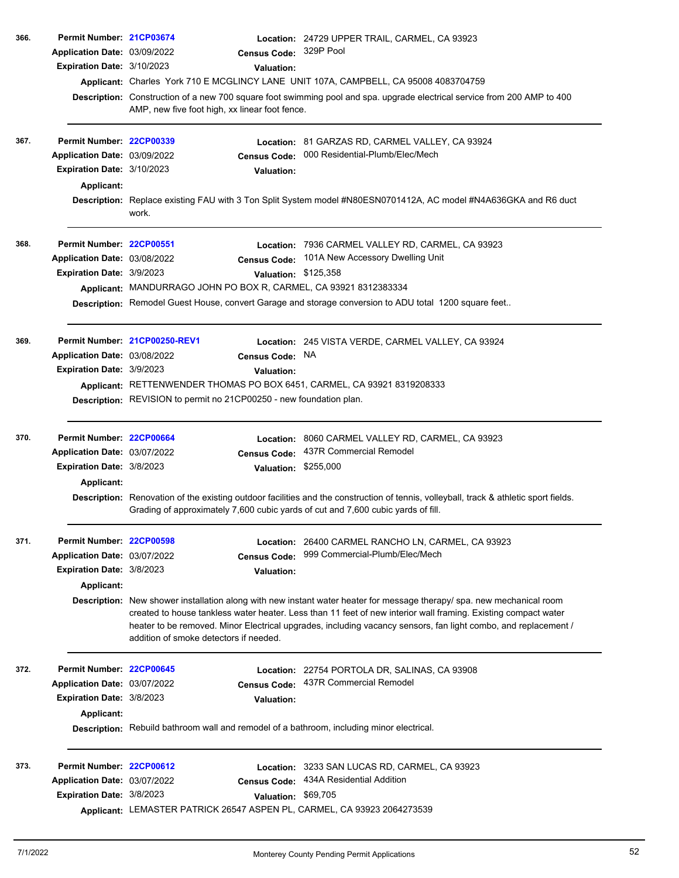**366.**

**Permit Number:** 21CP03674
**Location:** 24729 UPPER TRAIL, CARMEL, CA 93923
**Application Date:** 03/09/2022
**Census Code:** 329P Pool
**Expiration Date:** 3/10/2023
**Valuation:**
**Applicant:** Charles York 710 E MCGLINCY LANE UNIT 107A, CAMPBELL, CA 95008 4083704759
**Description:** Construction of a new 700 square foot swimming pool and spa. upgrade electrical service from 200 AMP to 400 AMP, new five foot high, xx linear foot fence.

---

**367.**

**Permit Number:** 22CP00339
**Location:** 81 GARZAS RD, CARMEL VALLEY, CA 93924
**Application Date:** 03/09/2022
**Census Code:** 000 Residential-Plumb/Elec/Mech
**Expiration Date:** 3/10/2023
**Valuation:**
**Applicant:**
**Description:** Replace existing FAU with 3 Ton Split System model #N80ESN0701412A, AC model #N4A636GKA and R6 duct work.

---

**368.**

**Permit Number:** 22CP00551
**Location:** 7936 CARMEL VALLEY RD, CARMEL, CA 93923
**Application Date:** 03/08/2022
**Census Code:** 101A New Accessory Dwelling Unit
**Expiration Date:** 3/9/2023
**Valuation:** $125,358
**Applicant:** MANDURRAGO JOHN PO BOX R, CARMEL, CA 93921 8312383334
**Description:** Remodel Guest House, convert Garage and storage conversion to ADU total 1200 square feet..

---

**369.**

**Permit Number:** 21CP00250-REV1
**Location:** 245 VISTA VERDE, CARMEL VALLEY, CA 93924
**Application Date:** 03/08/2022
**Census Code:** NA
**Expiration Date:** 3/9/2023
**Valuation:**
**Applicant:** RETTENWENDER THOMAS PO BOX 6451, CARMEL, CA 93921 8319208333
**Description:** REVISION to permit no 21CP00250 - new foundation plan.

---

**370.**

**Permit Number:** 22CP00664
**Location:** 8060 CARMEL VALLEY RD, CARMEL, CA 93923
**Application Date:** 03/07/2022
**Census Code:** 437R Commercial Remodel
**Expiration Date:** 3/8/2023
**Valuation:** $255,000
**Applicant:**
**Description:** Renovation of the existing outdoor facilities and the construction of tennis, volleyball, track & athletic sport fields. Grading of approximately 7,600 cubic yards of cut and 7,600 cubic yards of fill.

---

**371.**

**Permit Number:** 22CP00598
**Location:** 26400 CARMEL RANCHO LN, CARMEL, CA 93923
**Application Date:** 03/07/2022
**Census Code:** 999 Commercial-Plumb/Elec/Mech
**Expiration Date:** 3/8/2023
**Valuation:**
**Applicant:**
**Description:** New shower installation along with new instant water heater for message therapy/ spa. new mechanical room created to house tankless water heater. Less than 11 feet of new interior wall framing. Existing compact water heater to be removed. Minor Electrical upgrades, including vacancy sensors, fan light combo, and replacement / addition of smoke detectors if needed.

---

**372.**

**Permit Number:** 22CP00645
**Location:** 22754 PORTOLA DR, SALINAS, CA 93908
**Application Date:** 03/07/2022
**Census Code:** 437R Commercial Remodel
**Expiration Date:** 3/8/2023
**Valuation:**
**Applicant:**
**Description:** Rebuild bathroom wall and remodel of a bathroom, including minor electrical.

---

**373.**

**Permit Number:** 22CP00612
**Location:** 3233 SAN LUCAS RD, CARMEL, CA 93923
**Application Date:** 03/07/2022
**Census Code:** 434A Residential Addition
**Expiration Date:** 3/8/2023
**Valuation:** $69,705
**Applicant:** LEMASTER PATRICK 26547 ASPEN PL, CARMEL, CA 93923 2064273539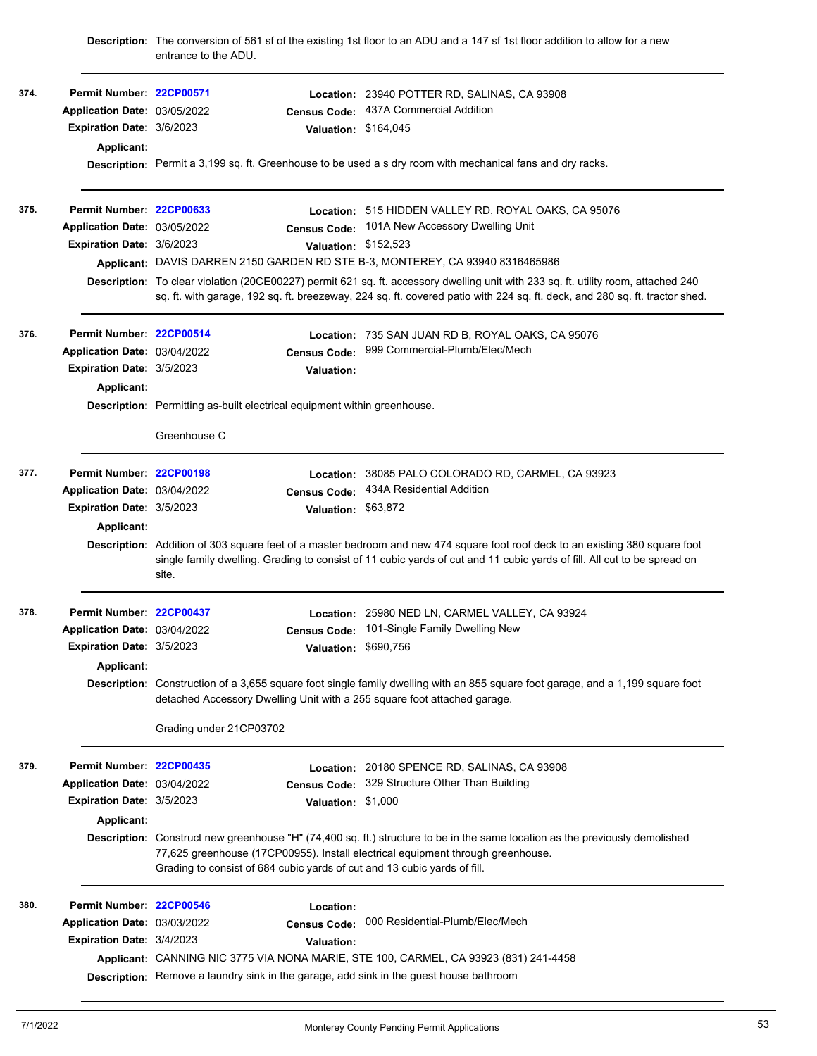**Description:** The conversion of 561 sf of the existing 1st floor to an ADU and a 147 sf 1st floor addition to allow for a new entrance to the ADU.

---

**374.**

**Permit Number:** 22CP00571
**Location:** 23940 POTTER RD, SALINAS, CA 93908
**Application Date:** 03/05/2022
**Census Code:** 437A Commercial Addition
**Expiration Date:** 3/6/2023
**Valuation:** $164,045
**Applicant:**
**Description:** Permit a 3,199 sq. ft. Greenhouse to be used a s dry room with mechanical fans and dry racks.

---

**375.**

**Permit Number:** 22CP00633
**Location:** 515 HIDDEN VALLEY RD, ROYAL OAKS, CA 95076
**Application Date:** 03/05/2022
**Census Code:** 101A New Accessory Dwelling Unit
**Expiration Date:** 3/6/2023
**Valuation:** $152,523
**Applicant:** DAVIS DARREN 2150 GARDEN RD STE B-3, MONTEREY, CA 93940 8316465986
**Description:** To clear violation (20CE00227) permit 621 sq. ft. accessory dwelling unit with 233 sq. ft. utility room, attached 240 sq. ft. with garage, 192 sq. ft. breezeway, 224 sq. ft. covered patio with 224 sq. ft. deck, and 280 sq. ft. tractor shed.

---

**376.**

**Permit Number:** 22CP00514
**Location:** 735 SAN JUAN RD B, ROYAL OAKS, CA 95076
**Application Date:** 03/04/2022
**Census Code:** 999 Commercial-Plumb/Elec/Mech
**Expiration Date:** 3/5/2023
**Valuation:**
**Applicant:**
**Description:** Permitting as-built electrical equipment within greenhouse.

Greenhouse C

---

**377.**

**Permit Number:** 22CP00198
**Location:** 38085 PALO COLORADO RD, CARMEL, CA 93923
**Application Date:** 03/04/2022
**Census Code:** 434A Residential Addition
**Expiration Date:** 3/5/2023
**Valuation:** $63,872
**Applicant:**
**Description:** Addition of 303 square feet of a master bedroom and new 474 square foot roof deck to an existing 380 square foot single family dwelling. Grading to consist of 11 cubic yards of cut and 11 cubic yards of fill. All cut to be spread on site.

---

**378.**

**Permit Number:** 22CP00437
**Location:** 25980 NED LN, CARMEL VALLEY, CA 93924
**Application Date:** 03/04/2022
**Census Code:** 101-Single Family Dwelling New
**Expiration Date:** 3/5/2023
**Valuation:** $690,756
**Applicant:**
**Description:** Construction of a 3,655 square foot single family dwelling with an 855 square foot garage, and a 1,199 square foot detached Accessory Dwelling Unit with a 255 square foot attached garage.

Grading under 21CP03702

---

**379.**

**Permit Number:** 22CP00435
**Location:** 20180 SPENCE RD, SALINAS, CA 93908
**Application Date:** 03/04/2022
**Census Code:** 329 Structure Other Than Building
**Expiration Date:** 3/5/2023
**Valuation:** $1,000
**Applicant:**
**Description:** Construct new greenhouse "H" (74,400 sq. ft.) structure to be in the same location as the previously demolished 77,625 greenhouse (17CP00955). Install electrical equipment through greenhouse.
Grading to consist of 684 cubic yards of cut and 13 cubic yards of fill.

---

**380.**

**Permit Number:** 22CP00546
**Location:**
**Application Date:** 03/03/2022
**Census Code:** 000 Residential-Plumb/Elec/Mech
**Expiration Date:** 3/4/2023
**Valuation:**
**Applicant:** CANNING NIC 3775 VIA NONA MARIE, STE 100, CARMEL, CA 93923 (831) 241-4458
**Description:** Remove a laundry sink in the garage, add sink in the guest house bathroom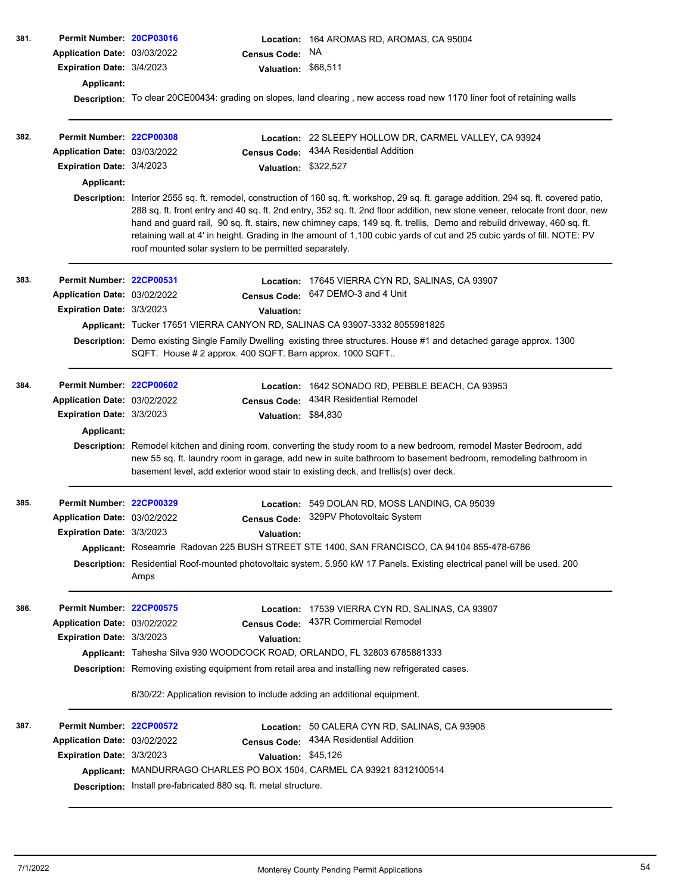**381.**

**Permit Number:** 20CP03016
**Location:** 164 AROMAS RD, AROMAS, CA 95004
**Application Date:** 03/03/2022
**Census Code:** NA
**Expiration Date:** 3/4/2023
**Valuation:** $68,511
**Applicant:**
**Description:** To clear 20CE00434: grading on slopes, land clearing , new access road new 1170 liner foot of retaining walls

---

**382.**

**Permit Number:** 22CP00308
**Location:** 22 SLEEPY HOLLOW DR, CARMEL VALLEY, CA 93924
**Application Date:** 03/03/2022
**Census Code:** 434A Residential Addition
**Expiration Date:** 3/4/2023
**Valuation:** $322,527
**Applicant:**
**Description:** Interior 2555 sq. ft. remodel, construction of 160 sq. ft. workshop, 29 sq. ft. garage addition, 294 sq. ft. covered patio, 288 sq. ft. front entry and 40 sq. ft. 2nd entry, 352 sq. ft. 2nd floor addition, new stone veneer, relocate front door, new hand and guard rail, 90 sq. ft. stairs, new chimney caps, 149 sq. ft. trellis, Demo and rebuild driveway, 460 sq. ft. retaining wall at 4' in height. Grading in the amount of 1,100 cubic yards of cut and 25 cubic yards of fill. NOTE: PV roof mounted solar system to be permitted separately.

---

**383.**

**Permit Number:** 22CP00531
**Location:** 17645 VIERRA CYN RD, SALINAS, CA 93907
**Application Date:** 03/02/2022
**Census Code:** 647 DEMO-3 and 4 Unit
**Expiration Date:** 3/3/2023
**Valuation:**
**Applicant:** Tucker 17651 VIERRA CANYON RD, SALINAS CA 93907-3332 8055981825
**Description:** Demo existing Single Family Dwelling existing three structures. House #1 and detached garage approx. 1300 SQFT. House # 2 approx. 400 SQFT. Barn approx. 1000 SQFT..

---

**384.**

**Permit Number:** 22CP00602
**Location:** 1642 SONADO RD, PEBBLE BEACH, CA 93953
**Application Date:** 03/02/2022
**Census Code:** 434R Residential Remodel
**Expiration Date:** 3/3/2023
**Valuation:** $84,830
**Applicant:**
**Description:** Remodel kitchen and dining room, converting the study room to a new bedroom, remodel Master Bedroom, add new 55 sq. ft. laundry room in garage, add new in suite bathroom to basement bedroom, remodeling bathroom in basement level, add exterior wood stair to existing deck, and trellis(s) over deck.

---

**385.**

**Permit Number:** 22CP00329
**Location:** 549 DOLAN RD, MOSS LANDING, CA 95039
**Application Date:** 03/02/2022
**Census Code:** 329PV Photovoltaic System
**Expiration Date:** 3/3/2023
**Valuation:**
**Applicant:** Roseamrie Radovan 225 BUSH STREET STE 1400, SAN FRANCISCO, CA 94104 855-478-6786
**Description:** Residential Roof-mounted photovoltaic system. 5.950 kW 17 Panels. Existing electrical panel will be used. 200 Amps

---

**386.**

**Permit Number:** 22CP00575
**Location:** 17539 VIERRA CYN RD, SALINAS, CA 93907
**Application Date:** 03/02/2022
**Census Code:** 437R Commercial Remodel
**Expiration Date:** 3/3/2023
**Valuation:**
**Applicant:** Tahesha Silva 930 WOODCOCK ROAD, ORLANDO, FL 32803 6785881333
**Description:** Removing existing equipment from retail area and installing new refrigerated cases.

6/30/22: Application revision to include adding an additional equipment.

---

**387.**

**Permit Number:** 22CP00572
**Location:** 50 CALERA CYN RD, SALINAS, CA 93908
**Application Date:** 03/02/2022
**Census Code:** 434A Residential Addition
**Expiration Date:** 3/3/2023
**Valuation:** $45,126
**Applicant:** MANDURRAGO CHARLES PO BOX 1504, CARMEL CA 93921 8312100514
**Description:** Install pre-fabricated 880 sq. ft. metal structure.

---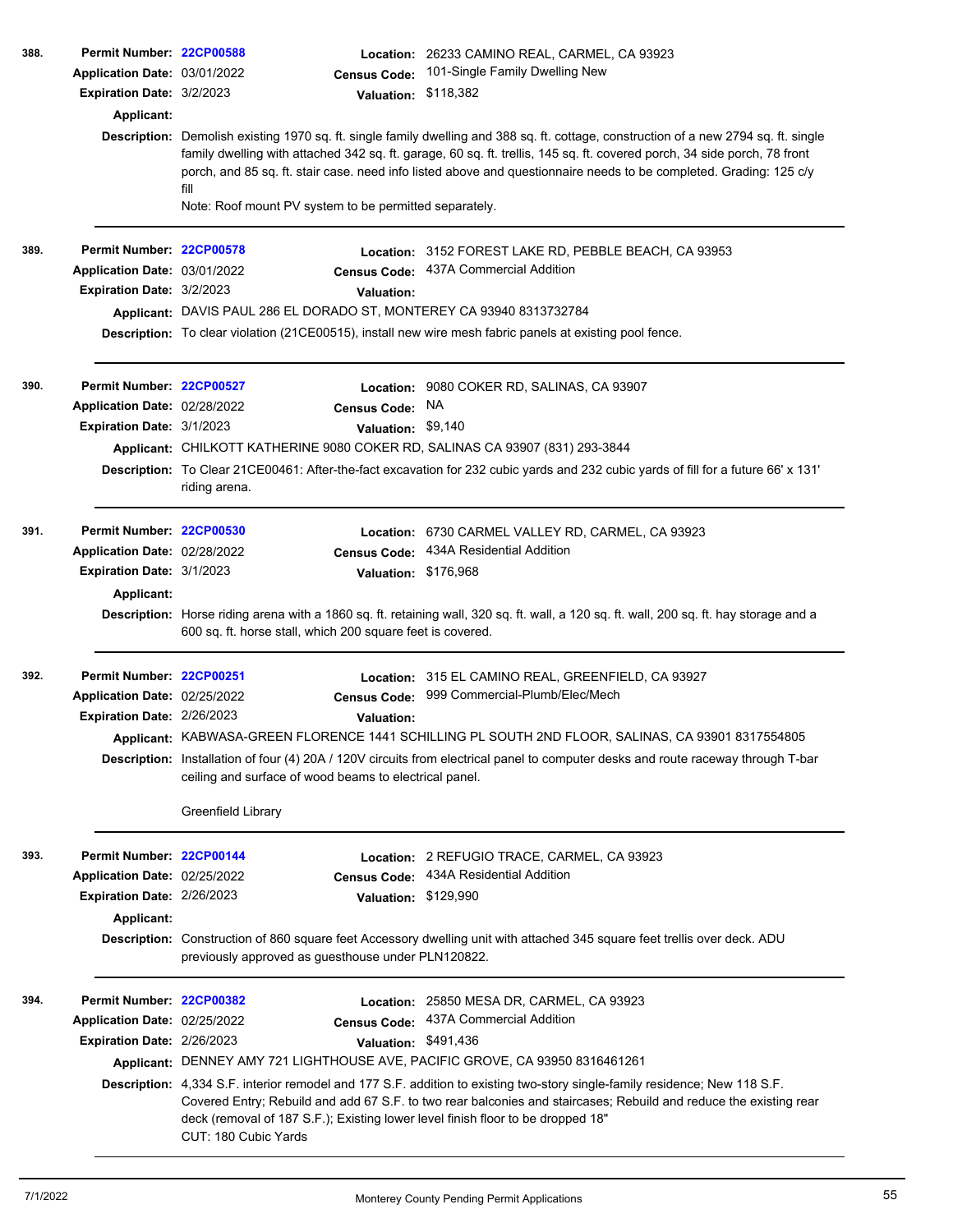**388.**

**Permit Number:** 22CP00588
**Location:** 26233 CAMINO REAL, CARMEL, CA 93923
**Application Date:** 03/01/2022
**Census Code:** 101-Single Family Dwelling New
**Expiration Date:** 3/2/2023
**Valuation:** $118,382
**Applicant:**
**Description:** Demolish existing 1970 sq. ft. single family dwelling and 388 sq. ft. cottage, construction of a new 2794 sq. ft. single family dwelling with attached 342 sq. ft. garage, 60 sq. ft. trellis, 145 sq. ft. covered porch, 34 side porch, 78 front porch, and 85 sq. ft. stair case. need info listed above and questionnaire needs to be completed. Grading: 125 c/y fill
Note: Roof mount PV system to be permitted separately.

---

**389.**

**Permit Number:** 22CP00578
**Location:** 3152 FOREST LAKE RD, PEBBLE BEACH, CA 93953
**Application Date:** 03/01/2022
**Census Code:** 437A Commercial Addition
**Expiration Date:** 3/2/2023
**Valuation:**
**Applicant:** DAVIS PAUL 286 EL DORADO ST, MONTEREY CA 93940 8313732784
**Description:** To clear violation (21CE00515), install new wire mesh fabric panels at existing pool fence.

---

**390.**

**Permit Number:** 22CP00527
**Location:** 9080 COKER RD, SALINAS, CA 93907
**Application Date:** 02/28/2022
**Census Code:** NA
**Expiration Date:** 3/1/2023
**Valuation:** $9,140
**Applicant:** CHILKOTT KATHERINE 9080 COKER RD, SALINAS CA 93907 (831) 293-3844
**Description:** To Clear 21CE00461: After-the-fact excavation for 232 cubic yards and 232 cubic yards of fill for a future 66' x 131' riding arena.

---

**391.**

**Permit Number:** 22CP00530
**Location:** 6730 CARMEL VALLEY RD, CARMEL, CA 93923
**Application Date:** 02/28/2022
**Census Code:** 434A Residential Addition
**Expiration Date:** 3/1/2023
**Valuation:** $176,968
**Applicant:**
**Description:** Horse riding arena with a 1860 sq. ft. retaining wall, 320 sq. ft. wall, a 120 sq. ft. wall, 200 sq. ft. hay storage and a 600 sq. ft. horse stall, which 200 square feet is covered.

---

**392.**

**Permit Number:** 22CP00251
**Location:** 315 EL CAMINO REAL, GREENFIELD, CA 93927
**Application Date:** 02/25/2022
**Census Code:** 999 Commercial-Plumb/Elec/Mech
**Expiration Date:** 2/26/2023
**Valuation:**
**Applicant:** KABWASA-GREEN FLORENCE 1441 SCHILLING PL SOUTH 2ND FLOOR, SALINAS, CA 93901 8317554805
**Description:** Installation of four (4) 20A / 120V circuits from electrical panel to computer desks and route raceway through T-bar ceiling and surface of wood beams to electrical panel.

Greenfield Library

---

**393.**

**Permit Number:** 22CP00144
**Location:** 2 REFUGIO TRACE, CARMEL, CA 93923
**Application Date:** 02/25/2022
**Census Code:** 434A Residential Addition
**Expiration Date:** 2/26/2023
**Valuation:** $129,990
**Applicant:**
**Description:** Construction of 860 square feet Accessory dwelling unit with attached 345 square feet trellis over deck. ADU previously approved as guesthouse under PLN120822.

---

**394.**

**Permit Number:** 22CP00382
**Location:** 25850 MESA DR, CARMEL, CA 93923
**Application Date:** 02/25/2022
**Census Code:** 437A Commercial Addition
**Expiration Date:** 2/26/2023
**Valuation:** $491,436
**Applicant:** DENNEY AMY 721 LIGHTHOUSE AVE, PACIFIC GROVE, CA 93950 8316461261
**Description:** 4,334 S.F. interior remodel and 177 S.F. addition to existing two-story single-family residence; New 118 S.F. Covered Entry; Rebuild and add 67 S.F. to two rear balconies and staircases; Rebuild and reduce the existing rear deck (removal of 187 S.F.); Existing lower level finish floor to be dropped 18"
CUT: 180 Cubic Yards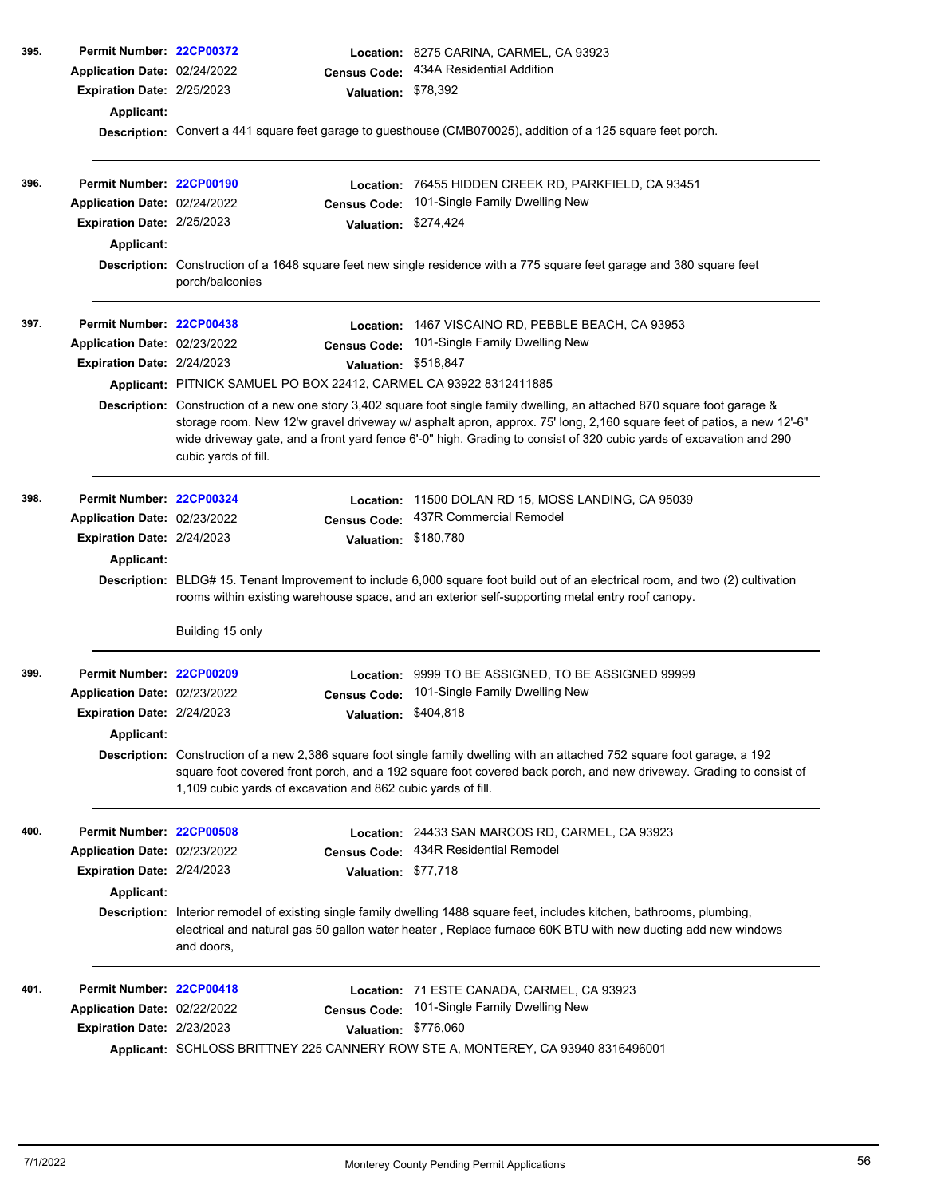**395.**

**Permit Number:** 22CP00372
**Location:** 8275 CARINA, CARMEL, CA 93923
**Application Date:** 02/24/2022
**Census Code:** 434A Residential Addition
**Expiration Date:** 2/25/2023
**Valuation:** $78,392
**Applicant:**
**Description:** Convert a 441 square feet garage to guesthouse (CMB070025), addition of a 125 square feet porch.

---

**396.**

**Permit Number:** 22CP00190
**Location:** 76455 HIDDEN CREEK RD, PARKFIELD, CA 93451
**Application Date:** 02/24/2022
**Census Code:** 101-Single Family Dwelling New
**Expiration Date:** 2/25/2023
**Valuation:** $274,424
**Applicant:**
**Description:** Construction of a 1648 square feet new single residence with a 775 square feet garage and 380 square feet porch/balconies

---

**397.**

**Permit Number:** 22CP00438
**Location:** 1467 VISCAINO RD, PEBBLE BEACH, CA 93953
**Application Date:** 02/23/2022
**Census Code:** 101-Single Family Dwelling New
**Expiration Date:** 2/24/2023
**Valuation:** $518,847
**Applicant:** PITNICK SAMUEL PO BOX 22412, CARMEL CA 93922 8312411885
**Description:** Construction of a new one story 3,402 square foot single family dwelling, an attached 870 square foot garage & storage room. New 12'w gravel driveway w/ asphalt apron, approx. 75' long, 2,160 square feet of patios, a new 12'-6" wide driveway gate, and a front yard fence 6'-0" high. Grading to consist of 320 cubic yards of excavation and 290 cubic yards of fill.

---

**398.**

**Permit Number:** 22CP00324
**Location:** 11500 DOLAN RD 15, MOSS LANDING, CA 95039
**Application Date:** 02/23/2022
**Census Code:** 437R Commercial Remodel
**Expiration Date:** 2/24/2023
**Valuation:** $180,780
**Applicant:**
**Description:** BLDG# 15. Tenant Improvement to include 6,000 square foot build out of an electrical room, and two (2) cultivation rooms within existing warehouse space, and an exterior self-supporting metal entry roof canopy.

Building 15 only

---

**399.**

**Permit Number:** 22CP00209
**Location:** 9999 TO BE ASSIGNED, TO BE ASSIGNED 99999
**Application Date:** 02/23/2022
**Census Code:** 101-Single Family Dwelling New
**Expiration Date:** 2/24/2023
**Valuation:** $404,818
**Applicant:**
**Description:** Construction of a new 2,386 square foot single family dwelling with an attached 752 square foot garage, a 192 square foot covered front porch, and a 192 square foot covered back porch, and new driveway. Grading to consist of 1,109 cubic yards of excavation and 862 cubic yards of fill.

---

**400.**

**Permit Number:** 22CP00508
**Location:** 24433 SAN MARCOS RD, CARMEL, CA 93923
**Application Date:** 02/23/2022
**Census Code:** 434R Residential Remodel
**Expiration Date:** 2/24/2023
**Valuation:** $77,718
**Applicant:**
**Description:** Interior remodel of existing single family dwelling 1488 square feet, includes kitchen, bathrooms, plumbing, electrical and natural gas 50 gallon water heater , Replace furnace 60K BTU with new ducting add new windows and doors,

---

**401.**

**Permit Number:** 22CP00418
**Location:** 71 ESTE CANADA, CARMEL, CA 93923
**Application Date:** 02/22/2022
**Census Code:** 101-Single Family Dwelling New
**Expiration Date:** 2/23/2023
**Valuation:** $776,060
**Applicant:** SCHLOSS BRITTNEY 225 CANNERY ROW STE A, MONTEREY, CA 93940 8316496001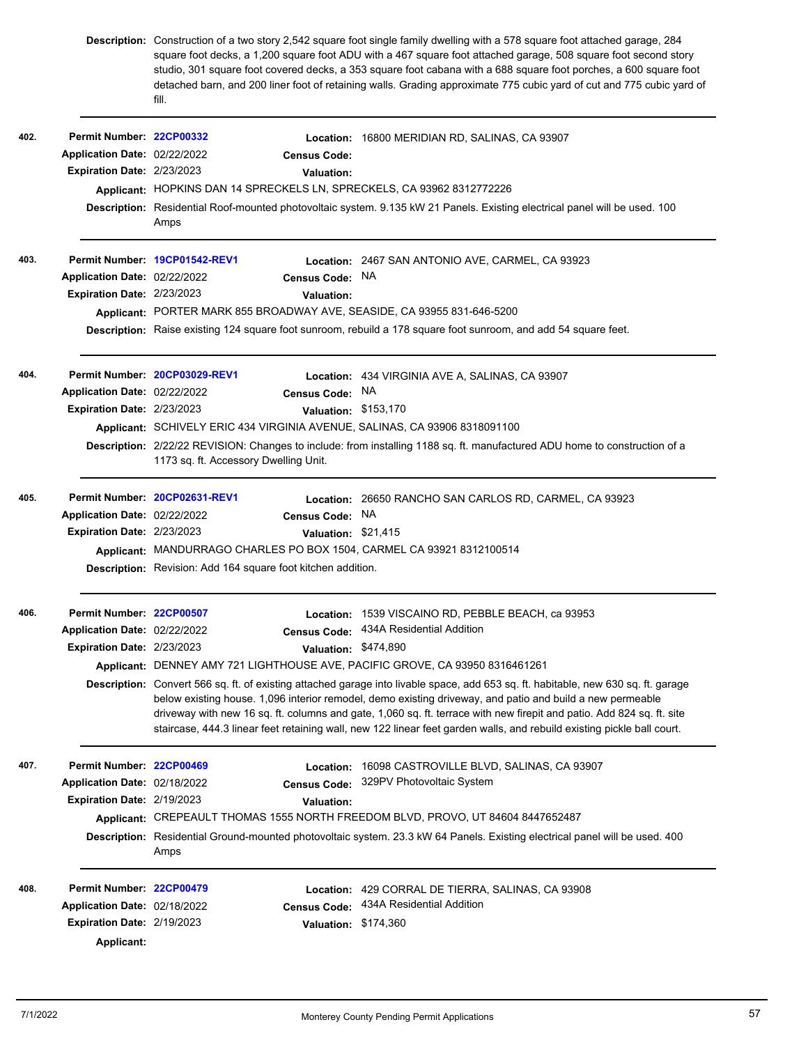**Description:** Construction of a two story 2,542 square foot single family dwelling with a 578 square foot attached garage, 284 square foot decks, a 1,200 square foot ADU with a 467 square foot attached garage, 508 square foot second story studio, 301 square foot covered decks, a 353 square foot cabana with a 688 square foot porches, a 600 square foot detached barn, and 200 liner foot of retaining walls. Grading approximate 775 cubic yard of cut and 775 cubic yard of fill.

---

**402.**

**Permit Number:** 22CP00332
**Location:** 16800 MERIDIAN RD, SALINAS, CA 93907
**Application Date:** 02/22/2022
**Census Code:**
**Expiration Date:** 2/23/2023
**Valuation:**
**Applicant:** HOPKINS DAN 14 SPRECKELS LN, SPRECKELS, CA 93962 8312772226
**Description:** Residential Roof-mounted photovoltaic system. 9.135 kW 21 Panels. Existing electrical panel will be used. 100 Amps

---

**403.**

**Permit Number:** 19CP01542-REV1
**Location:** 2467 SAN ANTONIO AVE, CARMEL, CA 93923
**Application Date:** 02/22/2022
**Census Code:** NA
**Expiration Date:** 2/23/2023
**Valuation:**
**Applicant:** PORTER MARK 855 BROADWAY AVE, SEASIDE, CA 93955 831-646-5200
**Description:** Raise existing 124 square foot sunroom, rebuild a 178 square foot sunroom, and add 54 square feet.

---

**404.**

**Permit Number:** 20CP03029-REV1
**Location:** 434 VIRGINIA AVE A, SALINAS, CA 93907
**Application Date:** 02/22/2022
**Census Code:** NA
**Expiration Date:** 2/23/2023
**Valuation:** $153,170
**Applicant:** SCHIVELY ERIC 434 VIRGINIA AVENUE, SALINAS, CA 93906 8318091100
**Description:** 2/22/22 REVISION: Changes to include: from installing 1188 sq. ft. manufactured ADU home to construction of a 1173 sq. ft. Accessory Dwelling Unit.

---

**405.**

**Permit Number:** 20CP02631-REV1
**Location:** 26650 RANCHO SAN CARLOS RD, CARMEL, CA 93923
**Application Date:** 02/22/2022
**Census Code:** NA
**Expiration Date:** 2/23/2023
**Valuation:** $21,415
**Applicant:** MANDURRAGO CHARLES PO BOX 1504, CARMEL CA 93921 8312100514
**Description:** Revision: Add 164 square foot kitchen addition.

---

**406.**

**Permit Number:** 22CP00507
**Location:** 1539 VISCAINO RD, PEBBLE BEACH, ca 93953
**Application Date:** 02/22/2022
**Census Code:** 434A Residential Addition
**Expiration Date:** 2/23/2023
**Valuation:** $474,890
**Applicant:** DENNEY AMY 721 LIGHTHOUSE AVE, PACIFIC GROVE, CA 93950 8316461261
**Description:** Convert 566 sq. ft. of existing attached garage into livable space, add 653 sq. ft. habitable, new 630 sq. ft. garage below existing house. 1,096 interior remodel, demo existing driveway, and patio and build a new permeable driveway with new 16 sq. ft. columns and gate, 1,060 sq. ft. terrace with new firepit and patio. Add 824 sq. ft. site staircase, 444.3 linear feet retaining wall, new 122 linear feet garden walls, and rebuild existing pickle ball court.

---

**407.**

**Permit Number:** 22CP00469
**Location:** 16098 CASTROVILLE BLVD, SALINAS, CA 93907
**Application Date:** 02/18/2022
**Census Code:** 329PV Photovoltaic System
**Expiration Date:** 2/19/2023
**Valuation:**
**Applicant:** CREPEAULT THOMAS 1555 NORTH FREEDOM BLVD, PROVO, UT 84604 8447652487
**Description:** Residential Ground-mounted photovoltaic system. 23.3 kW 64 Panels. Existing electrical panel will be used. 400 Amps

---

**408.**

**Permit Number:** 22CP00479
**Location:** 429 CORRAL DE TIERRA, SALINAS, CA 93908
**Application Date:** 02/18/2022
**Census Code:** 434A Residential Addition
**Expiration Date:** 2/19/2023
**Valuation:** $174,360
**Applicant:**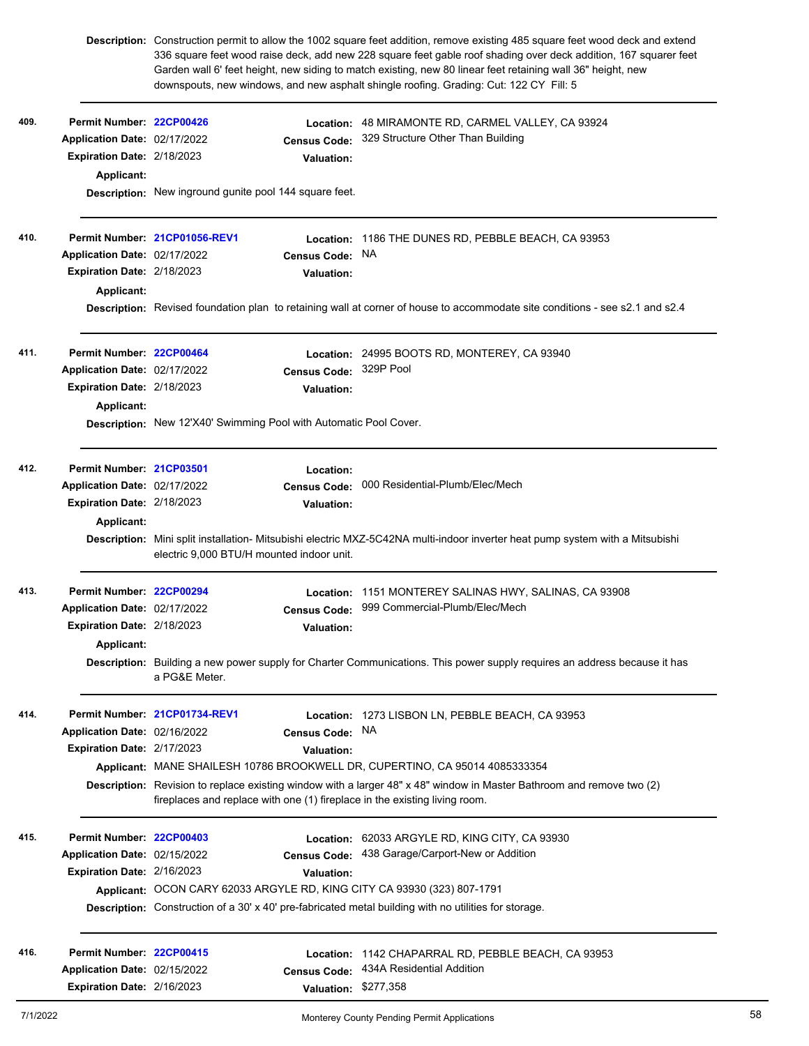**Description:** Construction permit to allow the 1002 square feet addition, remove existing 485 square feet wood deck and extend 336 square feet wood raise deck, add new 228 square feet gable roof shading over deck addition, 167 squarer feet Garden wall 6' feet height, new siding to match existing, new 80 linear feet retaining wall 36" height, new downspouts, new windows, and new asphalt shingle roofing. Grading: Cut: 122 CY Fill: 5

---

**409.**

**Permit Number:** 22CP00426
**Location:** 48 MIRAMONTE RD, CARMEL VALLEY, CA 93924
**Application Date:** 02/17/2022
**Census Code:** 329 Structure Other Than Building
**Expiration Date:** 2/18/2023
**Valuation:**
**Applicant:**
**Description:** New inground gunite pool 144 square feet.

---

**410.**

**Permit Number:** 21CP01056-REV1
**Location:** 1186 THE DUNES RD, PEBBLE BEACH, CA 93953
**Application Date:** 02/17/2022
**Census Code:** NA
**Expiration Date:** 2/18/2023
**Valuation:**
**Applicant:**
**Description:** Revised foundation plan to retaining wall at corner of house to accommodate site conditions - see s2.1 and s2.4

---

**411.**

**Permit Number:** 22CP00464
**Location:** 24995 BOOTS RD, MONTEREY, CA 93940
**Application Date:** 02/17/2022
**Census Code:** 329P Pool
**Expiration Date:** 2/18/2023
**Valuation:**
**Applicant:**
**Description:** New 12'X40' Swimming Pool with Automatic Pool Cover.

---

**412.**

**Permit Number:** 21CP03501
**Location:**
**Application Date:** 02/17/2022
**Census Code:** 000 Residential-Plumb/Elec/Mech
**Expiration Date:** 2/18/2023
**Valuation:**
**Applicant:**
**Description:** Mini split installation- Mitsubishi electric MXZ-5C42NA multi-indoor inverter heat pump system with a Mitsubishi electric 9,000 BTU/H mounted indoor unit.

---

**413.**

**Permit Number:** 22CP00294
**Location:** 1151 MONTEREY SALINAS HWY, SALINAS, CA 93908
**Application Date:** 02/17/2022
**Census Code:** 999 Commercial-Plumb/Elec/Mech
**Expiration Date:** 2/18/2023
**Valuation:**
**Applicant:**
**Description:** Building a new power supply for Charter Communications. This power supply requires an address because it has a PG&E Meter.

---

**414.**

**Permit Number:** 21CP01734-REV1
**Location:** 1273 LISBON LN, PEBBLE BEACH, CA 93953
**Application Date:** 02/16/2022
**Census Code:** NA
**Expiration Date:** 2/17/2023
**Valuation:**
**Applicant:** MANE SHAILESH 10786 BROOKWELL DR, CUPERTINO, CA 95014 4085333354
**Description:** Revision to replace existing window with a larger 48" x 48" window in Master Bathroom and remove two (2) fireplaces and replace with one (1) fireplace in the existing living room.

---

**415.**

**Permit Number:** 22CP00403
**Location:** 62033 ARGYLE RD, KING CITY, CA 93930
**Application Date:** 02/15/2022
**Census Code:** 438 Garage/Carport-New or Addition
**Expiration Date:** 2/16/2023
**Valuation:**
**Applicant:** OCON CARY 62033 ARGYLE RD, KING CITY CA 93930 (323) 807-1791
**Description:** Construction of a 30' x 40' pre-fabricated metal building with no utilities for storage.

---

**416.**

**Permit Number:** 22CP00415
**Location:** 1142 CHAPARRAL RD, PEBBLE BEACH, CA 93953
**Application Date:** 02/15/2022
**Census Code:** 434A Residential Addition
**Expiration Date:** 2/16/2023
**Valuation:** $277,358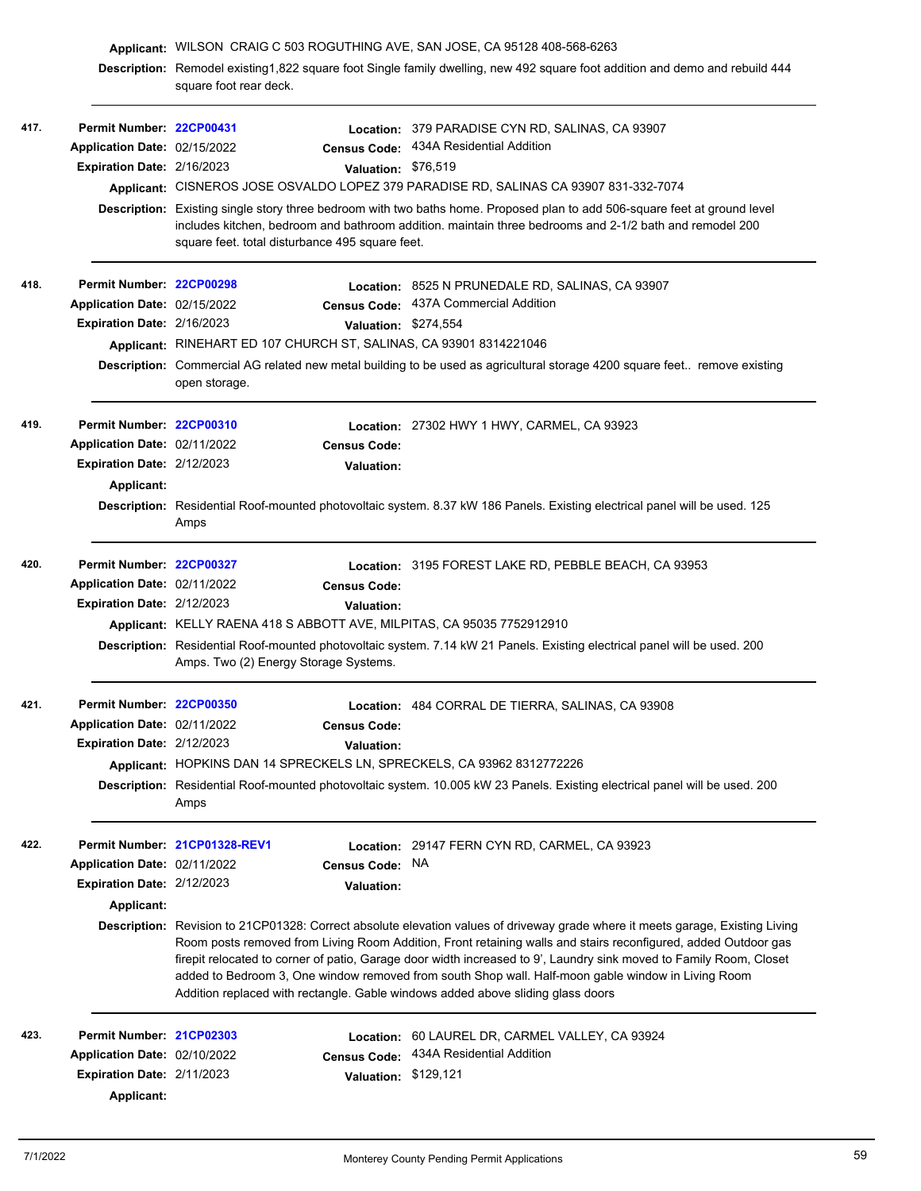**Applicant:** WILSON CRAIG C 503 ROGUTHING AVE, SAN JOSE, CA 95128 408-568-6263

**Description:** Remodel existing1,822 square foot Single family dwelling, new 492 square foot addition and demo and rebuild 444 square foot rear deck.

---

**417.**

**Permit Number:** 22CP00431
**Location:** 379 PARADISE CYN RD, SALINAS, CA 93907
**Application Date:** 02/15/2022
**Census Code:** 434A Residential Addition
**Expiration Date:** 2/16/2023
**Valuation:** $76,519
**Applicant:** CISNEROS JOSE OSVALDO LOPEZ 379 PARADISE RD, SALINAS CA 93907 831-332-7074
**Description:** Existing single story three bedroom with two baths home. Proposed plan to add 506-square feet at ground level includes kitchen, bedroom and bathroom addition. maintain three bedrooms and 2-1/2 bath and remodel 200 square feet. total disturbance 495 square feet.

---

**418.**

**Permit Number:** 22CP00298
**Location:** 8525 N PRUNEDALE RD, SALINAS, CA 93907
**Application Date:** 02/15/2022
**Census Code:** 437A Commercial Addition
**Expiration Date:** 2/16/2023
**Valuation:** $274,554
**Applicant:** RINEHART ED 107 CHURCH ST, SALINAS, CA 93901 8314221046
**Description:** Commercial AG related new metal building to be used as agricultural storage 4200 square feet.. remove existing open storage.

---

**419.**

**Permit Number:** 22CP00310
**Location:** 27302 HWY 1 HWY, CARMEL, CA 93923
**Application Date:** 02/11/2022
**Census Code:**
**Expiration Date:** 2/12/2023
**Valuation:**
**Applicant:**
**Description:** Residential Roof-mounted photovoltaic system. 8.37 kW 186 Panels. Existing electrical panel will be used. 125 Amps

---

**420.**

**Permit Number:** 22CP00327
**Location:** 3195 FOREST LAKE RD, PEBBLE BEACH, CA 93953
**Application Date:** 02/11/2022
**Census Code:**
**Expiration Date:** 2/12/2023
**Valuation:**
**Applicant:** KELLY RAENA 418 S ABBOTT AVE, MILPITAS, CA 95035 7752912910
**Description:** Residential Roof-mounted photovoltaic system. 7.14 kW 21 Panels. Existing electrical panel will be used. 200 Amps. Two (2) Energy Storage Systems.

---

**421.**

**Permit Number:** 22CP00350
**Location:** 484 CORRAL DE TIERRA, SALINAS, CA 93908
**Application Date:** 02/11/2022
**Census Code:**
**Expiration Date:** 2/12/2023
**Valuation:**
**Applicant:** HOPKINS DAN 14 SPRECKELS LN, SPRECKELS, CA 93962 8312772226
**Description:** Residential Roof-mounted photovoltaic system. 10.005 kW 23 Panels. Existing electrical panel will be used. 200 Amps

---

**422.**

**Permit Number:** 21CP01328-REV1
**Location:** 29147 FERN CYN RD, CARMEL, CA 93923
**Application Date:** 02/11/2022
**Census Code:** NA
**Expiration Date:** 2/12/2023
**Valuation:**
**Applicant:**
**Description:** Revision to 21CP01328: Correct absolute elevation values of driveway grade where it meets garage, Existing Living Room posts removed from Living Room Addition, Front retaining walls and stairs reconfigured, added Outdoor gas firepit relocated to corner of patio, Garage door width increased to 9', Laundry sink moved to Family Room, Closet added to Bedroom 3, One window removed from south Shop wall. Half-moon gable window in Living Room Addition replaced with rectangle. Gable windows added above sliding glass doors

---

**423.**

**Permit Number:** 21CP02303
**Location:** 60 LAUREL DR, CARMEL VALLEY, CA 93924
**Application Date:** 02/10/2022
**Census Code:** 434A Residential Addition
**Expiration Date:** 2/11/2023
**Valuation:** $129,121
**Applicant:**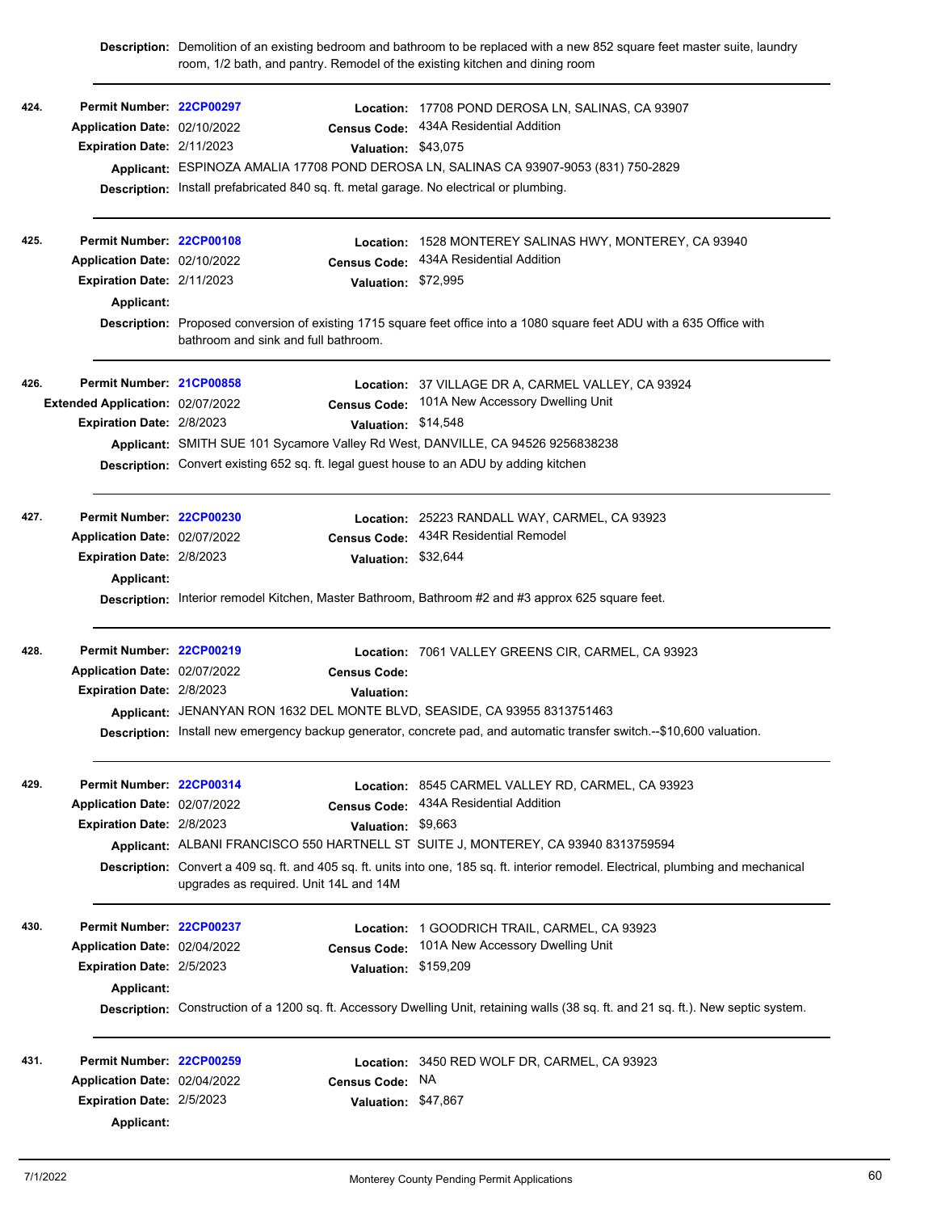**Description:** Demolition of an existing bedroom and bathroom to be replaced with a new 852 square feet master suite, laundry room, 1/2 bath, and pantry. Remodel of the existing kitchen and dining room

---

**424.**

**Permit Number:** 22CP00297
**Location:** 17708 POND DEROSA LN, SALINAS, CA 93907
**Application Date:** 02/10/2022
**Census Code:** 434A Residential Addition
**Expiration Date:** 2/11/2023
**Valuation:** $43,075
**Applicant:** ESPINOZA AMALIA 17708 POND DEROSA LN, SALINAS CA 93907-9053 (831) 750-2829
**Description:** Install prefabricated 840 sq. ft. metal garage. No electrical or plumbing.

---

**425.**

**Permit Number:** 22CP00108
**Location:** 1528 MONTEREY SALINAS HWY, MONTEREY, CA 93940
**Application Date:** 02/10/2022
**Census Code:** 434A Residential Addition
**Expiration Date:** 2/11/2023
**Valuation:** $72,995
**Applicant:**
**Description:** Proposed conversion of existing 1715 square feet office into a 1080 square feet ADU with a 635 Office with bathroom and sink and full bathroom.

---

**426.**

**Permit Number:** 21CP00858
**Location:** 37 VILLAGE DR A, CARMEL VALLEY, CA 93924
**Extended Application:** 02/07/2022
**Census Code:** 101A New Accessory Dwelling Unit
**Expiration Date:** 2/8/2023
**Valuation:** $14,548
**Applicant:** SMITH SUE 101 Sycamore Valley Rd West, DANVILLE, CA 94526 9256838238
**Description:** Convert existing 652 sq. ft. legal guest house to an ADU by adding kitchen

---

**427.**

**Permit Number:** 22CP00230
**Location:** 25223 RANDALL WAY, CARMEL, CA 93923
**Application Date:** 02/07/2022
**Census Code:** 434R Residential Remodel
**Expiration Date:** 2/8/2023
**Valuation:** $32,644
**Applicant:**
**Description:** Interior remodel Kitchen, Master Bathroom, Bathroom #2 and #3 approx 625 square feet.

---

**428.**

**Permit Number:** 22CP00219
**Location:** 7061 VALLEY GREENS CIR, CARMEL, CA 93923
**Application Date:** 02/07/2022
**Census Code:**
**Expiration Date:** 2/8/2023
**Valuation:**
**Applicant:** JENANYAN RON 1632 DEL MONTE BLVD, SEASIDE, CA 93955 8313751463
**Description:** Install new emergency backup generator, concrete pad, and automatic transfer switch.--$10,600 valuation.

---

**429.**

**Permit Number:** 22CP00314
**Location:** 8545 CARMEL VALLEY RD, CARMEL, CA 93923
**Application Date:** 02/07/2022
**Census Code:** 434A Residential Addition
**Expiration Date:** 2/8/2023
**Valuation:** $9,663
**Applicant:** ALBANI FRANCISCO 550 HARTNELL ST SUITE J, MONTEREY, CA 93940 8313759594
**Description:** Convert a 409 sq. ft. and 405 sq. ft. units into one, 185 sq. ft. interior remodel. Electrical, plumbing and mechanical upgrades as required. Unit 14L and 14M

---

**430.**

**Permit Number:** 22CP00237
**Location:** 1 GOODRICH TRAIL, CARMEL, CA 93923
**Application Date:** 02/04/2022
**Census Code:** 101A New Accessory Dwelling Unit
**Expiration Date:** 2/5/2023
**Valuation:** $159,209
**Applicant:**
**Description:** Construction of a 1200 sq. ft. Accessory Dwelling Unit, retaining walls (38 sq. ft. and 21 sq. ft.). New septic system.

---

**431.**

**Permit Number:** 22CP00259
**Location:** 3450 RED WOLF DR, CARMEL, CA 93923
**Application Date:** 02/04/2022
**Census Code:** NA
**Expiration Date:** 2/5/2023
**Valuation:** $47,867
**Applicant:**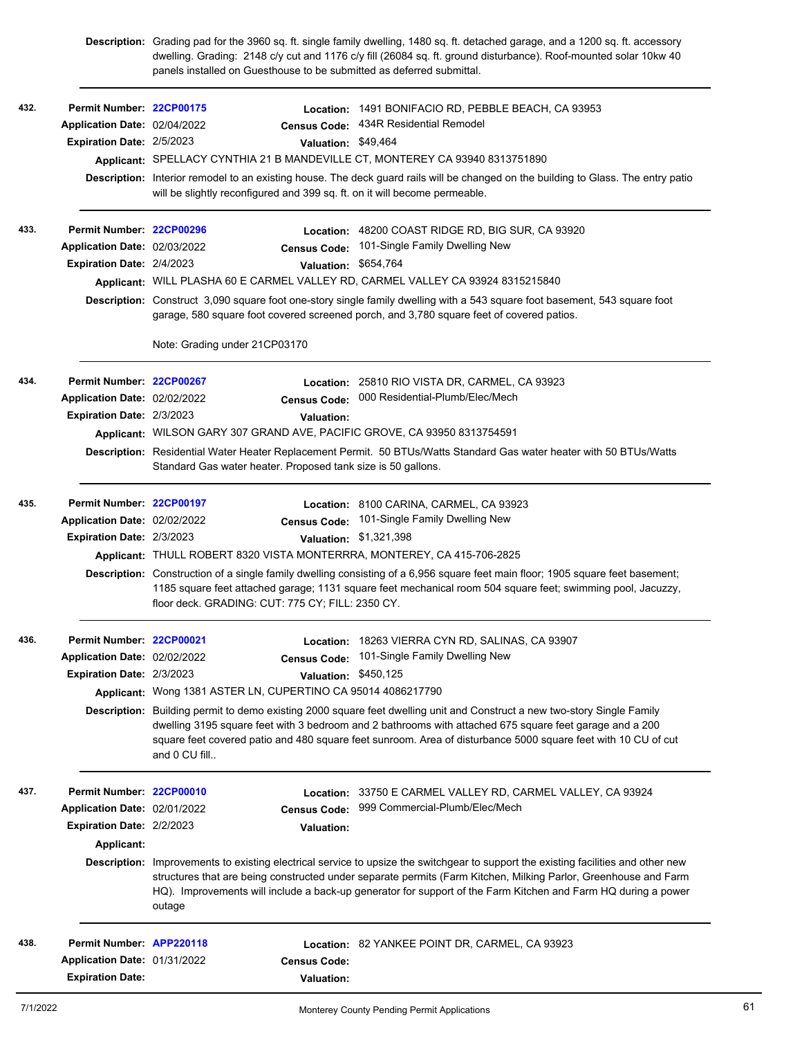**Description:** Grading pad for the 3960 sq. ft. single family dwelling, 1480 sq. ft. detached garage, and a 1200 sq. ft. accessory dwelling. Grading: 2148 c/y cut and 1176 c/y fill (26084 sq. ft. ground disturbance). Roof-mounted solar 10kw 40 panels installed on Guesthouse to be submitted as deferred submittal.

---

**432.**

**Permit Number:** 22CP00175
**Location:** 1491 BONIFACIO RD, PEBBLE BEACH, CA 93953
**Application Date:** 02/04/2022
**Census Code:** 434R Residential Remodel
**Expiration Date:** 2/5/2023
**Valuation:** $49,464
**Applicant:** SPELLACY CYNTHIA 21 B MANDEVILLE CT, MONTEREY CA 93940 8313751890
**Description:** Interior remodel to an existing house. The deck guard rails will be changed on the building to Glass. The entry patio will be slightly reconfigured and 399 sq. ft. on it will become permeable.

---

**433.**

**Permit Number:** 22CP00296
**Location:** 48200 COAST RIDGE RD, BIG SUR, CA 93920
**Application Date:** 02/03/2022
**Census Code:** 101-Single Family Dwelling New
**Expiration Date:** 2/4/2023
**Valuation:** $654,764
**Applicant:** WILL PLASHA 60 E CARMEL VALLEY RD, CARMEL VALLEY CA 93924 8315215840
**Description:** Construct 3,090 square foot one-story single family dwelling with a 543 square foot basement, 543 square foot garage, 580 square foot covered screened porch, and 3,780 square feet of covered patios.

Note: Grading under 21CP03170

---

**434.**

**Permit Number:** 22CP00267
**Location:** 25810 RIO VISTA DR, CARMEL, CA 93923
**Application Date:** 02/02/2022
**Census Code:** 000 Residential-Plumb/Elec/Mech
**Expiration Date:** 2/3/2023
**Valuation:**
**Applicant:** WILSON GARY 307 GRAND AVE, PACIFIC GROVE, CA 93950 8313754591
**Description:** Residential Water Heater Replacement Permit. 50 BTUs/Watts Standard Gas water heater with 50 BTUs/Watts Standard Gas water heater. Proposed tank size is 50 gallons.

---

**435.**

**Permit Number:** 22CP00197
**Location:** 8100 CARINA, CARMEL, CA 93923
**Application Date:** 02/02/2022
**Census Code:** 101-Single Family Dwelling New
**Expiration Date:** 2/3/2023
**Valuation:** $1,321,398
**Applicant:** THULL ROBERT 8320 VISTA MONTERRRA, MONTEREY, CA 415-706-2825
**Description:** Construction of a single family dwelling consisting of a 6,956 square feet main floor; 1905 square feet basement; 1185 square feet attached garage; 1131 square feet mechanical room 504 square feet; swimming pool, Jacuzzy, floor deck. GRADING: CUT: 775 CY; FILL: 2350 CY.

---

**436.**

**Permit Number:** 22CP00021
**Location:** 18263 VIERRA CYN RD, SALINAS, CA 93907
**Application Date:** 02/02/2022
**Census Code:** 101-Single Family Dwelling New
**Expiration Date:** 2/3/2023
**Valuation:** $450,125
**Applicant:** Wong 1381 ASTER LN, CUPERTINO CA 95014 4086217790
**Description:** Building permit to demo existing 2000 square feet dwelling unit and Construct a new two-story Single Family dwelling 3195 square feet with 3 bedroom and 2 bathrooms with attached 675 square feet garage and a 200 square feet covered patio and 480 square feet sunroom. Area of disturbance 5000 square feet with 10 CU of cut and 0 CU fill..

---

**437.**

**Permit Number:** 22CP00010
**Location:** 33750 E CARMEL VALLEY RD, CARMEL VALLEY, CA 93924
**Application Date:** 02/01/2022
**Census Code:** 999 Commercial-Plumb/Elec/Mech
**Expiration Date:** 2/2/2023
**Valuation:**
**Applicant:**
**Description:** Improvements to existing electrical service to upsize the switchgear to support the existing facilities and other new structures that are being constructed under separate permits (Farm Kitchen, Milking Parlor, Greenhouse and Farm HQ). Improvements will include a back-up generator for support of the Farm Kitchen and Farm HQ during a power outage

---

**438.**

**Permit Number:** APP220118
**Location:** 82 YANKEE POINT DR, CARMEL, CA 93923
**Application Date:** 01/31/2022
**Census Code:**
**Expiration Date:**
**Valuation:**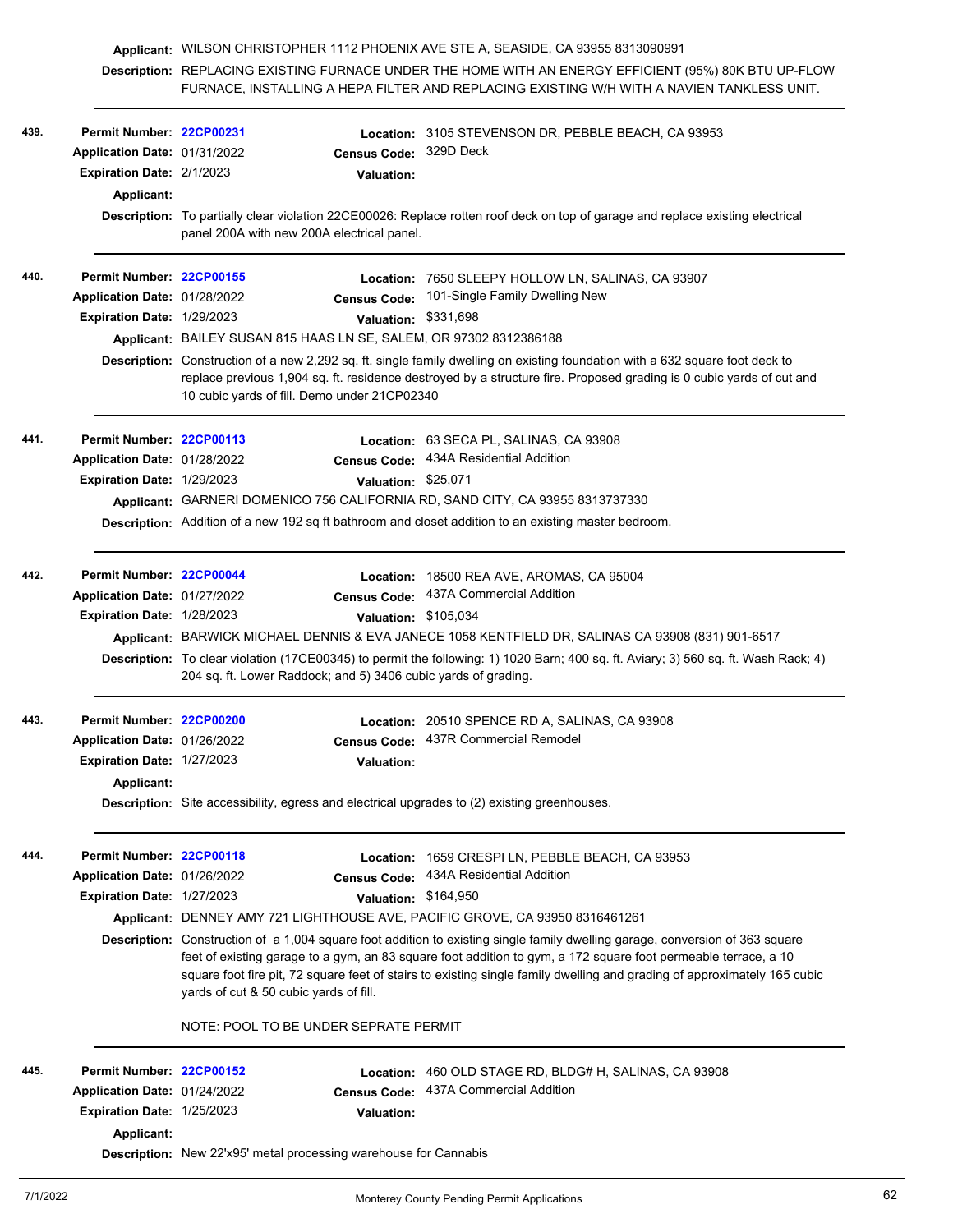**Applicant:** WILSON CHRISTOPHER 1112 PHOENIX AVE STE A, SEASIDE, CA 93955 8313090991

**Description:** REPLACING EXISTING FURNACE UNDER THE HOME WITH AN ENERGY EFFICIENT (95%) 80K BTU UP-FLOW FURNACE, INSTALLING A HEPA FILTER AND REPLACING EXISTING W/H WITH A NAVIEN TANKLESS UNIT.

---

**439.**

**Permit Number:** 22CP00231
**Location:** 3105 STEVENSON DR, PEBBLE BEACH, CA 93953
**Application Date:** 01/31/2022
**Census Code:** 329D Deck
**Expiration Date:** 2/1/2023
**Valuation:**
**Applicant:**
**Description:** To partially clear violation 22CE00026: Replace rotten roof deck on top of garage and replace existing electrical panel 200A with new 200A electrical panel.

---

**440.**

**Permit Number:** 22CP00155
**Location:** 7650 SLEEPY HOLLOW LN, SALINAS, CA 93907
**Application Date:** 01/28/2022
**Census Code:** 101-Single Family Dwelling New
**Expiration Date:** 1/29/2023
**Valuation:** $331,698
**Applicant:** BAILEY SUSAN 815 HAAS LN SE, SALEM, OR 97302 8312386188
**Description:** Construction of a new 2,292 sq. ft. single family dwelling on existing foundation with a 632 square foot deck to replace previous 1,904 sq. ft. residence destroyed by a structure fire. Proposed grading is 0 cubic yards of cut and 10 cubic yards of fill. Demo under 21CP02340

---

**441.**

**Permit Number:** 22CP00113
**Location:** 63 SECA PL, SALINAS, CA 93908
**Application Date:** 01/28/2022
**Census Code:** 434A Residential Addition
**Expiration Date:** 1/29/2023
**Valuation:** $25,071
**Applicant:** GARNERI DOMENICO 756 CALIFORNIA RD, SAND CITY, CA 93955 8313737330
**Description:** Addition of a new 192 sq ft bathroom and closet addition to an existing master bedroom.

---

**442.**

**Permit Number:** 22CP00044
**Location:** 18500 REA AVE, AROMAS, CA 95004
**Application Date:** 01/27/2022
**Census Code:** 437A Commercial Addition
**Expiration Date:** 1/28/2023
**Valuation:** $105,034
**Applicant:** BARWICK MICHAEL DENNIS & EVA JANECE 1058 KENTFIELD DR, SALINAS CA 93908 (831) 901-6517
**Description:** To clear violation (17CE00345) to permit the following: 1) 1020 Barn; 400 sq. ft. Aviary; 3) 560 sq. ft. Wash Rack; 4) 204 sq. ft. Lower Raddock; and 5) 3406 cubic yards of grading.

---

**443.**

**Permit Number:** 22CP00200
**Location:** 20510 SPENCE RD A, SALINAS, CA 93908
**Application Date:** 01/26/2022
**Census Code:** 437R Commercial Remodel
**Expiration Date:** 1/27/2023
**Valuation:**
**Applicant:**
**Description:** Site accessibility, egress and electrical upgrades to (2) existing greenhouses.

---

**444.**

**Permit Number:** 22CP00118
**Location:** 1659 CRESPI LN, PEBBLE BEACH, CA 93953
**Application Date:** 01/26/2022
**Census Code:** 434A Residential Addition
**Expiration Date:** 1/27/2023
**Valuation:** $164,950
**Applicant:** DENNEY AMY 721 LIGHTHOUSE AVE, PACIFIC GROVE, CA 93950 8316461261
**Description:** Construction of a 1,004 square foot addition to existing single family dwelling garage, conversion of 363 square feet of existing garage to a gym, an 83 square foot addition to gym, a 172 square foot permeable terrace, a 10 square foot fire pit, 72 square feet of stairs to existing single family dwelling and grading of approximately 165 cubic yards of cut & 50 cubic yards of fill.

NOTE: POOL TO BE UNDER SEPRATE PERMIT

---

**445.**

**Permit Number:** 22CP00152
**Location:** 460 OLD STAGE RD, BLDG# H, SALINAS, CA 93908
**Application Date:** 01/24/2022
**Census Code:** 437A Commercial Addition
**Expiration Date:** 1/25/2023
**Valuation:**
**Applicant:**
**Description:** New 22'x95' metal processing warehouse for Cannabis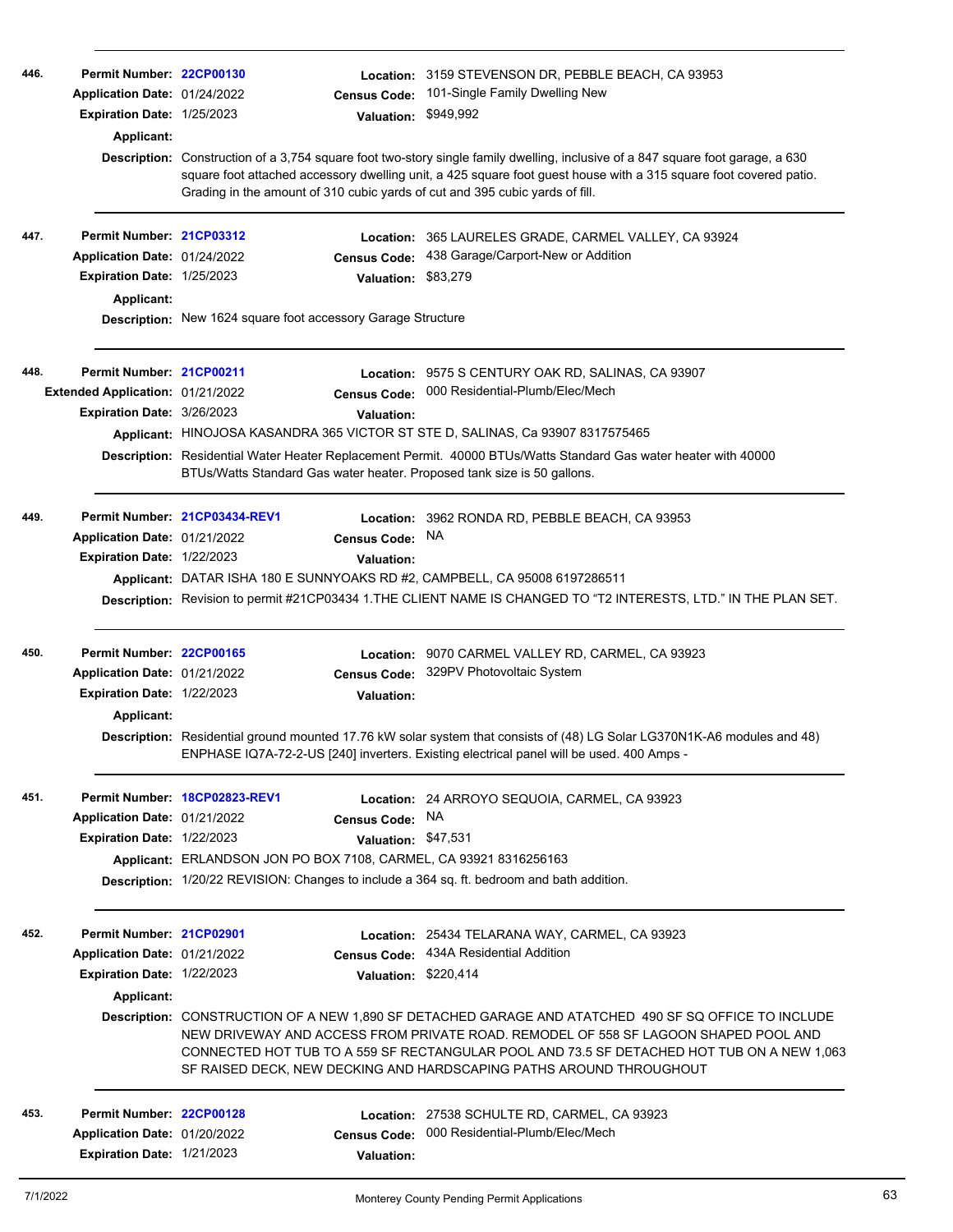**446.**

**Permit Number:** 22CP00130
**Location:** 3159 STEVENSON DR, PEBBLE BEACH, CA 93953
**Application Date:** 01/24/2022
**Census Code:** 101-Single Family Dwelling New
**Expiration Date:** 1/25/2023
**Valuation:** $949,992
**Applicant:**
**Description:** Construction of a 3,754 square foot two-story single family dwelling, inclusive of a 847 square foot garage, a 630 square foot attached accessory dwelling unit, a 425 square foot guest house with a 315 square foot covered patio. Grading in the amount of 310 cubic yards of cut and 395 cubic yards of fill.

---

**447.**

**Permit Number:** 21CP03312
**Location:** 365 LAURELES GRADE, CARMEL VALLEY, CA 93924
**Application Date:** 01/24/2022
**Census Code:** 438 Garage/Carport-New or Addition
**Expiration Date:** 1/25/2023
**Valuation:** $83,279
**Applicant:**
**Description:** New 1624 square foot accessory Garage Structure

---

**448.**

**Permit Number:** 21CP00211
**Location:** 9575 S CENTURY OAK RD, SALINAS, CA 93907
**Extended Application:** 01/21/2022
**Census Code:** 000 Residential-Plumb/Elec/Mech
**Expiration Date:** 3/26/2023
**Valuation:**
**Applicant:** HINOJOSA KASANDRA 365 VICTOR ST STE D, SALINAS, Ca 93907 8317575465
**Description:** Residential Water Heater Replacement Permit. 40000 BTUs/Watts Standard Gas water heater with 40000 BTUs/Watts Standard Gas water heater. Proposed tank size is 50 gallons.

---

**449.**

**Permit Number:** 21CP03434-REV1
**Location:** 3962 RONDA RD, PEBBLE BEACH, CA 93953
**Application Date:** 01/21/2022
**Census Code:** NA
**Expiration Date:** 1/22/2023
**Valuation:**
**Applicant:** DATAR ISHA 180 E SUNNYOAKS RD #2, CAMPBELL, CA 95008 6197286511
**Description:** Revision to permit #21CP03434 1.THE CLIENT NAME IS CHANGED TO “T2 INTERESTS, LTD.” IN THE PLAN SET.

---

**450.**

**Permit Number:** 22CP00165
**Location:** 9070 CARMEL VALLEY RD, CARMEL, CA 93923
**Application Date:** 01/21/2022
**Census Code:** 329PV Photovoltaic System
**Expiration Date:** 1/22/2023
**Valuation:**
**Applicant:**
**Description:** Residential ground mounted 17.76 kW solar system that consists of (48) LG Solar LG370N1K-A6 modules and 48) ENPHASE IQ7A-72-2-US [240] inverters. Existing electrical panel will be used. 400 Amps -

---

**451.**

**Permit Number:** 18CP02823-REV1
**Location:** 24 ARROYO SEQUOIA, CARMEL, CA 93923
**Application Date:** 01/21/2022
**Census Code:** NA
**Expiration Date:** 1/22/2023
**Valuation:** $47,531
**Applicant:** ERLANDSON JON PO BOX 7108, CARMEL, CA 93921 8316256163
**Description:** 1/20/22 REVISION: Changes to include a 364 sq. ft. bedroom and bath addition.

---

**452.**

**Permit Number:** 21CP02901
**Location:** 25434 TELARANA WAY, CARMEL, CA 93923
**Application Date:** 01/21/2022
**Census Code:** 434A Residential Addition
**Expiration Date:** 1/22/2023
**Valuation:** $220,414
**Applicant:**
**Description:** CONSTRUCTION OF A NEW 1,890 SF DETACHED GARAGE AND ATATCHED 490 SF SQ OFFICE TO INCLUDE NEW DRIVEWAY AND ACCESS FROM PRIVATE ROAD. REMODEL OF 558 SF LAGOON SHAPED POOL AND CONNECTED HOT TUB TO A 559 SF RECTANGULAR POOL AND 73.5 SF DETACHED HOT TUB ON A NEW 1,063 SF RAISED DECK, NEW DECKING AND HARDSCAPING PATHS AROUND THROUGHOUT

---

**453.**

**Permit Number:** 22CP00128
**Location:** 27538 SCHULTE RD, CARMEL, CA 93923
**Application Date:** 01/20/2022
**Census Code:** 000 Residential-Plumb/Elec/Mech
**Expiration Date:** 1/21/2023
**Valuation:**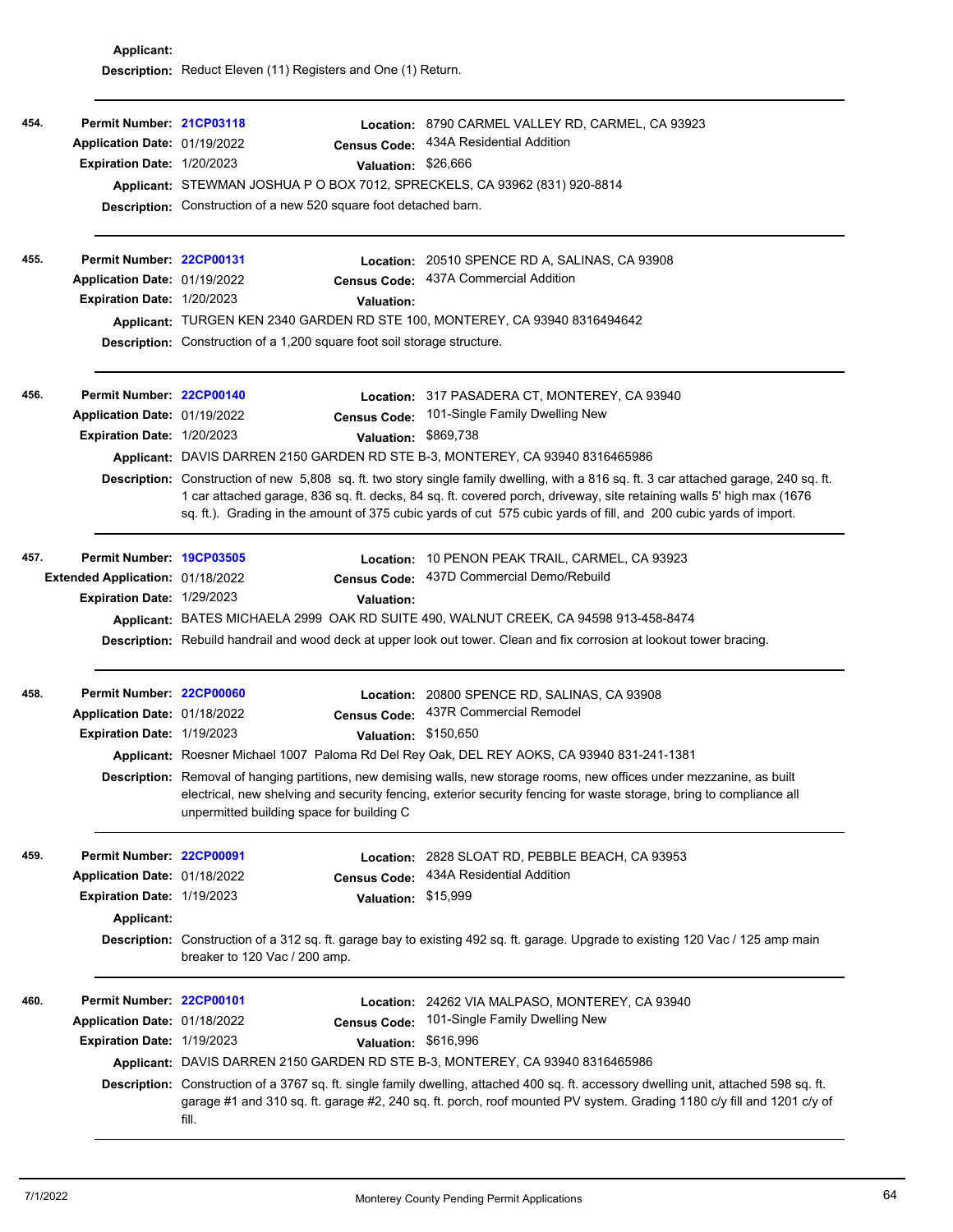**Applicant:**
**Description:** Reduct Eleven (11) Registers and One (1) Return.

---

**454.** **Permit Number:** 21CP03118
**Location:** 8790 CARMEL VALLEY RD, CARMEL, CA 93923
**Application Date:** 01/19/2022
**Census Code:** 434A Residential Addition
**Expiration Date:** 1/20/2023
**Valuation:** $26,666
**Applicant:** STEWMAN JOSHUA P O BOX 7012, SPRECKELS, CA 93962 (831) 920-8814
**Description:** Construction of a new 520 square foot detached barn.

---

**455.** **Permit Number:** 22CP00131
**Location:** 20510 SPENCE RD A, SALINAS, CA 93908
**Application Date:** 01/19/2022
**Census Code:** 437A Commercial Addition
**Expiration Date:** 1/20/2023
**Valuation:**
**Applicant:** TURGEN KEN 2340 GARDEN RD STE 100, MONTEREY, CA 93940 8316494642
**Description:** Construction of a 1,200 square foot soil storage structure.

---

**456.** **Permit Number:** 22CP00140
**Location:** 317 PASADERA CT, MONTEREY, CA 93940
**Application Date:** 01/19/2022
**Census Code:** 101-Single Family Dwelling New
**Expiration Date:** 1/20/2023
**Valuation:** $869,738
**Applicant:** DAVIS DARREN 2150 GARDEN RD STE B-3, MONTEREY, CA 93940 8316465986
**Description:** Construction of new 5,808 sq. ft. two story single family dwelling, with a 816 sq. ft. 3 car attached garage, 240 sq. ft. 1 car attached garage, 836 sq. ft. decks, 84 sq. ft. covered porch, driveway, site retaining walls 5' high max (1676 sq. ft.). Grading in the amount of 375 cubic yards of cut 575 cubic yards of fill, and 200 cubic yards of import.

---

**457.** **Permit Number:** 19CP03505
**Location:** 10 PENON PEAK TRAIL, CARMEL, CA 93923
**Extended Application:** 01/18/2022
**Census Code:** 437D Commercial Demo/Rebuild
**Expiration Date:** 1/29/2023
**Valuation:**
**Applicant:** BATES MICHAELA 2999 OAK RD SUITE 490, WALNUT CREEK, CA 94598 913-458-8474
**Description:** Rebuild handrail and wood deck at upper look out tower. Clean and fix corrosion at lookout tower bracing.

---

**458.** **Permit Number:** 22CP00060
**Location:** 20800 SPENCE RD, SALINAS, CA 93908
**Application Date:** 01/18/2022
**Census Code:** 437R Commercial Remodel
**Expiration Date:** 1/19/2023
**Valuation:** $150,650
**Applicant:** Roesner Michael 1007 Paloma Rd Del Rey Oak, DEL REY AOKS, CA 93940 831-241-1381
**Description:** Removal of hanging partitions, new demising walls, new storage rooms, new offices under mezzanine, as built electrical, new shelving and security fencing, exterior security fencing for waste storage, bring to compliance all unpermitted building space for building C

---

**459.** **Permit Number:** 22CP00091
**Location:** 2828 SLOAT RD, PEBBLE BEACH, CA 93953
**Application Date:** 01/18/2022
**Census Code:** 434A Residential Addition
**Expiration Date:** 1/19/2023
**Valuation:** $15,999
**Applicant:**
**Description:** Construction of a 312 sq. ft. garage bay to existing 492 sq. ft. garage. Upgrade to existing 120 Vac / 125 amp main breaker to 120 Vac / 200 amp.

---

**460.** **Permit Number:** 22CP00101
**Location:** 24262 VIA MALPASO, MONTEREY, CA 93940
**Application Date:** 01/18/2022
**Census Code:** 101-Single Family Dwelling New
**Expiration Date:** 1/19/2023
**Valuation:** $616,996
**Applicant:** DAVIS DARREN 2150 GARDEN RD STE B-3, MONTEREY, CA 93940 8316465986
**Description:** Construction of a 3767 sq. ft. single family dwelling, attached 400 sq. ft. accessory dwelling unit, attached 598 sq. ft. garage #1 and 310 sq. ft. garage #2, 240 sq. ft. porch, roof mounted PV system. Grading 1180 c/y fill and 1201 c/y of fill.

---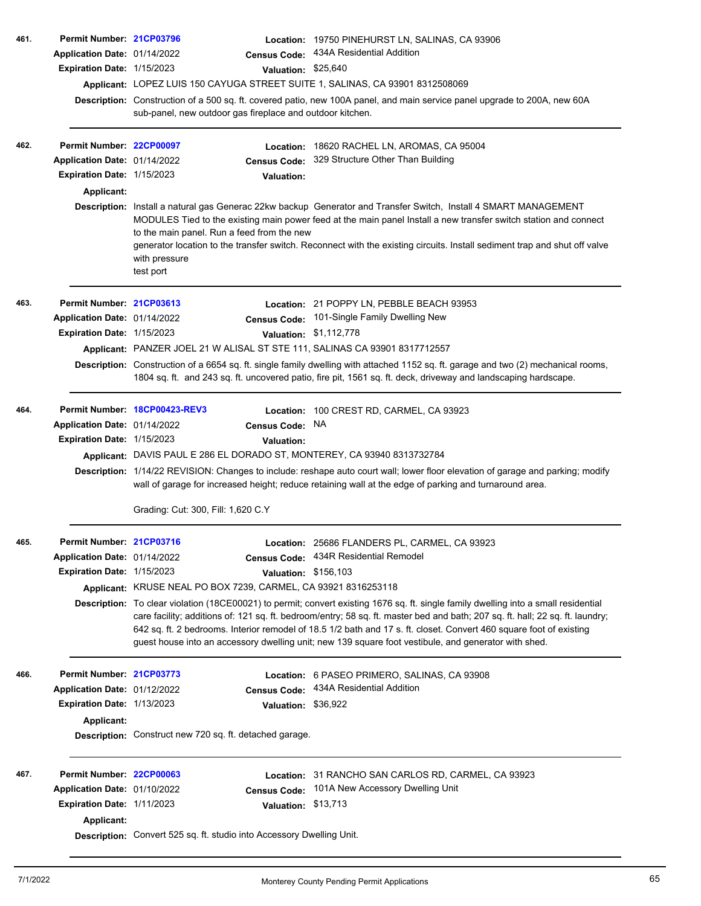**461.**

**Permit Number:** 21CP03796
**Location:** 19750 PINEHURST LN, SALINAS, CA 93906
**Application Date:** 01/14/2022
**Census Code:** 434A Residential Addition
**Expiration Date:** 1/15/2023
**Valuation:** $25,640
**Applicant:** LOPEZ LUIS 150 CAYUGA STREET SUITE 1, SALINAS, CA 93901 8312508069
**Description:** Construction of a 500 sq. ft. covered patio, new 100A panel, and main service panel upgrade to 200A, new 60A sub-panel, new outdoor gas fireplace and outdoor kitchen.

---

**462.**

**Permit Number:** 22CP00097
**Location:** 18620 RACHEL LN, AROMAS, CA 95004
**Application Date:** 01/14/2022
**Census Code:** 329 Structure Other Than Building
**Expiration Date:** 1/15/2023
**Valuation:**
**Applicant:**
**Description:** Install a natural gas Generac 22kw backup Generator and Transfer Switch, Install 4 SMART MANAGEMENT MODULES Tied to the existing main power feed at the main panel Install a new transfer switch station and connect to the main panel. Run a feed from the new
generator location to the transfer switch. Reconnect with the existing circuits. Install sediment trap and shut off valve with pressure
test port

---

**463.**

**Permit Number:** 21CP03613
**Location:** 21 POPPY LN, PEBBLE BEACH 93953
**Application Date:** 01/14/2022
**Census Code:** 101-Single Family Dwelling New
**Expiration Date:** 1/15/2023
**Valuation:** $1,112,778
**Applicant:** PANZER JOEL 21 W ALISAL ST STE 111, SALINAS CA 93901 8317712557
**Description:** Construction of a 6654 sq. ft. single family dwelling with attached 1152 sq. ft. garage and two (2) mechanical rooms, 1804 sq. ft. and 243 sq. ft. uncovered patio, fire pit, 1561 sq. ft. deck, driveway and landscaping hardscape.

---

**464.**

**Permit Number:** 18CP00423-REV3
**Location:** 100 CREST RD, CARMEL, CA 93923
**Application Date:** 01/14/2022
**Census Code:** NA
**Expiration Date:** 1/15/2023
**Valuation:**
**Applicant:** DAVIS PAUL E 286 EL DORADO ST, MONTEREY, CA 93940 8313732784
**Description:** 1/14/22 REVISION: Changes to include: reshape auto court wall; lower floor elevation of garage and parking; modify wall of garage for increased height; reduce retaining wall at the edge of parking and turnaround area.

Grading: Cut: 300, Fill: 1,620 C.Y

---

**465.**

**Permit Number:** 21CP03716
**Location:** 25686 FLANDERS PL, CARMEL, CA 93923
**Application Date:** 01/14/2022
**Census Code:** 434R Residential Remodel
**Expiration Date:** 1/15/2023
**Valuation:** $156,103
**Applicant:** KRUSE NEAL PO BOX 7239, CARMEL, CA 93921 8316253118
**Description:** To clear violation (18CE00021) to permit; convert existing 1676 sq. ft. single family dwelling into a small residential care facility; additions of: 121 sq. ft. bedroom/entry; 58 sq. ft. master bed and bath; 207 sq. ft. hall; 22 sq. ft. laundry; 642 sq. ft. 2 bedrooms. Interior remodel of 18.5 1/2 bath and 17 s. ft. closet. Convert 460 square foot of existing guest house into an accessory dwelling unit; new 139 square foot vestibule, and generator with shed.

---

**466.**

**Permit Number:** 21CP03773
**Location:** 6 PASEO PRIMERO, SALINAS, CA 93908
**Application Date:** 01/12/2022
**Census Code:** 434A Residential Addition
**Expiration Date:** 1/13/2023
**Valuation:** $36,922
**Applicant:**
**Description:** Construct new 720 sq. ft. detached garage.

---

**467.**

**Permit Number:** 22CP00063
**Location:** 31 RANCHO SAN CARLOS RD, CARMEL, CA 93923
**Application Date:** 01/10/2022
**Census Code:** 101A New Accessory Dwelling Unit
**Expiration Date:** 1/11/2023
**Valuation:** $13,713
**Applicant:**
**Description:** Convert 525 sq. ft. studio into Accessory Dwelling Unit.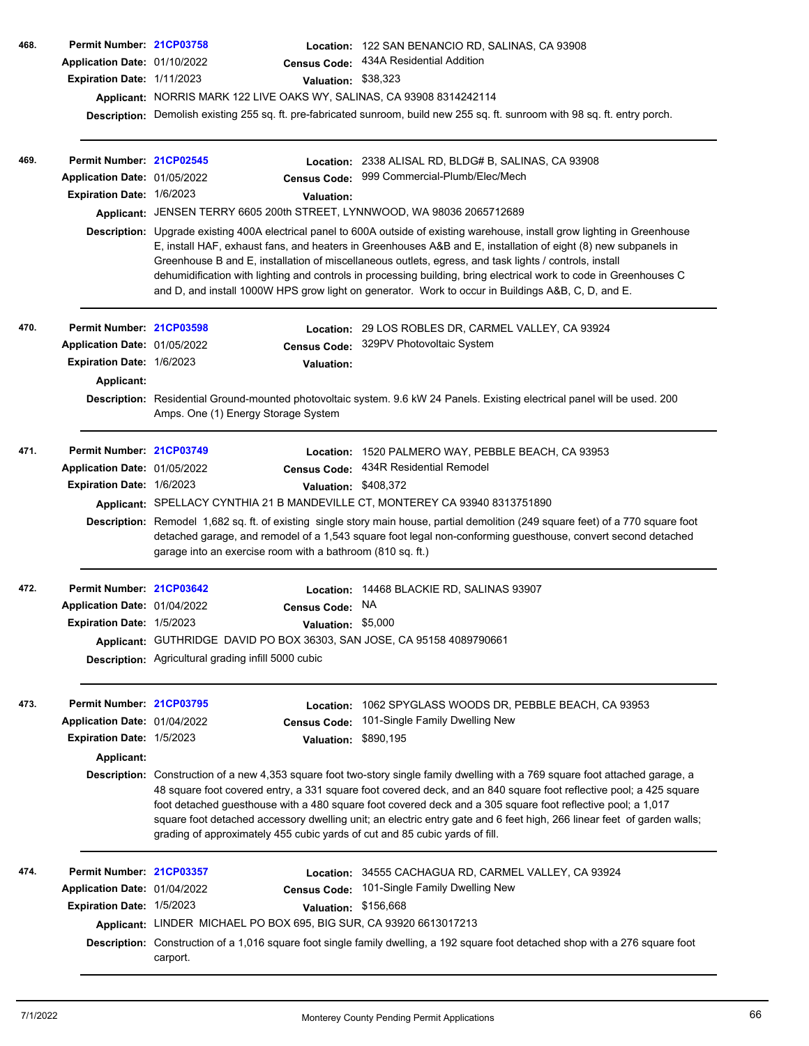**468.**

**Permit Number:** 21CP03758
**Location:** 122 SAN BENANCIO RD, SALINAS, CA 93908
**Application Date:** 01/10/2022
**Census Code:** 434A Residential Addition
**Expiration Date:** 1/11/2023
**Valuation:** $38,323
**Applicant:** NORRIS MARK 122 LIVE OAKS WY, SALINAS, CA 93908 8314242114
**Description:** Demolish existing 255 sq. ft. pre-fabricated sunroom, build new 255 sq. ft. sunroom with 98 sq. ft. entry porch.

---

**469.**

**Permit Number:** 21CP02545
**Location:** 2338 ALISAL RD, BLDG# B, SALINAS, CA 93908
**Application Date:** 01/05/2022
**Census Code:** 999 Commercial-Plumb/Elec/Mech
**Expiration Date:** 1/6/2023
**Valuation:**
**Applicant:** JENSEN TERRY 6605 200th STREET, LYNNWOOD, WA 98036 2065712689
**Description:** Upgrade existing 400A electrical panel to 600A outside of existing warehouse, install grow lighting in Greenhouse E, install HAF, exhaust fans, and heaters in Greenhouses A&B and E, installation of eight (8) new subpanels in Greenhouse B and E, installation of miscellaneous outlets, egress, and task lights / controls, install dehumidification with lighting and controls in processing building, bring electrical work to code in Greenhouses C and D, and install 1000W HPS grow light on generator. Work to occur in Buildings A&B, C, D, and E.

---

**470.**

**Permit Number:** 21CP03598
**Location:** 29 LOS ROBLES DR, CARMEL VALLEY, CA 93924
**Application Date:** 01/05/2022
**Census Code:** 329PV Photovoltaic System
**Expiration Date:** 1/6/2023
**Valuation:**
**Applicant:**
**Description:** Residential Ground-mounted photovoltaic system. 9.6 kW 24 Panels. Existing electrical panel will be used. 200 Amps. One (1) Energy Storage System

---

**471.**

**Permit Number:** 21CP03749
**Location:** 1520 PALMERO WAY, PEBBLE BEACH, CA 93953
**Application Date:** 01/05/2022
**Census Code:** 434R Residential Remodel
**Expiration Date:** 1/6/2023
**Valuation:** $408,372
**Applicant:** SPELLACY CYNTHIA 21 B MANDEVILLE CT, MONTEREY CA 93940 8313751890
**Description:** Remodel 1,682 sq. ft. of existing single story main house, partial demolition (249 square feet) of a 770 square foot detached garage, and remodel of a 1,543 square foot legal non-conforming guesthouse, convert second detached garage into an exercise room with a bathroom (810 sq. ft.)

---

**472.**

**Permit Number:** 21CP03642
**Location:** 14468 BLACKIE RD, SALINAS 93907
**Application Date:** 01/04/2022
**Census Code:** NA
**Expiration Date:** 1/5/2023
**Valuation:** $5,000
**Applicant:** GUTHRIDGE DAVID PO BOX 36303, SAN JOSE, CA 95158 4089790661
**Description:** Agricultural grading infill 5000 cubic

---

**473.**

**Permit Number:** 21CP03795
**Location:** 1062 SPYGLASS WOODS DR, PEBBLE BEACH, CA 93953
**Application Date:** 01/04/2022
**Census Code:** 101-Single Family Dwelling New
**Expiration Date:** 1/5/2023
**Valuation:** $890,195
**Applicant:**
**Description:** Construction of a new 4,353 square foot two-story single family dwelling with a 769 square foot attached garage, a 48 square foot covered entry, a 331 square foot covered deck, and an 840 square foot reflective pool; a 425 square foot detached guesthouse with a 480 square foot covered deck and a 305 square foot reflective pool; a 1,017 square foot detached accessory dwelling unit; an electric entry gate and 6 feet high, 266 linear feet of garden walls; grading of approximately 455 cubic yards of cut and 85 cubic yards of fill.

---

**474.**

**Permit Number:** 21CP03357
**Location:** 34555 CACHAGUA RD, CARMEL VALLEY, CA 93924
**Application Date:** 01/04/2022
**Census Code:** 101-Single Family Dwelling New
**Expiration Date:** 1/5/2023
**Valuation:** $156,668
**Applicant:** LINDER MICHAEL PO BOX 695, BIG SUR, CA 93920 6613017213
**Description:** Construction of a 1,016 square foot single family dwelling, a 192 square foot detached shop with a 276 square foot carport.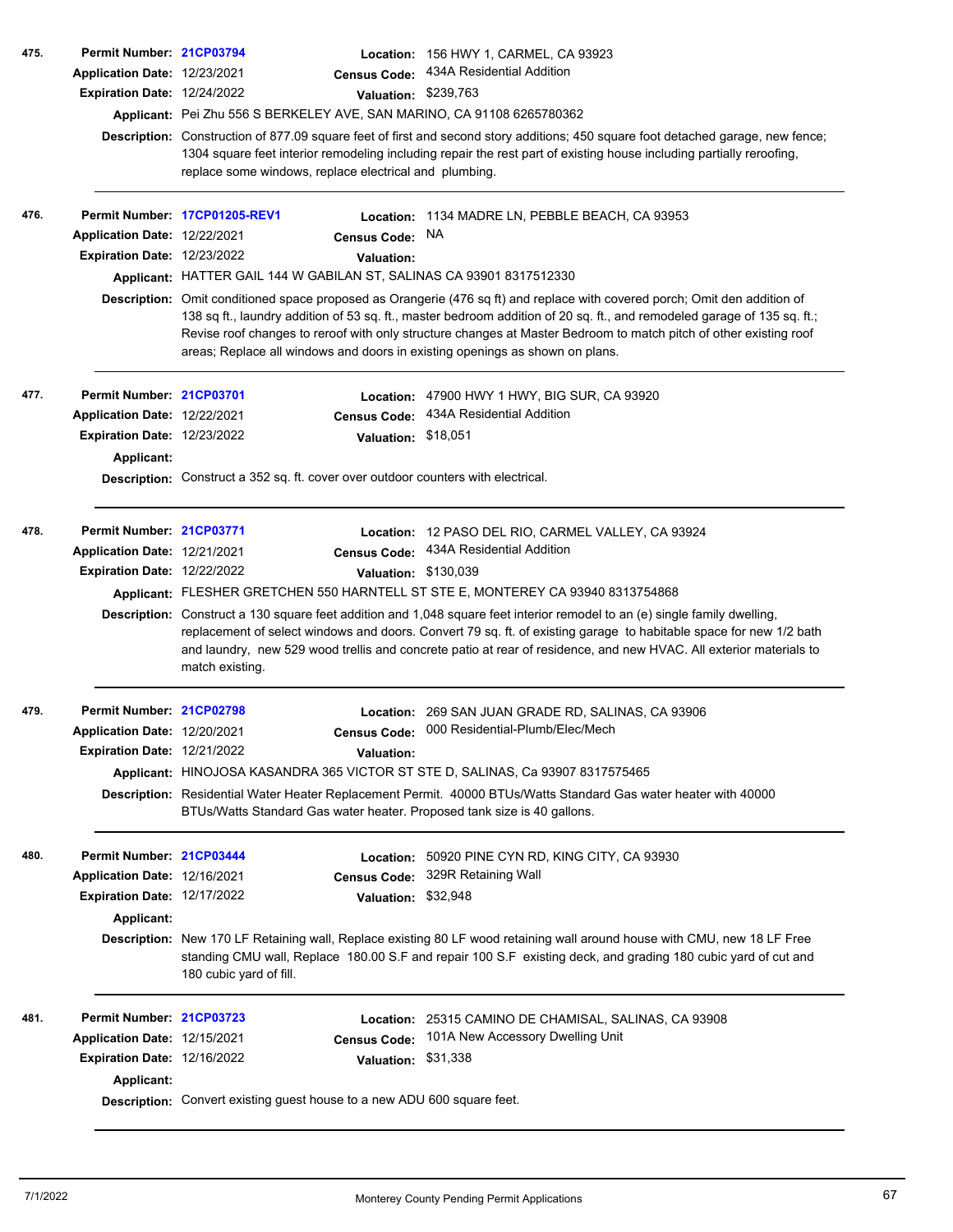**475.**

**Permit Number:** 21CP03794
**Location:** 156 HWY 1, CARMEL, CA 93923
**Application Date:** 12/23/2021
**Census Code:** 434A Residential Addition
**Expiration Date:** 12/24/2022
**Valuation:** $239,763
**Applicant:** Pei Zhu 556 S BERKELEY AVE, SAN MARINO, CA 91108 6265780362
**Description:** Construction of 877.09 square feet of first and second story additions; 450 square foot detached garage, new fence; 1304 square feet interior remodeling including repair the rest part of existing house including partially reroofing, replace some windows, replace electrical and plumbing.

---

**476.**

**Permit Number:** 17CP01205-REV1
**Location:** 1134 MADRE LN, PEBBLE BEACH, CA 93953
**Application Date:** 12/22/2021
**Census Code:** NA
**Expiration Date:** 12/23/2022
**Valuation:**
**Applicant:** HATTER GAIL 144 W GABILAN ST, SALINAS CA 93901 8317512330
**Description:** Omit conditioned space proposed as Orangerie (476 sq ft) and replace with covered porch; Omit den addition of 138 sq ft., laundry addition of 53 sq. ft., master bedroom addition of 20 sq. ft., and remodeled garage of 135 sq. ft.; Revise roof changes to reroof with only structure changes at Master Bedroom to match pitch of other existing roof areas; Replace all windows and doors in existing openings as shown on plans.

---

**477.**

**Permit Number:** 21CP03701
**Location:** 47900 HWY 1 HWY, BIG SUR, CA 93920
**Application Date:** 12/22/2021
**Census Code:** 434A Residential Addition
**Expiration Date:** 12/23/2022
**Valuation:** $18,051
**Applicant:**
**Description:** Construct a 352 sq. ft. cover over outdoor counters with electrical.

---

**478.**

**Permit Number:** 21CP03771
**Location:** 12 PASO DEL RIO, CARMEL VALLEY, CA 93924
**Application Date:** 12/21/2021
**Census Code:** 434A Residential Addition
**Expiration Date:** 12/22/2022
**Valuation:** $130,039
**Applicant:** FLESHER GRETCHEN 550 HARNTELL ST STE E, MONTEREY CA 93940 8313754868
**Description:** Construct a 130 square feet addition and 1,048 square feet interior remodel to an (e) single family dwelling, replacement of select windows and doors. Convert 79 sq. ft. of existing garage to habitable space for new 1/2 bath and laundry, new 529 wood trellis and concrete patio at rear of residence, and new HVAC. All exterior materials to match existing.

---

**479.**

**Permit Number:** 21CP02798
**Location:** 269 SAN JUAN GRADE RD, SALINAS, CA 93906
**Application Date:** 12/20/2021
**Census Code:** 000 Residential-Plumb/Elec/Mech
**Expiration Date:** 12/21/2022
**Valuation:**
**Applicant:** HINOJOSA KASANDRA 365 VICTOR ST STE D, SALINAS, Ca 93907 8317575465
**Description:** Residential Water Heater Replacement Permit. 40000 BTUs/Watts Standard Gas water heater with 40000 BTUs/Watts Standard Gas water heater. Proposed tank size is 40 gallons.

---

**480.**

**Permit Number:** 21CP03444
**Location:** 50920 PINE CYN RD, KING CITY, CA 93930
**Application Date:** 12/16/2021
**Census Code:** 329R Retaining Wall
**Expiration Date:** 12/17/2022
**Valuation:** $32,948
**Applicant:**
**Description:** New 170 LF Retaining wall, Replace existing 80 LF wood retaining wall around house with CMU, new 18 LF Free standing CMU wall, Replace 180.00 S.F and repair 100 S.F existing deck, and grading 180 cubic yard of cut and 180 cubic yard of fill.

---

**481.**

**Permit Number:** 21CP03723
**Location:** 25315 CAMINO DE CHAMISAL, SALINAS, CA 93908
**Application Date:** 12/15/2021
**Census Code:** 101A New Accessory Dwelling Unit
**Expiration Date:** 12/16/2022
**Valuation:** $31,338
**Applicant:**
**Description:** Convert existing guest house to a new ADU 600 square feet.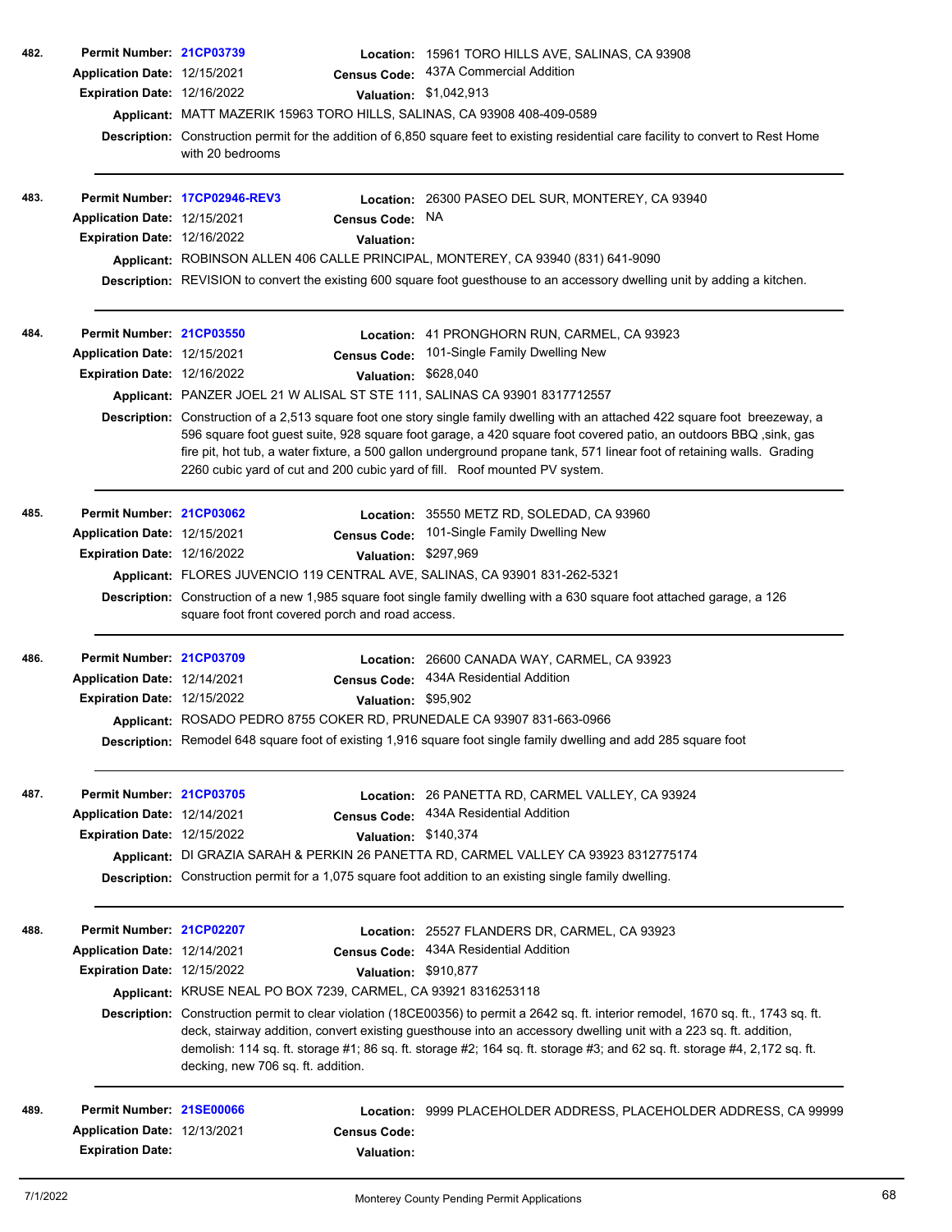**482.** **Permit Number:** 21CP03739 **Location:** 15961 TORO HILLS AVE, SALINAS, CA 93908
**Application Date:** 12/15/2021 **Census Code:** 437A Commercial Addition
**Expiration Date:** 12/16/2022 **Valuation:** $1,042,913
**Applicant:** MATT MAZERIK 15963 TORO HILLS, SALINAS, CA 93908 408-409-0589
**Description:** Construction permit for the addition of 6,850 square feet to existing residential care facility to convert to Rest Home with 20 bedrooms

---

**483.** **Permit Number:** 17CP02946-REV3 **Location:** 26300 PASEO DEL SUR, MONTEREY, CA 93940
**Application Date:** 12/15/2021 **Census Code:** NA
**Expiration Date:** 12/16/2022 **Valuation:**
**Applicant:** ROBINSON ALLEN 406 CALLE PRINCIPAL, MONTEREY, CA 93940 (831) 641-9090
**Description:** REVISION to convert the existing 600 square foot guesthouse to an accessory dwelling unit by adding a kitchen.

---

**484.** **Permit Number:** 21CP03550 **Location:** 41 PRONGHORN RUN, CARMEL, CA 93923
**Application Date:** 12/15/2021 **Census Code:** 101-Single Family Dwelling New
**Expiration Date:** 12/16/2022 **Valuation:** $628,040
**Applicant:** PANZER JOEL 21 W ALISAL ST STE 111, SALINAS CA 93901 8317712557
**Description:** Construction of a 2,513 square foot one story single family dwelling with an attached 422 square foot breezeway, a 596 square foot guest suite, 928 square foot garage, a 420 square foot covered patio, an outdoors BBQ ,sink, gas fire pit, hot tub, a water fixture, a 500 gallon underground propane tank, 571 linear foot of retaining walls. Grading 2260 cubic yard of cut and 200 cubic yard of fill. Roof mounted PV system.

---

**485.** **Permit Number:** 21CP03062 **Location:** 35550 METZ RD, SOLEDAD, CA 93960
**Application Date:** 12/15/2021 **Census Code:** 101-Single Family Dwelling New
**Expiration Date:** 12/16/2022 **Valuation:** $297,969
**Applicant:** FLORES JUVENCIO 119 CENTRAL AVE, SALINAS, CA 93901 831-262-5321
**Description:** Construction of a new 1,985 square foot single family dwelling with a 630 square foot attached garage, a 126 square foot front covered porch and road access.

---

**486.** **Permit Number:** 21CP03709 **Location:** 26600 CANADA WAY, CARMEL, CA 93923
**Application Date:** 12/14/2021 **Census Code:** 434A Residential Addition
**Expiration Date:** 12/15/2022 **Valuation:** $95,902
**Applicant:** ROSADO PEDRO 8755 COKER RD, PRUNEDALE CA 93907 831-663-0966
**Description:** Remodel 648 square foot of existing 1,916 square foot single family dwelling and add 285 square foot

---

**487.** **Permit Number:** 21CP03705 **Location:** 26 PANETTA RD, CARMEL VALLEY, CA 93924
**Application Date:** 12/14/2021 **Census Code:** 434A Residential Addition
**Expiration Date:** 12/15/2022 **Valuation:** $140,374
**Applicant:** DI GRAZIA SARAH & PERKIN 26 PANETTA RD, CARMEL VALLEY CA 93923 8312775174
**Description:** Construction permit for a 1,075 square foot addition to an existing single family dwelling.

---

**488.** **Permit Number:** 21CP02207 **Location:** 25527 FLANDERS DR, CARMEL, CA 93923
**Application Date:** 12/14/2021 **Census Code:** 434A Residential Addition
**Expiration Date:** 12/15/2022 **Valuation:** $910,877
**Applicant:** KRUSE NEAL PO BOX 7239, CARMEL, CA 93921 8316253118
**Description:** Construction permit to clear violation (18CE00356) to permit a 2642 sq. ft. interior remodel, 1670 sq. ft., 1743 sq. ft. deck, stairway addition, convert existing guesthouse into an accessory dwelling unit with a 223 sq. ft. addition, demolish: 114 sq. ft. storage #1; 86 sq. ft. storage #2; 164 sq. ft. storage #3; and 62 sq. ft. storage #4, 2,172 sq. ft. decking, new 706 sq. ft. addition.

---

**489.** **Permit Number:** 21SE00066 **Location:** 9999 PLACEHOLDER ADDRESS, PLACEHOLDER ADDRESS, CA 99999
**Application Date:** 12/13/2021 **Census Code:**
**Expiration Date:** **Valuation:**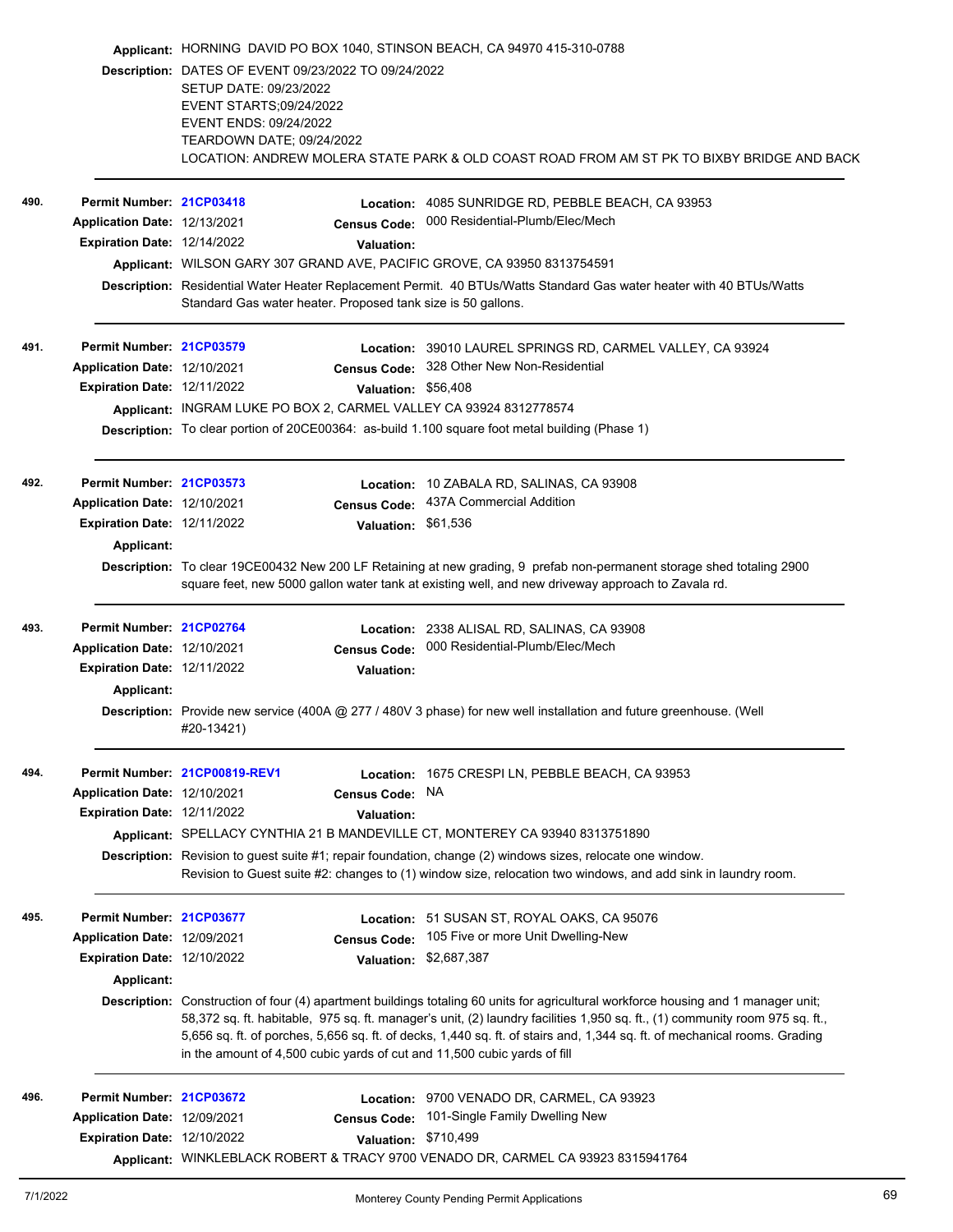**Applicant:** HORNING DAVID PO BOX 1040, STINSON BEACH, CA 94970 415-310-0788

**Description:** DATES OF EVENT 09/23/2022 TO 09/24/2022
SETUP DATE: 09/23/2022
EVENT STARTS;09/24/2022
EVENT ENDS: 09/24/2022
TEARDOWN DATE; 09/24/2022
LOCATION: ANDREW MOLERA STATE PARK & OLD COAST ROAD FROM AM ST PK TO BIXBY BRIDGE AND BACK

---

**490.**

| | | | |
|---|---|---|---|
| **Permit Number:** | 21CP03418 | **Location:** | 4085 SUNRIDGE RD, PEBBLE BEACH, CA 93953 |
| **Application Date:** | 12/13/2021 | **Census Code:** | 000 Residential-Plumb/Elec/Mech |
| **Expiration Date:** | 12/14/2022 | **Valuation:** | |

**Applicant:** WILSON GARY 307 GRAND AVE, PACIFIC GROVE, CA 93950 8313754591

**Description:** Residential Water Heater Replacement Permit. 40 BTUs/Watts Standard Gas water heater with 40 BTUs/Watts Standard Gas water heater. Proposed tank size is 50 gallons.

---

**491.**

| | | | |
|---|---|---|---|
| **Permit Number:** | 21CP03579 | **Location:** | 39010 LAUREL SPRINGS RD, CARMEL VALLEY, CA 93924 |
| **Application Date:** | 12/10/2021 | **Census Code:** | 328 Other New Non-Residential |
| **Expiration Date:** | 12/11/2022 | **Valuation:** | $56,408 |

**Applicant:** INGRAM LUKE PO BOX 2, CARMEL VALLEY CA 93924 8312778574

**Description:** To clear portion of 20CE00364: as-build 1.100 square foot metal building (Phase 1)

---

**492.**

| | | | |
|---|---|---|---|
| **Permit Number:** | 21CP03573 | **Location:** | 10 ZABALA RD, SALINAS, CA 93908 |
| **Application Date:** | 12/10/2021 | **Census Code:** | 437A Commercial Addition |
| **Expiration Date:** | 12/11/2022 | **Valuation:** | $61,536 |

**Applicant:**

**Description:** To clear 19CE00432 New 200 LF Retaining at new grading, 9 prefab non-permanent storage shed totaling 2900 square feet, new 5000 gallon water tank at existing well, and new driveway approach to Zavala rd.

---

**493.**

| | | | |
|---|---|---|---|
| **Permit Number:** | 21CP02764 | **Location:** | 2338 ALISAL RD, SALINAS, CA 93908 |
| **Application Date:** | 12/10/2021 | **Census Code:** | 000 Residential-Plumb/Elec/Mech |
| **Expiration Date:** | 12/11/2022 | **Valuation:** | |

**Applicant:**

**Description:** Provide new service (400A @ 277 / 480V 3 phase) for new well installation and future greenhouse. (Well #20-13421)

---

**494.**

| | | | |
|---|---|---|---|
| **Permit Number:** | 21CP00819-REV1 | **Location:** | 1675 CRESPI LN, PEBBLE BEACH, CA 93953 |
| **Application Date:** | 12/10/2021 | **Census Code:** | NA |
| **Expiration Date:** | 12/11/2022 | **Valuation:** | |

**Applicant:** SPELLACY CYNTHIA 21 B MANDEVILLE CT, MONTEREY CA 93940 8313751890

**Description:** Revision to guest suite #1; repair foundation, change (2) windows sizes, relocate one window.
Revision to Guest suite #2: changes to (1) window size, relocation two windows, and add sink in laundry room.

---

**495.**

| | | | |
|---|---|---|---|
| **Permit Number:** | 21CP03677 | **Location:** | 51 SUSAN ST, ROYAL OAKS, CA 95076 |
| **Application Date:** | 12/09/2021 | **Census Code:** | 105 Five or more Unit Dwelling-New |
| **Expiration Date:** | 12/10/2022 | **Valuation:** | $2,687,387 |

**Applicant:**

**Description:** Construction of four (4) apartment buildings totaling 60 units for agricultural workforce housing and 1 manager unit; 58,372 sq. ft. habitable, 975 sq. ft. manager's unit, (2) laundry facilities 1,950 sq. ft., (1) community room 975 sq. ft., 5,656 sq. ft. of porches, 5,656 sq. ft. of decks, 1,440 sq. ft. of stairs and, 1,344 sq. ft. of mechanical rooms. Grading in the amount of 4,500 cubic yards of cut and 11,500 cubic yards of fill

---

**496.**

| | | | |
|---|---|---|---|
| **Permit Number:** | 21CP03672 | **Location:** | 9700 VENADO DR, CARMEL, CA 93923 |
| **Application Date:** | 12/09/2021 | **Census Code:** | 101-Single Family Dwelling New |
| **Expiration Date:** | 12/10/2022 | **Valuation:** | $710,499 |

**Applicant:** WINKLEBLACK ROBERT & TRACY 9700 VENADO DR, CARMEL CA 93923 8315941764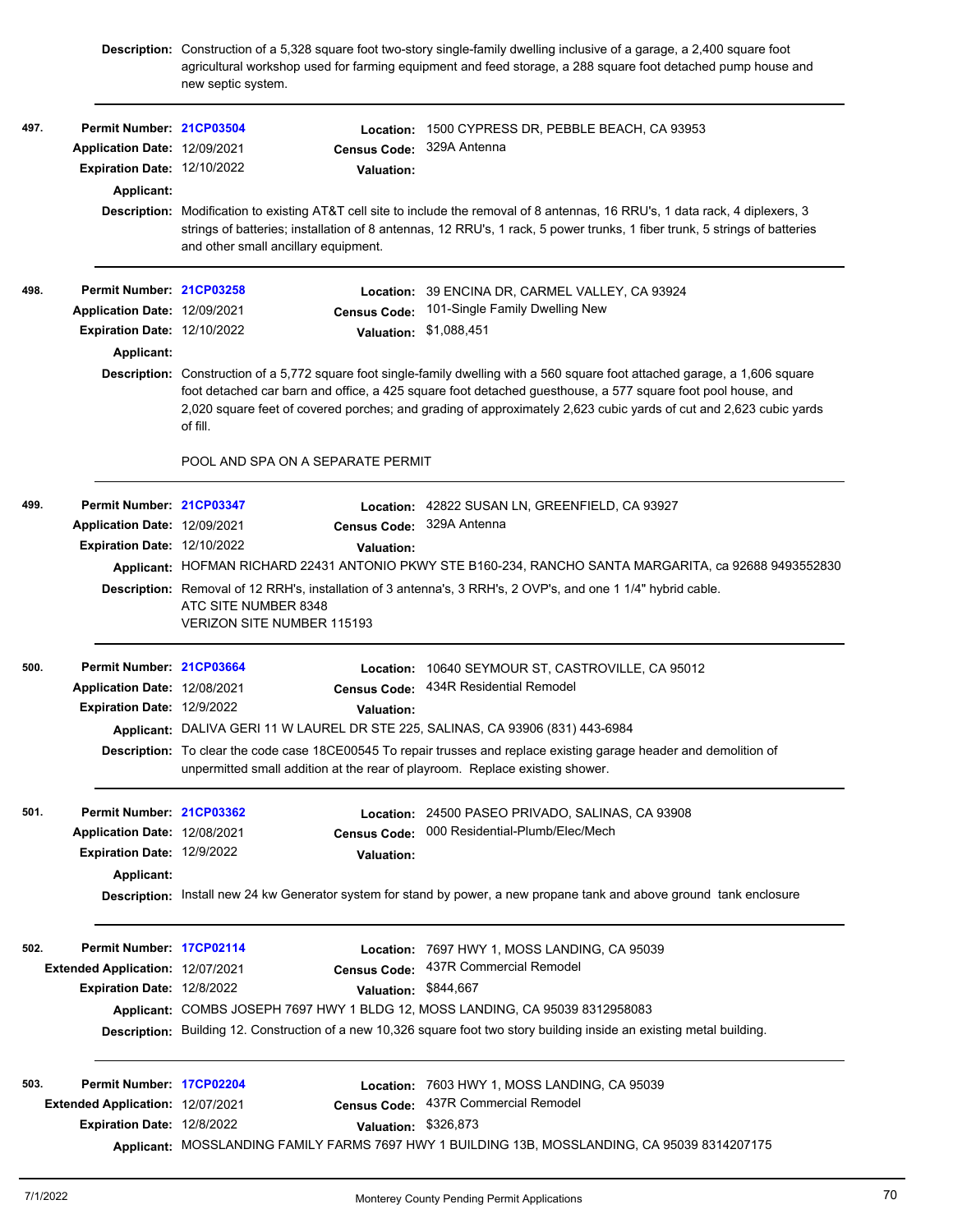**Description:** Construction of a 5,328 square foot two-story single-family dwelling inclusive of a garage, a 2,400 square foot agricultural workshop used for farming equipment and feed storage, a 288 square foot detached pump house and new septic system.

---

**497.**

**Permit Number:** 21CP03504
**Location:** 1500 CYPRESS DR, PEBBLE BEACH, CA 93953
**Application Date:** 12/09/2021
**Census Code:** 329A Antenna
**Expiration Date:** 12/10/2022
**Valuation:**
**Applicant:**
**Description:** Modification to existing AT&T cell site to include the removal of 8 antennas, 16 RRU's, 1 data rack, 4 diplexers, 3 strings of batteries; installation of 8 antennas, 12 RRU's, 1 rack, 5 power trunks, 1 fiber trunk, 5 strings of batteries and other small ancillary equipment.

---

**498.**

**Permit Number:** 21CP03258
**Location:** 39 ENCINA DR, CARMEL VALLEY, CA 93924
**Application Date:** 12/09/2021
**Census Code:** 101-Single Family Dwelling New
**Expiration Date:** 12/10/2022
**Valuation:** $1,088,451
**Applicant:**
**Description:** Construction of a 5,772 square foot single-family dwelling with a 560 square foot attached garage, a 1,606 square foot detached car barn and office, a 425 square foot detached guesthouse, a 577 square foot pool house, and 2,020 square feet of covered porches; and grading of approximately 2,623 cubic yards of cut and 2,623 cubic yards of fill.

POOL AND SPA ON A SEPARATE PERMIT

---

**499.**

**Permit Number:** 21CP03347
**Location:** 42822 SUSAN LN, GREENFIELD, CA 93927
**Application Date:** 12/09/2021
**Census Code:** 329A Antenna
**Expiration Date:** 12/10/2022
**Valuation:**
**Applicant:** HOFMAN RICHARD 22431 ANTONIO PKWY STE B160-234, RANCHO SANTA MARGARITA, ca 92688 9493552830
**Description:** Removal of 12 RRH's, installation of 3 antenna's, 3 RRH's, 2 OVP's, and one 1 1/4" hybrid cable.
ATC SITE NUMBER 8348
VERIZON SITE NUMBER 115193

---

**500.**

**Permit Number:** 21CP03664
**Location:** 10640 SEYMOUR ST, CASTROVILLE, CA 95012
**Application Date:** 12/08/2021
**Census Code:** 434R Residential Remodel
**Expiration Date:** 12/9/2022
**Valuation:**
**Applicant:** DALIVA GERI 11 W LAUREL DR STE 225, SALINAS, CA 93906 (831) 443-6984
**Description:** To clear the code case 18CE00545 To repair trusses and replace existing garage header and demolition of unpermitted small addition at the rear of playroom. Replace existing shower.

---

**501.**

**Permit Number:** 21CP03362
**Location:** 24500 PASEO PRIVADO, SALINAS, CA 93908
**Application Date:** 12/08/2021
**Census Code:** 000 Residential-Plumb/Elec/Mech
**Expiration Date:** 12/9/2022
**Valuation:**
**Applicant:**
**Description:** Install new 24 kw Generator system for stand by power, a new propane tank and above ground tank enclosure

---

**502.**

**Permit Number:** 17CP02114
**Location:** 7697 HWY 1, MOSS LANDING, CA 95039
**Extended Application:** 12/07/2021
**Census Code:** 437R Commercial Remodel
**Expiration Date:** 12/8/2022
**Valuation:** $844,667
**Applicant:** COMBS JOSEPH 7697 HWY 1 BLDG 12, MOSS LANDING, CA 95039 8312958083
**Description:** Building 12. Construction of a new 10,326 square foot two story building inside an existing metal building.

---

**503.**

**Permit Number:** 17CP02204
**Location:** 7603 HWY 1, MOSS LANDING, CA 95039
**Extended Application:** 12/07/2021
**Census Code:** 437R Commercial Remodel
**Expiration Date:** 12/8/2022
**Valuation:** $326,873
**Applicant:** MOSSLANDING FAMILY FARMS 7697 HWY 1 BUILDING 13B, MOSSLANDING, CA 95039 8314207175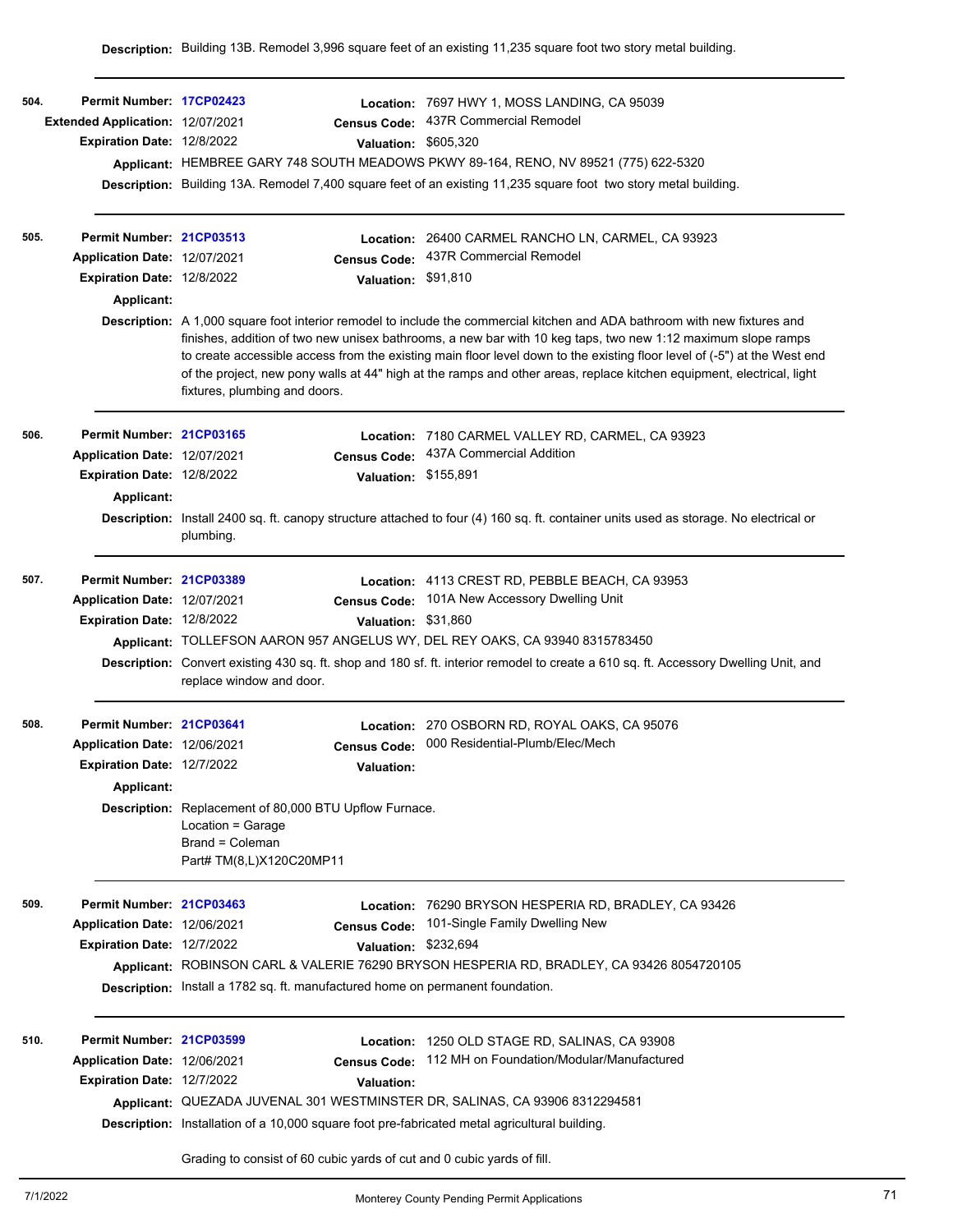**Description:** Building 13B. Remodel 3,996 square feet of an existing 11,235 square foot two story metal building.

---

**504.** **Permit Number:** 17CP02423
**Location:** 7697 HWY 1, MOSS LANDING, CA 95039
**Extended Application:** 12/07/2021
**Census Code:** 437R Commercial Remodel
**Expiration Date:** 12/8/2022
**Valuation:** $605,320
**Applicant:** HEMBREE GARY 748 SOUTH MEADOWS PKWY 89-164, RENO, NV 89521 (775) 622-5320
**Description:** Building 13A. Remodel 7,400 square feet of an existing 11,235 square foot two story metal building.

---

**505.** **Permit Number:** 21CP03513
**Location:** 26400 CARMEL RANCHO LN, CARMEL, CA 93923
**Application Date:** 12/07/2021
**Census Code:** 437R Commercial Remodel
**Expiration Date:** 12/8/2022
**Valuation:** $91,810
**Applicant:**
**Description:** A 1,000 square foot interior remodel to include the commercial kitchen and ADA bathroom with new fixtures and finishes, addition of two new unisex bathrooms, a new bar with 10 keg taps, two new 1:12 maximum slope ramps to create accessible access from the existing main floor level down to the existing floor level of (-5") at the West end of the project, new pony walls at 44" high at the ramps and other areas, replace kitchen equipment, electrical, light fixtures, plumbing and doors.

---

**506.** **Permit Number:** 21CP03165
**Location:** 7180 CARMEL VALLEY RD, CARMEL, CA 93923
**Application Date:** 12/07/2021
**Census Code:** 437A Commercial Addition
**Expiration Date:** 12/8/2022
**Valuation:** $155,891
**Applicant:**
**Description:** Install 2400 sq. ft. canopy structure attached to four (4) 160 sq. ft. container units used as storage. No electrical or plumbing.

---

**507.** **Permit Number:** 21CP03389
**Location:** 4113 CREST RD, PEBBLE BEACH, CA 93953
**Application Date:** 12/07/2021
**Census Code:** 101A New Accessory Dwelling Unit
**Expiration Date:** 12/8/2022
**Valuation:** $31,860
**Applicant:** TOLLEFSON AARON 957 ANGELUS WY, DEL REY OAKS, CA 93940 8315783450
**Description:** Convert existing 430 sq. ft. shop and 180 sf. ft. interior remodel to create a 610 sq. ft. Accessory Dwelling Unit, and replace window and door.

---

**508.** **Permit Number:** 21CP03641
**Location:** 270 OSBORN RD, ROYAL OAKS, CA 95076
**Application Date:** 12/06/2021
**Census Code:** 000 Residential-Plumb/Elec/Mech
**Expiration Date:** 12/7/2022
**Valuation:**
**Applicant:**
**Description:** Replacement of 80,000 BTU Upflow Furnace.
Location = Garage
Brand = Coleman
Part# TM(8,L)X120C20MP11

---

**509.** **Permit Number:** 21CP03463
**Location:** 76290 BRYSON HESPERIA RD, BRADLEY, CA 93426
**Application Date:** 12/06/2021
**Census Code:** 101-Single Family Dwelling New
**Expiration Date:** 12/7/2022
**Valuation:** $232,694
**Applicant:** ROBINSON CARL & VALERIE 76290 BRYSON HESPERIA RD, BRADLEY, CA 93426 8054720105
**Description:** Install a 1782 sq. ft. manufactured home on permanent foundation.

---

**510.** **Permit Number:** 21CP03599
**Location:** 1250 OLD STAGE RD, SALINAS, CA 93908
**Application Date:** 12/06/2021
**Census Code:** 112 MH on Foundation/Modular/Manufactured
**Expiration Date:** 12/7/2022
**Valuation:**
**Applicant:** QUEZADA JUVENAL 301 WESTMINSTER DR, SALINAS, CA 93906 8312294581
**Description:** Installation of a 10,000 square foot pre-fabricated metal agricultural building.

Grading to consist of 60 cubic yards of cut and 0 cubic yards of fill.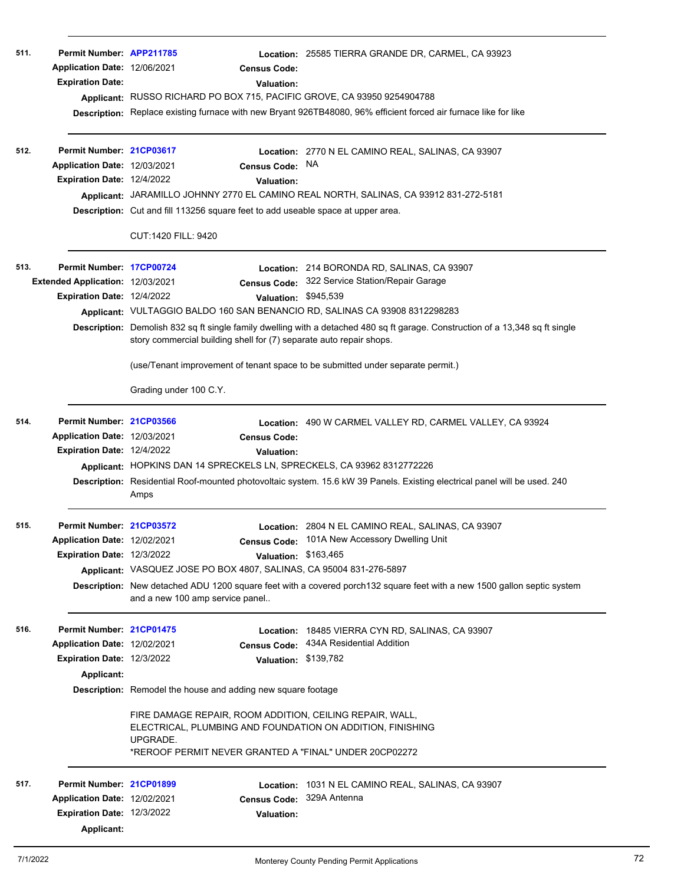**511.** **Permit Number:** APP211785 **Location:** 25585 TIERRA GRANDE DR, CARMEL, CA 93923
**Application Date:** 12/06/2021 **Census Code:**
**Expiration Date:** **Valuation:**
**Applicant:** RUSSO RICHARD PO BOX 715, PACIFIC GROVE, CA 93950 9254904788
**Description:** Replace existing furnace with new Bryant 926TB48080, 96% efficient forced air furnace like for like

---

**512.** **Permit Number:** 21CP03617 **Location:** 2770 N EL CAMINO REAL, SALINAS, CA 93907
**Application Date:** 12/03/2021 **Census Code:** NA
**Expiration Date:** 12/4/2022 **Valuation:**
**Applicant:** JARAMILLO JOHNNY 2770 EL CAMINO REAL NORTH, SALINAS, CA 93912 831-272-5181
**Description:** Cut and fill 113256 square feet to add useable space at upper area.

CUT:1420 FILL: 9420

---

**513.** **Permit Number:** 17CP00724 **Location:** 214 BORONDA RD, SALINAS, CA 93907
**Extended Application:** 12/03/2021 **Census Code:** 322 Service Station/Repair Garage
**Expiration Date:** 12/4/2022 **Valuation:** $945,539
**Applicant:** VULTAGGIO BALDO 160 SAN BENANCIO RD, SALINAS CA 93908 8312298283
**Description:** Demolish 832 sq ft single family dwelling with a detached 480 sq ft garage. Construction of a 13,348 sq ft single story commercial building shell for (7) separate auto repair shops.

(use/Tenant improvement of tenant space to be submitted under separate permit.)

Grading under 100 C.Y.

---

**514.** **Permit Number:** 21CP03566 **Location:** 490 W CARMEL VALLEY RD, CARMEL VALLEY, CA 93924
**Application Date:** 12/03/2021 **Census Code:**
**Expiration Date:** 12/4/2022 **Valuation:**
**Applicant:** HOPKINS DAN 14 SPRECKELS LN, SPRECKELS, CA 93962 8312772226
**Description:** Residential Roof-mounted photovoltaic system. 15.6 kW 39 Panels. Existing electrical panel will be used. 240 Amps

---

**515.** **Permit Number:** 21CP03572 **Location:** 2804 N EL CAMINO REAL, SALINAS, CA 93907
**Application Date:** 12/02/2021 **Census Code:** 101A New Accessory Dwelling Unit
**Expiration Date:** 12/3/2022 **Valuation:** $163,465
**Applicant:** VASQUEZ JOSE PO BOX 4807, SALINAS, CA 95004 831-276-5897
**Description:** New detached ADU 1200 square feet with a covered porch132 square feet with a new 1500 gallon septic system and a new 100 amp service panel..

---

**516.** **Permit Number:** 21CP01475 **Location:** 18485 VIERRA CYN RD, SALINAS, CA 93907
**Application Date:** 12/02/2021 **Census Code:** 434A Residential Addition
**Expiration Date:** 12/3/2022 **Valuation:** $139,782
**Applicant:**
**Description:** Remodel the house and adding new square footage

FIRE DAMAGE REPAIR, ROOM ADDITION, CEILING REPAIR, WALL, ELECTRICAL, PLUMBING AND FOUNDATION ON ADDITION, FINISHING UPGRADE.
*REROOF PERMIT NEVER GRANTED A "FINAL" UNDER 20CP02272

---

**517.** **Permit Number:** 21CP01899 **Location:** 1031 N EL CAMINO REAL, SALINAS, CA 93907
**Application Date:** 12/02/2021 **Census Code:** 329A Antenna
**Expiration Date:** 12/3/2022 **Valuation:**
**Applicant:**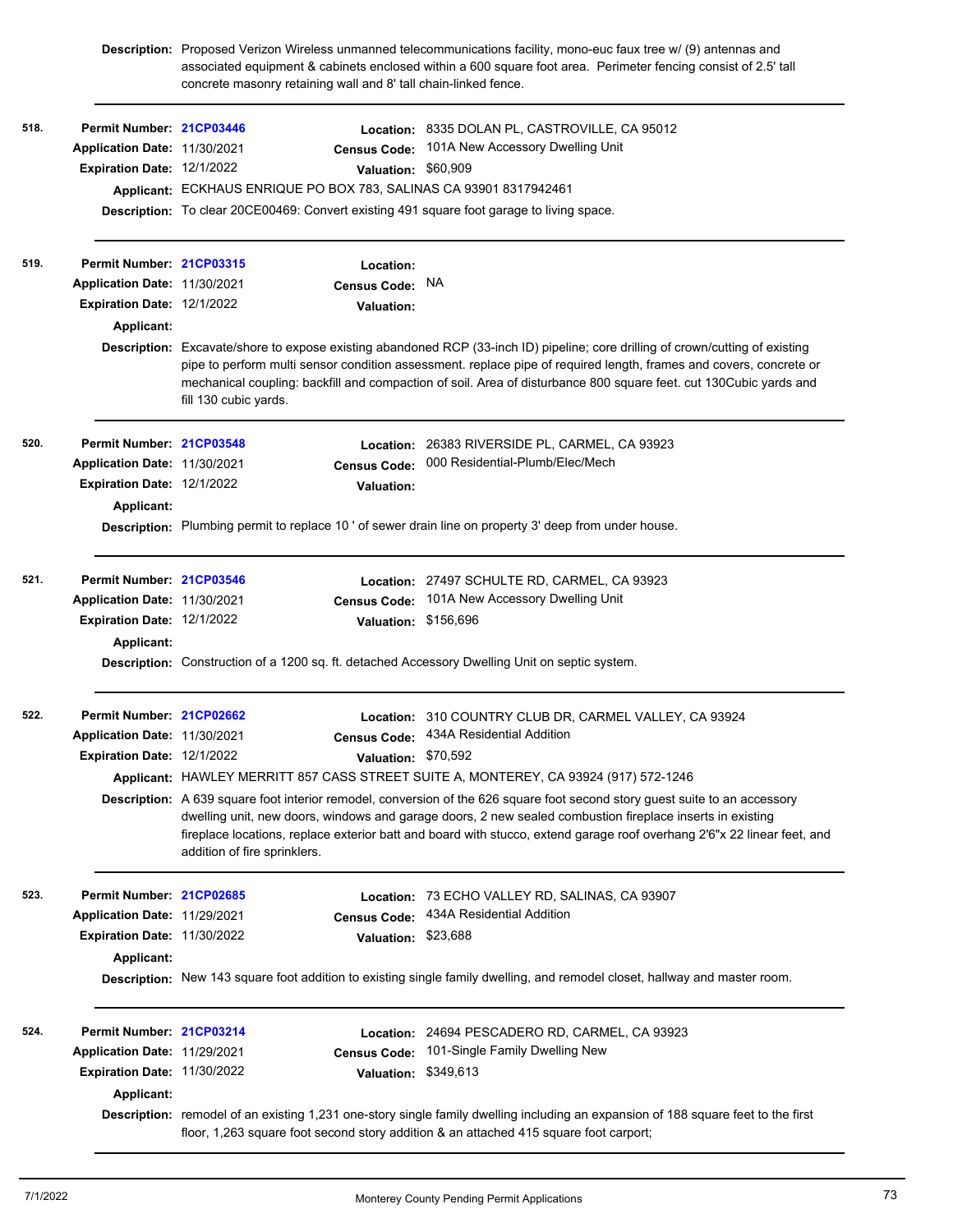**Description:** Proposed Verizon Wireless unmanned telecommunications facility, mono-euc faux tree w/ (9) antennas and associated equipment & cabinets enclosed within a 600 square foot area. Perimeter fencing consist of 2.5' tall concrete masonry retaining wall and 8' tall chain-linked fence.

---

**518.**

**Permit Number:** 21CP03446
**Application Date:** 11/30/2021
**Expiration Date:** 12/1/2022
**Location:** 8335 DOLAN PL, CASTROVILLE, CA 95012
**Census Code:** 101A New Accessory Dwelling Unit
**Valuation:** $60,909
**Applicant:** ECKHAUS ENRIQUE PO BOX 783, SALINAS CA 93901 8317942461
**Description:** To clear 20CE00469: Convert existing 491 square foot garage to living space.

---

**519.**

**Permit Number:** 21CP03315
**Application Date:** 11/30/2021
**Expiration Date:** 12/1/2022
**Location:**
**Census Code:** NA
**Valuation:**
**Applicant:**
**Description:** Excavate/shore to expose existing abandoned RCP (33-inch ID) pipeline; core drilling of crown/cutting of existing pipe to perform multi sensor condition assessment. replace pipe of required length, frames and covers, concrete or mechanical coupling: backfill and compaction of soil. Area of disturbance 800 square feet. cut 130Cubic yards and fill 130 cubic yards.

---

**520.**

**Permit Number:** 21CP03548
**Application Date:** 11/30/2021
**Expiration Date:** 12/1/2022
**Location:** 26383 RIVERSIDE PL, CARMEL, CA 93923
**Census Code:** 000 Residential-Plumb/Elec/Mech
**Valuation:**
**Applicant:**
**Description:** Plumbing permit to replace 10 ' of sewer drain line on property 3' deep from under house.

---

**521.**

**Permit Number:** 21CP03546
**Application Date:** 11/30/2021
**Expiration Date:** 12/1/2022
**Location:** 27497 SCHULTE RD, CARMEL, CA 93923
**Census Code:** 101A New Accessory Dwelling Unit
**Valuation:** $156,696
**Applicant:**
**Description:** Construction of a 1200 sq. ft. detached Accessory Dwelling Unit on septic system.

---

**522.**

**Permit Number:** 21CP02662
**Application Date:** 11/30/2021
**Expiration Date:** 12/1/2022
**Location:** 310 COUNTRY CLUB DR, CARMEL VALLEY, CA 93924
**Census Code:** 434A Residential Addition
**Valuation:** $70,592
**Applicant:** HAWLEY MERRITT 857 CASS STREET SUITE A, MONTEREY, CA 93924 (917) 572-1246
**Description:** A 639 square foot interior remodel, conversion of the 626 square foot second story guest suite to an accessory dwelling unit, new doors, windows and garage doors, 2 new sealed combustion fireplace inserts in existing fireplace locations, replace exterior batt and board with stucco, extend garage roof overhang 2'6"x 22 linear feet, and addition of fire sprinklers.

---

**523.**

**Permit Number:** 21CP02685
**Application Date:** 11/29/2021
**Expiration Date:** 11/30/2022
**Location:** 73 ECHO VALLEY RD, SALINAS, CA 93907
**Census Code:** 434A Residential Addition
**Valuation:** $23,688
**Applicant:**
**Description:** New 143 square foot addition to existing single family dwelling, and remodel closet, hallway and master room.

---

**524.**

**Permit Number:** 21CP03214
**Application Date:** 11/29/2021
**Expiration Date:** 11/30/2022
**Location:** 24694 PESCADERO RD, CARMEL, CA 93923
**Census Code:** 101-Single Family Dwelling New
**Valuation:** $349,613
**Applicant:**
**Description:** remodel of an existing 1,231 one-story single family dwelling including an expansion of 188 square feet to the first floor, 1,263 square foot second story addition & an attached 415 square foot carport;

---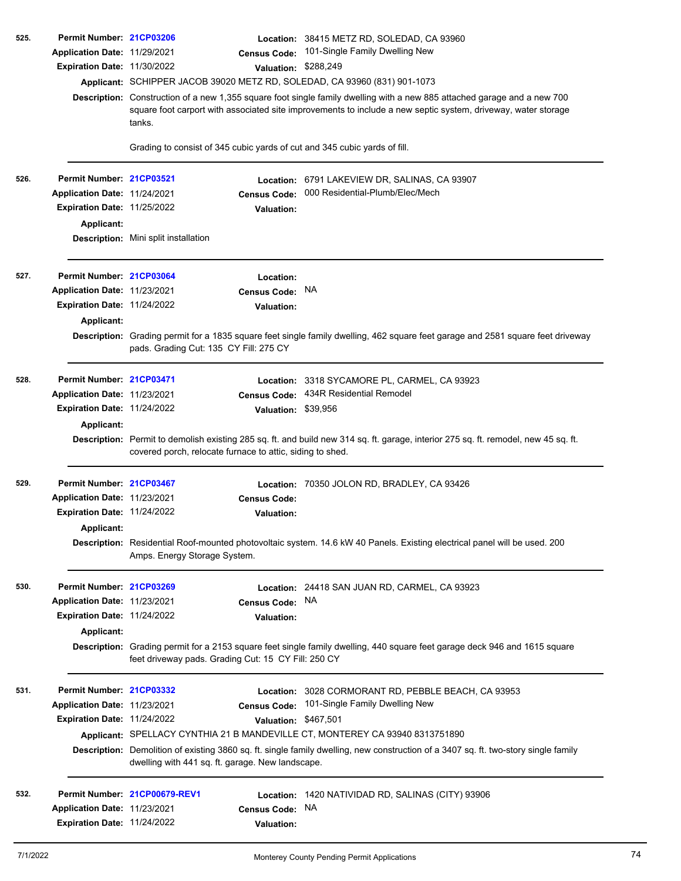**525.**

**Permit Number:** 21CP03206
**Location:** 38415 METZ RD, SOLEDAD, CA 93960
**Application Date:** 11/29/2021
**Census Code:** 101-Single Family Dwelling New
**Expiration Date:** 11/30/2022
**Valuation:** $288,249
**Applicant:** SCHIPPER JACOB 39020 METZ RD, SOLEDAD, CA 93960 (831) 901-1073
**Description:** Construction of a new 1,355 square foot single family dwelling with a new 885 attached garage and a new 700 square foot carport with associated site improvements to include a new septic system, driveway, water storage tanks.

Grading to consist of 345 cubic yards of cut and 345 cubic yards of fill.

---

**526.**

**Permit Number:** 21CP03521
**Location:** 6791 LAKEVIEW DR, SALINAS, CA 93907
**Application Date:** 11/24/2021
**Census Code:** 000 Residential-Plumb/Elec/Mech
**Expiration Date:** 11/25/2022
**Valuation:**
**Applicant:**
**Description:** Mini split installation

---

**527.**

**Permit Number:** 21CP03064
**Location:**
**Application Date:** 11/23/2021
**Census Code:** NA
**Expiration Date:** 11/24/2022
**Valuation:**
**Applicant:**
**Description:** Grading permit for a 1835 square feet single family dwelling, 462 square feet garage and 2581 square feet driveway pads. Grading Cut: 135 CY Fill: 275 CY

---

**528.**

**Permit Number:** 21CP03471
**Location:** 3318 SYCAMORE PL, CARMEL, CA 93923
**Application Date:** 11/23/2021
**Census Code:** 434R Residential Remodel
**Expiration Date:** 11/24/2022
**Valuation:** $39,956
**Applicant:**
**Description:** Permit to demolish existing 285 sq. ft. and build new 314 sq. ft. garage, interior 275 sq. ft. remodel, new 45 sq. ft. covered porch, relocate furnace to attic, siding to shed.

---

**529.**

**Permit Number:** 21CP03467
**Location:** 70350 JOLON RD, BRADLEY, CA 93426
**Application Date:** 11/23/2021
**Census Code:**
**Expiration Date:** 11/24/2022
**Valuation:**
**Applicant:**
**Description:** Residential Roof-mounted photovoltaic system. 14.6 kW 40 Panels. Existing electrical panel will be used. 200 Amps. Energy Storage System.

---

**530.**

**Permit Number:** 21CP03269
**Location:** 24418 SAN JUAN RD, CARMEL, CA 93923
**Application Date:** 11/23/2021
**Census Code:** NA
**Expiration Date:** 11/24/2022
**Valuation:**
**Applicant:**
**Description:** Grading permit for a 2153 square feet single family dwelling, 440 square feet garage deck 946 and 1615 square feet driveway pads. Grading Cut: 15 CY Fill: 250 CY

---

**531.**

**Permit Number:** 21CP03332
**Location:** 3028 CORMORANT RD, PEBBLE BEACH, CA 93953
**Application Date:** 11/23/2021
**Census Code:** 101-Single Family Dwelling New
**Expiration Date:** 11/24/2022
**Valuation:** $467,501
**Applicant:** SPELLACY CYNTHIA 21 B MANDEVILLE CT, MONTEREY CA 93940 8313751890
**Description:** Demolition of existing 3860 sq. ft. single family dwelling, new construction of a 3407 sq. ft. two-story single family dwelling with 441 sq. ft. garage. New landscape.

---

**532.**

**Permit Number:** 21CP00679-REV1
**Location:** 1420 NATIVIDAD RD, SALINAS (CITY) 93906
**Application Date:** 11/23/2021
**Census Code:** NA
**Expiration Date:** 11/24/2022
**Valuation:**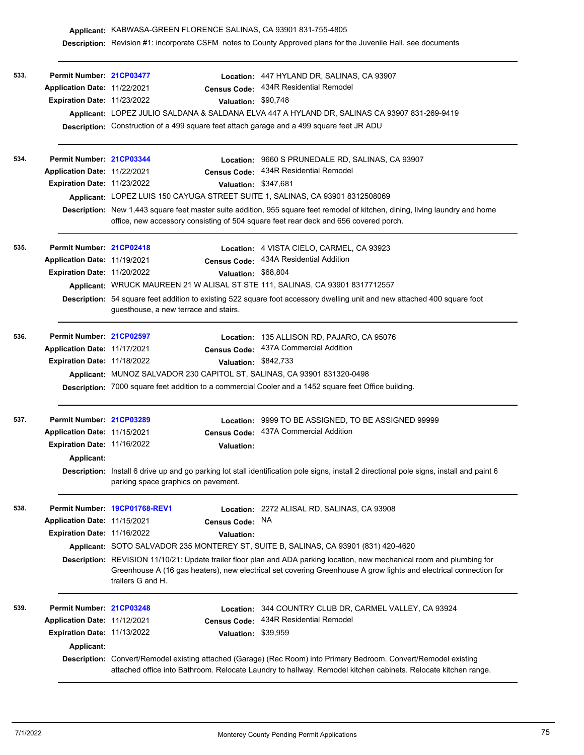**Applicant:** KABWASA-GREEN FLORENCE SALINAS, CA 93901 831-755-4805

**Description:** Revision #1: incorporate CSFM notes to County Approved plans for the Juvenile Hall. see documents

---

**533.**

**Permit Number:** 21CP03477
**Location:** 447 HYLAND DR, SALINAS, CA 93907
**Application Date:** 11/22/2021
**Census Code:** 434R Residential Remodel
**Expiration Date:** 11/23/2022
**Valuation:** $90,748
**Applicant:** LOPEZ JULIO SALDANA & SALDANA ELVA 447 A HYLAND DR, SALINAS CA 93907 831-269-9419
**Description:** Construction of a 499 square feet attach garage and a 499 square feet JR ADU

---

**534.**

**Permit Number:** 21CP03344
**Location:** 9660 S PRUNEDALE RD, SALINAS, CA 93907
**Application Date:** 11/22/2021
**Census Code:** 434R Residential Remodel
**Expiration Date:** 11/23/2022
**Valuation:** $347,681
**Applicant:** LOPEZ LUIS 150 CAYUGA STREET SUITE 1, SALINAS, CA 93901 8312508069
**Description:** New 1,443 square feet master suite addition, 955 square feet remodel of kitchen, dining, living laundry and home office, new accessory consisting of 504 square feet rear deck and 656 covered porch.

---

**535.**

**Permit Number:** 21CP02418
**Location:** 4 VISTA CIELO, CARMEL, CA 93923
**Application Date:** 11/19/2021
**Census Code:** 434A Residential Addition
**Expiration Date:** 11/20/2022
**Valuation:** $68,804
**Applicant:** WRUCK MAUREEN 21 W ALISAL ST STE 111, SALINAS, CA 93901 8317712557
**Description:** 54 square feet addition to existing 522 square foot accessory dwelling unit and new attached 400 square foot guesthouse, a new terrace and stairs.

---

**536.**

**Permit Number:** 21CP02597
**Location:** 135 ALLISON RD, PAJARO, CA 95076
**Application Date:** 11/17/2021
**Census Code:** 437A Commercial Addition
**Expiration Date:** 11/18/2022
**Valuation:** $842,733
**Applicant:** MUNOZ SALVADOR 230 CAPITOL ST, SALINAS, CA 93901 831320-0498
**Description:** 7000 square feet addition to a commercial Cooler and a 1452 square feet Office building.

---

**537.**

**Permit Number:** 21CP03289
**Location:** 9999 TO BE ASSIGNED, TO BE ASSIGNED 99999
**Application Date:** 11/15/2021
**Census Code:** 437A Commercial Addition
**Expiration Date:** 11/16/2022
**Valuation:**
**Applicant:**
**Description:** Install 6 drive up and go parking lot stall identification pole signs, install 2 directional pole signs, install and paint 6 parking space graphics on pavement.

---

**538.**

**Permit Number:** 19CP01768-REV1
**Location:** 2272 ALISAL RD, SALINAS, CA 93908
**Application Date:** 11/15/2021
**Census Code:** NA
**Expiration Date:** 11/16/2022
**Valuation:**
**Applicant:** SOTO SALVADOR 235 MONTEREY ST, SUITE B, SALINAS, CA 93901 (831) 420-4620
**Description:** REVISION 11/10/21: Update trailer floor plan and ADA parking location, new mechanical room and plumbing for Greenhouse A (16 gas heaters), new electrical set covering Greenhouse A grow lights and electrical connection for trailers G and H.

---

**539.**

**Permit Number:** 21CP03248
**Location:** 344 COUNTRY CLUB DR, CARMEL VALLEY, CA 93924
**Application Date:** 11/12/2021
**Census Code:** 434R Residential Remodel
**Expiration Date:** 11/13/2022
**Valuation:** $39,959
**Applicant:**
**Description:** Convert/Remodel existing attached (Garage) (Rec Room) into Primary Bedroom. Convert/Remodel existing attached office into Bathroom. Relocate Laundry to hallway. Remodel kitchen cabinets. Relocate kitchen range.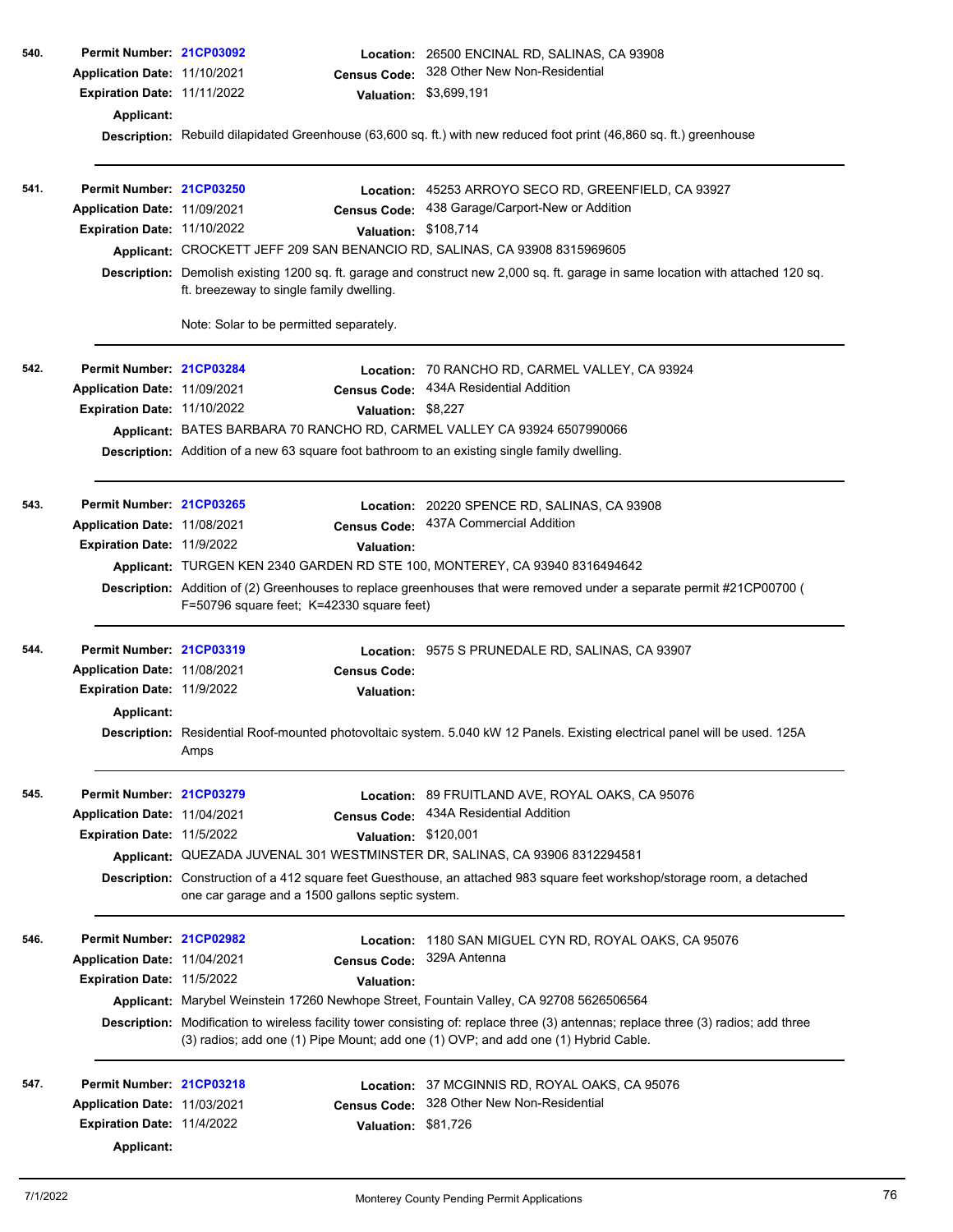**540.**

**Permit Number:** 21CP03092
**Location:** 26500 ENCINAL RD, SALINAS, CA 93908
**Application Date:** 11/10/2021
**Census Code:** 328 Other New Non-Residential
**Expiration Date:** 11/11/2022
**Valuation:** $3,699,191
**Applicant:**
**Description:** Rebuild dilapidated Greenhouse (63,600 sq. ft.) with new reduced foot print (46,860 sq. ft.) greenhouse

---

**541.**

**Permit Number:** 21CP03250
**Location:** 45253 ARROYO SECO RD, GREENFIELD, CA 93927
**Application Date:** 11/09/2021
**Census Code:** 438 Garage/Carport-New or Addition
**Expiration Date:** 11/10/2022
**Valuation:** $108,714
**Applicant:** CROCKETT JEFF 209 SAN BENANCIO RD, SALINAS, CA 93908 8315969605
**Description:** Demolish existing 1200 sq. ft. garage and construct new 2,000 sq. ft. garage in same location with attached 120 sq. ft. breezeway to single family dwelling.

Note: Solar to be permitted separately.

---

**542.**

**Permit Number:** 21CP03284
**Location:** 70 RANCHO RD, CARMEL VALLEY, CA 93924
**Application Date:** 11/09/2021
**Census Code:** 434A Residential Addition
**Expiration Date:** 11/10/2022
**Valuation:** $8,227
**Applicant:** BATES BARBARA 70 RANCHO RD, CARMEL VALLEY CA 93924 6507990066
**Description:** Addition of a new 63 square foot bathroom to an existing single family dwelling.

---

**543.**

**Permit Number:** 21CP03265
**Location:** 20220 SPENCE RD, SALINAS, CA 93908
**Application Date:** 11/08/2021
**Census Code:** 437A Commercial Addition
**Expiration Date:** 11/9/2022
**Valuation:**
**Applicant:** TURGEN KEN 2340 GARDEN RD STE 100, MONTEREY, CA 93940 8316494642
**Description:** Addition of (2) Greenhouses to replace greenhouses that were removed under a separate permit #21CP00700 ( F=50796 square feet; K=42330 square feet)

---

**544.**

**Permit Number:** 21CP03319
**Location:** 9575 S PRUNEDALE RD, SALINAS, CA 93907
**Application Date:** 11/08/2021
**Census Code:**
**Expiration Date:** 11/9/2022
**Valuation:**
**Applicant:**
**Description:** Residential Roof-mounted photovoltaic system. 5.040 kW 12 Panels. Existing electrical panel will be used. 125A Amps

---

**545.**

**Permit Number:** 21CP03279
**Location:** 89 FRUITLAND AVE, ROYAL OAKS, CA 95076
**Application Date:** 11/04/2021
**Census Code:** 434A Residential Addition
**Expiration Date:** 11/5/2022
**Valuation:** $120,001
**Applicant:** QUEZADA JUVENAL 301 WESTMINSTER DR, SALINAS, CA 93906 8312294581
**Description:** Construction of a 412 square feet Guesthouse, an attached 983 square feet workshop/storage room, a detached one car garage and a 1500 gallons septic system.

---

**546.**

**Permit Number:** 21CP02982
**Location:** 1180 SAN MIGUEL CYN RD, ROYAL OAKS, CA 95076
**Application Date:** 11/04/2021
**Census Code:** 329A Antenna
**Expiration Date:** 11/5/2022
**Valuation:**
**Applicant:** Marybel Weinstein 17260 Newhope Street, Fountain Valley, CA 92708 5626506564
**Description:** Modification to wireless facility tower consisting of: replace three (3) antennas; replace three (3) radios; add three (3) radios; add one (1) Pipe Mount; add one (1) OVP; and add one (1) Hybrid Cable.

---

**547.**

**Permit Number:** 21CP03218
**Location:** 37 MCGINNIS RD, ROYAL OAKS, CA 95076
**Application Date:** 11/03/2021
**Census Code:** 328 Other New Non-Residential
**Expiration Date:** 11/4/2022
**Valuation:** $81,726
**Applicant:**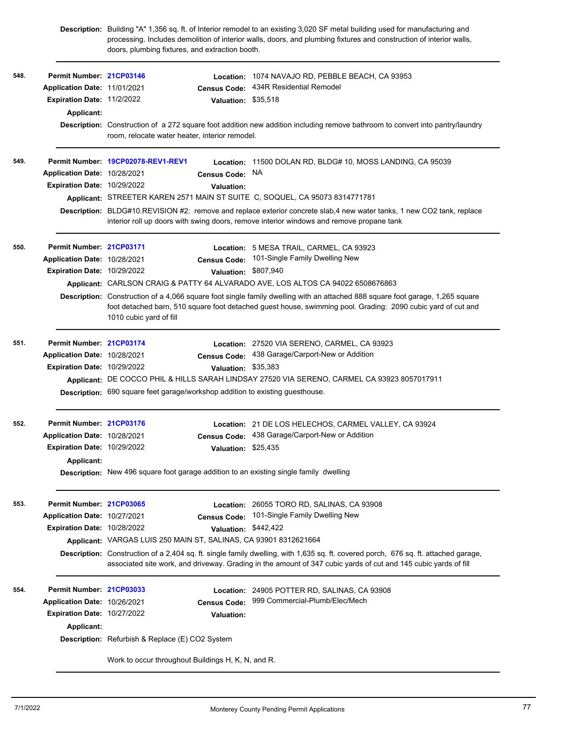**Description:** Building "A" 1,356 sq. ft. of Interior remodel to an existing 3,020 SF metal building used for manufacturing and processing. Includes demolition of interior walls, doors, and plumbing fixtures and construction of interior walls, doors, plumbing fixtures, and extraction booth.

---

**548.**

**Permit Number:** 21CP03146
**Location:** 1074 NAVAJO RD, PEBBLE BEACH, CA 93953
**Application Date:** 11/01/2021
**Census Code:** 434R Residential Remodel
**Expiration Date:** 11/2/2022
**Valuation:** $35,518
**Applicant:**
**Description:** Construction of a 272 square foot addition new addition including remove bathroom to convert into pantry/laundry room, relocate water heater, interior remodel.

---

**549.**

**Permit Number:** 19CP02078-REV1-REV1
**Location:** 11500 DOLAN RD, BLDG# 10, MOSS LANDING, CA 95039
**Application Date:** 10/28/2021
**Census Code:** NA
**Expiration Date:** 10/29/2022
**Valuation:**
**Applicant:** STREETER KAREN 2571 MAIN ST SUITE C, SOQUEL, CA 95073 8314771781
**Description:** BLDG#10.REVISION #2: remove and replace exterior concrete slab,4 new water tanks, 1 new CO2 tank, replace interior roll up doors with swing doors, remove interior windows and remove propane tank

---

**550.**

**Permit Number:** 21CP03171
**Location:** 5 MESA TRAIL, CARMEL, CA 93923
**Application Date:** 10/28/2021
**Census Code:** 101-Single Family Dwelling New
**Expiration Date:** 10/29/2022
**Valuation:** $807,940
**Applicant:** CARLSON CRAIG & PATTY 64 ALVARADO AVE, LOS ALTOS CA 94022 6508676863
**Description:** Construction of a 4,066 square foot single family dwelling with an attached 888 square foot garage, 1,265 square foot detached barn, 510 square foot detached guest house, swimming pool. Grading: 2090 cubic yard of cut and 1010 cubic yard of fill

---

**551.**

**Permit Number:** 21CP03174
**Location:** 27520 VIA SERENO, CARMEL, CA 93923
**Application Date:** 10/28/2021
**Census Code:** 438 Garage/Carport-New or Addition
**Expiration Date:** 10/29/2022
**Valuation:** $35,383
**Applicant:** DE COCCO PHIL & HILLS SARAH LINDSAY 27520 VIA SERENO, CARMEL CA 93923 8057017911
**Description:** 690 square feet garage/workshop addition to existing guesthouse.

---

**552.**

**Permit Number:** 21CP03176
**Location:** 21 DE LOS HELECHOS, CARMEL VALLEY, CA 93924
**Application Date:** 10/28/2021
**Census Code:** 438 Garage/Carport-New or Addition
**Expiration Date:** 10/29/2022
**Valuation:** $25,435
**Applicant:**
**Description:** New 496 square foot garage addition to an existing single family dwelling

---

**553.**

**Permit Number:** 21CP03065
**Location:** 26055 TORO RD, SALINAS, CA 93908
**Application Date:** 10/27/2021
**Census Code:** 101-Single Family Dwelling New
**Expiration Date:** 10/28/2022
**Valuation:** $442,422
**Applicant:** VARGAS LUIS 250 MAIN ST, SALINAS, CA 93901 8312621664
**Description:** Construction of a 2,404 sq. ft. single family dwelling, with 1,635 sq. ft. covered porch, 676 sq. ft. attached garage, associated site work, and driveway. Grading in the amount of 347 cubic yards of cut and 145 cubic yards of fill

---

**554.**

**Permit Number:** 21CP03033
**Location:** 24905 POTTER RD, SALINAS, CA 93908
**Application Date:** 10/26/2021
**Census Code:** 999 Commercial-Plumb/Elec/Mech
**Expiration Date:** 10/27/2022
**Valuation:**
**Applicant:**
**Description:** Refurbish & Replace (E) CO2 System

Work to occur throughout Buildings H, K, N, and R.

---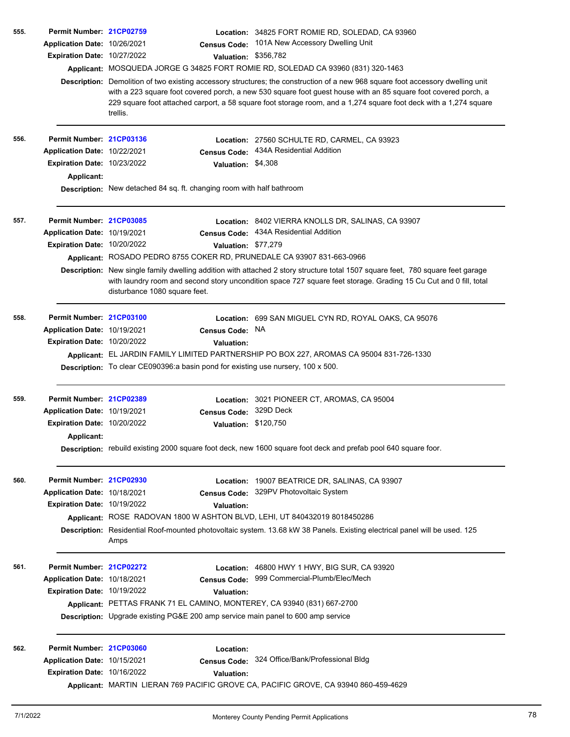**555.**

**Permit Number:** 21CP02759
**Location:** 34825 FORT ROMIE RD, SOLEDAD, CA 93960
**Application Date:** 10/26/2021
**Census Code:** 101A New Accessory Dwelling Unit
**Expiration Date:** 10/27/2022
**Valuation:** $356,782
**Applicant:** MOSQUEDA JORGE G 34825 FORT ROMIE RD, SOLEDAD CA 93960 (831) 320-1463
**Description:** Demolition of two existing accessory structures; the construction of a new 968 square foot accessory dwelling unit with a 223 square foot covered porch, a new 530 square foot guest house with an 85 square foot covered porch, a 229 square foot attached carport, a 58 square foot storage room, and a 1,274 square foot deck with a 1,274 square trellis.

---

**556.**

**Permit Number:** 21CP03136
**Location:** 27560 SCHULTE RD, CARMEL, CA 93923
**Application Date:** 10/22/2021
**Census Code:** 434A Residential Addition
**Expiration Date:** 10/23/2022
**Valuation:** $4,308
**Applicant:**
**Description:** New detached 84 sq. ft. changing room with half bathroom

---

**557.**

**Permit Number:** 21CP03085
**Location:** 8402 VIERRA KNOLLS DR, SALINAS, CA 93907
**Application Date:** 10/19/2021
**Census Code:** 434A Residential Addition
**Expiration Date:** 10/20/2022
**Valuation:** $77,279
**Applicant:** ROSADO PEDRO 8755 COKER RD, PRUNEDALE CA 93907 831-663-0966
**Description:** New single family dwelling addition with attached 2 story structure total 1507 square feet, 780 square feet garage with laundry room and second story uncondition space 727 square feet storage. Grading 15 Cu Cut and 0 fill, total disturbance 1080 square feet.

---

**558.**

**Permit Number:** 21CP03100
**Location:** 699 SAN MIGUEL CYN RD, ROYAL OAKS, CA 95076
**Application Date:** 10/19/2021
**Census Code:** NA
**Expiration Date:** 10/20/2022
**Valuation:**
**Applicant:** EL JARDIN FAMILY LIMITED PARTNERSHIP PO BOX 227, AROMAS CA 95004 831-726-1330
**Description:** To clear CE090396:a basin pond for existing use nursery, 100 x 500.

---

**559.**

**Permit Number:** 21CP02389
**Location:** 3021 PIONEER CT, AROMAS, CA 95004
**Application Date:** 10/19/2021
**Census Code:** 329D Deck
**Expiration Date:** 10/20/2022
**Valuation:** $120,750
**Applicant:**
**Description:** rebuild existing 2000 square foot deck, new 1600 square foot deck and prefab pool 640 square foor.

---

**560.**

**Permit Number:** 21CP02930
**Location:** 19007 BEATRICE DR, SALINAS, CA 93907
**Application Date:** 10/18/2021
**Census Code:** 329PV Photovoltaic System
**Expiration Date:** 10/19/2022
**Valuation:**
**Applicant:** ROSE RADOVAN 1800 W ASHTON BLVD, LEHI, UT 840432019 8018450286
**Description:** Residential Roof-mounted photovoltaic system. 13.68 kW 38 Panels. Existing electrical panel will be used. 125 Amps

---

**561.**

**Permit Number:** 21CP02272
**Location:** 46800 HWY 1 HWY, BIG SUR, CA 93920
**Application Date:** 10/18/2021
**Census Code:** 999 Commercial-Plumb/Elec/Mech
**Expiration Date:** 10/19/2022
**Valuation:**
**Applicant:** PETTAS FRANK 71 EL CAMINO, MONTEREY, CA 93940 (831) 667-2700
**Description:** Upgrade existing PG&E 200 amp service main panel to 600 amp service

---

**562.**

**Permit Number:** 21CP03060
**Location:**
**Application Date:** 10/15/2021
**Census Code:** 324 Office/Bank/Professional Bldg
**Expiration Date:** 10/16/2022
**Valuation:**
**Applicant:** MARTIN LIERAN 769 PACIFIC GROVE CA, PACIFIC GROVE, CA 93940 860-459-4629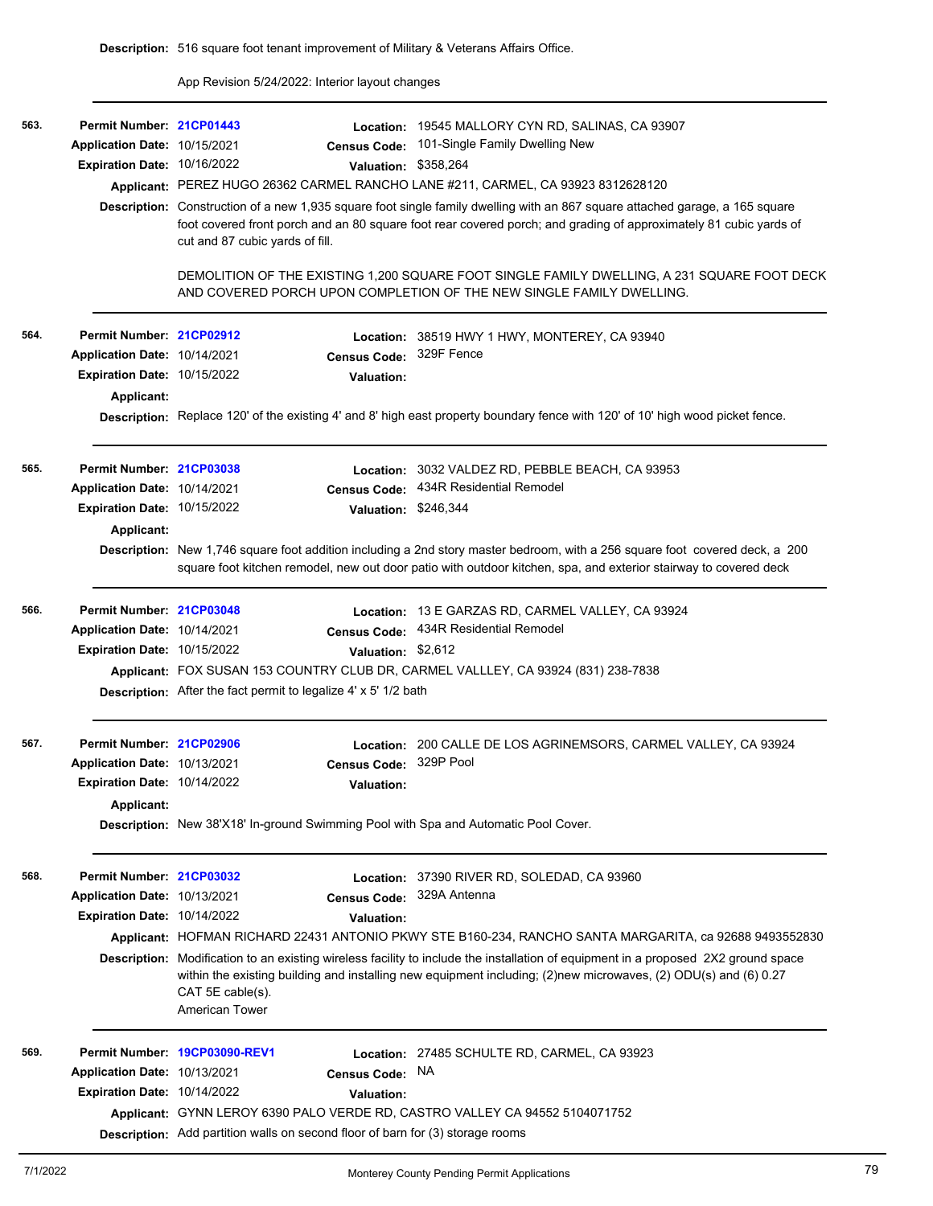**Description:** 516 square foot tenant improvement of Military & Veterans Affairs Office.

App Revision 5/24/2022: Interior layout changes

---

**563.**

**Permit Number:** 21CP01443
**Location:** 19545 MALLORY CYN RD, SALINAS, CA 93907
**Application Date:** 10/15/2021
**Census Code:** 101-Single Family Dwelling New
**Expiration Date:** 10/16/2022
**Valuation:** $358,264
**Applicant:** PEREZ HUGO 26362 CARMEL RANCHO LANE #211, CARMEL, CA 93923 8312628120
**Description:** Construction of a new 1,935 square foot single family dwelling with an 867 square attached garage, a 165 square foot covered front porch and an 80 square foot rear covered porch; and grading of approximately 81 cubic yards of cut and 87 cubic yards of fill.

DEMOLITION OF THE EXISTING 1,200 SQUARE FOOT SINGLE FAMILY DWELLING, A 231 SQUARE FOOT DECK AND COVERED PORCH UPON COMPLETION OF THE NEW SINGLE FAMILY DWELLING.

---

**564.**

**Permit Number:** 21CP02912
**Location:** 38519 HWY 1 HWY, MONTEREY, CA 93940
**Application Date:** 10/14/2021
**Census Code:** 329F Fence
**Expiration Date:** 10/15/2022
**Valuation:**
**Applicant:**
**Description:** Replace 120' of the existing 4' and 8' high east property boundary fence with 120' of 10' high wood picket fence.

---

**565.**

**Permit Number:** 21CP03038
**Location:** 3032 VALDEZ RD, PEBBLE BEACH, CA 93953
**Application Date:** 10/14/2021
**Census Code:** 434R Residential Remodel
**Expiration Date:** 10/15/2022
**Valuation:** $246,344
**Applicant:**
**Description:** New 1,746 square foot addition including a 2nd story master bedroom, with a 256 square foot covered deck, a 200 square foot kitchen remodel, new out door patio with outdoor kitchen, spa, and exterior stairway to covered deck

---

**566.**

**Permit Number:** 21CP03048
**Location:** 13 E GARZAS RD, CARMEL VALLEY, CA 93924
**Application Date:** 10/14/2021
**Census Code:** 434R Residential Remodel
**Expiration Date:** 10/15/2022
**Valuation:** $2,612
**Applicant:** FOX SUSAN 153 COUNTRY CLUB DR, CARMEL VALLLEY, CA 93924 (831) 238-7838
**Description:** After the fact permit to legalize 4' x 5' 1/2 bath

---

**567.**

**Permit Number:** 21CP02906
**Location:** 200 CALLE DE LOS AGRINEMSORS, CARMEL VALLEY, CA 93924
**Application Date:** 10/13/2021
**Census Code:** 329P Pool
**Expiration Date:** 10/14/2022
**Valuation:**
**Applicant:**
**Description:** New 38'X18' In-ground Swimming Pool with Spa and Automatic Pool Cover.

---

**568.**

**Permit Number:** 21CP03032
**Location:** 37390 RIVER RD, SOLEDAD, CA 93960
**Application Date:** 10/13/2021
**Census Code:** 329A Antenna
**Expiration Date:** 10/14/2022
**Valuation:**
**Applicant:** HOFMAN RICHARD 22431 ANTONIO PKWY STE B160-234, RANCHO SANTA MARGARITA, ca 92688 9493552830
**Description:** Modification to an existing wireless facility to include the installation of equipment in a proposed 2X2 ground space within the existing building and installing new equipment including; (2)new microwaves, (2) ODU(s) and (6) 0.27 CAT 5E cable(s).
American Tower

---

**569.**

**Permit Number:** 19CP03090-REV1
**Location:** 27485 SCHULTE RD, CARMEL, CA 93923
**Application Date:** 10/13/2021
**Census Code:** NA
**Expiration Date:** 10/14/2022
**Valuation:**
**Applicant:** GYNN LEROY 6390 PALO VERDE RD, CASTRO VALLEY CA 94552 5104071752
**Description:** Add partition walls on second floor of barn for (3) storage rooms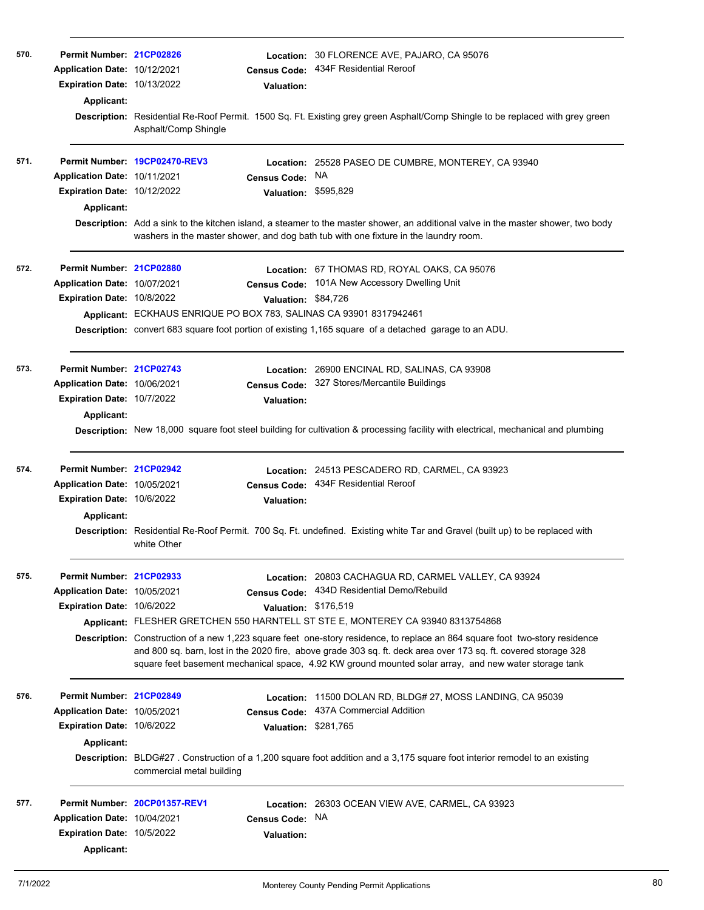**570.**

**Permit Number:** 21CP02826
**Location:** 30 FLORENCE AVE, PAJARO, CA 95076
**Application Date:** 10/12/2021
**Census Code:** 434F Residential Reroof
**Expiration Date:** 10/13/2022
**Valuation:**
**Applicant:**
**Description:** Residential Re-Roof Permit. 1500 Sq. Ft. Existing grey green Asphalt/Comp Shingle to be replaced with grey green Asphalt/Comp Shingle

---

**571.**

**Permit Number:** 19CP02470-REV3
**Location:** 25528 PASEO DE CUMBRE, MONTEREY, CA 93940
**Application Date:** 10/11/2021
**Census Code:** NA
**Expiration Date:** 10/12/2022
**Valuation:** $595,829
**Applicant:**
**Description:** Add a sink to the kitchen island, a steamer to the master shower, an additional valve in the master shower, two body washers in the master shower, and dog bath tub with one fixture in the laundry room.

---

**572.**

**Permit Number:** 21CP02880
**Location:** 67 THOMAS RD, ROYAL OAKS, CA 95076
**Application Date:** 10/07/2021
**Census Code:** 101A New Accessory Dwelling Unit
**Expiration Date:** 10/8/2022
**Valuation:** $84,726
**Applicant:** ECKHAUS ENRIQUE PO BOX 783, SALINAS CA 93901 8317942461
**Description:** convert 683 square foot portion of existing 1,165 square of a detached garage to an ADU.

---

**573.**

**Permit Number:** 21CP02743
**Location:** 26900 ENCINAL RD, SALINAS, CA 93908
**Application Date:** 10/06/2021
**Census Code:** 327 Stores/Mercantile Buildings
**Expiration Date:** 10/7/2022
**Valuation:**
**Applicant:**
**Description:** New 18,000 square foot steel building for cultivation & processing facility with electrical, mechanical and plumbing

---

**574.**

**Permit Number:** 21CP02942
**Location:** 24513 PESCADERO RD, CARMEL, CA 93923
**Application Date:** 10/05/2021
**Census Code:** 434F Residential Reroof
**Expiration Date:** 10/6/2022
**Valuation:**
**Applicant:**
**Description:** Residential Re-Roof Permit. 700 Sq. Ft. undefined. Existing white Tar and Gravel (built up) to be replaced with white Other

---

**575.**

**Permit Number:** 21CP02933
**Location:** 20803 CACHAGUA RD, CARMEL VALLEY, CA 93924
**Application Date:** 10/05/2021
**Census Code:** 434D Residential Demo/Rebuild
**Expiration Date:** 10/6/2022
**Valuation:** $176,519
**Applicant:** FLESHER GRETCHEN 550 HARNTELL ST STE E, MONTEREY CA 93940 8313754868
**Description:** Construction of a new 1,223 square feet one-story residence, to replace an 864 square foot two-story residence and 800 sq. barn, lost in the 2020 fire, above grade 303 sq. ft. deck area over 173 sq. ft. covered storage 328 square feet basement mechanical space, 4.92 KW ground mounted solar array, and new water storage tank

---

**576.**

**Permit Number:** 21CP02849
**Location:** 11500 DOLAN RD, BLDG# 27, MOSS LANDING, CA 95039
**Application Date:** 10/05/2021
**Census Code:** 437A Commercial Addition
**Expiration Date:** 10/6/2022
**Valuation:** $281,765
**Applicant:**
**Description:** BLDG#27 . Construction of a 1,200 square foot addition and a 3,175 square foot interior remodel to an existing commercial metal building

---

**577.**

**Permit Number:** 20CP01357-REV1
**Location:** 26303 OCEAN VIEW AVE, CARMEL, CA 93923
**Application Date:** 10/04/2021
**Census Code:** NA
**Expiration Date:** 10/5/2022
**Valuation:**
**Applicant:**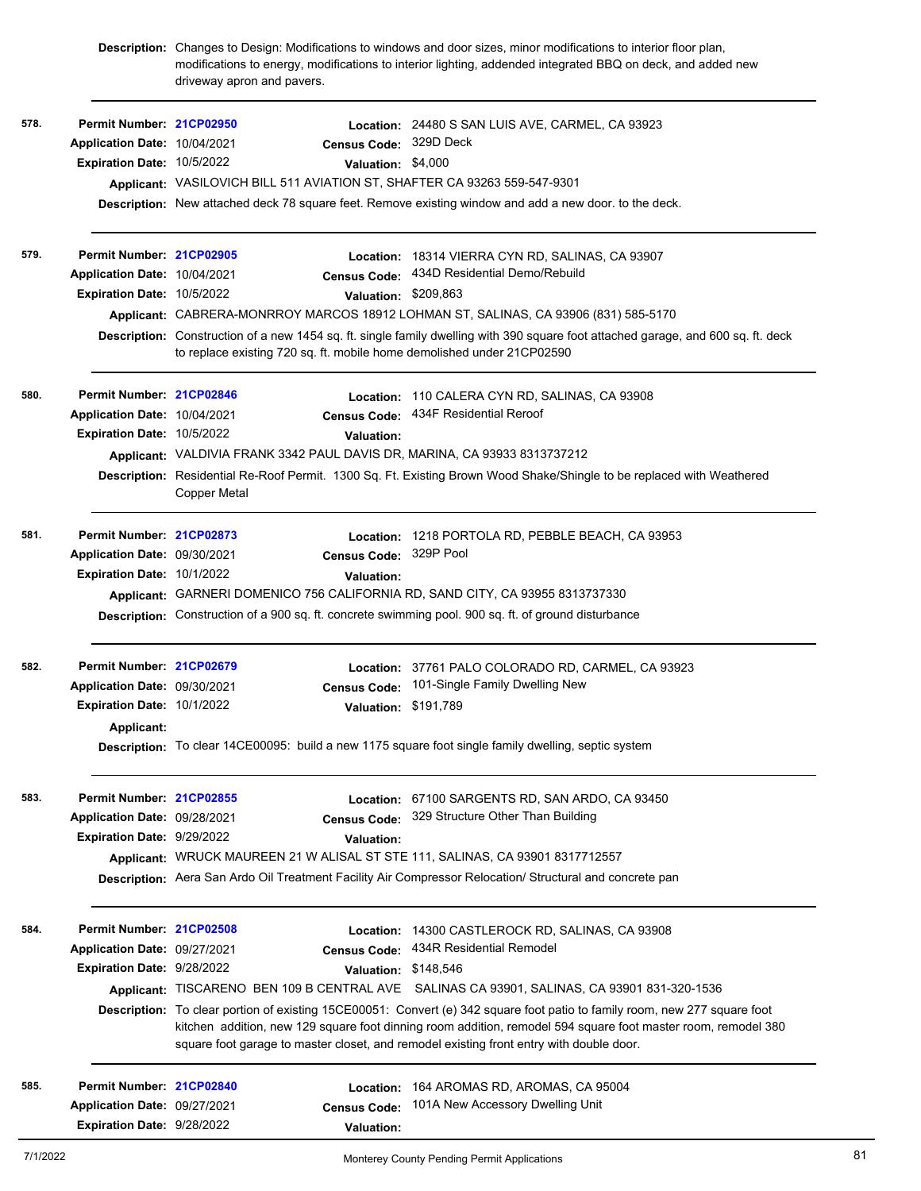**Description:** Changes to Design: Modifications to windows and door sizes, minor modifications to interior floor plan, modifications to energy, modifications to interior lighting, addended integrated BBQ on deck, and added new driveway apron and pavers.

---

**578.**

**Permit Number:** 21CP02950
**Location:** 24480 S SAN LUIS AVE, CARMEL, CA 93923
**Application Date:** 10/04/2021
**Census Code:** 329D Deck
**Expiration Date:** 10/5/2022
**Valuation:** $4,000
**Applicant:** VASILOVICH BILL 511 AVIATION ST, SHAFTER CA 93263 559-547-9301
**Description:** New attached deck 78 square feet. Remove existing window and add a new door. to the deck.

---

**579.**

**Permit Number:** 21CP02905
**Location:** 18314 VIERRA CYN RD, SALINAS, CA 93907
**Application Date:** 10/04/2021
**Census Code:** 434D Residential Demo/Rebuild
**Expiration Date:** 10/5/2022
**Valuation:** $209,863
**Applicant:** CABRERA-MONRROY MARCOS 18912 LOHMAN ST, SALINAS, CA 93906 (831) 585-5170
**Description:** Construction of a new 1454 sq. ft. single family dwelling with 390 square foot attached garage, and 600 sq. ft. deck to replace existing 720 sq. ft. mobile home demolished under 21CP02590

---

**580.**

**Permit Number:** 21CP02846
**Location:** 110 CALERA CYN RD, SALINAS, CA 93908
**Application Date:** 10/04/2021
**Census Code:** 434F Residential Reroof
**Expiration Date:** 10/5/2022
**Valuation:**
**Applicant:** VALDIVIA FRANK 3342 PAUL DAVIS DR, MARINA, CA 93933 8313737212
**Description:** Residential Re-Roof Permit. 1300 Sq. Ft. Existing Brown Wood Shake/Shingle to be replaced with Weathered Copper Metal

---

**581.**

**Permit Number:** 21CP02873
**Location:** 1218 PORTOLA RD, PEBBLE BEACH, CA 93953
**Application Date:** 09/30/2021
**Census Code:** 329P Pool
**Expiration Date:** 10/1/2022
**Valuation:**
**Applicant:** GARNERI DOMENICO 756 CALIFORNIA RD, SAND CITY, CA 93955 8313737330
**Description:** Construction of a 900 sq. ft. concrete swimming pool. 900 sq. ft. of ground disturbance

---

**582.**

**Permit Number:** 21CP02679
**Location:** 37761 PALO COLORADO RD, CARMEL, CA 93923
**Application Date:** 09/30/2021
**Census Code:** 101-Single Family Dwelling New
**Expiration Date:** 10/1/2022
**Valuation:** $191,789
**Applicant:**
**Description:** To clear 14CE00095: build a new 1175 square foot single family dwelling, septic system

---

**583.**

**Permit Number:** 21CP02855
**Location:** 67100 SARGENTS RD, SAN ARDO, CA 93450
**Application Date:** 09/28/2021
**Census Code:** 329 Structure Other Than Building
**Expiration Date:** 9/29/2022
**Valuation:**
**Applicant:** WRUCK MAUREEN 21 W ALISAL ST STE 111, SALINAS, CA 93901 8317712557
**Description:** Aera San Ardo Oil Treatment Facility Air Compressor Relocation/ Structural and concrete pan

---

**584.**

**Permit Number:** 21CP02508
**Location:** 14300 CASTLEROCK RD, SALINAS, CA 93908
**Application Date:** 09/27/2021
**Census Code:** 434R Residential Remodel
**Expiration Date:** 9/28/2022
**Valuation:** $148,546
**Applicant:** TISCARENO BEN 109 B CENTRAL AVE SALINAS CA 93901, SALINAS, CA 93901 831-320-1536
**Description:** To clear portion of existing 15CE00051: Convert (e) 342 square foot patio to family room, new 277 square foot kitchen addition, new 129 square foot dinning room addition, remodel 594 square foot master room, remodel 380 square foot garage to master closet, and remodel existing front entry with double door.

---

**585.**

**Permit Number:** 21CP02840
**Location:** 164 AROMAS RD, AROMAS, CA 95004
**Application Date:** 09/27/2021
**Census Code:** 101A New Accessory Dwelling Unit
**Expiration Date:** 9/28/2022
**Valuation:**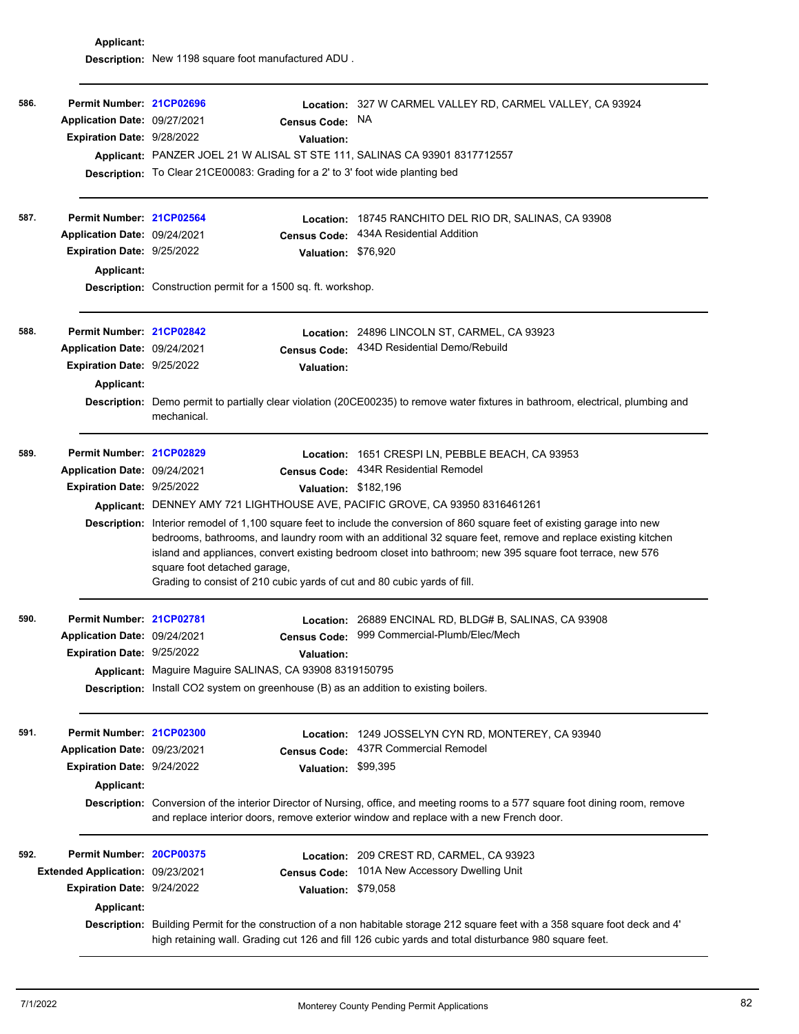**Applicant:**

**Description:** New 1198 square foot manufactured ADU .

---

**586.**

**Permit Number:** 21CP02696
**Location:** 327 W CARMEL VALLEY RD, CARMEL VALLEY, CA 93924
**Application Date:** 09/27/2021
**Census Code:** NA
**Expiration Date:** 9/28/2022
**Valuation:**
**Applicant:** PANZER JOEL 21 W ALISAL ST STE 111, SALINAS CA 93901 8317712557
**Description:** To Clear 21CE00083: Grading for a 2' to 3' foot wide planting bed

---

**587.**

**Permit Number:** 21CP02564
**Location:** 18745 RANCHITO DEL RIO DR, SALINAS, CA 93908
**Application Date:** 09/24/2021
**Census Code:** 434A Residential Addition
**Expiration Date:** 9/25/2022
**Valuation:** $76,920
**Applicant:**
**Description:** Construction permit for a 1500 sq. ft. workshop.

---

**588.**

**Permit Number:** 21CP02842
**Location:** 24896 LINCOLN ST, CARMEL, CA 93923
**Application Date:** 09/24/2021
**Census Code:** 434D Residential Demo/Rebuild
**Expiration Date:** 9/25/2022
**Valuation:**
**Applicant:**
**Description:** Demo permit to partially clear violation (20CE00235) to remove water fixtures in bathroom, electrical, plumbing and mechanical.

---

**589.**

**Permit Number:** 21CP02829
**Location:** 1651 CRESPI LN, PEBBLE BEACH, CA 93953
**Application Date:** 09/24/2021
**Census Code:** 434R Residential Remodel
**Expiration Date:** 9/25/2022
**Valuation:** $182,196
**Applicant:** DENNEY AMY 721 LIGHTHOUSE AVE, PACIFIC GROVE, CA 93950 8316461261
**Description:** Interior remodel of 1,100 square feet to include the conversion of 860 square feet of existing garage into new bedrooms, bathrooms, and laundry room with an additional 32 square feet, remove and replace existing kitchen island and appliances, convert existing bedroom closet into bathroom; new 395 square foot terrace, new 576 square foot detached garage,
Grading to consist of 210 cubic yards of cut and 80 cubic yards of fill.

---

**590.**

**Permit Number:** 21CP02781
**Location:** 26889 ENCINAL RD, BLDG# B, SALINAS, CA 93908
**Application Date:** 09/24/2021
**Census Code:** 999 Commercial-Plumb/Elec/Mech
**Expiration Date:** 9/25/2022
**Valuation:**
**Applicant:** Maguire Maguire SALINAS, CA 93908 8319150795
**Description:** Install CO2 system on greenhouse (B) as an addition to existing boilers.

---

**591.**

**Permit Number:** 21CP02300
**Location:** 1249 JOSSELYN CYN RD, MONTEREY, CA 93940
**Application Date:** 09/23/2021
**Census Code:** 437R Commercial Remodel
**Expiration Date:** 9/24/2022
**Valuation:** $99,395
**Applicant:**
**Description:** Conversion of the interior Director of Nursing, office, and meeting rooms to a 577 square foot dining room, remove and replace interior doors, remove exterior window and replace with a new French door.

---

**592.**

**Permit Number:** 20CP00375
**Location:** 209 CREST RD, CARMEL, CA 93923
**Extended Application:** 09/23/2021
**Census Code:** 101A New Accessory Dwelling Unit
**Expiration Date:** 9/24/2022
**Valuation:** $79,058
**Applicant:**
**Description:** Building Permit for the construction of a non habitable storage 212 square feet with a 358 square foot deck and 4' high retaining wall. Grading cut 126 and fill 126 cubic yards and total disturbance 980 square feet.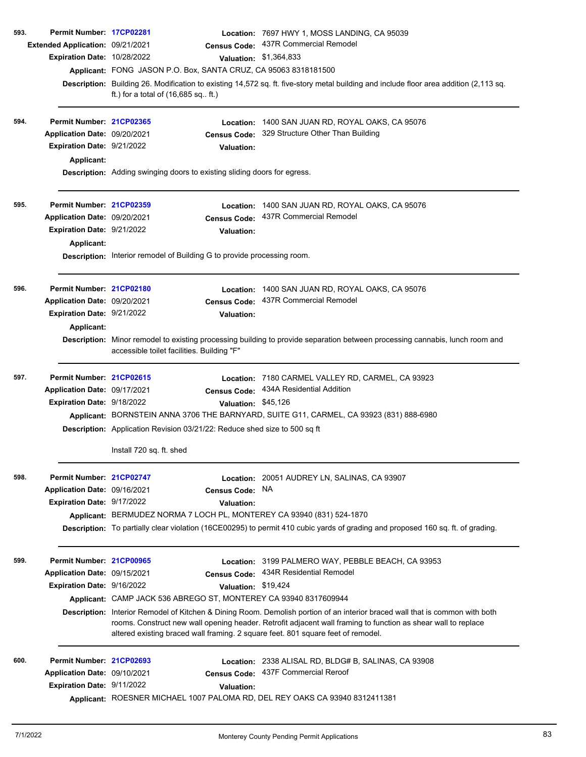**593.** **Permit Number:** 17CP02281 **Location:** 7697 HWY 1, MOSS LANDING, CA 95039
**Extended Application:** 09/21/2021 **Census Code:** 437R Commercial Remodel
**Expiration Date:** 10/28/2022 **Valuation:** $1,364,833
**Applicant:** FONG JASON P.O. Box, SANTA CRUZ, CA 95063 8318181500
**Description:** Building 26. Modification to existing 14,572 sq. ft. five-story metal building and include floor area addition (2,113 sq. ft.) for a total of (16,685 sq.. ft.)

---

**594.** **Permit Number:** 21CP02365 **Location:** 1400 SAN JUAN RD, ROYAL OAKS, CA 95076
**Application Date:** 09/20/2021 **Census Code:** 329 Structure Other Than Building
**Expiration Date:** 9/21/2022 **Valuation:**
**Applicant:**
**Description:** Adding swinging doors to existing sliding doors for egress.

---

**595.** **Permit Number:** 21CP02359 **Location:** 1400 SAN JUAN RD, ROYAL OAKS, CA 95076
**Application Date:** 09/20/2021 **Census Code:** 437R Commercial Remodel
**Expiration Date:** 9/21/2022 **Valuation:**
**Applicant:**
**Description:** Interior remodel of Building G to provide processing room.

---

**596.** **Permit Number:** 21CP02180 **Location:** 1400 SAN JUAN RD, ROYAL OAKS, CA 95076
**Application Date:** 09/20/2021 **Census Code:** 437R Commercial Remodel
**Expiration Date:** 9/21/2022 **Valuation:**
**Applicant:**
**Description:** Minor remodel to existing processing building to provide separation between processing cannabis, lunch room and accessible toilet facilities. Building "F"

---

**597.** **Permit Number:** 21CP02615 **Location:** 7180 CARMEL VALLEY RD, CARMEL, CA 93923
**Application Date:** 09/17/2021 **Census Code:** 434A Residential Addition
**Expiration Date:** 9/18/2022 **Valuation:** $45,126
**Applicant:** BORNSTEIN ANNA 3706 THE BARNYARD, SUITE G11, CARMEL, CA 93923 (831) 888-6980
**Description:** Application Revision 03/21/22: Reduce shed size to 500 sq ft

Install 720 sq. ft. shed

---

**598.** **Permit Number:** 21CP02747 **Location:** 20051 AUDREY LN, SALINAS, CA 93907
**Application Date:** 09/16/2021 **Census Code:** NA
**Expiration Date:** 9/17/2022 **Valuation:**
**Applicant:** BERMUDEZ NORMA 7 LOCH PL, MONTEREY CA 93940 (831) 524-1870
**Description:** To partially clear violation (16CE00295) to permit 410 cubic yards of grading and proposed 160 sq. ft. of grading.

---

**599.** **Permit Number:** 21CP00965 **Location:** 3199 PALMERO WAY, PEBBLE BEACH, CA 93953
**Application Date:** 09/15/2021 **Census Code:** 434R Residential Remodel
**Expiration Date:** 9/16/2022 **Valuation:** $19,424
**Applicant:** CAMP JACK 536 ABREGO ST, MONTEREY CA 93940 8317609944
**Description:** Interior Remodel of Kitchen & Dining Room. Demolish portion of an interior braced wall that is common with both rooms. Construct new wall opening header. Retrofit adjacent wall framing to function as shear wall to replace altered existing braced wall framing. 2 square feet. 801 square feet of remodel.

---

**600.** **Permit Number:** 21CP02693 **Location:** 2338 ALISAL RD, BLDG# B, SALINAS, CA 93908
**Application Date:** 09/10/2021 **Census Code:** 437F Commercial Reroof
**Expiration Date:** 9/11/2022 **Valuation:**
**Applicant:** ROESNER MICHAEL 1007 PALOMA RD, DEL REY OAKS CA 93940 8312411381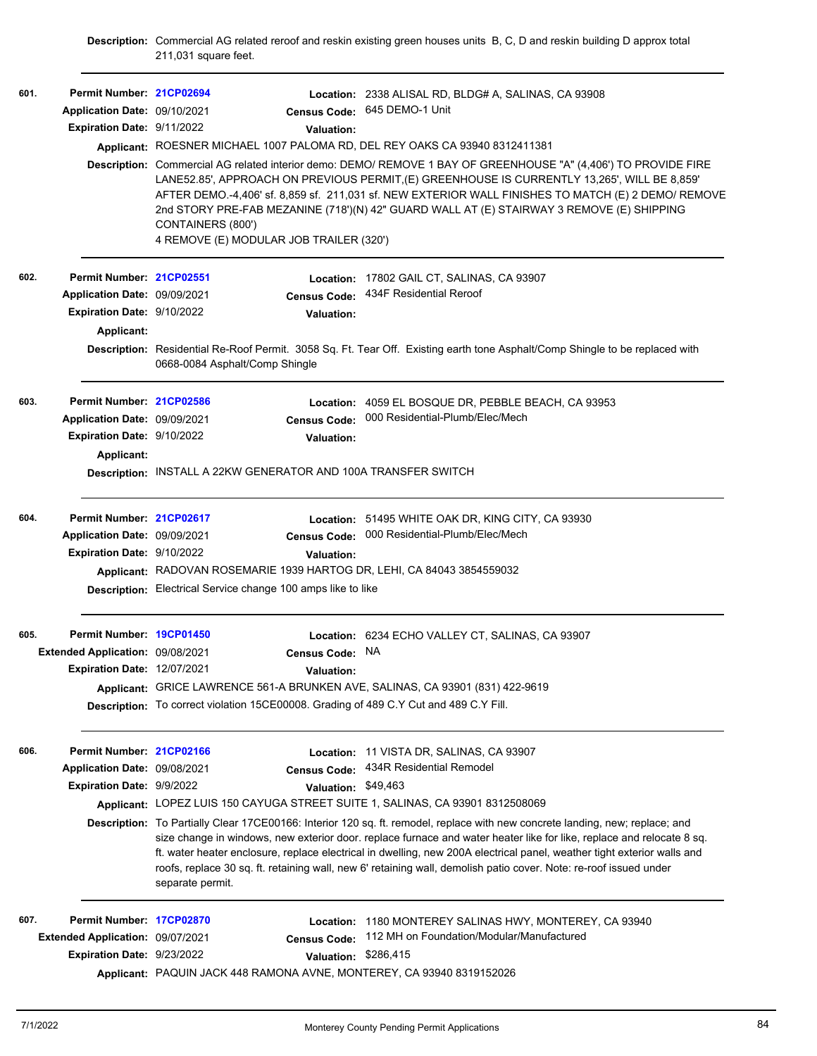**Description:** Commercial AG related reroof and reskin existing green houses units B, C, D and reskin building D approx total 211,031 square feet.

---

**601.**

**Permit Number:** 21CP02694
**Location:** 2338 ALISAL RD, BLDG# A, SALINAS, CA 93908
**Application Date:** 09/10/2021
**Census Code:** 645 DEMO-1 Unit
**Expiration Date:** 9/11/2022
**Valuation:**
**Applicant:** ROESNER MICHAEL 1007 PALOMA RD, DEL REY OAKS CA 93940 8312411381
**Description:** Commercial AG related interior demo: DEMO/ REMOVE 1 BAY OF GREENHOUSE "A" (4,406') TO PROVIDE FIRE LANE52.85', APPROACH ON PREVIOUS PERMIT,(E) GREENHOUSE IS CURRENTLY 13,265', WILL BE 8,859' AFTER DEMO.-4,406' sf. 8,859 sf. 211,031 sf. NEW EXTERIOR WALL FINISHES TO MATCH (E) 2 DEMO/ REMOVE 2nd STORY PRE-FAB MEZANINE (718')(N) 42" GUARD WALL AT (E) STAIRWAY 3 REMOVE (E) SHIPPING CONTAINERS (800')
4 REMOVE (E) MODULAR JOB TRAILER (320')

---

**602.**

**Permit Number:** 21CP02551
**Location:** 17802 GAIL CT, SALINAS, CA 93907
**Application Date:** 09/09/2021
**Census Code:** 434F Residential Reroof
**Expiration Date:** 9/10/2022
**Valuation:**
**Applicant:**
**Description:** Residential Re-Roof Permit. 3058 Sq. Ft. Tear Off. Existing earth tone Asphalt/Comp Shingle to be replaced with 0668-0084 Asphalt/Comp Shingle

---

**603.**

**Permit Number:** 21CP02586
**Location:** 4059 EL BOSQUE DR, PEBBLE BEACH, CA 93953
**Application Date:** 09/09/2021
**Census Code:** 000 Residential-Plumb/Elec/Mech
**Expiration Date:** 9/10/2022
**Valuation:**
**Applicant:**
**Description:** INSTALL A 22KW GENERATOR AND 100A TRANSFER SWITCH

---

**604.**

**Permit Number:** 21CP02617
**Location:** 51495 WHITE OAK DR, KING CITY, CA 93930
**Application Date:** 09/09/2021
**Census Code:** 000 Residential-Plumb/Elec/Mech
**Expiration Date:** 9/10/2022
**Valuation:**
**Applicant:** RADOVAN ROSEMARIE 1939 HARTOG DR, LEHI, CA 84043 3854559032
**Description:** Electrical Service change 100 amps like to like

---

**605.**

**Permit Number:** 19CP01450
**Location:** 6234 ECHO VALLEY CT, SALINAS, CA 93907
**Extended Application:** 09/08/2021
**Census Code:** NA
**Expiration Date:** 12/07/2021
**Valuation:**
**Applicant:** GRICE LAWRENCE 561-A BRUNKEN AVE, SALINAS, CA 93901 (831) 422-9619
**Description:** To correct violation 15CE00008. Grading of 489 C.Y Cut and 489 C.Y Fill.

---

**606.**

**Permit Number:** 21CP02166
**Location:** 11 VISTA DR, SALINAS, CA 93907
**Application Date:** 09/08/2021
**Census Code:** 434R Residential Remodel
**Expiration Date:** 9/9/2022
**Valuation:** $49,463
**Applicant:** LOPEZ LUIS 150 CAYUGA STREET SUITE 1, SALINAS, CA 93901 8312508069
**Description:** To Partially Clear 17CE00166: Interior 120 sq. ft. remodel, replace with new concrete landing, new; replace; and size change in windows, new exterior door. replace furnace and water heater like for like, replace and relocate 8 sq. ft. water heater enclosure, replace electrical in dwelling, new 200A electrical panel, weather tight exterior walls and roofs, replace 30 sq. ft. retaining wall, new 6' retaining wall, demolish patio cover. Note: re-roof issued under separate permit.

---

**607.**

**Permit Number:** 17CP02870
**Location:** 1180 MONTEREY SALINAS HWY, MONTEREY, CA 93940
**Extended Application:** 09/07/2021
**Census Code:** 112 MH on Foundation/Modular/Manufactured
**Expiration Date:** 9/23/2022
**Valuation:** $286,415
**Applicant:** PAQUIN JACK 448 RAMONA AVNE, MONTEREY, CA 93940 8319152026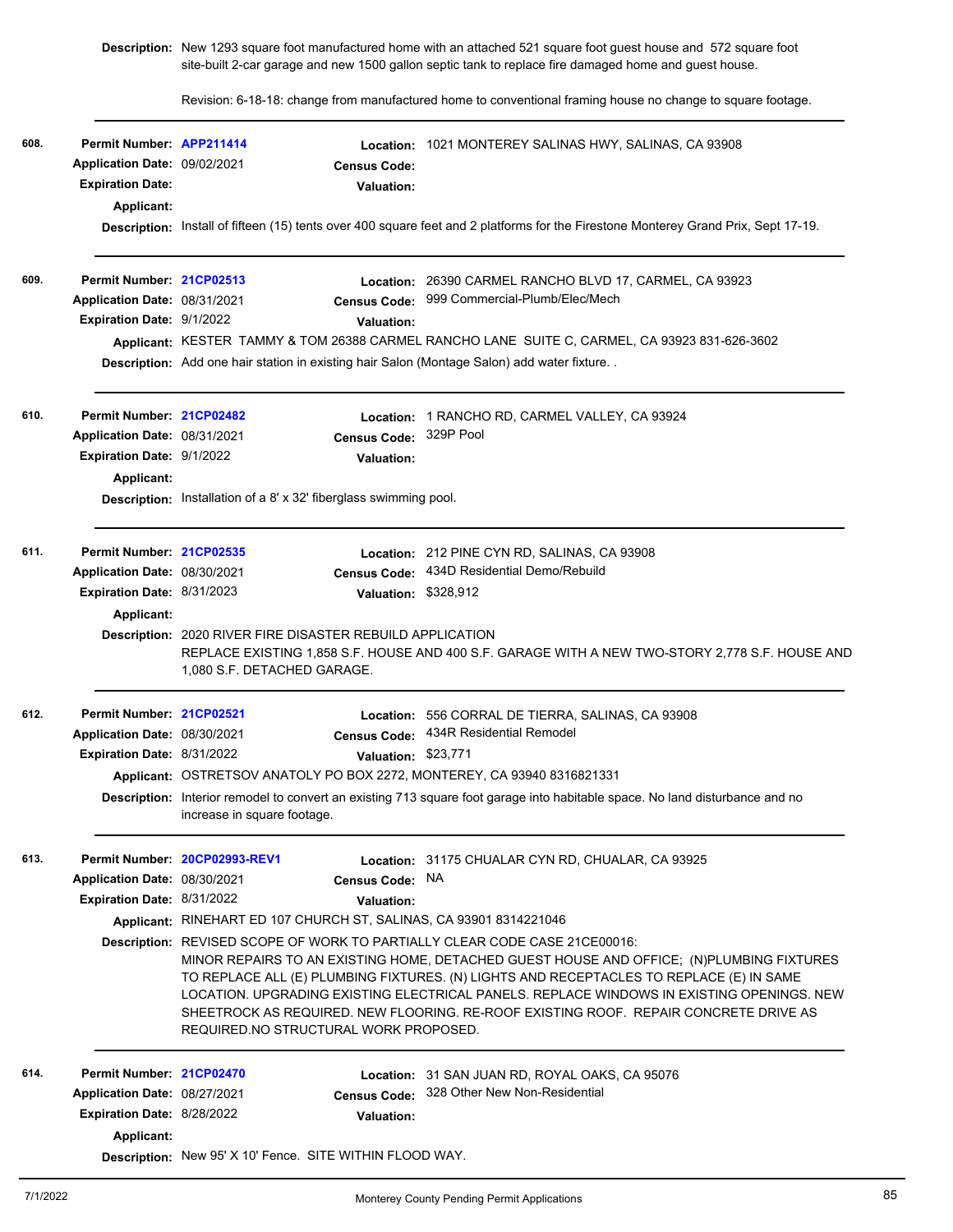**Description:** New 1293 square foot manufactured home with an attached 521 square foot guest house and 572 square foot site-built 2-car garage and new 1500 gallon septic tank to replace fire damaged home and guest house.

Revision: 6-18-18: change from manufactured home to conventional framing house no change to square footage.

---

**608.**

**Permit Number:** APP211414
**Location:** 1021 MONTEREY SALINAS HWY, SALINAS, CA 93908
**Application Date:** 09/02/2021
**Census Code:**
**Expiration Date:**
**Valuation:**
**Applicant:**
**Description:** Install of fifteen (15) tents over 400 square feet and 2 platforms for the Firestone Monterey Grand Prix, Sept 17-19.

---

**609.**

**Permit Number:** 21CP02513
**Location:** 26390 CARMEL RANCHO BLVD 17, CARMEL, CA 93923
**Application Date:** 08/31/2021
**Census Code:** 999 Commercial-Plumb/Elec/Mech
**Expiration Date:** 9/1/2022
**Valuation:**
**Applicant:** KESTER TAMMY & TOM 26388 CARMEL RANCHO LANE SUITE C, CARMEL, CA 93923 831-626-3602
**Description:** Add one hair station in existing hair Salon (Montage Salon) add water fixture. .

---

**610.**

**Permit Number:** 21CP02482
**Location:** 1 RANCHO RD, CARMEL VALLEY, CA 93924
**Application Date:** 08/31/2021
**Census Code:** 329P Pool
**Expiration Date:** 9/1/2022
**Valuation:**
**Applicant:**
**Description:** Installation of a 8' x 32' fiberglass swimming pool.

---

**611.**

**Permit Number:** 21CP02535
**Location:** 212 PINE CYN RD, SALINAS, CA 93908
**Application Date:** 08/30/2021
**Census Code:** 434D Residential Demo/Rebuild
**Expiration Date:** 8/31/2023
**Valuation:** $328,912
**Applicant:**
**Description:** 2020 RIVER FIRE DISASTER REBUILD APPLICATION
REPLACE EXISTING 1,858 S.F. HOUSE AND 400 S.F. GARAGE WITH A NEW TWO-STORY 2,778 S.F. HOUSE AND 1,080 S.F. DETACHED GARAGE.

---

**612.**

**Permit Number:** 21CP02521
**Location:** 556 CORRAL DE TIERRA, SALINAS, CA 93908
**Application Date:** 08/30/2021
**Census Code:** 434R Residential Remodel
**Expiration Date:** 8/31/2022
**Valuation:** $23,771
**Applicant:** OSTRETSOV ANATOLY PO BOX 2272, MONTEREY, CA 93940 8316821331
**Description:** Interior remodel to convert an existing 713 square foot garage into habitable space. No land disturbance and no increase in square footage.

---

**613.**

**Permit Number:** 20CP02993-REV1
**Location:** 31175 CHUALAR CYN RD, CHUALAR, CA 93925
**Application Date:** 08/30/2021
**Census Code:** NA
**Expiration Date:** 8/31/2022
**Valuation:**
**Applicant:** RINEHART ED 107 CHURCH ST, SALINAS, CA 93901 8314221046
**Description:** REVISED SCOPE OF WORK TO PARTIALLY CLEAR CODE CASE 21CE00016:
MINOR REPAIRS TO AN EXISTING HOME, DETACHED GUEST HOUSE AND OFFICE; (N)PLUMBING FIXTURES TO REPLACE ALL (E) PLUMBING FIXTURES. (N) LIGHTS AND RECEPTACLES TO REPLACE (E) IN SAME LOCATION. UPGRADING EXISTING ELECTRICAL PANELS. REPLACE WINDOWS IN EXISTING OPENINGS. NEW SHEETROCK AS REQUIRED. NEW FLOORING. RE-ROOF EXISTING ROOF. REPAIR CONCRETE DRIVE AS REQUIRED.NO STRUCTURAL WORK PROPOSED.

---

**614.**

**Permit Number:** 21CP02470
**Location:** 31 SAN JUAN RD, ROYAL OAKS, CA 95076
**Application Date:** 08/27/2021
**Census Code:** 328 Other New Non-Residential
**Expiration Date:** 8/28/2022
**Valuation:**
**Applicant:**
**Description:** New 95' X 10' Fence. SITE WITHIN FLOOD WAY.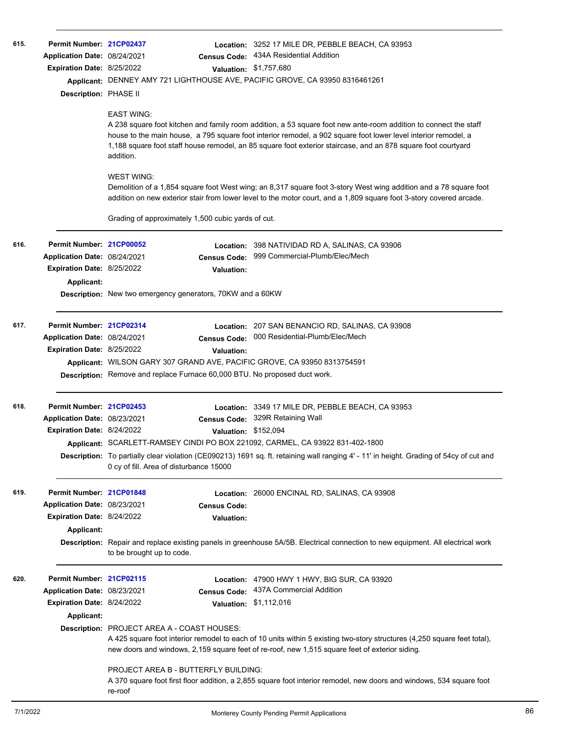**615.**

**Permit Number:** 21CP02437
**Location:** 3252 17 MILE DR, PEBBLE BEACH, CA 93953
**Application Date:** 08/24/2021
**Census Code:** 434A Residential Addition
**Expiration Date:** 8/25/2022
**Valuation:** $1,757,680
**Applicant:** DENNEY AMY 721 LIGHTHOUSE AVE, PACIFIC GROVE, CA 93950 8316461261
**Description:** PHASE II

EAST WING:
A 238 square foot kitchen and family room addition, a 53 square foot new ante-room addition to connect the staff house to the main house, a 795 square foot interior remodel, a 902 square foot lower level interior remodel, a 1,188 square foot staff house remodel, an 85 square foot exterior staircase, and an 878 square foot courtyard addition.

WEST WING:
Demolition of a 1,854 square foot West wing; an 8,317 square foot 3-story West wing addition and a 78 square foot addition on new exterior stair from lower level to the motor court, and a 1,809 square foot 3-story covered arcade.

Grading of approximately 1,500 cubic yards of cut.

---

**616.**

**Permit Number:** 21CP00052
**Location:** 398 NATIVIDAD RD A, SALINAS, CA 93906
**Application Date:** 08/24/2021
**Census Code:** 999 Commercial-Plumb/Elec/Mech
**Expiration Date:** 8/25/2022
**Valuation:**
**Applicant:**
**Description:** New two emergency generators, 70KW and a 60KW

---

**617.**

**Permit Number:** 21CP02314
**Location:** 207 SAN BENANCIO RD, SALINAS, CA 93908
**Application Date:** 08/24/2021
**Census Code:** 000 Residential-Plumb/Elec/Mech
**Expiration Date:** 8/25/2022
**Valuation:**
**Applicant:** WILSON GARY 307 GRAND AVE, PACIFIC GROVE, CA 93950 8313754591
**Description:** Remove and replace Furnace 60,000 BTU. No proposed duct work.

---

**618.**

**Permit Number:** 21CP02453
**Location:** 3349 17 MILE DR, PEBBLE BEACH, CA 93953
**Application Date:** 08/23/2021
**Census Code:** 329R Retaining Wall
**Expiration Date:** 8/24/2022
**Valuation:** $152,094
**Applicant:** SCARLETT-RAMSEY CINDI PO BOX 221092, CARMEL, CA 93922 831-402-1800
**Description:** To partially clear violation (CE090213) 1691 sq. ft. retaining wall ranging 4' - 11' in height. Grading of 54cy of cut and 0 cy of fill. Area of disturbance 15000

---

**619.**

**Permit Number:** 21CP01848
**Location:** 26000 ENCINAL RD, SALINAS, CA 93908
**Application Date:** 08/23/2021
**Census Code:**
**Expiration Date:** 8/24/2022
**Valuation:**
**Applicant:**
**Description:** Repair and replace existing panels in greenhouse 5A/5B. Electrical connection to new equipment. All electrical work to be brought up to code.

---

**620.**

**Permit Number:** 21CP02115
**Location:** 47900 HWY 1 HWY, BIG SUR, CA 93920
**Application Date:** 08/23/2021
**Census Code:** 437A Commercial Addition
**Expiration Date:** 8/24/2022
**Valuation:** $1,112,016
**Applicant:**
**Description:** PROJECT AREA A - COAST HOUSES:
A 425 square foot interior remodel to each of 10 units within 5 existing two-story structures (4,250 square feet total), new doors and windows, 2,159 square feet of re-roof, new 1,515 square feet of exterior siding.

PROJECT AREA B - BUTTERFLY BUILDING:
A 370 square foot first floor addition, a 2,855 square foot interior remodel, new doors and windows, 534 square foot re-roof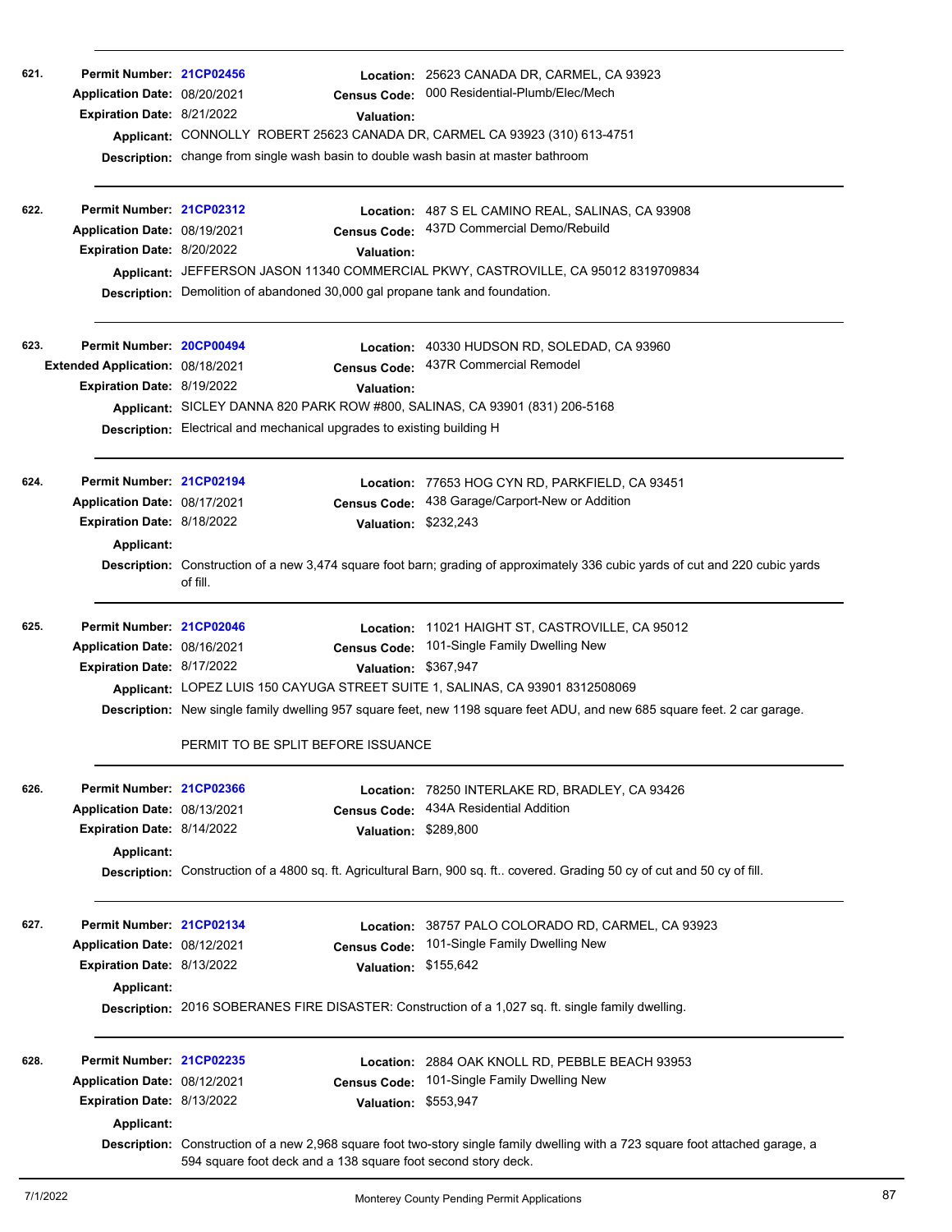**621.** **Permit Number:** 21CP02456
**Location:** 25623 CANADA DR, CARMEL, CA 93923
**Application Date:** 08/20/2021
**Census Code:** 000 Residential-Plumb/Elec/Mech
**Expiration Date:** 8/21/2022
**Valuation:**
**Applicant:** CONNOLLY ROBERT 25623 CANADA DR, CARMEL CA 93923 (310) 613-4751
**Description:** change from single wash basin to double wash basin at master bathroom

---

**622.** **Permit Number:** 21CP02312
**Location:** 487 S EL CAMINO REAL, SALINAS, CA 93908
**Application Date:** 08/19/2021
**Census Code:** 437D Commercial Demo/Rebuild
**Expiration Date:** 8/20/2022
**Valuation:**
**Applicant:** JEFFERSON JASON 11340 COMMERCIAL PKWY, CASTROVILLE, CA 95012 8319709834
**Description:** Demolition of abandoned 30,000 gal propane tank and foundation.

---

**623.** **Permit Number:** 20CP00494
**Location:** 40330 HUDSON RD, SOLEDAD, CA 93960
**Extended Application:** 08/18/2021
**Census Code:** 437R Commercial Remodel
**Expiration Date:** 8/19/2022
**Valuation:**
**Applicant:** SICLEY DANNA 820 PARK ROW #800, SALINAS, CA 93901 (831) 206-5168
**Description:** Electrical and mechanical upgrades to existing building H

---

**624.** **Permit Number:** 21CP02194
**Location:** 77653 HOG CYN RD, PARKFIELD, CA 93451
**Application Date:** 08/17/2021
**Census Code:** 438 Garage/Carport-New or Addition
**Expiration Date:** 8/18/2022
**Valuation:** $232,243
**Applicant:**
**Description:** Construction of a new 3,474 square foot barn; grading of approximately 336 cubic yards of cut and 220 cubic yards of fill.

---

**625.** **Permit Number:** 21CP02046
**Location:** 11021 HAIGHT ST, CASTROVILLE, CA 95012
**Application Date:** 08/16/2021
**Census Code:** 101-Single Family Dwelling New
**Expiration Date:** 8/17/2022
**Valuation:** $367,947
**Applicant:** LOPEZ LUIS 150 CAYUGA STREET SUITE 1, SALINAS, CA 93901 8312508069
**Description:** New single family dwelling 957 square feet, new 1198 square feet ADU, and new 685 square feet. 2 car garage.

PERMIT TO BE SPLIT BEFORE ISSUANCE

---

**626.** **Permit Number:** 21CP02366
**Location:** 78250 INTERLAKE RD, BRADLEY, CA 93426
**Application Date:** 08/13/2021
**Census Code:** 434A Residential Addition
**Expiration Date:** 8/14/2022
**Valuation:** $289,800
**Applicant:**
**Description:** Construction of a 4800 sq. ft. Agricultural Barn, 900 sq. ft.. covered. Grading 50 cy of cut and 50 cy of fill.

---

**627.** **Permit Number:** 21CP02134
**Location:** 38757 PALO COLORADO RD, CARMEL, CA 93923
**Application Date:** 08/12/2021
**Census Code:** 101-Single Family Dwelling New
**Expiration Date:** 8/13/2022
**Valuation:** $155,642
**Applicant:**
**Description:** 2016 SOBERANES FIRE DISASTER: Construction of a 1,027 sq. ft. single family dwelling.

---

**628.** **Permit Number:** 21CP02235
**Location:** 2884 OAK KNOLL RD, PEBBLE BEACH 93953
**Application Date:** 08/12/2021
**Census Code:** 101-Single Family Dwelling New
**Expiration Date:** 8/13/2022
**Valuation:** $553,947
**Applicant:**
**Description:** Construction of a new 2,968 square foot two-story single family dwelling with a 723 square foot attached garage, a 594 square foot deck and a 138 square foot second story deck.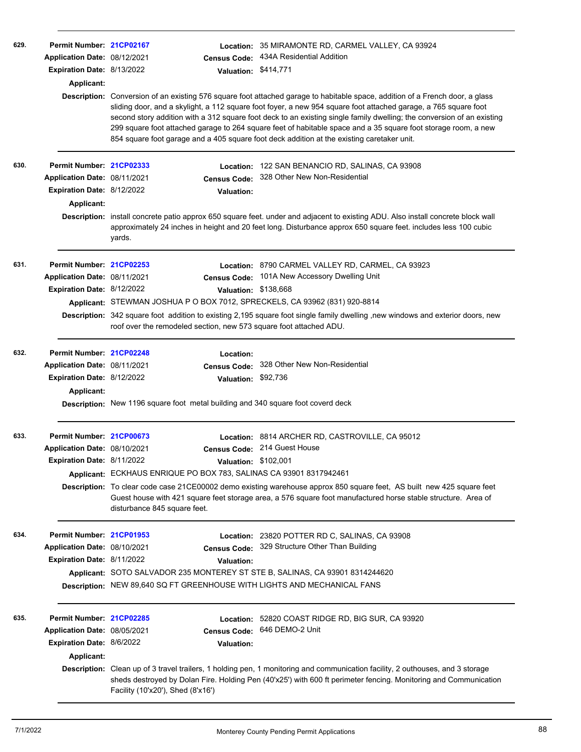**629.** **Permit Number:** 21CP02167 **Location:** 35 MIRAMONTE RD, CARMEL VALLEY, CA 93924
**Application Date:** 08/12/2021 **Census Code:** 434A Residential Addition
**Expiration Date:** 8/13/2022 **Valuation:** $414,771
**Applicant:**
**Description:** Conversion of an existing 576 square foot attached garage to habitable space, addition of a French door, a glass sliding door, and a skylight, a 112 square foot foyer, a new 954 square foot attached garage, a 765 square foot second story addition with a 312 square foot deck to an existing single family dwelling; the conversion of an existing 299 square foot attached garage to 264 square feet of habitable space and a 35 square foot storage room, a new 854 square foot garage and a 405 square foot deck addition at the existing caretaker unit.

---

**630.** **Permit Number:** 21CP02333 **Location:** 122 SAN BENANCIO RD, SALINAS, CA 93908
**Application Date:** 08/11/2021 **Census Code:** 328 Other New Non-Residential
**Expiration Date:** 8/12/2022 **Valuation:**
**Applicant:**
**Description:** install concrete patio approx 650 square feet. under and adjacent to existing ADU. Also install concrete block wall approximately 24 inches in height and 20 feet long. Disturbance approx 650 square feet. includes less 100 cubic yards.

---

**631.** **Permit Number:** 21CP02253 **Location:** 8790 CARMEL VALLEY RD, CARMEL, CA 93923
**Application Date:** 08/11/2021 **Census Code:** 101A New Accessory Dwelling Unit
**Expiration Date:** 8/12/2022 **Valuation:** $138,668
**Applicant:** STEWMAN JOSHUA P O BOX 7012, SPRECKELS, CA 93962 (831) 920-8814
**Description:** 342 square foot addition to existing 2,195 square foot single family dwelling ,new windows and exterior doors, new roof over the remodeled section, new 573 square foot attached ADU.

---

**632.** **Permit Number:** 21CP02248 **Location:**
**Application Date:** 08/11/2021 **Census Code:** 328 Other New Non-Residential
**Expiration Date:** 8/12/2022 **Valuation:** $92,736
**Applicant:**
**Description:** New 1196 square foot metal building and 340 square foot coverd deck

---

**633.** **Permit Number:** 21CP00673 **Location:** 8814 ARCHER RD, CASTROVILLE, CA 95012
**Application Date:** 08/10/2021 **Census Code:** 214 Guest House
**Expiration Date:** 8/11/2022 **Valuation:** $102,001
**Applicant:** ECKHAUS ENRIQUE PO BOX 783, SALINAS CA 93901 8317942461
**Description:** To clear code case 21CE00002 demo existing warehouse approx 850 square feet, AS built new 425 square feet Guest house with 421 square feet storage area, a 576 square foot manufactured horse stable structure. Area of disturbance 845 square feet.

---

**634.** **Permit Number:** 21CP01953 **Location:** 23820 POTTER RD C, SALINAS, CA 93908
**Application Date:** 08/10/2021 **Census Code:** 329 Structure Other Than Building
**Expiration Date:** 8/11/2022 **Valuation:**
**Applicant:** SOTO SALVADOR 235 MONTEREY ST STE B, SALINAS, CA 93901 8314244620
**Description:** NEW 89,640 SQ FT GREENHOUSE WITH LIGHTS AND MECHANICAL FANS

---

**635.** **Permit Number:** 21CP02285 **Location:** 52820 COAST RIDGE RD, BIG SUR, CA 93920
**Application Date:** 08/05/2021 **Census Code:** 646 DEMO-2 Unit
**Expiration Date:** 8/6/2022 **Valuation:**
**Applicant:**
**Description:** Clean up of 3 travel trailers, 1 holding pen, 1 monitoring and communication facility, 2 outhouses, and 3 storage sheds destroyed by Dolan Fire. Holding Pen (40'x25') with 600 ft perimeter fencing. Monitoring and Communication Facility (10'x20'), Shed (8'x16')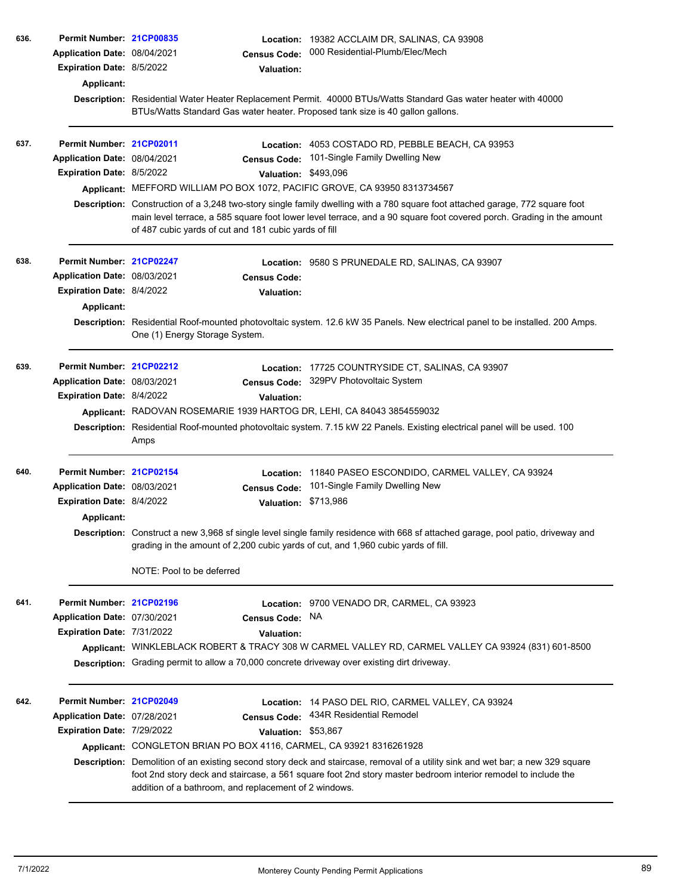**636.** **Permit Number:** 21CP00835 **Location:** 19382 ACCLAIM DR, SALINAS, CA 93908
**Application Date:** 08/04/2021 **Census Code:** 000 Residential-Plumb/Elec/Mech
**Expiration Date:** 8/5/2022 **Valuation:**
**Applicant:**
**Description:** Residential Water Heater Replacement Permit. 40000 BTUs/Watts Standard Gas water heater with 40000 BTUs/Watts Standard Gas water heater. Proposed tank size is 40 gallon gallons.

---

**637.** **Permit Number:** 21CP02011 **Location:** 4053 COSTADO RD, PEBBLE BEACH, CA 93953
**Application Date:** 08/04/2021 **Census Code:** 101-Single Family Dwelling New
**Expiration Date:** 8/5/2022 **Valuation:** $493,096
**Applicant:** MEFFORD WILLIAM PO BOX 1072, PACIFIC GROVE, CA 93950 8313734567
**Description:** Construction of a 3,248 two-story single family dwelling with a 780 square foot attached garage, 772 square foot main level terrace, a 585 square foot lower level terrace, and a 90 square foot covered porch. Grading in the amount of 487 cubic yards of cut and 181 cubic yards of fill

---

**638.** **Permit Number:** 21CP02247 **Location:** 9580 S PRUNEDALE RD, SALINAS, CA 93907
**Application Date:** 08/03/2021 **Census Code:**
**Expiration Date:** 8/4/2022 **Valuation:**
**Applicant:**
**Description:** Residential Roof-mounted photovoltaic system. 12.6 kW 35 Panels. New electrical panel to be installed. 200 Amps. One (1) Energy Storage System.

---

**639.** **Permit Number:** 21CP02212 **Location:** 17725 COUNTRYSIDE CT, SALINAS, CA 93907
**Application Date:** 08/03/2021 **Census Code:** 329PV Photovoltaic System
**Expiration Date:** 8/4/2022 **Valuation:**
**Applicant:** RADOVAN ROSEMARIE 1939 HARTOG DR, LEHI, CA 84043 3854559032
**Description:** Residential Roof-mounted photovoltaic system. 7.15 kW 22 Panels. Existing electrical panel will be used. 100 Amps

---

**640.** **Permit Number:** 21CP02154 **Location:** 11840 PASEO ESCONDIDO, CARMEL VALLEY, CA 93924
**Application Date:** 08/03/2021 **Census Code:** 101-Single Family Dwelling New
**Expiration Date:** 8/4/2022 **Valuation:** $713,986
**Applicant:**
**Description:** Construct a new 3,968 sf single level single family residence with 668 sf attached garage, pool patio, driveway and grading in the amount of 2,200 cubic yards of cut, and 1,960 cubic yards of fill.

NOTE: Pool to be deferred

---

**641.** **Permit Number:** 21CP02196 **Location:** 9700 VENADO DR, CARMEL, CA 93923
**Application Date:** 07/30/2021 **Census Code:** NA
**Expiration Date:** 7/31/2022 **Valuation:**
**Applicant:** WINKLEBLACK ROBERT & TRACY 308 W CARMEL VALLEY RD, CARMEL VALLEY CA 93924 (831) 601-8500
**Description:** Grading permit to allow a 70,000 concrete driveway over existing dirt driveway.

---

**642.** **Permit Number:** 21CP02049 **Location:** 14 PASO DEL RIO, CARMEL VALLEY, CA 93924
**Application Date:** 07/28/2021 **Census Code:** 434R Residential Remodel
**Expiration Date:** 7/29/2022 **Valuation:** $53,867
**Applicant:** CONGLETON BRIAN PO BOX 4116, CARMEL, CA 93921 8316261928
**Description:** Demolition of an existing second story deck and staircase, removal of a utility sink and wet bar; a new 329 square foot 2nd story deck and staircase, a 561 square foot 2nd story master bedroom interior remodel to include the addition of a bathroom, and replacement of 2 windows.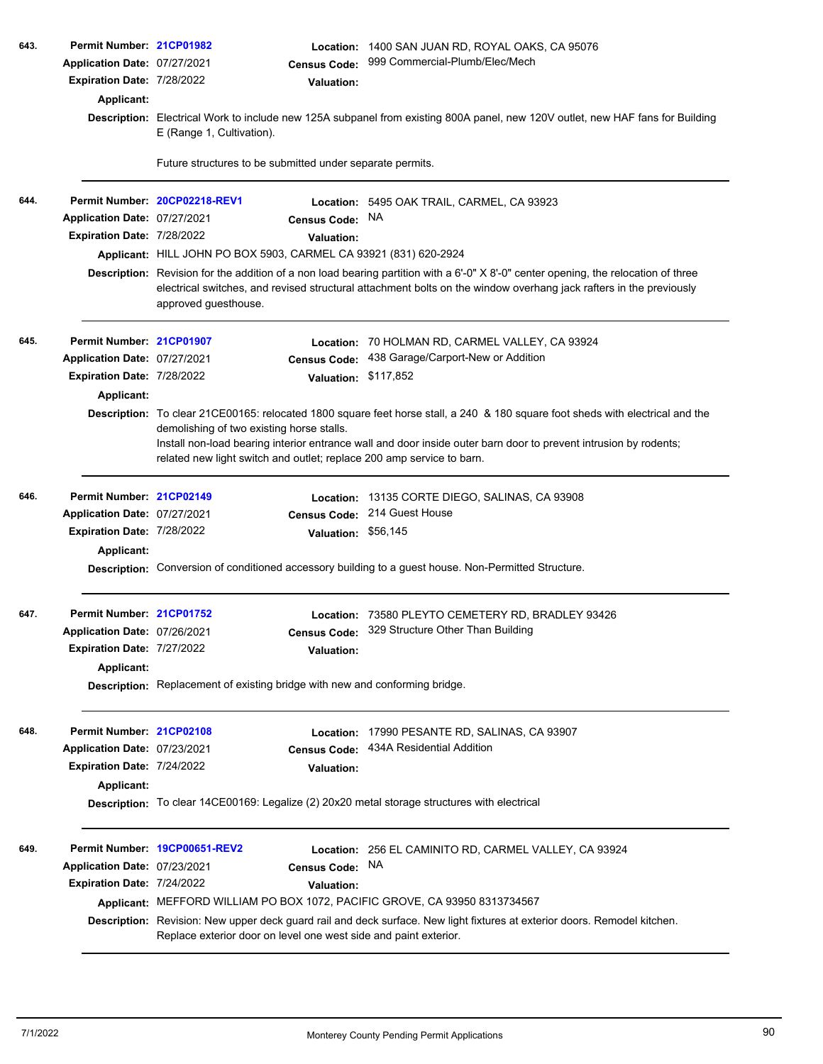**643.**

**Permit Number:** 21CP01982
**Location:** 1400 SAN JUAN RD, ROYAL OAKS, CA 95076
**Application Date:** 07/27/2021
**Census Code:** 999 Commercial-Plumb/Elec/Mech
**Expiration Date:** 7/28/2022
**Valuation:**
**Applicant:**
**Description:** Electrical Work to include new 125A subpanel from existing 800A panel, new 120V outlet, new HAF fans for Building E (Range 1, Cultivation).

Future structures to be submitted under separate permits.

---

**644.**

**Permit Number:** 20CP02218-REV1
**Location:** 5495 OAK TRAIL, CARMEL, CA 93923
**Application Date:** 07/27/2021
**Census Code:** NA
**Expiration Date:** 7/28/2022
**Valuation:**
**Applicant:** HILL JOHN PO BOX 5903, CARMEL CA 93921 (831) 620-2924
**Description:** Revision for the addition of a non load bearing partition with a 6'-0" X 8'-0" center opening, the relocation of three electrical switches, and revised structural attachment bolts on the window overhang jack rafters in the previously approved guesthouse.

---

**645.**

**Permit Number:** 21CP01907
**Location:** 70 HOLMAN RD, CARMEL VALLEY, CA 93924
**Application Date:** 07/27/2021
**Census Code:** 438 Garage/Carport-New or Addition
**Expiration Date:** 7/28/2022
**Valuation:** $117,852
**Applicant:**
**Description:** To clear 21CE00165: relocated 1800 square feet horse stall, a 240 & 180 square foot sheds with electrical and the demolishing of two existing horse stalls.
Install non-load bearing interior entrance wall and door inside outer barn door to prevent intrusion by rodents; related new light switch and outlet; replace 200 amp service to barn.

---

**646.**

**Permit Number:** 21CP02149
**Location:** 13135 CORTE DIEGO, SALINAS, CA 93908
**Application Date:** 07/27/2021
**Census Code:** 214 Guest House
**Expiration Date:** 7/28/2022
**Valuation:** $56,145
**Applicant:**
**Description:** Conversion of conditioned accessory building to a guest house. Non-Permitted Structure.

---

**647.**

**Permit Number:** 21CP01752
**Location:** 73580 PLEYTO CEMETERY RD, BRADLEY 93426
**Application Date:** 07/26/2021
**Census Code:** 329 Structure Other Than Building
**Expiration Date:** 7/27/2022
**Valuation:**
**Applicant:**
**Description:** Replacement of existing bridge with new and conforming bridge.

---

**648.**

**Permit Number:** 21CP02108
**Location:** 17990 PESANTE RD, SALINAS, CA 93907
**Application Date:** 07/23/2021
**Census Code:** 434A Residential Addition
**Expiration Date:** 7/24/2022
**Valuation:**
**Applicant:**
**Description:** To clear 14CE00169: Legalize (2) 20x20 metal storage structures with electrical

---

**649.**

**Permit Number:** 19CP00651-REV2
**Location:** 256 EL CAMINITO RD, CARMEL VALLEY, CA 93924
**Application Date:** 07/23/2021
**Census Code:** NA
**Expiration Date:** 7/24/2022
**Valuation:**
**Applicant:** MEFFORD WILLIAM PO BOX 1072, PACIFIC GROVE, CA 93950 8313734567
**Description:** Revision: New upper deck guard rail and deck surface. New light fixtures at exterior doors. Remodel kitchen. Replace exterior door on level one west side and paint exterior.

---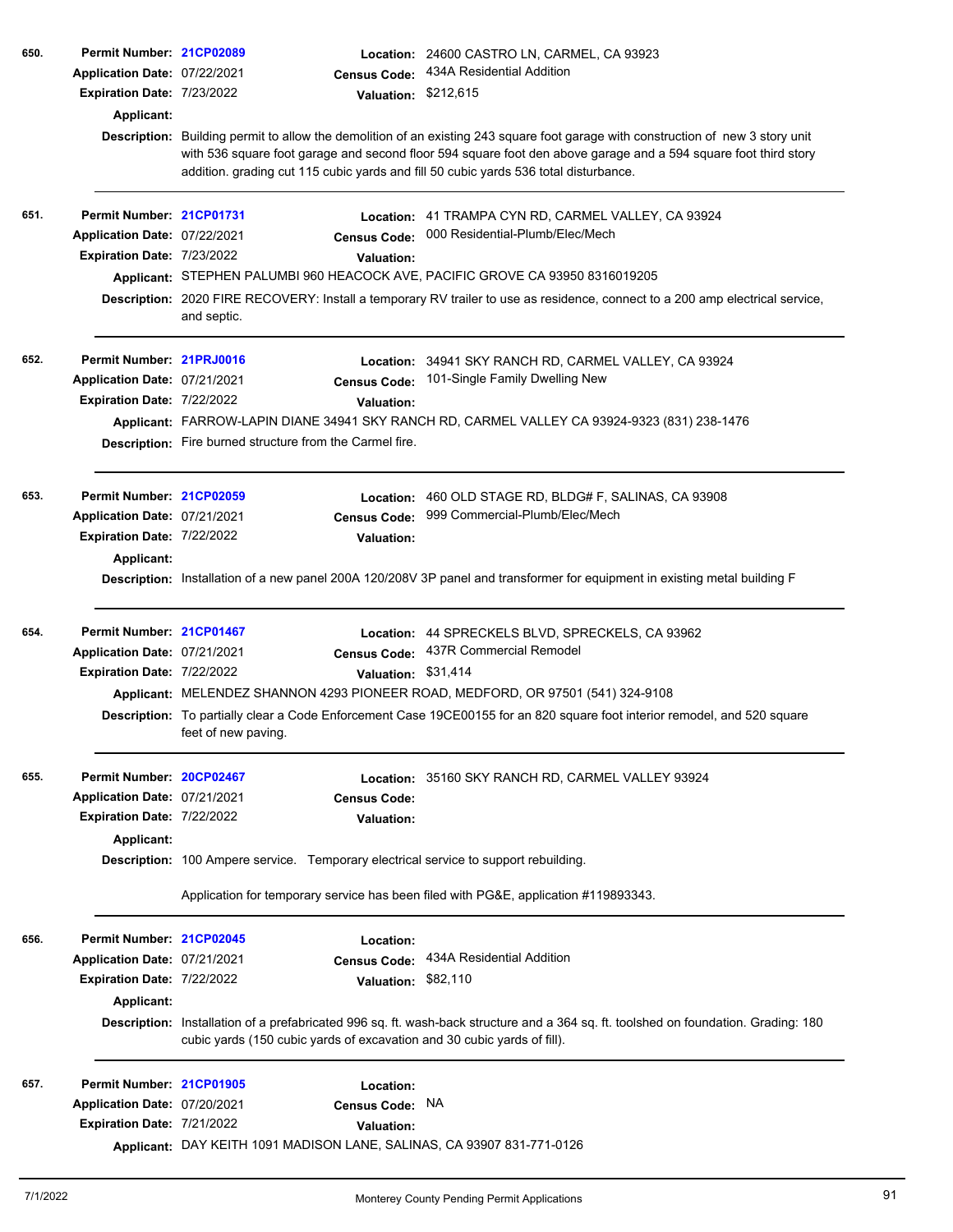650. **Permit Number:** 21CP02089 **Location:** 24600 CASTRO LN, CARMEL, CA 93923
**Application Date:** 07/22/2021 **Census Code:** 434A Residential Addition
**Expiration Date:** 7/23/2022 **Valuation:** $212,615
**Applicant:**
**Description:** Building permit to allow the demolition of an existing 243 square foot garage with construction of new 3 story unit with 536 square foot garage and second floor 594 square foot den above garage and a 594 square foot third story addition. grading cut 115 cubic yards and fill 50 cubic yards 536 total disturbance.

---

651. **Permit Number:** 21CP01731 **Location:** 41 TRAMPA CYN RD, CARMEL VALLEY, CA 93924
**Application Date:** 07/22/2021 **Census Code:** 000 Residential-Plumb/Elec/Mech
**Expiration Date:** 7/23/2022 **Valuation:**
**Applicant:** STEPHEN PALUMBI 960 HEACOCK AVE, PACIFIC GROVE CA 93950 8316019205
**Description:** 2020 FIRE RECOVERY: Install a temporary RV trailer to use as residence, connect to a 200 amp electrical service, and septic.

---

652. **Permit Number:** 21PRJ0016 **Location:** 34941 SKY RANCH RD, CARMEL VALLEY, CA 93924
**Application Date:** 07/21/2021 **Census Code:** 101-Single Family Dwelling New
**Expiration Date:** 7/22/2022 **Valuation:**
**Applicant:** FARROW-LAPIN DIANE 34941 SKY RANCH RD, CARMEL VALLEY CA 93924-9323 (831) 238-1476
**Description:** Fire burned structure from the Carmel fire.

---

653. **Permit Number:** 21CP02059 **Location:** 460 OLD STAGE RD, BLDG# F, SALINAS, CA 93908
**Application Date:** 07/21/2021 **Census Code:** 999 Commercial-Plumb/Elec/Mech
**Expiration Date:** 7/22/2022 **Valuation:**
**Applicant:**
**Description:** Installation of a new panel 200A 120/208V 3P panel and transformer for equipment in existing metal building F

---

654. **Permit Number:** 21CP01467 **Location:** 44 SPRECKELS BLVD, SPRECKELS, CA 93962
**Application Date:** 07/21/2021 **Census Code:** 437R Commercial Remodel
**Expiration Date:** 7/22/2022 **Valuation:** $31,414
**Applicant:** MELENDEZ SHANNON 4293 PIONEER ROAD, MEDFORD, OR 97501 (541) 324-9108
**Description:** To partially clear a Code Enforcement Case 19CE00155 for an 820 square foot interior remodel, and 520 square feet of new paving.

---

655. **Permit Number:** 20CP02467 **Location:** 35160 SKY RANCH RD, CARMEL VALLEY 93924
**Application Date:** 07/21/2021 **Census Code:**
**Expiration Date:** 7/22/2022 **Valuation:**
**Applicant:**
**Description:** 100 Ampere service. Temporary electrical service to support rebuilding.

Application for temporary service has been filed with PG&E, application #119893343.

---

656. **Permit Number:** 21CP02045 **Location:**
**Application Date:** 07/21/2021 **Census Code:** 434A Residential Addition
**Expiration Date:** 7/22/2022 **Valuation:** $82,110
**Applicant:**
**Description:** Installation of a prefabricated 996 sq. ft. wash-back structure and a 364 sq. ft. toolshed on foundation. Grading: 180 cubic yards (150 cubic yards of excavation and 30 cubic yards of fill).

---

657. **Permit Number:** 21CP01905 **Location:**
**Application Date:** 07/20/2021 **Census Code:** NA
**Expiration Date:** 7/21/2022 **Valuation:**
**Applicant:** DAY KEITH 1091 MADISON LANE, SALINAS, CA 93907 831-771-0126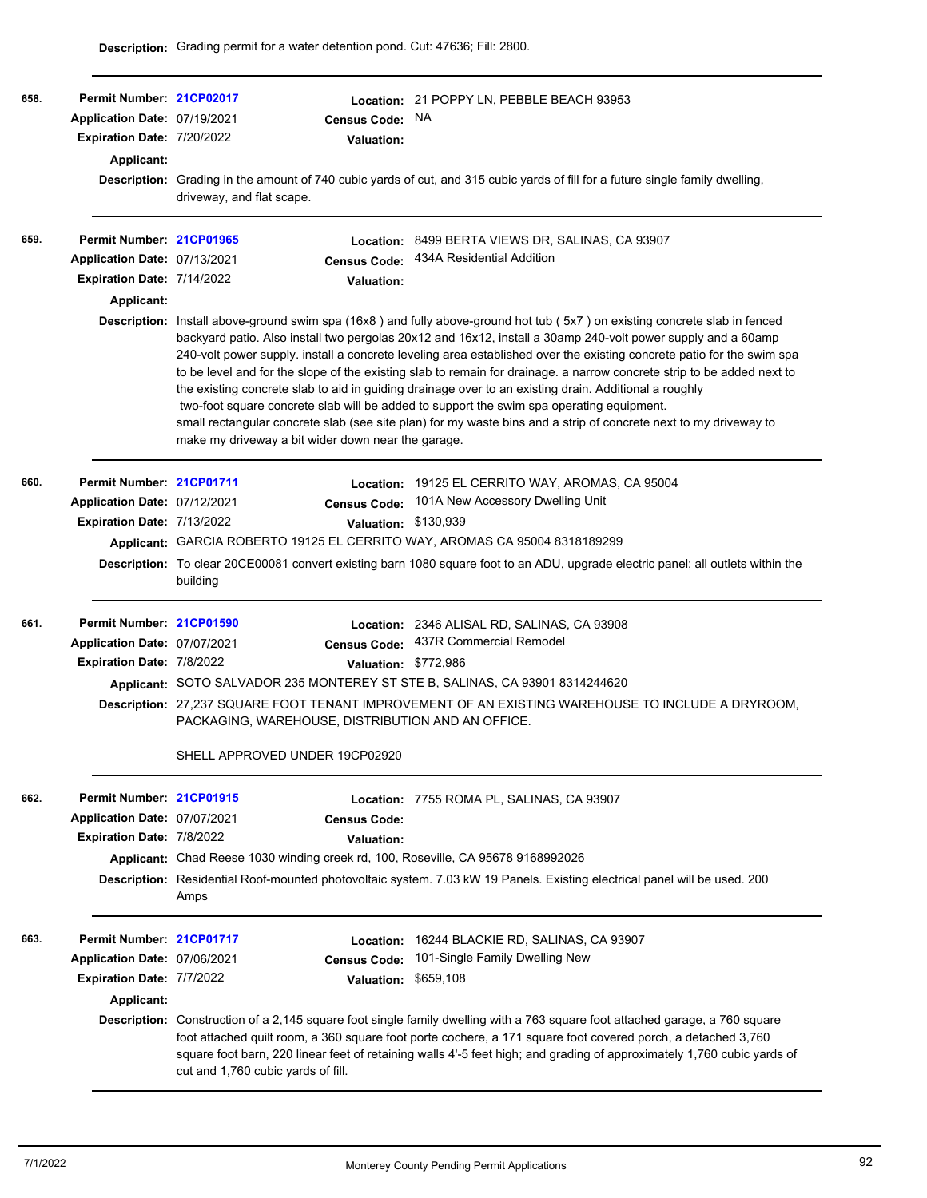**Description:** Grading permit for a water detention pond. Cut: 47636; Fill: 2800.

---

**658.**

**Permit Number:** 21CP02017
**Location:** 21 POPPY LN, PEBBLE BEACH 93953
**Application Date:** 07/19/2021
**Census Code:** NA
**Expiration Date:** 7/20/2022
**Valuation:**
**Applicant:**
**Description:** Grading in the amount of 740 cubic yards of cut, and 315 cubic yards of fill for a future single family dwelling, driveway, and flat scape.

---

**659.**

**Permit Number:** 21CP01965
**Location:** 8499 BERTA VIEWS DR, SALINAS, CA 93907
**Application Date:** 07/13/2021
**Census Code:** 434A Residential Addition
**Expiration Date:** 7/14/2022
**Valuation:**
**Applicant:**
**Description:** Install above-ground swim spa (16x8 ) and fully above-ground hot tub ( 5x7 ) on existing concrete slab in fenced backyard patio. Also install two pergolas 20x12 and 16x12, install a 30amp 240-volt power supply and a 60amp 240-volt power supply. install a concrete leveling area established over the existing concrete patio for the swim spa to be level and for the slope of the existing slab to remain for drainage. a narrow concrete strip to be added next to the existing concrete slab to aid in guiding drainage over to an existing drain. Additional a roughly two-foot square concrete slab will be added to support the swim spa operating equipment. small rectangular concrete slab (see site plan) for my waste bins and a strip of concrete next to my driveway to make my driveway a bit wider down near the garage.

---

**660.**

**Permit Number:** 21CP01711
**Location:** 19125 EL CERRITO WAY, AROMAS, CA 95004
**Application Date:** 07/12/2021
**Census Code:** 101A New Accessory Dwelling Unit
**Expiration Date:** 7/13/2022
**Valuation:** $130,939
**Applicant:** GARCIA ROBERTO 19125 EL CERRITO WAY, AROMAS CA 95004 8318189299
**Description:** To clear 20CE00081 convert existing barn 1080 square foot to an ADU, upgrade electric panel; all outlets within the building

---

**661.**

**Permit Number:** 21CP01590
**Location:** 2346 ALISAL RD, SALINAS, CA 93908
**Application Date:** 07/07/2021
**Census Code:** 437R Commercial Remodel
**Expiration Date:** 7/8/2022
**Valuation:** $772,986
**Applicant:** SOTO SALVADOR 235 MONTEREY ST STE B, SALINAS, CA 93901 8314244620
**Description:** 27,237 SQUARE FOOT TENANT IMPROVEMENT OF AN EXISTING WAREHOUSE TO INCLUDE A DRYROOM, PACKAGING, WAREHOUSE, DISTRIBUTION AND AN OFFICE.

SHELL APPROVED UNDER 19CP02920

---

**662.**

**Permit Number:** 21CP01915
**Location:** 7755 ROMA PL, SALINAS, CA 93907
**Application Date:** 07/07/2021
**Census Code:**
**Expiration Date:** 7/8/2022
**Valuation:**
**Applicant:** Chad Reese 1030 winding creek rd, 100, Roseville, CA 95678 9168992026
**Description:** Residential Roof-mounted photovoltaic system. 7.03 kW 19 Panels. Existing electrical panel will be used. 200 Amps

---

**663.**

**Permit Number:** 21CP01717
**Location:** 16244 BLACKIE RD, SALINAS, CA 93907
**Application Date:** 07/06/2021
**Census Code:** 101-Single Family Dwelling New
**Expiration Date:** 7/7/2022
**Valuation:** $659,108
**Applicant:**
**Description:** Construction of a 2,145 square foot single family dwelling with a 763 square foot attached garage, a 760 square foot attached quilt room, a 360 square foot porte cochere, a 171 square foot covered porch, a detached 3,760 square foot barn, 220 linear feet of retaining walls 4'-5 feet high; and grading of approximately 1,760 cubic yards of cut and 1,760 cubic yards of fill.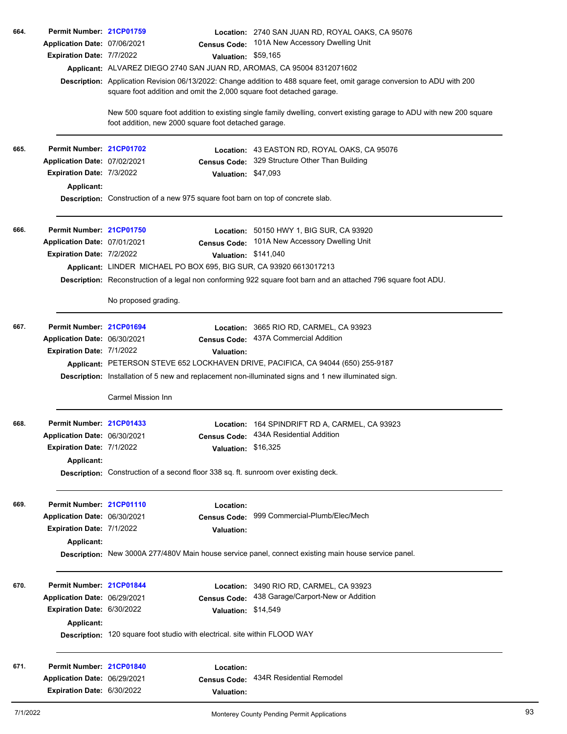**664.**
**Permit Number:** 21CP01759
**Location:** 2740 SAN JUAN RD, ROYAL OAKS, CA 95076
**Application Date:** 07/06/2021
**Census Code:** 101A New Accessory Dwelling Unit
**Expiration Date:** 7/7/2022
**Valuation:** $59,165
**Applicant:** ALVAREZ DIEGO 2740 SAN JUAN RD, AROMAS, CA 95004 8312071602
**Description:** Application Revision 06/13/2022: Change addition to 488 square feet, omit garage conversion to ADU with 200 square foot addition and omit the 2,000 square foot detached garage.

New 500 square foot addition to existing single family dwelling, convert existing garage to ADU with new 200 square foot addition, new 2000 square foot detached garage.

---

**665.**
**Permit Number:** 21CP01702
**Location:** 43 EASTON RD, ROYAL OAKS, CA 95076
**Application Date:** 07/02/2021
**Census Code:** 329 Structure Other Than Building
**Expiration Date:** 7/3/2022
**Valuation:** $47,093
**Applicant:**
**Description:** Construction of a new 975 square foot barn on top of concrete slab.

---

**666.**
**Permit Number:** 21CP01750
**Location:** 50150 HWY 1, BIG SUR, CA 93920
**Application Date:** 07/01/2021
**Census Code:** 101A New Accessory Dwelling Unit
**Expiration Date:** 7/2/2022
**Valuation:** $141,040
**Applicant:** LINDER MICHAEL PO BOX 695, BIG SUR, CA 93920 6613017213
**Description:** Reconstruction of a legal non conforming 922 square foot barn and an attached 796 square foot ADU.

No proposed grading.

---

**667.**
**Permit Number:** 21CP01694
**Location:** 3665 RIO RD, CARMEL, CA 93923
**Application Date:** 06/30/2021
**Census Code:** 437A Commercial Addition
**Expiration Date:** 7/1/2022
**Valuation:**
**Applicant:** PETERSON STEVE 652 LOCKHAVEN DRIVE, PACIFICA, CA 94044 (650) 255-9187
**Description:** Installation of 5 new and replacement non-illuminated signs and 1 new illuminated sign.

Carmel Mission Inn

---

**668.**
**Permit Number:** 21CP01433
**Location:** 164 SPINDRIFT RD A, CARMEL, CA 93923
**Application Date:** 06/30/2021
**Census Code:** 434A Residential Addition
**Expiration Date:** 7/1/2022
**Valuation:** $16,325
**Applicant:**
**Description:** Construction of a second floor 338 sq. ft. sunroom over existing deck.

---

**669.**
**Permit Number:** 21CP01110
**Location:**
**Application Date:** 06/30/2021
**Census Code:** 999 Commercial-Plumb/Elec/Mech
**Expiration Date:** 7/1/2022
**Valuation:**
**Applicant:**
**Description:** New 3000A 277/480V Main house service panel, connect existing main house service panel.

---

**670.**
**Permit Number:** 21CP01844
**Location:** 3490 RIO RD, CARMEL, CA 93923
**Application Date:** 06/29/2021
**Census Code:** 438 Garage/Carport-New or Addition
**Expiration Date:** 6/30/2022
**Valuation:** $14,549
**Applicant:**
**Description:** 120 square foot studio with electrical. site within FLOOD WAY

---

**671.**
**Permit Number:** 21CP01840
**Location:**
**Application Date:** 06/29/2021
**Census Code:** 434R Residential Remodel
**Expiration Date:** 6/30/2022
**Valuation:**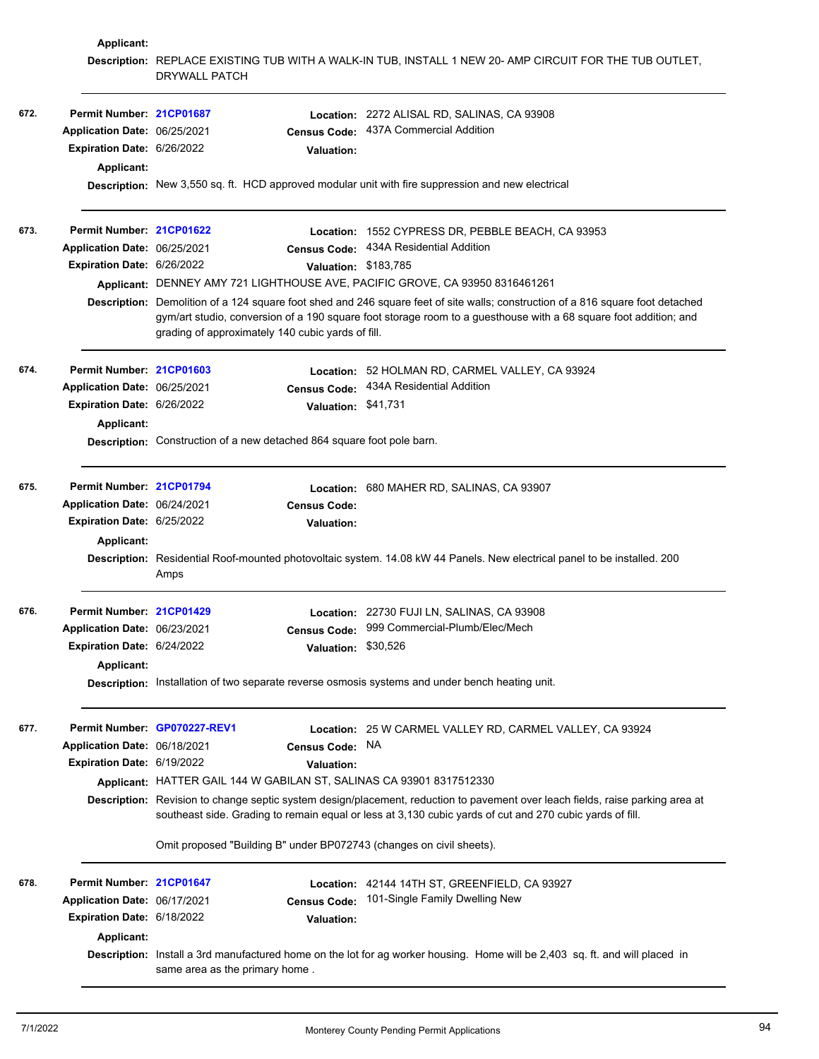**Applicant:**

**Description:** REPLACE EXISTING TUB WITH A WALK-IN TUB, INSTALL 1 NEW 20- AMP CIRCUIT FOR THE TUB OUTLET, DRYWALL PATCH

---

**672.**

**Permit Number:** 21CP01687
**Location:** 2272 ALISAL RD, SALINAS, CA 93908
**Application Date:** 06/25/2021
**Census Code:** 437A Commercial Addition
**Expiration Date:** 6/26/2022
**Valuation:**
**Applicant:**
**Description:** New 3,550 sq. ft. HCD approved modular unit with fire suppression and new electrical

---

**673.**

**Permit Number:** 21CP01622
**Location:** 1552 CYPRESS DR, PEBBLE BEACH, CA 93953
**Application Date:** 06/25/2021
**Census Code:** 434A Residential Addition
**Expiration Date:** 6/26/2022
**Valuation:** $183,785
**Applicant:** DENNEY AMY 721 LIGHTHOUSE AVE, PACIFIC GROVE, CA 93950 8316461261
**Description:** Demolition of a 124 square foot shed and 246 square feet of site walls; construction of a 816 square foot detached gym/art studio, conversion of a 190 square foot storage room to a guesthouse with a 68 square foot addition; and grading of approximately 140 cubic yards of fill.

---

**674.**

**Permit Number:** 21CP01603
**Location:** 52 HOLMAN RD, CARMEL VALLEY, CA 93924
**Application Date:** 06/25/2021
**Census Code:** 434A Residential Addition
**Expiration Date:** 6/26/2022
**Valuation:** $41,731
**Applicant:**
**Description:** Construction of a new detached 864 square foot pole barn.

---

**675.**

**Permit Number:** 21CP01794
**Location:** 680 MAHER RD, SALINAS, CA 93907
**Application Date:** 06/24/2021
**Census Code:**
**Expiration Date:** 6/25/2022
**Valuation:**
**Applicant:**
**Description:** Residential Roof-mounted photovoltaic system. 14.08 kW 44 Panels. New electrical panel to be installed. 200 Amps

---

**676.**

**Permit Number:** 21CP01429
**Location:** 22730 FUJI LN, SALINAS, CA 93908
**Application Date:** 06/23/2021
**Census Code:** 999 Commercial-Plumb/Elec/Mech
**Expiration Date:** 6/24/2022
**Valuation:** $30,526
**Applicant:**
**Description:** Installation of two separate reverse osmosis systems and under bench heating unit.

---

**677.**

**Permit Number:** GP070227-REV1
**Location:** 25 W CARMEL VALLEY RD, CARMEL VALLEY, CA 93924
**Application Date:** 06/18/2021
**Census Code:** NA
**Expiration Date:** 6/19/2022
**Valuation:**
**Applicant:** HATTER GAIL 144 W GABILAN ST, SALINAS CA 93901 8317512330
**Description:** Revision to change septic system design/placement, reduction to pavement over leach fields, raise parking area at southeast side. Grading to remain equal or less at 3,130 cubic yards of cut and 270 cubic yards of fill.

Omit proposed "Building B" under BP072743 (changes on civil sheets).

---

**678.**

**Permit Number:** 21CP01647
**Location:** 42144 14TH ST, GREENFIELD, CA 93927
**Application Date:** 06/17/2021
**Census Code:** 101-Single Family Dwelling New
**Expiration Date:** 6/18/2022
**Valuation:**
**Applicant:**
**Description:** Install a 3rd manufactured home on the lot for ag worker housing. Home will be 2,403 sq. ft. and will placed in same area as the primary home .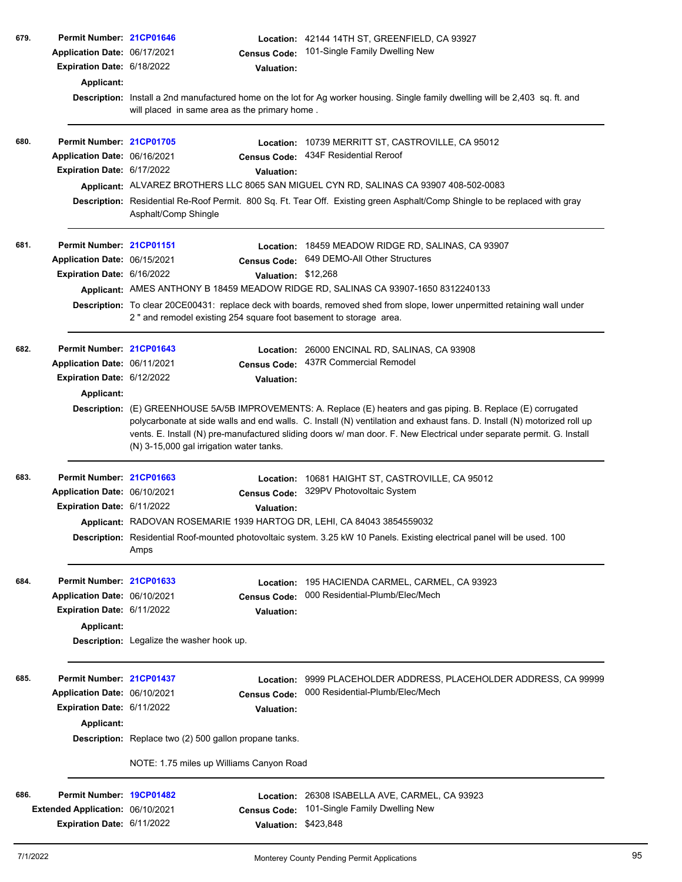**679.** **Permit Number:** 21CP01646 **Location:** 42144 14TH ST, GREENFIELD, CA 93927
**Application Date:** 06/17/2021 **Census Code:** 101-Single Family Dwelling New
**Expiration Date:** 6/18/2022 **Valuation:**
**Applicant:**
**Description:** Install a 2nd manufactured home on the lot for Ag worker housing. Single family dwelling will be 2,403 sq. ft. and will placed in same area as the primary home .

---

**680.** **Permit Number:** 21CP01705 **Location:** 10739 MERRITT ST, CASTROVILLE, CA 95012
**Application Date:** 06/16/2021 **Census Code:** 434F Residential Reroof
**Expiration Date:** 6/17/2022 **Valuation:**
**Applicant:** ALVAREZ BROTHERS LLC 8065 SAN MIGUEL CYN RD, SALINAS CA 93907 408-502-0083
**Description:** Residential Re-Roof Permit. 800 Sq. Ft. Tear Off. Existing green Asphalt/Comp Shingle to be replaced with gray Asphalt/Comp Shingle

---

**681.** **Permit Number:** 21CP01151 **Location:** 18459 MEADOW RIDGE RD, SALINAS, CA 93907
**Application Date:** 06/15/2021 **Census Code:** 649 DEMO-All Other Structures
**Expiration Date:** 6/16/2022 **Valuation:** $12,268
**Applicant:** AMES ANTHONY B 18459 MEADOW RIDGE RD, SALINAS CA 93907-1650 8312240133
**Description:** To clear 20CE00431: replace deck with boards, removed shed from slope, lower unpermitted retaining wall under 2 " and remodel existing 254 square foot basement to storage area.

---

**682.** **Permit Number:** 21CP01643 **Location:** 26000 ENCINAL RD, SALINAS, CA 93908
**Application Date:** 06/11/2021 **Census Code:** 437R Commercial Remodel
**Expiration Date:** 6/12/2022 **Valuation:**
**Applicant:**
**Description:** (E) GREENHOUSE 5A/5B IMPROVEMENTS: A. Replace (E) heaters and gas piping. B. Replace (E) corrugated polycarbonate at side walls and end walls. C. Install (N) ventilation and exhaust fans. D. Install (N) motorized roll up vents. E. Install (N) pre-manufactured sliding doors w/ man door. F. New Electrical under separate permit. G. Install (N) 3-15,000 gal irrigation water tanks.

---

**683.** **Permit Number:** 21CP01663 **Location:** 10681 HAIGHT ST, CASTROVILLE, CA 95012
**Application Date:** 06/10/2021 **Census Code:** 329PV Photovoltaic System
**Expiration Date:** 6/11/2022 **Valuation:**
**Applicant:** RADOVAN ROSEMARIE 1939 HARTOG DR, LEHI, CA 84043 3854559032
**Description:** Residential Roof-mounted photovoltaic system. 3.25 kW 10 Panels. Existing electrical panel will be used. 100 Amps

---

**684.** **Permit Number:** 21CP01633 **Location:** 195 HACIENDA CARMEL, CARMEL, CA 93923
**Application Date:** 06/10/2021 **Census Code:** 000 Residential-Plumb/Elec/Mech
**Expiration Date:** 6/11/2022 **Valuation:**
**Applicant:**
**Description:** Legalize the washer hook up.

---

**685.** **Permit Number:** 21CP01437 **Location:** 9999 PLACEHOLDER ADDRESS, PLACEHOLDER ADDRESS, CA 99999
**Application Date:** 06/10/2021 **Census Code:** 000 Residential-Plumb/Elec/Mech
**Expiration Date:** 6/11/2022 **Valuation:**
**Applicant:**
**Description:** Replace two (2) 500 gallon propane tanks.

NOTE: 1.75 miles up Williams Canyon Road

---

**686.** **Permit Number:** 19CP01482 **Location:** 26308 ISABELLA AVE, CARMEL, CA 93923
**Extended Application:** 06/10/2021 **Census Code:** 101-Single Family Dwelling New
**Expiration Date:** 6/11/2022 **Valuation:** $423,848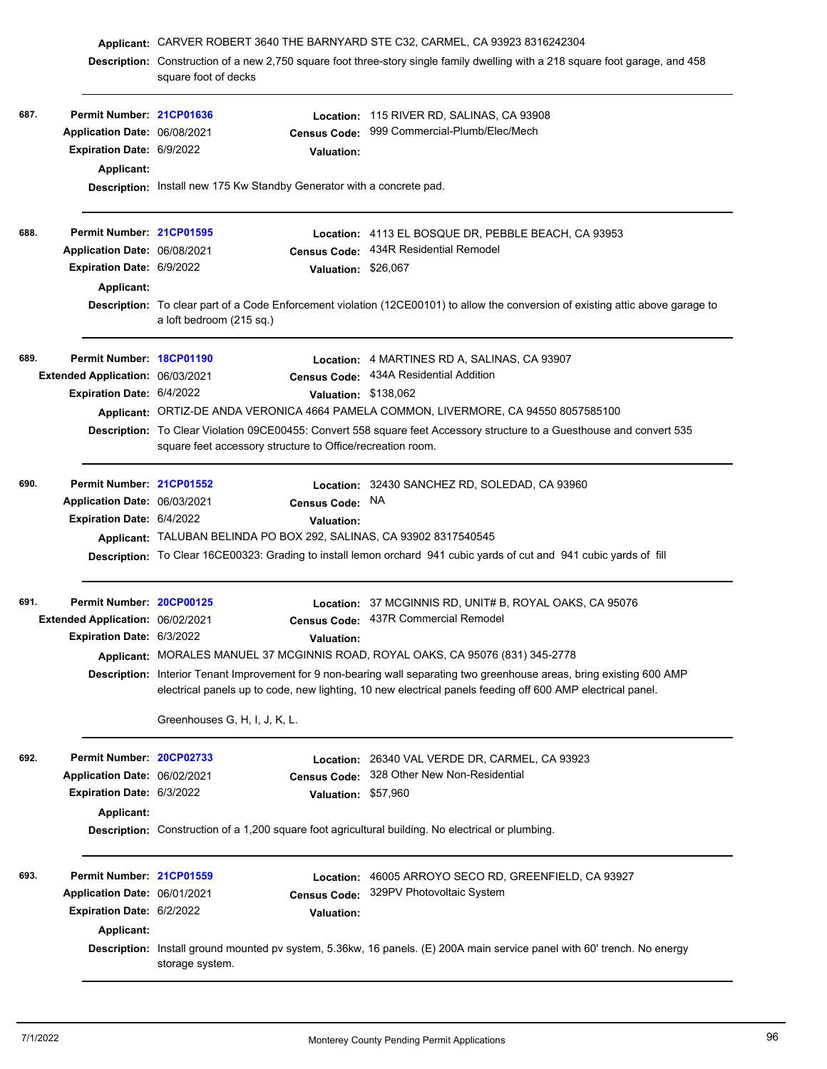**Applicant:** CARVER ROBERT 3640 THE BARNYARD STE C32, CARMEL, CA 93923 8316242304

**Description:** Construction of a new 2,750 square foot three-story single family dwelling with a 218 square foot garage, and 458 square foot of decks

---

**687.**

**Permit Number:** 21CP01636
**Location:** 115 RIVER RD, SALINAS, CA 93908
**Application Date:** 06/08/2021
**Census Code:** 999 Commercial-Plumb/Elec/Mech
**Expiration Date:** 6/9/2022
**Valuation:**
**Applicant:**
**Description:** Install new 175 Kw Standby Generator with a concrete pad.

---

**688.**

**Permit Number:** 21CP01595
**Location:** 4113 EL BOSQUE DR, PEBBLE BEACH, CA 93953
**Application Date:** 06/08/2021
**Census Code:** 434R Residential Remodel
**Expiration Date:** 6/9/2022
**Valuation:** $26,067
**Applicant:**
**Description:** To clear part of a Code Enforcement violation (12CE00101) to allow the conversion of existing attic above garage to a loft bedroom (215 sq.)

---

**689.**

**Permit Number:** 18CP01190
**Location:** 4 MARTINES RD A, SALINAS, CA 93907
**Extended Application:** 06/03/2021
**Census Code:** 434A Residential Addition
**Expiration Date:** 6/4/2022
**Valuation:** $138,062
**Applicant:** ORTIZ-DE ANDA VERONICA 4664 PAMELA COMMON, LIVERMORE, CA 94550 8057585100
**Description:** To Clear Violation 09CE00455: Convert 558 square feet Accessory structure to a Guesthouse and convert 535 square feet accessory structure to Office/recreation room.

---

**690.**

**Permit Number:** 21CP01552
**Location:** 32430 SANCHEZ RD, SOLEDAD, CA 93960
**Application Date:** 06/03/2021
**Census Code:** NA
**Expiration Date:** 6/4/2022
**Valuation:**
**Applicant:** TALUBAN BELINDA PO BOX 292, SALINAS, CA 93902 8317540545
**Description:** To Clear 16CE00323: Grading to install lemon orchard 941 cubic yards of cut and 941 cubic yards of fill

---

**691.**

**Permit Number:** 20CP00125
**Location:** 37 MCGINNIS RD, UNIT# B, ROYAL OAKS, CA 95076
**Extended Application:** 06/02/2021
**Census Code:** 437R Commercial Remodel
**Expiration Date:** 6/3/2022
**Valuation:**
**Applicant:** MORALES MANUEL 37 MCGINNIS ROAD, ROYAL OAKS, CA 95076 (831) 345-2778
**Description:** Interior Tenant Improvement for 9 non-bearing wall separating two greenhouse areas, bring existing 600 AMP electrical panels up to code, new lighting, 10 new electrical panels feeding off 600 AMP electrical panel.

Greenhouses G, H, I, J, K, L.

---

**692.**

**Permit Number:** 20CP02733
**Location:** 26340 VAL VERDE DR, CARMEL, CA 93923
**Application Date:** 06/02/2021
**Census Code:** 328 Other New Non-Residential
**Expiration Date:** 6/3/2022
**Valuation:** $57,960
**Applicant:**
**Description:** Construction of a 1,200 square foot agricultural building. No electrical or plumbing.

---

**693.**

**Permit Number:** 21CP01559
**Location:** 46005 ARROYO SECO RD, GREENFIELD, CA 93927
**Application Date:** 06/01/2021
**Census Code:** 329PV Photovoltaic System
**Expiration Date:** 6/2/2022
**Valuation:**
**Applicant:**
**Description:** Install ground mounted pv system, 5.36kw, 16 panels. (E) 200A main service panel with 60' trench. No energy storage system.

---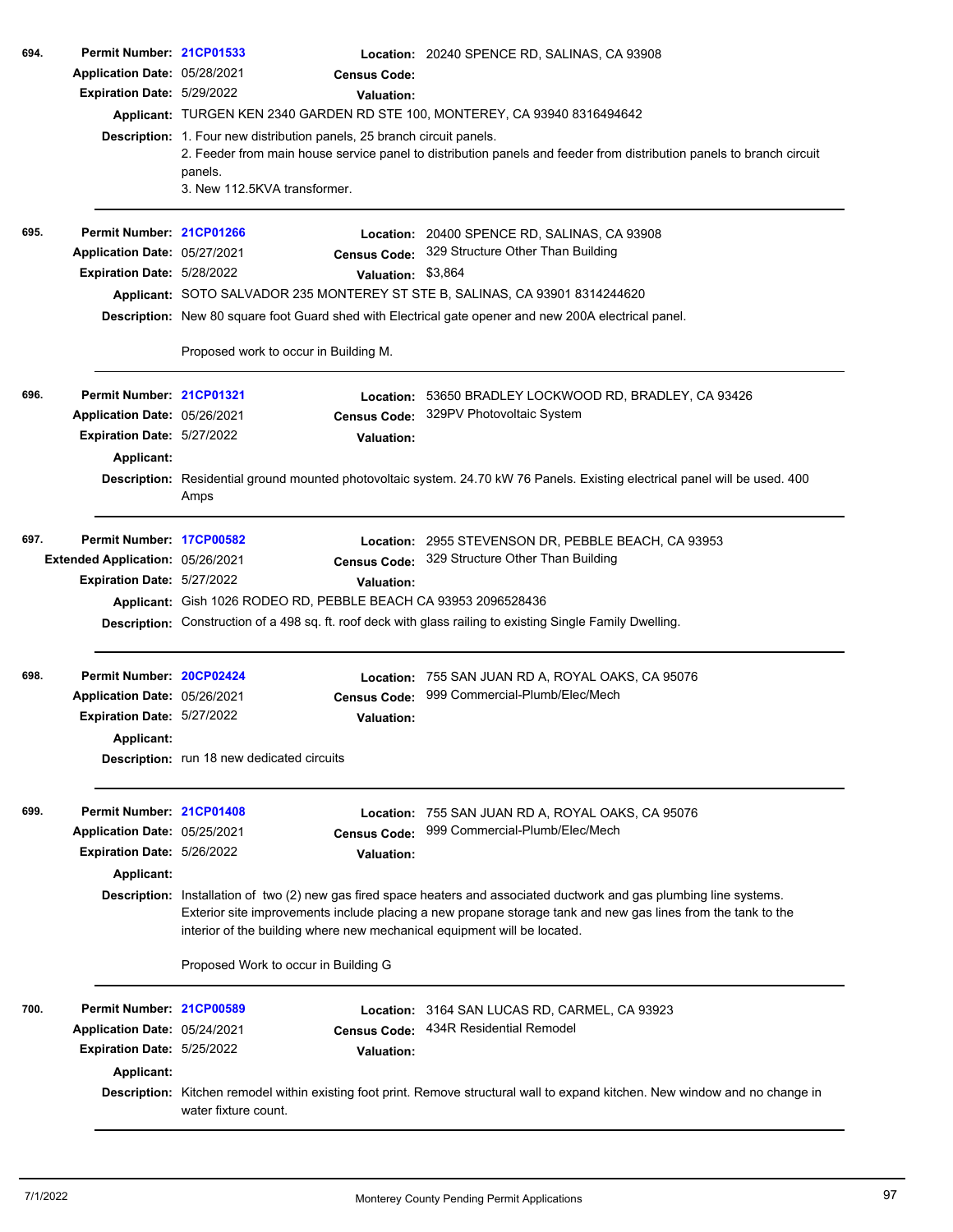**694.** **Permit Number:** 21CP01533 **Location:** 20240 SPENCE RD, SALINAS, CA 93908
**Application Date:** 05/28/2021 **Census Code:**
**Expiration Date:** 5/29/2022 **Valuation:**
**Applicant:** TURGEN KEN 2340 GARDEN RD STE 100, MONTEREY, CA 93940 8316494642
**Description:** 1. Four new distribution panels, 25 branch circuit panels.
2. Feeder from main house service panel to distribution panels and feeder from distribution panels to branch circuit panels.
3. New 112.5KVA transformer.

---

**695.** **Permit Number:** 21CP01266 **Location:** 20400 SPENCE RD, SALINAS, CA 93908
**Application Date:** 05/27/2021 **Census Code:** 329 Structure Other Than Building
**Expiration Date:** 5/28/2022 **Valuation:** $3,864
**Applicant:** SOTO SALVADOR 235 MONTEREY ST STE B, SALINAS, CA 93901 8314244620
**Description:** New 80 square foot Guard shed with Electrical gate opener and new 200A electrical panel.

Proposed work to occur in Building M.

---

**696.** **Permit Number:** 21CP01321 **Location:** 53650 BRADLEY LOCKWOOD RD, BRADLEY, CA 93426
**Application Date:** 05/26/2021 **Census Code:** 329PV Photovoltaic System
**Expiration Date:** 5/27/2022 **Valuation:**
**Applicant:**
**Description:** Residential ground mounted photovoltaic system. 24.70 kW 76 Panels. Existing electrical panel will be used. 400 Amps

---

**697.** **Permit Number:** 17CP00582 **Location:** 2955 STEVENSON DR, PEBBLE BEACH, CA 93953
**Extended Application:** 05/26/2021 **Census Code:** 329 Structure Other Than Building
**Expiration Date:** 5/27/2022 **Valuation:**
**Applicant:** Gish 1026 RODEO RD, PEBBLE BEACH CA 93953 2096528436
**Description:** Construction of a 498 sq. ft. roof deck with glass railing to existing Single Family Dwelling.

---

**698.** **Permit Number:** 20CP02424 **Location:** 755 SAN JUAN RD A, ROYAL OAKS, CA 95076
**Application Date:** 05/26/2021 **Census Code:** 999 Commercial-Plumb/Elec/Mech
**Expiration Date:** 5/27/2022 **Valuation:**
**Applicant:**
**Description:** run 18 new dedicated circuits

---

**699.** **Permit Number:** 21CP01408 **Location:** 755 SAN JUAN RD A, ROYAL OAKS, CA 95076
**Application Date:** 05/25/2021 **Census Code:** 999 Commercial-Plumb/Elec/Mech
**Expiration Date:** 5/26/2022 **Valuation:**
**Applicant:**
**Description:** Installation of two (2) new gas fired space heaters and associated ductwork and gas plumbing line systems. Exterior site improvements include placing a new propane storage tank and new gas lines from the tank to the interior of the building where new mechanical equipment will be located.

Proposed Work to occur in Building G

---

**700.** **Permit Number:** 21CP00589 **Location:** 3164 SAN LUCAS RD, CARMEL, CA 93923
**Application Date:** 05/24/2021 **Census Code:** 434R Residential Remodel
**Expiration Date:** 5/25/2022 **Valuation:**
**Applicant:**
**Description:** Kitchen remodel within existing foot print. Remove structural wall to expand kitchen. New window and no change in water fixture count.

---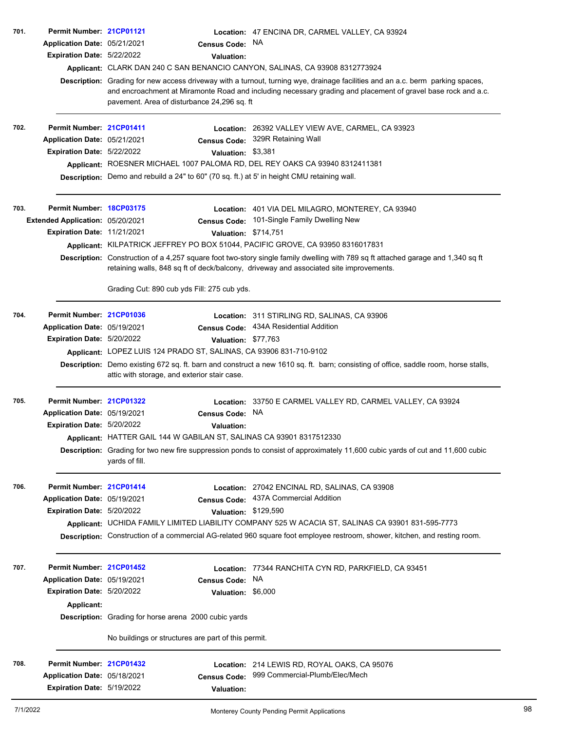**701.** **Permit Number:** 21CP01121 **Location:** 47 ENCINA DR, CARMEL VALLEY, CA 93924
**Application Date:** 05/21/2021 **Census Code:** NA
**Expiration Date:** 5/22/2022 **Valuation:**
**Applicant:** CLARK DAN 240 C SAN BENANCIO CANYON, SALINAS, CA 93908 8312773924
**Description:** Grading for new access driveway with a turnout, turning wye, drainage facilities and an a.c. berm parking spaces, and encroachment at Miramonte Road and including necessary grading and placement of gravel base rock and a.c. pavement. Area of disturbance 24,296 sq. ft

---

**702.** **Permit Number:** 21CP01411 **Location:** 26392 VALLEY VIEW AVE, CARMEL, CA 93923
**Application Date:** 05/21/2021 **Census Code:** 329R Retaining Wall
**Expiration Date:** 5/22/2022 **Valuation:** $3,381
**Applicant:** ROESNER MICHAEL 1007 PALOMA RD, DEL REY OAKS CA 93940 8312411381
**Description:** Demo and rebuild a 24" to 60" (70 sq. ft.) at 5' in height CMU retaining wall.

---

**703.** **Permit Number:** 18CP03175 **Location:** 401 VIA DEL MILAGRO, MONTEREY, CA 93940
**Extended Application:** 05/20/2021 **Census Code:** 101-Single Family Dwelling New
**Expiration Date:** 11/21/2021 **Valuation:** $714,751
**Applicant:** KILPATRICK JEFFREY PO BOX 51044, PACIFIC GROVE, CA 93950 8316017831
**Description:** Construction of a 4,257 square foot two-story single family dwelling with 789 sq ft attached garage and 1,340 sq ft retaining walls, 848 sq ft of deck/balcony, driveway and associated site improvements.

Grading Cut: 890 cub yds Fill: 275 cub yds.

---

**704.** **Permit Number:** 21CP01036 **Location:** 311 STIRLING RD, SALINAS, CA 93906
**Application Date:** 05/19/2021 **Census Code:** 434A Residential Addition
**Expiration Date:** 5/20/2022 **Valuation:** $77,763
**Applicant:** LOPEZ LUIS 124 PRADO ST, SALINAS, CA 93906 831-710-9102
**Description:** Demo existing 672 sq. ft. barn and construct a new 1610 sq. ft. barn; consisting of office, saddle room, horse stalls, attic with storage, and exterior stair case.

---

**705.** **Permit Number:** 21CP01322 **Location:** 33750 E CARMEL VALLEY RD, CARMEL VALLEY, CA 93924
**Application Date:** 05/19/2021 **Census Code:** NA
**Expiration Date:** 5/20/2022 **Valuation:**
**Applicant:** HATTER GAIL 144 W GABILAN ST, SALINAS CA 93901 8317512330
**Description:** Grading for two new fire suppression ponds to consist of approximately 11,600 cubic yards of cut and 11,600 cubic yards of fill.

---

**706.** **Permit Number:** 21CP01414 **Location:** 27042 ENCINAL RD, SALINAS, CA 93908
**Application Date:** 05/19/2021 **Census Code:** 437A Commercial Addition
**Expiration Date:** 5/20/2022 **Valuation:** $129,590
**Applicant:** UCHIDA FAMILY LIMITED LIABILITY COMPANY 525 W ACACIA ST, SALINAS CA 93901 831-595-7773
**Description:** Construction of a commercial AG-related 960 square foot employee restroom, shower, kitchen, and resting room.

---

**707.** **Permit Number:** 21CP01452 **Location:** 77344 RANCHITA CYN RD, PARKFIELD, CA 93451
**Application Date:** 05/19/2021 **Census Code:** NA
**Expiration Date:** 5/20/2022 **Valuation:** $6,000
**Applicant:**
**Description:** Grading for horse arena 2000 cubic yards

No buildings or structures are part of this permit.

---

**708.** **Permit Number:** 21CP01432 **Location:** 214 LEWIS RD, ROYAL OAKS, CA 95076
**Application Date:** 05/18/2021 **Census Code:** 999 Commercial-Plumb/Elec/Mech
**Expiration Date:** 5/19/2022 **Valuation:**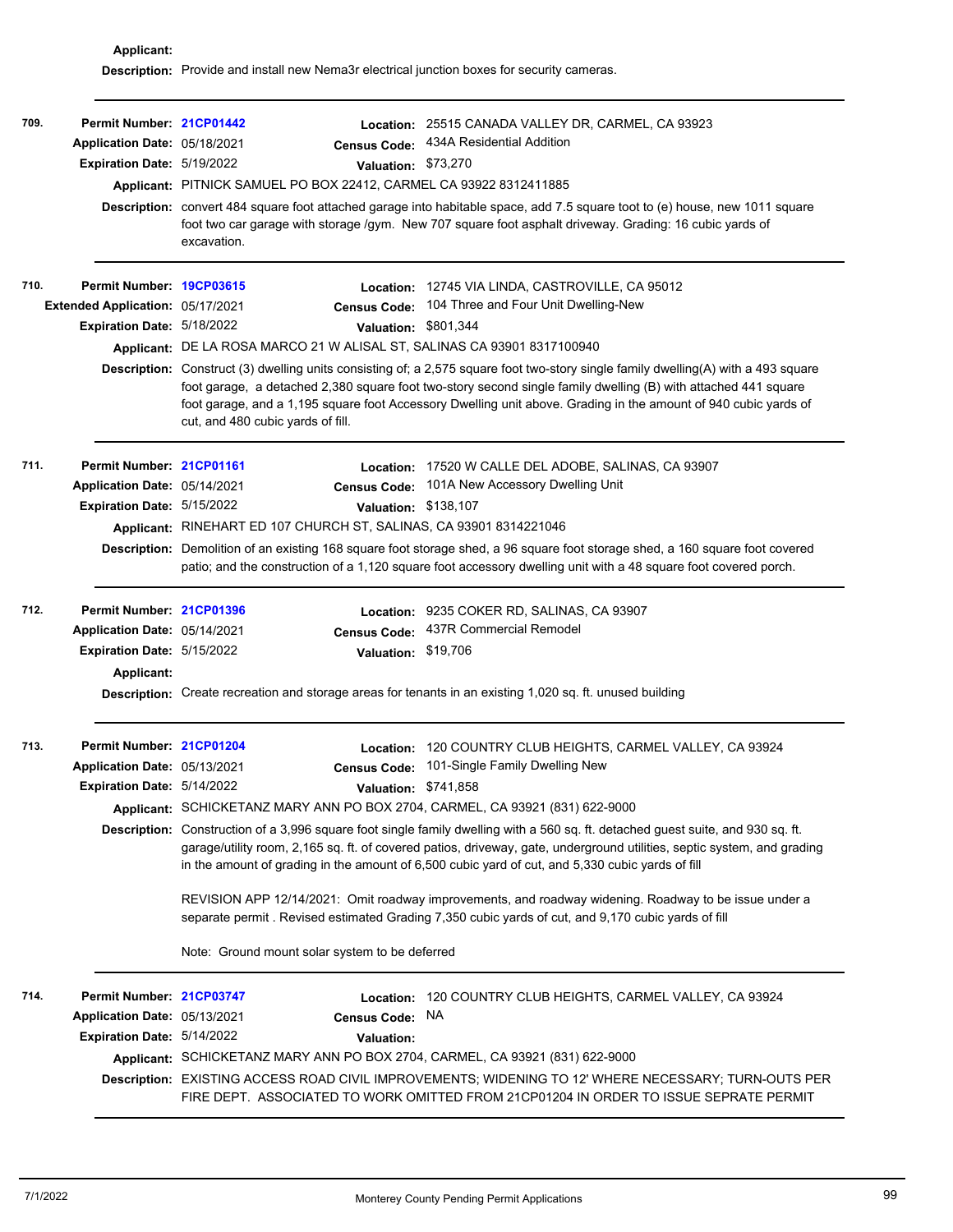**Applicant:**

**Description:** Provide and install new Nema3r electrical junction boxes for security cameras.

---

**709.** **Permit Number:** 21CP01442
**Location:** 25515 CANADA VALLEY DR, CARMEL, CA 93923
**Application Date:** 05/18/2021
**Census Code:** 434A Residential Addition
**Expiration Date:** 5/19/2022
**Valuation:** $73,270
**Applicant:** PITNICK SAMUEL PO BOX 22412, CARMEL CA 93922 8312411885
**Description:** convert 484 square foot attached garage into habitable space, add 7.5 square toot to (e) house, new 1011 square foot two car garage with storage /gym. New 707 square foot asphalt driveway. Grading: 16 cubic yards of excavation.

---

**710.** **Permit Number:** 19CP03615
**Location:** 12745 VIA LINDA, CASTROVILLE, CA 95012
**Extended Application:** 05/17/2021
**Census Code:** 104 Three and Four Unit Dwelling-New
**Expiration Date:** 5/18/2022
**Valuation:** $801,344
**Applicant:** DE LA ROSA MARCO 21 W ALISAL ST, SALINAS CA 93901 8317100940
**Description:** Construct (3) dwelling units consisting of; a 2,575 square foot two-story single family dwelling(A) with a 493 square foot garage, a detached 2,380 square foot two-story second single family dwelling (B) with attached 441 square foot garage, and a 1,195 square foot Accessory Dwelling unit above. Grading in the amount of 940 cubic yards of cut, and 480 cubic yards of fill.

---

**711.** **Permit Number:** 21CP01161
**Location:** 17520 W CALLE DEL ADOBE, SALINAS, CA 93907
**Application Date:** 05/14/2021
**Census Code:** 101A New Accessory Dwelling Unit
**Expiration Date:** 5/15/2022
**Valuation:** $138,107
**Applicant:** RINEHART ED 107 CHURCH ST, SALINAS, CA 93901 8314221046
**Description:** Demolition of an existing 168 square foot storage shed, a 96 square foot storage shed, a 160 square foot covered patio; and the construction of a 1,120 square foot accessory dwelling unit with a 48 square foot covered porch.

---

**712.** **Permit Number:** 21CP01396
**Location:** 9235 COKER RD, SALINAS, CA 93907
**Application Date:** 05/14/2021
**Census Code:** 437R Commercial Remodel
**Expiration Date:** 5/15/2022
**Valuation:** $19,706
**Applicant:**
**Description:** Create recreation and storage areas for tenants in an existing 1,020 sq. ft. unused building

---

**713.** **Permit Number:** 21CP01204
**Location:** 120 COUNTRY CLUB HEIGHTS, CARMEL VALLEY, CA 93924
**Application Date:** 05/13/2021
**Census Code:** 101-Single Family Dwelling New
**Expiration Date:** 5/14/2022
**Valuation:** $741,858
**Applicant:** SCHICKETANZ MARY ANN PO BOX 2704, CARMEL, CA 93921 (831) 622-9000
**Description:** Construction of a 3,996 square foot single family dwelling with a 560 sq. ft. detached guest suite, and 930 sq. ft. garage/utility room, 2,165 sq. ft. of covered patios, driveway, gate, underground utilities, septic system, and grading in the amount of grading in the amount of 6,500 cubic yard of cut, and 5,330 cubic yards of fill

REVISION APP 12/14/2021: Omit roadway improvements, and roadway widening. Roadway to be issue under a separate permit . Revised estimated Grading 7,350 cubic yards of cut, and 9,170 cubic yards of fill

Note: Ground mount solar system to be deferred

---

**714.** **Permit Number:** 21CP03747
**Location:** 120 COUNTRY CLUB HEIGHTS, CARMEL VALLEY, CA 93924
**Application Date:** 05/13/2021
**Census Code:** NA
**Expiration Date:** 5/14/2022
**Valuation:**
**Applicant:** SCHICKETANZ MARY ANN PO BOX 2704, CARMEL, CA 93921 (831) 622-9000
**Description:** EXISTING ACCESS ROAD CIVIL IMPROVEMENTS; WIDENING TO 12' WHERE NECESSARY; TURN-OUTS PER FIRE DEPT. ASSOCIATED TO WORK OMITTED FROM 21CP01204 IN ORDER TO ISSUE SEPRATE PERMIT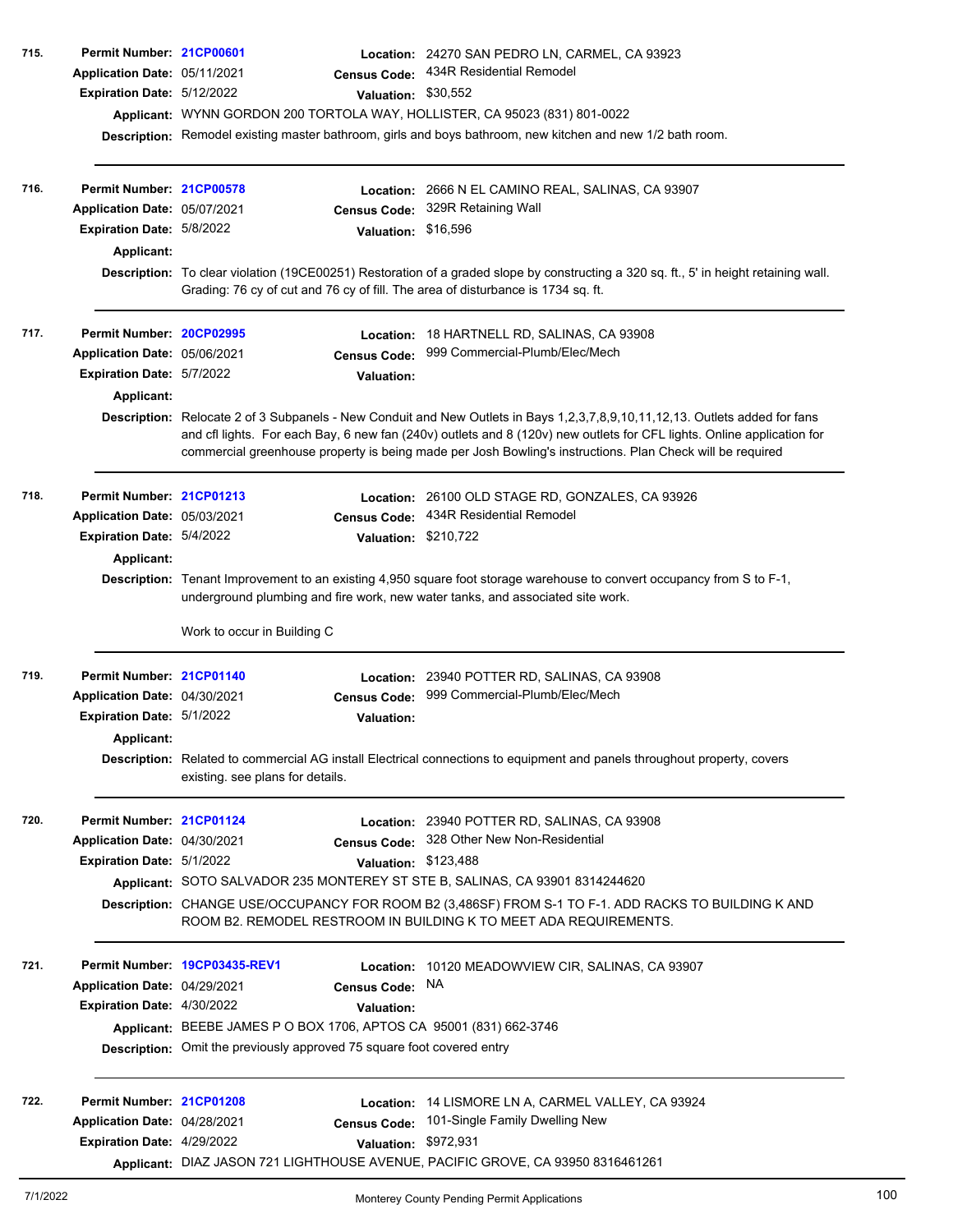**715.**

**Permit Number:** 21CP00601
**Location:** 24270 SAN PEDRO LN, CARMEL, CA 93923
**Application Date:** 05/11/2021
**Census Code:** 434R Residential Remodel
**Expiration Date:** 5/12/2022
**Valuation:** $30,552
**Applicant:** WYNN GORDON 200 TORTOLA WAY, HOLLISTER, CA 95023 (831) 801-0022
**Description:** Remodel existing master bathroom, girls and boys bathroom, new kitchen and new 1/2 bath room.

---

**716.**

**Permit Number:** 21CP00578
**Location:** 2666 N EL CAMINO REAL, SALINAS, CA 93907
**Application Date:** 05/07/2021
**Census Code:** 329R Retaining Wall
**Expiration Date:** 5/8/2022
**Valuation:** $16,596
**Applicant:**
**Description:** To clear violation (19CE00251) Restoration of a graded slope by constructing a 320 sq. ft., 5' in height retaining wall. Grading: 76 cy of cut and 76 cy of fill. The area of disturbance is 1734 sq. ft.

---

**717.**

**Permit Number:** 20CP02995
**Location:** 18 HARTNELL RD, SALINAS, CA 93908
**Application Date:** 05/06/2021
**Census Code:** 999 Commercial-Plumb/Elec/Mech
**Expiration Date:** 5/7/2022
**Valuation:**
**Applicant:**
**Description:** Relocate 2 of 3 Subpanels - New Conduit and New Outlets in Bays 1,2,3,7,8,9,10,11,12,13. Outlets added for fans and cfl lights. For each Bay, 6 new fan (240v) outlets and 8 (120v) new outlets for CFL lights. Online application for commercial greenhouse property is being made per Josh Bowling's instructions. Plan Check will be required

---

**718.**

**Permit Number:** 21CP01213
**Location:** 26100 OLD STAGE RD, GONZALES, CA 93926
**Application Date:** 05/03/2021
**Census Code:** 434R Residential Remodel
**Expiration Date:** 5/4/2022
**Valuation:** $210,722
**Applicant:**
**Description:** Tenant Improvement to an existing 4,950 square foot storage warehouse to convert occupancy from S to F-1, underground plumbing and fire work, new water tanks, and associated site work.

Work to occur in Building C

---

**719.**

**Permit Number:** 21CP01140
**Location:** 23940 POTTER RD, SALINAS, CA 93908
**Application Date:** 04/30/2021
**Census Code:** 999 Commercial-Plumb/Elec/Mech
**Expiration Date:** 5/1/2022
**Valuation:**
**Applicant:**
**Description:** Related to commercial AG install Electrical connections to equipment and panels throughout property, covers existing. see plans for details.

---

**720.**

**Permit Number:** 21CP01124
**Location:** 23940 POTTER RD, SALINAS, CA 93908
**Application Date:** 04/30/2021
**Census Code:** 328 Other New Non-Residential
**Expiration Date:** 5/1/2022
**Valuation:** $123,488
**Applicant:** SOTO SALVADOR 235 MONTEREY ST STE B, SALINAS, CA 93901 8314244620
**Description:** CHANGE USE/OCCUPANCY FOR ROOM B2 (3,486SF) FROM S-1 TO F-1. ADD RACKS TO BUILDING K AND ROOM B2. REMODEL RESTROOM IN BUILDING K TO MEET ADA REQUIREMENTS.

---

**721.**

**Permit Number:** 19CP03435-REV1
**Location:** 10120 MEADOWVIEW CIR, SALINAS, CA 93907
**Application Date:** 04/29/2021
**Census Code:** NA
**Expiration Date:** 4/30/2022
**Valuation:**
**Applicant:** BEEBE JAMES P O BOX 1706, APTOS CA 95001 (831) 662-3746
**Description:** Omit the previously approved 75 square foot covered entry

---

**722.**

**Permit Number:** 21CP01208
**Location:** 14 LISMORE LN A, CARMEL VALLEY, CA 93924
**Application Date:** 04/28/2021
**Census Code:** 101-Single Family Dwelling New
**Expiration Date:** 4/29/2022
**Valuation:** $972,931
**Applicant:** DIAZ JASON 721 LIGHTHOUSE AVENUE, PACIFIC GROVE, CA 93950 8316461261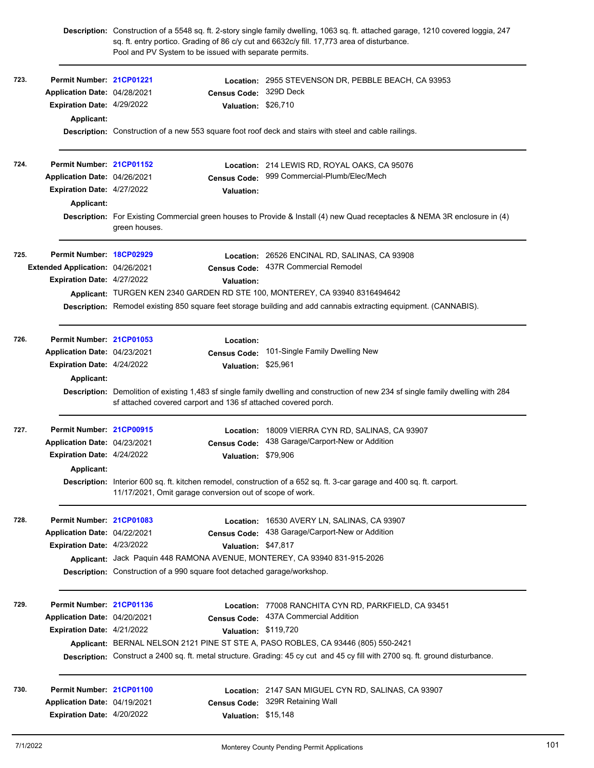**Description:** Construction of a 5548 sq. ft. 2-story single family dwelling, 1063 sq. ft. attached garage, 1210 covered loggia, 247 sq. ft. entry portico. Grading of 86 c/y cut and 6632c/y fill. 17,773 area of disturbance. Pool and PV System to be issued with separate permits.

---

**723.**

**Permit Number:** 21CP01221
**Location:** 2955 STEVENSON DR, PEBBLE BEACH, CA 93953
**Application Date:** 04/28/2021
**Census Code:** 329D Deck
**Expiration Date:** 4/29/2022
**Valuation:** $26,710
**Applicant:**
**Description:** Construction of a new 553 square foot roof deck and stairs with steel and cable railings.

---

**724.**

**Permit Number:** 21CP01152
**Location:** 214 LEWIS RD, ROYAL OAKS, CA 95076
**Application Date:** 04/26/2021
**Census Code:** 999 Commercial-Plumb/Elec/Mech
**Expiration Date:** 4/27/2022
**Valuation:**
**Applicant:**
**Description:** For Existing Commercial green houses to Provide & Install (4) new Quad receptacles & NEMA 3R enclosure in (4) green houses.

---

**725.**

**Permit Number:** 18CP02929
**Location:** 26526 ENCINAL RD, SALINAS, CA 93908
**Extended Application:** 04/26/2021
**Census Code:** 437R Commercial Remodel
**Expiration Date:** 4/27/2022
**Valuation:**
**Applicant:** TURGEN KEN 2340 GARDEN RD STE 100, MONTEREY, CA 93940 8316494642
**Description:** Remodel existing 850 square feet storage building and add cannabis extracting equipment. (CANNABIS).

---

**726.**

**Permit Number:** 21CP01053
**Location:**
**Application Date:** 04/23/2021
**Census Code:** 101-Single Family Dwelling New
**Expiration Date:** 4/24/2022
**Valuation:** $25,961
**Applicant:**
**Description:** Demolition of existing 1,483 sf single family dwelling and construction of new 234 sf single family dwelling with 284 sf attached covered carport and 136 sf attached covered porch.

---

**727.**

**Permit Number:** 21CP00915
**Location:** 18009 VIERRA CYN RD, SALINAS, CA 93907
**Application Date:** 04/23/2021
**Census Code:** 438 Garage/Carport-New or Addition
**Expiration Date:** 4/24/2022
**Valuation:** $79,906
**Applicant:**
**Description:** Interior 600 sq. ft. kitchen remodel, construction of a 652 sq. ft. 3-car garage and 400 sq. ft. carport. 11/17/2021, Omit garage conversion out of scope of work.

---

**728.**

**Permit Number:** 21CP01083
**Location:** 16530 AVERY LN, SALINAS, CA 93907
**Application Date:** 04/22/2021
**Census Code:** 438 Garage/Carport-New or Addition
**Expiration Date:** 4/23/2022
**Valuation:** $47,817
**Applicant:** Jack Paquin 448 RAMONA AVENUE, MONTEREY, CA 93940 831-915-2026
**Description:** Construction of a 990 square foot detached garage/workshop.

---

**729.**

**Permit Number:** 21CP01136
**Location:** 77008 RANCHITA CYN RD, PARKFIELD, CA 93451
**Application Date:** 04/20/2021
**Census Code:** 437A Commercial Addition
**Expiration Date:** 4/21/2022
**Valuation:** $119,720
**Applicant:** BERNAL NELSON 2121 PINE ST STE A, PASO ROBLES, CA 93446 (805) 550-2421
**Description:** Construct a 2400 sq. ft. metal structure. Grading: 45 cy cut and 45 cy fill with 2700 sq. ft. ground disturbance.

---

**730.**

**Permit Number:** 21CP01100
**Location:** 2147 SAN MIGUEL CYN RD, SALINAS, CA 93907
**Application Date:** 04/19/2021
**Census Code:** 329R Retaining Wall
**Expiration Date:** 4/20/2022
**Valuation:** $15,148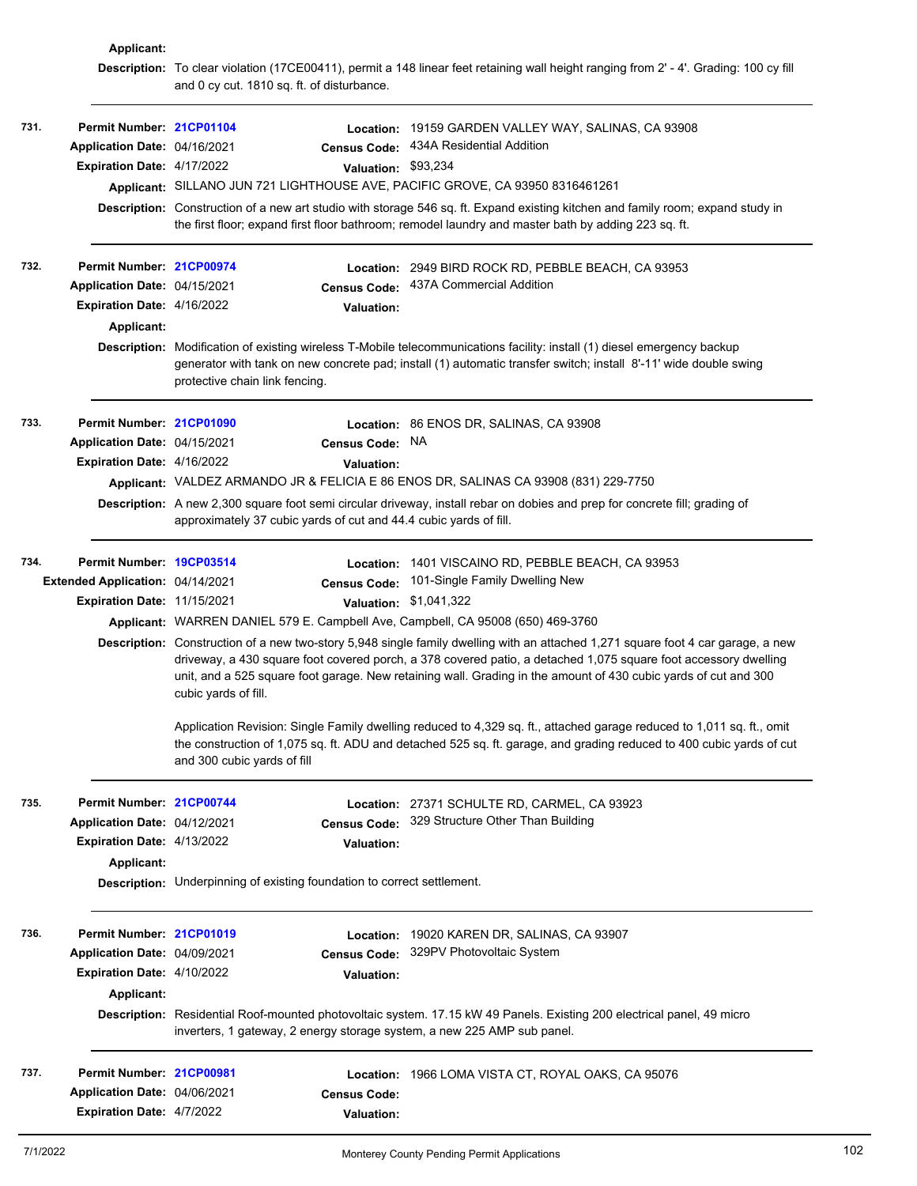**Applicant:**

**Description:** To clear violation (17CE00411), permit a 148 linear feet retaining wall height ranging from 2' - 4'. Grading: 100 cy fill and 0 cy cut. 1810 sq. ft. of disturbance.

---

**731.**

**Permit Number:** 21CP01104
**Location:** 19159 GARDEN VALLEY WAY, SALINAS, CA 93908
**Application Date:** 04/16/2021
**Census Code:** 434A Residential Addition
**Expiration Date:** 4/17/2022
**Valuation:** $93,234
**Applicant:** SILLANO JUN 721 LIGHTHOUSE AVE, PACIFIC GROVE, CA 93950 8316461261
**Description:** Construction of a new art studio with storage 546 sq. ft. Expand existing kitchen and family room; expand study in the first floor; expand first floor bathroom; remodel laundry and master bath by adding 223 sq. ft.

---

**732.**

**Permit Number:** 21CP00974
**Location:** 2949 BIRD ROCK RD, PEBBLE BEACH, CA 93953
**Application Date:** 04/15/2021
**Census Code:** 437A Commercial Addition
**Expiration Date:** 4/16/2022
**Valuation:**
**Applicant:**
**Description:** Modification of existing wireless T-Mobile telecommunications facility: install (1) diesel emergency backup generator with tank on new concrete pad; install (1) automatic transfer switch; install 8'-11' wide double swing protective chain link fencing.

---

**733.**

**Permit Number:** 21CP01090
**Location:** 86 ENOS DR, SALINAS, CA 93908
**Application Date:** 04/15/2021
**Census Code:** NA
**Expiration Date:** 4/16/2022
**Valuation:**
**Applicant:** VALDEZ ARMANDO JR & FELICIA E 86 ENOS DR, SALINAS CA 93908 (831) 229-7750
**Description:** A new 2,300 square foot semi circular driveway, install rebar on dobies and prep for concrete fill; grading of approximately 37 cubic yards of cut and 44.4 cubic yards of fill.

---

**734.**

**Permit Number:** 19CP03514
**Location:** 1401 VISCAINO RD, PEBBLE BEACH, CA 93953
**Extended Application:** 04/14/2021
**Census Code:** 101-Single Family Dwelling New
**Expiration Date:** 11/15/2021
**Valuation:** $1,041,322
**Applicant:** WARREN DANIEL 579 E. Campbell Ave, Campbell, CA 95008 (650) 469-3760
**Description:** Construction of a new two-story 5,948 single family dwelling with an attached 1,271 square foot 4 car garage, a new driveway, a 430 square foot covered porch, a 378 covered patio, a detached 1,075 square foot accessory dwelling unit, and a 525 square foot garage. New retaining wall. Grading in the amount of 430 cubic yards of cut and 300 cubic yards of fill.

Application Revision: Single Family dwelling reduced to 4,329 sq. ft., attached garage reduced to 1,011 sq. ft., omit the construction of 1,075 sq. ft. ADU and detached 525 sq. ft. garage, and grading reduced to 400 cubic yards of cut and 300 cubic yards of fill

---

**735.**

**Permit Number:** 21CP00744
**Location:** 27371 SCHULTE RD, CARMEL, CA 93923
**Application Date:** 04/12/2021
**Census Code:** 329 Structure Other Than Building
**Expiration Date:** 4/13/2022
**Valuation:**
**Applicant:**
**Description:** Underpinning of existing foundation to correct settlement.

---

**736.**

**Permit Number:** 21CP01019
**Location:** 19020 KAREN DR, SALINAS, CA 93907
**Application Date:** 04/09/2021
**Census Code:** 329PV Photovoltaic System
**Expiration Date:** 4/10/2022
**Valuation:**
**Applicant:**
**Description:** Residential Roof-mounted photovoltaic system. 17.15 kW 49 Panels. Existing 200 electrical panel, 49 micro inverters, 1 gateway, 2 energy storage system, a new 225 AMP sub panel.

---

**737.**

**Permit Number:** 21CP00981
**Location:** 1966 LOMA VISTA CT, ROYAL OAKS, CA 95076
**Application Date:** 04/06/2021
**Census Code:**
**Expiration Date:** 4/7/2022
**Valuation:**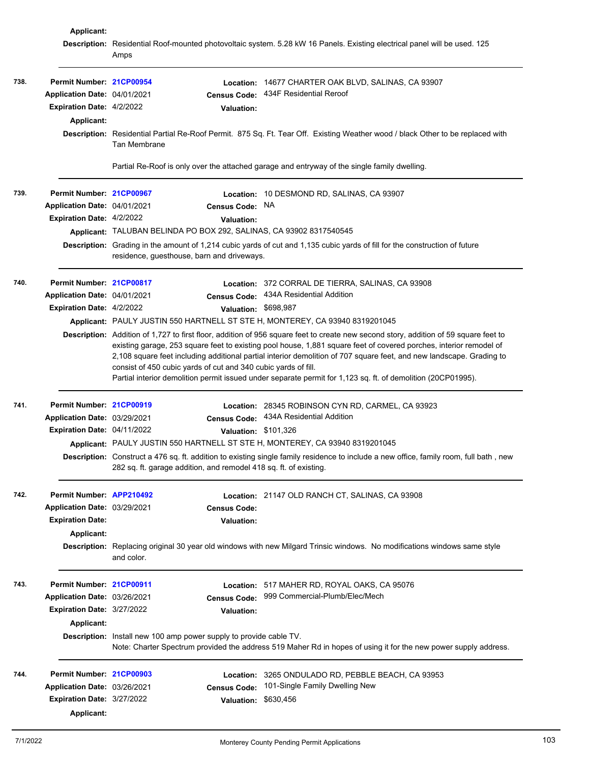**Applicant:**

**Description:** Residential Roof-mounted photovoltaic system. 5.28 kW 16 Panels. Existing electrical panel will be used. 125 Amps

---

**738.**

**Permit Number:** 21CP00954
**Location:** 14677 CHARTER OAK BLVD, SALINAS, CA 93907
**Application Date:** 04/01/2021
**Census Code:** 434F Residential Reroof
**Expiration Date:** 4/2/2022
**Valuation:**
**Applicant:**

**Description:** Residential Partial Re-Roof Permit. 875 Sq. Ft. Tear Off. Existing Weather wood / black Other to be replaced with Tan Membrane

Partial Re-Roof is only over the attached garage and entryway of the single family dwelling.

---

**739.**

**Permit Number:** 21CP00967
**Location:** 10 DESMOND RD, SALINAS, CA 93907
**Application Date:** 04/01/2021
**Census Code:** NA
**Expiration Date:** 4/2/2022
**Valuation:**
**Applicant:** TALUBAN BELINDA PO BOX 292, SALINAS, CA 93902 8317540545

**Description:** Grading in the amount of 1,214 cubic yards of cut and 1,135 cubic yards of fill for the construction of future residence, guesthouse, barn and driveways.

---

**740.**

**Permit Number:** 21CP00817
**Location:** 372 CORRAL DE TIERRA, SALINAS, CA 93908
**Application Date:** 04/01/2021
**Census Code:** 434A Residential Addition
**Expiration Date:** 4/2/2022
**Valuation:** $698,987
**Applicant:** PAULY JUSTIN 550 HARTNELL ST STE H, MONTEREY, CA 93940 8319201045

**Description:** Addition of 1,727 to first floor, addition of 956 square feet to create new second story, addition of 59 square feet to existing garage, 253 square feet to existing pool house, 1,881 square feet of covered porches, interior remodel of 2,108 square feet including additional partial interior demolition of 707 square feet, and new landscape. Grading to consist of 450 cubic yards of cut and 340 cubic yards of fill.
Partial interior demolition permit issued under separate permit for 1,123 sq. ft. of demolition (20CP01995).

---

**741.**

**Permit Number:** 21CP00919
**Location:** 28345 ROBINSON CYN RD, CARMEL, CA 93923
**Application Date:** 03/29/2021
**Census Code:** 434A Residential Addition
**Expiration Date:** 04/11/2022
**Valuation:** $101,326
**Applicant:** PAULY JUSTIN 550 HARTNELL ST STE H, MONTEREY, CA 93940 8319201045

**Description:** Construct a 476 sq. ft. addition to existing single family residence to include a new office, family room, full bath , new 282 sq. ft. garage addition, and remodel 418 sq. ft. of existing.

---

**742.**

**Permit Number:** APP210492
**Location:** 21147 OLD RANCH CT, SALINAS, CA 93908
**Application Date:** 03/29/2021
**Census Code:**
**Expiration Date:**
**Valuation:**
**Applicant:**

**Description:** Replacing original 30 year old windows with new Milgard Trinsic windows. No modifications windows same style and color.

---

**743.**

**Permit Number:** 21CP00911
**Location:** 517 MAHER RD, ROYAL OAKS, CA 95076
**Application Date:** 03/26/2021
**Census Code:** 999 Commercial-Plumb/Elec/Mech
**Expiration Date:** 3/27/2022
**Valuation:**
**Applicant:**

**Description:** Install new 100 amp power supply to provide cable TV.
Note: Charter Spectrum provided the address 519 Maher Rd in hopes of using it for the new power supply address.

---

**744.**

**Permit Number:** 21CP00903
**Location:** 3265 ONDULADO RD, PEBBLE BEACH, CA 93953
**Application Date:** 03/26/2021
**Census Code:** 101-Single Family Dwelling New
**Expiration Date:** 3/27/2022
**Valuation:** $630,456
**Applicant:**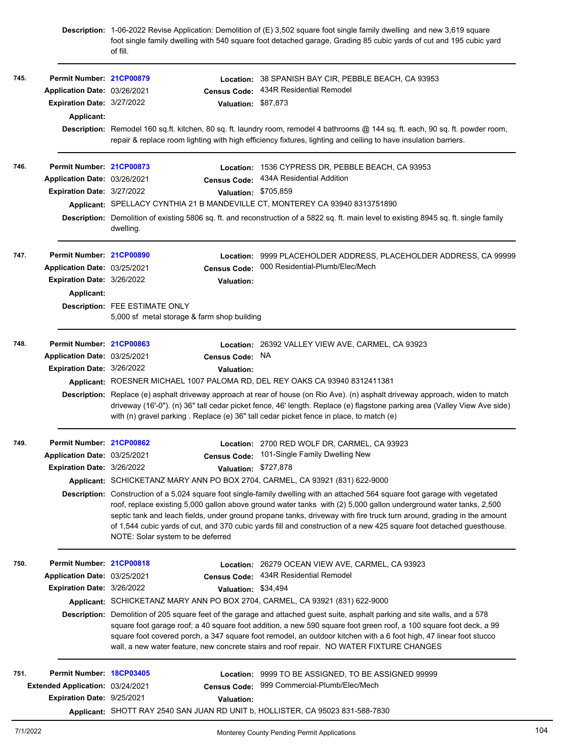**Description:** 1-06-2022 Revise Application: Demolition of (E) 3,502 square foot single family dwelling and new 3,619 square foot single family dwelling with 540 square foot detached garage, Grading 85 cubic yards of cut and 195 cubic yard of fill.

---

**745.**

**Permit Number:** 21CP00879
**Location:** 38 SPANISH BAY CIR, PEBBLE BEACH, CA 93953
**Application Date:** 03/26/2021
**Census Code:** 434R Residential Remodel
**Expiration Date:** 3/27/2022
**Valuation:** $87,873
**Applicant:**
**Description:** Remodel 160 sq.ft. kitchen, 80 sq. ft. laundry room, remodel 4 bathrooms @ 144 sq. ft. each, 90 sq. ft. powder room, repair & replace room lighting with high efficiency fixtures, lighting and ceiling to have insulation barriers.

---

**746.**

**Permit Number:** 21CP00873
**Location:** 1536 CYPRESS DR, PEBBLE BEACH, CA 93953
**Application Date:** 03/26/2021
**Census Code:** 434A Residential Addition
**Expiration Date:** 3/27/2022
**Valuation:** $705,859
**Applicant:** SPELLACY CYNTHIA 21 B MANDEVILLE CT, MONTEREY CA 93940 8313751890
**Description:** Demolition of existing 5806 sq. ft. and reconstruction of a 5822 sq. ft. main level to existing 8945 sq. ft. single family dwelling.

---

**747.**

**Permit Number:** 21CP00890
**Location:** 9999 PLACEHOLDER ADDRESS, PLACEHOLDER ADDRESS, CA 99999
**Application Date:** 03/25/2021
**Census Code:** 000 Residential-Plumb/Elec/Mech
**Expiration Date:** 3/26/2022
**Valuation:**
**Applicant:**
**Description:** FEE ESTIMATE ONLY
5,000 sf metal storage & farm shop building

---

**748.**

**Permit Number:** 21CP00863
**Location:** 26392 VALLEY VIEW AVE, CARMEL, CA 93923
**Application Date:** 03/25/2021
**Census Code:** NA
**Expiration Date:** 3/26/2022
**Valuation:**
**Applicant:** ROESNER MICHAEL 1007 PALOMA RD, DEL REY OAKS CA 93940 8312411381
**Description:** Replace (e) asphalt driveway approach at rear of house (on Rio Ave). (n) asphalt driveway approach, widen to match driveway (16'-0"). (n) 36" tall cedar picket fence, 46' length. Replace (e) flagstone parking area (Valley View Ave side) with (n) gravel parking . Replace (e) 36" tall cedar picket fence in place, to match (e)

---

**749.**

**Permit Number:** 21CP00862
**Location:** 2700 RED WOLF DR, CARMEL, CA 93923
**Application Date:** 03/25/2021
**Census Code:** 101-Single Family Dwelling New
**Expiration Date:** 3/26/2022
**Valuation:** $727,878
**Applicant:** SCHICKETANZ MARY ANN PO BOX 2704, CARMEL, CA 93921 (831) 622-9000
**Description:** Construction of a 5,024 square foot single-family dwelling with an attached 564 square foot garage with vegetated roof, replace existing 5,000 gallon above ground water tanks with (2) 5,000 gallon underground water tanks, 2,500 septic tank and leach fields, under ground propane tanks, driveway with fire truck turn around, grading in the amount of 1,544 cubic yards of cut, and 370 cubic yards fill and construction of a new 425 square foot detached guesthouse. NOTE: Solar system to be deferred

---

**750.**

**Permit Number:** 21CP00818
**Location:** 26279 OCEAN VIEW AVE, CARMEL, CA 93923
**Application Date:** 03/25/2021
**Census Code:** 434R Residential Remodel
**Expiration Date:** 3/26/2022
**Valuation:** $34,494
**Applicant:** SCHICKETANZ MARY ANN PO BOX 2704, CARMEL, CA 93921 (831) 622-9000
**Description:** Demolition of 205 square feet of the garage and attached guest suite, asphalt parking and site walls, and a 578 square foot garage roof; a 40 square foot addition, a new 590 square foot green roof, a 100 square foot deck, a 99 square foot covered porch, a 347 square foot remodel, an outdoor kitchen with a 6 foot high, 47 linear foot stucco wall, a new water feature, new concrete stairs and roof repair. NO WATER FIXTURE CHANGES

---

**751.**

**Permit Number:** 18CP03405
**Location:** 9999 TO BE ASSIGNED, TO BE ASSIGNED 99999
**Extended Application:** 03/24/2021
**Census Code:** 999 Commercial-Plumb/Elec/Mech
**Expiration Date:** 9/25/2021
**Valuation:**
**Applicant:** SHOTT RAY 2540 SAN JUAN RD UNIT b, HOLLISTER, CA 95023 831-588-7830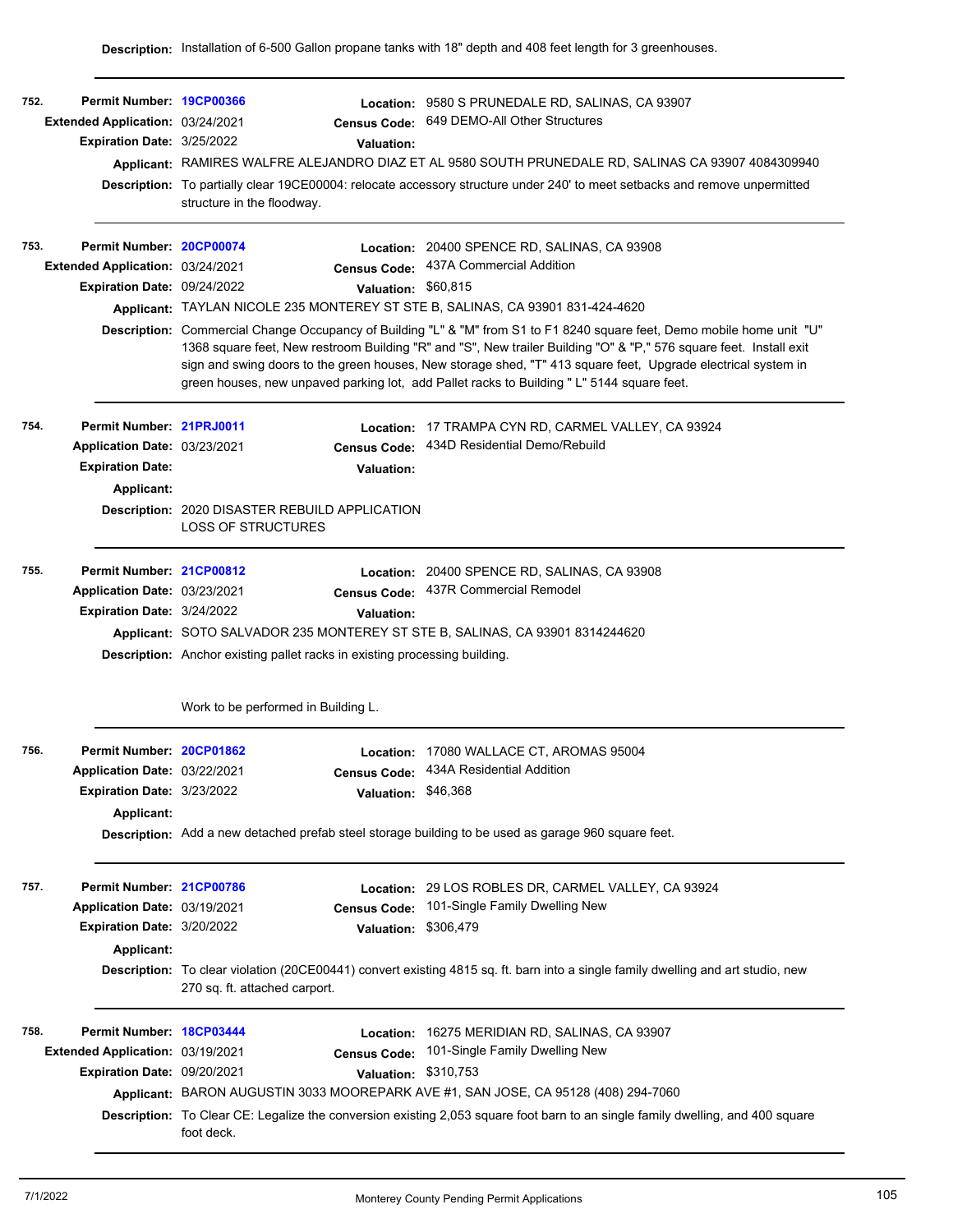**Description:** Installation of 6-500 Gallon propane tanks with 18" depth and 408 feet length for 3 greenhouses.

---

**752.** **Permit Number:** 19CP00366
**Extended Application:** 03/24/2021
**Expiration Date:** 3/25/2022
**Location:** 9580 S PRUNEDALE RD, SALINAS, CA 93907
**Census Code:** 649 DEMO-All Other Structures
**Valuation:**
**Applicant:** RAMIRES WALFRE ALEJANDRO DIAZ ET AL 9580 SOUTH PRUNEDALE RD, SALINAS CA 93907 4084309940
**Description:** To partially clear 19CE00004: relocate accessory structure under 240' to meet setbacks and remove unpermitted structure in the floodway.

---

**753.** **Permit Number:** 20CP00074
**Extended Application:** 03/24/2021
**Expiration Date:** 09/24/2022
**Location:** 20400 SPENCE RD, SALINAS, CA 93908
**Census Code:** 437A Commercial Addition
**Valuation:** $60,815
**Applicant:** TAYLAN NICOLE 235 MONTEREY ST STE B, SALINAS, CA 93901 831-424-4620
**Description:** Commercial Change Occupancy of Building "L" & "M" from S1 to F1 8240 square feet, Demo mobile home unit "U" 1368 square feet, New restroom Building "R" and "S", New trailer Building "O" & "P," 576 square feet. Install exit sign and swing doors to the green houses, New storage shed, "T" 413 square feet, Upgrade electrical system in green houses, new unpaved parking lot, add Pallet racks to Building " L" 5144 square feet.

---

**754.** **Permit Number:** 21PRJ0011
**Application Date:** 03/23/2021
**Expiration Date:**
**Location:** 17 TRAMPA CYN RD, CARMEL VALLEY, CA 93924
**Census Code:** 434D Residential Demo/Rebuild
**Valuation:**
**Applicant:**
**Description:** 2020 DISASTER REBUILD APPLICATION
LOSS OF STRUCTURES

---

**755.** **Permit Number:** 21CP00812
**Application Date:** 03/23/2021
**Expiration Date:** 3/24/2022
**Location:** 20400 SPENCE RD, SALINAS, CA 93908
**Census Code:** 437R Commercial Remodel
**Valuation:**
**Applicant:** SOTO SALVADOR 235 MONTEREY ST STE B, SALINAS, CA 93901 8314244620
**Description:** Anchor existing pallet racks in existing processing building.

Work to be performed in Building L.

---

**756.** **Permit Number:** 20CP01862
**Application Date:** 03/22/2021
**Expiration Date:** 3/23/2022
**Location:** 17080 WALLACE CT, AROMAS 95004
**Census Code:** 434A Residential Addition
**Valuation:** $46,368
**Applicant:**
**Description:** Add a new detached prefab steel storage building to be used as garage 960 square feet.

---

**757.** **Permit Number:** 21CP00786
**Application Date:** 03/19/2021
**Expiration Date:** 3/20/2022
**Location:** 29 LOS ROBLES DR, CARMEL VALLEY, CA 93924
**Census Code:** 101-Single Family Dwelling New
**Valuation:** $306,479
**Applicant:**
**Description:** To clear violation (20CE00441) convert existing 4815 sq. ft. barn into a single family dwelling and art studio, new 270 sq. ft. attached carport.

---

**758.** **Permit Number:** 18CP03444
**Extended Application:** 03/19/2021
**Expiration Date:** 09/20/2021
**Location:** 16275 MERIDIAN RD, SALINAS, CA 93907
**Census Code:** 101-Single Family Dwelling New
**Valuation:** $310,753
**Applicant:** BARON AUGUSTIN 3033 MOOREPARK AVE #1, SAN JOSE, CA 95128 (408) 294-7060
**Description:** To Clear CE: Legalize the conversion existing 2,053 square foot barn to an single family dwelling, and 400 square foot deck.

---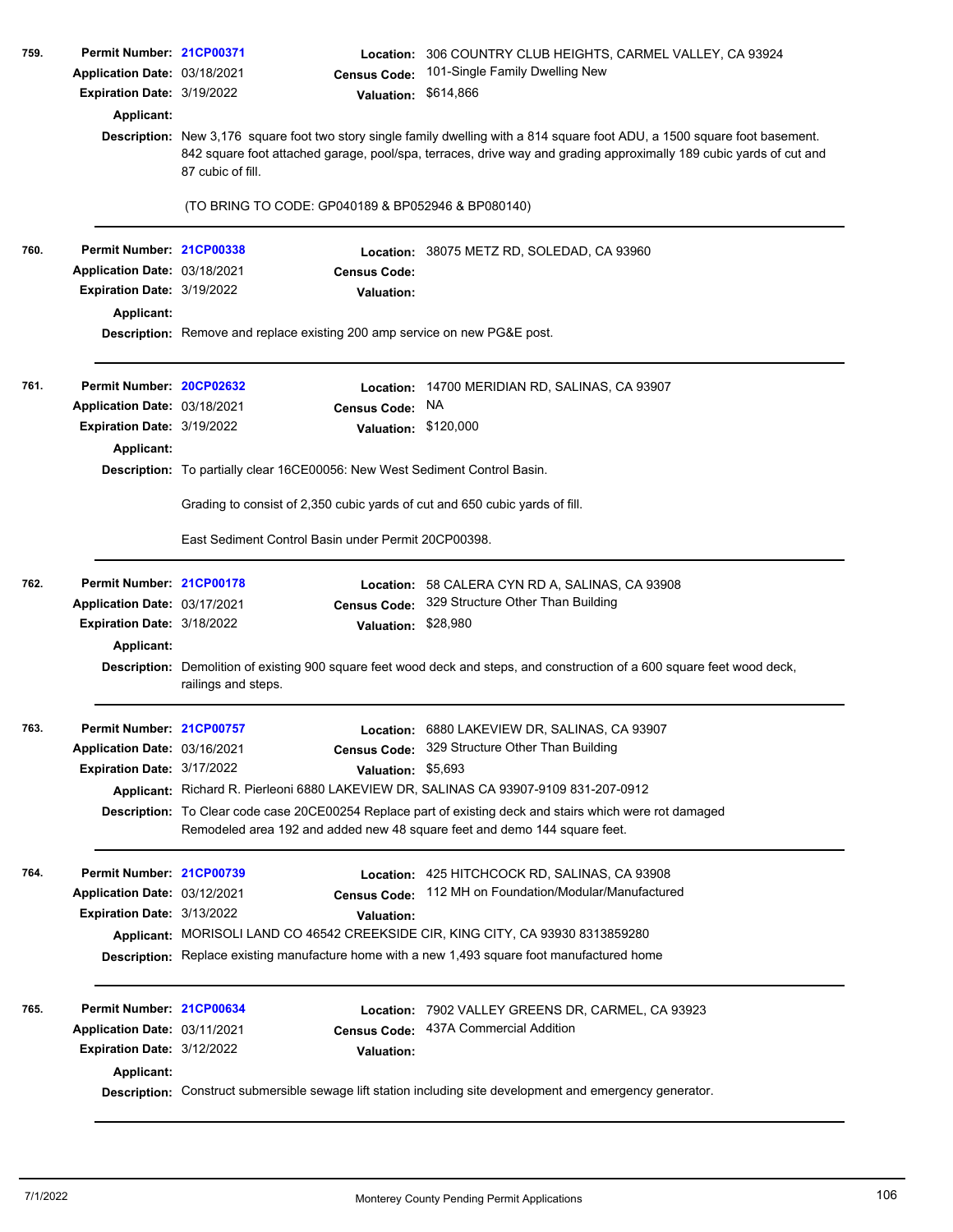**759.**

**Permit Number:** 21CP00371
**Location:** 306 COUNTRY CLUB HEIGHTS, CARMEL VALLEY, CA 93924
**Application Date:** 03/18/2021
**Census Code:** 101-Single Family Dwelling New
**Expiration Date:** 3/19/2022
**Valuation:** $614,866
**Applicant:**
**Description:** New 3,176 square foot two story single family dwelling with a 814 square foot ADU, a 1500 square foot basement. 842 square foot attached garage, pool/spa, terraces, drive way and grading approximately 189 cubic yards of cut and 87 cubic of fill.

(TO BRING TO CODE: GP040189 & BP052946 & BP080140)

---

**760.**

**Permit Number:** 21CP00338
**Location:** 38075 METZ RD, SOLEDAD, CA 93960
**Application Date:** 03/18/2021
**Census Code:**
**Expiration Date:** 3/19/2022
**Valuation:**
**Applicant:**
**Description:** Remove and replace existing 200 amp service on new PG&E post.

---

**761.**

**Permit Number:** 20CP02632
**Location:** 14700 MERIDIAN RD, SALINAS, CA 93907
**Application Date:** 03/18/2021
**Census Code:** NA
**Expiration Date:** 3/19/2022
**Valuation:** $120,000
**Applicant:**
**Description:** To partially clear 16CE00056: New West Sediment Control Basin.

Grading to consist of 2,350 cubic yards of cut and 650 cubic yards of fill.

East Sediment Control Basin under Permit 20CP00398.

---

**762.**

**Permit Number:** 21CP00178
**Location:** 58 CALERA CYN RD A, SALINAS, CA 93908
**Application Date:** 03/17/2021
**Census Code:** 329 Structure Other Than Building
**Expiration Date:** 3/18/2022
**Valuation:** $28,980
**Applicant:**
**Description:** Demolition of existing 900 square feet wood deck and steps, and construction of a 600 square feet wood deck, railings and steps.

---

**763.**

**Permit Number:** 21CP00757
**Location:** 6880 LAKEVIEW DR, SALINAS, CA 93907
**Application Date:** 03/16/2021
**Census Code:** 329 Structure Other Than Building
**Expiration Date:** 3/17/2022
**Valuation:** $5,693
**Applicant:** Richard R. Pierleoni 6880 LAKEVIEW DR, SALINAS CA 93907-9109 831-207-0912
**Description:** To Clear code case 20CE00254 Replace part of existing deck and stairs which were rot damaged Remodeled area 192 and added new 48 square feet and demo 144 square feet.

---

**764.**

**Permit Number:** 21CP00739
**Location:** 425 HITCHCOCK RD, SALINAS, CA 93908
**Application Date:** 03/12/2021
**Census Code:** 112 MH on Foundation/Modular/Manufactured
**Expiration Date:** 3/13/2022
**Valuation:**
**Applicant:** MORISOLI LAND CO 46542 CREEKSIDE CIR, KING CITY, CA 93930 8313859280
**Description:** Replace existing manufacture home with a new 1,493 square foot manufactured home

---

**765.**

**Permit Number:** 21CP00634
**Location:** 7902 VALLEY GREENS DR, CARMEL, CA 93923
**Application Date:** 03/11/2021
**Census Code:** 437A Commercial Addition
**Expiration Date:** 3/12/2022
**Valuation:**
**Applicant:**
**Description:** Construct submersible sewage lift station including site development and emergency generator.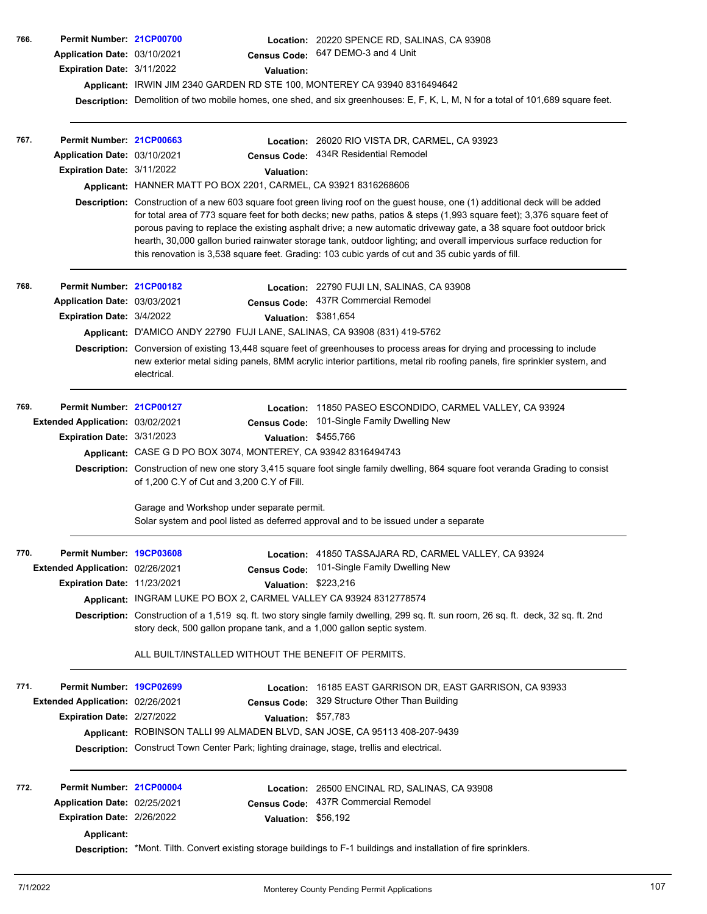**766.** **Permit Number:** 21CP00700 **Location:** 20220 SPENCE RD, SALINAS, CA 93908
**Application Date:** 03/10/2021 **Census Code:** 647 DEMO-3 and 4 Unit
**Expiration Date:** 3/11/2022 **Valuation:**
**Applicant:** IRWIN JIM 2340 GARDEN RD STE 100, MONTEREY CA 93940 8316494642
**Description:** Demolition of two mobile homes, one shed, and six greenhouses: E, F, K, L, M, N for a total of 101,689 square feet.

---

**767.** **Permit Number:** 21CP00663 **Location:** 26020 RIO VISTA DR, CARMEL, CA 93923
**Application Date:** 03/10/2021 **Census Code:** 434R Residential Remodel
**Expiration Date:** 3/11/2022 **Valuation:**
**Applicant:** HANNER MATT PO BOX 2201, CARMEL, CA 93921 8316268606
**Description:** Construction of a new 603 square foot green living roof on the guest house, one (1) additional deck will be added for total area of 773 square feet for both decks; new paths, patios & steps (1,993 square feet); 3,376 square feet of porous paving to replace the existing asphalt drive; a new automatic driveway gate, a 38 square foot outdoor brick hearth, 30,000 gallon buried rainwater storage tank, outdoor lighting; and overall impervious surface reduction for this renovation is 3,538 square feet. Grading: 103 cubic yards of cut and 35 cubic yards of fill.

---

**768.** **Permit Number:** 21CP00182 **Location:** 22790 FUJI LN, SALINAS, CA 93908
**Application Date:** 03/03/2021 **Census Code:** 437R Commercial Remodel
**Expiration Date:** 3/4/2022 **Valuation:** $381,654
**Applicant:** D'AMICO ANDY 22790 FUJI LANE, SALINAS, CA 93908 (831) 419-5762
**Description:** Conversion of existing 13,448 square feet of greenhouses to process areas for drying and processing to include new exterior metal siding panels, 8MM acrylic interior partitions, metal rib roofing panels, fire sprinkler system, and electrical.

---

**769.** **Permit Number:** 21CP00127 **Location:** 11850 PASEO ESCONDIDO, CARMEL VALLEY, CA 93924
**Extended Application:** 03/02/2021 **Census Code:** 101-Single Family Dwelling New
**Expiration Date:** 3/31/2023 **Valuation:** $455,766
**Applicant:** CASE G D PO BOX 3074, MONTEREY, CA 93942 8316494743
**Description:** Construction of new one story 3,415 square foot single family dwelling, 864 square foot veranda Grading to consist of 1,200 C.Y of Cut and 3,200 C.Y of Fill.

Garage and Workshop under separate permit.
Solar system and pool listed as deferred approval and to be issued under a separate

---

**770.** **Permit Number:** 19CP03608 **Location:** 41850 TASSAJARA RD, CARMEL VALLEY, CA 93924
**Extended Application:** 02/26/2021 **Census Code:** 101-Single Family Dwelling New
**Expiration Date:** 11/23/2021 **Valuation:** $223,216
**Applicant:** INGRAM LUKE PO BOX 2, CARMEL VALLEY CA 93924 8312778574
**Description:** Construction of a 1,519 sq. ft. two story single family dwelling, 299 sq. ft. sun room, 26 sq. ft. deck, 32 sq. ft. 2nd story deck, 500 gallon propane tank, and a 1,000 gallon septic system.

ALL BUILT/INSTALLED WITHOUT THE BENEFIT OF PERMITS.

---

**771.** **Permit Number:** 19CP02699 **Location:** 16185 EAST GARRISON DR, EAST GARRISON, CA 93933
**Extended Application:** 02/26/2021 **Census Code:** 329 Structure Other Than Building
**Expiration Date:** 2/27/2022 **Valuation:** $57,783
**Applicant:** ROBINSON TALLI 99 ALMADEN BLVD, SAN JOSE, CA 95113 408-207-9439
**Description:** Construct Town Center Park; lighting drainage, stage, trellis and electrical.

---

**772.** **Permit Number:** 21CP00004 **Location:** 26500 ENCINAL RD, SALINAS, CA 93908
**Application Date:** 02/25/2021 **Census Code:** 437R Commercial Remodel
**Expiration Date:** 2/26/2022 **Valuation:** $56,192
**Applicant:**
**Description:** *Mont. Tilth. Convert existing storage buildings to F-1 buildings and installation of fire sprinklers.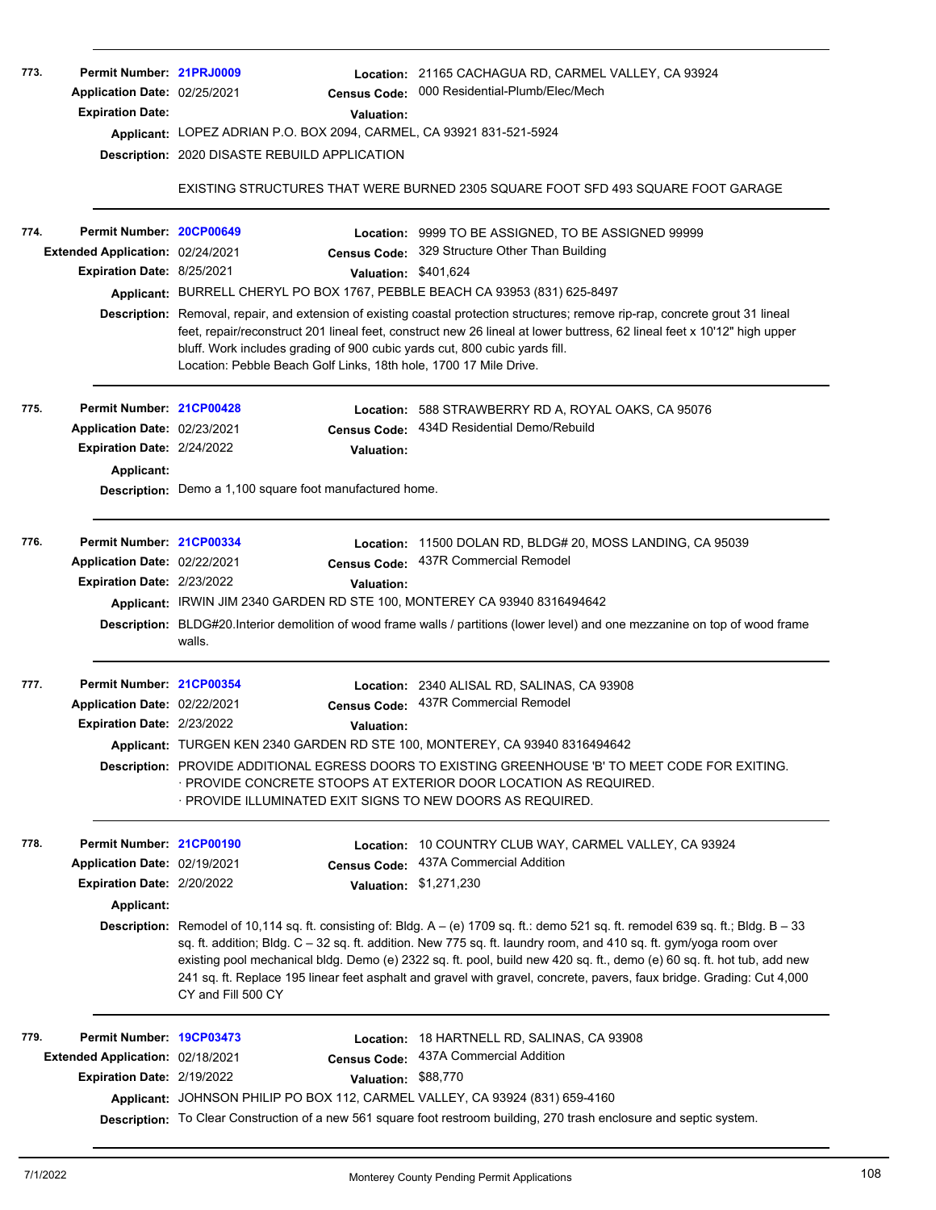**773.** **Permit Number:** 21PRJ0009
**Location:** 21165 CACHAGUA RD, CARMEL VALLEY, CA 93924
**Application Date:** 02/25/2021
**Census Code:** 000 Residential-Plumb/Elec/Mech
**Expiration Date:**
**Valuation:**
**Applicant:** LOPEZ ADRIAN P.O. BOX 2094, CARMEL, CA 93921 831-521-5924
**Description:** 2020 DISASTE REBUILD APPLICATION

EXISTING STRUCTURES THAT WERE BURNED 2305 SQUARE FOOT SFD 493 SQUARE FOOT GARAGE

---

**774.** **Permit Number:** 20CP00649
**Location:** 9999 TO BE ASSIGNED, TO BE ASSIGNED 99999
**Extended Application:** 02/24/2021
**Census Code:** 329 Structure Other Than Building
**Expiration Date:** 8/25/2021
**Valuation:** $401,624
**Applicant:** BURRELL CHERYL PO BOX 1767, PEBBLE BEACH CA 93953 (831) 625-8497
**Description:** Removal, repair, and extension of existing coastal protection structures; remove rip-rap, concrete grout 31 lineal feet, repair/reconstruct 201 lineal feet, construct new 26 lineal at lower buttress, 62 lineal feet x 10'12" high upper bluff. Work includes grading of 900 cubic yards cut, 800 cubic yards fill.
Location: Pebble Beach Golf Links, 18th hole, 1700 17 Mile Drive.

---

**775.** **Permit Number:** 21CP00428
**Location:** 588 STRAWBERRY RD A, ROYAL OAKS, CA 95076
**Application Date:** 02/23/2021
**Census Code:** 434D Residential Demo/Rebuild
**Expiration Date:** 2/24/2022
**Valuation:**
**Applicant:**
**Description:** Demo a 1,100 square foot manufactured home.

---

**776.** **Permit Number:** 21CP00334
**Location:** 11500 DOLAN RD, BLDG# 20, MOSS LANDING, CA 95039
**Application Date:** 02/22/2021
**Census Code:** 437R Commercial Remodel
**Expiration Date:** 2/23/2022
**Valuation:**
**Applicant:** IRWIN JIM 2340 GARDEN RD STE 100, MONTEREY CA 93940 8316494642
**Description:** BLDG#20.Interior demolition of wood frame walls / partitions (lower level) and one mezzanine on top of wood frame walls.

---

**777.** **Permit Number:** 21CP00354
**Location:** 2340 ALISAL RD, SALINAS, CA 93908
**Application Date:** 02/22/2021
**Census Code:** 437R Commercial Remodel
**Expiration Date:** 2/23/2022
**Valuation:**
**Applicant:** TURGEN KEN 2340 GARDEN RD STE 100, MONTEREY, CA 93940 8316494642
**Description:** PROVIDE ADDITIONAL EGRESS DOORS TO EXISTING GREENHOUSE 'B' TO MEET CODE FOR EXITING.
· PROVIDE CONCRETE STOOPS AT EXTERIOR DOOR LOCATION AS REQUIRED.
· PROVIDE ILLUMINATED EXIT SIGNS TO NEW DOORS AS REQUIRED.

---

**778.** **Permit Number:** 21CP00190
**Location:** 10 COUNTRY CLUB WAY, CARMEL VALLEY, CA 93924
**Application Date:** 02/19/2021
**Census Code:** 437A Commercial Addition
**Expiration Date:** 2/20/2022
**Valuation:** $1,271,230
**Applicant:**
**Description:** Remodel of 10,114 sq. ft. consisting of: Bldg. A – (e) 1709 sq. ft.: demo 521 sq. ft. remodel 639 sq. ft.; Bldg. B – 33 sq. ft. addition; Bldg. C – 32 sq. ft. addition. New 775 sq. ft. laundry room, and 410 sq. ft. gym/yoga room over existing pool mechanical bldg. Demo (e) 2322 sq. ft. pool, build new 420 sq. ft., demo (e) 60 sq. ft. hot tub, add new 241 sq. ft. Replace 195 linear feet asphalt and gravel with gravel, concrete, pavers, faux bridge. Grading: Cut 4,000 CY and Fill 500 CY

---

**779.** **Permit Number:** 19CP03473
**Location:** 18 HARTNELL RD, SALINAS, CA 93908
**Extended Application:** 02/18/2021
**Census Code:** 437A Commercial Addition
**Expiration Date:** 2/19/2022
**Valuation:** $88,770
**Applicant:** JOHNSON PHILIP PO BOX 112, CARMEL VALLEY, CA 93924 (831) 659-4160
**Description:** To Clear Construction of a new 561 square foot restroom building, 270 trash enclosure and septic system.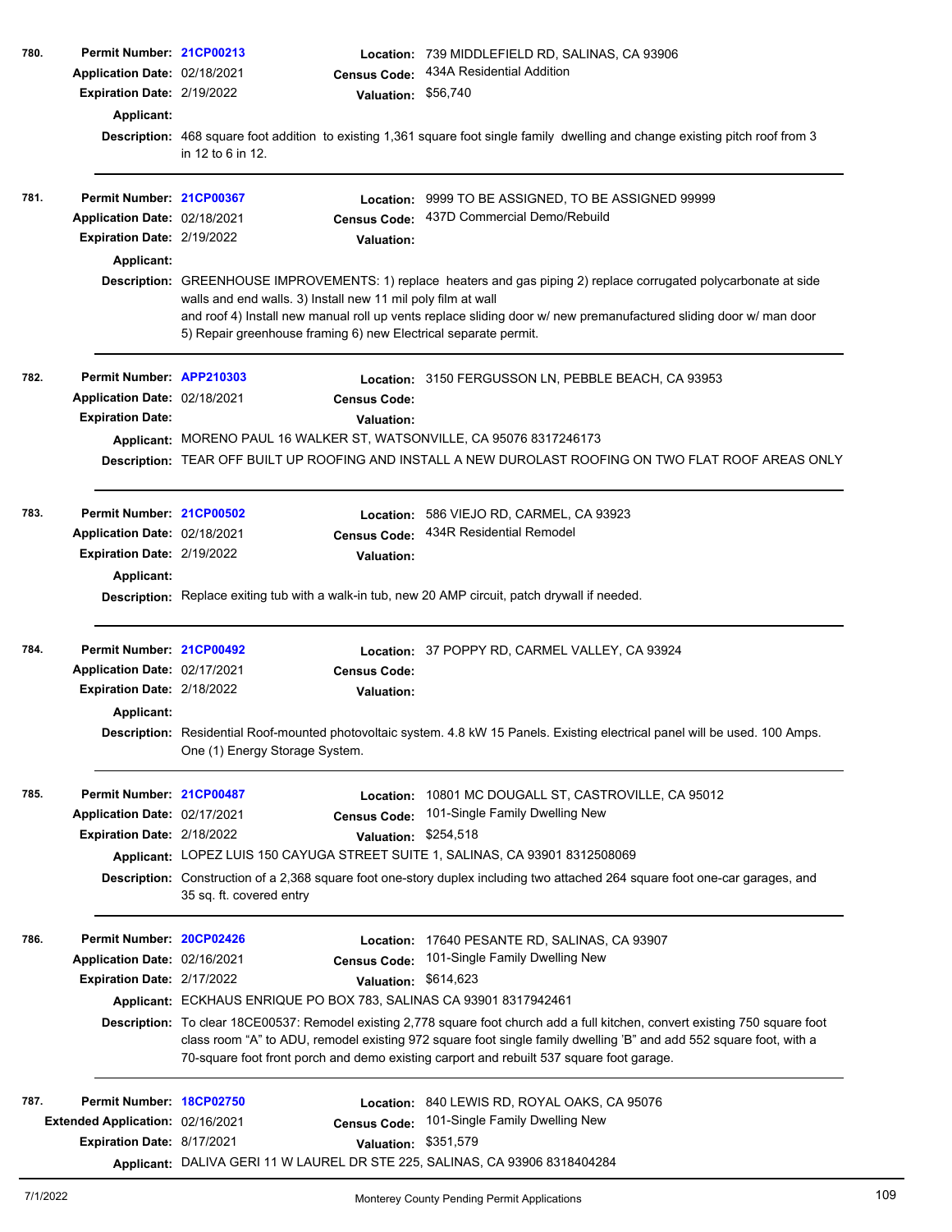**780.** **Permit Number:** 21CP00213 **Location:** 739 MIDDLEFIELD RD, SALINAS, CA 93906
**Application Date:** 02/18/2021 **Census Code:** 434A Residential Addition
**Expiration Date:** 2/19/2022 **Valuation:** $56,740
**Applicant:**
**Description:** 468 square foot addition to existing 1,361 square foot single family dwelling and change existing pitch roof from 3 in 12 to 6 in 12.

---

**781.** **Permit Number:** 21CP00367 **Location:** 9999 TO BE ASSIGNED, TO BE ASSIGNED 99999
**Application Date:** 02/18/2021 **Census Code:** 437D Commercial Demo/Rebuild
**Expiration Date:** 2/19/2022 **Valuation:**
**Applicant:**
**Description:** GREENHOUSE IMPROVEMENTS: 1) replace heaters and gas piping 2) replace corrugated polycarbonate at side walls and end walls. 3) Install new 11 mil poly film at wall and roof 4) Install new manual roll up vents replace sliding door w/ new premanufactured sliding door w/ man door 5) Repair greenhouse framing 6) new Electrical separate permit.

---

**782.** **Permit Number:** APP210303 **Location:** 3150 FERGUSSON LN, PEBBLE BEACH, CA 93953
**Application Date:** 02/18/2021 **Census Code:**
**Expiration Date:** **Valuation:**
**Applicant:** MORENO PAUL 16 WALKER ST, WATSONVILLE, CA 95076 8317246173
**Description:** TEAR OFF BUILT UP ROOFING AND INSTALL A NEW DUROLAST ROOFING ON TWO FLAT ROOF AREAS ONLY

---

**783.** **Permit Number:** 21CP00502 **Location:** 586 VIEJO RD, CARMEL, CA 93923
**Application Date:** 02/18/2021 **Census Code:** 434R Residential Remodel
**Expiration Date:** 2/19/2022 **Valuation:**
**Applicant:**
**Description:** Replace exiting tub with a walk-in tub, new 20 AMP circuit, patch drywall if needed.

---

**784.** **Permit Number:** 21CP00492 **Location:** 37 POPPY RD, CARMEL VALLEY, CA 93924
**Application Date:** 02/17/2021 **Census Code:**
**Expiration Date:** 2/18/2022 **Valuation:**
**Applicant:**
**Description:** Residential Roof-mounted photovoltaic system. 4.8 kW 15 Panels. Existing electrical panel will be used. 100 Amps. One (1) Energy Storage System.

---

**785.** **Permit Number:** 21CP00487 **Location:** 10801 MC DOUGALL ST, CASTROVILLE, CA 95012
**Application Date:** 02/17/2021 **Census Code:** 101-Single Family Dwelling New
**Expiration Date:** 2/18/2022 **Valuation:** $254,518
**Applicant:** LOPEZ LUIS 150 CAYUGA STREET SUITE 1, SALINAS, CA 93901 8312508069
**Description:** Construction of a 2,368 square foot one-story duplex including two attached 264 square foot one-car garages, and 35 sq. ft. covered entry

---

**786.** **Permit Number:** 20CP02426 **Location:** 17640 PESANTE RD, SALINAS, CA 93907
**Application Date:** 02/16/2021 **Census Code:** 101-Single Family Dwelling New
**Expiration Date:** 2/17/2022 **Valuation:** $614,623
**Applicant:** ECKHAUS ENRIQUE PO BOX 783, SALINAS CA 93901 8317942461
**Description:** To clear 18CE00537: Remodel existing 2,778 square foot church add a full kitchen, convert existing 750 square foot class room "A" to ADU, remodel existing 972 square foot single family dwelling 'B" and add 552 square foot, with a 70-square foot front porch and demo existing carport and rebuilt 537 square foot garage.

---

**787.** **Permit Number:** 18CP02750 **Location:** 840 LEWIS RD, ROYAL OAKS, CA 95076
**Extended Application:** 02/16/2021 **Census Code:** 101-Single Family Dwelling New
**Expiration Date:** 8/17/2021 **Valuation:** $351,579
**Applicant:** DALIVA GERI 11 W LAUREL DR STE 225, SALINAS, CA 93906 8318404284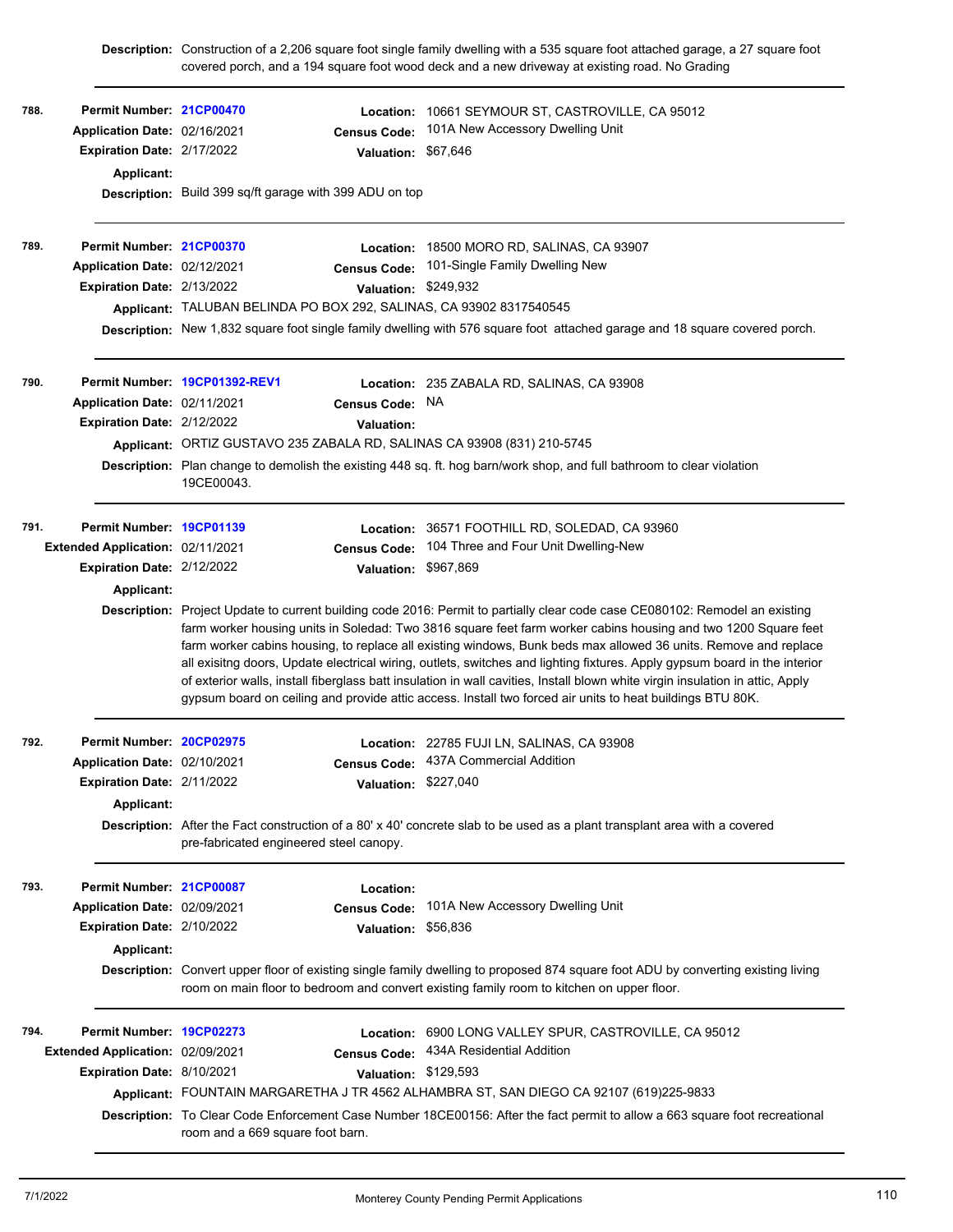**Description:** Construction of a 2,206 square foot single family dwelling with a 535 square foot attached garage, a 27 square foot covered porch, and a 194 square foot wood deck and a new driveway at existing road. No Grading

---

**788.**
**Permit Number:** 21CP00470
**Application Date:** 02/16/2021
**Expiration Date:** 2/17/2022
**Applicant:**
**Location:** 10661 SEYMOUR ST, CASTROVILLE, CA 95012
**Census Code:** 101A New Accessory Dwelling Unit
**Valuation:** $67,646
**Description:** Build 399 sq/ft garage with 399 ADU on top

---

**789.**
**Permit Number:** 21CP00370
**Application Date:** 02/12/2021
**Expiration Date:** 2/13/2022
**Location:** 18500 MORO RD, SALINAS, CA 93907
**Census Code:** 101-Single Family Dwelling New
**Valuation:** $249,932
**Applicant:** TALUBAN BELINDA PO BOX 292, SALINAS, CA 93902 8317540545
**Description:** New 1,832 square foot single family dwelling with 576 square foot attached garage and 18 square covered porch.

---

**790.**
**Permit Number:** 19CP01392-REV1
**Application Date:** 02/11/2021
**Expiration Date:** 2/12/2022
**Location:** 235 ZABALA RD, SALINAS, CA 93908
**Census Code:** NA
**Valuation:**
**Applicant:** ORTIZ GUSTAVO 235 ZABALA RD, SALINAS CA 93908 (831) 210-5745
**Description:** Plan change to demolish the existing 448 sq. ft. hog barn/work shop, and full bathroom to clear violation 19CE00043.

---

**791.**
**Permit Number:** 19CP01139
**Extended Application:** 02/11/2021
**Expiration Date:** 2/12/2022
**Applicant:**
**Location:** 36571 FOOTHILL RD, SOLEDAD, CA 93960
**Census Code:** 104 Three and Four Unit Dwelling-New
**Valuation:** $967,869
**Description:** Project Update to current building code 2016: Permit to partially clear code case CE080102: Remodel an existing farm worker housing units in Soledad: Two 3816 square feet farm worker cabins housing and two 1200 Square feet farm worker cabins housing, to replace all existing windows, Bunk beds max allowed 36 units. Remove and replace all exisitng doors, Update electrical wiring, outlets, switches and lighting fixtures. Apply gypsum board in the interior of exterior walls, install fiberglass batt insulation in wall cavities, Install blown white virgin insulation in attic, Apply gypsum board on ceiling and provide attic access. Install two forced air units to heat buildings BTU 80K.

---

**792.**
**Permit Number:** 20CP02975
**Application Date:** 02/10/2021
**Expiration Date:** 2/11/2022
**Applicant:**
**Location:** 22785 FUJI LN, SALINAS, CA 93908
**Census Code:** 437A Commercial Addition
**Valuation:** $227,040
**Description:** After the Fact construction of a 80' x 40' concrete slab to be used as a plant transplant area with a covered pre-fabricated engineered steel canopy.

---

**793.**
**Permit Number:** 21CP00087
**Application Date:** 02/09/2021
**Expiration Date:** 2/10/2022
**Applicant:**
**Location:**
**Census Code:** 101A New Accessory Dwelling Unit
**Valuation:** $56,836
**Description:** Convert upper floor of existing single family dwelling to proposed 874 square foot ADU by converting existing living room on main floor to bedroom and convert existing family room to kitchen on upper floor.

---

**794.**
**Permit Number:** 19CP02273
**Extended Application:** 02/09/2021
**Expiration Date:** 8/10/2021
**Location:** 6900 LONG VALLEY SPUR, CASTROVILLE, CA 95012
**Census Code:** 434A Residential Addition
**Valuation:** $129,593
**Applicant:** FOUNTAIN MARGARETHA J TR 4562 ALHAMBRA ST, SAN DIEGO CA 92107 (619)225-9833
**Description:** To Clear Code Enforcement Case Number 18CE00156: After the fact permit to allow a 663 square foot recreational room and a 669 square foot barn.

---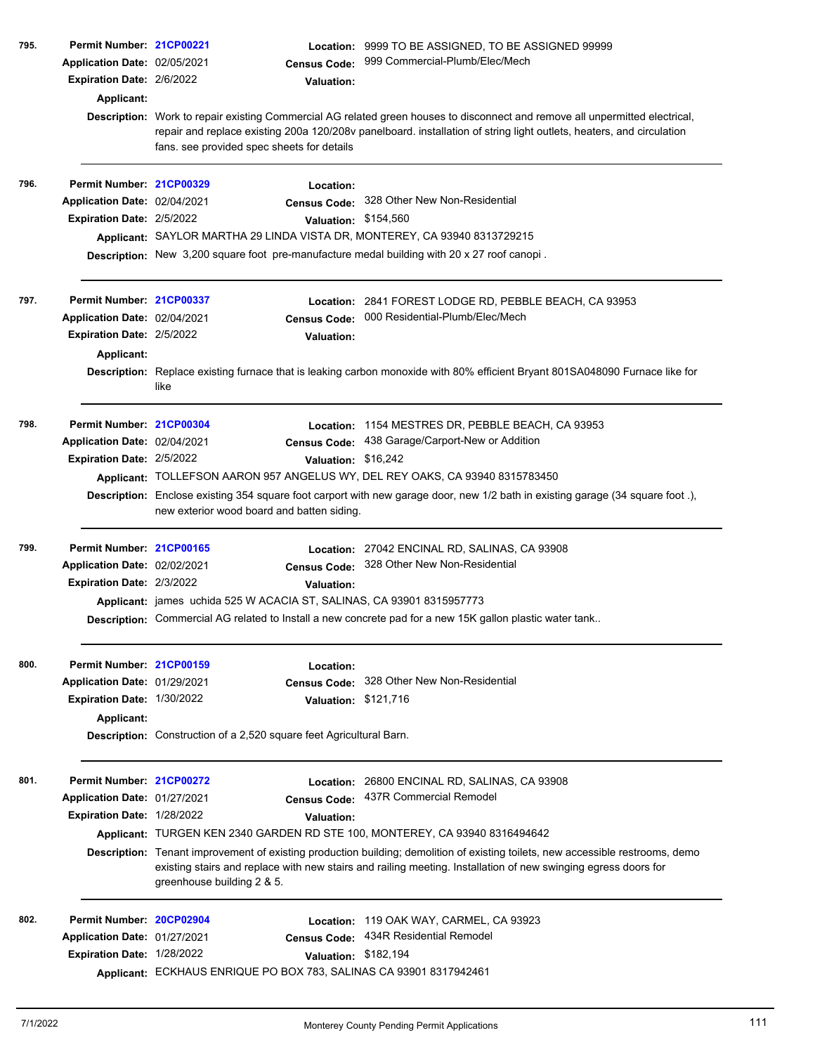**795.** **Permit Number:** 21CP00221 **Location:** 9999 TO BE ASSIGNED, TO BE ASSIGNED 99999
**Application Date:** 02/05/2021 **Census Code:** 999 Commercial-Plumb/Elec/Mech
**Expiration Date:** 2/6/2022 **Valuation:**
**Applicant:**
**Description:** Work to repair existing Commercial AG related green houses to disconnect and remove all unpermitted electrical, repair and replace existing 200a 120/208v panelboard. installation of string light outlets, heaters, and circulation fans. see provided spec sheets for details

---

**796.** **Permit Number:** 21CP00329 **Location:**
**Application Date:** 02/04/2021 **Census Code:** 328 Other New Non-Residential
**Expiration Date:** 2/5/2022 **Valuation:** $154,560
**Applicant:** SAYLOR MARTHA 29 LINDA VISTA DR, MONTEREY, CA 93940 8313729215
**Description:** New 3,200 square foot pre-manufacture medal building with 20 x 27 roof canopi .

---

**797.** **Permit Number:** 21CP00337 **Location:** 2841 FOREST LODGE RD, PEBBLE BEACH, CA 93953
**Application Date:** 02/04/2021 **Census Code:** 000 Residential-Plumb/Elec/Mech
**Expiration Date:** 2/5/2022 **Valuation:**
**Applicant:**
**Description:** Replace existing furnace that is leaking carbon monoxide with 80% efficient Bryant 801SA048090 Furnace like for like

---

**798.** **Permit Number:** 21CP00304 **Location:** 1154 MESTRES DR, PEBBLE BEACH, CA 93953
**Application Date:** 02/04/2021 **Census Code:** 438 Garage/Carport-New or Addition
**Expiration Date:** 2/5/2022 **Valuation:** $16,242
**Applicant:** TOLLEFSON AARON 957 ANGELUS WY, DEL REY OAKS, CA 93940 8315783450
**Description:** Enclose existing 354 square foot carport with new garage door, new 1/2 bath in existing garage (34 square foot .), new exterior wood board and batten siding.

---

**799.** **Permit Number:** 21CP00165 **Location:** 27042 ENCINAL RD, SALINAS, CA 93908
**Application Date:** 02/02/2021 **Census Code:** 328 Other New Non-Residential
**Expiration Date:** 2/3/2022 **Valuation:**
**Applicant:** james uchida 525 W ACACIA ST, SALINAS, CA 93901 8315957773
**Description:** Commercial AG related to Install a new concrete pad for a new 15K gallon plastic water tank..

---

**800.** **Permit Number:** 21CP00159 **Location:**
**Application Date:** 01/29/2021 **Census Code:** 328 Other New Non-Residential
**Expiration Date:** 1/30/2022 **Valuation:** $121,716
**Applicant:**
**Description:** Construction of a 2,520 square feet Agricultural Barn.

---

**801.** **Permit Number:** 21CP00272 **Location:** 26800 ENCINAL RD, SALINAS, CA 93908
**Application Date:** 01/27/2021 **Census Code:** 437R Commercial Remodel
**Expiration Date:** 1/28/2022 **Valuation:**
**Applicant:** TURGEN KEN 2340 GARDEN RD STE 100, MONTEREY, CA 93940 8316494642
**Description:** Tenant improvement of existing production building; demolition of existing toilets, new accessible restrooms, demo existing stairs and replace with new stairs and railing meeting. Installation of new swinging egress doors for greenhouse building 2 & 5.

---

**802.** **Permit Number:** 20CP02904 **Location:** 119 OAK WAY, CARMEL, CA 93923
**Application Date:** 01/27/2021 **Census Code:** 434R Residential Remodel
**Expiration Date:** 1/28/2022 **Valuation:** $182,194
**Applicant:** ECKHAUS ENRIQUE PO BOX 783, SALINAS CA 93901 8317942461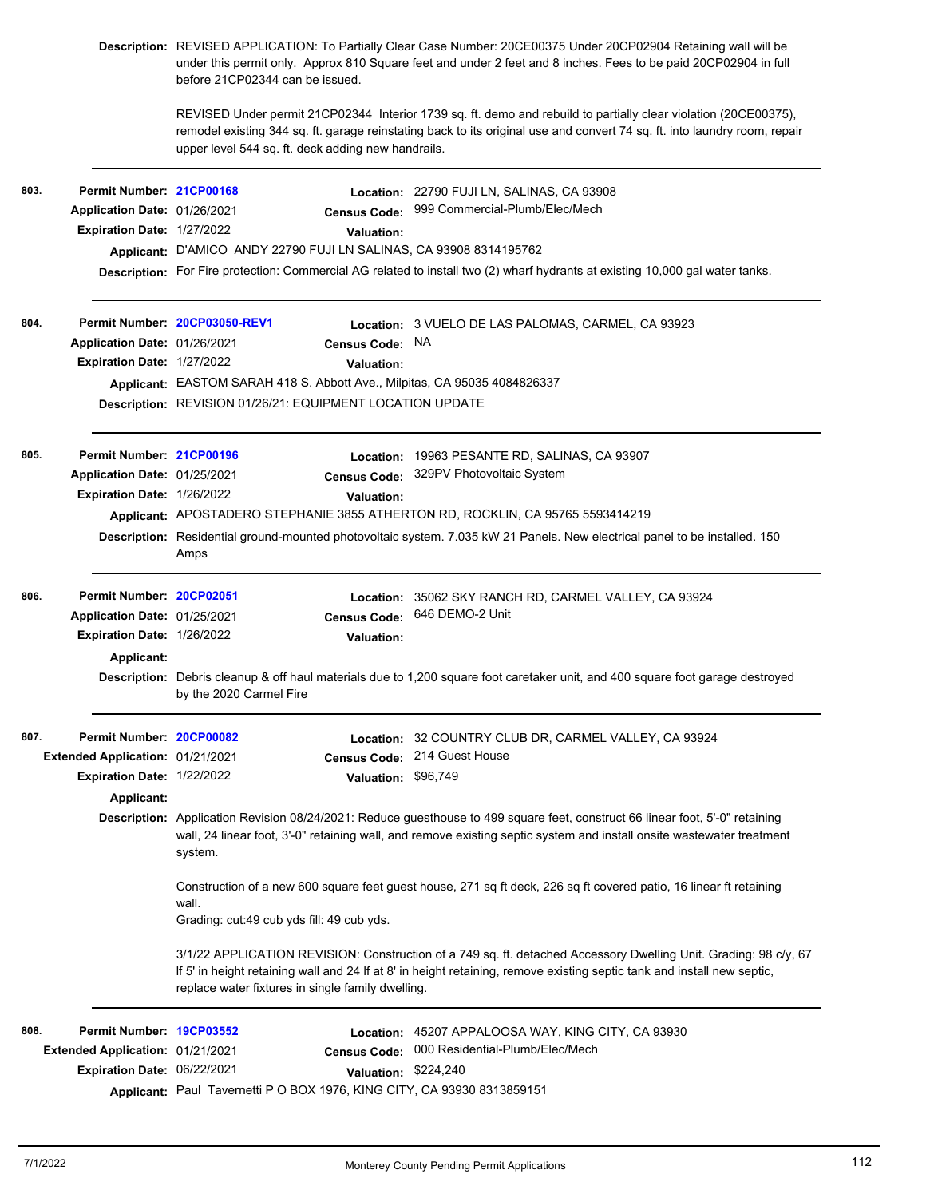**Description:** REVISED APPLICATION: To Partially Clear Case Number: 20CE00375 Under 20CP02904 Retaining wall will be under this permit only. Approx 810 Square feet and under 2 feet and 8 inches. Fees to be paid 20CP02904 in full before 21CP02344 can be issued.

REVISED Under permit 21CP02344 Interior 1739 sq. ft. demo and rebuild to partially clear violation (20CE00375), remodel existing 344 sq. ft. garage reinstating back to its original use and convert 74 sq. ft. into laundry room, repair upper level 544 sq. ft. deck adding new handrails.

---

**803.**

**Permit Number:** 21CP00168
**Location:** 22790 FUJI LN, SALINAS, CA 93908
**Application Date:** 01/26/2021
**Census Code:** 999 Commercial-Plumb/Elec/Mech
**Expiration Date:** 1/27/2022
**Valuation:**
**Applicant:** D'AMICO ANDY 22790 FUJI LN SALINAS, CA 93908 8314195762
**Description:** For Fire protection: Commercial AG related to install two (2) wharf hydrants at existing 10,000 gal water tanks.

---

**804.**

**Permit Number:** 20CP03050-REV1
**Location:** 3 VUELO DE LAS PALOMAS, CARMEL, CA 93923
**Application Date:** 01/26/2021
**Census Code:** NA
**Expiration Date:** 1/27/2022
**Valuation:**
**Applicant:** EASTOM SARAH 418 S. Abbott Ave., Milpitas, CA 95035 4084826337
**Description:** REVISION 01/26/21: EQUIPMENT LOCATION UPDATE

---

**805.**

**Permit Number:** 21CP00196
**Location:** 19963 PESANTE RD, SALINAS, CA 93907
**Application Date:** 01/25/2021
**Census Code:** 329PV Photovoltaic System
**Expiration Date:** 1/26/2022
**Valuation:**
**Applicant:** APOSTADERO STEPHANIE 3855 ATHERTON RD, ROCKLIN, CA 95765 5593414219
**Description:** Residential ground-mounted photovoltaic system. 7.035 kW 21 Panels. New electrical panel to be installed. 150 Amps

---

**806.**

**Permit Number:** 20CP02051
**Location:** 35062 SKY RANCH RD, CARMEL VALLEY, CA 93924
**Application Date:** 01/25/2021
**Census Code:** 646 DEMO-2 Unit
**Expiration Date:** 1/26/2022
**Valuation:**
**Applicant:**
**Description:** Debris cleanup & off haul materials due to 1,200 square foot caretaker unit, and 400 square foot garage destroyed by the 2020 Carmel Fire

---

**807.**

**Permit Number:** 20CP00082
**Location:** 32 COUNTRY CLUB DR, CARMEL VALLEY, CA 93924
**Extended Application:** 01/21/2021
**Census Code:** 214 Guest House
**Expiration Date:** 1/22/2022
**Valuation:** $96,749
**Applicant:**
**Description:** Application Revision 08/24/2021: Reduce guesthouse to 499 square feet, construct 66 linear foot, 5'-0" retaining wall, 24 linear foot, 3'-0" retaining wall, and remove existing septic system and install onsite wastewater treatment system.

Construction of a new 600 square feet guest house, 271 sq ft deck, 226 sq ft covered patio, 16 linear ft retaining wall.
Grading: cut:49 cub yds fill: 49 cub yds.

3/1/22 APPLICATION REVISION: Construction of a 749 sq. ft. detached Accessory Dwelling Unit. Grading: 98 c/y, 67 lf 5' in height retaining wall and 24 lf at 8' in height retaining, remove existing septic tank and install new septic, replace water fixtures in single family dwelling.

---

**808.**

**Permit Number:** 19CP03552
**Location:** 45207 APPALOOSA WAY, KING CITY, CA 93930
**Extended Application:** 01/21/2021
**Census Code:** 000 Residential-Plumb/Elec/Mech
**Expiration Date:** 06/22/2021
**Valuation:** $224,240
**Applicant:** Paul Tavernetti P O BOX 1976, KING CITY, CA 93930 8313859151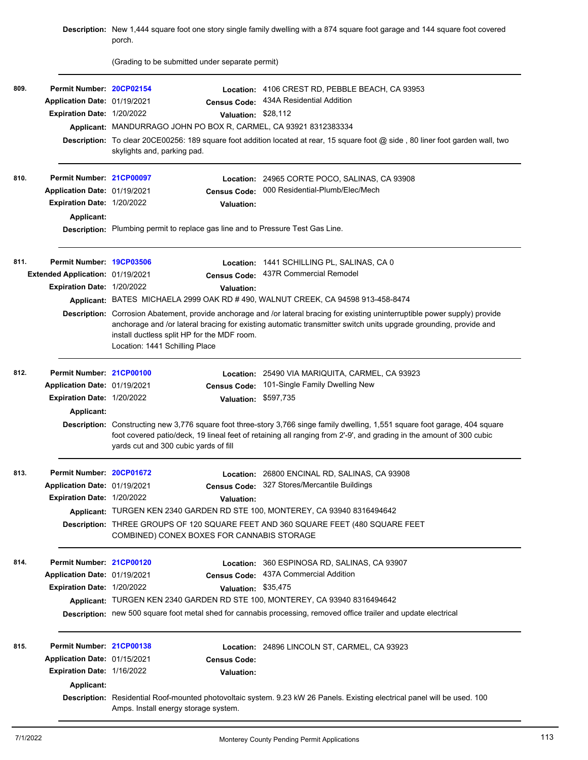**Description:** New 1,444 square foot one story single family dwelling with a 874 square foot garage and 144 square foot covered porch.

(Grading to be submitted under separate permit)

---

**809.** **Permit Number:** 20CP02154 **Location:** 4106 CREST RD, PEBBLE BEACH, CA 93953
**Application Date:** 01/19/2021 **Census Code:** 434A Residential Addition
**Expiration Date:** 1/20/2022 **Valuation:** $28,112
**Applicant:** MANDURRAGO JOHN PO BOX R, CARMEL, CA 93921 8312383334
**Description:** To clear 20CE00256: 189 square foot addition located at rear, 15 square foot @ side , 80 liner foot garden wall, two skylights and, parking pad.

---

**810.** **Permit Number:** 21CP00097 **Location:** 24965 CORTE POCO, SALINAS, CA 93908
**Application Date:** 01/19/2021 **Census Code:** 000 Residential-Plumb/Elec/Mech
**Expiration Date:** 1/20/2022 **Valuation:**
**Applicant:**
**Description:** Plumbing permit to replace gas line and to Pressure Test Gas Line.

---

**811.** **Permit Number:** 19CP03506 **Location:** 1441 SCHILLING PL, SALINAS, CA 0
**Extended Application:** 01/19/2021 **Census Code:** 437R Commercial Remodel
**Expiration Date:** 1/20/2022 **Valuation:**
**Applicant:** BATES MICHAELA 2999 OAK RD # 490, WALNUT CREEK, CA 94598 913-458-8474
**Description:** Corrosion Abatement, provide anchorage and /or lateral bracing for existing uninterruptible power supply) provide anchorage and /or lateral bracing for existing automatic transmitter switch units upgrade grounding, provide and install ductless split HP for the MDF room.
Location: 1441 Schilling Place

---

**812.** **Permit Number:** 21CP00100 **Location:** 25490 VIA MARIQUITA, CARMEL, CA 93923
**Application Date:** 01/19/2021 **Census Code:** 101-Single Family Dwelling New
**Expiration Date:** 1/20/2022 **Valuation:** $597,735
**Applicant:**
**Description:** Constructing new 3,776 square foot three-story 3,766 singe family dwelling, 1,551 square foot garage, 404 square foot covered patio/deck, 19 lineal feet of retaining all ranging from 2'-9', and grading in the amount of 300 cubic yards cut and 300 cubic yards of fill

---

**813.** **Permit Number:** 20CP01672 **Location:** 26800 ENCINAL RD, SALINAS, CA 93908
**Application Date:** 01/19/2021 **Census Code:** 327 Stores/Mercantile Buildings
**Expiration Date:** 1/20/2022 **Valuation:**
**Applicant:** TURGEN KEN 2340 GARDEN RD STE 100, MONTEREY, CA 93940 8316494642
**Description:** THREE GROUPS OF 120 SQUARE FEET AND 360 SQUARE FEET (480 SQUARE FEET COMBINED) CONEX BOXES FOR CANNABIS STORAGE

---

**814.** **Permit Number:** 21CP00120 **Location:** 360 ESPINOSA RD, SALINAS, CA 93907
**Application Date:** 01/19/2021 **Census Code:** 437A Commercial Addition
**Expiration Date:** 1/20/2022 **Valuation:** $35,475
**Applicant:** TURGEN KEN 2340 GARDEN RD STE 100, MONTEREY, CA 93940 8316494642
**Description:** new 500 square foot metal shed for cannabis processing, removed office trailer and update electrical

---

**815.** **Permit Number:** 21CP00138 **Location:** 24896 LINCOLN ST, CARMEL, CA 93923
**Application Date:** 01/15/2021 **Census Code:**
**Expiration Date:** 1/16/2022 **Valuation:**
**Applicant:**
**Description:** Residential Roof-mounted photovoltaic system. 9.23 kW 26 Panels. Existing electrical panel will be used. 100 Amps. Install energy storage system.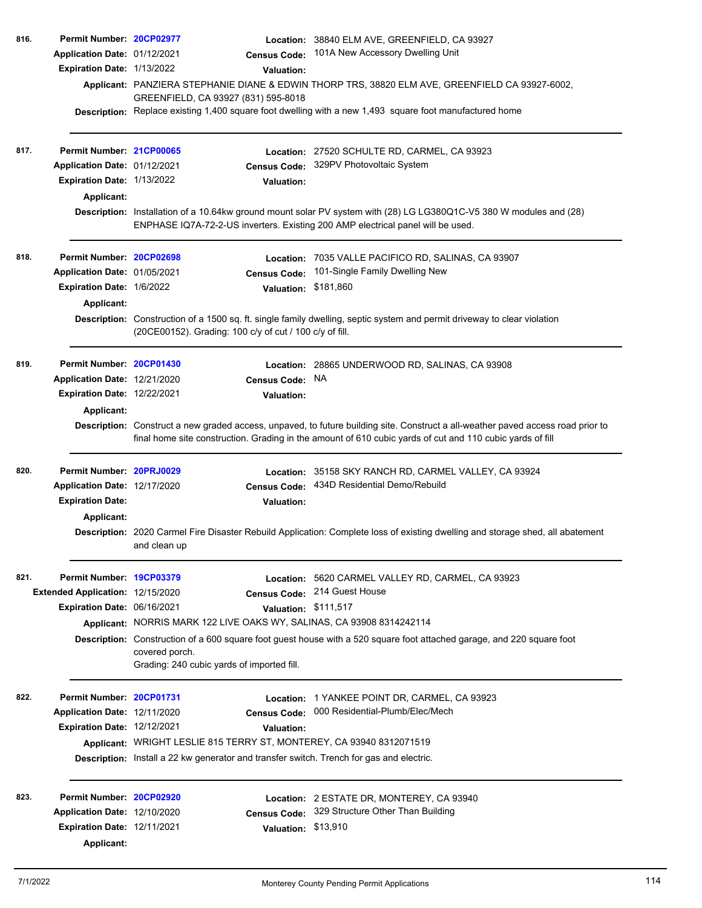**816.** **Permit Number:** 20CP02977 **Location:** 38840 ELM AVE, GREENFIELD, CA 93927
**Application Date:** 01/12/2021 **Census Code:** 101A New Accessory Dwelling Unit
**Expiration Date:** 1/13/2022 **Valuation:**
**Applicant:** PANZIERA STEPHANIE DIANE & EDWIN THORP TRS, 38820 ELM AVE, GREENFIELD CA 93927-6002, GREENFIELD, CA 93927 (831) 595-8018
**Description:** Replace existing 1,400 square foot dwelling with a new 1,493 square foot manufactured home

---

**817.** **Permit Number:** 21CP00065 **Location:** 27520 SCHULTE RD, CARMEL, CA 93923
**Application Date:** 01/12/2021 **Census Code:** 329PV Photovoltaic System
**Expiration Date:** 1/13/2022 **Valuation:**
**Applicant:**
**Description:** Installation of a 10.64kw ground mount solar PV system with (28) LG LG380Q1C-V5 380 W modules and (28) ENPHASE IQ7A-72-2-US inverters. Existing 200 AMP electrical panel will be used.

---

**818.** **Permit Number:** 20CP02698 **Location:** 7035 VALLE PACIFICO RD, SALINAS, CA 93907
**Application Date:** 01/05/2021 **Census Code:** 101-Single Family Dwelling New
**Expiration Date:** 1/6/2022 **Valuation:** $181,860
**Applicant:**
**Description:** Construction of a 1500 sq. ft. single family dwelling, septic system and permit driveway to clear violation (20CE00152). Grading: 100 c/y of cut / 100 c/y of fill.

---

**819.** **Permit Number:** 20CP01430 **Location:** 28865 UNDERWOOD RD, SALINAS, CA 93908
**Application Date:** 12/21/2020 **Census Code:** NA
**Expiration Date:** 12/22/2021 **Valuation:**
**Applicant:**
**Description:** Construct a new graded access, unpaved, to future building site. Construct a all-weather paved access road prior to final home site construction. Grading in the amount of 610 cubic yards of cut and 110 cubic yards of fill

---

**820.** **Permit Number:** 20PRJ0029 **Location:** 35158 SKY RANCH RD, CARMEL VALLEY, CA 93924
**Application Date:** 12/17/2020 **Census Code:** 434D Residential Demo/Rebuild
**Expiration Date:** **Valuation:**
**Applicant:**
**Description:** 2020 Carmel Fire Disaster Rebuild Application: Complete loss of existing dwelling and storage shed, all abatement and clean up

---

**821.** **Permit Number:** 19CP03379 **Location:** 5620 CARMEL VALLEY RD, CARMEL, CA 93923
**Extended Application:** 12/15/2020 **Census Code:** 214 Guest House
**Expiration Date:** 06/16/2021 **Valuation:** $111,517
**Applicant:** NORRIS MARK 122 LIVE OAKS WY, SALINAS, CA 93908 8314242114
**Description:** Construction of a 600 square foot guest house with a 520 square foot attached garage, and 220 square foot covered porch.
Grading: 240 cubic yards of imported fill.

---

**822.** **Permit Number:** 20CP01731 **Location:** 1 YANKEE POINT DR, CARMEL, CA 93923
**Application Date:** 12/11/2020 **Census Code:** 000 Residential-Plumb/Elec/Mech
**Expiration Date:** 12/12/2021 **Valuation:**
**Applicant:** WRIGHT LESLIE 815 TERRY ST, MONTEREY, CA 93940 8312071519
**Description:** Install a 22 kw generator and transfer switch. Trench for gas and electric.

---

**823.** **Permit Number:** 20CP02920 **Location:** 2 ESTATE DR, MONTEREY, CA 93940
**Application Date:** 12/10/2020 **Census Code:** 329 Structure Other Than Building
**Expiration Date:** 12/11/2021 **Valuation:** $13,910
**Applicant:**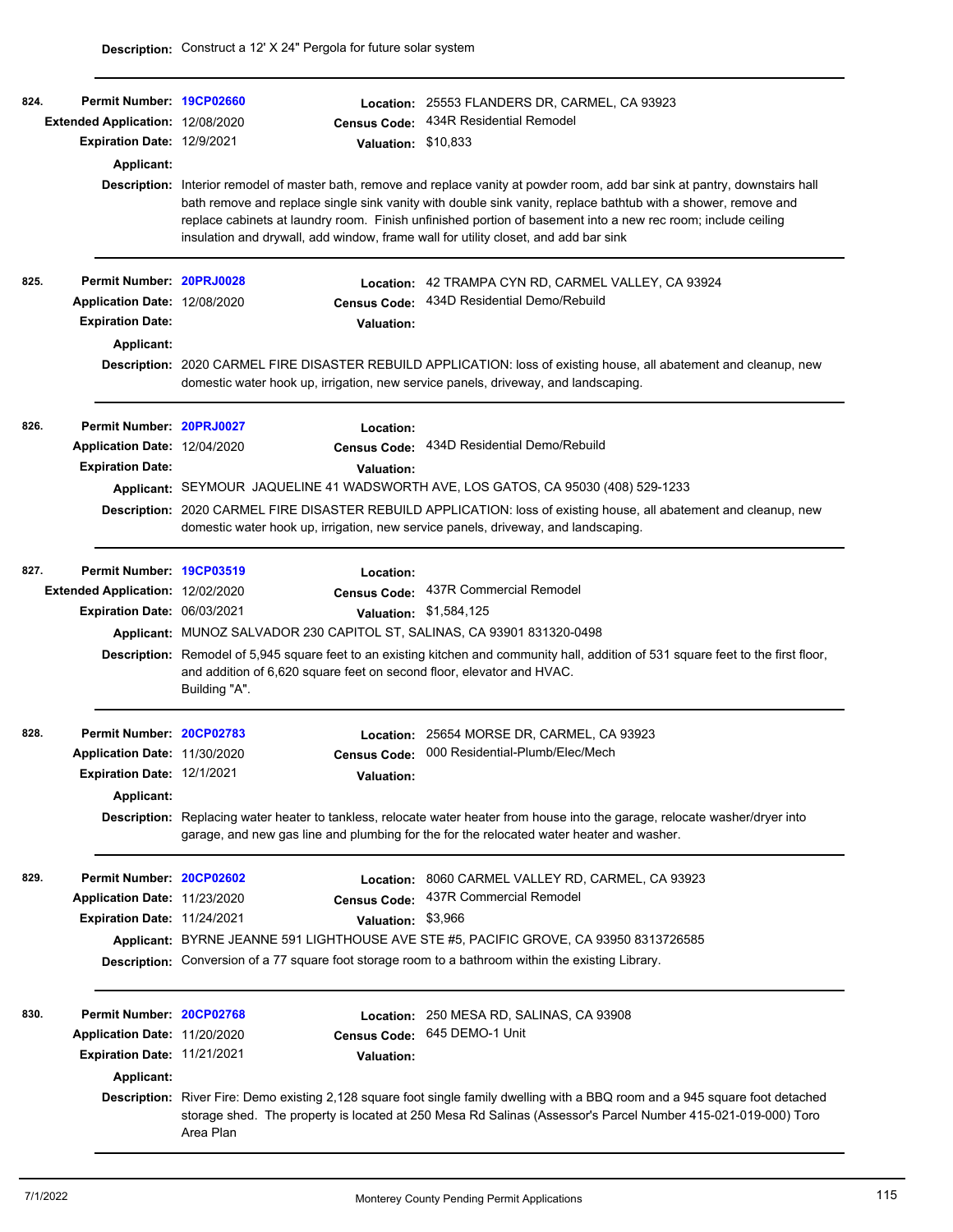**Description:** Construct a 12' X 24" Pergola for future solar system

---

**824.** **Permit Number:** 19CP02660
**Extended Application:** 12/08/2020
**Expiration Date:** 12/9/2021
**Applicant:**
**Location:** 25553 FLANDERS DR, CARMEL, CA 93923
**Census Code:** 434R Residential Remodel
**Valuation:** $10,833
**Description:** Interior remodel of master bath, remove and replace vanity at powder room, add bar sink at pantry, downstairs hall bath remove and replace single sink vanity with double sink vanity, replace bathtub with a shower, remove and replace cabinets at laundry room. Finish unfinished portion of basement into a new rec room; include ceiling insulation and drywall, add window, frame wall for utility closet, and add bar sink

---

**825.** **Permit Number:** 20PRJ0028
**Application Date:** 12/08/2020
**Expiration Date:**
**Applicant:**
**Location:** 42 TRAMPA CYN RD, CARMEL VALLEY, CA 93924
**Census Code:** 434D Residential Demo/Rebuild
**Valuation:**
**Description:** 2020 CARMEL FIRE DISASTER REBUILD APPLICATION: loss of existing house, all abatement and cleanup, new domestic water hook up, irrigation, new service panels, driveway, and landscaping.

---

**826.** **Permit Number:** 20PRJ0027
**Application Date:** 12/04/2020
**Expiration Date:**
**Applicant:** SEYMOUR JAQUELINE 41 WADSWORTH AVE, LOS GATOS, CA 95030 (408) 529-1233
**Location:**
**Census Code:** 434D Residential Demo/Rebuild
**Valuation:**
**Description:** 2020 CARMEL FIRE DISASTER REBUILD APPLICATION: loss of existing house, all abatement and cleanup, new domestic water hook up, irrigation, new service panels, driveway, and landscaping.

---

**827.** **Permit Number:** 19CP03519
**Extended Application:** 12/02/2020
**Expiration Date:** 06/03/2021
**Applicant:** MUNOZ SALVADOR 230 CAPITOL ST, SALINAS, CA 93901 831320-0498
**Location:**
**Census Code:** 437R Commercial Remodel
**Valuation:** $1,584,125
**Description:** Remodel of 5,945 square feet to an existing kitchen and community hall, addition of 531 square feet to the first floor, and addition of 6,620 square feet on second floor, elevator and HVAC.
Building "A".

---

**828.** **Permit Number:** 20CP02783
**Application Date:** 11/30/2020
**Expiration Date:** 12/1/2021
**Applicant:**
**Location:** 25654 MORSE DR, CARMEL, CA 93923
**Census Code:** 000 Residential-Plumb/Elec/Mech
**Valuation:**
**Description:** Replacing water heater to tankless, relocate water heater from house into the garage, relocate washer/dryer into garage, and new gas line and plumbing for the for the relocated water heater and washer.

---

**829.** **Permit Number:** 20CP02602
**Application Date:** 11/23/2020
**Expiration Date:** 11/24/2021
**Applicant:** BYRNE JEANNE 591 LIGHTHOUSE AVE STE #5, PACIFIC GROVE, CA 93950 8313726585
**Location:** 8060 CARMEL VALLEY RD, CARMEL, CA 93923
**Census Code:** 437R Commercial Remodel
**Valuation:** $3,966
**Description:** Conversion of a 77 square foot storage room to a bathroom within the existing Library.

---

**830.** **Permit Number:** 20CP02768
**Application Date:** 11/20/2020
**Expiration Date:** 11/21/2021
**Applicant:**
**Location:** 250 MESA RD, SALINAS, CA 93908
**Census Code:** 645 DEMO-1 Unit
**Valuation:**
**Description:** River Fire: Demo existing 2,128 square foot single family dwelling with a BBQ room and a 945 square foot detached storage shed. The property is located at 250 Mesa Rd Salinas (Assessor's Parcel Number 415-021-019-000) Toro Area Plan

---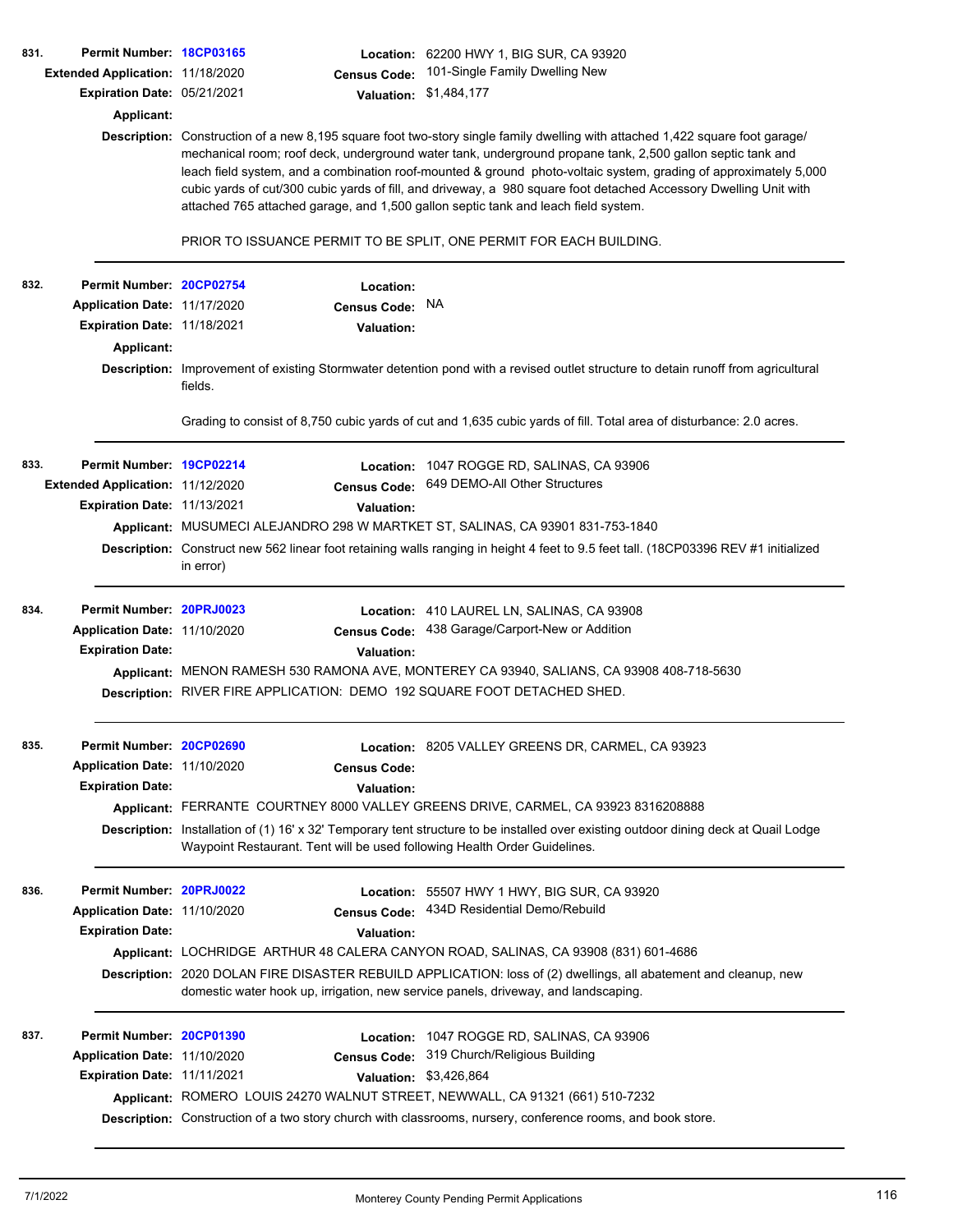**831.** **Permit Number:** 18CP03165 **Location:** 62200 HWY 1, BIG SUR, CA 93920
**Extended Application:** 11/18/2020 **Census Code:** 101-Single Family Dwelling New
**Expiration Date:** 05/21/2021 **Valuation:** $1,484,177
**Applicant:**
**Description:** Construction of a new 8,195 square foot two-story single family dwelling with attached 1,422 square foot garage/ mechanical room; roof deck, underground water tank, underground propane tank, 2,500 gallon septic tank and leach field system, and a combination roof-mounted & ground photo-voltaic system, grading of approximately 5,000 cubic yards of cut/300 cubic yards of fill, and driveway, a 980 square foot detached Accessory Dwelling Unit with attached 765 attached garage, and 1,500 gallon septic tank and leach field system.

PRIOR TO ISSUANCE PERMIT TO BE SPLIT, ONE PERMIT FOR EACH BUILDING.

---

**832.** **Permit Number:** 20CP02754 **Location:**
**Application Date:** 11/17/2020 **Census Code:** NA
**Expiration Date:** 11/18/2021 **Valuation:**
**Applicant:**
**Description:** Improvement of existing Stormwater detention pond with a revised outlet structure to detain runoff from agricultural fields.

Grading to consist of 8,750 cubic yards of cut and 1,635 cubic yards of fill. Total area of disturbance: 2.0 acres.

---

**833.** **Permit Number:** 19CP02214 **Location:** 1047 ROGGE RD, SALINAS, CA 93906
**Extended Application:** 11/12/2020 **Census Code:** 649 DEMO-All Other Structures
**Expiration Date:** 11/13/2021 **Valuation:**
**Applicant:** MUSUMECI ALEJANDRO 298 W MARTKET ST, SALINAS, CA 93901 831-753-1840
**Description:** Construct new 562 linear foot retaining walls ranging in height 4 feet to 9.5 feet tall. (18CP03396 REV #1 initialized in error)

---

**834.** **Permit Number:** 20PRJ0023 **Location:** 410 LAUREL LN, SALINAS, CA 93908
**Application Date:** 11/10/2020 **Census Code:** 438 Garage/Carport-New or Addition
**Expiration Date:** **Valuation:**
**Applicant:** MENON RAMESH 530 RAMONA AVE, MONTEREY CA 93940, SALIANS, CA 93908 408-718-5630
**Description:** RIVER FIRE APPLICATION: DEMO 192 SQUARE FOOT DETACHED SHED.

---

**835.** **Permit Number:** 20CP02690 **Location:** 8205 VALLEY GREENS DR, CARMEL, CA 93923
**Application Date:** 11/10/2020 **Census Code:**
**Expiration Date:** **Valuation:**
**Applicant:** FERRANTE COURTNEY 8000 VALLEY GREENS DRIVE, CARMEL, CA 93923 8316208888
**Description:** Installation of (1) 16' x 32' Temporary tent structure to be installed over existing outdoor dining deck at Quail Lodge Waypoint Restaurant. Tent will be used following Health Order Guidelines.

---

**836.** **Permit Number:** 20PRJ0022 **Location:** 55507 HWY 1 HWY, BIG SUR, CA 93920
**Application Date:** 11/10/2020 **Census Code:** 434D Residential Demo/Rebuild
**Expiration Date:** **Valuation:**
**Applicant:** LOCHRIDGE ARTHUR 48 CALERA CANYON ROAD, SALINAS, CA 93908 (831) 601-4686
**Description:** 2020 DOLAN FIRE DISASTER REBUILD APPLICATION: loss of (2) dwellings, all abatement and cleanup, new domestic water hook up, irrigation, new service panels, driveway, and landscaping.

---

**837.** **Permit Number:** 20CP01390 **Location:** 1047 ROGGE RD, SALINAS, CA 93906
**Application Date:** 11/10/2020 **Census Code:** 319 Church/Religious Building
**Expiration Date:** 11/11/2021 **Valuation:** $3,426,864
**Applicant:** ROMERO LOUIS 24270 WALNUT STREET, NEWWALL, CA 91321 (661) 510-7232
**Description:** Construction of a two story church with classrooms, nursery, conference rooms, and book store.

---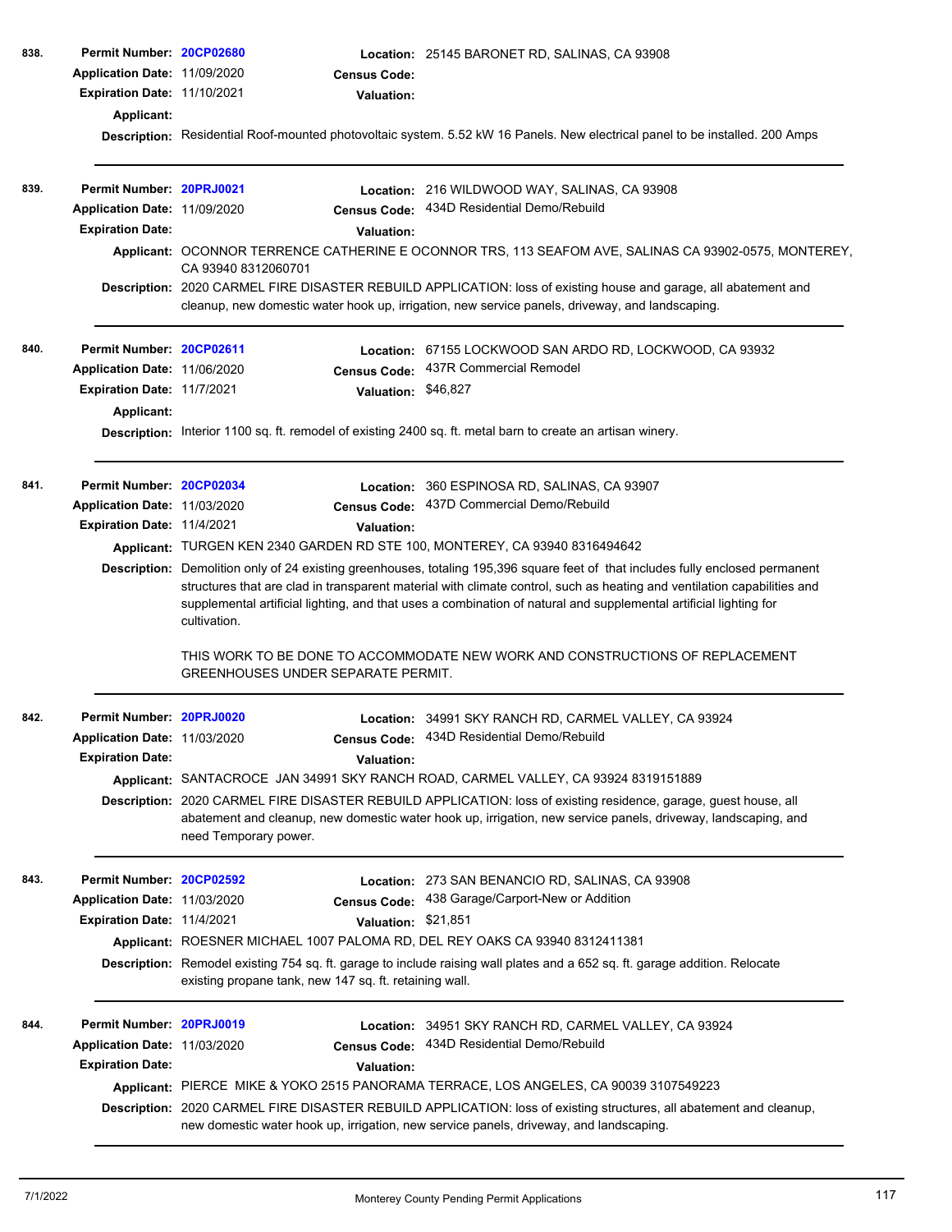**838.** **Permit Number:** 20CP02680 **Location:** 25145 BARONET RD, SALINAS, CA 93908
**Application Date:** 11/09/2020 **Census Code:**
**Expiration Date:** 11/10/2021 **Valuation:**
**Applicant:**
**Description:** Residential Roof-mounted photovoltaic system. 5.52 kW 16 Panels. New electrical panel to be installed. 200 Amps

---

**839.** **Permit Number:** 20PRJ0021 **Location:** 216 WILDWOOD WAY, SALINAS, CA 93908
**Application Date:** 11/09/2020 **Census Code:** 434D Residential Demo/Rebuild
**Expiration Date:** **Valuation:**
**Applicant:** OCONNOR TERRENCE CATHERINE E OCONNOR TRS, 113 SEAFOM AVE, SALINAS CA 93902-0575, MONTEREY, CA 93940 8312060701
**Description:** 2020 CARMEL FIRE DISASTER REBUILD APPLICATION: loss of existing house and garage, all abatement and cleanup, new domestic water hook up, irrigation, new service panels, driveway, and landscaping.

---

**840.** **Permit Number:** 20CP02611 **Location:** 67155 LOCKWOOD SAN ARDO RD, LOCKWOOD, CA 93932
**Application Date:** 11/06/2020 **Census Code:** 437R Commercial Remodel
**Expiration Date:** 11/7/2021 **Valuation:** $46,827
**Applicant:**
**Description:** Interior 1100 sq. ft. remodel of existing 2400 sq. ft. metal barn to create an artisan winery.

---

**841.** **Permit Number:** 20CP02034 **Location:** 360 ESPINOSA RD, SALINAS, CA 93907
**Application Date:** 11/03/2020 **Census Code:** 437D Commercial Demo/Rebuild
**Expiration Date:** 11/4/2021 **Valuation:**
**Applicant:** TURGEN KEN 2340 GARDEN RD STE 100, MONTEREY, CA 93940 8316494642
**Description:** Demolition only of 24 existing greenhouses, totaling 195,396 square feet of that includes fully enclosed permanent structures that are clad in transparent material with climate control, such as heating and ventilation capabilities and supplemental artificial lighting, and that uses a combination of natural and supplemental artificial lighting for cultivation.

THIS WORK TO BE DONE TO ACCOMMODATE NEW WORK AND CONSTRUCTIONS OF REPLACEMENT GREENHOUSES UNDER SEPARATE PERMIT.

---

**842.** **Permit Number:** 20PRJ0020 **Location:** 34991 SKY RANCH RD, CARMEL VALLEY, CA 93924
**Application Date:** 11/03/2020 **Census Code:** 434D Residential Demo/Rebuild
**Expiration Date:** **Valuation:**
**Applicant:** SANTACROCE JAN 34991 SKY RANCH ROAD, CARMEL VALLEY, CA 93924 8319151889
**Description:** 2020 CARMEL FIRE DISASTER REBUILD APPLICATION: loss of existing residence, garage, guest house, all abatement and cleanup, new domestic water hook up, irrigation, new service panels, driveway, landscaping, and need Temporary power.

---

**843.** **Permit Number:** 20CP02592 **Location:** 273 SAN BENANCIO RD, SALINAS, CA 93908
**Application Date:** 11/03/2020 **Census Code:** 438 Garage/Carport-New or Addition
**Expiration Date:** 11/4/2021 **Valuation:** $21,851
**Applicant:** ROESNER MICHAEL 1007 PALOMA RD, DEL REY OAKS CA 93940 8312411381
**Description:** Remodel existing 754 sq. ft. garage to include raising wall plates and a 652 sq. ft. garage addition. Relocate existing propane tank, new 147 sq. ft. retaining wall.

---

**844.** **Permit Number:** 20PRJ0019 **Location:** 34951 SKY RANCH RD, CARMEL VALLEY, CA 93924
**Application Date:** 11/03/2020 **Census Code:** 434D Residential Demo/Rebuild
**Expiration Date:** **Valuation:**
**Applicant:** PIERCE MIKE & YOKO 2515 PANORAMA TERRACE, LOS ANGELES, CA 90039 3107549223
**Description:** 2020 CARMEL FIRE DISASTER REBUILD APPLICATION: loss of existing structures, all abatement and cleanup, new domestic water hook up, irrigation, new service panels, driveway, and landscaping.

---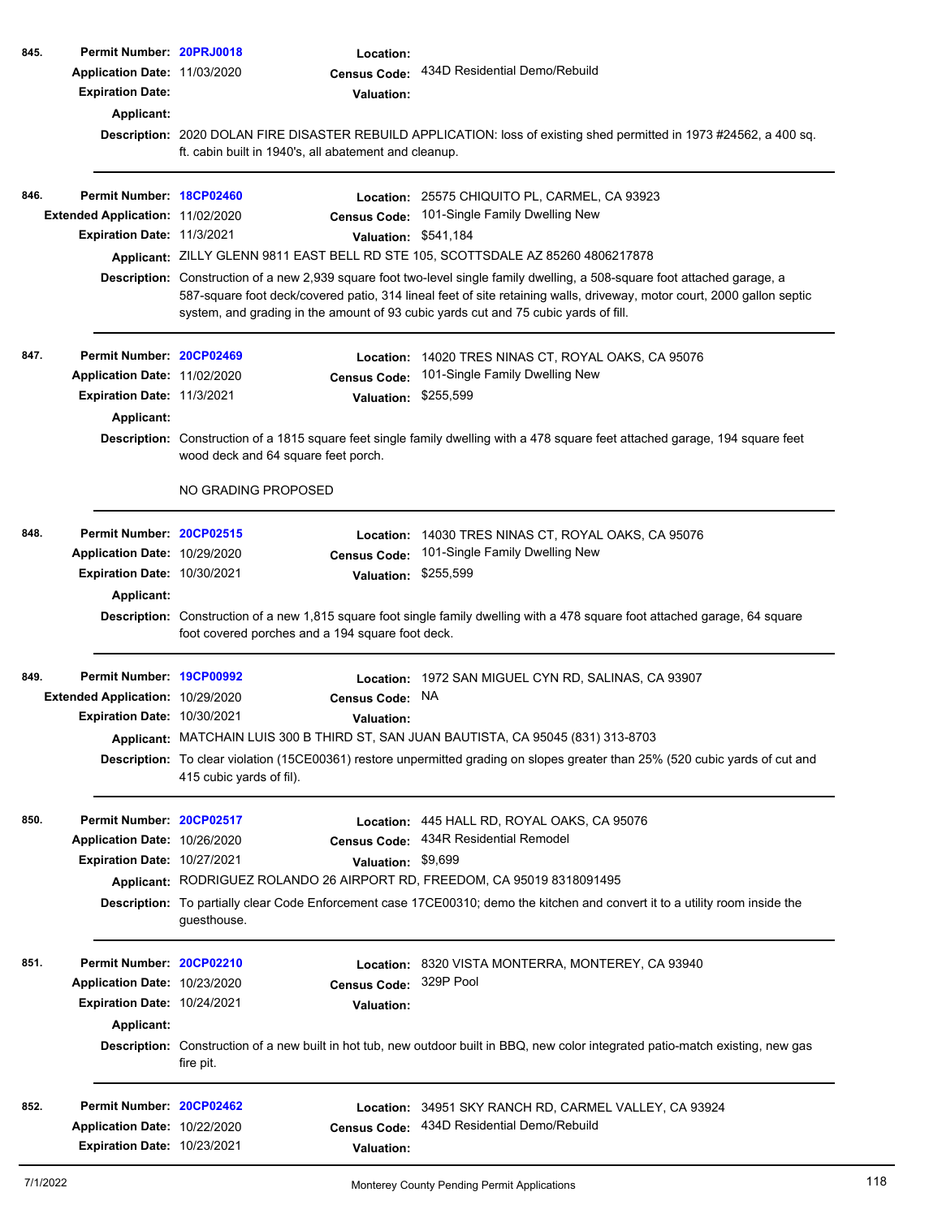**845.** **Permit Number:** 20PRJ0018 **Location:**
**Application Date:** 11/03/2020 **Census Code:** 434D Residential Demo/Rebuild
**Expiration Date:** **Valuation:**
**Applicant:**
**Description:** 2020 DOLAN FIRE DISASTER REBUILD APPLICATION: loss of existing shed permitted in 1973 #24562, a 400 sq. ft. cabin built in 1940's, all abatement and cleanup.

---

**846.** **Permit Number:** 18CP02460 **Location:** 25575 CHIQUITO PL, CARMEL, CA 93923
**Extended Application:** 11/02/2020 **Census Code:** 101-Single Family Dwelling New
**Expiration Date:** 11/3/2021 **Valuation:** $541,184
**Applicant:** ZILLY GLENN 9811 EAST BELL RD STE 105, SCOTTSDALE AZ 85260 4806217878
**Description:** Construction of a new 2,939 square foot two-level single family dwelling, a 508-square foot attached garage, a 587-square foot deck/covered patio, 314 lineal feet of site retaining walls, driveway, motor court, 2000 gallon septic system, and grading in the amount of 93 cubic yards cut and 75 cubic yards of fill.

---

**847.** **Permit Number:** 20CP02469 **Location:** 14020 TRES NINAS CT, ROYAL OAKS, CA 95076
**Application Date:** 11/02/2020 **Census Code:** 101-Single Family Dwelling New
**Expiration Date:** 11/3/2021 **Valuation:** $255,599
**Applicant:**
**Description:** Construction of a 1815 square feet single family dwelling with a 478 square feet attached garage, 194 square feet wood deck and 64 square feet porch.

NO GRADING PROPOSED

---

**848.** **Permit Number:** 20CP02515 **Location:** 14030 TRES NINAS CT, ROYAL OAKS, CA 95076
**Application Date:** 10/29/2020 **Census Code:** 101-Single Family Dwelling New
**Expiration Date:** 10/30/2021 **Valuation:** $255,599
**Applicant:**
**Description:** Construction of a new 1,815 square foot single family dwelling with a 478 square foot attached garage, 64 square foot covered porches and a 194 square foot deck.

---

**849.** **Permit Number:** 19CP00992 **Location:** 1972 SAN MIGUEL CYN RD, SALINAS, CA 93907
**Extended Application:** 10/29/2020 **Census Code:** NA
**Expiration Date:** 10/30/2021 **Valuation:**
**Applicant:** MATCHAIN LUIS 300 B THIRD ST, SAN JUAN BAUTISTA, CA 95045 (831) 313-8703
**Description:** To clear violation (15CE00361) restore unpermitted grading on slopes greater than 25% (520 cubic yards of cut and 415 cubic yards of fil).

---

**850.** **Permit Number:** 20CP02517 **Location:** 445 HALL RD, ROYAL OAKS, CA 95076
**Application Date:** 10/26/2020 **Census Code:** 434R Residential Remodel
**Expiration Date:** 10/27/2021 **Valuation:** $9,699
**Applicant:** RODRIGUEZ ROLANDO 26 AIRPORT RD, FREEDOM, CA 95019 8318091495
**Description:** To partially clear Code Enforcement case 17CE00310; demo the kitchen and convert it to a utility room inside the guesthouse.

---

**851.** **Permit Number:** 20CP02210 **Location:** 8320 VISTA MONTERRA, MONTEREY, CA 93940
**Application Date:** 10/23/2020 **Census Code:** 329P Pool
**Expiration Date:** 10/24/2021 **Valuation:**
**Applicant:**
**Description:** Construction of a new built in hot tub, new outdoor built in BBQ, new color integrated patio-match existing, new gas fire pit.

---

**852.** **Permit Number:** 20CP02462 **Location:** 34951 SKY RANCH RD, CARMEL VALLEY, CA 93924
**Application Date:** 10/22/2020 **Census Code:** 434D Residential Demo/Rebuild
**Expiration Date:** 10/23/2021 **Valuation:**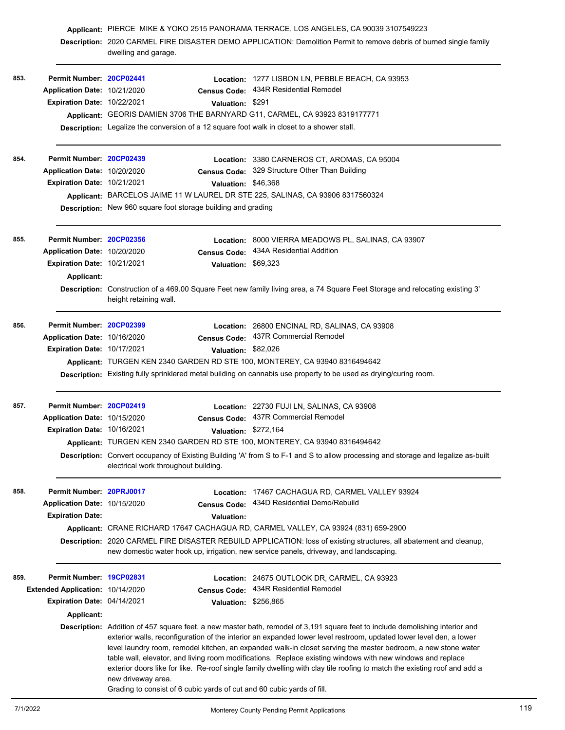**Applicant:** PIERCE MIKE & YOKO 2515 PANORAMA TERRACE, LOS ANGELES, CA 90039 3107549223

**Description:** 2020 CARMEL FIRE DISASTER DEMO APPLICATION: Demolition Permit to remove debris of burned single family dwelling and garage.

---

**853.**

**Permit Number:** 20CP02441 | **Location:** 1277 LISBON LN, PEBBLE BEACH, CA 93953

**Application Date:** 10/21/2020 | **Census Code:** 434R Residential Remodel

**Expiration Date:** 10/22/2021 | **Valuation:** $291

**Applicant:** GEORIS DAMIEN 3706 THE BARNYARD G11, CARMEL, CA 93923 8319177771

**Description:** Legalize the conversion of a 12 square foot walk in closet to a shower stall.

---

**854.**

**Permit Number:** 20CP02439 | **Location:** 3380 CARNEROS CT, AROMAS, CA 95004

**Application Date:** 10/20/2020 | **Census Code:** 329 Structure Other Than Building

**Expiration Date:** 10/21/2021 | **Valuation:** $46,368

**Applicant:** BARCELOS JAIME 11 W LAUREL DR STE 225, SALINAS, CA 93906 8317560324

**Description:** New 960 square foot storage building and grading

---

**855.**

**Permit Number:** 20CP02356 | **Location:** 8000 VIERRA MEADOWS PL, SALINAS, CA 93907

**Application Date:** 10/20/2020 | **Census Code:** 434A Residential Addition

**Expiration Date:** 10/21/2021 | **Valuation:** $69,323

**Applicant:**

**Description:** Construction of a 469.00 Square Feet new family living area, a 74 Square Feet Storage and relocating existing 3' height retaining wall.

---

**856.**

**Permit Number:** 20CP02399 | **Location:** 26800 ENCINAL RD, SALINAS, CA 93908

**Application Date:** 10/16/2020 | **Census Code:** 437R Commercial Remodel

**Expiration Date:** 10/17/2021 | **Valuation:** $82,026

**Applicant:** TURGEN KEN 2340 GARDEN RD STE 100, MONTEREY, CA 93940 8316494642

**Description:** Existing fully sprinklered metal building on cannabis use property to be used as drying/curing room.

---

**857.**

**Permit Number:** 20CP02419 | **Location:** 22730 FUJI LN, SALINAS, CA 93908

**Application Date:** 10/15/2020 | **Census Code:** 437R Commercial Remodel

**Expiration Date:** 10/16/2021 | **Valuation:** $272,164

**Applicant:** TURGEN KEN 2340 GARDEN RD STE 100, MONTEREY, CA 93940 8316494642

**Description:** Convert occupancy of Existing Building 'A' from S to F-1 and S to allow processing and storage and legalize as-built electrical work throughout building.

---

**858.**

**Permit Number:** 20PRJ0017 | **Location:** 17467 CACHAGUA RD, CARMEL VALLEY 93924

**Application Date:** 10/15/2020 | **Census Code:** 434D Residential Demo/Rebuild

**Expiration Date:** | **Valuation:**

**Applicant:** CRANE RICHARD 17647 CACHAGUA RD, CARMEL VALLEY, CA 93924 (831) 659-2900

**Description:** 2020 CARMEL FIRE DISASTER REBUILD APPLICATION: loss of existing structures, all abatement and cleanup, new domestic water hook up, irrigation, new service panels, driveway, and landscaping.

---

**859.**

**Permit Number:** 19CP02831 | **Location:** 24675 OUTLOOK DR, CARMEL, CA 93923

**Extended Application:** 10/14/2020 | **Census Code:** 434R Residential Remodel

**Expiration Date:** 04/14/2021 | **Valuation:** $256,865

**Applicant:**

**Description:** Addition of 457 square feet, a new master bath, remodel of 3,191 square feet to include demolishing interior and exterior walls, reconfiguration of the interior an expanded lower level restroom, updated lower level den, a lower level laundry room, remodel kitchen, an expanded walk-in closet serving the master bedroom, a new stone water table wall, elevator, and living room modifications. Replace existing windows with new windows and replace exterior doors like for like. Re-roof single family dwelling with clay tile roofing to match the existing roof and add a new driveway area.
Grading to consist of 6 cubic yards of cut and 60 cubic yards of fill.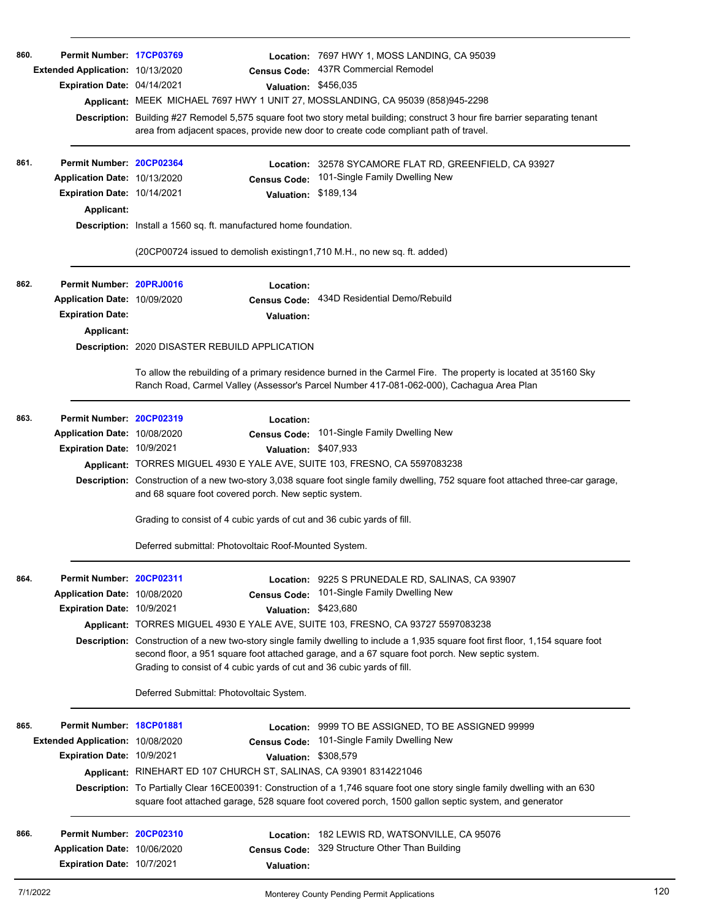**860.** **Permit Number:** 17CP03769 **Location:** 7697 HWY 1, MOSS LANDING, CA 95039
**Extended Application:** 10/13/2020 **Census Code:** 437R Commercial Remodel
**Expiration Date:** 04/14/2021 **Valuation:** $456,035
**Applicant:** MEEK MICHAEL 7697 HWY 1 UNIT 27, MOSSLANDING, CA 95039 (858)945-2298
**Description:** Building #27 Remodel 5,575 square foot two story metal building; construct 3 hour fire barrier separating tenant area from adjacent spaces, provide new door to create code compliant path of travel.

---

**861.** **Permit Number:** 20CP02364 **Location:** 32578 SYCAMORE FLAT RD, GREENFIELD, CA 93927
**Application Date:** 10/13/2020 **Census Code:** 101-Single Family Dwelling New
**Expiration Date:** 10/14/2021 **Valuation:** $189,134
**Applicant:**
**Description:** Install a 1560 sq. ft. manufactured home foundation.

(20CP00724 issued to demolish existingn1,710 M.H., no new sq. ft. added)

---

**862.** **Permit Number:** 20PRJ0016 **Location:**
**Application Date:** 10/09/2020 **Census Code:** 434D Residential Demo/Rebuild
**Expiration Date:** **Valuation:**
**Applicant:**
**Description:** 2020 DISASTER REBUILD APPLICATION

To allow the rebuilding of a primary residence burned in the Carmel Fire. The property is located at 35160 Sky Ranch Road, Carmel Valley (Assessor's Parcel Number 417-081-062-000), Cachagua Area Plan

---

**863.** **Permit Number:** 20CP02319 **Location:**
**Application Date:** 10/08/2020 **Census Code:** 101-Single Family Dwelling New
**Expiration Date:** 10/9/2021 **Valuation:** $407,933
**Applicant:** TORRES MIGUEL 4930 E YALE AVE, SUITE 103, FRESNO, CA 5597083238
**Description:** Construction of a new two-story 3,038 square foot single family dwelling, 752 square foot attached three-car garage, and 68 square foot covered porch. New septic system.

Grading to consist of 4 cubic yards of cut and 36 cubic yards of fill.

Deferred submittal: Photovoltaic Roof-Mounted System.

---

**864.** **Permit Number:** 20CP02311 **Location:** 9225 S PRUNEDALE RD, SALINAS, CA 93907
**Application Date:** 10/08/2020 **Census Code:** 101-Single Family Dwelling New
**Expiration Date:** 10/9/2021 **Valuation:** $423,680
**Applicant:** TORRES MIGUEL 4930 E YALE AVE, SUITE 103, FRESNO, CA 93727 5597083238
**Description:** Construction of a new two-story single family dwelling to include a 1,935 square foot first floor, 1,154 square foot second floor, a 951 square foot attached garage, and a 67 square foot porch. New septic system. Grading to consist of 4 cubic yards of cut and 36 cubic yards of fill.

Deferred Submittal: Photovoltaic System.

---

**865.** **Permit Number:** 18CP01881 **Location:** 9999 TO BE ASSIGNED, TO BE ASSIGNED 99999
**Extended Application:** 10/08/2020 **Census Code:** 101-Single Family Dwelling New
**Expiration Date:** 10/9/2021 **Valuation:** $308,579
**Applicant:** RINEHART ED 107 CHURCH ST, SALINAS, CA 93901 8314221046
**Description:** To Partially Clear 16CE00391: Construction of a 1,746 square foot one story single family dwelling with an 630 square foot attached garage, 528 square foot covered porch, 1500 gallon septic system, and generator

---

**866.** **Permit Number:** 20CP02310 **Location:** 182 LEWIS RD, WATSONVILLE, CA 95076
**Application Date:** 10/06/2020 **Census Code:** 329 Structure Other Than Building
**Expiration Date:** 10/7/2021 **Valuation:**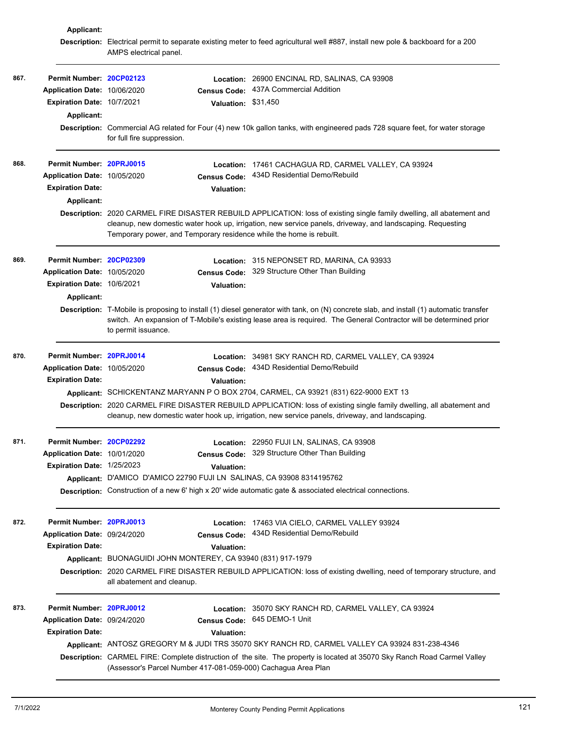**Applicant:**

**Description:** Electrical permit to separate existing meter to feed agricultural well #887, install new pole & backboard for a 200 AMPS electrical panel.

---

**867.**

**Permit Number:** 20CP02123
**Application Date:** 10/06/2020
**Expiration Date:** 10/7/2021
**Applicant:**
**Location:** 26900 ENCINAL RD, SALINAS, CA 93908
**Census Code:** 437A Commercial Addition
**Valuation:** $31,450

**Description:** Commercial AG related for Four (4) new 10k gallon tanks, with engineered pads 728 square feet, for water storage for full fire suppression.

---

**868.**

**Permit Number:** 20PRJ0015
**Application Date:** 10/05/2020
**Expiration Date:**
**Applicant:**
**Location:** 17461 CACHAGUA RD, CARMEL VALLEY, CA 93924
**Census Code:** 434D Residential Demo/Rebuild
**Valuation:**

**Description:** 2020 CARMEL FIRE DISASTER REBUILD APPLICATION: loss of existing single family dwelling, all abatement and cleanup, new domestic water hook up, irrigation, new service panels, driveway, and landscaping. Requesting Temporary power, and Temporary residence while the home is rebuilt.

---

**869.**

**Permit Number:** 20CP02309
**Application Date:** 10/05/2020
**Expiration Date:** 10/6/2021
**Applicant:**
**Location:** 315 NEPONSET RD, MARINA, CA 93933
**Census Code:** 329 Structure Other Than Building
**Valuation:**

**Description:** T-Mobile is proposing to install (1) diesel generator with tank, on (N) concrete slab, and install (1) automatic transfer switch. An expansion of T-Mobile's existing lease area is required. The General Contractor will be determined prior to permit issuance.

---

**870.**

**Permit Number:** 20PRJ0014
**Application Date:** 10/05/2020
**Expiration Date:**
**Location:** 34981 SKY RANCH RD, CARMEL VALLEY, CA 93924
**Census Code:** 434D Residential Demo/Rebuild
**Valuation:**
**Applicant:** SCHICKENTANZ MARYANN P O BOX 2704, CARMEL, CA 93921 (831) 622-9000 EXT 13

**Description:** 2020 CARMEL FIRE DISASTER REBUILD APPLICATION: loss of existing single family dwelling, all abatement and cleanup, new domestic water hook up, irrigation, new service panels, driveway, and landscaping.

---

**871.**

**Permit Number:** 20CP02292
**Application Date:** 10/01/2020
**Expiration Date:** 1/25/2023
**Location:** 22950 FUJI LN, SALINAS, CA 93908
**Census Code:** 329 Structure Other Than Building
**Valuation:**
**Applicant:** D'AMICO D'AMICO 22790 FUJI LN SALINAS, CA 93908 8314195762

**Description:** Construction of a new 6' high x 20' wide automatic gate & associated electrical connections.

---

**872.**

**Permit Number:** 20PRJ0013
**Application Date:** 09/24/2020
**Expiration Date:**
**Location:** 17463 VIA CIELO, CARMEL VALLEY 93924
**Census Code:** 434D Residential Demo/Rebuild
**Valuation:**
**Applicant:** BUONAGUIDI JOHN MONTEREY, CA 93940 (831) 917-1979

**Description:** 2020 CARMEL FIRE DISASTER REBUILD APPLICATION: loss of existing dwelling, need of temporary structure, and all abatement and cleanup.

---

**873.**

**Permit Number:** 20PRJ0012
**Application Date:** 09/24/2020
**Expiration Date:**
**Location:** 35070 SKY RANCH RD, CARMEL VALLEY, CA 93924
**Census Code:** 645 DEMO-1 Unit
**Valuation:**
**Applicant:** ANTOSZ GREGORY M & JUDI TRS 35070 SKY RANCH RD, CARMEL VALLEY CA 93924 831-238-4346

**Description:** CARMEL FIRE: Complete distruction of the site. The property is located at 35070 Sky Ranch Road Carmel Valley (Assessor's Parcel Number 417-081-059-000) Cachagua Area Plan

---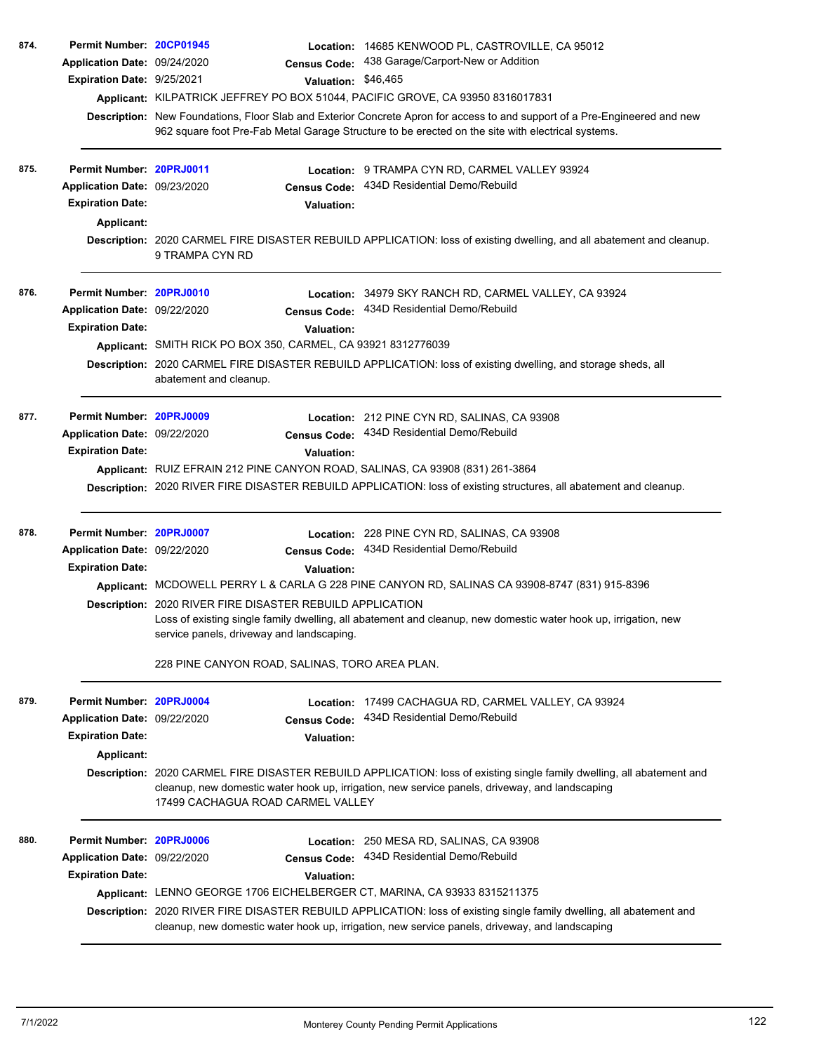**874.** **Permit Number:** 20CP01945 **Location:** 14685 KENWOOD PL, CASTROVILLE, CA 95012
**Application Date:** 09/24/2020 **Census Code:** 438 Garage/Carport-New or Addition
**Expiration Date:** 9/25/2021 **Valuation:** $46,465
**Applicant:** KILPATRICK JEFFREY PO BOX 51044, PACIFIC GROVE, CA 93950 8316017831
**Description:** New Foundations, Floor Slab and Exterior Concrete Apron for access to and support of a Pre-Engineered and new 962 square foot Pre-Fab Metal Garage Structure to be erected on the site with electrical systems.

---

**875.** **Permit Number:** 20PRJ0011 **Location:** 9 TRAMPA CYN RD, CARMEL VALLEY 93924
**Application Date:** 09/23/2020 **Census Code:** 434D Residential Demo/Rebuild
**Expiration Date:** **Valuation:**
**Applicant:**
**Description:** 2020 CARMEL FIRE DISASTER REBUILD APPLICATION: loss of existing dwelling, and all abatement and cleanup. 9 TRAMPA CYN RD

---

**876.** **Permit Number:** 20PRJ0010 **Location:** 34979 SKY RANCH RD, CARMEL VALLEY, CA 93924
**Application Date:** 09/22/2020 **Census Code:** 434D Residential Demo/Rebuild
**Expiration Date:** **Valuation:**
**Applicant:** SMITH RICK PO BOX 350, CARMEL, CA 93921 8312776039
**Description:** 2020 CARMEL FIRE DISASTER REBUILD APPLICATION: loss of existing dwelling, and storage sheds, all abatement and cleanup.

---

**877.** **Permit Number:** 20PRJ0009 **Location:** 212 PINE CYN RD, SALINAS, CA 93908
**Application Date:** 09/22/2020 **Census Code:** 434D Residential Demo/Rebuild
**Expiration Date:** **Valuation:**
**Applicant:** RUIZ EFRAIN 212 PINE CANYON ROAD, SALINAS, CA 93908 (831) 261-3864
**Description:** 2020 RIVER FIRE DISASTER REBUILD APPLICATION: loss of existing structures, all abatement and cleanup.

---

**878.** **Permit Number:** 20PRJ0007 **Location:** 228 PINE CYN RD, SALINAS, CA 93908
**Application Date:** 09/22/2020 **Census Code:** 434D Residential Demo/Rebuild
**Expiration Date:** **Valuation:**
**Applicant:** MCDOWELL PERRY L & CARLA G 228 PINE CANYON RD, SALINAS CA 93908-8747 (831) 915-8396
**Description:** 2020 RIVER FIRE DISASTER REBUILD APPLICATION
Loss of existing single family dwelling, all abatement and cleanup, new domestic water hook up, irrigation, new service panels, driveway and landscaping.

228 PINE CANYON ROAD, SALINAS, TORO AREA PLAN.

---

**879.** **Permit Number:** 20PRJ0004 **Location:** 17499 CACHAGUA RD, CARMEL VALLEY, CA 93924
**Application Date:** 09/22/2020 **Census Code:** 434D Residential Demo/Rebuild
**Expiration Date:** **Valuation:**
**Applicant:**
**Description:** 2020 CARMEL FIRE DISASTER REBUILD APPLICATION: loss of existing single family dwelling, all abatement and cleanup, new domestic water hook up, irrigation, new service panels, driveway, and landscaping
17499 CACHAGUA ROAD CARMEL VALLEY

---

**880.** **Permit Number:** 20PRJ0006 **Location:** 250 MESA RD, SALINAS, CA 93908
**Application Date:** 09/22/2020 **Census Code:** 434D Residential Demo/Rebuild
**Expiration Date:** **Valuation:**
**Applicant:** LENNO GEORGE 1706 EICHELBERGER CT, MARINA, CA 93933 8315211375
**Description:** 2020 RIVER FIRE DISASTER REBUILD APPLICATION: loss of existing single family dwelling, all abatement and cleanup, new domestic water hook up, irrigation, new service panels, driveway, and landscaping

---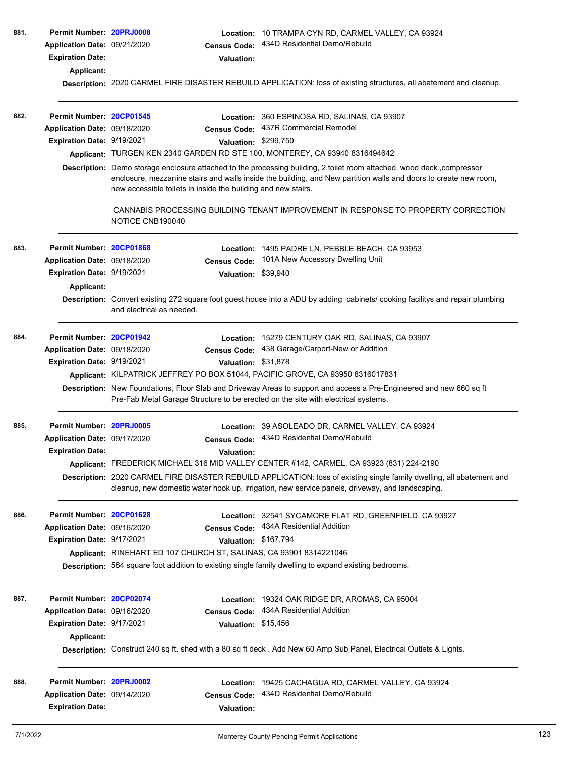**881.** **Permit Number:** 20PRJ0008 **Location:** 10 TRAMPA CYN RD, CARMEL VALLEY, CA 93924
**Application Date:** 09/21/2020 **Census Code:** 434D Residential Demo/Rebuild
**Expiration Date:** **Valuation:**
**Applicant:**
**Description:** 2020 CARMEL FIRE DISASTER REBUILD APPLICATION: loss of existing structures, all abatement and cleanup.

---

**882.** **Permit Number:** 20CP01545 **Location:** 360 ESPINOSA RD, SALINAS, CA 93907
**Application Date:** 09/18/2020 **Census Code:** 437R Commercial Remodel
**Expiration Date:** 9/19/2021 **Valuation:** $299,750
**Applicant:** TURGEN KEN 2340 GARDEN RD STE 100, MONTEREY, CA 93940 8316494642
**Description:** Demo storage enclosure attached to the processing building, 2 toilet room attached, wood deck ,compressor enclosure, mezzanine stairs and walls inside the building, and New partition walls and doors to create new room, new accessible toilets in inside the building and new stairs.

CANNABIS PROCESSING BUILDING TENANT IMPROVEMENT IN RESPONSE TO PROPERTY CORRECTION NOTICE CNB190040

---

**883.** **Permit Number:** 20CP01868 **Location:** 1495 PADRE LN, PEBBLE BEACH, CA 93953
**Application Date:** 09/18/2020 **Census Code:** 101A New Accessory Dwelling Unit
**Expiration Date:** 9/19/2021 **Valuation:** $39,940
**Applicant:**
**Description:** Convert existing 272 square foot guest house into a ADU by adding cabinets/ cooking facilitys and repair plumbing and electrical as needed.

---

**884.** **Permit Number:** 20CP01942 **Location:** 15279 CENTURY OAK RD, SALINAS, CA 93907
**Application Date:** 09/18/2020 **Census Code:** 438 Garage/Carport-New or Addition
**Expiration Date:** 9/19/2021 **Valuation:** $31,878
**Applicant:** KILPATRICK JEFFREY PO BOX 51044, PACIFIC GROVE, CA 93950 8316017831
**Description:** New Foundations, Floor Slab and Driveway Areas to support and access a Pre-Engineered and new 660 sq ft Pre-Fab Metal Garage Structure to be erected on the site with electrical systems.

---

**885.** **Permit Number:** 20PRJ0005 **Location:** 39 ASOLEADO DR, CARMEL VALLEY, CA 93924
**Application Date:** 09/17/2020 **Census Code:** 434D Residential Demo/Rebuild
**Expiration Date:** **Valuation:**
**Applicant:** FREDERICK MICHAEL 316 MID VALLEY CENTER #142, CARMEL, CA 93923 (831) 224-2190
**Description:** 2020 CARMEL FIRE DISASTER REBUILD APPLICATION: loss of existing single family dwelling, all abatement and cleanup, new domestic water hook up, irrigation, new service panels, driveway, and landscaping.

---

**886.** **Permit Number:** 20CP01628 **Location:** 32541 SYCAMORE FLAT RD, GREENFIELD, CA 93927
**Application Date:** 09/16/2020 **Census Code:** 434A Residential Addition
**Expiration Date:** 9/17/2021 **Valuation:** $167,794
**Applicant:** RINEHART ED 107 CHURCH ST, SALINAS, CA 93901 8314221046
**Description:** 584 square foot addition to existing single family dwelling to expand existing bedrooms.

---

**887.** **Permit Number:** 20CP02074 **Location:** 19324 OAK RIDGE DR, AROMAS, CA 95004
**Application Date:** 09/16/2020 **Census Code:** 434A Residential Addition
**Expiration Date:** 9/17/2021 **Valuation:** $15,456
**Applicant:**
**Description:** Construct 240 sq ft. shed with a 80 sq ft deck . Add New 60 Amp Sub Panel, Electrical Outlets & Lights.

---

**888.** **Permit Number:** 20PRJ0002 **Location:** 19425 CACHAGUA RD, CARMEL VALLEY, CA 93924
**Application Date:** 09/14/2020 **Census Code:** 434D Residential Demo/Rebuild
**Expiration Date:** **Valuation:**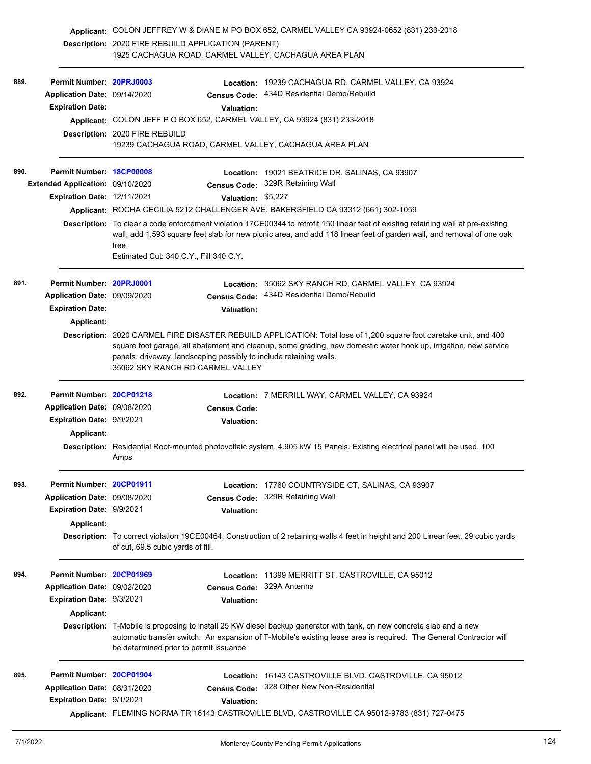**Applicant:** COLON JEFFREY W & DIANE M PO BOX 652, CARMEL VALLEY CA 93924-0652 (831) 233-2018

**Description:** 2020 FIRE REBUILD APPLICATION (PARENT)
1925 CACHAGUA ROAD, CARMEL VALLEY, CACHAGUA AREA PLAN

---

**889.**

**Permit Number:** 20PRJ0003
**Application Date:** 09/14/2020
**Expiration Date:**
**Location:** 19239 CACHAGUA RD, CARMEL VALLEY, CA 93924
**Census Code:** 434D Residential Demo/Rebuild
**Valuation:**
**Applicant:** COLON JEFF P O BOX 652, CARMEL VALLEY, CA 93924 (831) 233-2018
**Description:** 2020 FIRE REBUILD
19239 CACHAGUA ROAD, CARMEL VALLEY, CACHAGUA AREA PLAN

---

**890.**

**Permit Number:** 18CP00008
**Extended Application:** 09/10/2020
**Expiration Date:** 12/11/2021
**Location:** 19021 BEATRICE DR, SALINAS, CA 93907
**Census Code:** 329R Retaining Wall
**Valuation:** $5,227
**Applicant:** ROCHA CECILIA 5212 CHALLENGER AVE, BAKERSFIELD CA 93312 (661) 302-1059
**Description:** To clear a code enforcement violation 17CE00344 to retrofit 150 linear feet of existing retaining wall at pre-existing wall, add 1,593 square feet slab for new picnic area, and add 118 linear feet of garden wall, and removal of one oak tree.
Estimated Cut: 340 C.Y., Fill 340 C.Y.

---

**891.**

**Permit Number:** 20PRJ0001
**Application Date:** 09/09/2020
**Expiration Date:**
**Location:** 35062 SKY RANCH RD, CARMEL VALLEY, CA 93924
**Census Code:** 434D Residential Demo/Rebuild
**Valuation:**
**Applicant:**
**Description:** 2020 CARMEL FIRE DISASTER REBUILD APPLICATION: Total loss of 1,200 square foot caretake unit, and 400 square foot garage, all abatement and cleanup, some grading, new domestic water hook up, irrigation, new service panels, driveway, landscaping possibly to include retaining walls.
35062 SKY RANCH RD CARMEL VALLEY

---

**892.**

**Permit Number:** 20CP01218
**Application Date:** 09/08/2020
**Expiration Date:** 9/9/2021
**Location:** 7 MERRILL WAY, CARMEL VALLEY, CA 93924
**Census Code:**
**Valuation:**
**Applicant:**
**Description:** Residential Roof-mounted photovoltaic system. 4.905 kW 15 Panels. Existing electrical panel will be used. 100 Amps

---

**893.**

**Permit Number:** 20CP01911
**Application Date:** 09/08/2020
**Expiration Date:** 9/9/2021
**Location:** 17760 COUNTRYSIDE CT, SALINAS, CA 93907
**Census Code:** 329R Retaining Wall
**Valuation:**
**Applicant:**
**Description:** To correct violation 19CE00464. Construction of 2 retaining walls 4 feet in height and 200 Linear feet. 29 cubic yards of cut, 69.5 cubic yards of fill.

---

**894.**

**Permit Number:** 20CP01969
**Application Date:** 09/02/2020
**Expiration Date:** 9/3/2021
**Location:** 11399 MERRITT ST, CASTROVILLE, CA 95012
**Census Code:** 329A Antenna
**Valuation:**
**Applicant:**
**Description:** T-Mobile is proposing to install 25 KW diesel backup generator with tank, on new concrete slab and a new automatic transfer switch. An expansion of T-Mobile's existing lease area is required. The General Contractor will be determined prior to permit issuance.

---

**895.**

**Permit Number:** 20CP01904
**Application Date:** 08/31/2020
**Expiration Date:** 9/1/2021
**Location:** 16143 CASTROVILLE BLVD, CASTROVILLE, CA 95012
**Census Code:** 328 Other New Non-Residential
**Valuation:**
**Applicant:** FLEMING NORMA TR 16143 CASTROVILLE BLVD, CASTROVILLE CA 95012-9783 (831) 727-0475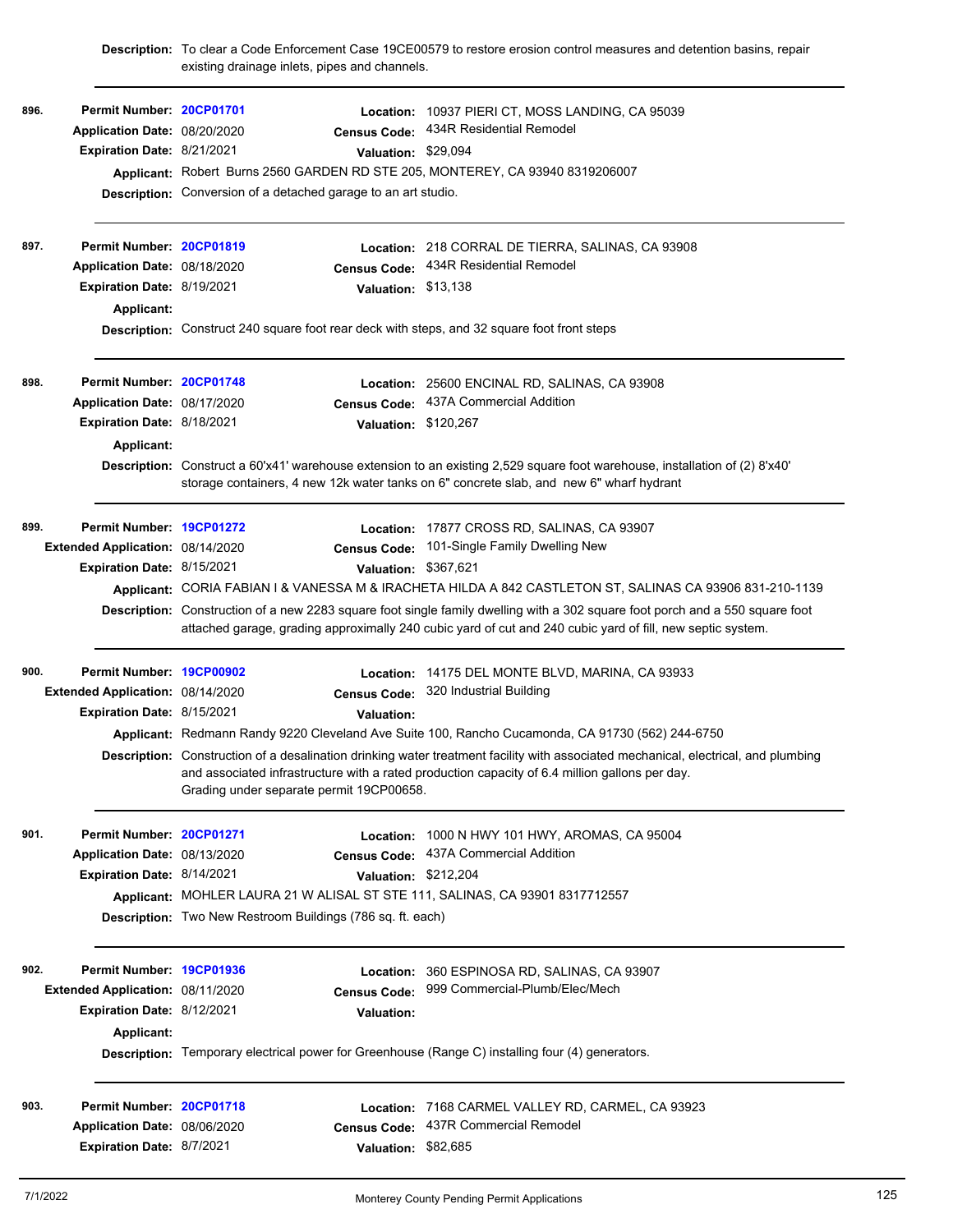**Description:** To clear a Code Enforcement Case 19CE00579 to restore erosion control measures and detention basins, repair existing drainage inlets, pipes and channels.

---

**896.**

**Permit Number:** 20CP01701
**Location:** 10937 PIERI CT, MOSS LANDING, CA 95039
**Application Date:** 08/20/2020
**Census Code:** 434R Residential Remodel
**Expiration Date:** 8/21/2021
**Valuation:** $29,094
**Applicant:** Robert Burns 2560 GARDEN RD STE 205, MONTEREY, CA 93940 8319206007
**Description:** Conversion of a detached garage to an art studio.

---

**897.**

**Permit Number:** 20CP01819
**Location:** 218 CORRAL DE TIERRA, SALINAS, CA 93908
**Application Date:** 08/18/2020
**Census Code:** 434R Residential Remodel
**Expiration Date:** 8/19/2021
**Valuation:** $13,138
**Applicant:**
**Description:** Construct 240 square foot rear deck with steps, and 32 square foot front steps

---

**898.**

**Permit Number:** 20CP01748
**Location:** 25600 ENCINAL RD, SALINAS, CA 93908
**Application Date:** 08/17/2020
**Census Code:** 437A Commercial Addition
**Expiration Date:** 8/18/2021
**Valuation:** $120,267
**Applicant:**
**Description:** Construct a 60'x41' warehouse extension to an existing 2,529 square foot warehouse, installation of (2) 8'x40' storage containers, 4 new 12k water tanks on 6" concrete slab, and new 6" wharf hydrant

---

**899.**

**Permit Number:** 19CP01272
**Location:** 17877 CROSS RD, SALINAS, CA 93907
**Extended Application:** 08/14/2020
**Census Code:** 101-Single Family Dwelling New
**Expiration Date:** 8/15/2021
**Valuation:** $367,621
**Applicant:** CORIA FABIAN I & VANESSA M & IRACHETA HILDA A 842 CASTLETON ST, SALINAS CA 93906 831-210-1139
**Description:** Construction of a new 2283 square foot single family dwelling with a 302 square foot porch and a 550 square foot attached garage, grading approximately 240 cubic yard of cut and 240 cubic yard of fill, new septic system.

---

**900.**

**Permit Number:** 19CP00902
**Location:** 14175 DEL MONTE BLVD, MARINA, CA 93933
**Extended Application:** 08/14/2020
**Census Code:** 320 Industrial Building
**Expiration Date:** 8/15/2021
**Valuation:**
**Applicant:** Redmann Randy 9220 Cleveland Ave Suite 100, Rancho Cucamonda, CA 91730 (562) 244-6750
**Description:** Construction of a desalination drinking water treatment facility with associated mechanical, electrical, and plumbing and associated infrastructure with a rated production capacity of 6.4 million gallons per day.
Grading under separate permit 19CP00658.

---

**901.**

**Permit Number:** 20CP01271
**Location:** 1000 N HWY 101 HWY, AROMAS, CA 95004
**Application Date:** 08/13/2020
**Census Code:** 437A Commercial Addition
**Expiration Date:** 8/14/2021
**Valuation:** $212,204
**Applicant:** MOHLER LAURA 21 W ALISAL ST STE 111, SALINAS, CA 93901 8317712557
**Description:** Two New Restroom Buildings (786 sq. ft. each)

---

**902.**

**Permit Number:** 19CP01936
**Location:** 360 ESPINOSA RD, SALINAS, CA 93907
**Extended Application:** 08/11/2020
**Census Code:** 999 Commercial-Plumb/Elec/Mech
**Expiration Date:** 8/12/2021
**Valuation:**
**Applicant:**
**Description:** Temporary electrical power for Greenhouse (Range C) installing four (4) generators.

---

**903.**

**Permit Number:** 20CP01718
**Location:** 7168 CARMEL VALLEY RD, CARMEL, CA 93923
**Application Date:** 08/06/2020
**Census Code:** 437R Commercial Remodel
**Expiration Date:** 8/7/2021
**Valuation:** $82,685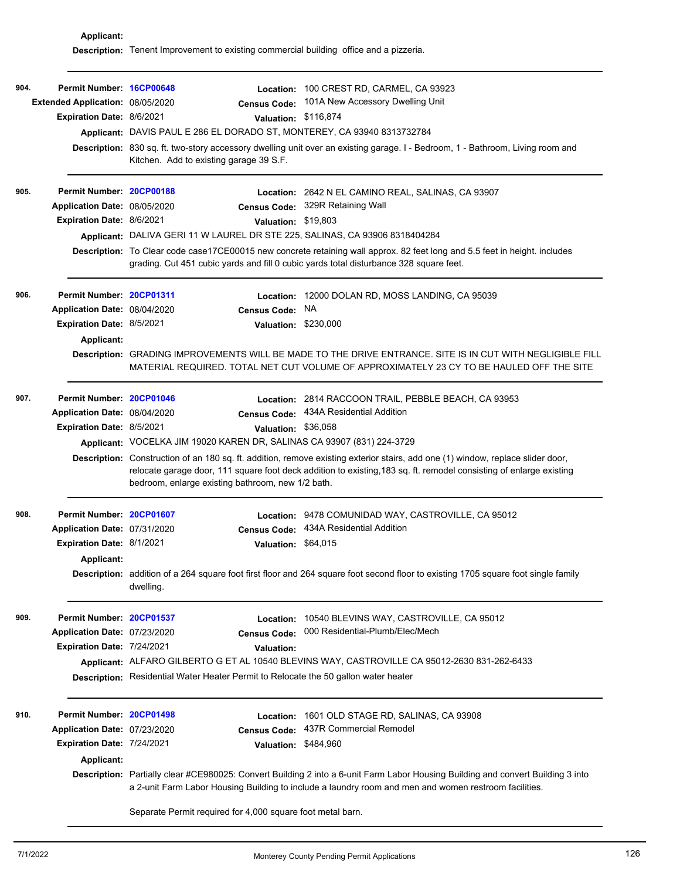**Applicant:**

**Description:** Tenent Improvement to existing commercial building office and a pizzeria.

---

**904.** **Permit Number:** 16CP00648 **Location:** 100 CREST RD, CARMEL, CA 93923
**Extended Application:** 08/05/2020 **Census Code:** 101A New Accessory Dwelling Unit
**Expiration Date:** 8/6/2021 **Valuation:** $116,874
**Applicant:** DAVIS PAUL E 286 EL DORADO ST, MONTEREY, CA 93940 8313732784
**Description:** 830 sq. ft. two-story accessory dwelling unit over an existing garage. I - Bedroom, 1 - Bathroom, Living room and Kitchen. Add to existing garage 39 S.F.

---

**905.** **Permit Number:** 20CP00188 **Location:** 2642 N EL CAMINO REAL, SALINAS, CA 93907
**Application Date:** 08/05/2020 **Census Code:** 329R Retaining Wall
**Expiration Date:** 8/6/2021 **Valuation:** $19,803
**Applicant:** DALIVA GERI 11 W LAUREL DR STE 225, SALINAS, CA 93906 8318404284
**Description:** To Clear code case17CE00015 new concrete retaining wall approx. 82 feet long and 5.5 feet in height. includes grading. Cut 451 cubic yards and fill 0 cubic yards total disturbance 328 square feet.

---

**906.** **Permit Number:** 20CP01311 **Location:** 12000 DOLAN RD, MOSS LANDING, CA 95039
**Application Date:** 08/04/2020 **Census Code:** NA
**Expiration Date:** 8/5/2021 **Valuation:** $230,000
**Applicant:**
**Description:** GRADING IMPROVEMENTS WILL BE MADE TO THE DRIVE ENTRANCE. SITE IS IN CUT WITH NEGLIGIBLE FILL MATERIAL REQUIRED. TOTAL NET CUT VOLUME OF APPROXIMATELY 23 CY TO BE HAULED OFF THE SITE

---

**907.** **Permit Number:** 20CP01046 **Location:** 2814 RACCOON TRAIL, PEBBLE BEACH, CA 93953
**Application Date:** 08/04/2020 **Census Code:** 434A Residential Addition
**Expiration Date:** 8/5/2021 **Valuation:** $36,058
**Applicant:** VOCELKA JIM 19020 KAREN DR, SALINAS CA 93907 (831) 224-3729
**Description:** Construction of an 180 sq. ft. addition, remove existing exterior stairs, add one (1) window, replace slider door, relocate garage door, 111 square foot deck addition to existing,183 sq. ft. remodel consisting of enlarge existing bedroom, enlarge existing bathroom, new 1/2 bath.

---

**908.** **Permit Number:** 20CP01607 **Location:** 9478 COMUNIDAD WAY, CASTROVILLE, CA 95012
**Application Date:** 07/31/2020 **Census Code:** 434A Residential Addition
**Expiration Date:** 8/1/2021 **Valuation:** $64,015
**Applicant:**
**Description:** addition of a 264 square foot first floor and 264 square foot second floor to existing 1705 square foot single family dwelling.

---

**909.** **Permit Number:** 20CP01537 **Location:** 10540 BLEVINS WAY, CASTROVILLE, CA 95012
**Application Date:** 07/23/2020 **Census Code:** 000 Residential-Plumb/Elec/Mech
**Expiration Date:** 7/24/2021 **Valuation:**
**Applicant:** ALFARO GILBERTO G ET AL 10540 BLEVINS WAY, CASTROVILLE CA 95012-2630 831-262-6433
**Description:** Residential Water Heater Permit to Relocate the 50 gallon water heater

---

**910.** **Permit Number:** 20CP01498 **Location:** 1601 OLD STAGE RD, SALINAS, CA 93908
**Application Date:** 07/23/2020 **Census Code:** 437R Commercial Remodel
**Expiration Date:** 7/24/2021 **Valuation:** $484,960
**Applicant:**
**Description:** Partially clear #CE980025: Convert Building 2 into a 6-unit Farm Labor Housing Building and convert Building 3 into a 2-unit Farm Labor Housing Building to include a laundry room and men and women restroom facilities.

Separate Permit required for 4,000 square foot metal barn.

---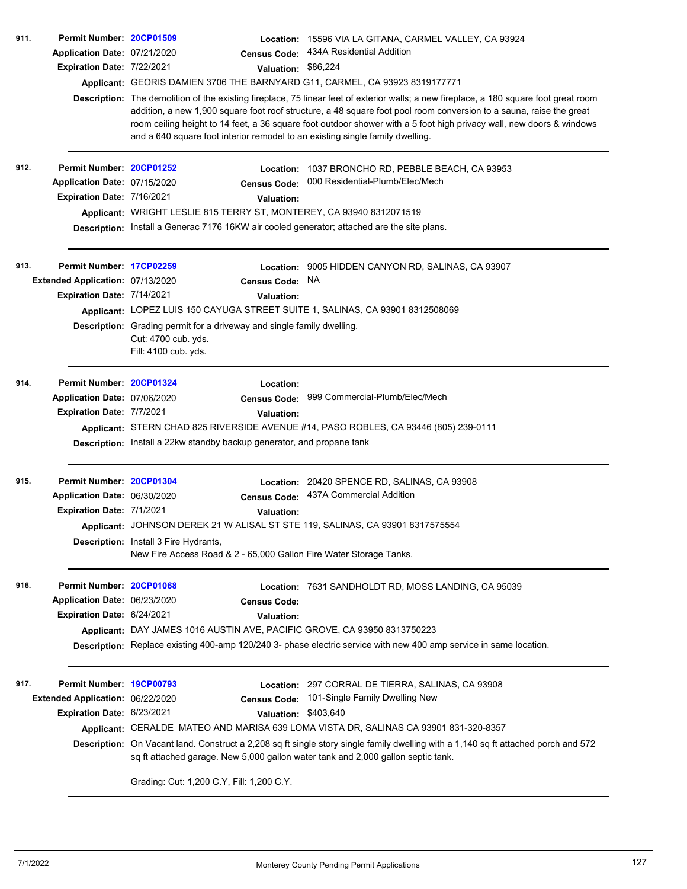**911.** **Permit Number:** 20CP01509 **Location:** 15596 VIA LA GITANA, CARMEL VALLEY, CA 93924
**Application Date:** 07/21/2020 **Census Code:** 434A Residential Addition
**Expiration Date:** 7/22/2021 **Valuation:** $86,224
**Applicant:** GEORIS DAMIEN 3706 THE BARNYARD G11, CARMEL, CA 93923 8319177771
**Description:** The demolition of the existing fireplace, 75 linear feet of exterior walls; a new fireplace, a 180 square foot great room addition, a new 1,900 square foot roof structure, a 48 square foot pool room conversion to a sauna, raise the great room ceiling height to 14 feet, a 36 square foot outdoor shower with a 5 foot high privacy wall, new doors & windows and a 640 square foot interior remodel to an existing single family dwelling.

---

**912.** **Permit Number:** 20CP01252 **Location:** 1037 BRONCHO RD, PEBBLE BEACH, CA 93953
**Application Date:** 07/15/2020 **Census Code:** 000 Residential-Plumb/Elec/Mech
**Expiration Date:** 7/16/2021 **Valuation:**
**Applicant:** WRIGHT LESLIE 815 TERRY ST, MONTEREY, CA 93940 8312071519
**Description:** Install a Generac 7176 16KW air cooled generator; attached are the site plans.

---

**913.** **Permit Number:** 17CP02259 **Location:** 9005 HIDDEN CANYON RD, SALINAS, CA 93907
**Extended Application:** 07/13/2020 **Census Code:** NA
**Expiration Date:** 7/14/2021 **Valuation:**
**Applicant:** LOPEZ LUIS 150 CAYUGA STREET SUITE 1, SALINAS, CA 93901 8312508069
**Description:** Grading permit for a driveway and single family dwelling.
Cut: 4700 cub. yds.
Fill: 4100 cub. yds.

---

**914.** **Permit Number:** 20CP01324 **Location:**
**Application Date:** 07/06/2020 **Census Code:** 999 Commercial-Plumb/Elec/Mech
**Expiration Date:** 7/7/2021 **Valuation:**
**Applicant:** STERN CHAD 825 RIVERSIDE AVENUE #14, PASO ROBLES, CA 93446 (805) 239-0111
**Description:** Install a 22kw standby backup generator, and propane tank

---

**915.** **Permit Number:** 20CP01304 **Location:** 20420 SPENCE RD, SALINAS, CA 93908
**Application Date:** 06/30/2020 **Census Code:** 437A Commercial Addition
**Expiration Date:** 7/1/2021 **Valuation:**
**Applicant:** JOHNSON DEREK 21 W ALISAL ST STE 119, SALINAS, CA 93901 8317575554
**Description:** Install 3 Fire Hydrants,
New Fire Access Road & 2 - 65,000 Gallon Fire Water Storage Tanks.

---

**916.** **Permit Number:** 20CP01068 **Location:** 7631 SANDHOLDT RD, MOSS LANDING, CA 95039
**Application Date:** 06/23/2020 **Census Code:**
**Expiration Date:** 6/24/2021 **Valuation:**
**Applicant:** DAY JAMES 1016 AUSTIN AVE, PACIFIC GROVE, CA 93950 8313750223
**Description:** Replace existing 400-amp 120/240 3- phase electric service with new 400 amp service in same location.

---

**917.** **Permit Number:** 19CP00793 **Location:** 297 CORRAL DE TIERRA, SALINAS, CA 93908
**Extended Application:** 06/22/2020 **Census Code:** 101-Single Family Dwelling New
**Expiration Date:** 6/23/2021 **Valuation:** $403,640
**Applicant:** CERALDE MATEO AND MARISA 639 LOMA VISTA DR, SALINAS CA 93901 831-320-8357
**Description:** On Vacant land. Construct a 2,208 sq ft single story single family dwelling with a 1,140 sq ft attached porch and 572 sq ft attached garage. New 5,000 gallon water tank and 2,000 gallon septic tank.

Grading: Cut: 1,200 C.Y, Fill: 1,200 C.Y.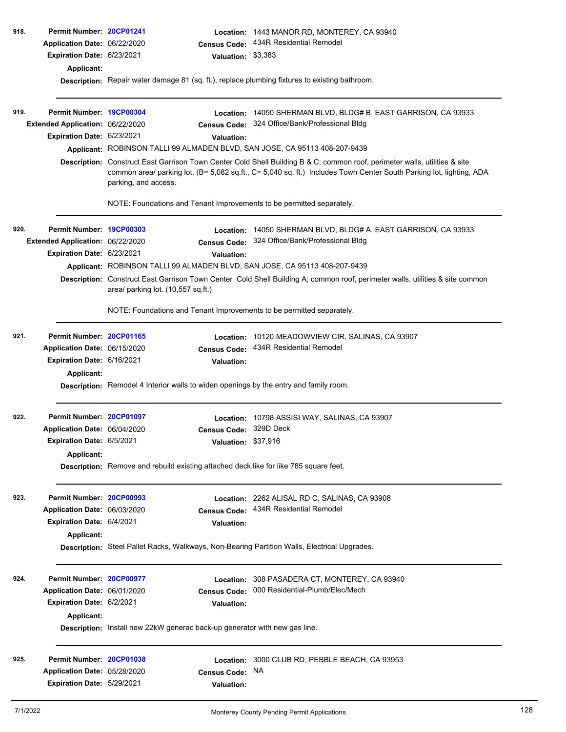**918.** **Permit Number:** 20CP01241 **Location:** 1443 MANOR RD, MONTEREY, CA 93940
**Application Date:** 06/22/2020 **Census Code:** 434R Residential Remodel
**Expiration Date:** 6/23/2021 **Valuation:** $3,383
**Applicant:**
**Description:** Repair water damage 81 (sq. ft.), replace plumbing fixtures to existing bathroom.

---

**919.** **Permit Number:** 19CP00304 **Location:** 14050 SHERMAN BLVD, BLDG# B, EAST GARRISON, CA 93933
**Extended Application:** 06/22/2020 **Census Code:** 324 Office/Bank/Professional Bldg
**Expiration Date:** 6/23/2021 **Valuation:**
**Applicant:** ROBINSON TALLI 99 ALMADEN BLVD, SAN JOSE, CA 95113 408-207-9439
**Description:** Construct East Garrison Town Center Cold Shell Building B & C; common roof, perimeter walls, utilities & site common area/ parking lot. (B= 5,082 sq.ft., C= 5,040 sq. ft.) Includes Town Center South Parking lot, lighting, ADA parking, and access.

NOTE: Foundations and Tenant Improvements to be permitted separately.

---

**920.** **Permit Number:** 19CP00303 **Location:** 14050 SHERMAN BLVD, BLDG# A, EAST GARRISON, CA 93933
**Extended Application:** 06/22/2020 **Census Code:** 324 Office/Bank/Professional Bldg
**Expiration Date:** 6/23/2021 **Valuation:**
**Applicant:** ROBINSON TALLI 99 ALMADEN BLVD, SAN JOSE, CA 95113 408-207-9439
**Description:** Construct East Garrison Town Center Cold Shell Building A; common roof, perimeter walls, utilities & site common area/ parking lot. (10,557 sq.ft.)

NOTE: Foundations and Tenant Improvements to be permitted separately.

---

**921.** **Permit Number:** 20CP01165 **Location:** 10120 MEADOWVIEW CIR, SALINAS, CA 93907
**Application Date:** 06/15/2020 **Census Code:** 434R Residential Remodel
**Expiration Date:** 6/16/2021 **Valuation:**
**Applicant:**
**Description:** Remodel 4 Interior walls to widen openings by the entry and family room.

---

**922.** **Permit Number:** 20CP01097 **Location:** 10798 ASSISI WAY, SALINAS, CA 93907
**Application Date:** 06/04/2020 **Census Code:** 329D Deck
**Expiration Date:** 6/5/2021 **Valuation:** $37,916
**Applicant:**
**Description:** Remove and rebuild existing attached deck.like for like 785 square feet.

---

**923.** **Permit Number:** 20CP00993 **Location:** 2262 ALISAL RD C, SALINAS, CA 93908
**Application Date:** 06/03/2020 **Census Code:** 434R Residential Remodel
**Expiration Date:** 6/4/2021 **Valuation:**
**Applicant:**
**Description:** Steel Pallet Racks, Walkways, Non-Bearing Partition Walls, Electrical Upgrades.

---

**924.** **Permit Number:** 20CP00977 **Location:** 308 PASADERA CT, MONTEREY, CA 93940
**Application Date:** 06/01/2020 **Census Code:** 000 Residential-Plumb/Elec/Mech
**Expiration Date:** 6/2/2021 **Valuation:**
**Applicant:**
**Description:** Install new 22kW generac back-up generator with new gas line.

---

**925.** **Permit Number:** 20CP01038 **Location:** 3000 CLUB RD, PEBBLE BEACH, CA 93953
**Application Date:** 05/28/2020 **Census Code:** NA
**Expiration Date:** 5/29/2021 **Valuation:**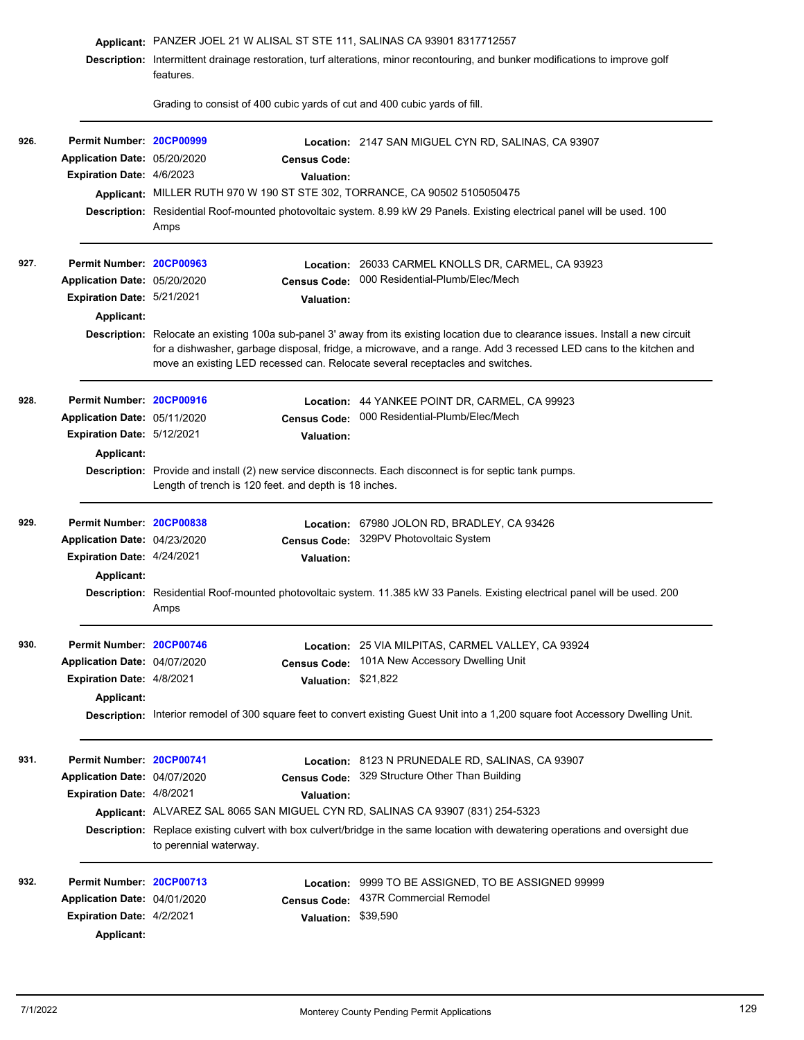**Applicant:** PANZER JOEL 21 W ALISAL ST STE 111, SALINAS CA 93901 8317712557

**Description:** Intermittent drainage restoration, turf alterations, minor recontouring, and bunker modifications to improve golf features.

Grading to consist of 400 cubic yards of cut and 400 cubic yards of fill.

---

**926.**

**Permit Number:** 20CP00999 **Location:** 2147 SAN MIGUEL CYN RD, SALINAS, CA 93907
**Application Date:** 05/20/2020 **Census Code:**
**Expiration Date:** 4/6/2023 **Valuation:**
**Applicant:** MILLER RUTH 970 W 190 ST STE 302, TORRANCE, CA 90502 5105050475
**Description:** Residential Roof-mounted photovoltaic system. 8.99 kW 29 Panels. Existing electrical panel will be used. 100 Amps

---

**927.**

**Permit Number:** 20CP00963 **Location:** 26033 CARMEL KNOLLS DR, CARMEL, CA 93923
**Application Date:** 05/20/2020 **Census Code:** 000 Residential-Plumb/Elec/Mech
**Expiration Date:** 5/21/2021 **Valuation:**
**Applicant:**
**Description:** Relocate an existing 100a sub-panel 3' away from its existing location due to clearance issues. Install a new circuit for a dishwasher, garbage disposal, fridge, a microwave, and a range. Add 3 recessed LED cans to the kitchen and move an existing LED recessed can. Relocate several receptacles and switches.

---

**928.**

**Permit Number:** 20CP00916 **Location:** 44 YANKEE POINT DR, CARMEL, CA 99923
**Application Date:** 05/11/2020 **Census Code:** 000 Residential-Plumb/Elec/Mech
**Expiration Date:** 5/12/2021 **Valuation:**
**Applicant:**
**Description:** Provide and install (2) new service disconnects. Each disconnect is for septic tank pumps.
Length of trench is 120 feet. and depth is 18 inches.

---

**929.**

**Permit Number:** 20CP00838 **Location:** 67980 JOLON RD, BRADLEY, CA 93426
**Application Date:** 04/23/2020 **Census Code:** 329PV Photovoltaic System
**Expiration Date:** 4/24/2021 **Valuation:**
**Applicant:**
**Description:** Residential Roof-mounted photovoltaic system. 11.385 kW 33 Panels. Existing electrical panel will be used. 200 Amps

---

**930.**

**Permit Number:** 20CP00746 **Location:** 25 VIA MILPITAS, CARMEL VALLEY, CA 93924
**Application Date:** 04/07/2020 **Census Code:** 101A New Accessory Dwelling Unit
**Expiration Date:** 4/8/2021 **Valuation:** $21,822
**Applicant:**
**Description:** Interior remodel of 300 square feet to convert existing Guest Unit into a 1,200 square foot Accessory Dwelling Unit.

---

**931.**

**Permit Number:** 20CP00741 **Location:** 8123 N PRUNEDALE RD, SALINAS, CA 93907
**Application Date:** 04/07/2020 **Census Code:** 329 Structure Other Than Building
**Expiration Date:** 4/8/2021 **Valuation:**
**Applicant:** ALVAREZ SAL 8065 SAN MIGUEL CYN RD, SALINAS CA 93907 (831) 254-5323
**Description:** Replace existing culvert with box culvert/bridge in the same location with dewatering operations and oversight due to perennial waterway.

---

**932.**

**Permit Number:** 20CP00713 **Location:** 9999 TO BE ASSIGNED, TO BE ASSIGNED 99999
**Application Date:** 04/01/2020 **Census Code:** 437R Commercial Remodel
**Expiration Date:** 4/2/2021 **Valuation:** $39,590
**Applicant:**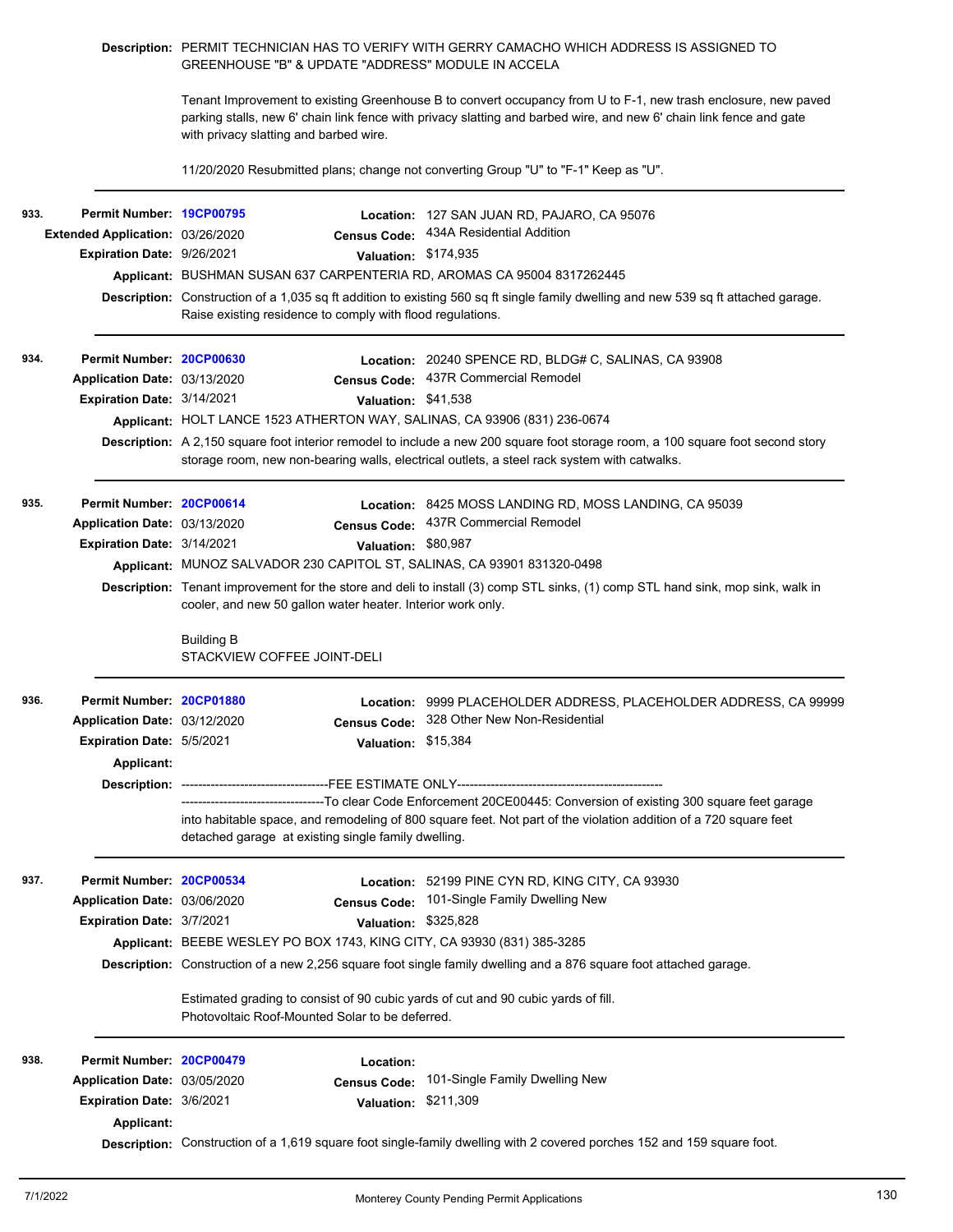**Description:** PERMIT TECHNICIAN HAS TO VERIFY WITH GERRY CAMACHO WHICH ADDRESS IS ASSIGNED TO GREENHOUSE "B" & UPDATE "ADDRESS" MODULE IN ACCELA

Tenant Improvement to existing Greenhouse B to convert occupancy from U to F-1, new trash enclosure, new paved parking stalls, new 6' chain link fence with privacy slatting and barbed wire, and new 6' chain link fence and gate with privacy slatting and barbed wire.

11/20/2020 Resubmitted plans; change not converting Group "U" to "F-1" Keep as "U".

---

**933.**

**Permit Number:** 19CP00795
**Location:** 127 SAN JUAN RD, PAJARO, CA 95076
**Extended Application:** 03/26/2020
**Census Code:** 434A Residential Addition
**Expiration Date:** 9/26/2021
**Valuation:** $174,935
**Applicant:** BUSHMAN SUSAN 637 CARPENTERIA RD, AROMAS CA 95004 8317262445
**Description:** Construction of a 1,035 sq ft addition to existing 560 sq ft single family dwelling and new 539 sq ft attached garage. Raise existing residence to comply with flood regulations.

---

**934.**

**Permit Number:** 20CP00630
**Location:** 20240 SPENCE RD, BLDG# C, SALINAS, CA 93908
**Application Date:** 03/13/2020
**Census Code:** 437R Commercial Remodel
**Expiration Date:** 3/14/2021
**Valuation:** $41,538
**Applicant:** HOLT LANCE 1523 ATHERTON WAY, SALINAS, CA 93906 (831) 236-0674
**Description:** A 2,150 square foot interior remodel to include a new 200 square foot storage room, a 100 square foot second story storage room, new non-bearing walls, electrical outlets, a steel rack system with catwalks.

---

**935.**

**Permit Number:** 20CP00614
**Location:** 8425 MOSS LANDING RD, MOSS LANDING, CA 95039
**Application Date:** 03/13/2020
**Census Code:** 437R Commercial Remodel
**Expiration Date:** 3/14/2021
**Valuation:** $80,987
**Applicant:** MUNOZ SALVADOR 230 CAPITOL ST, SALINAS, CA 93901 831320-0498
**Description:** Tenant improvement for the store and deli to install (3) comp STL sinks, (1) comp STL hand sink, mop sink, walk in cooler, and new 50 gallon water heater. Interior work only.

Building B
STACKVIEW COFFEE JOINT-DELI

---

**936.**

**Permit Number:** 20CP01880
**Location:** 9999 PLACEHOLDER ADDRESS, PLACEHOLDER ADDRESS, CA 99999
**Application Date:** 03/12/2020
**Census Code:** 328 Other New Non-Residential
**Expiration Date:** 5/5/2021
**Valuation:** $15,384
**Applicant:**
**Description:** ----------------------------------FEE ESTIMATE ONLY-------------------------------------------------
----------------------------------To clear Code Enforcement 20CE00445: Conversion of existing 300 square feet garage into habitable space, and remodeling of 800 square feet. Not part of the violation addition of a 720 square feet detached garage at existing single family dwelling.

---

**937.**

**Permit Number:** 20CP00534
**Location:** 52199 PINE CYN RD, KING CITY, CA 93930
**Application Date:** 03/06/2020
**Census Code:** 101-Single Family Dwelling New
**Expiration Date:** 3/7/2021
**Valuation:** $325,828
**Applicant:** BEEBE WESLEY PO BOX 1743, KING CITY, CA 93930 (831) 385-3285
**Description:** Construction of a new 2,256 square foot single family dwelling and a 876 square foot attached garage.

Estimated grading to consist of 90 cubic yards of cut and 90 cubic yards of fill.
Photovoltaic Roof-Mounted Solar to be deferred.

---

**938.**

**Permit Number:** 20CP00479
**Location:**
**Application Date:** 03/05/2020
**Census Code:** 101-Single Family Dwelling New
**Expiration Date:** 3/6/2021
**Valuation:** $211,309
**Applicant:**
**Description:** Construction of a 1,619 square foot single-family dwelling with 2 covered porches 152 and 159 square foot.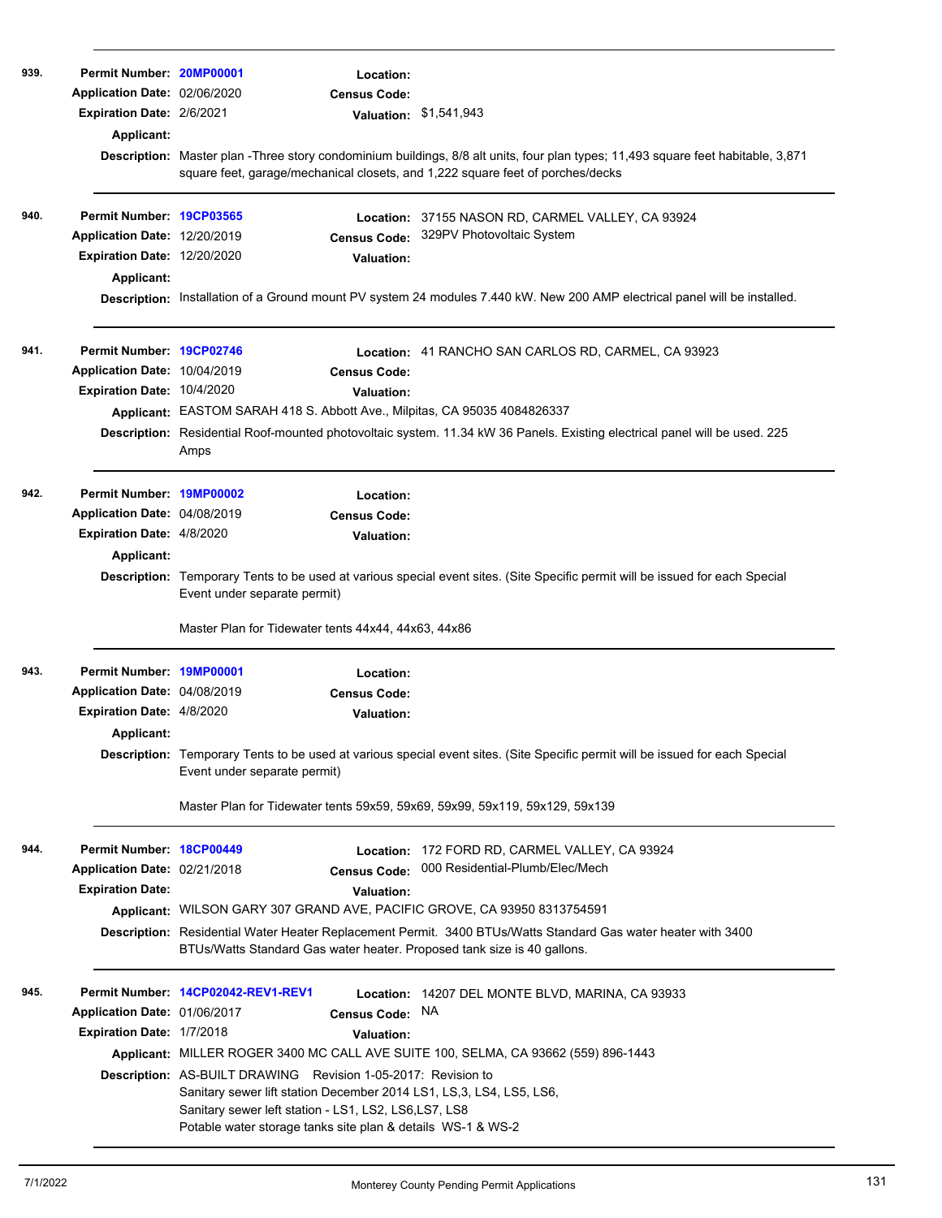**939.**

**Permit Number:** 20MP00001
**Location:**
**Application Date:** 02/06/2020
**Census Code:**
**Expiration Date:** 2/6/2021
**Valuation:** $1,541,943
**Applicant:**
**Description:** Master plan -Three story condominium buildings, 8/8 alt units, four plan types; 11,493 square feet habitable, 3,871 square feet, garage/mechanical closets, and 1,222 square feet of porches/decks

---

**940.**

**Permit Number:** 19CP03565
**Location:** 37155 NASON RD, CARMEL VALLEY, CA 93924
**Application Date:** 12/20/2019
**Census Code:** 329PV Photovoltaic System
**Expiration Date:** 12/20/2020
**Valuation:**
**Applicant:**
**Description:** Installation of a Ground mount PV system 24 modules 7.440 kW. New 200 AMP electrical panel will be installed.

---

**941.**

**Permit Number:** 19CP02746
**Location:** 41 RANCHO SAN CARLOS RD, CARMEL, CA 93923
**Application Date:** 10/04/2019
**Census Code:**
**Expiration Date:** 10/4/2020
**Valuation:**
**Applicant:** EASTOM SARAH 418 S. Abbott Ave., Milpitas, CA 95035 4084826337
**Description:** Residential Roof-mounted photovoltaic system. 11.34 kW 36 Panels. Existing electrical panel will be used. 225 Amps

---

**942.**

**Permit Number:** 19MP00002
**Location:**
**Application Date:** 04/08/2019
**Census Code:**
**Expiration Date:** 4/8/2020
**Valuation:**
**Applicant:**
**Description:** Temporary Tents to be used at various special event sites. (Site Specific permit will be issued for each Special Event under separate permit)

Master Plan for Tidewater tents 44x44, 44x63, 44x86

---

**943.**

**Permit Number:** 19MP00001
**Location:**
**Application Date:** 04/08/2019
**Census Code:**
**Expiration Date:** 4/8/2020
**Valuation:**
**Applicant:**
**Description:** Temporary Tents to be used at various special event sites. (Site Specific permit will be issued for each Special Event under separate permit)

Master Plan for Tidewater tents 59x59, 59x69, 59x99, 59x119, 59x129, 59x139

---

**944.**

**Permit Number:** 18CP00449
**Location:** 172 FORD RD, CARMEL VALLEY, CA 93924
**Application Date:** 02/21/2018
**Census Code:** 000 Residential-Plumb/Elec/Mech
**Expiration Date:**
**Valuation:**
**Applicant:** WILSON GARY 307 GRAND AVE, PACIFIC GROVE, CA 93950 8313754591
**Description:** Residential Water Heater Replacement Permit. 3400 BTUs/Watts Standard Gas water heater with 3400 BTUs/Watts Standard Gas water heater. Proposed tank size is 40 gallons.

---

**945.**

**Permit Number:** 14CP02042-REV1-REV1
**Location:** 14207 DEL MONTE BLVD, MARINA, CA 93933
**Application Date:** 01/06/2017
**Census Code:** NA
**Expiration Date:** 1/7/2018
**Valuation:**
**Applicant:** MILLER ROGER 3400 MC CALL AVE SUITE 100, SELMA, CA 93662 (559) 896-1443
**Description:** AS-BUILT DRAWING Revision 1-05-2017: Revision to
Sanitary sewer lift station December 2014 LS1, LS,3, LS4, LS5, LS6,
Sanitary sewer left station - LS1, LS2, LS6,LS7, LS8
Potable water storage tanks site plan & details WS-1 & WS-2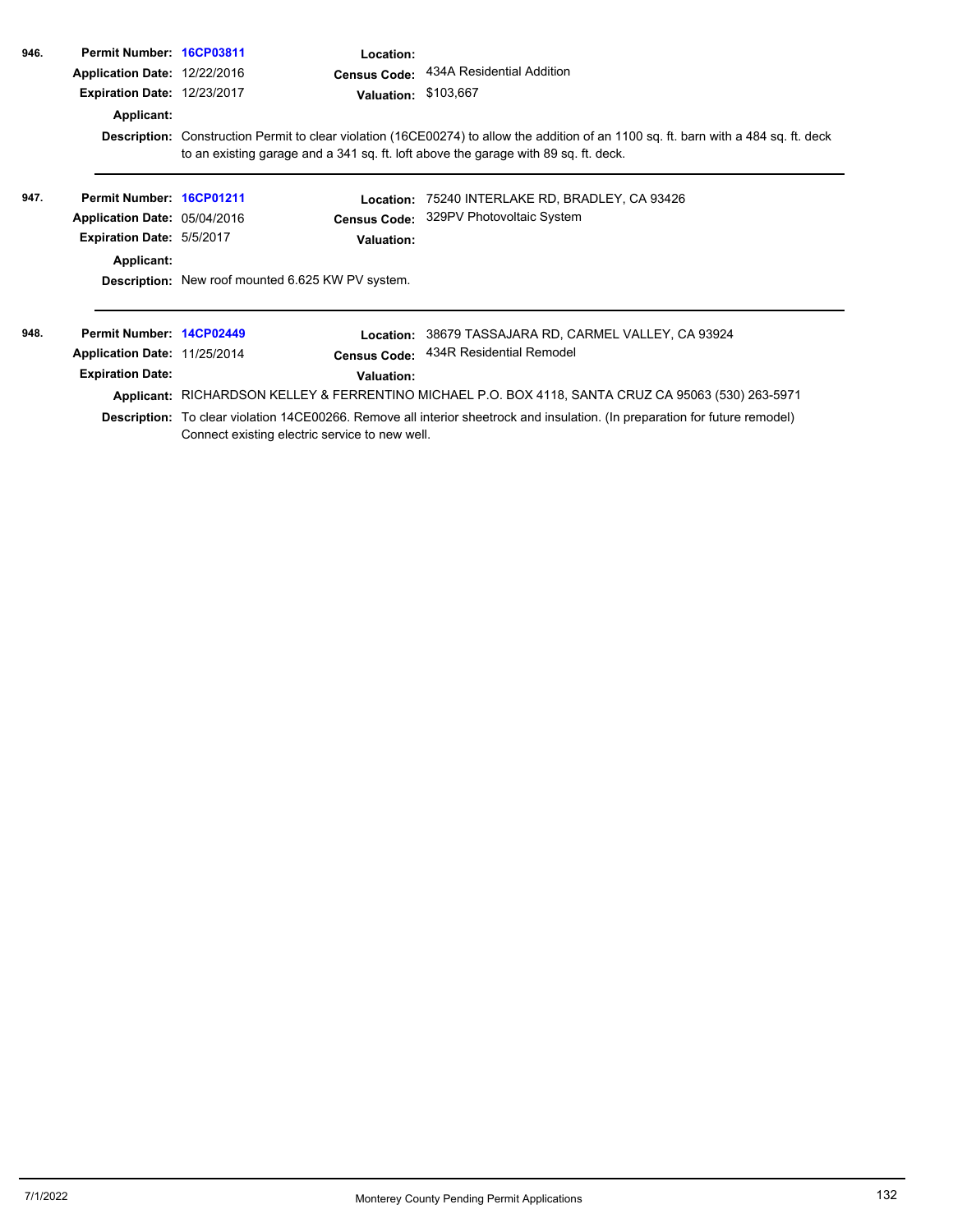**946.**

**Permit Number:** 16CP03811
**Location:**
**Application Date:** 12/22/2016
**Census Code:** 434A Residential Addition
**Expiration Date:** 12/23/2017
**Valuation:** $103,667
**Applicant:**
**Description:** Construction Permit to clear violation (16CE00274) to allow the addition of an 1100 sq. ft. barn with a 484 sq. ft. deck to an existing garage and a 341 sq. ft. loft above the garage with 89 sq. ft. deck.

---

**947.**

**Permit Number:** 16CP01211
**Location:** 75240 INTERLAKE RD, BRADLEY, CA 93426
**Application Date:** 05/04/2016
**Census Code:** 329PV Photovoltaic System
**Expiration Date:** 5/5/2017
**Valuation:**
**Applicant:**
**Description:** New roof mounted 6.625 KW PV system.

---

**948.**

**Permit Number:** 14CP02449
**Location:** 38679 TASSAJARA RD, CARMEL VALLEY, CA 93924
**Application Date:** 11/25/2014
**Census Code:** 434R Residential Remodel
**Expiration Date:**
**Valuation:**
**Applicant:** RICHARDSON KELLEY & FERRENTINO MICHAEL P.O. BOX 4118, SANTA CRUZ CA 95063 (530) 263-5971
**Description:** To clear violation 14CE00266. Remove all interior sheetrock and insulation. (In preparation for future remodel) Connect existing electric service to new well.